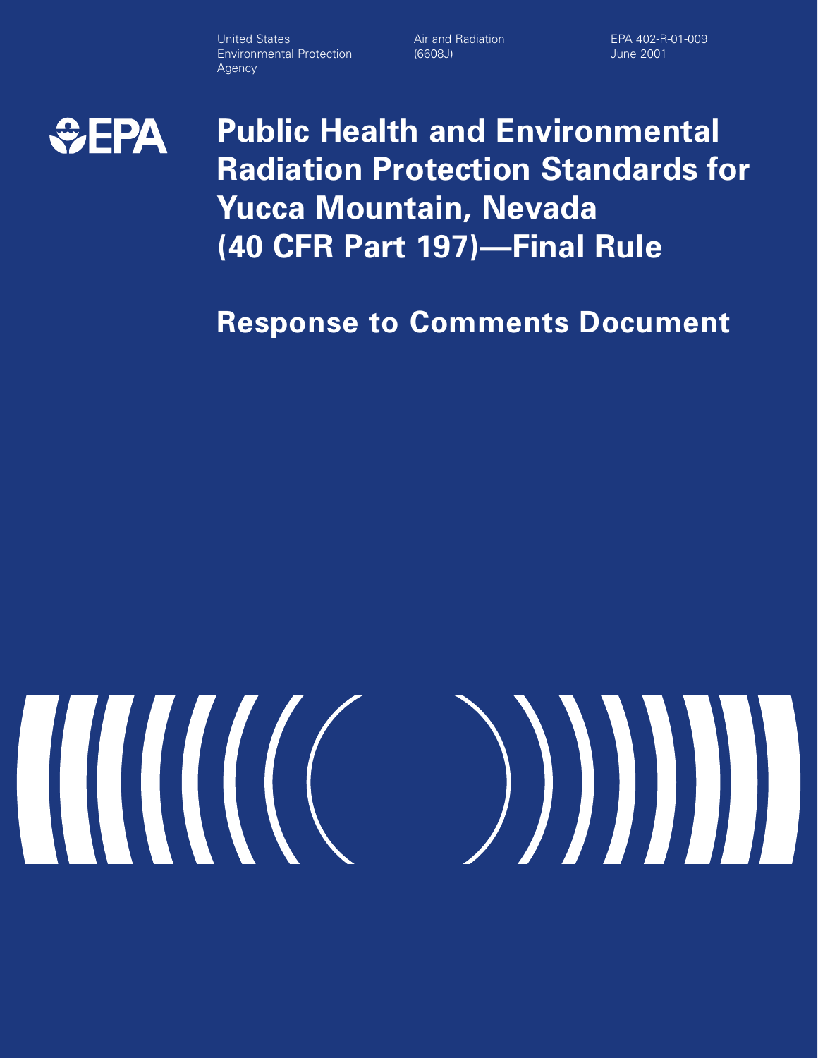United States Environmental Protection Agency

Air and Radiation (6608J)

EPA 402-R-01-009
June 2001

EPA

# Public Health and Environmental Radiation Protection Standards for Yucca Mountain, Nevada (40 CFR Part 197)—Final Rule

## Response to Comments Document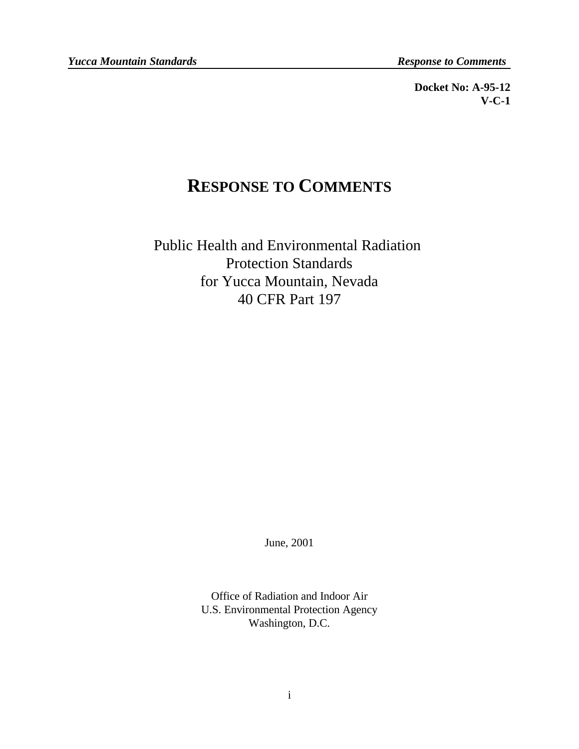**Docket No: A-95-12**
**V-C-1**

# RESPONSE TO COMMENTS

Public Health and Environmental Radiation
Protection Standards
for Yucca Mountain, Nevada
40 CFR Part 197

June, 2001

Office of Radiation and Indoor Air
U.S. Environmental Protection Agency
Washington, D.C.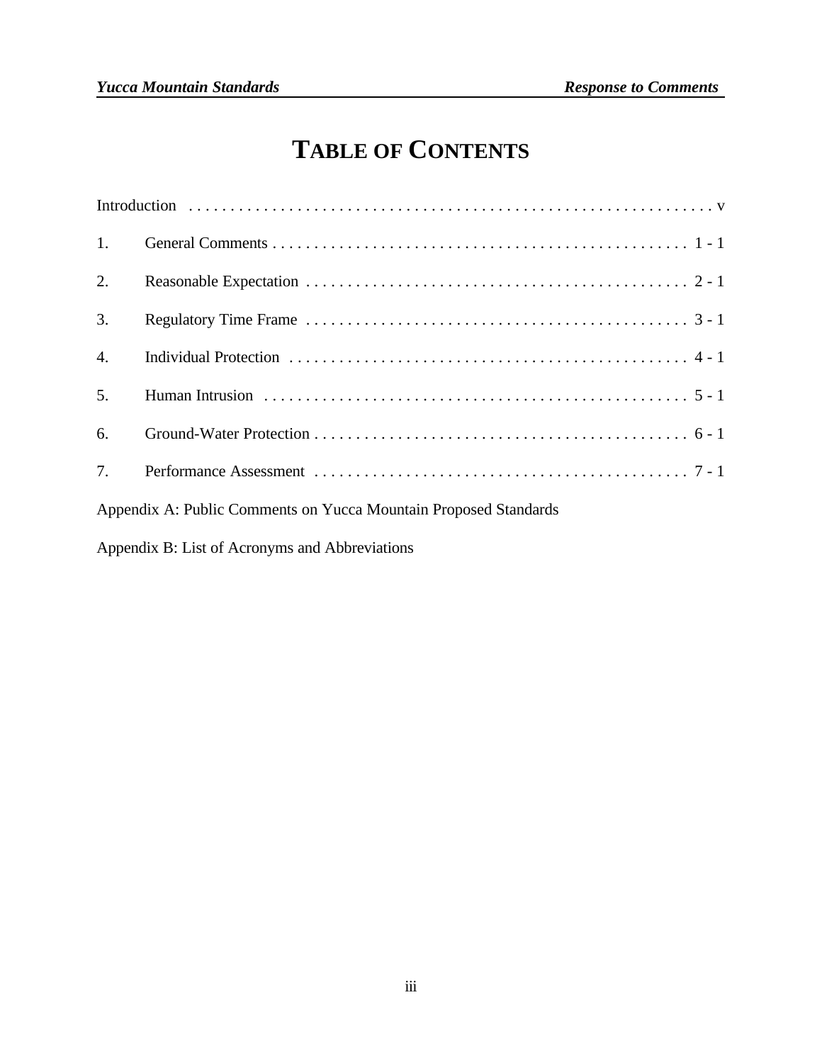# TABLE OF CONTENTS

Introduction . . . . . . . . . . . . . . . . . . . . . . . . . . . . . . . . . . . . . . . . . . . . . . . . . . . . . . . . . . . . . . . . v

1. General Comments . . . . . . . . . . . . . . . . . . . . . . . . . . . . . . . . . . . . . . . . . . . . . . . . . . 1 - 1

2. Reasonable Expectation . . . . . . . . . . . . . . . . . . . . . . . . . . . . . . . . . . . . . . . . . . . . . . 2 - 1

3. Regulatory Time Frame . . . . . . . . . . . . . . . . . . . . . . . . . . . . . . . . . . . . . . . . . . . . . . 3 - 1

4. Individual Protection . . . . . . . . . . . . . . . . . . . . . . . . . . . . . . . . . . . . . . . . . . . . . . . . 4 - 1

5. Human Intrusion . . . . . . . . . . . . . . . . . . . . . . . . . . . . . . . . . . . . . . . . . . . . . . . . . . . 5 - 1

6. Ground-Water Protection . . . . . . . . . . . . . . . . . . . . . . . . . . . . . . . . . . . . . . . . . . . . . 6 - 1

7. Performance Assessment . . . . . . . . . . . . . . . . . . . . . . . . . . . . . . . . . . . . . . . . . . . . . 7 - 1

Appendix A: Public Comments on Yucca Mountain Proposed Standards

Appendix B: List of Acronyms and Abbreviations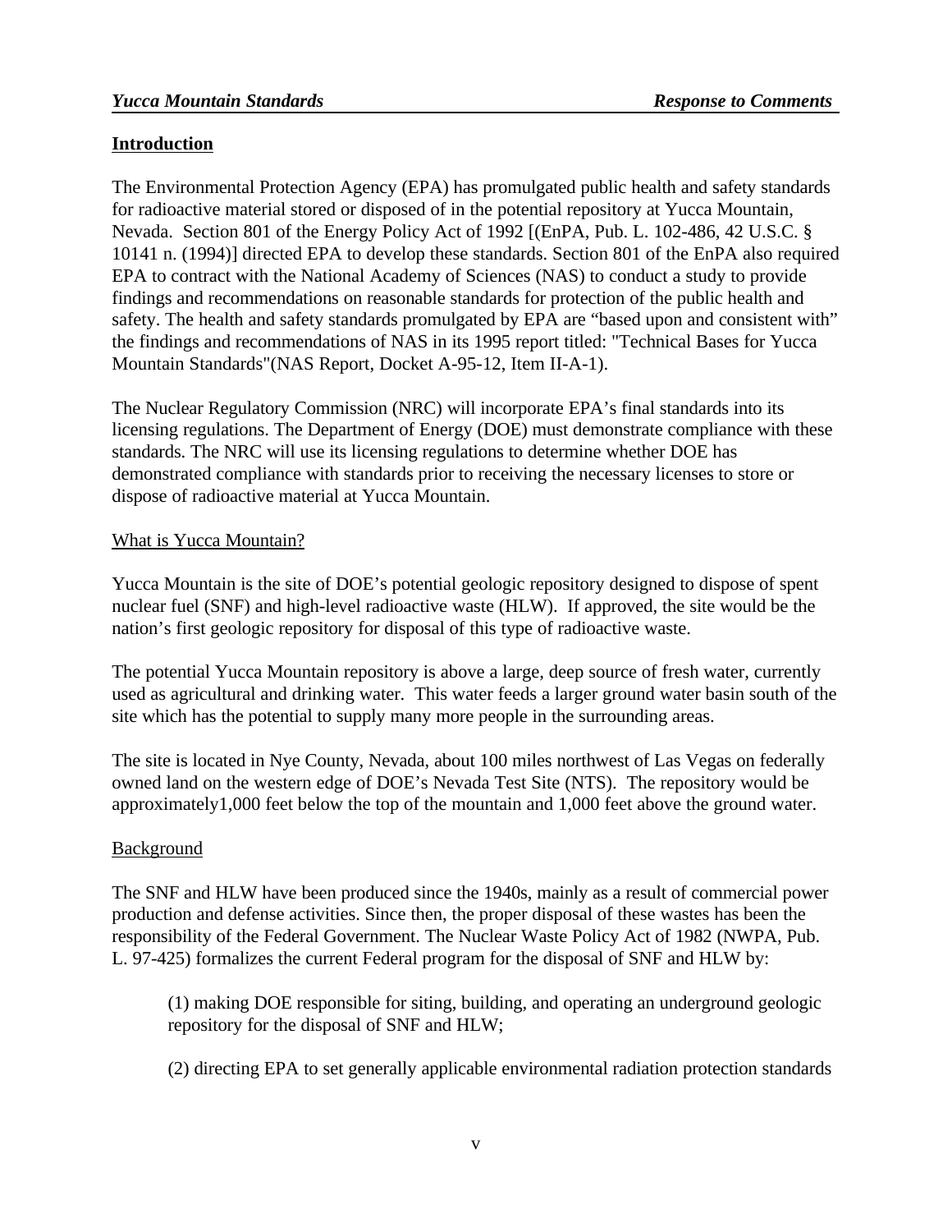## Introduction

The Environmental Protection Agency (EPA) has promulgated public health and safety standards for radioactive material stored or disposed of in the potential repository at Yucca Mountain, Nevada. Section 801 of the Energy Policy Act of 1992 [(EnPA, Pub. L. 102-486, 42 U.S.C. § 10141 n. (1994)] directed EPA to develop these standards. Section 801 of the EnPA also required EPA to contract with the National Academy of Sciences (NAS) to conduct a study to provide findings and recommendations on reasonable standards for protection of the public health and safety. The health and safety standards promulgated by EPA are "based upon and consistent with" the findings and recommendations of NAS in its 1995 report titled: "Technical Bases for Yucca Mountain Standards"(NAS Report, Docket A-95-12, Item II-A-1).

The Nuclear Regulatory Commission (NRC) will incorporate EPA's final standards into its licensing regulations. The Department of Energy (DOE) must demonstrate compliance with these standards. The NRC will use its licensing regulations to determine whether DOE has demonstrated compliance with standards prior to receiving the necessary licenses to store or dispose of radioactive material at Yucca Mountain.

### What is Yucca Mountain?

Yucca Mountain is the site of DOE's potential geologic repository designed to dispose of spent nuclear fuel (SNF) and high-level radioactive waste (HLW). If approved, the site would be the nation's first geologic repository for disposal of this type of radioactive waste.

The potential Yucca Mountain repository is above a large, deep source of fresh water, currently used as agricultural and drinking water. This water feeds a larger ground water basin south of the site which has the potential to supply many more people in the surrounding areas.

The site is located in Nye County, Nevada, about 100 miles northwest of Las Vegas on federally owned land on the western edge of DOE's Nevada Test Site (NTS). The repository would be approximately1,000 feet below the top of the mountain and 1,000 feet above the ground water.

### Background

The SNF and HLW have been produced since the 1940s, mainly as a result of commercial power production and defense activities. Since then, the proper disposal of these wastes has been the responsibility of the Federal Government. The Nuclear Waste Policy Act of 1982 (NWPA, Pub. L. 97-425) formalizes the current Federal program for the disposal of SNF and HLW by:

(1) making DOE responsible for siting, building, and operating an underground geologic repository for the disposal of SNF and HLW;

(2) directing EPA to set generally applicable environmental radiation protection standards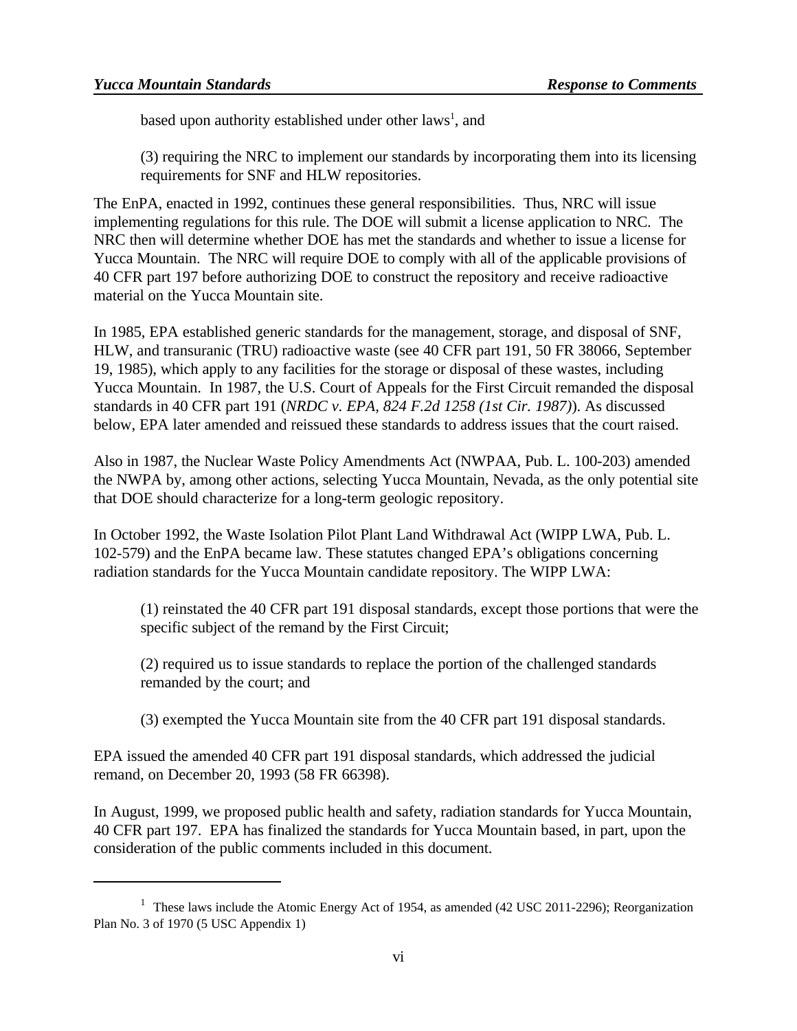based upon authority established under other laws[1], and

(3) requiring the NRC to implement our standards by incorporating them into its licensing requirements for SNF and HLW repositories.

The EnPA, enacted in 1992, continues these general responsibilities. Thus, NRC will issue implementing regulations for this rule. The DOE will submit a license application to NRC. The NRC then will determine whether DOE has met the standards and whether to issue a license for Yucca Mountain. The NRC will require DOE to comply with all of the applicable provisions of 40 CFR part 197 before authorizing DOE to construct the repository and receive radioactive material on the Yucca Mountain site.

In 1985, EPA established generic standards for the management, storage, and disposal of SNF, HLW, and transuranic (TRU) radioactive waste (see 40 CFR part 191, 50 FR 38066, September 19, 1985), which apply to any facilities for the storage or disposal of these wastes, including Yucca Mountain. In 1987, the U.S. Court of Appeals for the First Circuit remanded the disposal standards in 40 CFR part 191 (*NRDC v. EPA, 824 F.2d 1258 (1st Cir. 1987)*). As discussed below, EPA later amended and reissued these standards to address issues that the court raised.

Also in 1987, the Nuclear Waste Policy Amendments Act (NWPAA, Pub. L. 100-203) amended the NWPA by, among other actions, selecting Yucca Mountain, Nevada, as the only potential site that DOE should characterize for a long-term geologic repository.

In October 1992, the Waste Isolation Pilot Plant Land Withdrawal Act (WIPP LWA, Pub. L. 102-579) and the EnPA became law. These statutes changed EPA's obligations concerning radiation standards for the Yucca Mountain candidate repository. The WIPP LWA:

(1) reinstated the 40 CFR part 191 disposal standards, except those portions that were the specific subject of the remand by the First Circuit;

(2) required us to issue standards to replace the portion of the challenged standards remanded by the court; and

(3) exempted the Yucca Mountain site from the 40 CFR part 191 disposal standards.

EPA issued the amended 40 CFR part 191 disposal standards, which addressed the judicial remand, on December 20, 1993 (58 FR 66398).

In August, 1999, we proposed public health and safety, radiation standards for Yucca Mountain, 40 CFR part 197. EPA has finalized the standards for Yucca Mountain based, in part, upon the consideration of the public comments included in this document.

---

[1] These laws include the Atomic Energy Act of 1954, as amended (42 USC 2011-2296); Reorganization Plan No. 3 of 1970 (5 USC Appendix 1)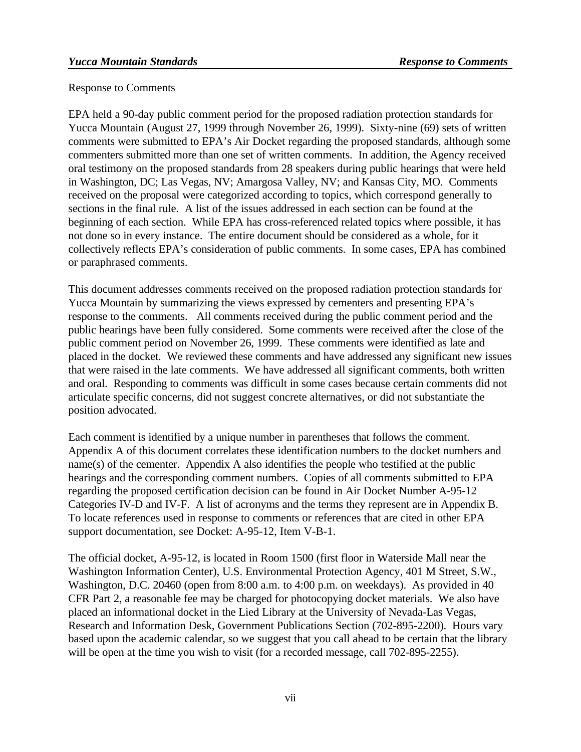## Response to Comments

EPA held a 90-day public comment period for the proposed radiation protection standards for Yucca Mountain (August 27, 1999 through November 26, 1999). Sixty-nine (69) sets of written comments were submitted to EPA's Air Docket regarding the proposed standards, although some commenters submitted more than one set of written comments. In addition, the Agency received oral testimony on the proposed standards from 28 speakers during public hearings that were held in Washington, DC; Las Vegas, NV; Amargosa Valley, NV; and Kansas City, MO. Comments received on the proposal were categorized according to topics, which correspond generally to sections in the final rule. A list of the issues addressed in each section can be found at the beginning of each section. While EPA has cross-referenced related topics where possible, it has not done so in every instance. The entire document should be considered as a whole, for it collectively reflects EPA's consideration of public comments. In some cases, EPA has combined or paraphrased comments.

This document addresses comments received on the proposed radiation protection standards for Yucca Mountain by summarizing the views expressed by cementers and presenting EPA's response to the comments. All comments received during the public comment period and the public hearings have been fully considered. Some comments were received after the close of the public comment period on November 26, 1999. These comments were identified as late and placed in the docket. We reviewed these comments and have addressed any significant new issues that were raised in the late comments. We have addressed all significant comments, both written and oral. Responding to comments was difficult in some cases because certain comments did not articulate specific concerns, did not suggest concrete alternatives, or did not substantiate the position advocated.

Each comment is identified by a unique number in parentheses that follows the comment. Appendix A of this document correlates these identification numbers to the docket numbers and name(s) of the cementer. Appendix A also identifies the people who testified at the public hearings and the corresponding comment numbers. Copies of all comments submitted to EPA regarding the proposed certification decision can be found in Air Docket Number A-95-12 Categories IV-D and IV-F. A list of acronyms and the terms they represent are in Appendix B. To locate references used in response to comments or references that are cited in other EPA support documentation, see Docket: A-95-12, Item V-B-1.

The official docket, A-95-12, is located in Room 1500 (first floor in Waterside Mall near the Washington Information Center), U.S. Environmental Protection Agency, 401 M Street, S.W., Washington, D.C. 20460 (open from 8:00 a.m. to 4:00 p.m. on weekdays). As provided in 40 CFR Part 2, a reasonable fee may be charged for photocopying docket materials. We also have placed an informational docket in the Lied Library at the University of Nevada-Las Vegas, Research and Information Desk, Government Publications Section (702-895-2200). Hours vary based upon the academic calendar, so we suggest that you call ahead to be certain that the library will be open at the time you wish to visit (for a recorded message, call 702-895-2255).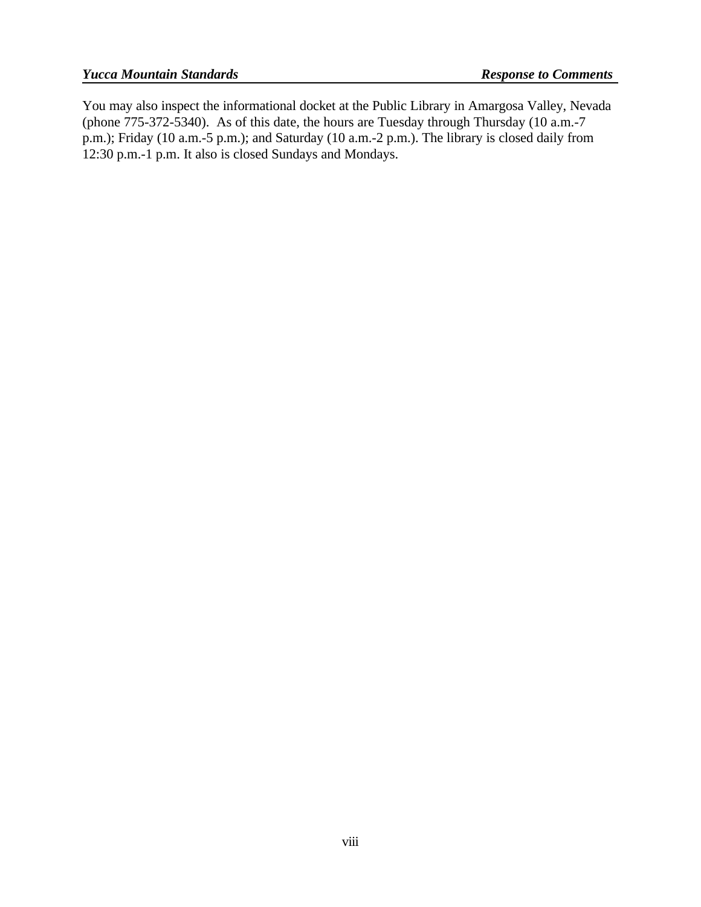You may also inspect the informational docket at the Public Library in Amargosa Valley, Nevada (phone 775-372-5340). As of this date, the hours are Tuesday through Thursday (10 a.m.-7 p.m.); Friday (10 a.m.-5 p.m.); and Saturday (10 a.m.-2 p.m.). The library is closed daily from 12:30 p.m.-1 p.m. It also is closed Sundays and Mondays.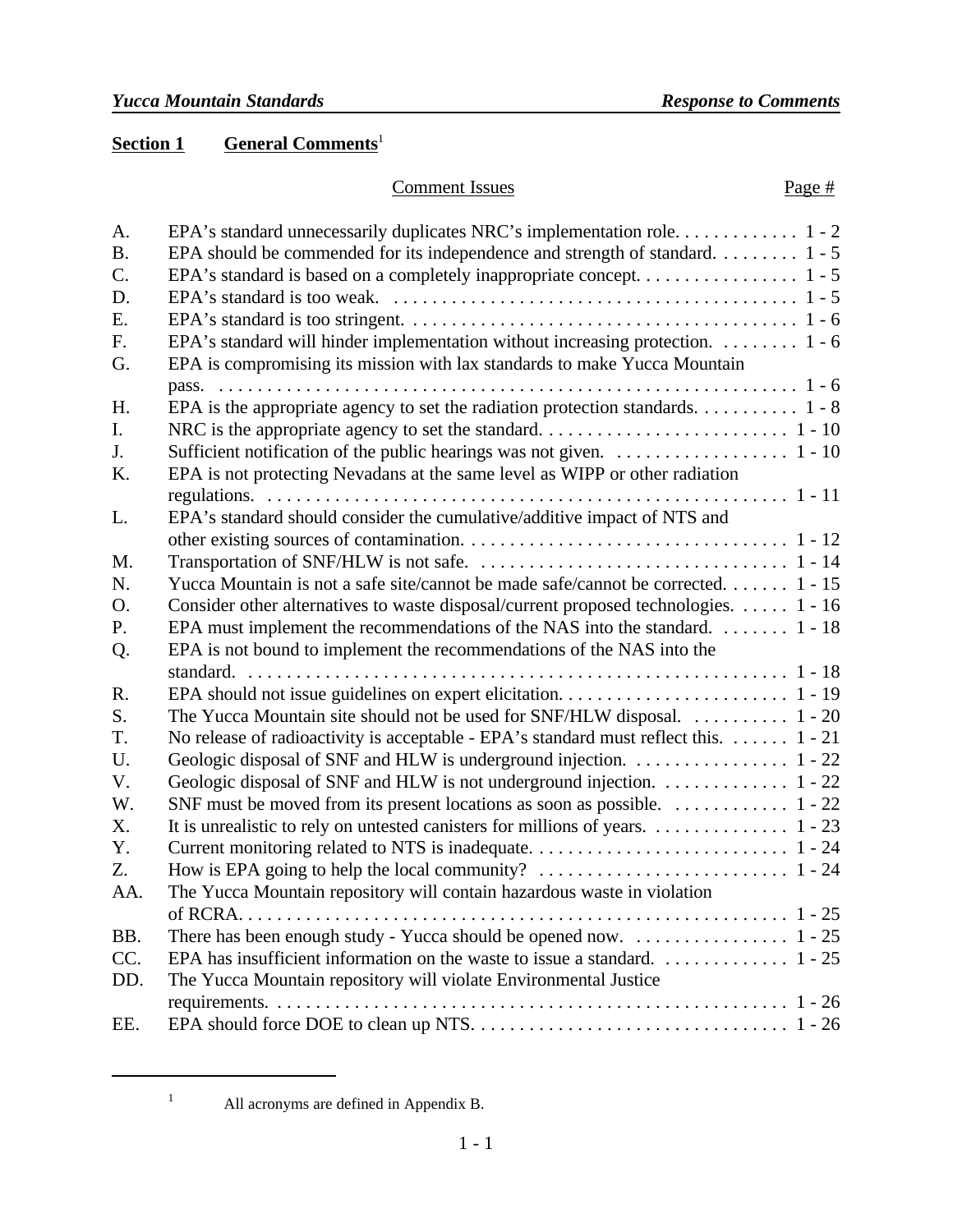## Section 1 General Comments[1]

| | Comment Issues | Page # |
|---|---|---|
| A. | EPA's standard unnecessarily duplicates NRC's implementation role. | 1 - 2 |
| B. | EPA should be commended for its independence and strength of standard. | 1 - 5 |
| C. | EPA's standard is based on a completely inappropriate concept. | 1 - 5 |
| D. | EPA's standard is too weak. | 1 - 5 |
| E. | EPA's standard is too stringent. | 1 - 6 |
| F. | EPA's standard will hinder implementation without increasing protection. | 1 - 6 |
| G. | EPA is compromising its mission with lax standards to make Yucca Mountain pass. | 1 - 6 |
| H. | EPA is the appropriate agency to set the radiation protection standards. | 1 - 8 |
| I. | NRC is the appropriate agency to set the standard. | 1 - 10 |
| J. | Sufficient notification of the public hearings was not given. | 1 - 10 |
| K. | EPA is not protecting Nevadans at the same level as WIPP or other radiation regulations. | 1 - 11 |
| L. | EPA's standard should consider the cumulative/additive impact of NTS and other existing sources of contamination. | 1 - 12 |
| M. | Transportation of SNF/HLW is not safe. | 1 - 14 |
| N. | Yucca Mountain is not a safe site/cannot be made safe/cannot be corrected. | 1 - 15 |
| O. | Consider other alternatives to waste disposal/current proposed technologies. | 1 - 16 |
| P. | EPA must implement the recommendations of the NAS into the standard. | 1 - 18 |
| Q. | EPA is not bound to implement the recommendations of the NAS into the standard. | 1 - 18 |
| R. | EPA should not issue guidelines on expert elicitation. | 1 - 19 |
| S. | The Yucca Mountain site should not be used for SNF/HLW disposal. | 1 - 20 |
| T. | No release of radioactivity is acceptable - EPA's standard must reflect this. | 1 - 21 |
| U. | Geologic disposal of SNF and HLW is underground injection. | 1 - 22 |
| V. | Geologic disposal of SNF and HLW is not underground injection. | 1 - 22 |
| W. | SNF must be moved from its present locations as soon as possible. | 1 - 22 |
| X. | It is unrealistic to rely on untested canisters for millions of years. | 1 - 23 |
| Y. | Current monitoring related to NTS is inadequate. | 1 - 24 |
| Z. | How is EPA going to help the local community? | 1 - 24 |
| AA. | The Yucca Mountain repository will contain hazardous waste in violation of RCRA. | 1 - 25 |
| BB. | There has been enough study - Yucca should be opened now. | 1 - 25 |
| CC. | EPA has insufficient information on the waste to issue a standard. | 1 - 25 |
| DD. | The Yucca Mountain repository will violate Environmental Justice requirements. | 1 - 26 |
| EE. | EPA should force DOE to clean up NTS. | 1 - 26 |

[1] All acronyms are defined in Appendix B.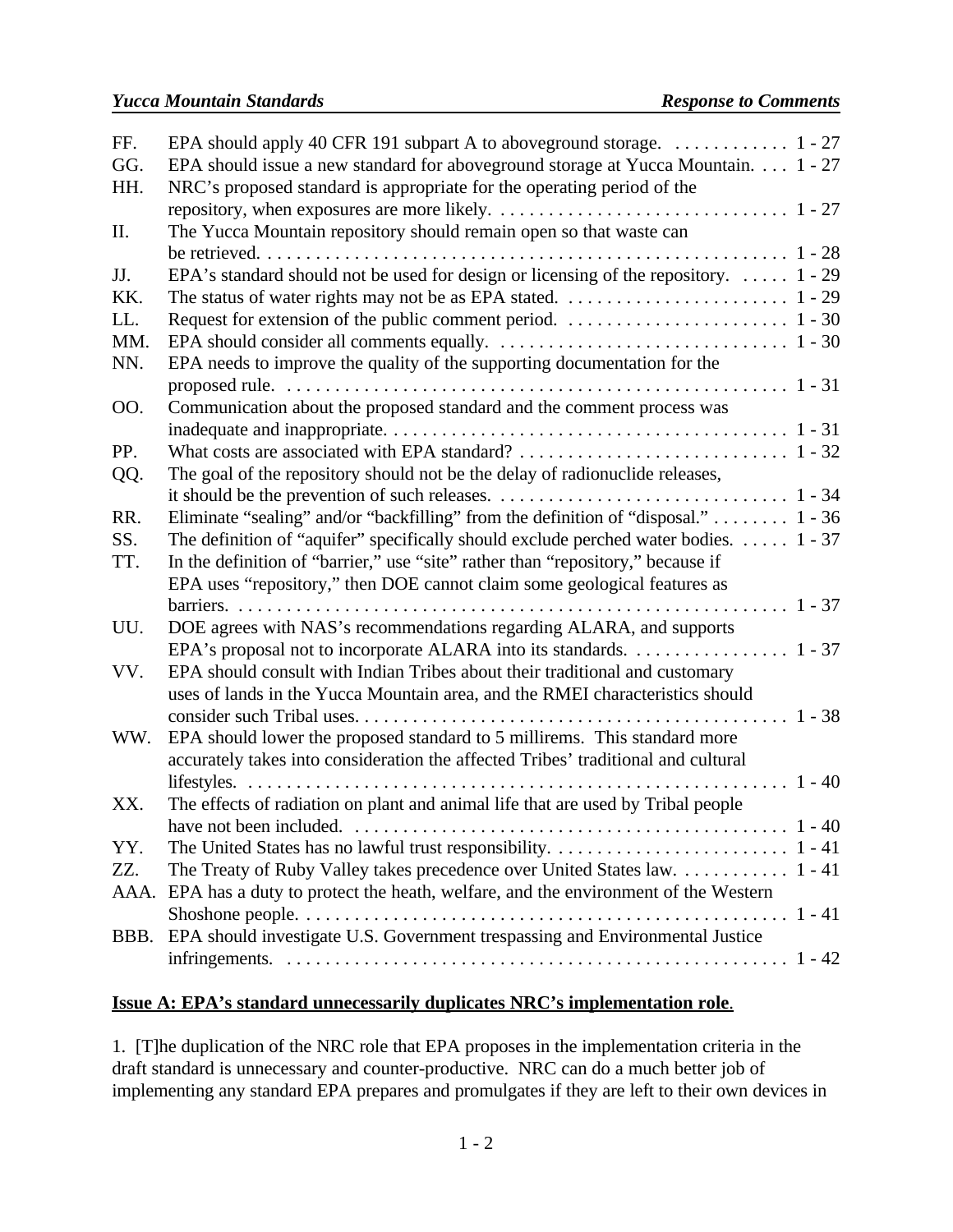| | | |
|---|---|---|
| FF. | EPA should apply 40 CFR 191 subpart A to aboveground storage. | 1 - 27 |
| GG. | EPA should issue a new standard for aboveground storage at Yucca Mountain. | 1 - 27 |
| HH. | NRC's proposed standard is appropriate for the operating period of the repository, when exposures are more likely. | 1 - 27 |
| II. | The Yucca Mountain repository should remain open so that waste can be retrieved. | 1 - 28 |
| JJ. | EPA's standard should not be used for design or licensing of the repository. | 1 - 29 |
| KK. | The status of water rights may not be as EPA stated. | 1 - 29 |
| LL. | Request for extension of the public comment period. | 1 - 30 |
| MM. | EPA should consider all comments equally. | 1 - 30 |
| NN. | EPA needs to improve the quality of the supporting documentation for the proposed rule. | 1 - 31 |
| OO. | Communication about the proposed standard and the comment process was inadequate and inappropriate. | 1 - 31 |
| PP. | What costs are associated with EPA standard? | 1 - 32 |
| QQ. | The goal of the repository should not be the delay of radionuclide releases, it should be the prevention of such releases. | 1 - 34 |
| RR. | Eliminate "sealing" and/or "backfilling" from the definition of "disposal." | 1 - 36 |
| SS. | The definition of "aquifer" specifically should exclude perched water bodies. | 1 - 37 |
| TT. | In the definition of "barrier," use "site" rather than "repository," because if EPA uses "repository," then DOE cannot claim some geological features as barriers. | 1 - 37 |
| UU. | DOE agrees with NAS's recommendations regarding ALARA, and supports EPA's proposal not to incorporate ALARA into its standards. | 1 - 37 |
| VV. | EPA should consult with Indian Tribes about their traditional and customary uses of lands in the Yucca Mountain area, and the RMEI characteristics should consider such Tribal uses. | 1 - 38 |
| WW. | EPA should lower the proposed standard to 5 millirems. This standard more accurately takes into consideration the affected Tribes' traditional and cultural lifestyles. | 1 - 40 |
| XX. | The effects of radiation on plant and animal life that are used by Tribal people have not been included. | 1 - 40 |
| YY. | The United States has no lawful trust responsibility. | 1 - 41 |
| ZZ. | The Treaty of Ruby Valley takes precedence over United States law. | 1 - 41 |
| AAA. | EPA has a duty to protect the heath, welfare, and the environment of the Western Shoshone people. | 1 - 41 |
| BBB. | EPA should investigate U.S. Government trespassing and Environmental Justice infringements. | 1 - 42 |

**Issue A: EPA's standard unnecessarily duplicates NRC's implementation role.**

1. [T]he duplication of the NRC role that EPA proposes in the implementation criteria in the draft standard is unnecessary and counter-productive. NRC can do a much better job of implementing any standard EPA prepares and promulgates if they are left to their own devices in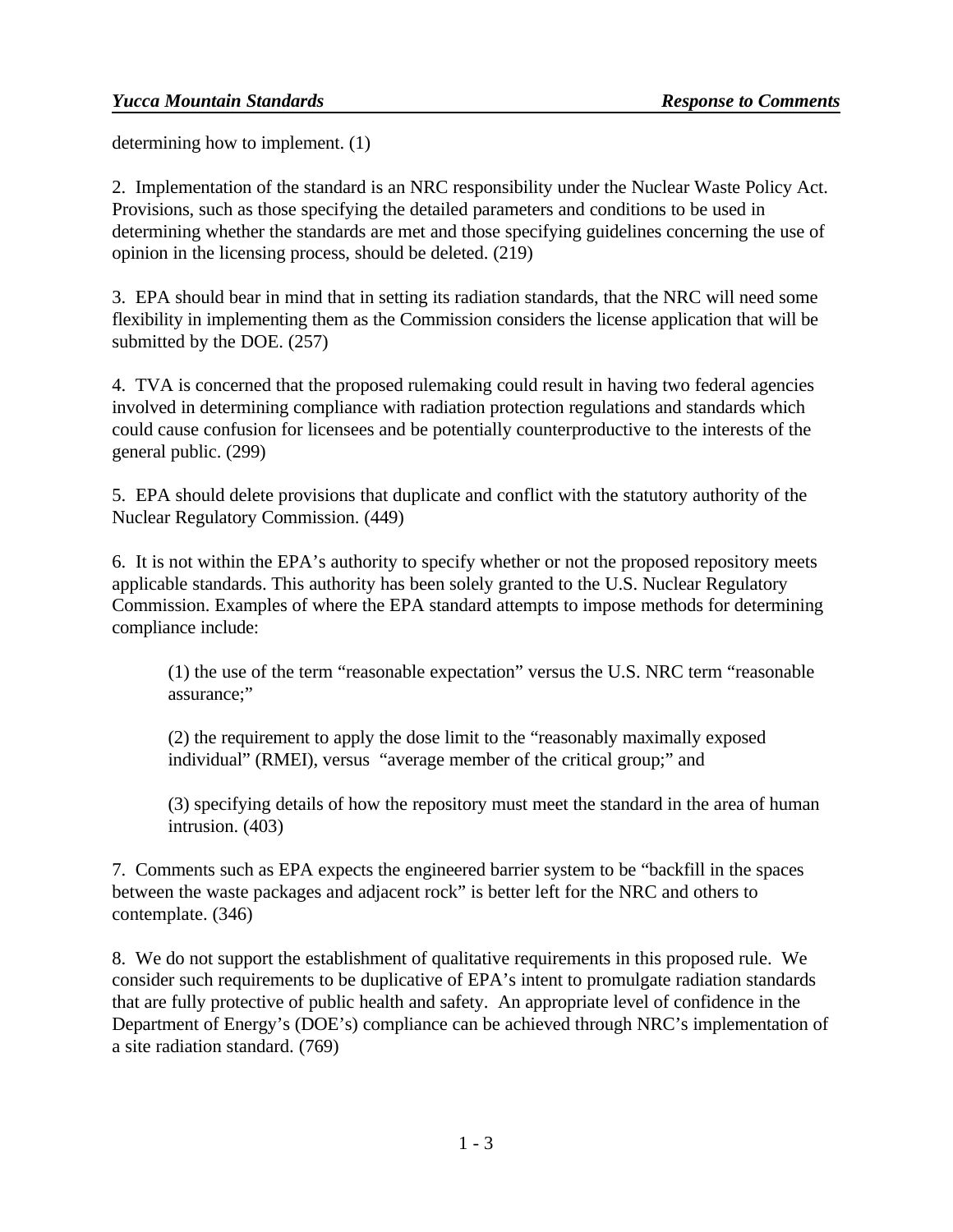determining how to implement. (1)

2. Implementation of the standard is an NRC responsibility under the Nuclear Waste Policy Act. Provisions, such as those specifying the detailed parameters and conditions to be used in determining whether the standards are met and those specifying guidelines concerning the use of opinion in the licensing process, should be deleted. (219)

3. EPA should bear in mind that in setting its radiation standards, that the NRC will need some flexibility in implementing them as the Commission considers the license application that will be submitted by the DOE. (257)

4. TVA is concerned that the proposed rulemaking could result in having two federal agencies involved in determining compliance with radiation protection regulations and standards which could cause confusion for licensees and be potentially counterproductive to the interests of the general public. (299)

5. EPA should delete provisions that duplicate and conflict with the statutory authority of the Nuclear Regulatory Commission. (449)

6. It is not within the EPA's authority to specify whether or not the proposed repository meets applicable standards. This authority has been solely granted to the U.S. Nuclear Regulatory Commission. Examples of where the EPA standard attempts to impose methods for determining compliance include:

> (1) the use of the term "reasonable expectation" versus the U.S. NRC term "reasonable assurance;"
>
> (2) the requirement to apply the dose limit to the "reasonably maximally exposed individual" (RMEI), versus "average member of the critical group;" and
>
> (3) specifying details of how the repository must meet the standard in the area of human intrusion. (403)

7. Comments such as EPA expects the engineered barrier system to be "backfill in the spaces between the waste packages and adjacent rock" is better left for the NRC and others to contemplate. (346)

8. We do not support the establishment of qualitative requirements in this proposed rule. We consider such requirements to be duplicative of EPA's intent to promulgate radiation standards that are fully protective of public health and safety. An appropriate level of confidence in the Department of Energy's (DOE's) compliance can be achieved through NRC's implementation of a site radiation standard. (769)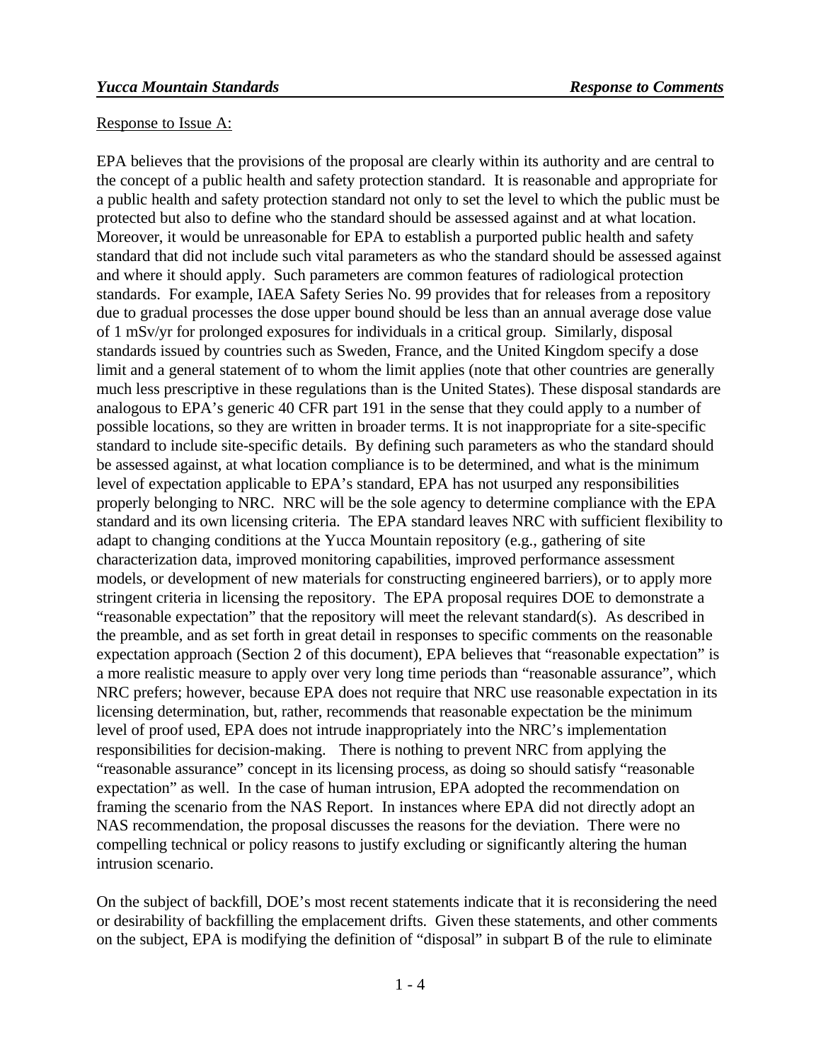Response to Issue A:

EPA believes that the provisions of the proposal are clearly within its authority and are central to the concept of a public health and safety protection standard. It is reasonable and appropriate for a public health and safety protection standard not only to set the level to which the public must be protected but also to define who the standard should be assessed against and at what location. Moreover, it would be unreasonable for EPA to establish a purported public health and safety standard that did not include such vital parameters as who the standard should be assessed against and where it should apply. Such parameters are common features of radiological protection standards. For example, IAEA Safety Series No. 99 provides that for releases from a repository due to gradual processes the dose upper bound should be less than an annual average dose value of 1 mSv/yr for prolonged exposures for individuals in a critical group. Similarly, disposal standards issued by countries such as Sweden, France, and the United Kingdom specify a dose limit and a general statement of to whom the limit applies (note that other countries are generally much less prescriptive in these regulations than is the United States). These disposal standards are analogous to EPA's generic 40 CFR part 191 in the sense that they could apply to a number of possible locations, so they are written in broader terms. It is not inappropriate for a site-specific standard to include site-specific details. By defining such parameters as who the standard should be assessed against, at what location compliance is to be determined, and what is the minimum level of expectation applicable to EPA's standard, EPA has not usurped any responsibilities properly belonging to NRC. NRC will be the sole agency to determine compliance with the EPA standard and its own licensing criteria. The EPA standard leaves NRC with sufficient flexibility to adapt to changing conditions at the Yucca Mountain repository (e.g., gathering of site characterization data, improved monitoring capabilities, improved performance assessment models, or development of new materials for constructing engineered barriers), or to apply more stringent criteria in licensing the repository. The EPA proposal requires DOE to demonstrate a "reasonable expectation" that the repository will meet the relevant standard(s). As described in the preamble, and as set forth in great detail in responses to specific comments on the reasonable expectation approach (Section 2 of this document), EPA believes that "reasonable expectation" is a more realistic measure to apply over very long time periods than "reasonable assurance", which NRC prefers; however, because EPA does not require that NRC use reasonable expectation in its licensing determination, but, rather, recommends that reasonable expectation be the minimum level of proof used, EPA does not intrude inappropriately into the NRC's implementation responsibilities for decision-making. There is nothing to prevent NRC from applying the "reasonable assurance" concept in its licensing process, as doing so should satisfy "reasonable expectation" as well. In the case of human intrusion, EPA adopted the recommendation on framing the scenario from the NAS Report. In instances where EPA did not directly adopt an NAS recommendation, the proposal discusses the reasons for the deviation. There were no compelling technical or policy reasons to justify excluding or significantly altering the human intrusion scenario.

On the subject of backfill, DOE's most recent statements indicate that it is reconsidering the need or desirability of backfilling the emplacement drifts. Given these statements, and other comments on the subject, EPA is modifying the definition of "disposal" in subpart B of the rule to eliminate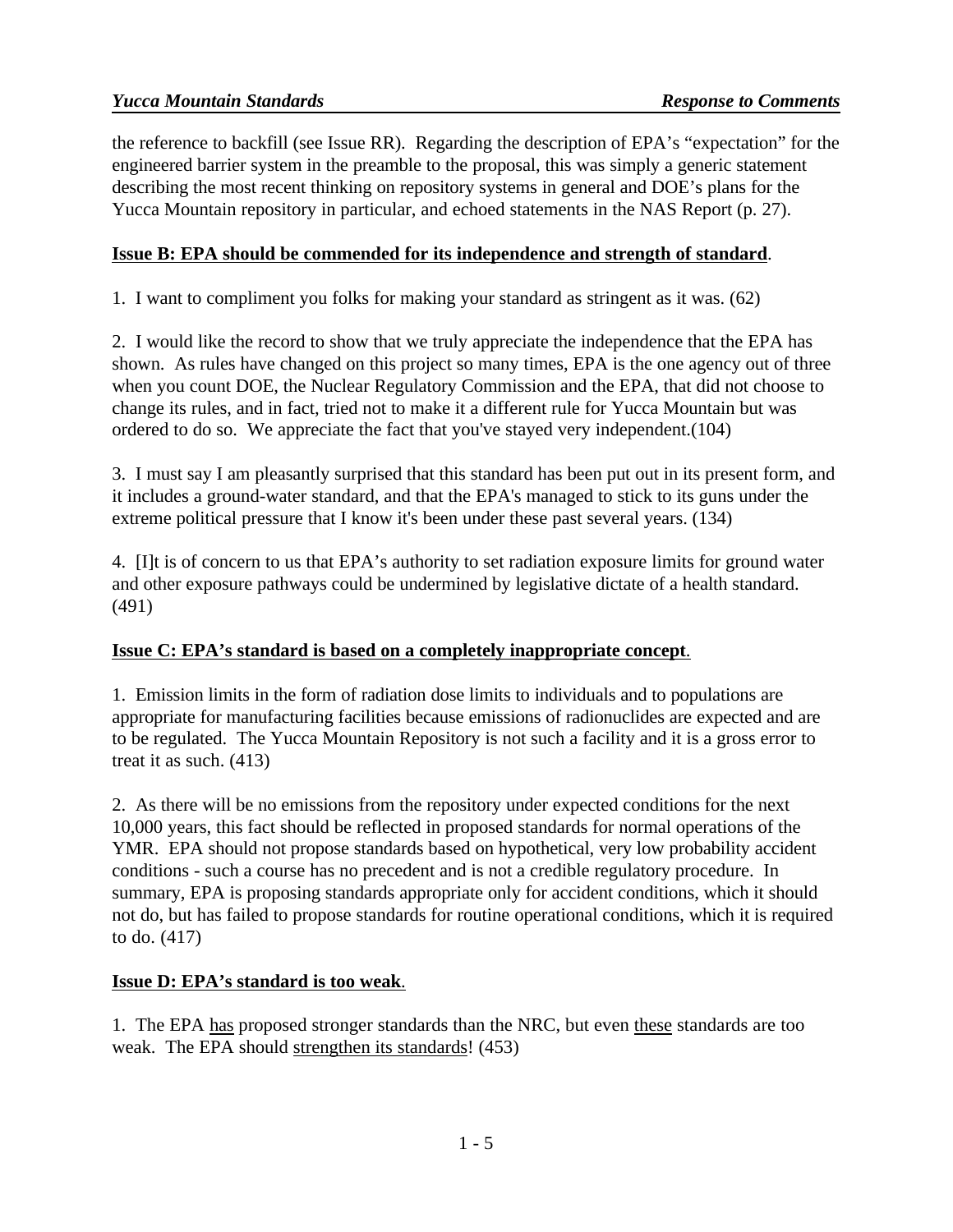the reference to backfill (see Issue RR). Regarding the description of EPA's "expectation" for the engineered barrier system in the preamble to the proposal, this was simply a generic statement describing the most recent thinking on repository systems in general and DOE's plans for the Yucca Mountain repository in particular, and echoed statements in the NAS Report (p. 27).

**<u>Issue B: EPA should be commended for its independence and strength of standard</u>.**

1. I want to compliment you folks for making your standard as stringent as it was. (62)

2. I would like the record to show that we truly appreciate the independence that the EPA has shown. As rules have changed on this project so many times, EPA is the one agency out of three when you count DOE, the Nuclear Regulatory Commission and the EPA, that did not choose to change its rules, and in fact, tried not to make it a different rule for Yucca Mountain but was ordered to do so. We appreciate the fact that you've stayed very independent.(104)

3. I must say I am pleasantly surprised that this standard has been put out in its present form, and it includes a ground-water standard, and that the EPA's managed to stick to its guns under the extreme political pressure that I know it's been under these past several years. (134)

4. [I]t is of concern to us that EPA's authority to set radiation exposure limits for ground water and other exposure pathways could be undermined by legislative dictate of a health standard. (491)

**<u>Issue C: EPA's standard is based on a completely inappropriate concept</u>.**

1. Emission limits in the form of radiation dose limits to individuals and to populations are appropriate for manufacturing facilities because emissions of radionuclides are expected and are to be regulated. The Yucca Mountain Repository is not such a facility and it is a gross error to treat it as such. (413)

2. As there will be no emissions from the repository under expected conditions for the next 10,000 years, this fact should be reflected in proposed standards for normal operations of the YMR. EPA should not propose standards based on hypothetical, very low probability accident conditions - such a course has no precedent and is not a credible regulatory procedure. In summary, EPA is proposing standards appropriate only for accident conditions, which it should not do, but has failed to propose standards for routine operational conditions, which it is required to do. (417)

**<u>Issue D: EPA's standard is too weak</u>.**

1. The EPA <u>has</u> proposed stronger standards than the NRC, but even <u>these</u> standards are too weak. The EPA should <u>strengthen its standards</u>! (453)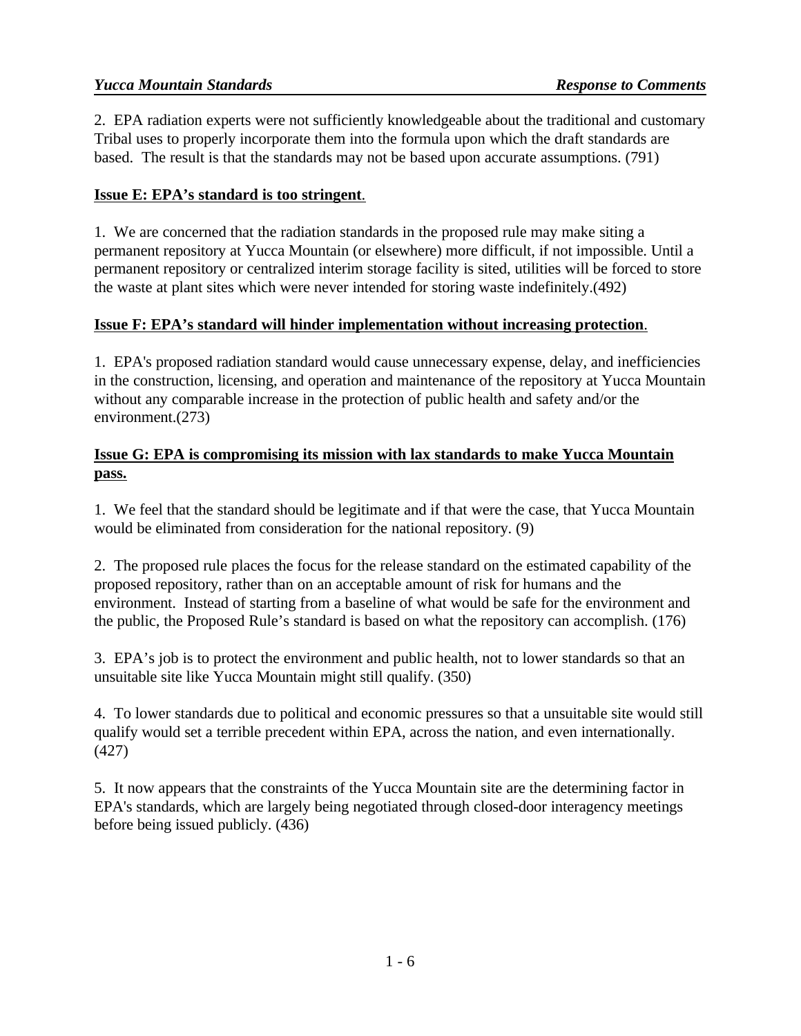2. EPA radiation experts were not sufficiently knowledgeable about the traditional and customary Tribal uses to properly incorporate them into the formula upon which the draft standards are based. The result is that the standards may not be based upon accurate assumptions. (791)

**Issue E: EPA's standard is too stringent**.

1. We are concerned that the radiation standards in the proposed rule may make siting a permanent repository at Yucca Mountain (or elsewhere) more difficult, if not impossible. Until a permanent repository or centralized interim storage facility is sited, utilities will be forced to store the waste at plant sites which were never intended for storing waste indefinitely.(492)

**Issue F: EPA's standard will hinder implementation without increasing protection**.

1. EPA's proposed radiation standard would cause unnecessary expense, delay, and inefficiencies in the construction, licensing, and operation and maintenance of the repository at Yucca Mountain without any comparable increase in the protection of public health and safety and/or the environment.(273)

**Issue G: EPA is compromising its mission with lax standards to make Yucca Mountain pass.**

1. We feel that the standard should be legitimate and if that were the case, that Yucca Mountain would be eliminated from consideration for the national repository. (9)

2. The proposed rule places the focus for the release standard on the estimated capability of the proposed repository, rather than on an acceptable amount of risk for humans and the environment. Instead of starting from a baseline of what would be safe for the environment and the public, the Proposed Rule's standard is based on what the repository can accomplish. (176)

3. EPA's job is to protect the environment and public health, not to lower standards so that an unsuitable site like Yucca Mountain might still qualify. (350)

4. To lower standards due to political and economic pressures so that a unsuitable site would still qualify would set a terrible precedent within EPA, across the nation, and even internationally. (427)

5. It now appears that the constraints of the Yucca Mountain site are the determining factor in EPA's standards, which are largely being negotiated through closed-door interagency meetings before being issued publicly. (436)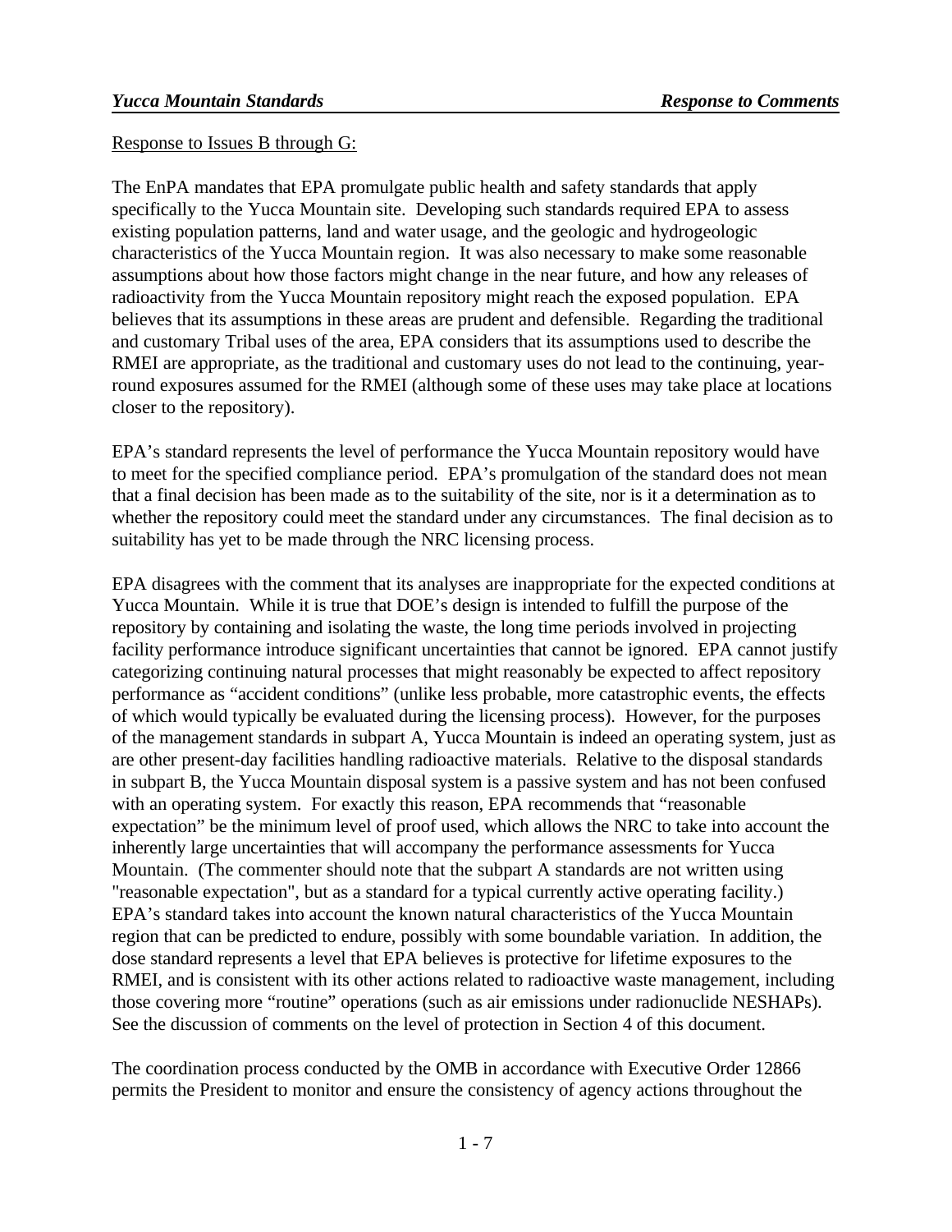Response to Issues B through G:

The EnPA mandates that EPA promulgate public health and safety standards that apply specifically to the Yucca Mountain site. Developing such standards required EPA to assess existing population patterns, land and water usage, and the geologic and hydrogeologic characteristics of the Yucca Mountain region. It was also necessary to make some reasonable assumptions about how those factors might change in the near future, and how any releases of radioactivity from the Yucca Mountain repository might reach the exposed population. EPA believes that its assumptions in these areas are prudent and defensible. Regarding the traditional and customary Tribal uses of the area, EPA considers that its assumptions used to describe the RMEI are appropriate, as the traditional and customary uses do not lead to the continuing, year-round exposures assumed for the RMEI (although some of these uses may take place at locations closer to the repository).

EPA's standard represents the level of performance the Yucca Mountain repository would have to meet for the specified compliance period. EPA's promulgation of the standard does not mean that a final decision has been made as to the suitability of the site, nor is it a determination as to whether the repository could meet the standard under any circumstances. The final decision as to suitability has yet to be made through the NRC licensing process.

EPA disagrees with the comment that its analyses are inappropriate for the expected conditions at Yucca Mountain. While it is true that DOE's design is intended to fulfill the purpose of the repository by containing and isolating the waste, the long time periods involved in projecting facility performance introduce significant uncertainties that cannot be ignored. EPA cannot justify categorizing continuing natural processes that might reasonably be expected to affect repository performance as "accident conditions" (unlike less probable, more catastrophic events, the effects of which would typically be evaluated during the licensing process). However, for the purposes of the management standards in subpart A, Yucca Mountain is indeed an operating system, just as are other present-day facilities handling radioactive materials. Relative to the disposal standards in subpart B, the Yucca Mountain disposal system is a passive system and has not been confused with an operating system. For exactly this reason, EPA recommends that "reasonable expectation" be the minimum level of proof used, which allows the NRC to take into account the inherently large uncertainties that will accompany the performance assessments for Yucca Mountain. (The commenter should note that the subpart A standards are not written using "reasonable expectation", but as a standard for a typical currently active operating facility.) EPA's standard takes into account the known natural characteristics of the Yucca Mountain region that can be predicted to endure, possibly with some boundable variation. In addition, the dose standard represents a level that EPA believes is protective for lifetime exposures to the RMEI, and is consistent with its other actions related to radioactive waste management, including those covering more "routine" operations (such as air emissions under radionuclide NESHAPs). See the discussion of comments on the level of protection in Section 4 of this document.

The coordination process conducted by the OMB in accordance with Executive Order 12866 permits the President to monitor and ensure the consistency of agency actions throughout the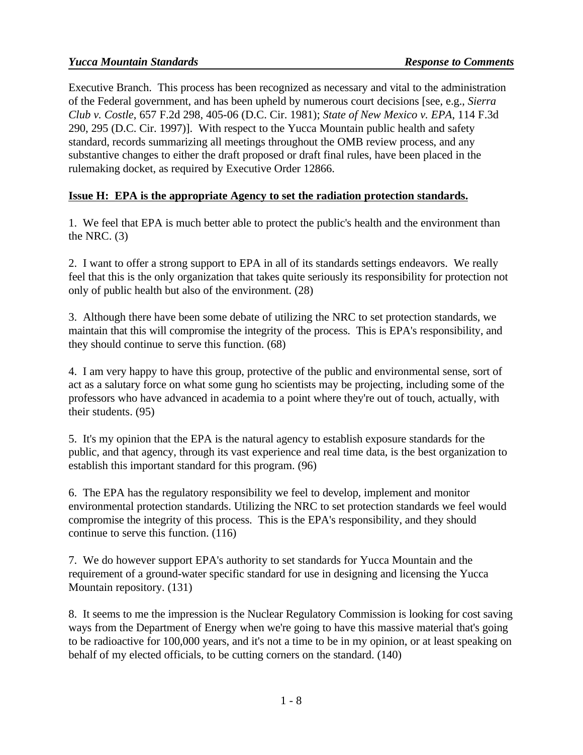Executive Branch. This process has been recognized as necessary and vital to the administration of the Federal government, and has been upheld by numerous court decisions [see, e.g., *Sierra Club v. Costle*, 657 F.2d 298, 405-06 (D.C. Cir. 1981); *State of New Mexico v. EPA*, 114 F.3d 290, 295 (D.C. Cir. 1997)]. With respect to the Yucca Mountain public health and safety standard, records summarizing all meetings throughout the OMB review process, and any substantive changes to either the draft proposed or draft final rules, have been placed in the rulemaking docket, as required by Executive Order 12866.

**Issue H: EPA is the appropriate Agency to set the radiation protection standards.**

1. We feel that EPA is much better able to protect the public's health and the environment than the NRC. (3)

2. I want to offer a strong support to EPA in all of its standards settings endeavors. We really feel that this is the only organization that takes quite seriously its responsibility for protection not only of public health but also of the environment. (28)

3. Although there have been some debate of utilizing the NRC to set protection standards, we maintain that this will compromise the integrity of the process. This is EPA's responsibility, and they should continue to serve this function. (68)

4. I am very happy to have this group, protective of the public and environmental sense, sort of act as a salutary force on what some gung ho scientists may be projecting, including some of the professors who have advanced in academia to a point where they're out of touch, actually, with their students. (95)

5. It's my opinion that the EPA is the natural agency to establish exposure standards for the public, and that agency, through its vast experience and real time data, is the best organization to establish this important standard for this program. (96)

6. The EPA has the regulatory responsibility we feel to develop, implement and monitor environmental protection standards. Utilizing the NRC to set protection standards we feel would compromise the integrity of this process. This is the EPA's responsibility, and they should continue to serve this function. (116)

7. We do however support EPA's authority to set standards for Yucca Mountain and the requirement of a ground-water specific standard for use in designing and licensing the Yucca Mountain repository. (131)

8. It seems to me the impression is the Nuclear Regulatory Commission is looking for cost saving ways from the Department of Energy when we're going to have this massive material that's going to be radioactive for 100,000 years, and it's not a time to be in my opinion, or at least speaking on behalf of my elected officials, to be cutting corners on the standard. (140)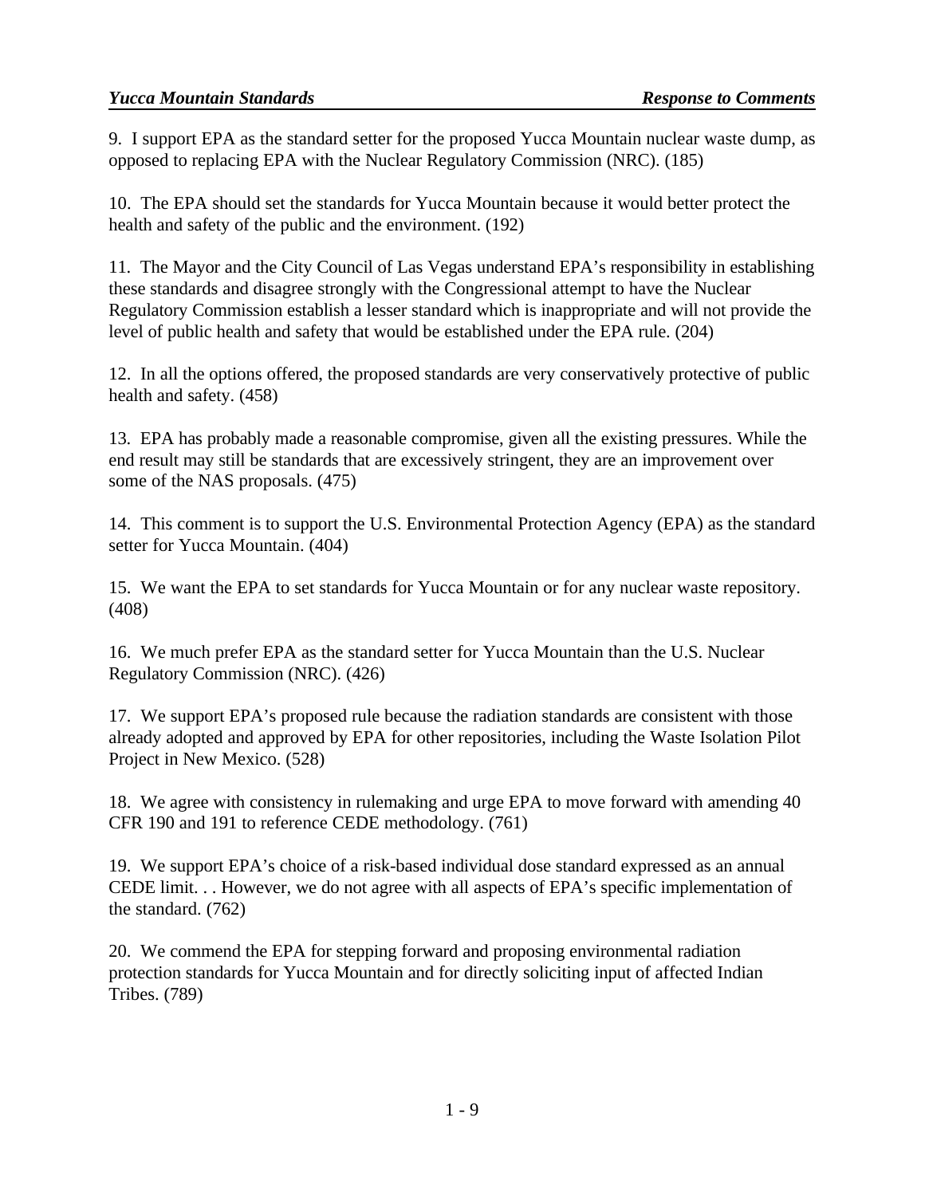9. I support EPA as the standard setter for the proposed Yucca Mountain nuclear waste dump, as opposed to replacing EPA with the Nuclear Regulatory Commission (NRC). (185)

10. The EPA should set the standards for Yucca Mountain because it would better protect the health and safety of the public and the environment. (192)

11. The Mayor and the City Council of Las Vegas understand EPA's responsibility in establishing these standards and disagree strongly with the Congressional attempt to have the Nuclear Regulatory Commission establish a lesser standard which is inappropriate and will not provide the level of public health and safety that would be established under the EPA rule. (204)

12. In all the options offered, the proposed standards are very conservatively protective of public health and safety. (458)

13. EPA has probably made a reasonable compromise, given all the existing pressures. While the end result may still be standards that are excessively stringent, they are an improvement over some of the NAS proposals. (475)

14. This comment is to support the U.S. Environmental Protection Agency (EPA) as the standard setter for Yucca Mountain. (404)

15. We want the EPA to set standards for Yucca Mountain or for any nuclear waste repository. (408)

16. We much prefer EPA as the standard setter for Yucca Mountain than the U.S. Nuclear Regulatory Commission (NRC). (426)

17. We support EPA's proposed rule because the radiation standards are consistent with those already adopted and approved by EPA for other repositories, including the Waste Isolation Pilot Project in New Mexico. (528)

18. We agree with consistency in rulemaking and urge EPA to move forward with amending 40 CFR 190 and 191 to reference CEDE methodology. (761)

19. We support EPA's choice of a risk-based individual dose standard expressed as an annual CEDE limit. . . However, we do not agree with all aspects of EPA's specific implementation of the standard. (762)

20. We commend the EPA for stepping forward and proposing environmental radiation protection standards for Yucca Mountain and for directly soliciting input of affected Indian Tribes. (789)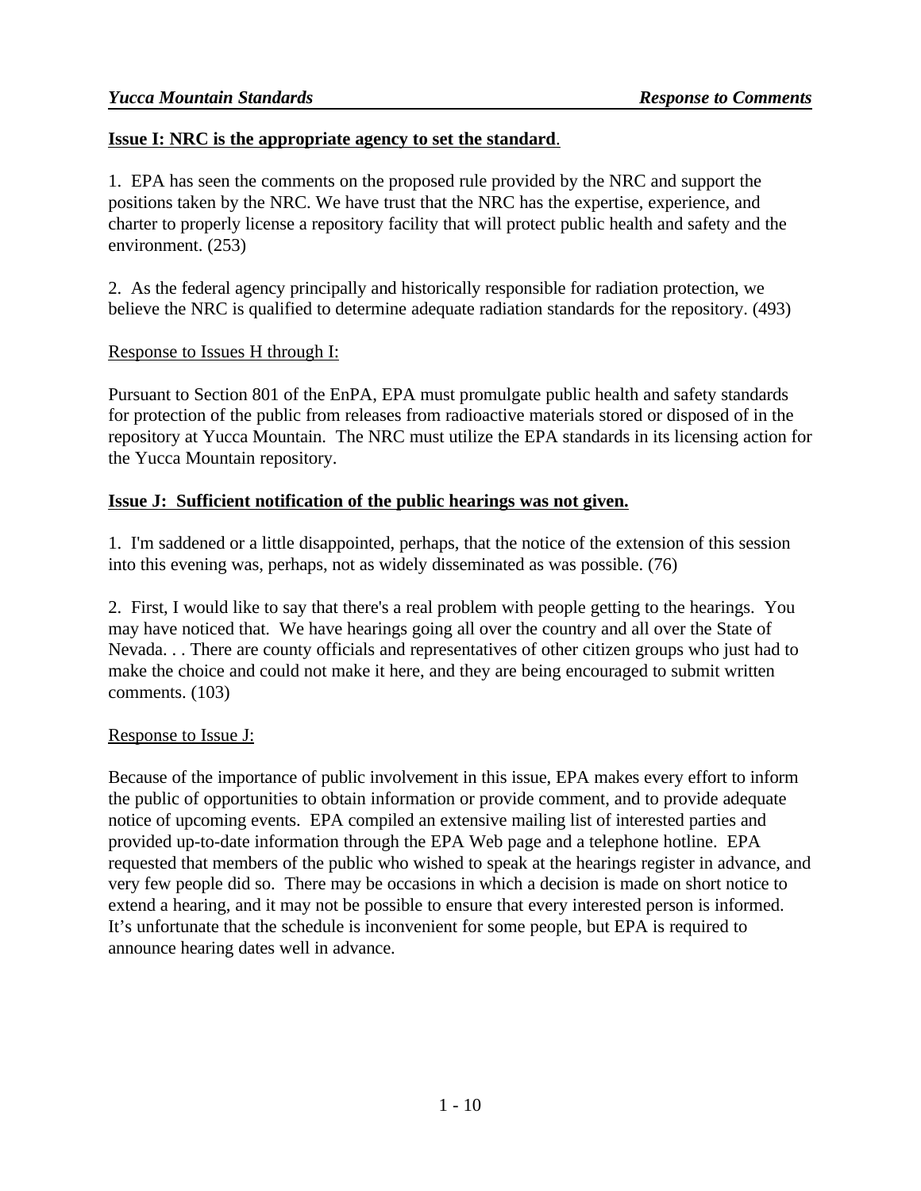**Issue I: NRC is the appropriate agency to set the standard**.

1. EPA has seen the comments on the proposed rule provided by the NRC and support the positions taken by the NRC. We have trust that the NRC has the expertise, experience, and charter to properly license a repository facility that will protect public health and safety and the environment. (253)

2. As the federal agency principally and historically responsible for radiation protection, we believe the NRC is qualified to determine adequate radiation standards for the repository. (493)

Response to Issues H through I:

Pursuant to Section 801 of the EnPA, EPA must promulgate public health and safety standards for protection of the public from releases from radioactive materials stored or disposed of in the repository at Yucca Mountain. The NRC must utilize the EPA standards in its licensing action for the Yucca Mountain repository.

**Issue J: Sufficient notification of the public hearings was not given.**

1. I'm saddened or a little disappointed, perhaps, that the notice of the extension of this session into this evening was, perhaps, not as widely disseminated as was possible. (76)

2. First, I would like to say that there's a real problem with people getting to the hearings. You may have noticed that. We have hearings going all over the country and all over the State of Nevada. . . There are county officials and representatives of other citizen groups who just had to make the choice and could not make it here, and they are being encouraged to submit written comments. (103)

Response to Issue J:

Because of the importance of public involvement in this issue, EPA makes every effort to inform the public of opportunities to obtain information or provide comment, and to provide adequate notice of upcoming events. EPA compiled an extensive mailing list of interested parties and provided up-to-date information through the EPA Web page and a telephone hotline. EPA requested that members of the public who wished to speak at the hearings register in advance, and very few people did so. There may be occasions in which a decision is made on short notice to extend a hearing, and it may not be possible to ensure that every interested person is informed. It's unfortunate that the schedule is inconvenient for some people, but EPA is required to announce hearing dates well in advance.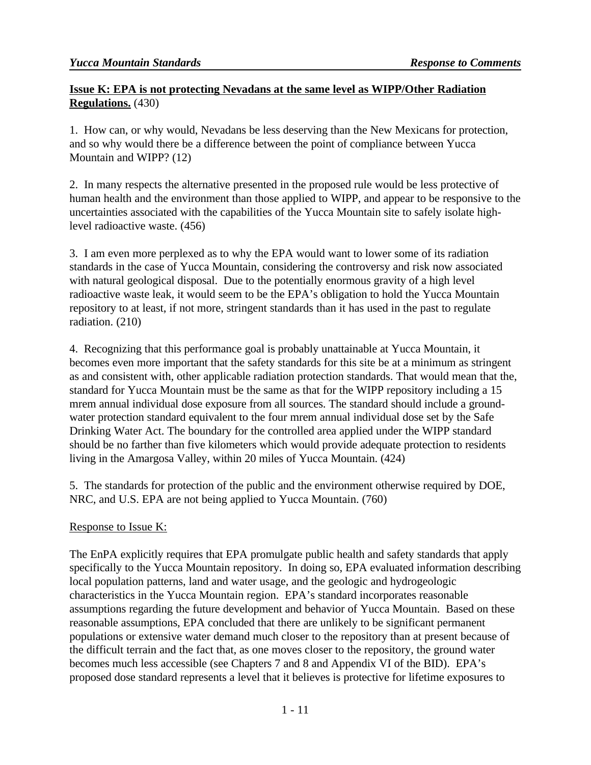**Issue K: EPA is not protecting Nevadans at the same level as WIPP/Other Radiation Regulations.** (430)

1. How can, or why would, Nevadans be less deserving than the New Mexicans for protection, and so why would there be a difference between the point of compliance between Yucca Mountain and WIPP? (12)

2. In many respects the alternative presented in the proposed rule would be less protective of human health and the environment than those applied to WIPP, and appear to be responsive to the uncertainties associated with the capabilities of the Yucca Mountain site to safely isolate high-level radioactive waste. (456)

3. I am even more perplexed as to why the EPA would want to lower some of its radiation standards in the case of Yucca Mountain, considering the controversy and risk now associated with natural geological disposal. Due to the potentially enormous gravity of a high level radioactive waste leak, it would seem to be the EPA's obligation to hold the Yucca Mountain repository to at least, if not more, stringent standards than it has used in the past to regulate radiation. (210)

4. Recognizing that this performance goal is probably unattainable at Yucca Mountain, it becomes even more important that the safety standards for this site be at a minimum as stringent as and consistent with, other applicable radiation protection standards. That would mean that the, standard for Yucca Mountain must be the same as that for the WIPP repository including a 15 mrem annual individual dose exposure from all sources. The standard should include a ground-water protection standard equivalent to the four mrem annual individual dose set by the Safe Drinking Water Act. The boundary for the controlled area applied under the WIPP standard should be no farther than five kilometers which would provide adequate protection to residents living in the Amargosa Valley, within 20 miles of Yucca Mountain. (424)

5. The standards for protection of the public and the environment otherwise required by DOE, NRC, and U.S. EPA are not being applied to Yucca Mountain. (760)

Response to Issue K:

The EnPA explicitly requires that EPA promulgate public health and safety standards that apply specifically to the Yucca Mountain repository. In doing so, EPA evaluated information describing local population patterns, land and water usage, and the geologic and hydrogeologic characteristics in the Yucca Mountain region. EPA's standard incorporates reasonable assumptions regarding the future development and behavior of Yucca Mountain. Based on these reasonable assumptions, EPA concluded that there are unlikely to be significant permanent populations or extensive water demand much closer to the repository than at present because of the difficult terrain and the fact that, as one moves closer to the repository, the ground water becomes much less accessible (see Chapters 7 and 8 and Appendix VI of the BID). EPA's proposed dose standard represents a level that it believes is protective for lifetime exposures to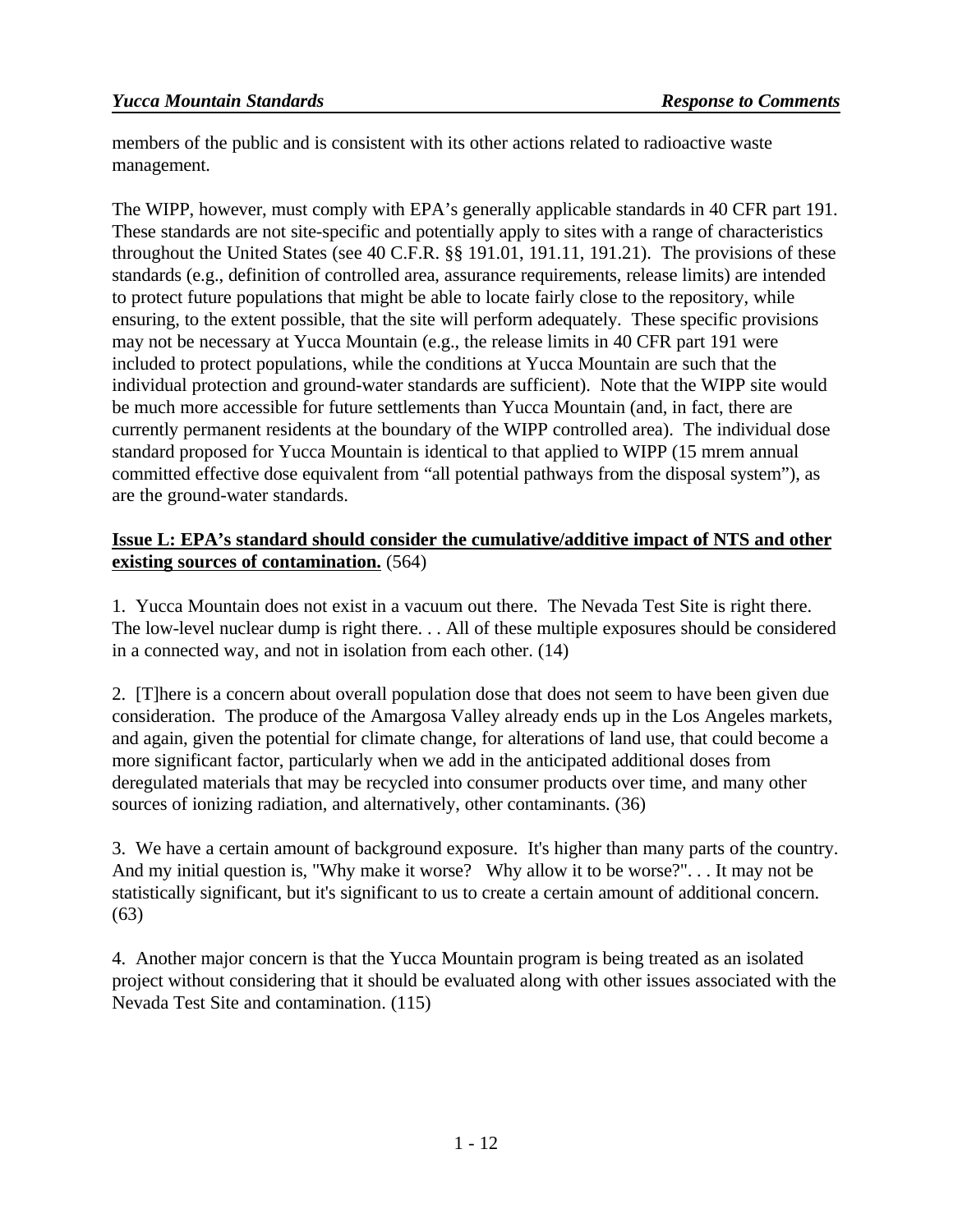members of the public and is consistent with its other actions related to radioactive waste management.

The WIPP, however, must comply with EPA's generally applicable standards in 40 CFR part 191. These standards are not site-specific and potentially apply to sites with a range of characteristics throughout the United States (see 40 C.F.R. §§ 191.01, 191.11, 191.21). The provisions of these standards (e.g., definition of controlled area, assurance requirements, release limits) are intended to protect future populations that might be able to locate fairly close to the repository, while ensuring, to the extent possible, that the site will perform adequately. These specific provisions may not be necessary at Yucca Mountain (e.g., the release limits in 40 CFR part 191 were included to protect populations, while the conditions at Yucca Mountain are such that the individual protection and ground-water standards are sufficient). Note that the WIPP site would be much more accessible for future settlements than Yucca Mountain (and, in fact, there are currently permanent residents at the boundary of the WIPP controlled area). The individual dose standard proposed for Yucca Mountain is identical to that applied to WIPP (15 mrem annual committed effective dose equivalent from "all potential pathways from the disposal system"), as are the ground-water standards.

**Issue L: EPA's standard should consider the cumulative/additive impact of NTS and other existing sources of contamination.** (564)

1. Yucca Mountain does not exist in a vacuum out there. The Nevada Test Site is right there. The low-level nuclear dump is right there. . . All of these multiple exposures should be considered in a connected way, and not in isolation from each other. (14)

2. [T]here is a concern about overall population dose that does not seem to have been given due consideration. The produce of the Amargosa Valley already ends up in the Los Angeles markets, and again, given the potential for climate change, for alterations of land use, that could become a more significant factor, particularly when we add in the anticipated additional doses from deregulated materials that may be recycled into consumer products over time, and many other sources of ionizing radiation, and alternatively, other contaminants. (36)

3. We have a certain amount of background exposure. It's higher than many parts of the country. And my initial question is, "Why make it worse? Why allow it to be worse?". . . It may not be statistically significant, but it's significant to us to create a certain amount of additional concern. (63)

4. Another major concern is that the Yucca Mountain program is being treated as an isolated project without considering that it should be evaluated along with other issues associated with the Nevada Test Site and contamination. (115)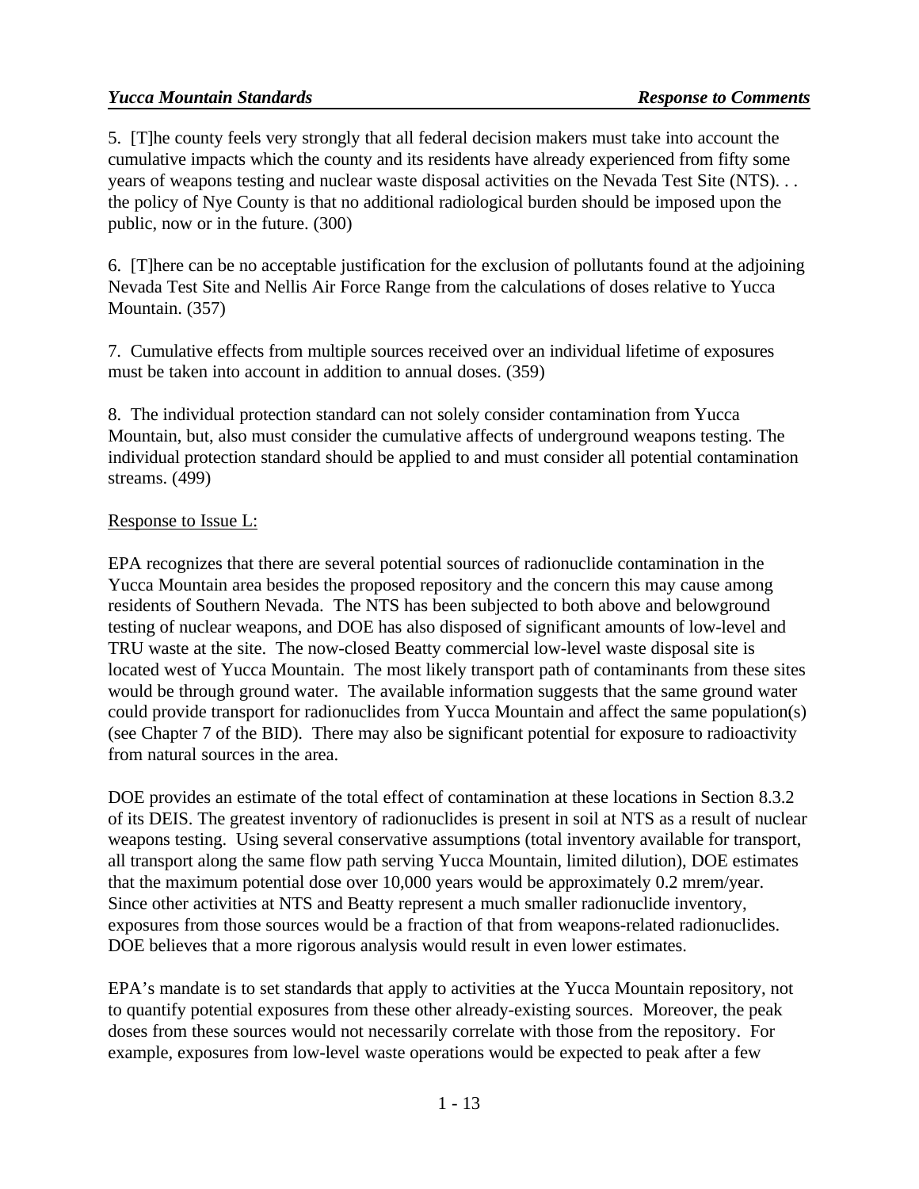5. [T]he county feels very strongly that all federal decision makers must take into account the cumulative impacts which the county and its residents have already experienced from fifty some years of weapons testing and nuclear waste disposal activities on the Nevada Test Site (NTS). . . the policy of Nye County is that no additional radiological burden should be imposed upon the public, now or in the future. (300)

6. [T]here can be no acceptable justification for the exclusion of pollutants found at the adjoining Nevada Test Site and Nellis Air Force Range from the calculations of doses relative to Yucca Mountain. (357)

7. Cumulative effects from multiple sources received over an individual lifetime of exposures must be taken into account in addition to annual doses. (359)

8. The individual protection standard can not solely consider contamination from Yucca Mountain, but, also must consider the cumulative affects of underground weapons testing. The individual protection standard should be applied to and must consider all potential contamination streams. (499)

Response to Issue L:

EPA recognizes that there are several potential sources of radionuclide contamination in the Yucca Mountain area besides the proposed repository and the concern this may cause among residents of Southern Nevada. The NTS has been subjected to both above and belowground testing of nuclear weapons, and DOE has also disposed of significant amounts of low-level and TRU waste at the site. The now-closed Beatty commercial low-level waste disposal site is located west of Yucca Mountain. The most likely transport path of contaminants from these sites would be through ground water. The available information suggests that the same ground water could provide transport for radionuclides from Yucca Mountain and affect the same population(s) (see Chapter 7 of the BID). There may also be significant potential for exposure to radioactivity from natural sources in the area.

DOE provides an estimate of the total effect of contamination at these locations in Section 8.3.2 of its DEIS. The greatest inventory of radionuclides is present in soil at NTS as a result of nuclear weapons testing. Using several conservative assumptions (total inventory available for transport, all transport along the same flow path serving Yucca Mountain, limited dilution), DOE estimates that the maximum potential dose over 10,000 years would be approximately 0.2 mrem/year. Since other activities at NTS and Beatty represent a much smaller radionuclide inventory, exposures from those sources would be a fraction of that from weapons-related radionuclides. DOE believes that a more rigorous analysis would result in even lower estimates.

EPA's mandate is to set standards that apply to activities at the Yucca Mountain repository, not to quantify potential exposures from these other already-existing sources. Moreover, the peak doses from these sources would not necessarily correlate with those from the repository. For example, exposures from low-level waste operations would be expected to peak after a few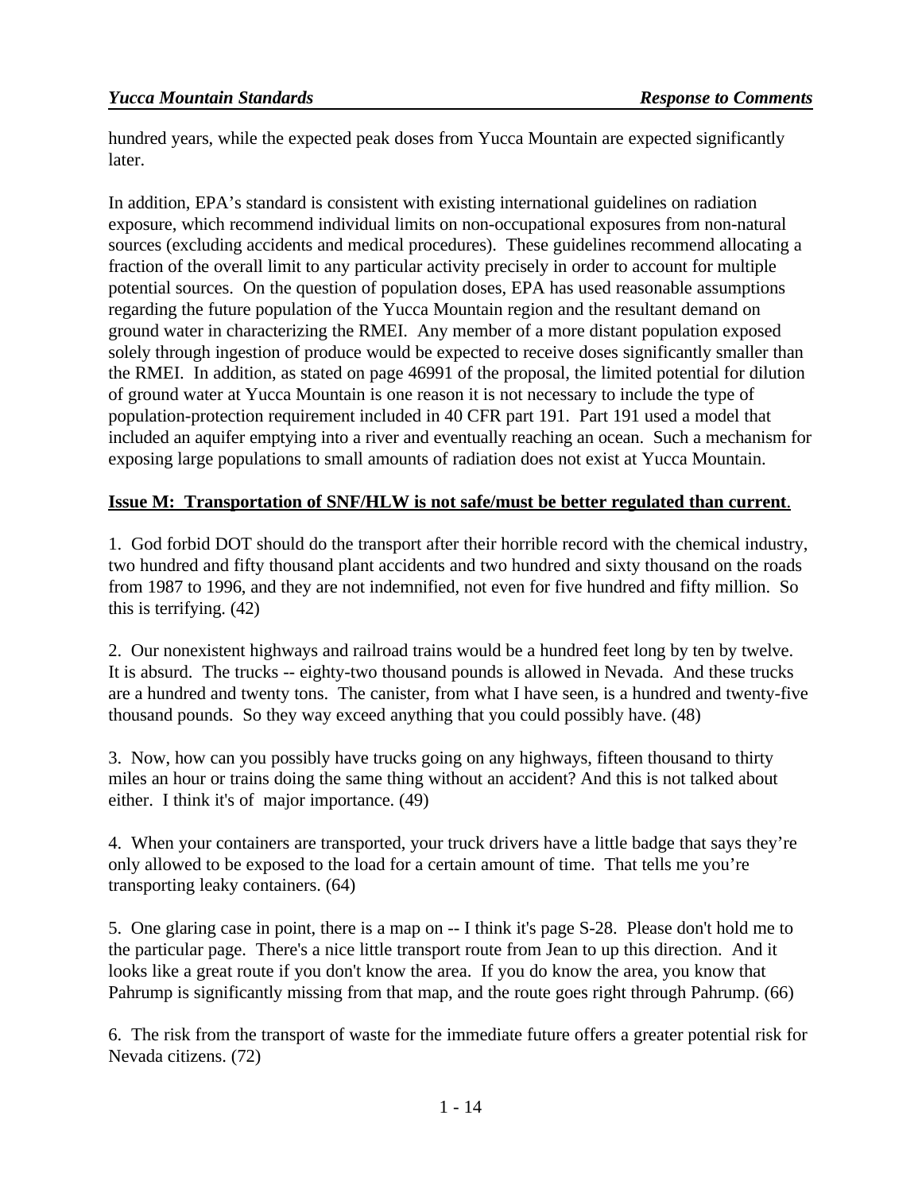hundred years, while the expected peak doses from Yucca Mountain are expected significantly later.

In addition, EPA's standard is consistent with existing international guidelines on radiation exposure, which recommend individual limits on non-occupational exposures from non-natural sources (excluding accidents and medical procedures). These guidelines recommend allocating a fraction of the overall limit to any particular activity precisely in order to account for multiple potential sources. On the question of population doses, EPA has used reasonable assumptions regarding the future population of the Yucca Mountain region and the resultant demand on ground water in characterizing the RMEI. Any member of a more distant population exposed solely through ingestion of produce would be expected to receive doses significantly smaller than the RMEI. In addition, as stated on page 46991 of the proposal, the limited potential for dilution of ground water at Yucca Mountain is one reason it is not necessary to include the type of population-protection requirement included in 40 CFR part 191. Part 191 used a model that included an aquifer emptying into a river and eventually reaching an ocean. Such a mechanism for exposing large populations to small amounts of radiation does not exist at Yucca Mountain.

**Issue M: Transportation of SNF/HLW is not safe/must be better regulated than current.**

1. God forbid DOT should do the transport after their horrible record with the chemical industry, two hundred and fifty thousand plant accidents and two hundred and sixty thousand on the roads from 1987 to 1996, and they are not indemnified, not even for five hundred and fifty million. So this is terrifying. (42)

2. Our nonexistent highways and railroad trains would be a hundred feet long by ten by twelve. It is absurd. The trucks -- eighty-two thousand pounds is allowed in Nevada. And these trucks are a hundred and twenty tons. The canister, from what I have seen, is a hundred and twenty-five thousand pounds. So they way exceed anything that you could possibly have. (48)

3. Now, how can you possibly have trucks going on any highways, fifteen thousand to thirty miles an hour or trains doing the same thing without an accident? And this is not talked about either. I think it's of major importance. (49)

4. When your containers are transported, your truck drivers have a little badge that says they're only allowed to be exposed to the load for a certain amount of time. That tells me you're transporting leaky containers. (64)

5. One glaring case in point, there is a map on -- I think it's page S-28. Please don't hold me to the particular page. There's a nice little transport route from Jean to up this direction. And it looks like a great route if you don't know the area. If you do know the area, you know that Pahrump is significantly missing from that map, and the route goes right through Pahrump. (66)

6. The risk from the transport of waste for the immediate future offers a greater potential risk for Nevada citizens. (72)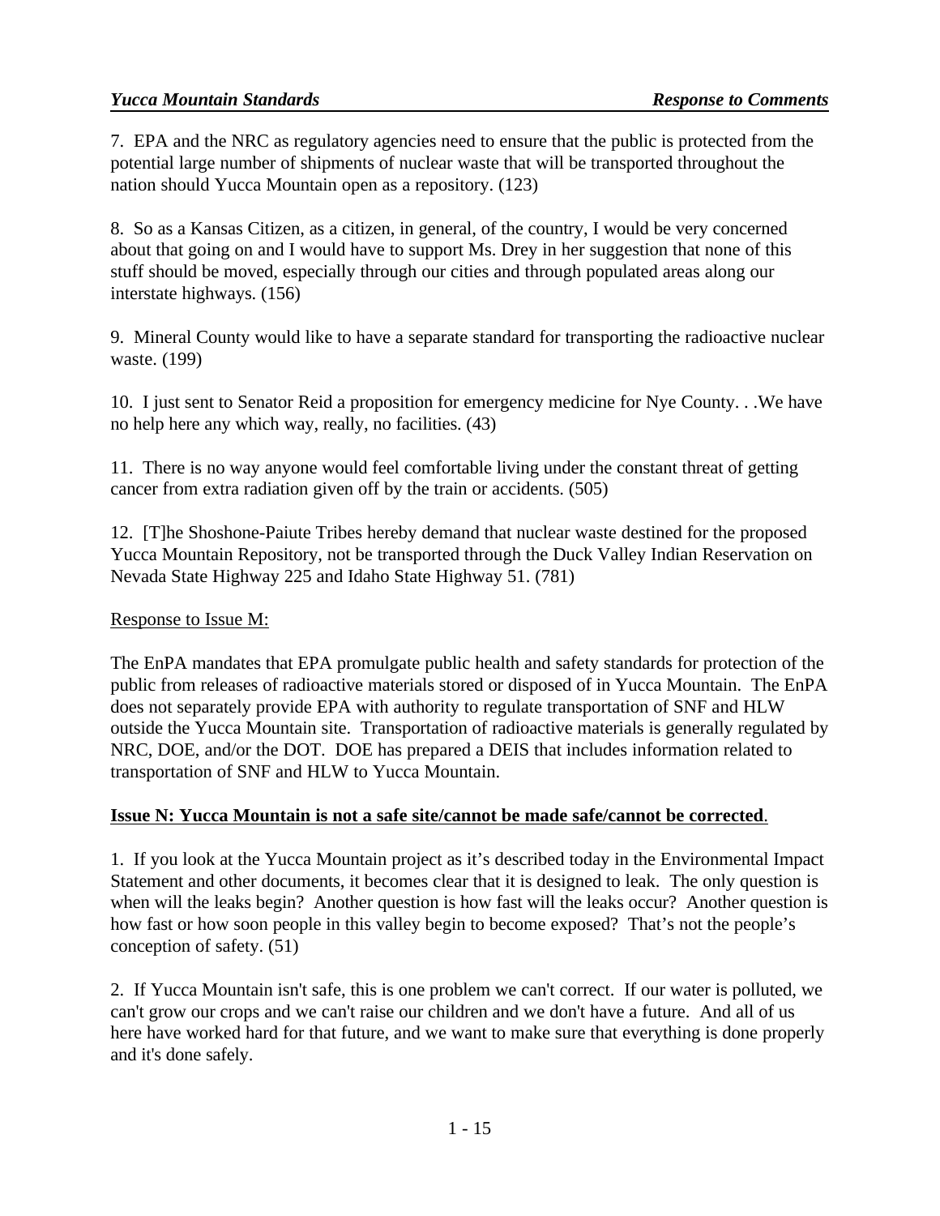7. EPA and the NRC as regulatory agencies need to ensure that the public is protected from the potential large number of shipments of nuclear waste that will be transported throughout the nation should Yucca Mountain open as a repository. (123)

8. So as a Kansas Citizen, as a citizen, in general, of the country, I would be very concerned about that going on and I would have to support Ms. Drey in her suggestion that none of this stuff should be moved, especially through our cities and through populated areas along our interstate highways. (156)

9. Mineral County would like to have a separate standard for transporting the radioactive nuclear waste. (199)

10. I just sent to Senator Reid a proposition for emergency medicine for Nye County. . .We have no help here any which way, really, no facilities. (43)

11. There is no way anyone would feel comfortable living under the constant threat of getting cancer from extra radiation given off by the train or accidents. (505)

12. [T]he Shoshone-Paiute Tribes hereby demand that nuclear waste destined for the proposed Yucca Mountain Repository, not be transported through the Duck Valley Indian Reservation on Nevada State Highway 225 and Idaho State Highway 51. (781)

<u>Response to Issue M:</u>

The EnPA mandates that EPA promulgate public health and safety standards for protection of the public from releases of radioactive materials stored or disposed of in Yucca Mountain. The EnPA does not separately provide EPA with authority to regulate transportation of SNF and HLW outside the Yucca Mountain site. Transportation of radioactive materials is generally regulated by NRC, DOE, and/or the DOT. DOE has prepared a DEIS that includes information related to transportation of SNF and HLW to Yucca Mountain.

**<u>Issue N: Yucca Mountain is not a safe site/cannot be made safe/cannot be corrected</u>.**

1. If you look at the Yucca Mountain project as it's described today in the Environmental Impact Statement and other documents, it becomes clear that it is designed to leak. The only question is when will the leaks begin? Another question is how fast will the leaks occur? Another question is how fast or how soon people in this valley begin to become exposed? That's not the people's conception of safety. (51)

2. If Yucca Mountain isn't safe, this is one problem we can't correct. If our water is polluted, we can't grow our crops and we can't raise our children and we don't have a future. And all of us here have worked hard for that future, and we want to make sure that everything is done properly and it's done safely.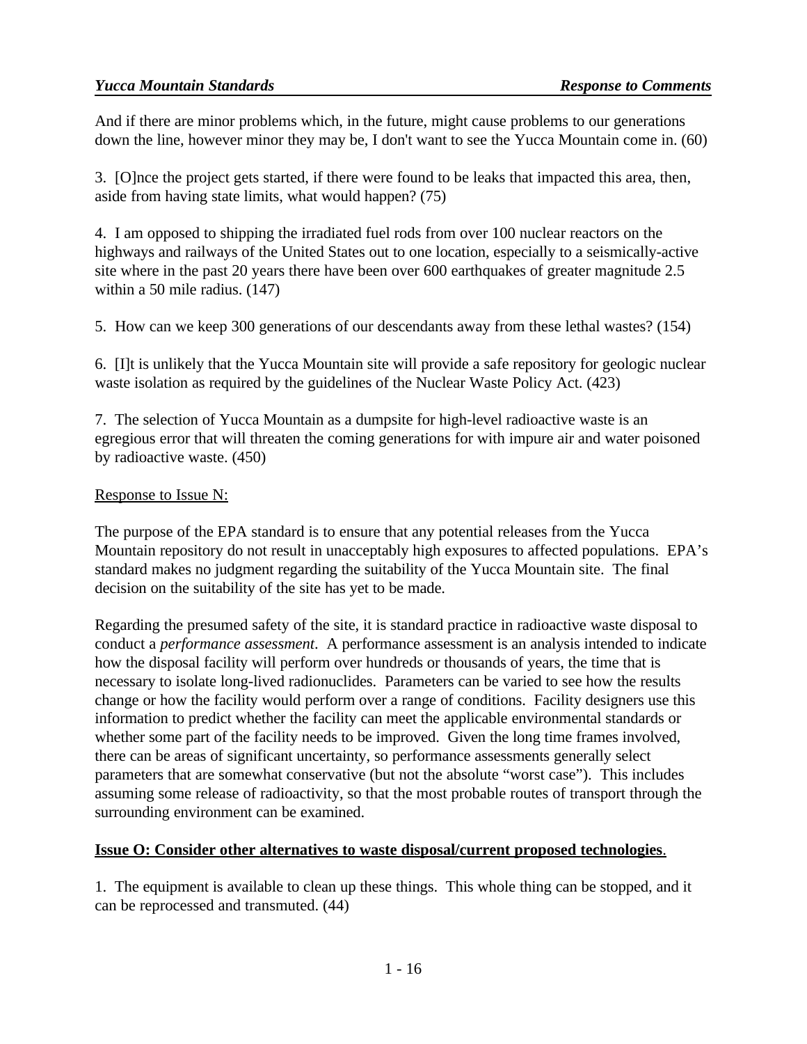And if there are minor problems which, in the future, might cause problems to our generations down the line, however minor they may be, I don't want to see the Yucca Mountain come in. (60)

3. [O]nce the project gets started, if there were found to be leaks that impacted this area, then, aside from having state limits, what would happen? (75)

4. I am opposed to shipping the irradiated fuel rods from over 100 nuclear reactors on the highways and railways of the United States out to one location, especially to a seismically-active site where in the past 20 years there have been over 600 earthquakes of greater magnitude 2.5 within a 50 mile radius. (147)

5. How can we keep 300 generations of our descendants away from these lethal wastes? (154)

6. [I]t is unlikely that the Yucca Mountain site will provide a safe repository for geologic nuclear waste isolation as required by the guidelines of the Nuclear Waste Policy Act. (423)

7. The selection of Yucca Mountain as a dumpsite for high-level radioactive waste is an egregious error that will threaten the coming generations for with impure air and water poisoned by radioactive waste. (450)

Response to Issue N:

The purpose of the EPA standard is to ensure that any potential releases from the Yucca Mountain repository do not result in unacceptably high exposures to affected populations. EPA's standard makes no judgment regarding the suitability of the Yucca Mountain site. The final decision on the suitability of the site has yet to be made.

Regarding the presumed safety of the site, it is standard practice in radioactive waste disposal to conduct a *performance assessment*. A performance assessment is an analysis intended to indicate how the disposal facility will perform over hundreds or thousands of years, the time that is necessary to isolate long-lived radionuclides. Parameters can be varied to see how the results change or how the facility would perform over a range of conditions. Facility designers use this information to predict whether the facility can meet the applicable environmental standards or whether some part of the facility needs to be improved. Given the long time frames involved, there can be areas of significant uncertainty, so performance assessments generally select parameters that are somewhat conservative (but not the absolute "worst case"). This includes assuming some release of radioactivity, so that the most probable routes of transport through the surrounding environment can be examined.

**Issue O: Consider other alternatives to waste disposal/current proposed technologies**.

1. The equipment is available to clean up these things. This whole thing can be stopped, and it can be reprocessed and transmuted. (44)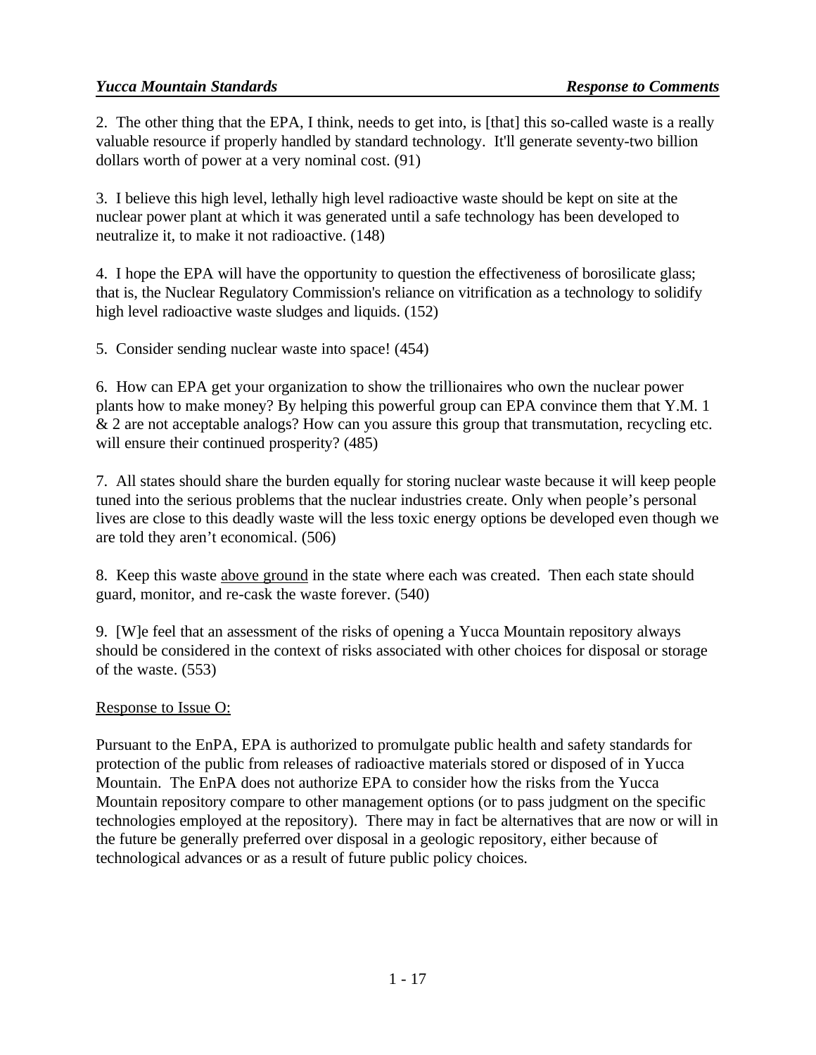2. The other thing that the EPA, I think, needs to get into, is [that] this so-called waste is a really valuable resource if properly handled by standard technology. It'll generate seventy-two billion dollars worth of power at a very nominal cost. (91)

3. I believe this high level, lethally high level radioactive waste should be kept on site at the nuclear power plant at which it was generated until a safe technology has been developed to neutralize it, to make it not radioactive. (148)

4. I hope the EPA will have the opportunity to question the effectiveness of borosilicate glass; that is, the Nuclear Regulatory Commission's reliance on vitrification as a technology to solidify high level radioactive waste sludges and liquids. (152)

5. Consider sending nuclear waste into space! (454)

6. How can EPA get your organization to show the trillionaires who own the nuclear power plants how to make money? By helping this powerful group can EPA convince them that Y.M. 1 & 2 are not acceptable analogs? How can you assure this group that transmutation, recycling etc. will ensure their continued prosperity? (485)

7. All states should share the burden equally for storing nuclear waste because it will keep people tuned into the serious problems that the nuclear industries create. Only when people's personal lives are close to this deadly waste will the less toxic energy options be developed even though we are told they aren't economical. (506)

8. Keep this waste <u>above ground</u> in the state where each was created. Then each state should guard, monitor, and re-cask the waste forever. (540)

9. [W]e feel that an assessment of the risks of opening a Yucca Mountain repository always should be considered in the context of risks associated with other choices for disposal or storage of the waste. (553)

<u>Response to Issue O:</u>

Pursuant to the EnPA, EPA is authorized to promulgate public health and safety standards for protection of the public from releases of radioactive materials stored or disposed of in Yucca Mountain. The EnPA does not authorize EPA to consider how the risks from the Yucca Mountain repository compare to other management options (or to pass judgment on the specific technologies employed at the repository). There may in fact be alternatives that are now or will in the future be generally preferred over disposal in a geologic repository, either because of technological advances or as a result of future public policy choices.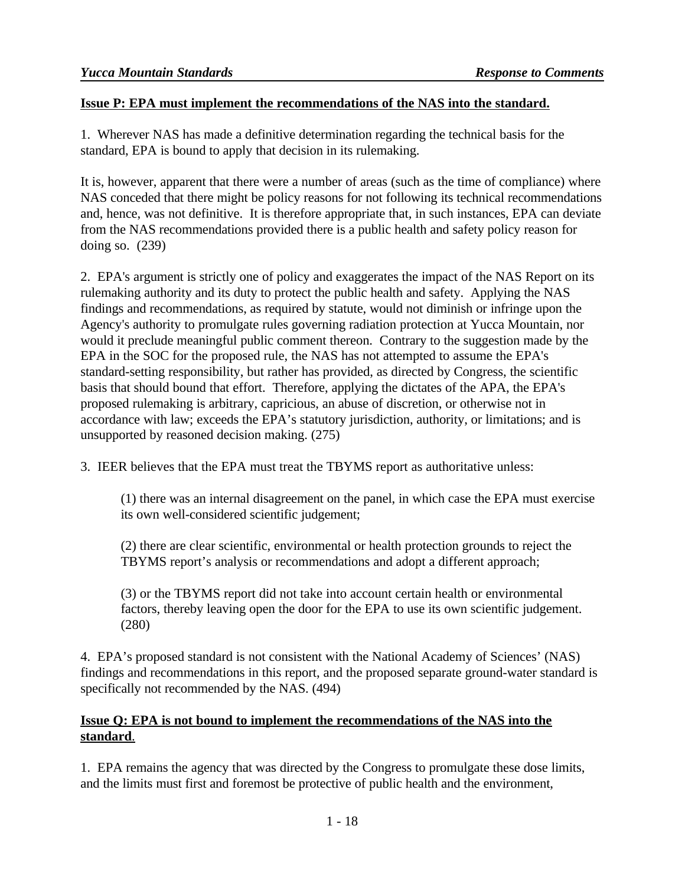**Issue P: EPA must implement the recommendations of the NAS into the standard.**

1. Wherever NAS has made a definitive determination regarding the technical basis for the standard, EPA is bound to apply that decision in its rulemaking.

It is, however, apparent that there were a number of areas (such as the time of compliance) where NAS conceded that there might be policy reasons for not following its technical recommendations and, hence, was not definitive. It is therefore appropriate that, in such instances, EPA can deviate from the NAS recommendations provided there is a public health and safety policy reason for doing so. (239)

2. EPA's argument is strictly one of policy and exaggerates the impact of the NAS Report on its rulemaking authority and its duty to protect the public health and safety. Applying the NAS findings and recommendations, as required by statute, would not diminish or infringe upon the Agency's authority to promulgate rules governing radiation protection at Yucca Mountain, nor would it preclude meaningful public comment thereon. Contrary to the suggestion made by the EPA in the SOC for the proposed rule, the NAS has not attempted to assume the EPA's standard-setting responsibility, but rather has provided, as directed by Congress, the scientific basis that should bound that effort. Therefore, applying the dictates of the APA, the EPA's proposed rulemaking is arbitrary, capricious, an abuse of discretion, or otherwise not in accordance with law; exceeds the EPA's statutory jurisdiction, authority, or limitations; and is unsupported by reasoned decision making. (275)

3. IEER believes that the EPA must treat the TBYMS report as authoritative unless:

> (1) there was an internal disagreement on the panel, in which case the EPA must exercise its own well-considered scientific judgement;
>
> (2) there are clear scientific, environmental or health protection grounds to reject the TBYMS report's analysis or recommendations and adopt a different approach;
>
> (3) or the TBYMS report did not take into account certain health or environmental factors, thereby leaving open the door for the EPA to use its own scientific judgement. (280)

4. EPA's proposed standard is not consistent with the National Academy of Sciences' (NAS) findings and recommendations in this report, and the proposed separate ground-water standard is specifically not recommended by the NAS. (494)

**Issue Q: EPA is not bound to implement the recommendations of the NAS into the standard.**

1. EPA remains the agency that was directed by the Congress to promulgate these dose limits, and the limits must first and foremost be protective of public health and the environment,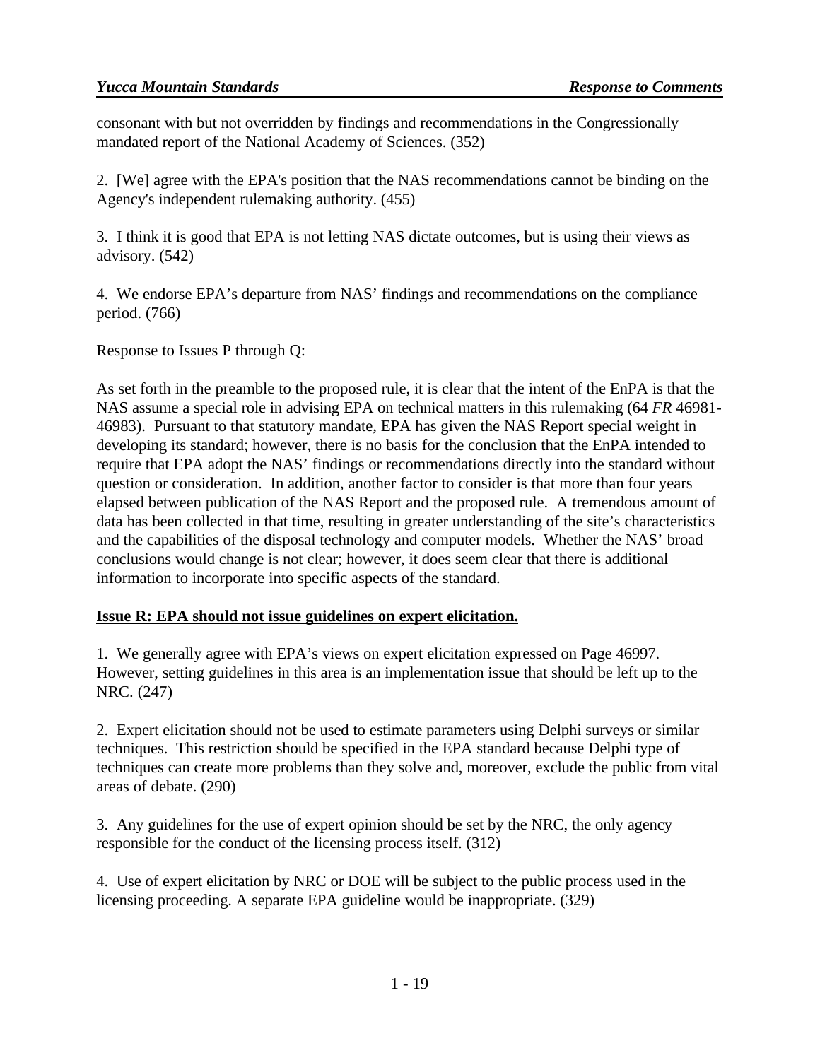consonant with but not overridden by findings and recommendations in the Congressionally mandated report of the National Academy of Sciences. (352)

2. [We] agree with the EPA's position that the NAS recommendations cannot be binding on the Agency's independent rulemaking authority. (455)

3. I think it is good that EPA is not letting NAS dictate outcomes, but is using their views as advisory. (542)

4. We endorse EPA's departure from NAS' findings and recommendations on the compliance period. (766)

Response to Issues P through Q:

As set forth in the preamble to the proposed rule, it is clear that the intent of the EnPA is that the NAS assume a special role in advising EPA on technical matters in this rulemaking (64 *FR* 46981-46983). Pursuant to that statutory mandate, EPA has given the NAS Report special weight in developing its standard; however, there is no basis for the conclusion that the EnPA intended to require that EPA adopt the NAS' findings or recommendations directly into the standard without question or consideration. In addition, another factor to consider is that more than four years elapsed between publication of the NAS Report and the proposed rule. A tremendous amount of data has been collected in that time, resulting in greater understanding of the site's characteristics and the capabilities of the disposal technology and computer models. Whether the NAS' broad conclusions would change is not clear; however, it does seem clear that there is additional information to incorporate into specific aspects of the standard.

**Issue R: EPA should not issue guidelines on expert elicitation.**

1. We generally agree with EPA's views on expert elicitation expressed on Page 46997. However, setting guidelines in this area is an implementation issue that should be left up to the NRC. (247)

2. Expert elicitation should not be used to estimate parameters using Delphi surveys or similar techniques. This restriction should be specified in the EPA standard because Delphi type of techniques can create more problems than they solve and, moreover, exclude the public from vital areas of debate. (290)

3. Any guidelines for the use of expert opinion should be set by the NRC, the only agency responsible for the conduct of the licensing process itself. (312)

4. Use of expert elicitation by NRC or DOE will be subject to the public process used in the licensing proceeding. A separate EPA guideline would be inappropriate. (329)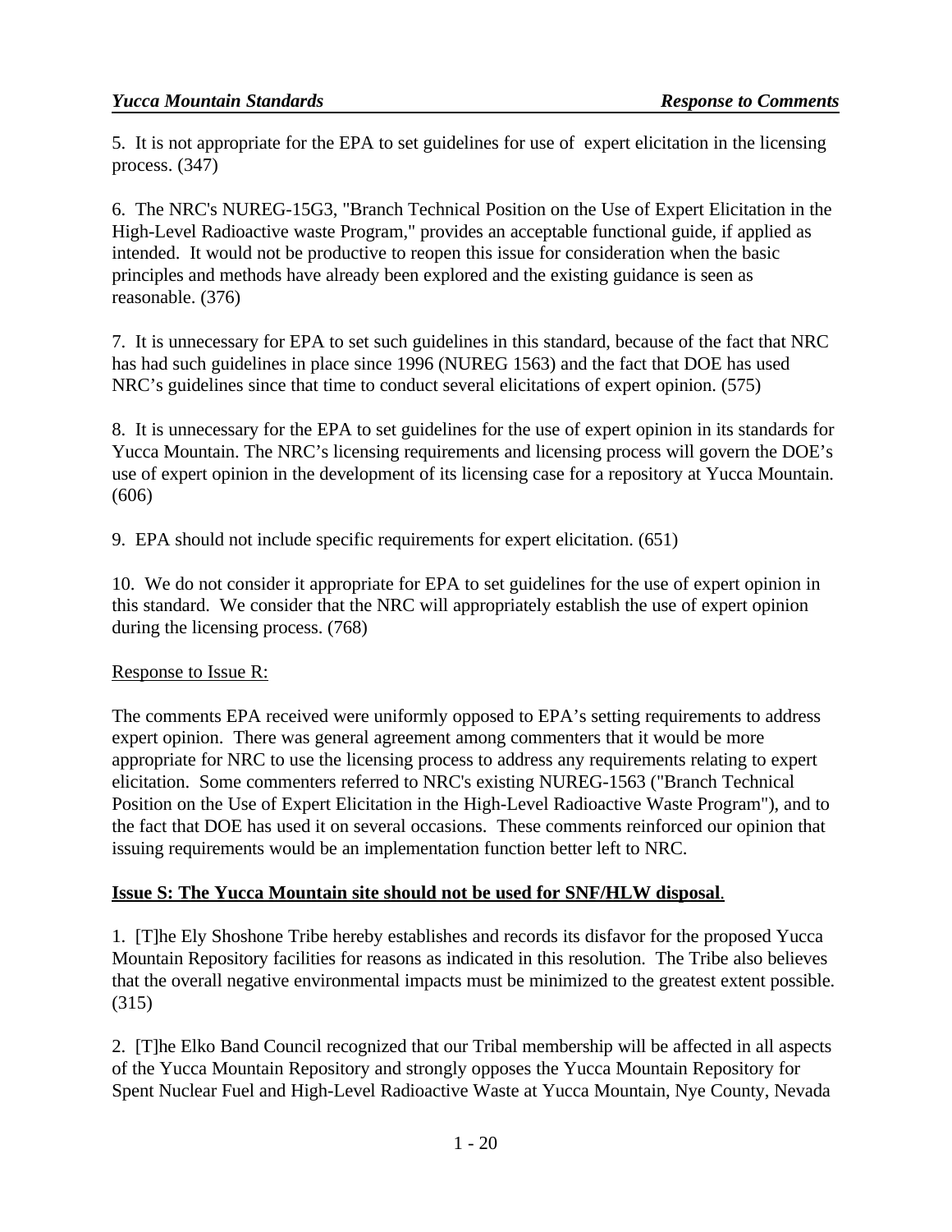5. It is not appropriate for the EPA to set guidelines for use of expert elicitation in the licensing process. (347)

6. The NRC's NUREG-15G3, "Branch Technical Position on the Use of Expert Elicitation in the High-Level Radioactive waste Program," provides an acceptable functional guide, if applied as intended. It would not be productive to reopen this issue for consideration when the basic principles and methods have already been explored and the existing guidance is seen as reasonable. (376)

7. It is unnecessary for EPA to set such guidelines in this standard, because of the fact that NRC has had such guidelines in place since 1996 (NUREG 1563) and the fact that DOE has used NRC's guidelines since that time to conduct several elicitations of expert opinion. (575)

8. It is unnecessary for the EPA to set guidelines for the use of expert opinion in its standards for Yucca Mountain. The NRC's licensing requirements and licensing process will govern the DOE's use of expert opinion in the development of its licensing case for a repository at Yucca Mountain. (606)

9. EPA should not include specific requirements for expert elicitation. (651)

10. We do not consider it appropriate for EPA to set guidelines for the use of expert opinion in this standard. We consider that the NRC will appropriately establish the use of expert opinion during the licensing process. (768)

Response to Issue R:

The comments EPA received were uniformly opposed to EPA's setting requirements to address expert opinion. There was general agreement among commenters that it would be more appropriate for NRC to use the licensing process to address any requirements relating to expert elicitation. Some commenters referred to NRC's existing NUREG-1563 ("Branch Technical Position on the Use of Expert Elicitation in the High-Level Radioactive Waste Program"), and to the fact that DOE has used it on several occasions. These comments reinforced our opinion that issuing requirements would be an implementation function better left to NRC.

**Issue S: The Yucca Mountain site should not be used for SNF/HLW disposal**.

1. [T]he Ely Shoshone Tribe hereby establishes and records its disfavor for the proposed Yucca Mountain Repository facilities for reasons as indicated in this resolution. The Tribe also believes that the overall negative environmental impacts must be minimized to the greatest extent possible. (315)

2. [T]he Elko Band Council recognized that our Tribal membership will be affected in all aspects of the Yucca Mountain Repository and strongly opposes the Yucca Mountain Repository for Spent Nuclear Fuel and High-Level Radioactive Waste at Yucca Mountain, Nye County, Nevada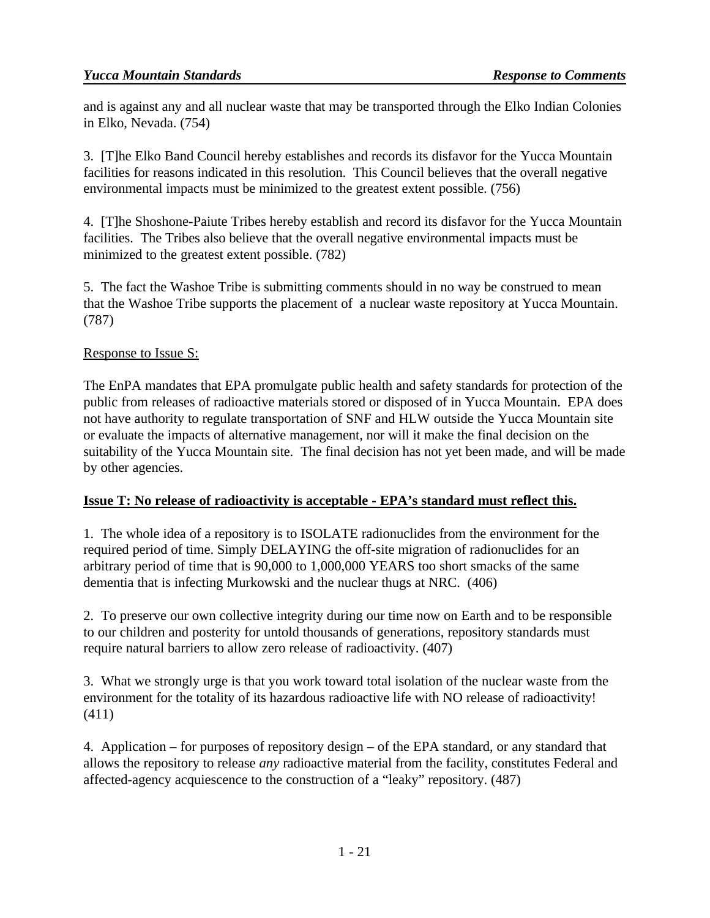and is against any and all nuclear waste that may be transported through the Elko Indian Colonies in Elko, Nevada. (754)

3. [T]he Elko Band Council hereby establishes and records its disfavor for the Yucca Mountain facilities for reasons indicated in this resolution. This Council believes that the overall negative environmental impacts must be minimized to the greatest extent possible. (756)

4. [T]he Shoshone-Paiute Tribes hereby establish and record its disfavor for the Yucca Mountain facilities. The Tribes also believe that the overall negative environmental impacts must be minimized to the greatest extent possible. (782)

5. The fact the Washoe Tribe is submitting comments should in no way be construed to mean that the Washoe Tribe supports the placement of a nuclear waste repository at Yucca Mountain. (787)

Response to Issue S:

The EnPA mandates that EPA promulgate public health and safety standards for protection of the public from releases of radioactive materials stored or disposed of in Yucca Mountain. EPA does not have authority to regulate transportation of SNF and HLW outside the Yucca Mountain site or evaluate the impacts of alternative management, nor will it make the final decision on the suitability of the Yucca Mountain site. The final decision has not yet been made, and will be made by other agencies.

**Issue T: No release of radioactivity is acceptable - EPA's standard must reflect this.**

1. The whole idea of a repository is to ISOLATE radionuclides from the environment for the required period of time. Simply DELAYING the off-site migration of radionuclides for an arbitrary period of time that is 90,000 to 1,000,000 YEARS too short smacks of the same dementia that is infecting Murkowski and the nuclear thugs at NRC. (406)

2. To preserve our own collective integrity during our time now on Earth and to be responsible to our children and posterity for untold thousands of generations, repository standards must require natural barriers to allow zero release of radioactivity. (407)

3. What we strongly urge is that you work toward total isolation of the nuclear waste from the environment for the totality of its hazardous radioactive life with NO release of radioactivity! (411)

4. Application – for purposes of repository design – of the EPA standard, or any standard that allows the repository to release *any* radioactive material from the facility, constitutes Federal and affected-agency acquiescence to the construction of a "leaky" repository. (487)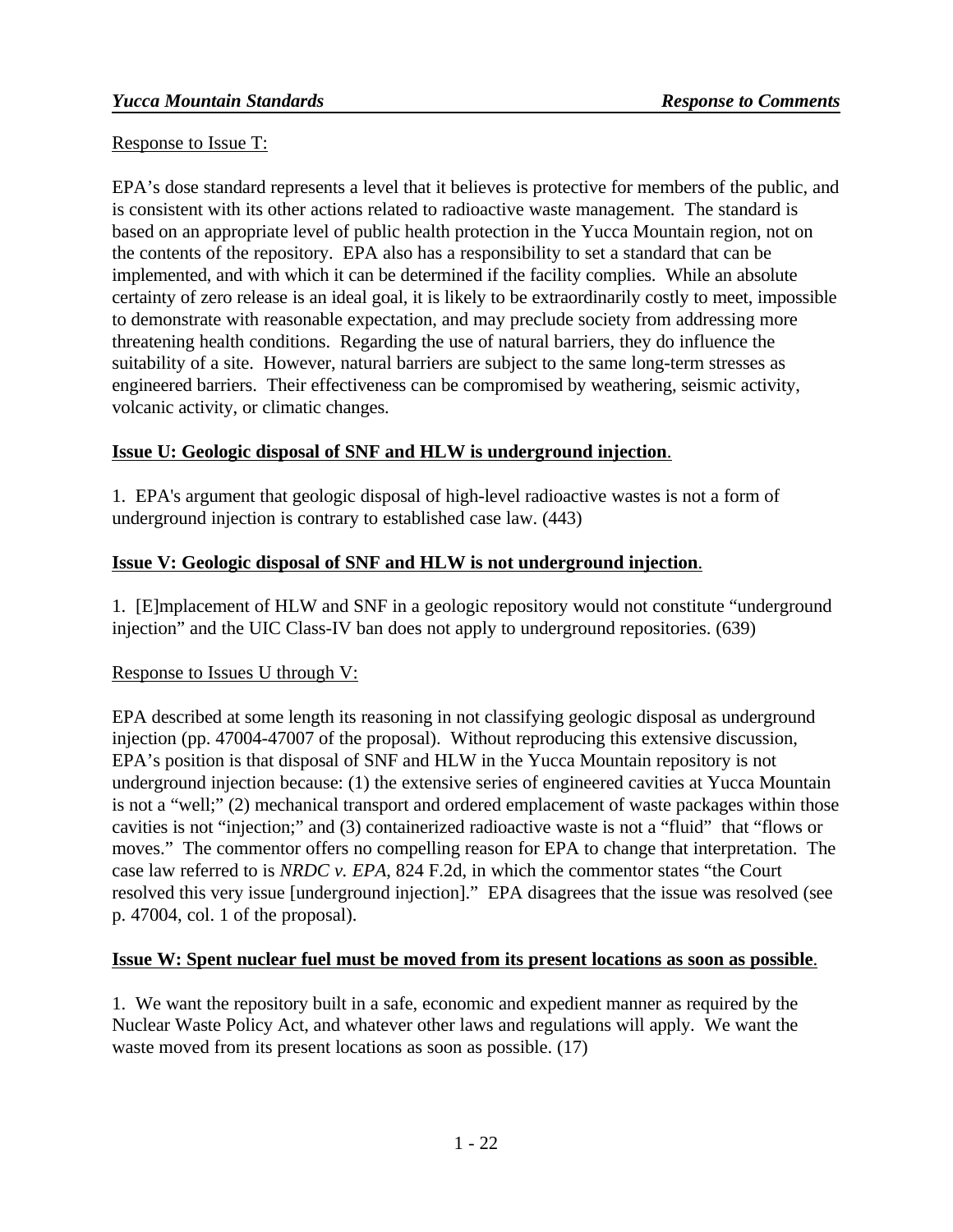Response to Issue T:

EPA's dose standard represents a level that it believes is protective for members of the public, and is consistent with its other actions related to radioactive waste management. The standard is based on an appropriate level of public health protection in the Yucca Mountain region, not on the contents of the repository. EPA also has a responsibility to set a standard that can be implemented, and with which it can be determined if the facility complies. While an absolute certainty of zero release is an ideal goal, it is likely to be extraordinarily costly to meet, impossible to demonstrate with reasonable expectation, and may preclude society from addressing more threatening health conditions. Regarding the use of natural barriers, they do influence the suitability of a site. However, natural barriers are subject to the same long-term stresses as engineered barriers. Their effectiveness can be compromised by weathering, seismic activity, volcanic activity, or climatic changes.

**Issue U: Geologic disposal of SNF and HLW is underground injection.**

1. EPA's argument that geologic disposal of high-level radioactive wastes is not a form of underground injection is contrary to established case law. (443)

**Issue V: Geologic disposal of SNF and HLW is not underground injection.**

1. [E]mplacement of HLW and SNF in a geologic repository would not constitute "underground injection" and the UIC Class-IV ban does not apply to underground repositories. (639)

Response to Issues U through V:

EPA described at some length its reasoning in not classifying geologic disposal as underground injection (pp. 47004-47007 of the proposal). Without reproducing this extensive discussion, EPA's position is that disposal of SNF and HLW in the Yucca Mountain repository is not underground injection because: (1) the extensive series of engineered cavities at Yucca Mountain is not a "well;" (2) mechanical transport and ordered emplacement of waste packages within those cavities is not "injection;" and (3) containerized radioactive waste is not a "fluid" that "flows or moves." The commentor offers no compelling reason for EPA to change that interpretation. The case law referred to is *NRDC v. EPA*, 824 F.2d, in which the commentor states "the Court resolved this very issue [underground injection]." EPA disagrees that the issue was resolved (see p. 47004, col. 1 of the proposal).

**Issue W: Spent nuclear fuel must be moved from its present locations as soon as possible.**

1. We want the repository built in a safe, economic and expedient manner as required by the Nuclear Waste Policy Act, and whatever other laws and regulations will apply. We want the waste moved from its present locations as soon as possible. (17)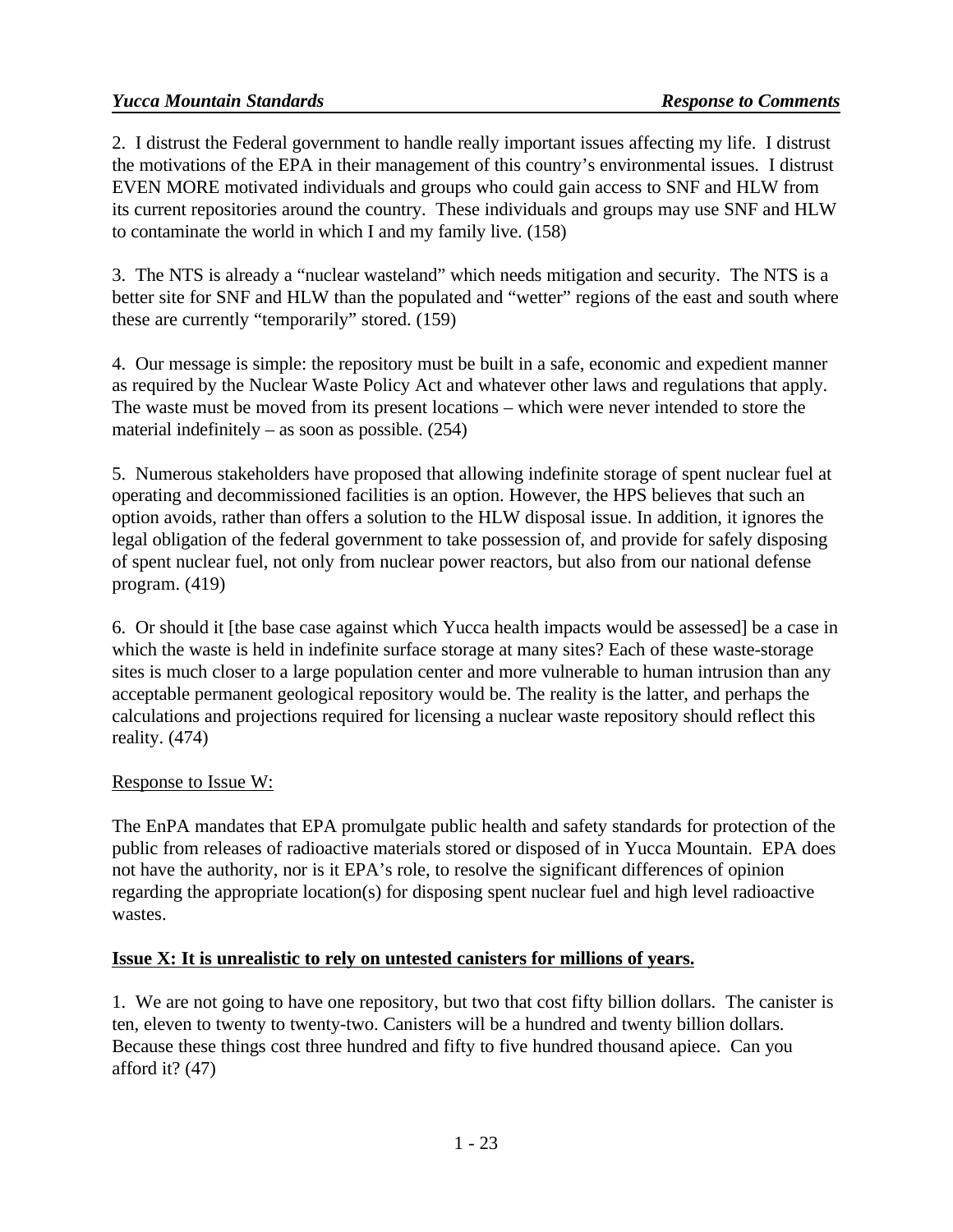2. I distrust the Federal government to handle really important issues affecting my life. I distrust the motivations of the EPA in their management of this country's environmental issues. I distrust EVEN MORE motivated individuals and groups who could gain access to SNF and HLW from its current repositories around the country. These individuals and groups may use SNF and HLW to contaminate the world in which I and my family live. (158)

3. The NTS is already a "nuclear wasteland" which needs mitigation and security. The NTS is a better site for SNF and HLW than the populated and "wetter" regions of the east and south where these are currently "temporarily" stored. (159)

4. Our message is simple: the repository must be built in a safe, economic and expedient manner as required by the Nuclear Waste Policy Act and whatever other laws and regulations that apply. The waste must be moved from its present locations – which were never intended to store the material indefinitely – as soon as possible. (254)

5. Numerous stakeholders have proposed that allowing indefinite storage of spent nuclear fuel at operating and decommissioned facilities is an option. However, the HPS believes that such an option avoids, rather than offers a solution to the HLW disposal issue. In addition, it ignores the legal obligation of the federal government to take possession of, and provide for safely disposing of spent nuclear fuel, not only from nuclear power reactors, but also from our national defense program. (419)

6. Or should it [the base case against which Yucca health impacts would be assessed] be a case in which the waste is held in indefinite surface storage at many sites? Each of these waste-storage sites is much closer to a large population center and more vulnerable to human intrusion than any acceptable permanent geological repository would be. The reality is the latter, and perhaps the calculations and projections required for licensing a nuclear waste repository should reflect this reality. (474)

Response to Issue W:

The EnPA mandates that EPA promulgate public health and safety standards for protection of the public from releases of radioactive materials stored or disposed of in Yucca Mountain. EPA does not have the authority, nor is it EPA's role, to resolve the significant differences of opinion regarding the appropriate location(s) for disposing spent nuclear fuel and high level radioactive wastes.

**Issue X: It is unrealistic to rely on untested canisters for millions of years.**

1. We are not going to have one repository, but two that cost fifty billion dollars. The canister is ten, eleven to twenty to twenty-two. Canisters will be a hundred and twenty billion dollars. Because these things cost three hundred and fifty to five hundred thousand apiece. Can you afford it? (47)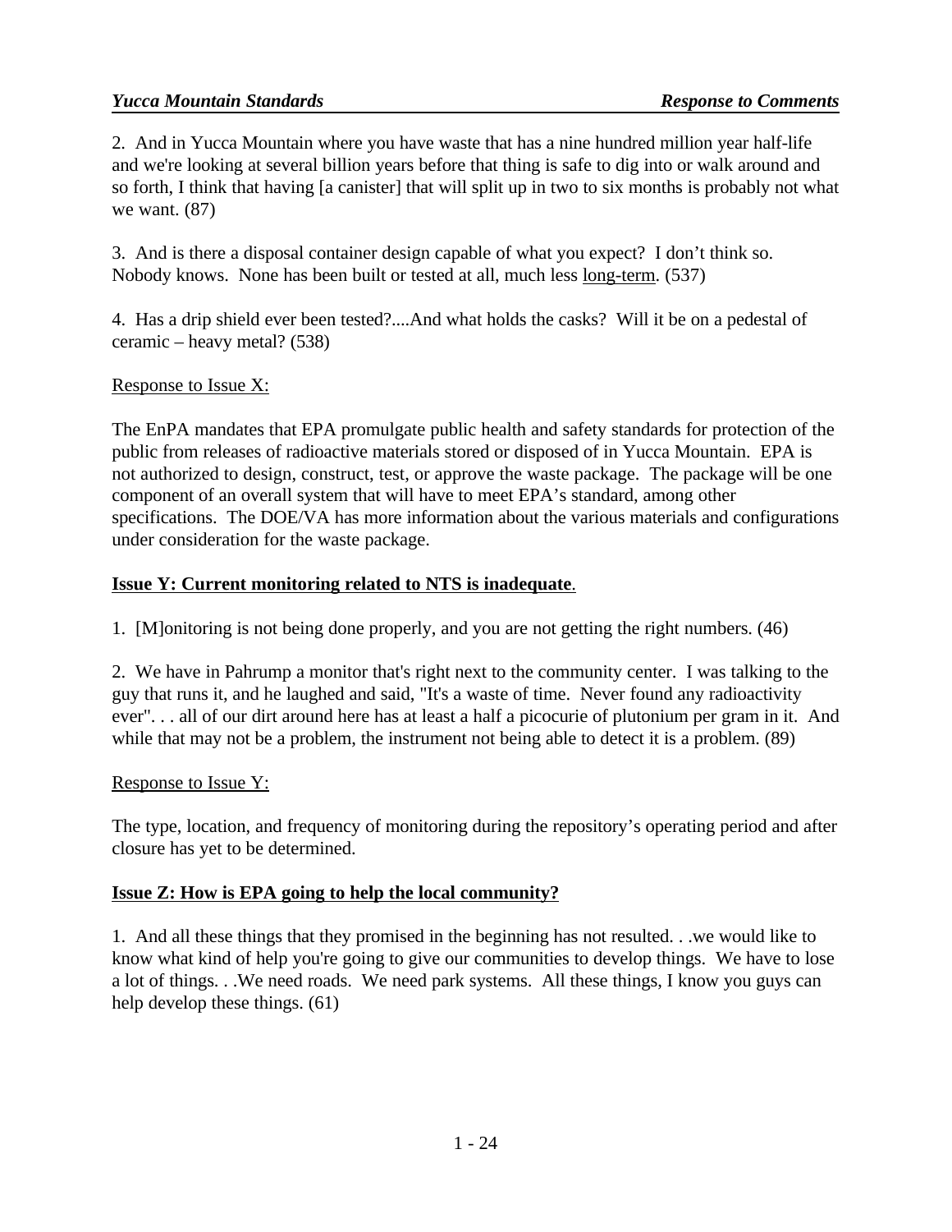2. And in Yucca Mountain where you have waste that has a nine hundred million year half-life and we're looking at several billion years before that thing is safe to dig into or walk around and so forth, I think that having [a canister] that will split up in two to six months is probably not what we want. (87)

3. And is there a disposal container design capable of what you expect? I don't think so. Nobody knows. None has been built or tested at all, much less <u>long-term</u>. (537)

4. Has a drip shield ever been tested?....And what holds the casks? Will it be on a pedestal of ceramic – heavy metal? (538)

<u>Response to Issue X:</u>

The EnPA mandates that EPA promulgate public health and safety standards for protection of the public from releases of radioactive materials stored or disposed of in Yucca Mountain. EPA is not authorized to design, construct, test, or approve the waste package. The package will be one component of an overall system that will have to meet EPA's standard, among other specifications. The DOE/VA has more information about the various materials and configurations under consideration for the waste package.

**<u>Issue Y: Current monitoring related to NTS is inadequate</u>.**

1. [M]onitoring is not being done properly, and you are not getting the right numbers. (46)

2. We have in Pahrump a monitor that's right next to the community center. I was talking to the guy that runs it, and he laughed and said, "It's a waste of time. Never found any radioactivity ever". . . all of our dirt around here has at least a half a picocurie of plutonium per gram in it. And while that may not be a problem, the instrument not being able to detect it is a problem. (89)

<u>Response to Issue Y:</u>

The type, location, and frequency of monitoring during the repository's operating period and after closure has yet to be determined.

**<u>Issue Z: How is EPA going to help the local community?</u>**

1. And all these things that they promised in the beginning has not resulted. . .we would like to know what kind of help you're going to give our communities to develop things. We have to lose a lot of things. . .We need roads. We need park systems. All these things, I know you guys can help develop these things. (61)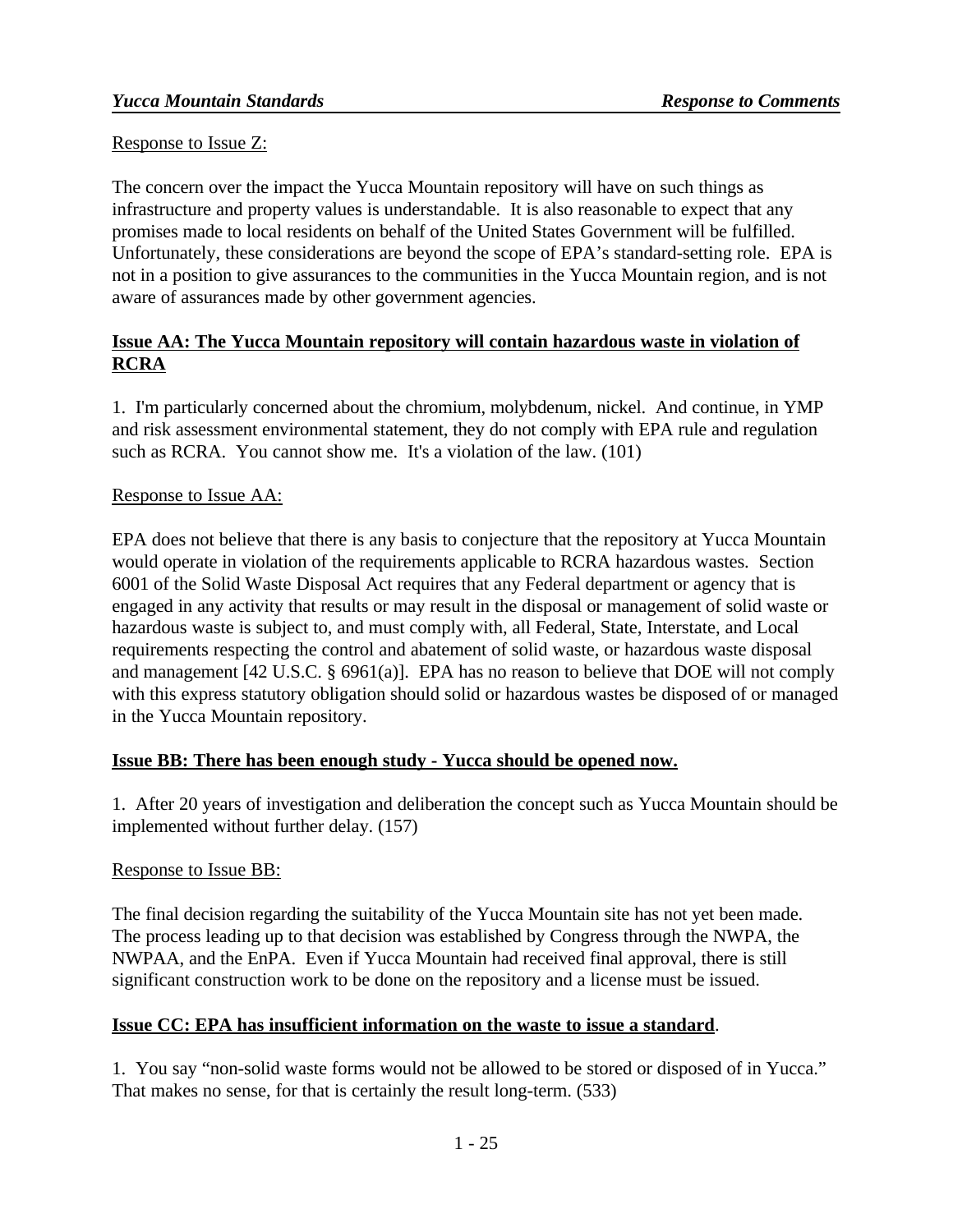Response to Issue Z:

The concern over the impact the Yucca Mountain repository will have on such things as infrastructure and property values is understandable. It is also reasonable to expect that any promises made to local residents on behalf of the United States Government will be fulfilled. Unfortunately, these considerations are beyond the scope of EPA's standard-setting role. EPA is not in a position to give assurances to the communities in the Yucca Mountain region, and is not aware of assurances made by other government agencies.

**Issue AA: The Yucca Mountain repository will contain hazardous waste in violation of RCRA**

1. I'm particularly concerned about the chromium, molybdenum, nickel. And continue, in YMP and risk assessment environmental statement, they do not comply with EPA rule and regulation such as RCRA. You cannot show me. It's a violation of the law. (101)

Response to Issue AA:

EPA does not believe that there is any basis to conjecture that the repository at Yucca Mountain would operate in violation of the requirements applicable to RCRA hazardous wastes. Section 6001 of the Solid Waste Disposal Act requires that any Federal department or agency that is engaged in any activity that results or may result in the disposal or management of solid waste or hazardous waste is subject to, and must comply with, all Federal, State, Interstate, and Local requirements respecting the control and abatement of solid waste, or hazardous waste disposal and management [42 U.S.C. § 6961(a)]. EPA has no reason to believe that DOE will not comply with this express statutory obligation should solid or hazardous wastes be disposed of or managed in the Yucca Mountain repository.

**Issue BB: There has been enough study - Yucca should be opened now.**

1. After 20 years of investigation and deliberation the concept such as Yucca Mountain should be implemented without further delay. (157)

Response to Issue BB:

The final decision regarding the suitability of the Yucca Mountain site has not yet been made. The process leading up to that decision was established by Congress through the NWPA, the NWPAA, and the EnPA. Even if Yucca Mountain had received final approval, there is still significant construction work to be done on the repository and a license must be issued.

**Issue CC: EPA has insufficient information on the waste to issue a standard**.

1. You say "non-solid waste forms would not be allowed to be stored or disposed of in Yucca." That makes no sense, for that is certainly the result long-term. (533)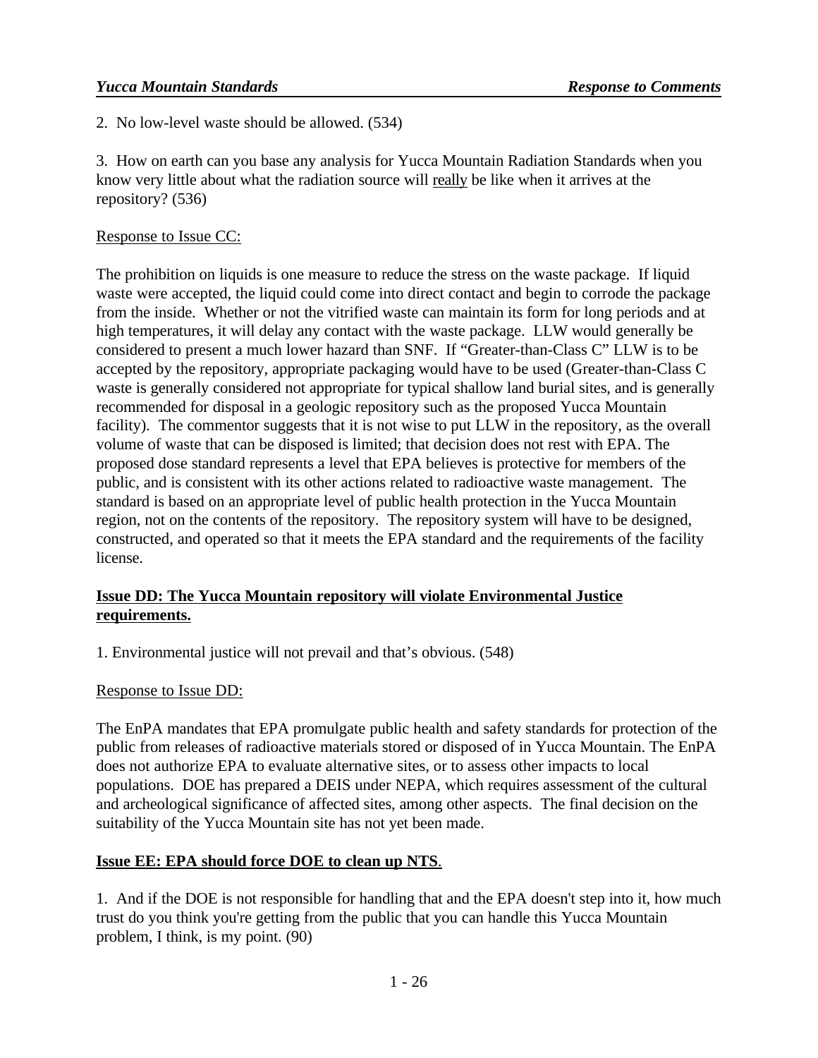2. No low-level waste should be allowed. (534)

3. How on earth can you base any analysis for Yucca Mountain Radiation Standards when you know very little about what the radiation source will <u>really</u> be like when it arrives at the repository? (536)

<u>Response to Issue CC:</u>

The prohibition on liquids is one measure to reduce the stress on the waste package. If liquid waste were accepted, the liquid could come into direct contact and begin to corrode the package from the inside. Whether or not the vitrified waste can maintain its form for long periods and at high temperatures, it will delay any contact with the waste package. LLW would generally be considered to present a much lower hazard than SNF. If "Greater-than-Class C" LLW is to be accepted by the repository, appropriate packaging would have to be used (Greater-than-Class C waste is generally considered not appropriate for typical shallow land burial sites, and is generally recommended for disposal in a geologic repository such as the proposed Yucca Mountain facility). The commentor suggests that it is not wise to put LLW in the repository, as the overall volume of waste that can be disposed is limited; that decision does not rest with EPA. The proposed dose standard represents a level that EPA believes is protective for members of the public, and is consistent with its other actions related to radioactive waste management. The standard is based on an appropriate level of public health protection in the Yucca Mountain region, not on the contents of the repository. The repository system will have to be designed, constructed, and operated so that it meets the EPA standard and the requirements of the facility license.

## Issue DD: The Yucca Mountain repository will violate Environmental Justice requirements.

1. Environmental justice will not prevail and that's obvious. (548)

<u>Response to Issue DD:</u>

The EnPA mandates that EPA promulgate public health and safety standards for protection of the public from releases of radioactive materials stored or disposed of in Yucca Mountain. The EnPA does not authorize EPA to evaluate alternative sites, or to assess other impacts to local populations. DOE has prepared a DEIS under NEPA, which requires assessment of the cultural and archeological significance of affected sites, among other aspects. The final decision on the suitability of the Yucca Mountain site has not yet been made.

## Issue EE: EPA should force DOE to clean up NTS.

1. And if the DOE is not responsible for handling that and the EPA doesn't step into it, how much trust do you think you're getting from the public that you can handle this Yucca Mountain problem, I think, is my point. (90)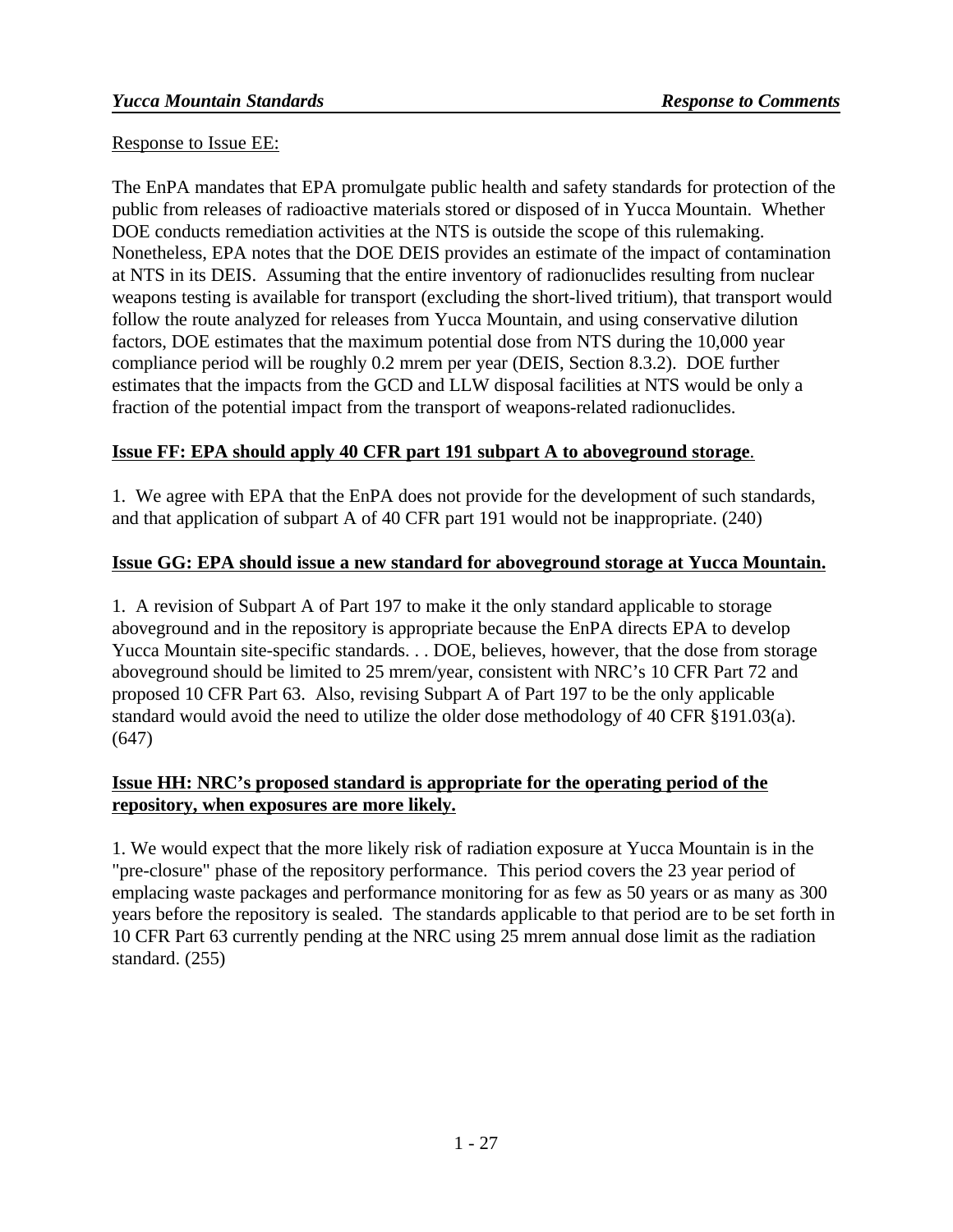Response to Issue EE:

The EnPA mandates that EPA promulgate public health and safety standards for protection of the public from releases of radioactive materials stored or disposed of in Yucca Mountain. Whether DOE conducts remediation activities at the NTS is outside the scope of this rulemaking. Nonetheless, EPA notes that the DOE DEIS provides an estimate of the impact of contamination at NTS in its DEIS. Assuming that the entire inventory of radionuclides resulting from nuclear weapons testing is available for transport (excluding the short-lived tritium), that transport would follow the route analyzed for releases from Yucca Mountain, and using conservative dilution factors, DOE estimates that the maximum potential dose from NTS during the 10,000 year compliance period will be roughly 0.2 mrem per year (DEIS, Section 8.3.2). DOE further estimates that the impacts from the GCD and LLW disposal facilities at NTS would be only a fraction of the potential impact from the transport of weapons-related radionuclides.

**Issue FF: EPA should apply 40 CFR part 191 subpart A to aboveground storage.**

1. We agree with EPA that the EnPA does not provide for the development of such standards, and that application of subpart A of 40 CFR part 191 would not be inappropriate. (240)

**Issue GG: EPA should issue a new standard for aboveground storage at Yucca Mountain.**

1. A revision of Subpart A of Part 197 to make it the only standard applicable to storage aboveground and in the repository is appropriate because the EnPA directs EPA to develop Yucca Mountain site-specific standards. . . DOE, believes, however, that the dose from storage aboveground should be limited to 25 mrem/year, consistent with NRC's 10 CFR Part 72 and proposed 10 CFR Part 63. Also, revising Subpart A of Part 197 to be the only applicable standard would avoid the need to utilize the older dose methodology of 40 CFR §191.03(a). (647)

**Issue HH: NRC's proposed standard is appropriate for the operating period of the repository, when exposures are more likely.**

1. We would expect that the more likely risk of radiation exposure at Yucca Mountain is in the "pre-closure" phase of the repository performance. This period covers the 23 year period of emplacing waste packages and performance monitoring for as few as 50 years or as many as 300 years before the repository is sealed. The standards applicable to that period are to be set forth in 10 CFR Part 63 currently pending at the NRC using 25 mrem annual dose limit as the radiation standard. (255)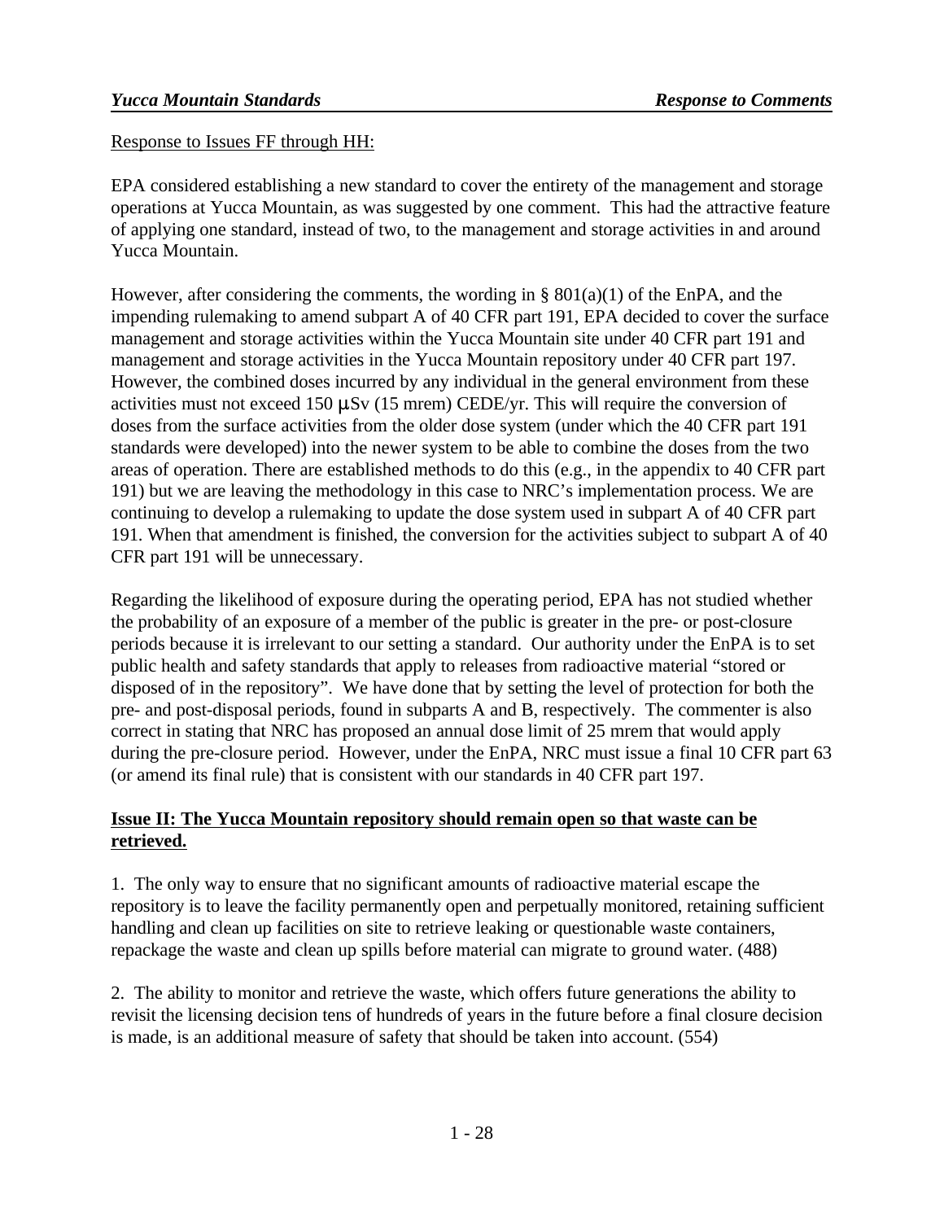Response to Issues FF through HH:

EPA considered establishing a new standard to cover the entirety of the management and storage operations at Yucca Mountain, as was suggested by one comment. This had the attractive feature of applying one standard, instead of two, to the management and storage activities in and around Yucca Mountain.

However, after considering the comments, the wording in § 801(a)(1) of the EnPA, and the impending rulemaking to amend subpart A of 40 CFR part 191, EPA decided to cover the surface management and storage activities within the Yucca Mountain site under 40 CFR part 191 and management and storage activities in the Yucca Mountain repository under 40 CFR part 197. However, the combined doses incurred by any individual in the general environment from these activities must not exceed 150 μSv (15 mrem) CEDE/yr. This will require the conversion of doses from the surface activities from the older dose system (under which the 40 CFR part 191 standards were developed) into the newer system to be able to combine the doses from the two areas of operation. There are established methods to do this (e.g., in the appendix to 40 CFR part 191) but we are leaving the methodology in this case to NRC's implementation process. We are continuing to develop a rulemaking to update the dose system used in subpart A of 40 CFR part 191. When that amendment is finished, the conversion for the activities subject to subpart A of 40 CFR part 191 will be unnecessary.

Regarding the likelihood of exposure during the operating period, EPA has not studied whether the probability of an exposure of a member of the public is greater in the pre- or post-closure periods because it is irrelevant to our setting a standard. Our authority under the EnPA is to set public health and safety standards that apply to releases from radioactive material "stored or disposed of in the repository". We have done that by setting the level of protection for both the pre- and post-disposal periods, found in subparts A and B, respectively. The commenter is also correct in stating that NRC has proposed an annual dose limit of 25 mrem that would apply during the pre-closure period. However, under the EnPA, NRC must issue a final 10 CFR part 63 (or amend its final rule) that is consistent with our standards in 40 CFR part 197.

**Issue II: The Yucca Mountain repository should remain open so that waste can be retrieved.**

1. The only way to ensure that no significant amounts of radioactive material escape the repository is to leave the facility permanently open and perpetually monitored, retaining sufficient handling and clean up facilities on site to retrieve leaking or questionable waste containers, repackage the waste and clean up spills before material can migrate to ground water. (488)

2. The ability to monitor and retrieve the waste, which offers future generations the ability to revisit the licensing decision tens of hundreds of years in the future before a final closure decision is made, is an additional measure of safety that should be taken into account. (554)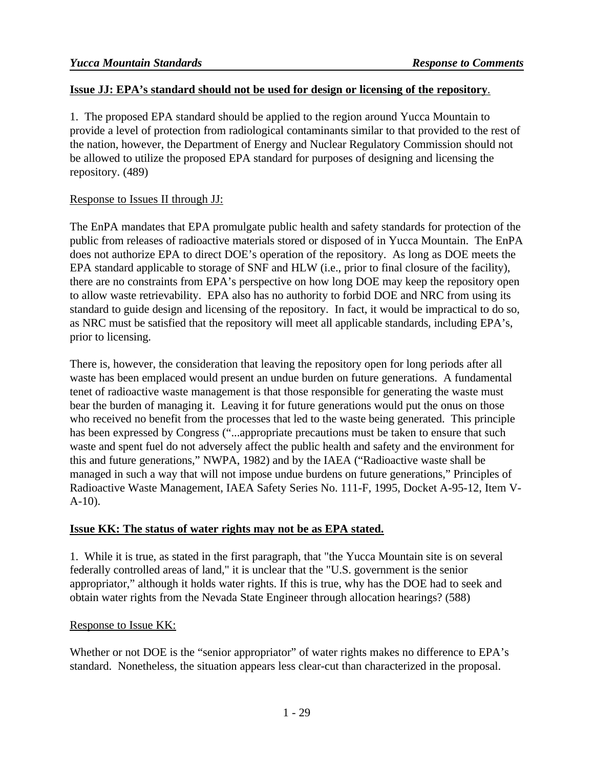**Issue JJ: EPA's standard should not be used for design or licensing of the repository**.

1. The proposed EPA standard should be applied to the region around Yucca Mountain to provide a level of protection from radiological contaminants similar to that provided to the rest of the nation, however, the Department of Energy and Nuclear Regulatory Commission should not be allowed to utilize the proposed EPA standard for purposes of designing and licensing the repository. (489)

Response to Issues II through JJ:

The EnPA mandates that EPA promulgate public health and safety standards for protection of the public from releases of radioactive materials stored or disposed of in Yucca Mountain. The EnPA does not authorize EPA to direct DOE's operation of the repository. As long as DOE meets the EPA standard applicable to storage of SNF and HLW (i.e., prior to final closure of the facility), there are no constraints from EPA's perspective on how long DOE may keep the repository open to allow waste retrievability. EPA also has no authority to forbid DOE and NRC from using its standard to guide design and licensing of the repository. In fact, it would be impractical to do so, as NRC must be satisfied that the repository will meet all applicable standards, including EPA's, prior to licensing.

There is, however, the consideration that leaving the repository open for long periods after all waste has been emplaced would present an undue burden on future generations. A fundamental tenet of radioactive waste management is that those responsible for generating the waste must bear the burden of managing it. Leaving it for future generations would put the onus on those who received no benefit from the processes that led to the waste being generated. This principle has been expressed by Congress ("...appropriate precautions must be taken to ensure that such waste and spent fuel do not adversely affect the public health and safety and the environment for this and future generations," NWPA, 1982) and by the IAEA ("Radioactive waste shall be managed in such a way that will not impose undue burdens on future generations," Principles of Radioactive Waste Management, IAEA Safety Series No. 111-F, 1995, Docket A-95-12, Item V-A-10).

**Issue KK: The status of water rights may not be as EPA stated.**

1. While it is true, as stated in the first paragraph, that "the Yucca Mountain site is on several federally controlled areas of land," it is unclear that the "U.S. government is the senior appropriator," although it holds water rights. If this is true, why has the DOE had to seek and obtain water rights from the Nevada State Engineer through allocation hearings? (588)

Response to Issue KK:

Whether or not DOE is the "senior appropriator" of water rights makes no difference to EPA's standard. Nonetheless, the situation appears less clear-cut than characterized in the proposal.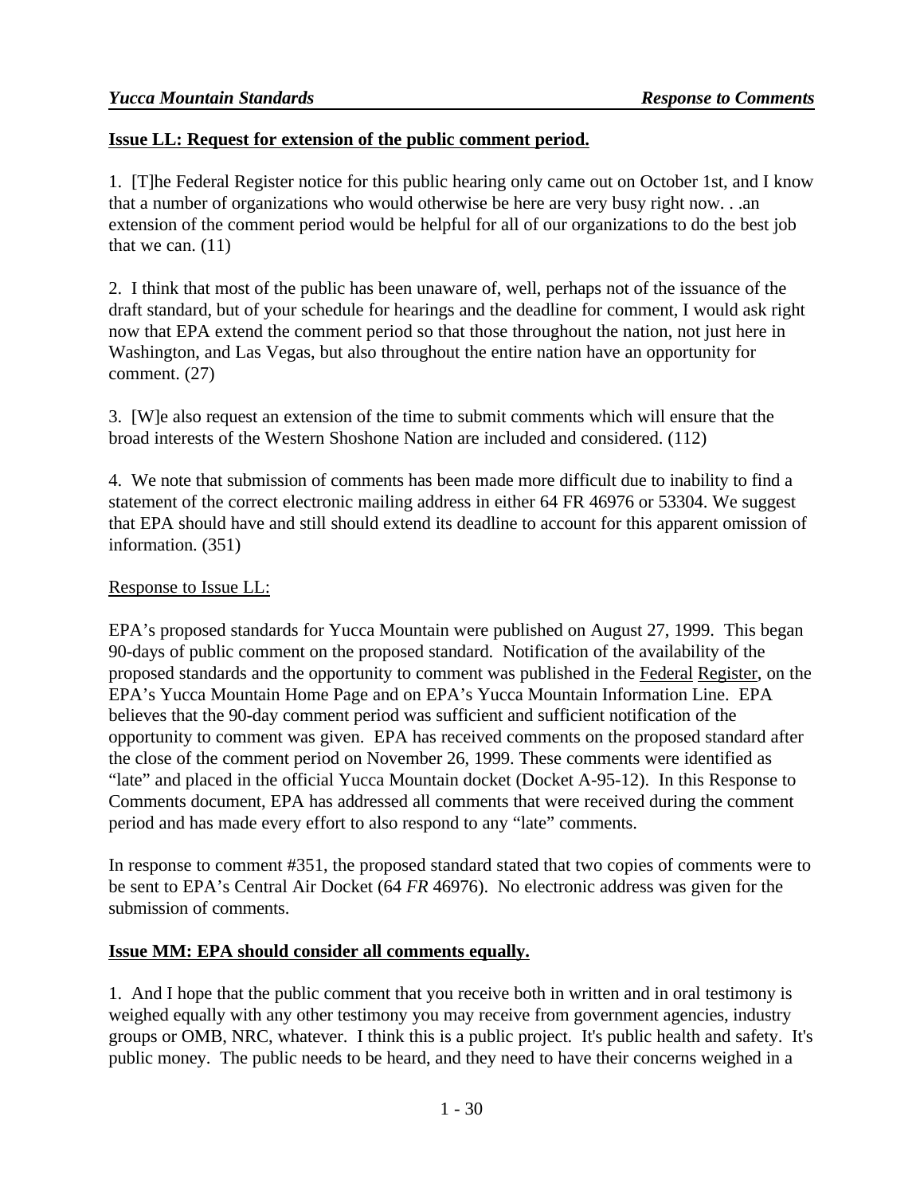**Issue LL: Request for extension of the public comment period.**

1. [T]he Federal Register notice for this public hearing only came out on October 1st, and I know that a number of organizations who would otherwise be here are very busy right now. . .an extension of the comment period would be helpful for all of our organizations to do the best job that we can. (11)

2. I think that most of the public has been unaware of, well, perhaps not of the issuance of the draft standard, but of your schedule for hearings and the deadline for comment, I would ask right now that EPA extend the comment period so that those throughout the nation, not just here in Washington, and Las Vegas, but also throughout the entire nation have an opportunity for comment. (27)

3. [W]e also request an extension of the time to submit comments which will ensure that the broad interests of the Western Shoshone Nation are included and considered. (112)

4. We note that submission of comments has been made more difficult due to inability to find a statement of the correct electronic mailing address in either 64 FR 46976 or 53304. We suggest that EPA should have and still should extend its deadline to account for this apparent omission of information. (351)

Response to Issue LL:

EPA's proposed standards for Yucca Mountain were published on August 27, 1999. This began 90-days of public comment on the proposed standard. Notification of the availability of the proposed standards and the opportunity to comment was published in the Federal Register, on the EPA's Yucca Mountain Home Page and on EPA's Yucca Mountain Information Line. EPA believes that the 90-day comment period was sufficient and sufficient notification of the opportunity to comment was given. EPA has received comments on the proposed standard after the close of the comment period on November 26, 1999. These comments were identified as "late" and placed in the official Yucca Mountain docket (Docket A-95-12). In this Response to Comments document, EPA has addressed all comments that were received during the comment period and has made every effort to also respond to any "late" comments.

In response to comment #351, the proposed standard stated that two copies of comments were to be sent to EPA's Central Air Docket (64 *FR* 46976). No electronic address was given for the submission of comments.

**Issue MM: EPA should consider all comments equally.**

1. And I hope that the public comment that you receive both in written and in oral testimony is weighed equally with any other testimony you may receive from government agencies, industry groups or OMB, NRC, whatever. I think this is a public project. It's public health and safety. It's public money. The public needs to be heard, and they need to have their concerns weighed in a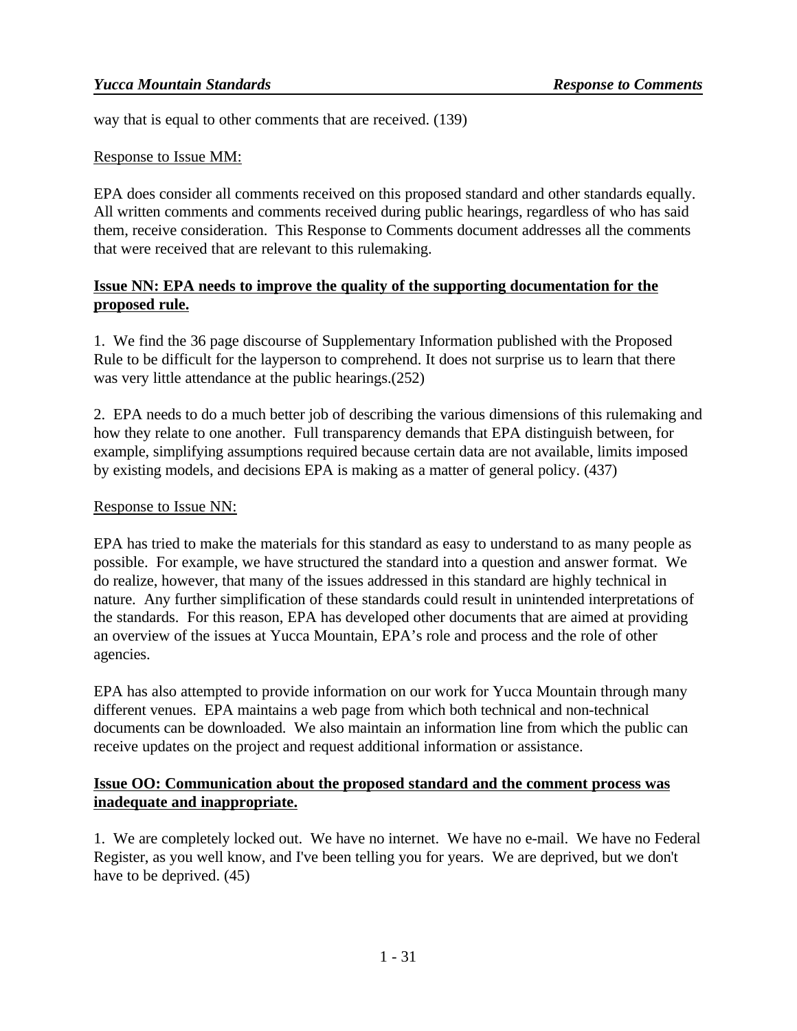way that is equal to other comments that are received. (139)

Response to Issue MM:

EPA does consider all comments received on this proposed standard and other standards equally. All written comments and comments received during public hearings, regardless of who has said them, receive consideration. This Response to Comments document addresses all the comments that were received that are relevant to this rulemaking.

**Issue NN: EPA needs to improve the quality of the supporting documentation for the proposed rule.**

1. We find the 36 page discourse of Supplementary Information published with the Proposed Rule to be difficult for the layperson to comprehend. It does not surprise us to learn that there was very little attendance at the public hearings.(252)

2. EPA needs to do a much better job of describing the various dimensions of this rulemaking and how they relate to one another. Full transparency demands that EPA distinguish between, for example, simplifying assumptions required because certain data are not available, limits imposed by existing models, and decisions EPA is making as a matter of general policy. (437)

Response to Issue NN:

EPA has tried to make the materials for this standard as easy to understand to as many people as possible. For example, we have structured the standard into a question and answer format. We do realize, however, that many of the issues addressed in this standard are highly technical in nature. Any further simplification of these standards could result in unintended interpretations of the standards. For this reason, EPA has developed other documents that are aimed at providing an overview of the issues at Yucca Mountain, EPA's role and process and the role of other agencies.

EPA has also attempted to provide information on our work for Yucca Mountain through many different venues. EPA maintains a web page from which both technical and non-technical documents can be downloaded. We also maintain an information line from which the public can receive updates on the project and request additional information or assistance.

**Issue OO: Communication about the proposed standard and the comment process was inadequate and inappropriate.**

1. We are completely locked out. We have no internet. We have no e-mail. We have no Federal Register, as you well know, and I've been telling you for years. We are deprived, but we don't have to be deprived. (45)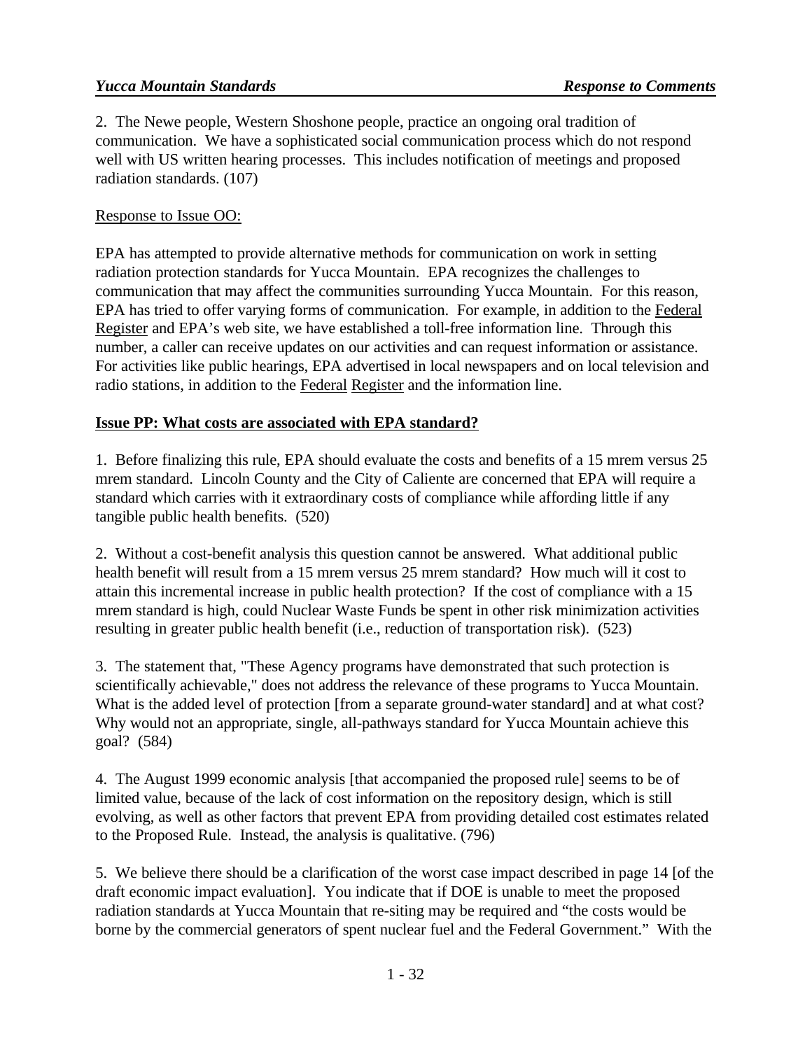2. The Newe people, Western Shoshone people, practice an ongoing oral tradition of communication. We have a sophisticated social communication process which do not respond well with US written hearing processes. This includes notification of meetings and proposed radiation standards. (107)

Response to Issue OO:

EPA has attempted to provide alternative methods for communication on work in setting radiation protection standards for Yucca Mountain. EPA recognizes the challenges to communication that may affect the communities surrounding Yucca Mountain. For this reason, EPA has tried to offer varying forms of communication. For example, in addition to the Federal Register and EPA's web site, we have established a toll-free information line. Through this number, a caller can receive updates on our activities and can request information or assistance. For activities like public hearings, EPA advertised in local newspapers and on local television and radio stations, in addition to the Federal Register and the information line.

**Issue PP: What costs are associated with EPA standard?**

1. Before finalizing this rule, EPA should evaluate the costs and benefits of a 15 mrem versus 25 mrem standard. Lincoln County and the City of Caliente are concerned that EPA will require a standard which carries with it extraordinary costs of compliance while affording little if any tangible public health benefits. (520)

2. Without a cost-benefit analysis this question cannot be answered. What additional public health benefit will result from a 15 mrem versus 25 mrem standard? How much will it cost to attain this incremental increase in public health protection? If the cost of compliance with a 15 mrem standard is high, could Nuclear Waste Funds be spent in other risk minimization activities resulting in greater public health benefit (i.e., reduction of transportation risk). (523)

3. The statement that, "These Agency programs have demonstrated that such protection is scientifically achievable," does not address the relevance of these programs to Yucca Mountain. What is the added level of protection [from a separate ground-water standard] and at what cost? Why would not an appropriate, single, all-pathways standard for Yucca Mountain achieve this goal? (584)

4. The August 1999 economic analysis [that accompanied the proposed rule] seems to be of limited value, because of the lack of cost information on the repository design, which is still evolving, as well as other factors that prevent EPA from providing detailed cost estimates related to the Proposed Rule. Instead, the analysis is qualitative. (796)

5. We believe there should be a clarification of the worst case impact described in page 14 [of the draft economic impact evaluation]. You indicate that if DOE is unable to meet the proposed radiation standards at Yucca Mountain that re-siting may be required and "the costs would be borne by the commercial generators of spent nuclear fuel and the Federal Government." With the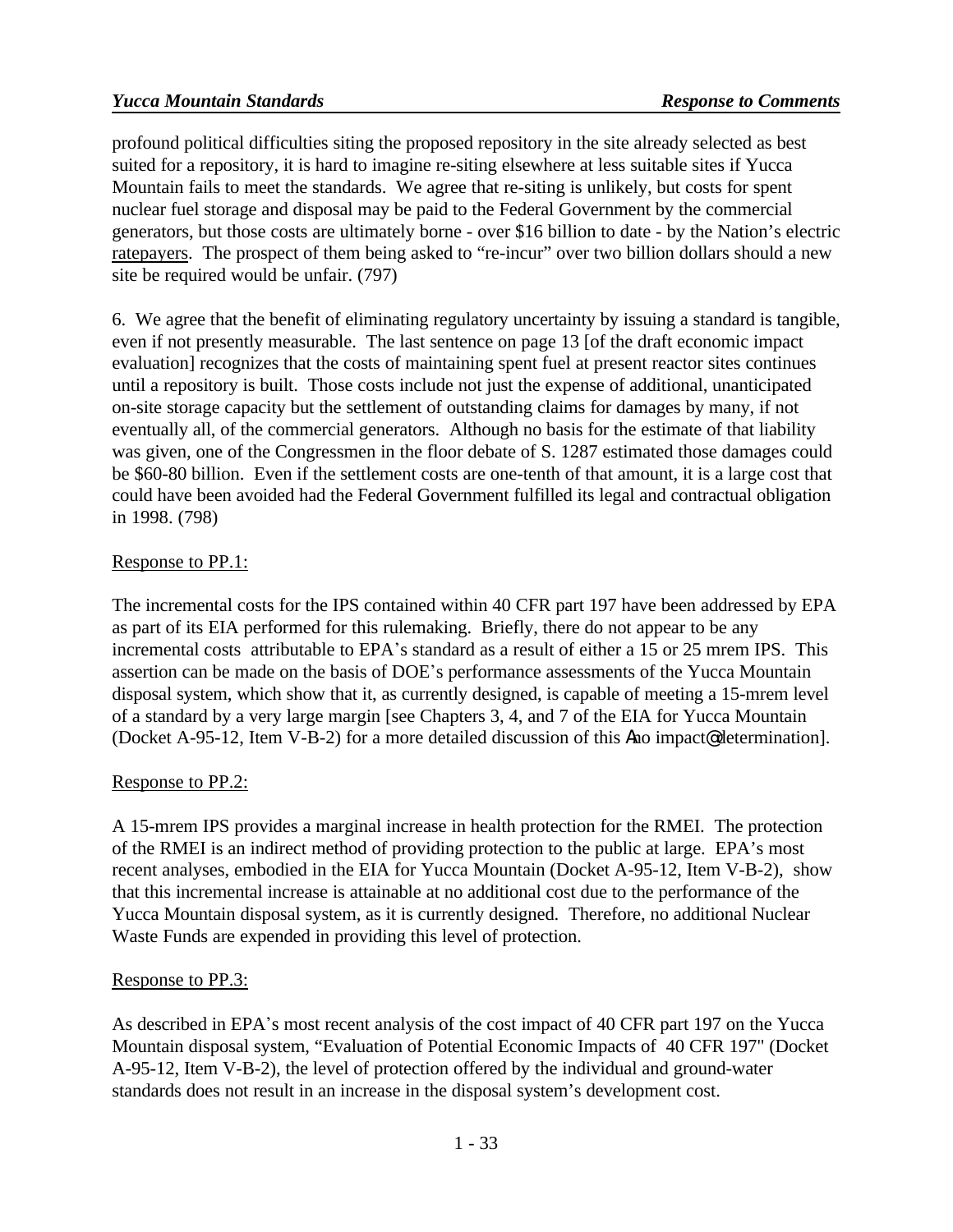profound political difficulties siting the proposed repository in the site already selected as best suited for a repository, it is hard to imagine re-siting elsewhere at less suitable sites if Yucca Mountain fails to meet the standards. We agree that re-siting is unlikely, but costs for spent nuclear fuel storage and disposal may be paid to the Federal Government by the commercial generators, but those costs are ultimately borne - over $16 billion to date - by the Nation's electric ratepayers. The prospect of them being asked to "re-incur" over two billion dollars should a new site be required would be unfair. (797)

6. We agree that the benefit of eliminating regulatory uncertainty by issuing a standard is tangible, even if not presently measurable. The last sentence on page 13 [of the draft economic impact evaluation] recognizes that the costs of maintaining spent fuel at present reactor sites continues until a repository is built. Those costs include not just the expense of additional, unanticipated on-site storage capacity but the settlement of outstanding claims for damages by many, if not eventually all, of the commercial generators. Although no basis for the estimate of that liability was given, one of the Congressmen in the floor debate of S. 1287 estimated those damages could be $60-80 billion. Even if the settlement costs are one-tenth of that amount, it is a large cost that could have been avoided had the Federal Government fulfilled its legal and contractual obligation in 1998. (798)

Response to PP.1:

The incremental costs for the IPS contained within 40 CFR part 197 have been addressed by EPA as part of its EIA performed for this rulemaking. Briefly, there do not appear to be any incremental costs attributable to EPA's standard as a result of either a 15 or 25 mrem IPS. This assertion can be made on the basis of DOE's performance assessments of the Yucca Mountain disposal system, which show that it, as currently designed, is capable of meeting a 15-mrem level of a standard by a very large margin [see Chapters 3, 4, and 7 of the EIA for Yucca Mountain (Docket A-95-12, Item V-B-2) for a more detailed discussion of this "no impact" determination].

Response to PP.2:

A 15-mrem IPS provides a marginal increase in health protection for the RMEI. The protection of the RMEI is an indirect method of providing protection to the public at large. EPA's most recent analyses, embodied in the EIA for Yucca Mountain (Docket A-95-12, Item V-B-2), show that this incremental increase is attainable at no additional cost due to the performance of the Yucca Mountain disposal system, as it is currently designed. Therefore, no additional Nuclear Waste Funds are expended in providing this level of protection.

Response to PP.3:

As described in EPA's most recent analysis of the cost impact of 40 CFR part 197 on the Yucca Mountain disposal system, "Evaluation of Potential Economic Impacts of 40 CFR 197" (Docket A-95-12, Item V-B-2), the level of protection offered by the individual and ground-water standards does not result in an increase in the disposal system's development cost.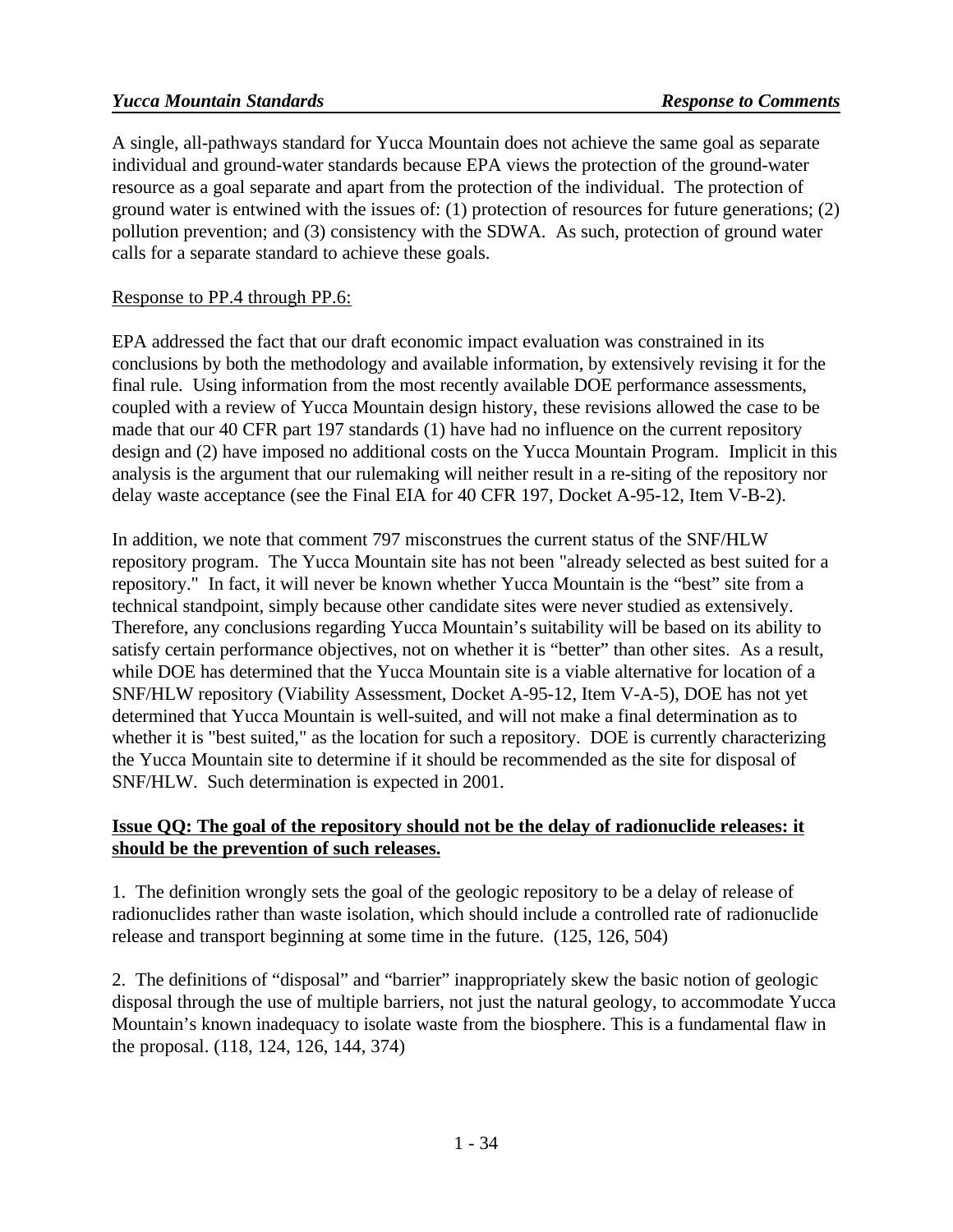A single, all-pathways standard for Yucca Mountain does not achieve the same goal as separate individual and ground-water standards because EPA views the protection of the ground-water resource as a goal separate and apart from the protection of the individual. The protection of ground water is entwined with the issues of: (1) protection of resources for future generations; (2) pollution prevention; and (3) consistency with the SDWA. As such, protection of ground water calls for a separate standard to achieve these goals.

Response to PP.4 through PP.6:

EPA addressed the fact that our draft economic impact evaluation was constrained in its conclusions by both the methodology and available information, by extensively revising it for the final rule. Using information from the most recently available DOE performance assessments, coupled with a review of Yucca Mountain design history, these revisions allowed the case to be made that our 40 CFR part 197 standards (1) have had no influence on the current repository design and (2) have imposed no additional costs on the Yucca Mountain Program. Implicit in this analysis is the argument that our rulemaking will neither result in a re-siting of the repository nor delay waste acceptance (see the Final EIA for 40 CFR 197, Docket A-95-12, Item V-B-2).

In addition, we note that comment 797 misconstrues the current status of the SNF/HLW repository program. The Yucca Mountain site has not been "already selected as best suited for a repository." In fact, it will never be known whether Yucca Mountain is the "best" site from a technical standpoint, simply because other candidate sites were never studied as extensively. Therefore, any conclusions regarding Yucca Mountain's suitability will be based on its ability to satisfy certain performance objectives, not on whether it is "better" than other sites. As a result, while DOE has determined that the Yucca Mountain site is a viable alternative for location of a SNF/HLW repository (Viability Assessment, Docket A-95-12, Item V-A-5), DOE has not yet determined that Yucca Mountain is well-suited, and will not make a final determination as to whether it is "best suited," as the location for such a repository. DOE is currently characterizing the Yucca Mountain site to determine if it should be recommended as the site for disposal of SNF/HLW. Such determination is expected in 2001.

**Issue QQ: The goal of the repository should not be the delay of radionuclide releases: it should be the prevention of such releases.**

1. The definition wrongly sets the goal of the geologic repository to be a delay of release of radionuclides rather than waste isolation, which should include a controlled rate of radionuclide release and transport beginning at some time in the future. (125, 126, 504)

2. The definitions of "disposal" and "barrier" inappropriately skew the basic notion of geologic disposal through the use of multiple barriers, not just the natural geology, to accommodate Yucca Mountain's known inadequacy to isolate waste from the biosphere. This is a fundamental flaw in the proposal. (118, 124, 126, 144, 374)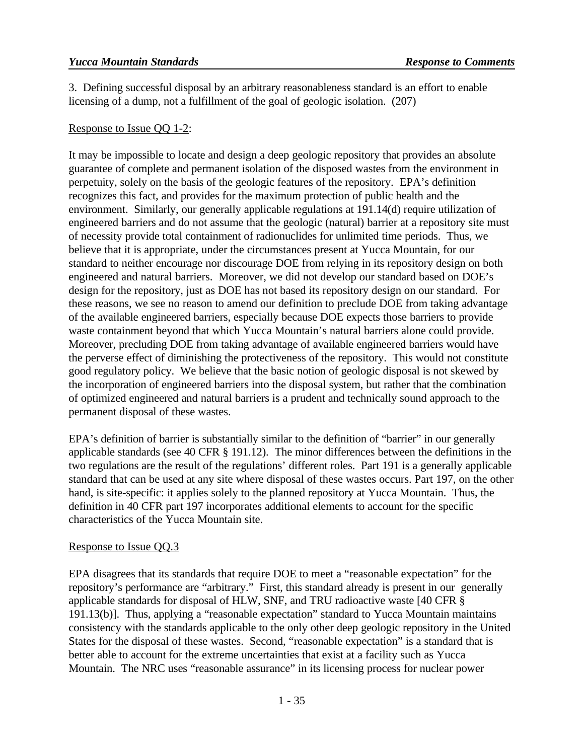3. Defining successful disposal by an arbitrary reasonableness standard is an effort to enable licensing of a dump, not a fulfillment of the goal of geologic isolation. (207)

Response to Issue QQ 1-2:

It may be impossible to locate and design a deep geologic repository that provides an absolute guarantee of complete and permanent isolation of the disposed wastes from the environment in perpetuity, solely on the basis of the geologic features of the repository. EPA's definition recognizes this fact, and provides for the maximum protection of public health and the environment. Similarly, our generally applicable regulations at 191.14(d) require utilization of engineered barriers and do not assume that the geologic (natural) barrier at a repository site must of necessity provide total containment of radionuclides for unlimited time periods. Thus, we believe that it is appropriate, under the circumstances present at Yucca Mountain, for our standard to neither encourage nor discourage DOE from relying in its repository design on both engineered and natural barriers. Moreover, we did not develop our standard based on DOE's design for the repository, just as DOE has not based its repository design on our standard. For these reasons, we see no reason to amend our definition to preclude DOE from taking advantage of the available engineered barriers, especially because DOE expects those barriers to provide waste containment beyond that which Yucca Mountain's natural barriers alone could provide. Moreover, precluding DOE from taking advantage of available engineered barriers would have the perverse effect of diminishing the protectiveness of the repository. This would not constitute good regulatory policy. We believe that the basic notion of geologic disposal is not skewed by the incorporation of engineered barriers into the disposal system, but rather that the combination of optimized engineered and natural barriers is a prudent and technically sound approach to the permanent disposal of these wastes.

EPA's definition of barrier is substantially similar to the definition of "barrier" in our generally applicable standards (see 40 CFR § 191.12). The minor differences between the definitions in the two regulations are the result of the regulations' different roles. Part 191 is a generally applicable standard that can be used at any site where disposal of these wastes occurs. Part 197, on the other hand, is site-specific: it applies solely to the planned repository at Yucca Mountain. Thus, the definition in 40 CFR part 197 incorporates additional elements to account for the specific characteristics of the Yucca Mountain site.

Response to Issue QQ.3

EPA disagrees that its standards that require DOE to meet a "reasonable expectation" for the repository's performance are "arbitrary." First, this standard already is present in our generally applicable standards for disposal of HLW, SNF, and TRU radioactive waste [40 CFR § 191.13(b)]. Thus, applying a "reasonable expectation" standard to Yucca Mountain maintains consistency with the standards applicable to the only other deep geologic repository in the United States for the disposal of these wastes. Second, "reasonable expectation" is a standard that is better able to account for the extreme uncertainties that exist at a facility such as Yucca Mountain. The NRC uses "reasonable assurance" in its licensing process for nuclear power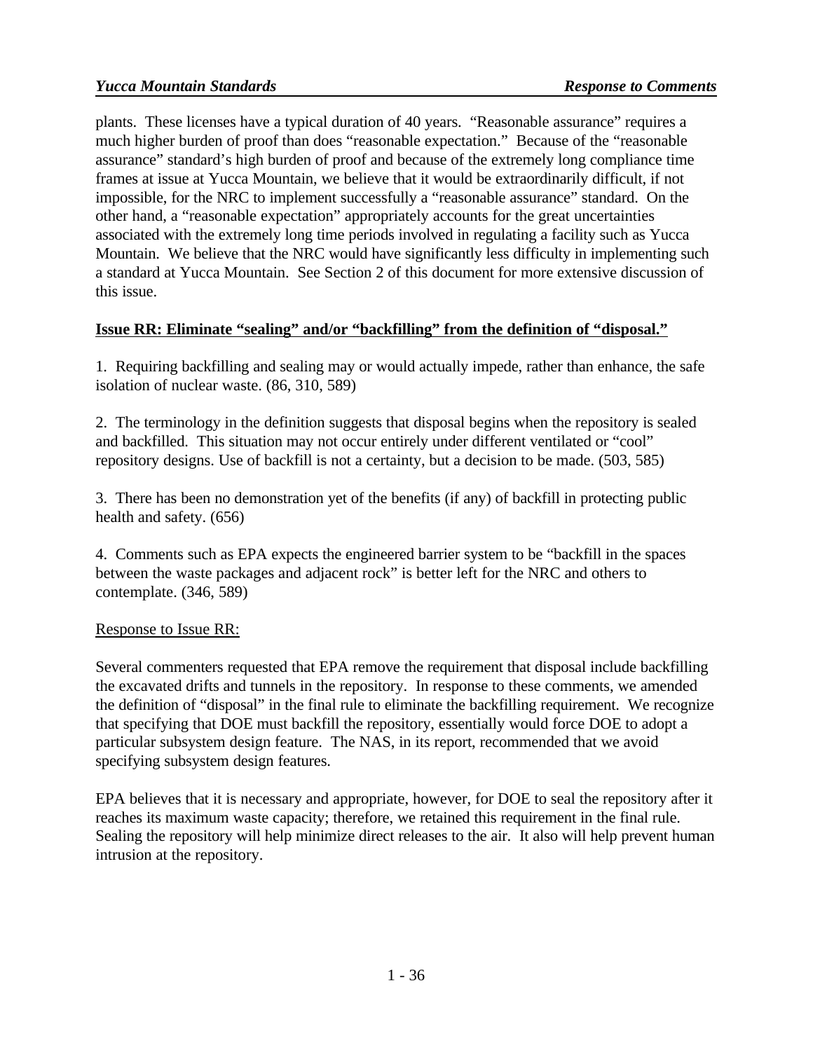plants. These licenses have a typical duration of 40 years. “Reasonable assurance” requires a much higher burden of proof than does “reasonable expectation.” Because of the “reasonable assurance” standard’s high burden of proof and because of the extremely long compliance time frames at issue at Yucca Mountain, we believe that it would be extraordinarily difficult, if not impossible, for the NRC to implement successfully a “reasonable assurance” standard. On the other hand, a “reasonable expectation” appropriately accounts for the great uncertainties associated with the extremely long time periods involved in regulating a facility such as Yucca Mountain. We believe that the NRC would have significantly less difficulty in implementing such a standard at Yucca Mountain. See Section 2 of this document for more extensive discussion of this issue.

**Issue RR: Eliminate “sealing” and/or “backfilling” from the definition of “disposal.”**

1. Requiring backfilling and sealing may or would actually impede, rather than enhance, the safe isolation of nuclear waste. (86, 310, 589)

2. The terminology in the definition suggests that disposal begins when the repository is sealed and backfilled. This situation may not occur entirely under different ventilated or “cool” repository designs. Use of backfill is not a certainty, but a decision to be made. (503, 585)

3. There has been no demonstration yet of the benefits (if any) of backfill in protecting public health and safety. (656)

4. Comments such as EPA expects the engineered barrier system to be “backfill in the spaces between the waste packages and adjacent rock” is better left for the NRC and others to contemplate. (346, 589)

Response to Issue RR:

Several commenters requested that EPA remove the requirement that disposal include backfilling the excavated drifts and tunnels in the repository. In response to these comments, we amended the definition of “disposal” in the final rule to eliminate the backfilling requirement. We recognize that specifying that DOE must backfill the repository, essentially would force DOE to adopt a particular subsystem design feature. The NAS, in its report, recommended that we avoid specifying subsystem design features.

EPA believes that it is necessary and appropriate, however, for DOE to seal the repository after it reaches its maximum waste capacity; therefore, we retained this requirement in the final rule. Sealing the repository will help minimize direct releases to the air. It also will help prevent human intrusion at the repository.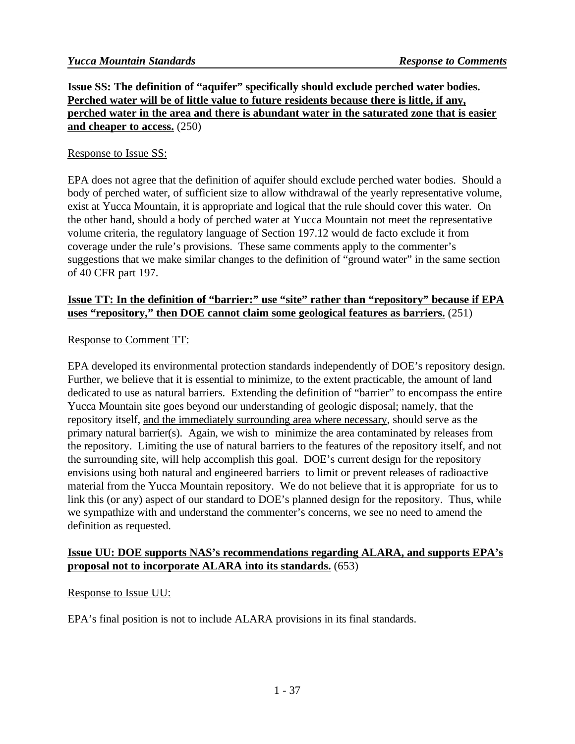**<u>Issue SS: The definition of "aquifer" specifically should exclude perched water bodies. Perched water will be of little value to future residents because there is little, if any, perched water in the area and there is abundant water in the saturated zone that is easier and cheaper to access.</u>** (250)

<u>Response to Issue SS:</u>

EPA does not agree that the definition of aquifer should exclude perched water bodies. Should a body of perched water, of sufficient size to allow withdrawal of the yearly representative volume, exist at Yucca Mountain, it is appropriate and logical that the rule should cover this water. On the other hand, should a body of perched water at Yucca Mountain not meet the representative volume criteria, the regulatory language of Section 197.12 would de facto exclude it from coverage under the rule's provisions. These same comments apply to the commenter's suggestions that we make similar changes to the definition of "ground water" in the same section of 40 CFR part 197.

**<u>Issue TT: In the definition of "barrier:" use "site" rather than "repository" because if EPA uses "repository," then DOE cannot claim some geological features as barriers.</u>** (251)

<u>Response to Comment TT:</u>

EPA developed its environmental protection standards independently of DOE's repository design. Further, we believe that it is essential to minimize, to the extent practicable, the amount of land dedicated to use as natural barriers. Extending the definition of "barrier" to encompass the entire Yucca Mountain site goes beyond our understanding of geologic disposal; namely, that the repository itself, <u>and the immediately surrounding area where necessary</u>, should serve as the primary natural barrier(s). Again, we wish to minimize the area contaminated by releases from the repository. Limiting the use of natural barriers to the features of the repository itself, and not the surrounding site, will help accomplish this goal. DOE's current design for the repository envisions using both natural and engineered barriers to limit or prevent releases of radioactive material from the Yucca Mountain repository. We do not believe that it is appropriate for us to link this (or any) aspect of our standard to DOE's planned design for the repository. Thus, while we sympathize with and understand the commenter's concerns, we see no need to amend the definition as requested.

**<u>Issue UU: DOE supports NAS's recommendations regarding ALARA, and supports EPA's proposal not to incorporate ALARA into its standards.</u>** (653)

<u>Response to Issue UU:</u>

EPA's final position is not to include ALARA provisions in its final standards.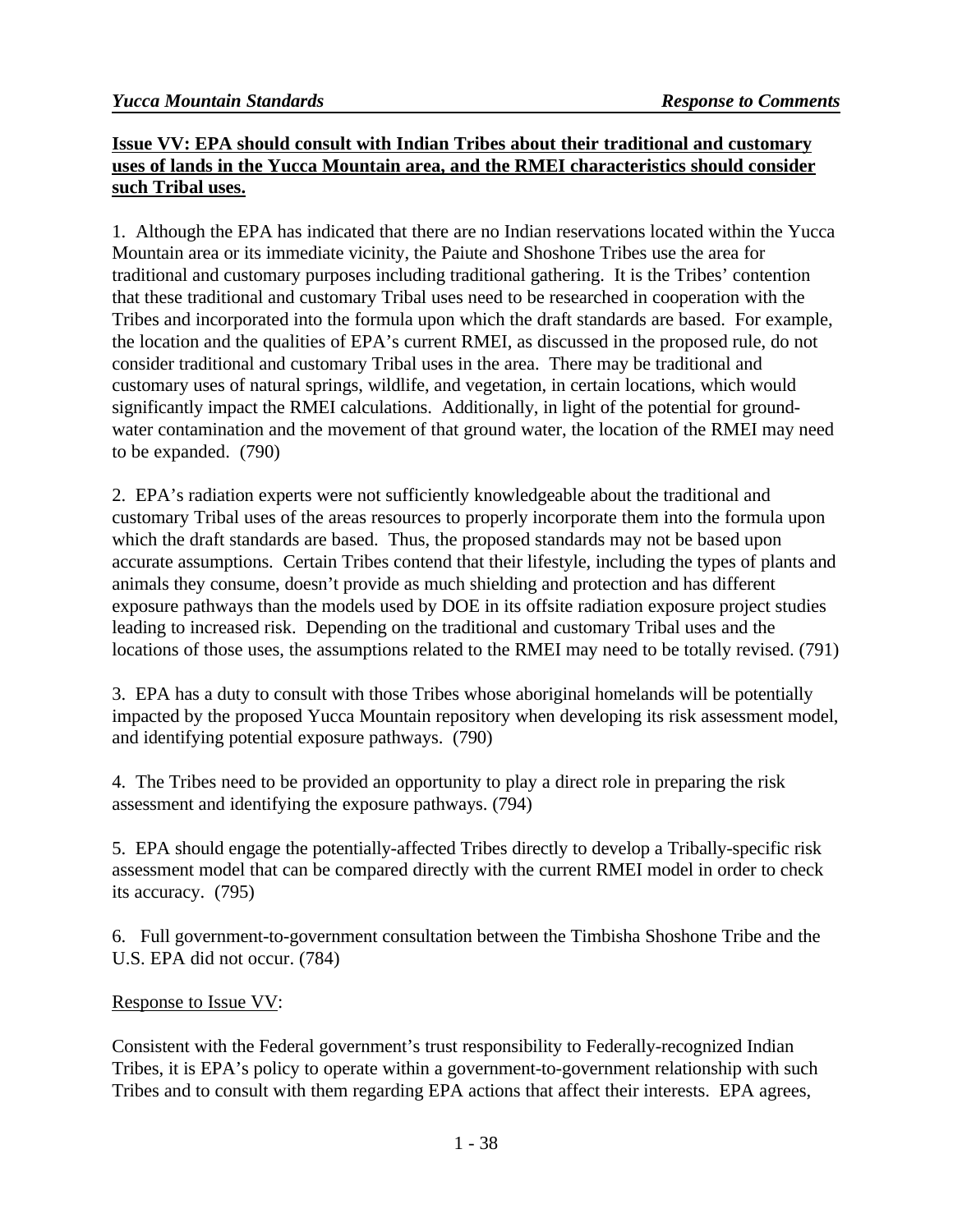**Issue VV: EPA should consult with Indian Tribes about their traditional and customary uses of lands in the Yucca Mountain area, and the RMEI characteristics should consider such Tribal uses.**

1. Although the EPA has indicated that there are no Indian reservations located within the Yucca Mountain area or its immediate vicinity, the Paiute and Shoshone Tribes use the area for traditional and customary purposes including traditional gathering. It is the Tribes' contention that these traditional and customary Tribal uses need to be researched in cooperation with the Tribes and incorporated into the formula upon which the draft standards are based. For example, the location and the qualities of EPA's current RMEI, as discussed in the proposed rule, do not consider traditional and customary Tribal uses in the area. There may be traditional and customary uses of natural springs, wildlife, and vegetation, in certain locations, which would significantly impact the RMEI calculations. Additionally, in light of the potential for ground-water contamination and the movement of that ground water, the location of the RMEI may need to be expanded. (790)

2. EPA's radiation experts were not sufficiently knowledgeable about the traditional and customary Tribal uses of the areas resources to properly incorporate them into the formula upon which the draft standards are based. Thus, the proposed standards may not be based upon accurate assumptions. Certain Tribes contend that their lifestyle, including the types of plants and animals they consume, doesn't provide as much shielding and protection and has different exposure pathways than the models used by DOE in its offsite radiation exposure project studies leading to increased risk. Depending on the traditional and customary Tribal uses and the locations of those uses, the assumptions related to the RMEI may need to be totally revised. (791)

3. EPA has a duty to consult with those Tribes whose aboriginal homelands will be potentially impacted by the proposed Yucca Mountain repository when developing its risk assessment model, and identifying potential exposure pathways. (790)

4. The Tribes need to be provided an opportunity to play a direct role in preparing the risk assessment and identifying the exposure pathways. (794)

5. EPA should engage the potentially-affected Tribes directly to develop a Tribally-specific risk assessment model that can be compared directly with the current RMEI model in order to check its accuracy. (795)

6. Full government-to-government consultation between the Timbisha Shoshone Tribe and the U.S. EPA did not occur. (784)

Response to Issue VV:

Consistent with the Federal government's trust responsibility to Federally-recognized Indian Tribes, it is EPA's policy to operate within a government-to-government relationship with such Tribes and to consult with them regarding EPA actions that affect their interests. EPA agrees,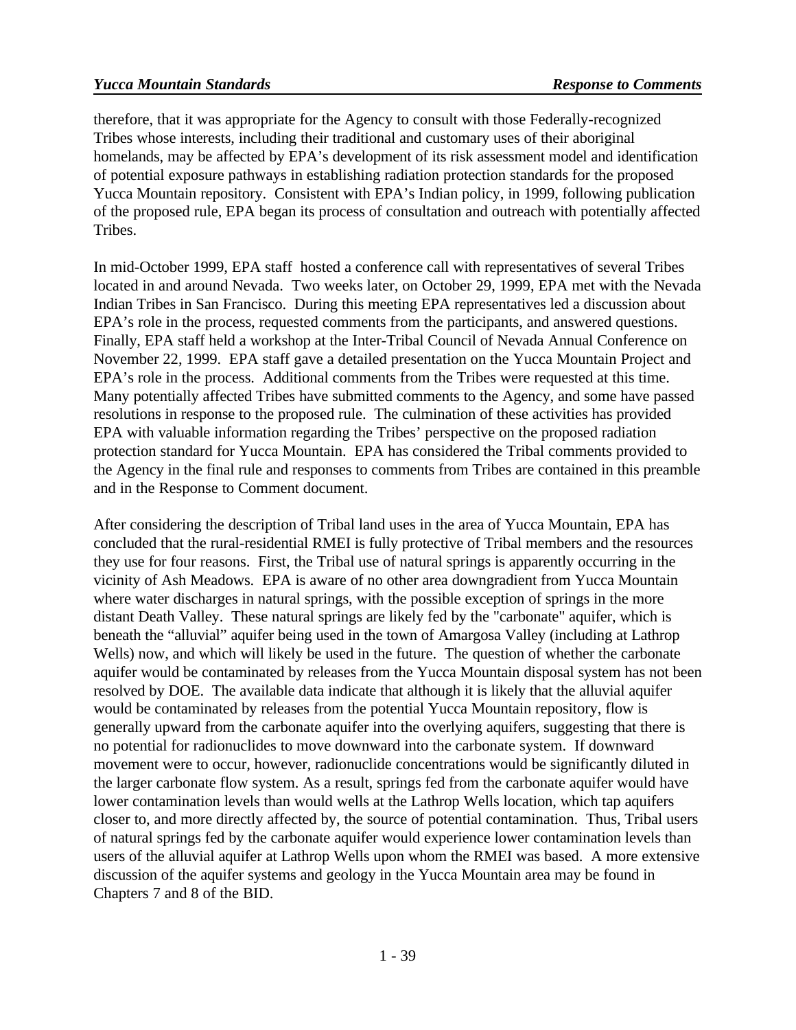therefore, that it was appropriate for the Agency to consult with those Federally-recognized Tribes whose interests, including their traditional and customary uses of their aboriginal homelands, may be affected by EPA's development of its risk assessment model and identification of potential exposure pathways in establishing radiation protection standards for the proposed Yucca Mountain repository. Consistent with EPA's Indian policy, in 1999, following publication of the proposed rule, EPA began its process of consultation and outreach with potentially affected Tribes.

In mid-October 1999, EPA staff hosted a conference call with representatives of several Tribes located in and around Nevada. Two weeks later, on October 29, 1999, EPA met with the Nevada Indian Tribes in San Francisco. During this meeting EPA representatives led a discussion about EPA's role in the process, requested comments from the participants, and answered questions. Finally, EPA staff held a workshop at the Inter-Tribal Council of Nevada Annual Conference on November 22, 1999. EPA staff gave a detailed presentation on the Yucca Mountain Project and EPA's role in the process. Additional comments from the Tribes were requested at this time. Many potentially affected Tribes have submitted comments to the Agency, and some have passed resolutions in response to the proposed rule. The culmination of these activities has provided EPA with valuable information regarding the Tribes' perspective on the proposed radiation protection standard for Yucca Mountain. EPA has considered the Tribal comments provided to the Agency in the final rule and responses to comments from Tribes are contained in this preamble and in the Response to Comment document.

After considering the description of Tribal land uses in the area of Yucca Mountain, EPA has concluded that the rural-residential RMEI is fully protective of Tribal members and the resources they use for four reasons. First, the Tribal use of natural springs is apparently occurring in the vicinity of Ash Meadows. EPA is aware of no other area downgradient from Yucca Mountain where water discharges in natural springs, with the possible exception of springs in the more distant Death Valley. These natural springs are likely fed by the "carbonate" aquifer, which is beneath the "alluvial" aquifer being used in the town of Amargosa Valley (including at Lathrop Wells) now, and which will likely be used in the future. The question of whether the carbonate aquifer would be contaminated by releases from the Yucca Mountain disposal system has not been resolved by DOE. The available data indicate that although it is likely that the alluvial aquifer would be contaminated by releases from the potential Yucca Mountain repository, flow is generally upward from the carbonate aquifer into the overlying aquifers, suggesting that there is no potential for radionuclides to move downward into the carbonate system. If downward movement were to occur, however, radionuclide concentrations would be significantly diluted in the larger carbonate flow system. As a result, springs fed from the carbonate aquifer would have lower contamination levels than would wells at the Lathrop Wells location, which tap aquifers closer to, and more directly affected by, the source of potential contamination. Thus, Tribal users of natural springs fed by the carbonate aquifer would experience lower contamination levels than users of the alluvial aquifer at Lathrop Wells upon whom the RMEI was based. A more extensive discussion of the aquifer systems and geology in the Yucca Mountain area may be found in Chapters 7 and 8 of the BID.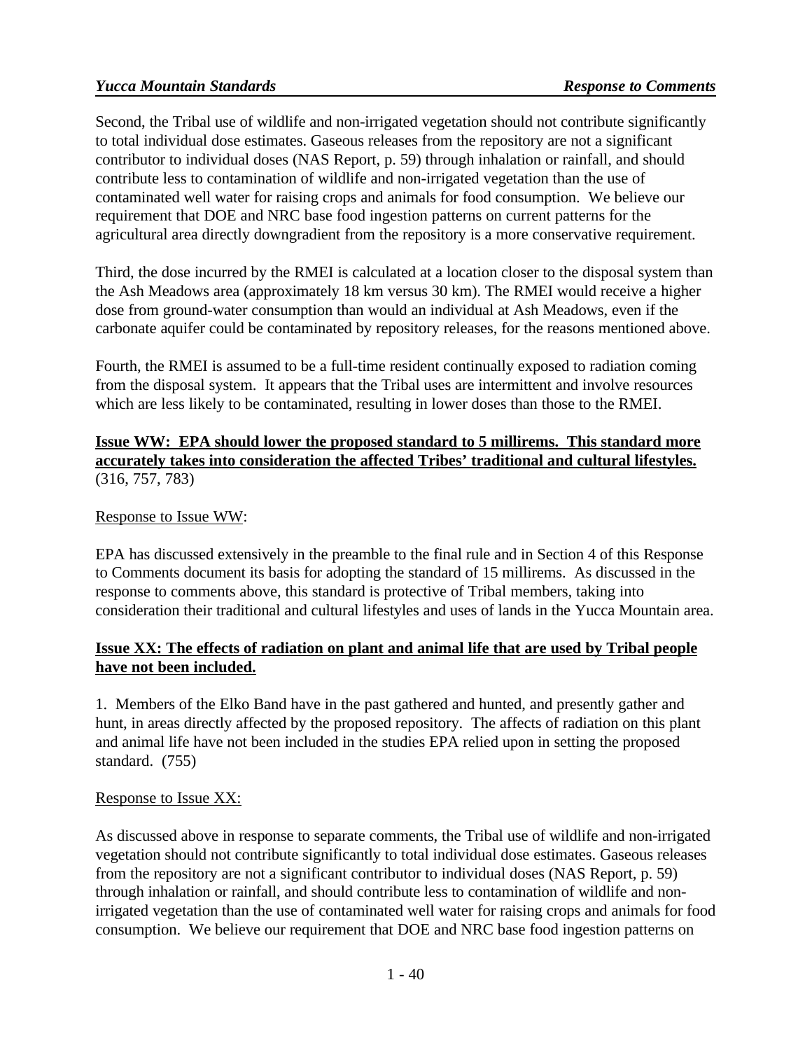Second, the Tribal use of wildlife and non-irrigated vegetation should not contribute significantly to total individual dose estimates. Gaseous releases from the repository are not a significant contributor to individual doses (NAS Report, p. 59) through inhalation or rainfall, and should contribute less to contamination of wildlife and non-irrigated vegetation than the use of contaminated well water for raising crops and animals for food consumption. We believe our requirement that DOE and NRC base food ingestion patterns on current patterns for the agricultural area directly downgradient from the repository is a more conservative requirement.

Third, the dose incurred by the RMEI is calculated at a location closer to the disposal system than the Ash Meadows area (approximately 18 km versus 30 km). The RMEI would receive a higher dose from ground-water consumption than would an individual at Ash Meadows, even if the carbonate aquifer could be contaminated by repository releases, for the reasons mentioned above.

Fourth, the RMEI is assumed to be a full-time resident continually exposed to radiation coming from the disposal system. It appears that the Tribal uses are intermittent and involve resources which are less likely to be contaminated, resulting in lower doses than those to the RMEI.

**Issue WW: EPA should lower the proposed standard to 5 millirems. This standard more accurately takes into consideration the affected Tribes' traditional and cultural lifestyles.** (316, 757, 783)

Response to Issue WW:

EPA has discussed extensively in the preamble to the final rule and in Section 4 of this Response to Comments document its basis for adopting the standard of 15 millirems. As discussed in the response to comments above, this standard is protective of Tribal members, taking into consideration their traditional and cultural lifestyles and uses of lands in the Yucca Mountain area.

**Issue XX: The effects of radiation on plant and animal life that are used by Tribal people have not been included.**

1. Members of the Elko Band have in the past gathered and hunted, and presently gather and hunt, in areas directly affected by the proposed repository. The affects of radiation on this plant and animal life have not been included in the studies EPA relied upon in setting the proposed standard. (755)

Response to Issue XX:

As discussed above in response to separate comments, the Tribal use of wildlife and non-irrigated vegetation should not contribute significantly to total individual dose estimates. Gaseous releases from the repository are not a significant contributor to individual doses (NAS Report, p. 59) through inhalation or rainfall, and should contribute less to contamination of wildlife and non-irrigated vegetation than the use of contaminated well water for raising crops and animals for food consumption. We believe our requirement that DOE and NRC base food ingestion patterns on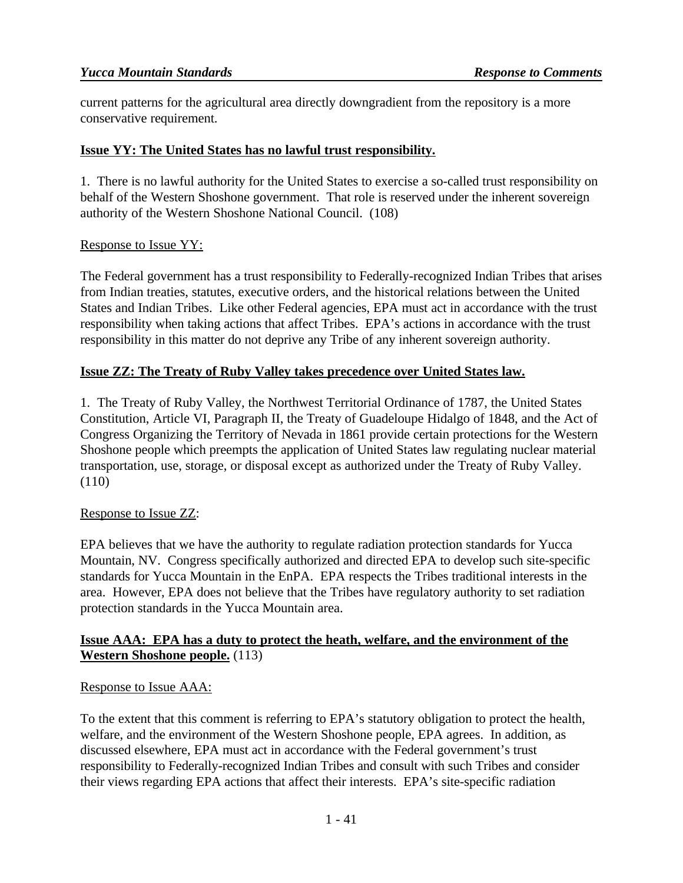current patterns for the agricultural area directly downgradient from the repository is a more conservative requirement.

**Issue YY: The United States has no lawful trust responsibility.**

1. There is no lawful authority for the United States to exercise a so-called trust responsibility on behalf of the Western Shoshone government. That role is reserved under the inherent sovereign authority of the Western Shoshone National Council. (108)

Response to Issue YY:

The Federal government has a trust responsibility to Federally-recognized Indian Tribes that arises from Indian treaties, statutes, executive orders, and the historical relations between the United States and Indian Tribes. Like other Federal agencies, EPA must act in accordance with the trust responsibility when taking actions that affect Tribes. EPA's actions in accordance with the trust responsibility in this matter do not deprive any Tribe of any inherent sovereign authority.

**Issue ZZ: The Treaty of Ruby Valley takes precedence over United States law.**

1. The Treaty of Ruby Valley, the Northwest Territorial Ordinance of 1787, the United States Constitution, Article VI, Paragraph II, the Treaty of Guadeloupe Hidalgo of 1848, and the Act of Congress Organizing the Territory of Nevada in 1861 provide certain protections for the Western Shoshone people which preempts the application of United States law regulating nuclear material transportation, use, storage, or disposal except as authorized under the Treaty of Ruby Valley. (110)

Response to Issue ZZ:

EPA believes that we have the authority to regulate radiation protection standards for Yucca Mountain, NV. Congress specifically authorized and directed EPA to develop such site-specific standards for Yucca Mountain in the EnPA. EPA respects the Tribes traditional interests in the area. However, EPA does not believe that the Tribes have regulatory authority to set radiation protection standards in the Yucca Mountain area.

**Issue AAA: EPA has a duty to protect the heath, welfare, and the environment of the Western Shoshone people.** (113)

Response to Issue AAA:

To the extent that this comment is referring to EPA's statutory obligation to protect the health, welfare, and the environment of the Western Shoshone people, EPA agrees. In addition, as discussed elsewhere, EPA must act in accordance with the Federal government's trust responsibility to Federally-recognized Indian Tribes and consult with such Tribes and consider their views regarding EPA actions that affect their interests. EPA's site-specific radiation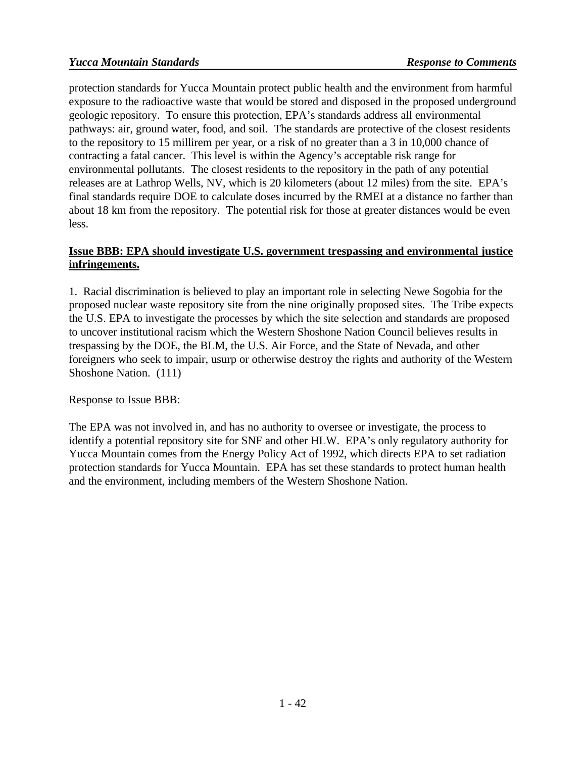protection standards for Yucca Mountain protect public health and the environment from harmful exposure to the radioactive waste that would be stored and disposed in the proposed underground geologic repository. To ensure this protection, EPA's standards address all environmental pathways: air, ground water, food, and soil. The standards are protective of the closest residents to the repository to 15 millirem per year, or a risk of no greater than a 3 in 10,000 chance of contracting a fatal cancer. This level is within the Agency's acceptable risk range for environmental pollutants. The closest residents to the repository in the path of any potential releases are at Lathrop Wells, NV, which is 20 kilometers (about 12 miles) from the site. EPA's final standards require DOE to calculate doses incurred by the RMEI at a distance no farther than about 18 km from the repository. The potential risk for those at greater distances would be even less.

**Issue BBB: EPA should investigate U.S. government trespassing and environmental justice infringements.**

1. Racial discrimination is believed to play an important role in selecting Newe Sogobia for the proposed nuclear waste repository site from the nine originally proposed sites. The Tribe expects the U.S. EPA to investigate the processes by which the site selection and standards are proposed to uncover institutional racism which the Western Shoshone Nation Council believes results in trespassing by the DOE, the BLM, the U.S. Air Force, and the State of Nevada, and other foreigners who seek to impair, usurp or otherwise destroy the rights and authority of the Western Shoshone Nation. (111)

Response to Issue BBB:

The EPA was not involved in, and has no authority to oversee or investigate, the process to identify a potential repository site for SNF and other HLW. EPA's only regulatory authority for Yucca Mountain comes from the Energy Policy Act of 1992, which directs EPA to set radiation protection standards for Yucca Mountain. EPA has set these standards to protect human health and the environment, including members of the Western Shoshone Nation.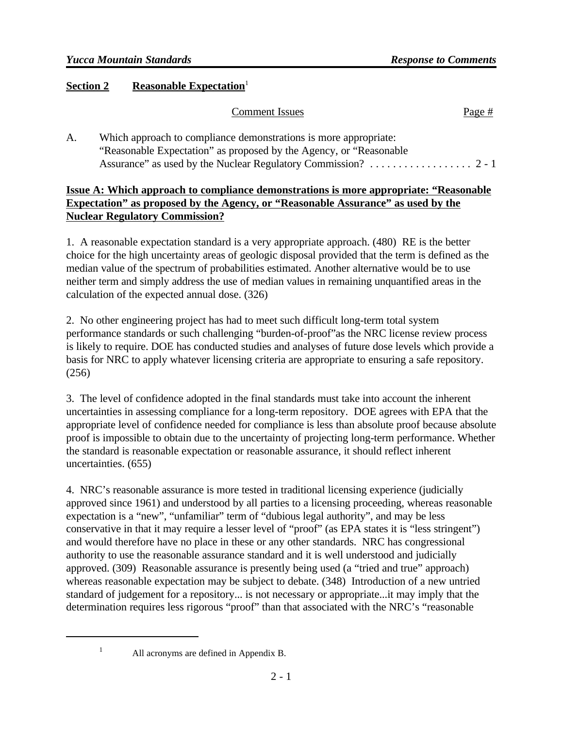## Section 2 Reasonable Expectation[1]

| Comment Issues | Page # |
|---|---|
| A. Which approach to compliance demonstrations is more appropriate: "Reasonable Expectation" as proposed by the Agency, or "Reasonable Assurance" as used by the Nuclear Regulatory Commission? | 2 - 1 |

### Issue A: Which approach to compliance demonstrations is more appropriate: "Reasonable Expectation" as proposed by the Agency, or "Reasonable Assurance" as used by the Nuclear Regulatory Commission?

1. A reasonable expectation standard is a very appropriate approach. (480) RE is the better choice for the high uncertainty areas of geologic disposal provided that the term is defined as the median value of the spectrum of probabilities estimated. Another alternative would be to use neither term and simply address the use of median values in remaining unquantified areas in the calculation of the expected annual dose. (326)

2. No other engineering project has had to meet such difficult long-term total system performance standards or such challenging "burden-of-proof"as the NRC license review process is likely to require. DOE has conducted studies and analyses of future dose levels which provide a basis for NRC to apply whatever licensing criteria are appropriate to ensuring a safe repository. (256)

3. The level of confidence adopted in the final standards must take into account the inherent uncertainties in assessing compliance for a long-term repository. DOE agrees with EPA that the appropriate level of confidence needed for compliance is less than absolute proof because absolute proof is impossible to obtain due to the uncertainty of projecting long-term performance. Whether the standard is reasonable expectation or reasonable assurance, it should reflect inherent uncertainties. (655)

4. NRC's reasonable assurance is more tested in traditional licensing experience (judicially approved since 1961) and understood by all parties to a licensing proceeding, whereas reasonable expectation is a "new", "unfamiliar" term of "dubious legal authority", and may be less conservative in that it may require a lesser level of "proof" (as EPA states it is "less stringent") and would therefore have no place in these or any other standards. NRC has congressional authority to use the reasonable assurance standard and it is well understood and judicially approved. (309) Reasonable assurance is presently being used (a "tried and true" approach) whereas reasonable expectation may be subject to debate. (348) Introduction of a new untried standard of judgement for a repository... is not necessary or appropriate...it may imply that the determination requires less rigorous "proof" than that associated with the NRC's "reasonable

[1] All acronyms are defined in Appendix B.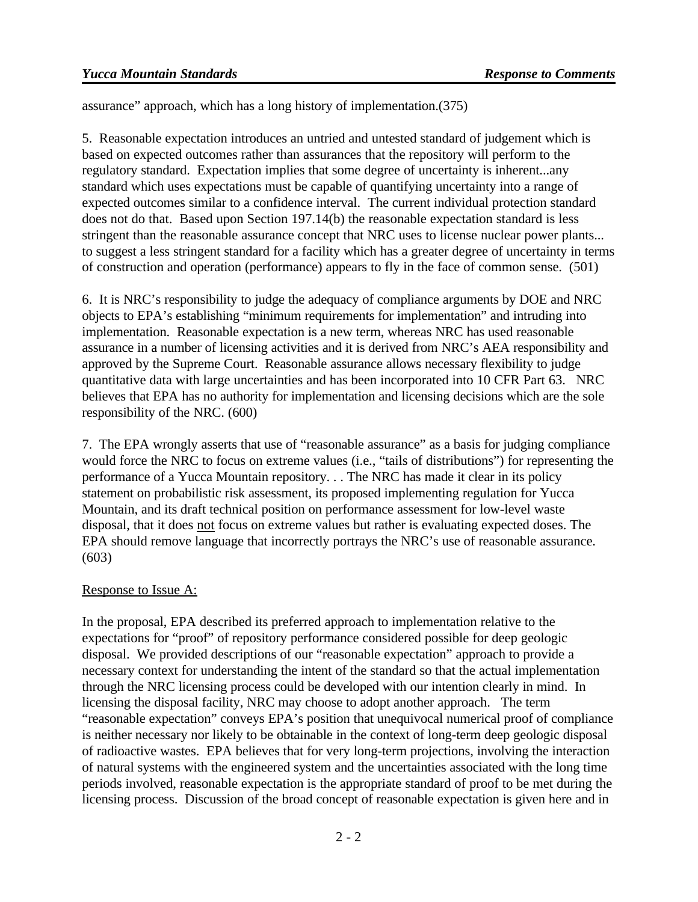assurance" approach, which has a long history of implementation.(375)

5. Reasonable expectation introduces an untried and untested standard of judgement which is based on expected outcomes rather than assurances that the repository will perform to the regulatory standard. Expectation implies that some degree of uncertainty is inherent...any standard which uses expectations must be capable of quantifying uncertainty into a range of expected outcomes similar to a confidence interval. The current individual protection standard does not do that. Based upon Section 197.14(b) the reasonable expectation standard is less stringent than the reasonable assurance concept that NRC uses to license nuclear power plants... to suggest a less stringent standard for a facility which has a greater degree of uncertainty in terms of construction and operation (performance) appears to fly in the face of common sense. (501)

6. It is NRC's responsibility to judge the adequacy of compliance arguments by DOE and NRC objects to EPA's establishing "minimum requirements for implementation" and intruding into implementation. Reasonable expectation is a new term, whereas NRC has used reasonable assurance in a number of licensing activities and it is derived from NRC's AEA responsibility and approved by the Supreme Court. Reasonable assurance allows necessary flexibility to judge quantitative data with large uncertainties and has been incorporated into 10 CFR Part 63. NRC believes that EPA has no authority for implementation and licensing decisions which are the sole responsibility of the NRC. (600)

7. The EPA wrongly asserts that use of "reasonable assurance" as a basis for judging compliance would force the NRC to focus on extreme values (i.e., "tails of distributions") for representing the performance of a Yucca Mountain repository. . . The NRC has made it clear in its policy statement on probabilistic risk assessment, its proposed implementing regulation for Yucca Mountain, and its draft technical position on performance assessment for low-level waste disposal, that it does not focus on extreme values but rather is evaluating expected doses. The EPA should remove language that incorrectly portrays the NRC's use of reasonable assurance. (603)

Response to Issue A:

In the proposal, EPA described its preferred approach to implementation relative to the expectations for "proof" of repository performance considered possible for deep geologic disposal. We provided descriptions of our "reasonable expectation" approach to provide a necessary context for understanding the intent of the standard so that the actual implementation through the NRC licensing process could be developed with our intention clearly in mind. In licensing the disposal facility, NRC may choose to adopt another approach. The term "reasonable expectation" conveys EPA's position that unequivocal numerical proof of compliance is neither necessary nor likely to be obtainable in the context of long-term deep geologic disposal of radioactive wastes. EPA believes that for very long-term projections, involving the interaction of natural systems with the engineered system and the uncertainties associated with the long time periods involved, reasonable expectation is the appropriate standard of proof to be met during the licensing process. Discussion of the broad concept of reasonable expectation is given here and in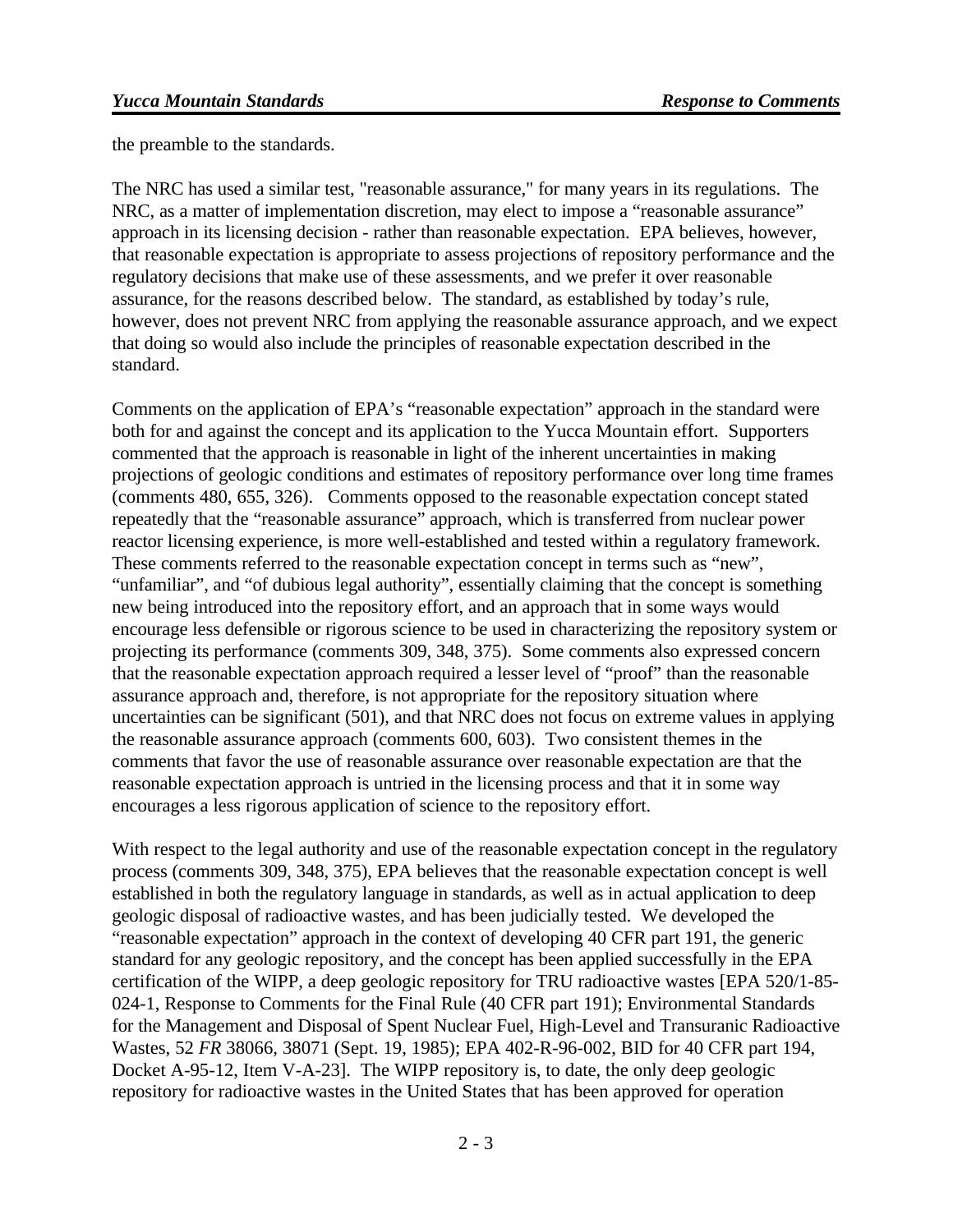the preamble to the standards.

The NRC has used a similar test, "reasonable assurance," for many years in its regulations. The NRC, as a matter of implementation discretion, may elect to impose a "reasonable assurance" approach in its licensing decision - rather than reasonable expectation. EPA believes, however, that reasonable expectation is appropriate to assess projections of repository performance and the regulatory decisions that make use of these assessments, and we prefer it over reasonable assurance, for the reasons described below. The standard, as established by today's rule, however, does not prevent NRC from applying the reasonable assurance approach, and we expect that doing so would also include the principles of reasonable expectation described in the standard.

Comments on the application of EPA's "reasonable expectation" approach in the standard were both for and against the concept and its application to the Yucca Mountain effort. Supporters commented that the approach is reasonable in light of the inherent uncertainties in making projections of geologic conditions and estimates of repository performance over long time frames (comments 480, 655, 326). Comments opposed to the reasonable expectation concept stated repeatedly that the "reasonable assurance" approach, which is transferred from nuclear power reactor licensing experience, is more well-established and tested within a regulatory framework. These comments referred to the reasonable expectation concept in terms such as "new", "unfamiliar", and "of dubious legal authority", essentially claiming that the concept is something new being introduced into the repository effort, and an approach that in some ways would encourage less defensible or rigorous science to be used in characterizing the repository system or projecting its performance (comments 309, 348, 375). Some comments also expressed concern that the reasonable expectation approach required a lesser level of "proof" than the reasonable assurance approach and, therefore, is not appropriate for the repository situation where uncertainties can be significant (501), and that NRC does not focus on extreme values in applying the reasonable assurance approach (comments 600, 603). Two consistent themes in the comments that favor the use of reasonable assurance over reasonable expectation are that the reasonable expectation approach is untried in the licensing process and that it in some way encourages a less rigorous application of science to the repository effort.

With respect to the legal authority and use of the reasonable expectation concept in the regulatory process (comments 309, 348, 375), EPA believes that the reasonable expectation concept is well established in both the regulatory language in standards, as well as in actual application to deep geologic disposal of radioactive wastes, and has been judicially tested. We developed the "reasonable expectation" approach in the context of developing 40 CFR part 191, the generic standard for any geologic repository, and the concept has been applied successfully in the EPA certification of the WIPP, a deep geologic repository for TRU radioactive wastes [EPA 520/1-85-024-1, Response to Comments for the Final Rule (40 CFR part 191); Environmental Standards for the Management and Disposal of Spent Nuclear Fuel, High-Level and Transuranic Radioactive Wastes, 52 *FR* 38066, 38071 (Sept. 19, 1985); EPA 402-R-96-002, BID for 40 CFR part 194, Docket A-95-12, Item V-A-23]. The WIPP repository is, to date, the only deep geologic repository for radioactive wastes in the United States that has been approved for operation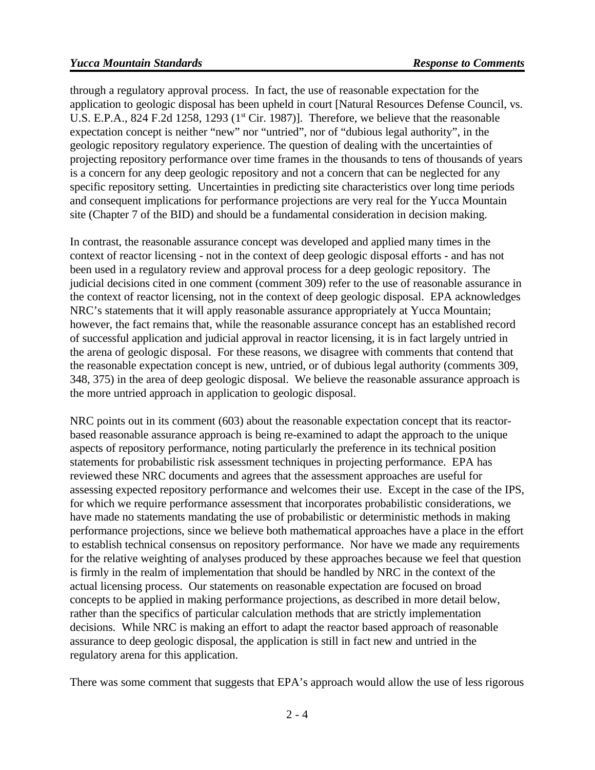through a regulatory approval process. In fact, the use of reasonable expectation for the application to geologic disposal has been upheld in court [Natural Resources Defense Council, vs. U.S. E.P.A., 824 F.2d 1258, 1293 (1st Cir. 1987)]. Therefore, we believe that the reasonable expectation concept is neither "new" nor "untried", nor of "dubious legal authority", in the geologic repository regulatory experience. The question of dealing with the uncertainties of projecting repository performance over time frames in the thousands to tens of thousands of years is a concern for any deep geologic repository and not a concern that can be neglected for any specific repository setting. Uncertainties in predicting site characteristics over long time periods and consequent implications for performance projections are very real for the Yucca Mountain site (Chapter 7 of the BID) and should be a fundamental consideration in decision making.

In contrast, the reasonable assurance concept was developed and applied many times in the context of reactor licensing - not in the context of deep geologic disposal efforts - and has not been used in a regulatory review and approval process for a deep geologic repository. The judicial decisions cited in one comment (comment 309) refer to the use of reasonable assurance in the context of reactor licensing, not in the context of deep geologic disposal. EPA acknowledges NRC's statements that it will apply reasonable assurance appropriately at Yucca Mountain; however, the fact remains that, while the reasonable assurance concept has an established record of successful application and judicial approval in reactor licensing, it is in fact largely untried in the arena of geologic disposal. For these reasons, we disagree with comments that contend that the reasonable expectation concept is new, untried, or of dubious legal authority (comments 309, 348, 375) in the area of deep geologic disposal. We believe the reasonable assurance approach is the more untried approach in application to geologic disposal.

NRC points out in its comment (603) about the reasonable expectation concept that its reactor-based reasonable assurance approach is being re-examined to adapt the approach to the unique aspects of repository performance, noting particularly the preference in its technical position statements for probabilistic risk assessment techniques in projecting performance. EPA has reviewed these NRC documents and agrees that the assessment approaches are useful for assessing expected repository performance and welcomes their use. Except in the case of the IPS, for which we require performance assessment that incorporates probabilistic considerations, we have made no statements mandating the use of probabilistic or deterministic methods in making performance projections, since we believe both mathematical approaches have a place in the effort to establish technical consensus on repository performance. Nor have we made any requirements for the relative weighting of analyses produced by these approaches because we feel that question is firmly in the realm of implementation that should be handled by NRC in the context of the actual licensing process. Our statements on reasonable expectation are focused on broad concepts to be applied in making performance projections, as described in more detail below, rather than the specifics of particular calculation methods that are strictly implementation decisions. While NRC is making an effort to adapt the reactor based approach of reasonable assurance to deep geologic disposal, the application is still in fact new and untried in the regulatory arena for this application.

There was some comment that suggests that EPA's approach would allow the use of less rigorous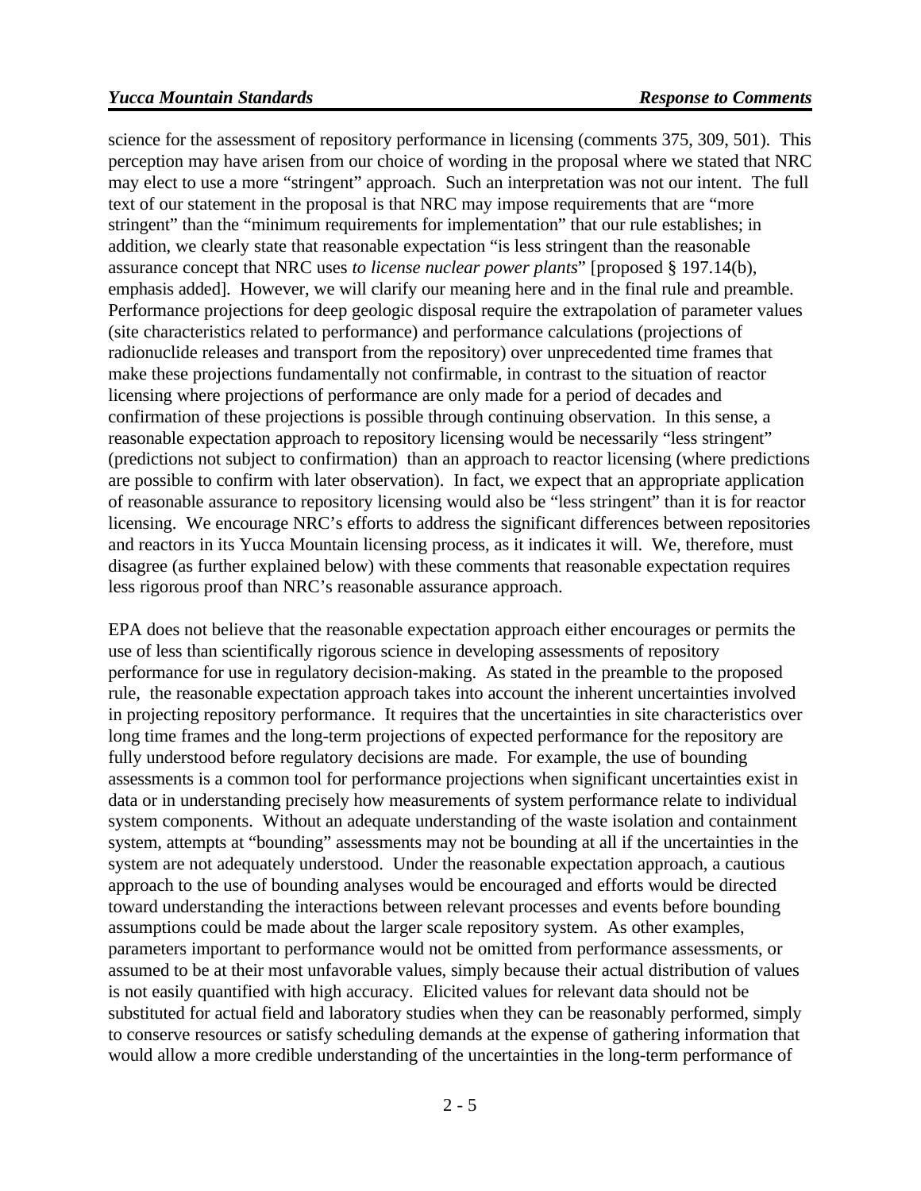science for the assessment of repository performance in licensing (comments 375, 309, 501). This perception may have arisen from our choice of wording in the proposal where we stated that NRC may elect to use a more "stringent" approach. Such an interpretation was not our intent. The full text of our statement in the proposal is that NRC may impose requirements that are "more stringent" than the "minimum requirements for implementation" that our rule establishes; in addition, we clearly state that reasonable expectation "is less stringent than the reasonable assurance concept that NRC uses *to license nuclear power plants*" [proposed § 197.14(b), emphasis added]. However, we will clarify our meaning here and in the final rule and preamble. Performance projections for deep geologic disposal require the extrapolation of parameter values (site characteristics related to performance) and performance calculations (projections of radionuclide releases and transport from the repository) over unprecedented time frames that make these projections fundamentally not confirmable, in contrast to the situation of reactor licensing where projections of performance are only made for a period of decades and confirmation of these projections is possible through continuing observation. In this sense, a reasonable expectation approach to repository licensing would be necessarily "less stringent" (predictions not subject to confirmation) than an approach to reactor licensing (where predictions are possible to confirm with later observation). In fact, we expect that an appropriate application of reasonable assurance to repository licensing would also be "less stringent" than it is for reactor licensing. We encourage NRC's efforts to address the significant differences between repositories and reactors in its Yucca Mountain licensing process, as it indicates it will. We, therefore, must disagree (as further explained below) with these comments that reasonable expectation requires less rigorous proof than NRC's reasonable assurance approach.

EPA does not believe that the reasonable expectation approach either encourages or permits the use of less than scientifically rigorous science in developing assessments of repository performance for use in regulatory decision-making. As stated in the preamble to the proposed rule, the reasonable expectation approach takes into account the inherent uncertainties involved in projecting repository performance. It requires that the uncertainties in site characteristics over long time frames and the long-term projections of expected performance for the repository are fully understood before regulatory decisions are made. For example, the use of bounding assessments is a common tool for performance projections when significant uncertainties exist in data or in understanding precisely how measurements of system performance relate to individual system components. Without an adequate understanding of the waste isolation and containment system, attempts at "bounding" assessments may not be bounding at all if the uncertainties in the system are not adequately understood. Under the reasonable expectation approach, a cautious approach to the use of bounding analyses would be encouraged and efforts would be directed toward understanding the interactions between relevant processes and events before bounding assumptions could be made about the larger scale repository system. As other examples, parameters important to performance would not be omitted from performance assessments, or assumed to be at their most unfavorable values, simply because their actual distribution of values is not easily quantified with high accuracy. Elicited values for relevant data should not be substituted for actual field and laboratory studies when they can be reasonably performed, simply to conserve resources or satisfy scheduling demands at the expense of gathering information that would allow a more credible understanding of the uncertainties in the long-term performance of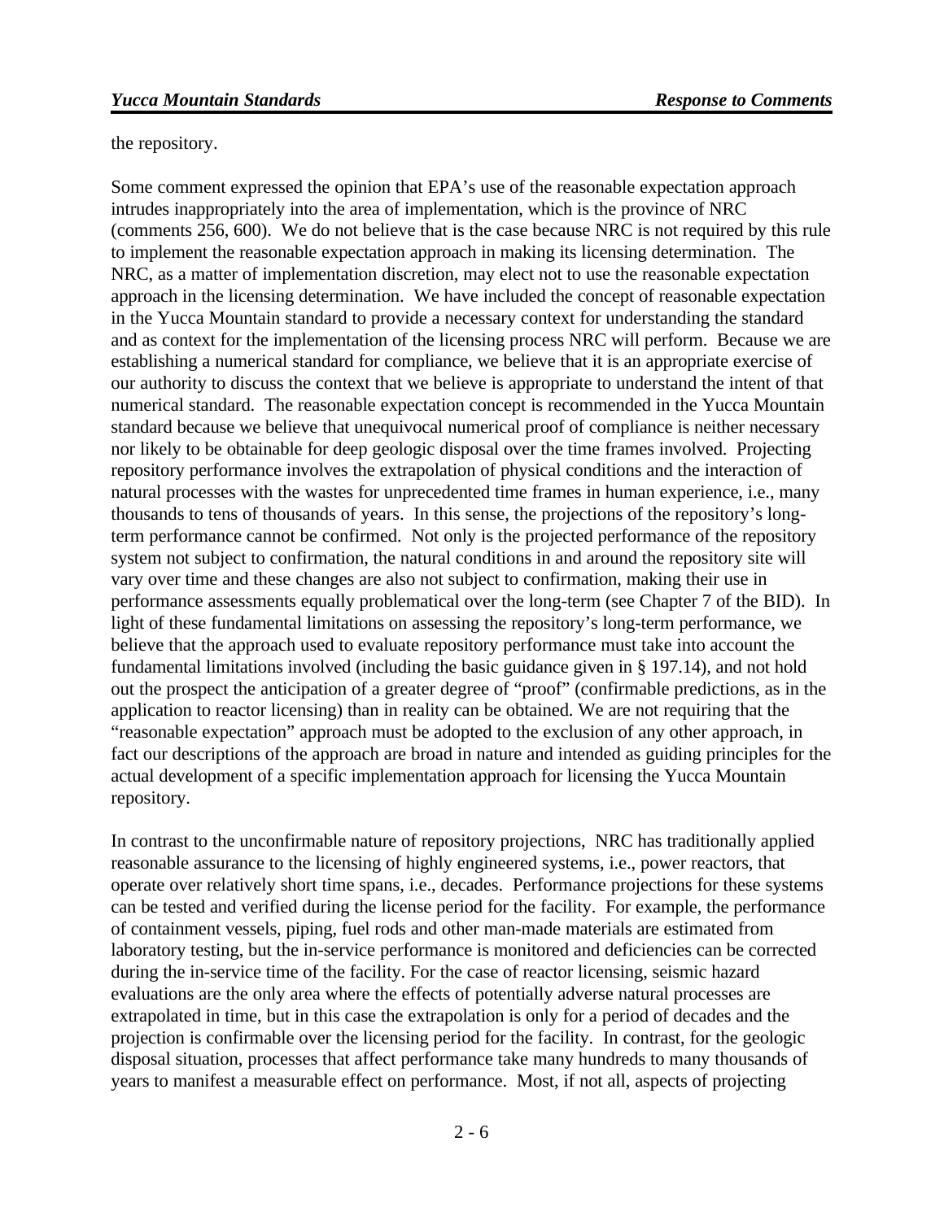the repository.

Some comment expressed the opinion that EPA's use of the reasonable expectation approach intrudes inappropriately into the area of implementation, which is the province of NRC (comments 256, 600). We do not believe that is the case because NRC is not required by this rule to implement the reasonable expectation approach in making its licensing determination. The NRC, as a matter of implementation discretion, may elect not to use the reasonable expectation approach in the licensing determination. We have included the concept of reasonable expectation in the Yucca Mountain standard to provide a necessary context for understanding the standard and as context for the implementation of the licensing process NRC will perform. Because we are establishing a numerical standard for compliance, we believe that it is an appropriate exercise of our authority to discuss the context that we believe is appropriate to understand the intent of that numerical standard. The reasonable expectation concept is recommended in the Yucca Mountain standard because we believe that unequivocal numerical proof of compliance is neither necessary nor likely to be obtainable for deep geologic disposal over the time frames involved. Projecting repository performance involves the extrapolation of physical conditions and the interaction of natural processes with the wastes for unprecedented time frames in human experience, i.e., many thousands to tens of thousands of years. In this sense, the projections of the repository's long-term performance cannot be confirmed. Not only is the projected performance of the repository system not subject to confirmation, the natural conditions in and around the repository site will vary over time and these changes are also not subject to confirmation, making their use in performance assessments equally problematical over the long-term (see Chapter 7 of the BID). In light of these fundamental limitations on assessing the repository's long-term performance, we believe that the approach used to evaluate repository performance must take into account the fundamental limitations involved (including the basic guidance given in § 197.14), and not hold out the prospect the anticipation of a greater degree of "proof" (confirmable predictions, as in the application to reactor licensing) than in reality can be obtained. We are not requiring that the "reasonable expectation" approach must be adopted to the exclusion of any other approach, in fact our descriptions of the approach are broad in nature and intended as guiding principles for the actual development of a specific implementation approach for licensing the Yucca Mountain repository.

In contrast to the unconfirmable nature of repository projections, NRC has traditionally applied reasonable assurance to the licensing of highly engineered systems, i.e., power reactors, that operate over relatively short time spans, i.e., decades. Performance projections for these systems can be tested and verified during the license period for the facility. For example, the performance of containment vessels, piping, fuel rods and other man-made materials are estimated from laboratory testing, but the in-service performance is monitored and deficiencies can be corrected during the in-service time of the facility. For the case of reactor licensing, seismic hazard evaluations are the only area where the effects of potentially adverse natural processes are extrapolated in time, but in this case the extrapolation is only for a period of decades and the projection is confirmable over the licensing period for the facility. In contrast, for the geologic disposal situation, processes that affect performance take many hundreds to many thousands of years to manifest a measurable effect on performance. Most, if not all, aspects of projecting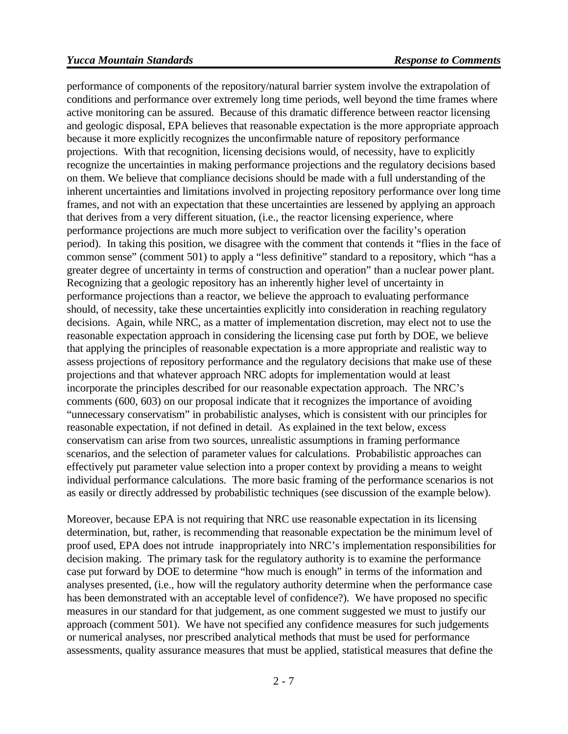performance of components of the repository/natural barrier system involve the extrapolation of conditions and performance over extremely long time periods, well beyond the time frames where active monitoring can be assured. Because of this dramatic difference between reactor licensing and geologic disposal, EPA believes that reasonable expectation is the more appropriate approach because it more explicitly recognizes the unconfirmable nature of repository performance projections. With that recognition, licensing decisions would, of necessity, have to explicitly recognize the uncertainties in making performance projections and the regulatory decisions based on them. We believe that compliance decisions should be made with a full understanding of the inherent uncertainties and limitations involved in projecting repository performance over long time frames, and not with an expectation that these uncertainties are lessened by applying an approach that derives from a very different situation, (i.e., the reactor licensing experience, where performance projections are much more subject to verification over the facility's operation period). In taking this position, we disagree with the comment that contends it "flies in the face of common sense" (comment 501) to apply a "less definitive" standard to a repository, which "has a greater degree of uncertainty in terms of construction and operation" than a nuclear power plant. Recognizing that a geologic repository has an inherently higher level of uncertainty in performance projections than a reactor, we believe the approach to evaluating performance should, of necessity, take these uncertainties explicitly into consideration in reaching regulatory decisions. Again, while NRC, as a matter of implementation discretion, may elect not to use the reasonable expectation approach in considering the licensing case put forth by DOE, we believe that applying the principles of reasonable expectation is a more appropriate and realistic way to assess projections of repository performance and the regulatory decisions that make use of these projections and that whatever approach NRC adopts for implementation would at least incorporate the principles described for our reasonable expectation approach. The NRC's comments (600, 603) on our proposal indicate that it recognizes the importance of avoiding "unnecessary conservatism" in probabilistic analyses, which is consistent with our principles for reasonable expectation, if not defined in detail. As explained in the text below, excess conservatism can arise from two sources, unrealistic assumptions in framing performance scenarios, and the selection of parameter values for calculations. Probabilistic approaches can effectively put parameter value selection into a proper context by providing a means to weight individual performance calculations. The more basic framing of the performance scenarios is not as easily or directly addressed by probabilistic techniques (see discussion of the example below).

Moreover, because EPA is not requiring that NRC use reasonable expectation in its licensing determination, but, rather, is recommending that reasonable expectation be the minimum level of proof used, EPA does not intrude inappropriately into NRC's implementation responsibilities for decision making. The primary task for the regulatory authority is to examine the performance case put forward by DOE to determine "how much is enough" in terms of the information and analyses presented, (i.e., how will the regulatory authority determine when the performance case has been demonstrated with an acceptable level of confidence?). We have proposed no specific measures in our standard for that judgement, as one comment suggested we must to justify our approach (comment 501). We have not specified any confidence measures for such judgements or numerical analyses, nor prescribed analytical methods that must be used for performance assessments, quality assurance measures that must be applied, statistical measures that define the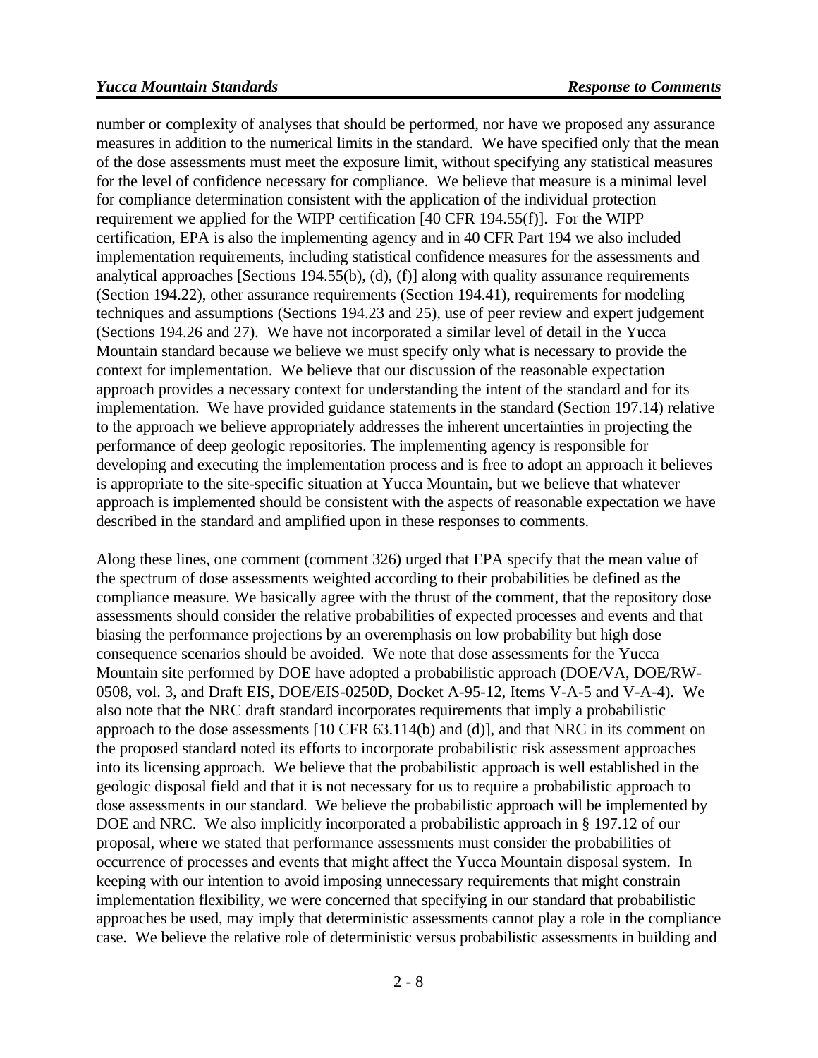number or complexity of analyses that should be performed, nor have we proposed any assurance measures in addition to the numerical limits in the standard. We have specified only that the mean of the dose assessments must meet the exposure limit, without specifying any statistical measures for the level of confidence necessary for compliance. We believe that measure is a minimal level for compliance determination consistent with the application of the individual protection requirement we applied for the WIPP certification [40 CFR 194.55(f)]. For the WIPP certification, EPA is also the implementing agency and in 40 CFR Part 194 we also included implementation requirements, including statistical confidence measures for the assessments and analytical approaches [Sections 194.55(b), (d), (f)] along with quality assurance requirements (Section 194.22), other assurance requirements (Section 194.41), requirements for modeling techniques and assumptions (Sections 194.23 and 25), use of peer review and expert judgement (Sections 194.26 and 27). We have not incorporated a similar level of detail in the Yucca Mountain standard because we believe we must specify only what is necessary to provide the context for implementation. We believe that our discussion of the reasonable expectation approach provides a necessary context for understanding the intent of the standard and for its implementation. We have provided guidance statements in the standard (Section 197.14) relative to the approach we believe appropriately addresses the inherent uncertainties in projecting the performance of deep geologic repositories. The implementing agency is responsible for developing and executing the implementation process and is free to adopt an approach it believes is appropriate to the site-specific situation at Yucca Mountain, but we believe that whatever approach is implemented should be consistent with the aspects of reasonable expectation we have described in the standard and amplified upon in these responses to comments.

Along these lines, one comment (comment 326) urged that EPA specify that the mean value of the spectrum of dose assessments weighted according to their probabilities be defined as the compliance measure. We basically agree with the thrust of the comment, that the repository dose assessments should consider the relative probabilities of expected processes and events and that biasing the performance projections by an overemphasis on low probability but high dose consequence scenarios should be avoided. We note that dose assessments for the Yucca Mountain site performed by DOE have adopted a probabilistic approach (DOE/VA, DOE/RW-0508, vol. 3, and Draft EIS, DOE/EIS-0250D, Docket A-95-12, Items V-A-5 and V-A-4). We also note that the NRC draft standard incorporates requirements that imply a probabilistic approach to the dose assessments [10 CFR 63.114(b) and (d)], and that NRC in its comment on the proposed standard noted its efforts to incorporate probabilistic risk assessment approaches into its licensing approach. We believe that the probabilistic approach is well established in the geologic disposal field and that it is not necessary for us to require a probabilistic approach to dose assessments in our standard. We believe the probabilistic approach will be implemented by DOE and NRC. We also implicitly incorporated a probabilistic approach in § 197.12 of our proposal, where we stated that performance assessments must consider the probabilities of occurrence of processes and events that might affect the Yucca Mountain disposal system. In keeping with our intention to avoid imposing unnecessary requirements that might constrain implementation flexibility, we were concerned that specifying in our standard that probabilistic approaches be used, may imply that deterministic assessments cannot play a role in the compliance case. We believe the relative role of deterministic versus probabilistic assessments in building and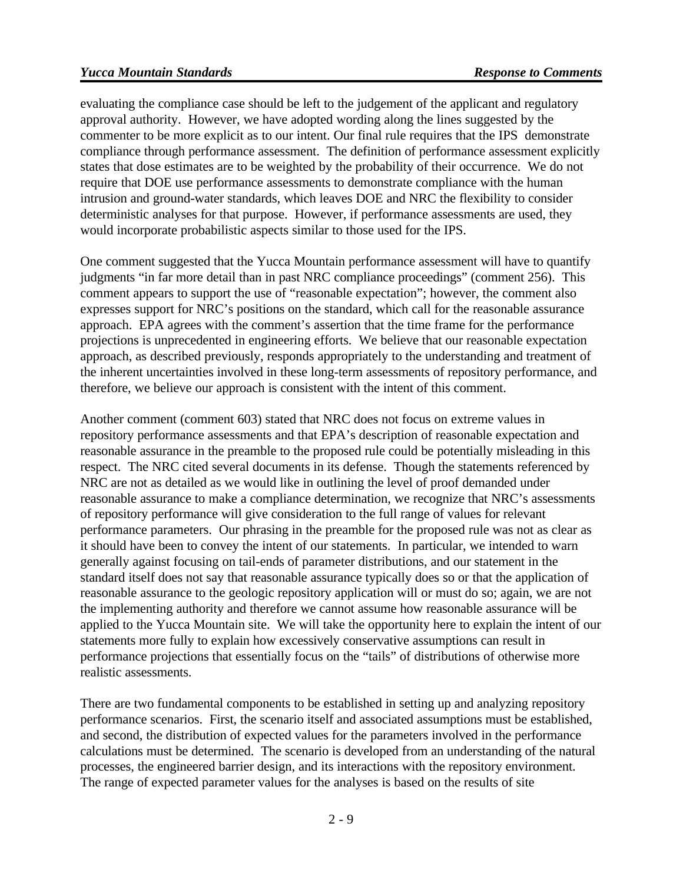evaluating the compliance case should be left to the judgement of the applicant and regulatory approval authority. However, we have adopted wording along the lines suggested by the commenter to be more explicit as to our intent. Our final rule requires that the IPS demonstrate compliance through performance assessment. The definition of performance assessment explicitly states that dose estimates are to be weighted by the probability of their occurrence. We do not require that DOE use performance assessments to demonstrate compliance with the human intrusion and ground-water standards, which leaves DOE and NRC the flexibility to consider deterministic analyses for that purpose. However, if performance assessments are used, they would incorporate probabilistic aspects similar to those used for the IPS.

One comment suggested that the Yucca Mountain performance assessment will have to quantify judgments "in far more detail than in past NRC compliance proceedings" (comment 256). This comment appears to support the use of "reasonable expectation"; however, the comment also expresses support for NRC's positions on the standard, which call for the reasonable assurance approach. EPA agrees with the comment's assertion that the time frame for the performance projections is unprecedented in engineering efforts. We believe that our reasonable expectation approach, as described previously, responds appropriately to the understanding and treatment of the inherent uncertainties involved in these long-term assessments of repository performance, and therefore, we believe our approach is consistent with the intent of this comment.

Another comment (comment 603) stated that NRC does not focus on extreme values in repository performance assessments and that EPA's description of reasonable expectation and reasonable assurance in the preamble to the proposed rule could be potentially misleading in this respect. The NRC cited several documents in its defense. Though the statements referenced by NRC are not as detailed as we would like in outlining the level of proof demanded under reasonable assurance to make a compliance determination, we recognize that NRC's assessments of repository performance will give consideration to the full range of values for relevant performance parameters. Our phrasing in the preamble for the proposed rule was not as clear as it should have been to convey the intent of our statements. In particular, we intended to warn generally against focusing on tail-ends of parameter distributions, and our statement in the standard itself does not say that reasonable assurance typically does so or that the application of reasonable assurance to the geologic repository application will or must do so; again, we are not the implementing authority and therefore we cannot assume how reasonable assurance will be applied to the Yucca Mountain site. We will take the opportunity here to explain the intent of our statements more fully to explain how excessively conservative assumptions can result in performance projections that essentially focus on the "tails" of distributions of otherwise more realistic assessments.

There are two fundamental components to be established in setting up and analyzing repository performance scenarios. First, the scenario itself and associated assumptions must be established, and second, the distribution of expected values for the parameters involved in the performance calculations must be determined. The scenario is developed from an understanding of the natural processes, the engineered barrier design, and its interactions with the repository environment. The range of expected parameter values for the analyses is based on the results of site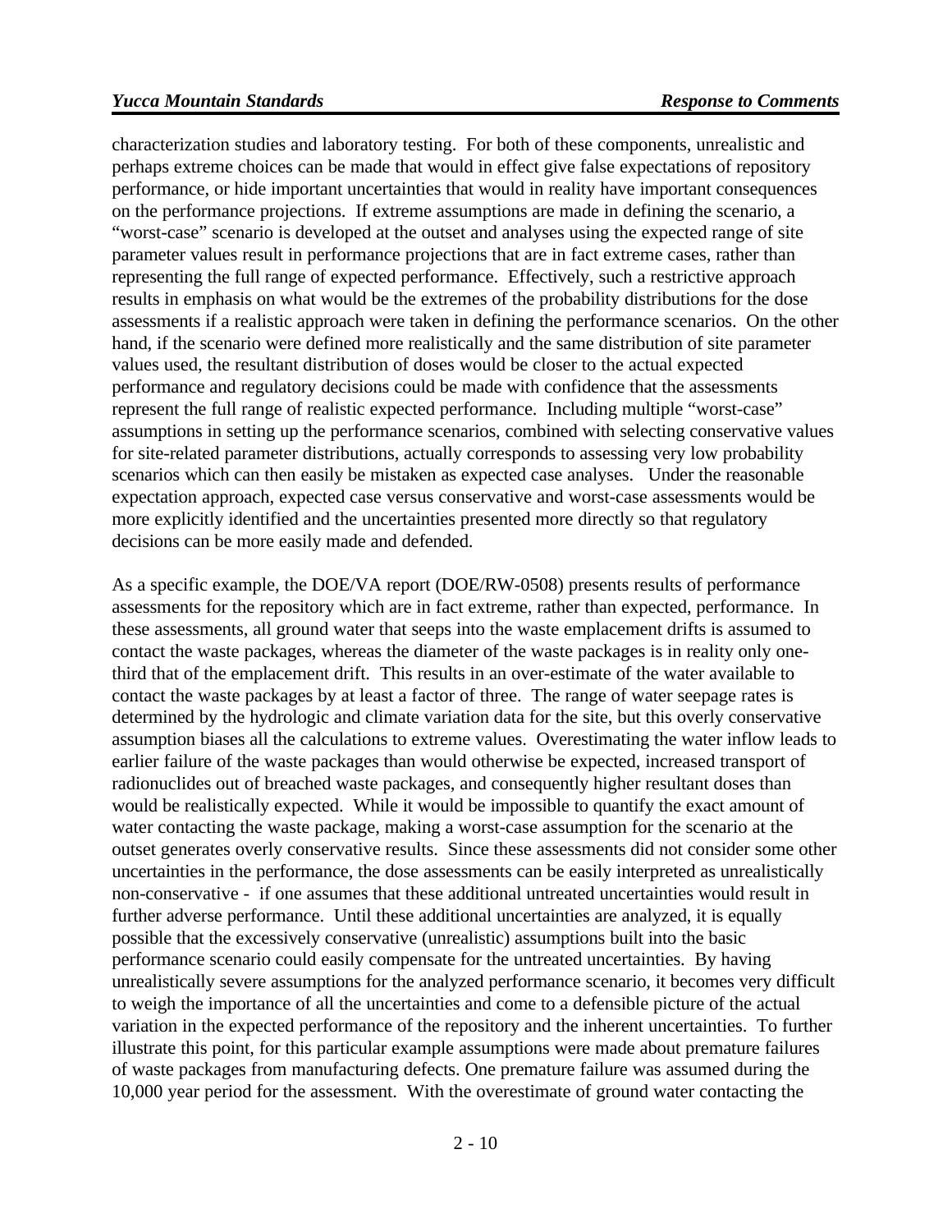characterization studies and laboratory testing. For both of these components, unrealistic and perhaps extreme choices can be made that would in effect give false expectations of repository performance, or hide important uncertainties that would in reality have important consequences on the performance projections. If extreme assumptions are made in defining the scenario, a "worst-case" scenario is developed at the outset and analyses using the expected range of site parameter values result in performance projections that are in fact extreme cases, rather than representing the full range of expected performance. Effectively, such a restrictive approach results in emphasis on what would be the extremes of the probability distributions for the dose assessments if a realistic approach were taken in defining the performance scenarios. On the other hand, if the scenario were defined more realistically and the same distribution of site parameter values used, the resultant distribution of doses would be closer to the actual expected performance and regulatory decisions could be made with confidence that the assessments represent the full range of realistic expected performance. Including multiple "worst-case" assumptions in setting up the performance scenarios, combined with selecting conservative values for site-related parameter distributions, actually corresponds to assessing very low probability scenarios which can then easily be mistaken as expected case analyses. Under the reasonable expectation approach, expected case versus conservative and worst-case assessments would be more explicitly identified and the uncertainties presented more directly so that regulatory decisions can be more easily made and defended.

As a specific example, the DOE/VA report (DOE/RW-0508) presents results of performance assessments for the repository which are in fact extreme, rather than expected, performance. In these assessments, all ground water that seeps into the waste emplacement drifts is assumed to contact the waste packages, whereas the diameter of the waste packages is in reality only one-third that of the emplacement drift. This results in an over-estimate of the water available to contact the waste packages by at least a factor of three. The range of water seepage rates is determined by the hydrologic and climate variation data for the site, but this overly conservative assumption biases all the calculations to extreme values. Overestimating the water inflow leads to earlier failure of the waste packages than would otherwise be expected, increased transport of radionuclides out of breached waste packages, and consequently higher resultant doses than would be realistically expected. While it would be impossible to quantify the exact amount of water contacting the waste package, making a worst-case assumption for the scenario at the outset generates overly conservative results. Since these assessments did not consider some other uncertainties in the performance, the dose assessments can be easily interpreted as unrealistically non-conservative - if one assumes that these additional untreated uncertainties would result in further adverse performance. Until these additional uncertainties are analyzed, it is equally possible that the excessively conservative (unrealistic) assumptions built into the basic performance scenario could easily compensate for the untreated uncertainties. By having unrealistically severe assumptions for the analyzed performance scenario, it becomes very difficult to weigh the importance of all the uncertainties and come to a defensible picture of the actual variation in the expected performance of the repository and the inherent uncertainties. To further illustrate this point, for this particular example assumptions were made about premature failures of waste packages from manufacturing defects. One premature failure was assumed during the 10,000 year period for the assessment. With the overestimate of ground water contacting the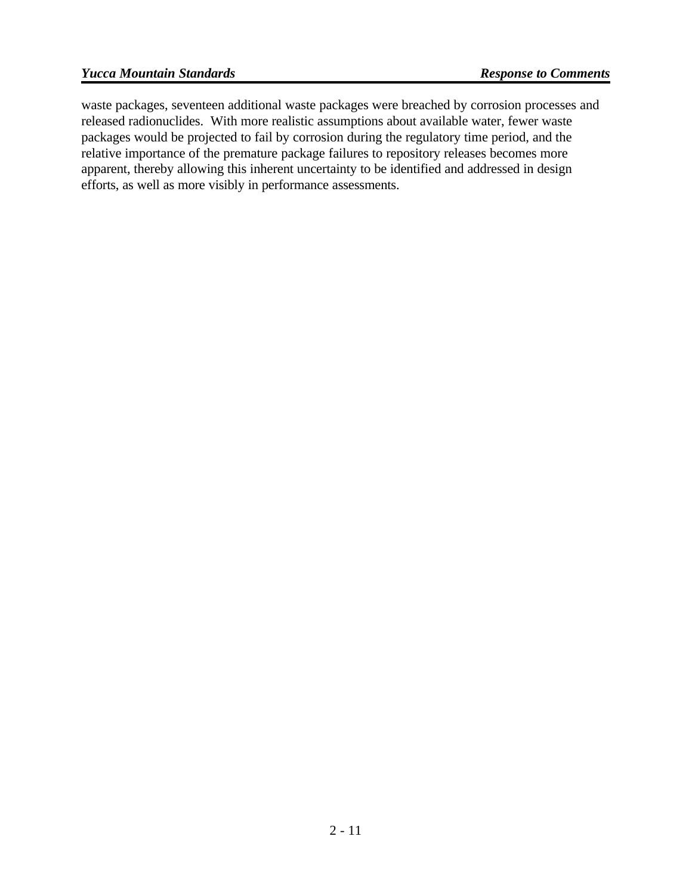waste packages, seventeen additional waste packages were breached by corrosion processes and released radionuclides. With more realistic assumptions about available water, fewer waste packages would be projected to fail by corrosion during the regulatory time period, and the relative importance of the premature package failures to repository releases becomes more apparent, thereby allowing this inherent uncertainty to be identified and addressed in design efforts, as well as more visibly in performance assessments.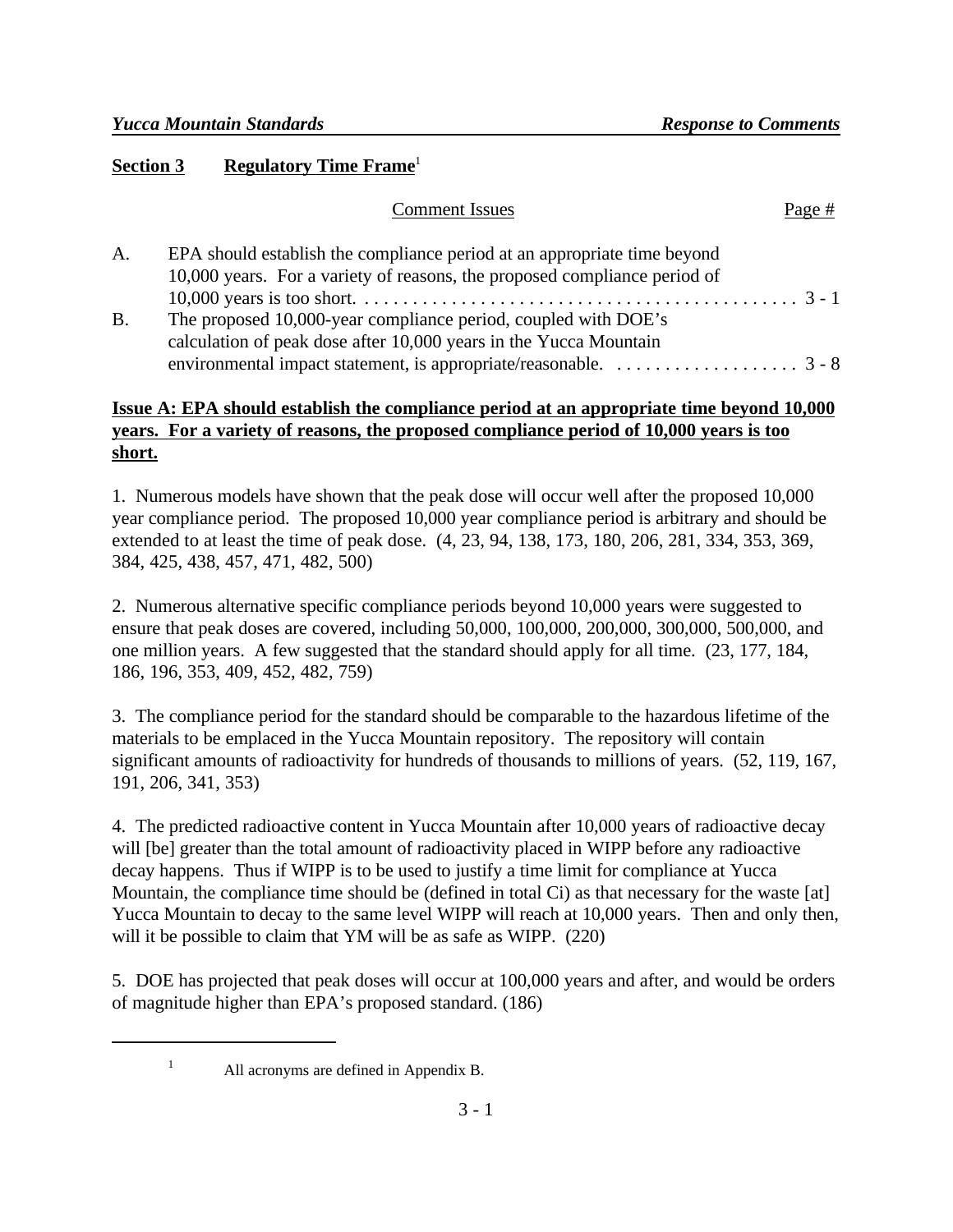## Section 3 Regulatory Time Frame[1]

| | Comment Issues | Page # |
|---|---|---|
| A. | EPA should establish the compliance period at an appropriate time beyond 10,000 years. For a variety of reasons, the proposed compliance period of 10,000 years is too short. | 3 - 1 |
| B. | The proposed 10,000-year compliance period, coupled with DOE's calculation of peak dose after 10,000 years in the Yucca Mountain environmental impact statement, is appropriate/reasonable. | 3 - 8 |

**Issue A: EPA should establish the compliance period at an appropriate time beyond 10,000 years. For a variety of reasons, the proposed compliance period of 10,000 years is too short.**

1. Numerous models have shown that the peak dose will occur well after the proposed 10,000 year compliance period. The proposed 10,000 year compliance period is arbitrary and should be extended to at least the time of peak dose. (4, 23, 94, 138, 173, 180, 206, 281, 334, 353, 369, 384, 425, 438, 457, 471, 482, 500)

2. Numerous alternative specific compliance periods beyond 10,000 years were suggested to ensure that peak doses are covered, including 50,000, 100,000, 200,000, 300,000, 500,000, and one million years. A few suggested that the standard should apply for all time. (23, 177, 184, 186, 196, 353, 409, 452, 482, 759)

3. The compliance period for the standard should be comparable to the hazardous lifetime of the materials to be emplaced in the Yucca Mountain repository. The repository will contain significant amounts of radioactivity for hundreds of thousands to millions of years. (52, 119, 167, 191, 206, 341, 353)

4. The predicted radioactive content in Yucca Mountain after 10,000 years of radioactive decay will [be] greater than the total amount of radioactivity placed in WIPP before any radioactive decay happens. Thus if WIPP is to be used to justify a time limit for compliance at Yucca Mountain, the compliance time should be (defined in total Ci) as that necessary for the waste [at] Yucca Mountain to decay to the same level WIPP will reach at 10,000 years. Then and only then, will it be possible to claim that YM will be as safe as WIPP. (220)

5. DOE has projected that peak doses will occur at 100,000 years and after, and would be orders of magnitude higher than EPA's proposed standard. (186)

[1] All acronyms are defined in Appendix B.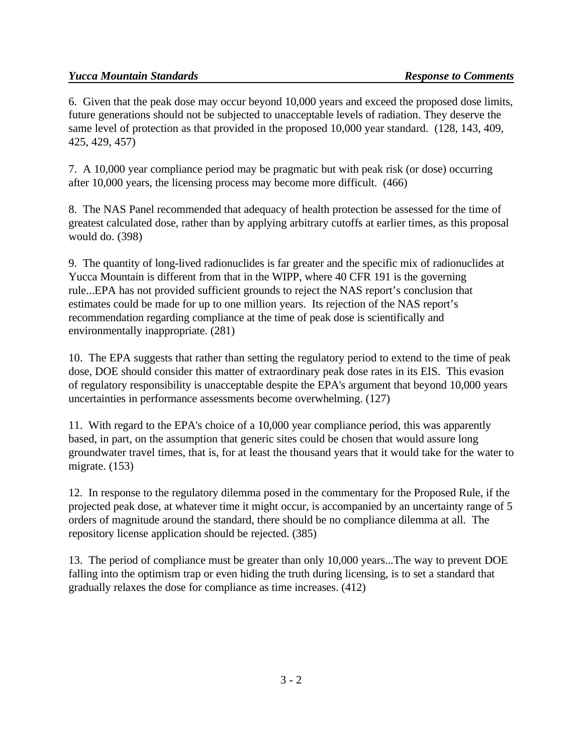6. Given that the peak dose may occur beyond 10,000 years and exceed the proposed dose limits, future generations should not be subjected to unacceptable levels of radiation. They deserve the same level of protection as that provided in the proposed 10,000 year standard. (128, 143, 409, 425, 429, 457)

7. A 10,000 year compliance period may be pragmatic but with peak risk (or dose) occurring after 10,000 years, the licensing process may become more difficult. (466)

8. The NAS Panel recommended that adequacy of health protection be assessed for the time of greatest calculated dose, rather than by applying arbitrary cutoffs at earlier times, as this proposal would do. (398)

9. The quantity of long-lived radionuclides is far greater and the specific mix of radionuclides at Yucca Mountain is different from that in the WIPP, where 40 CFR 191 is the governing rule...EPA has not provided sufficient grounds to reject the NAS report's conclusion that estimates could be made for up to one million years. Its rejection of the NAS report's recommendation regarding compliance at the time of peak dose is scientifically and environmentally inappropriate. (281)

10. The EPA suggests that rather than setting the regulatory period to extend to the time of peak dose, DOE should consider this matter of extraordinary peak dose rates in its EIS. This evasion of regulatory responsibility is unacceptable despite the EPA's argument that beyond 10,000 years uncertainties in performance assessments become overwhelming. (127)

11. With regard to the EPA's choice of a 10,000 year compliance period, this was apparently based, in part, on the assumption that generic sites could be chosen that would assure long groundwater travel times, that is, for at least the thousand years that it would take for the water to migrate. (153)

12. In response to the regulatory dilemma posed in the commentary for the Proposed Rule, if the projected peak dose, at whatever time it might occur, is accompanied by an uncertainty range of 5 orders of magnitude around the standard, there should be no compliance dilemma at all. The repository license application should be rejected. (385)

13. The period of compliance must be greater than only 10,000 years...The way to prevent DOE falling into the optimism trap or even hiding the truth during licensing, is to set a standard that gradually relaxes the dose for compliance as time increases. (412)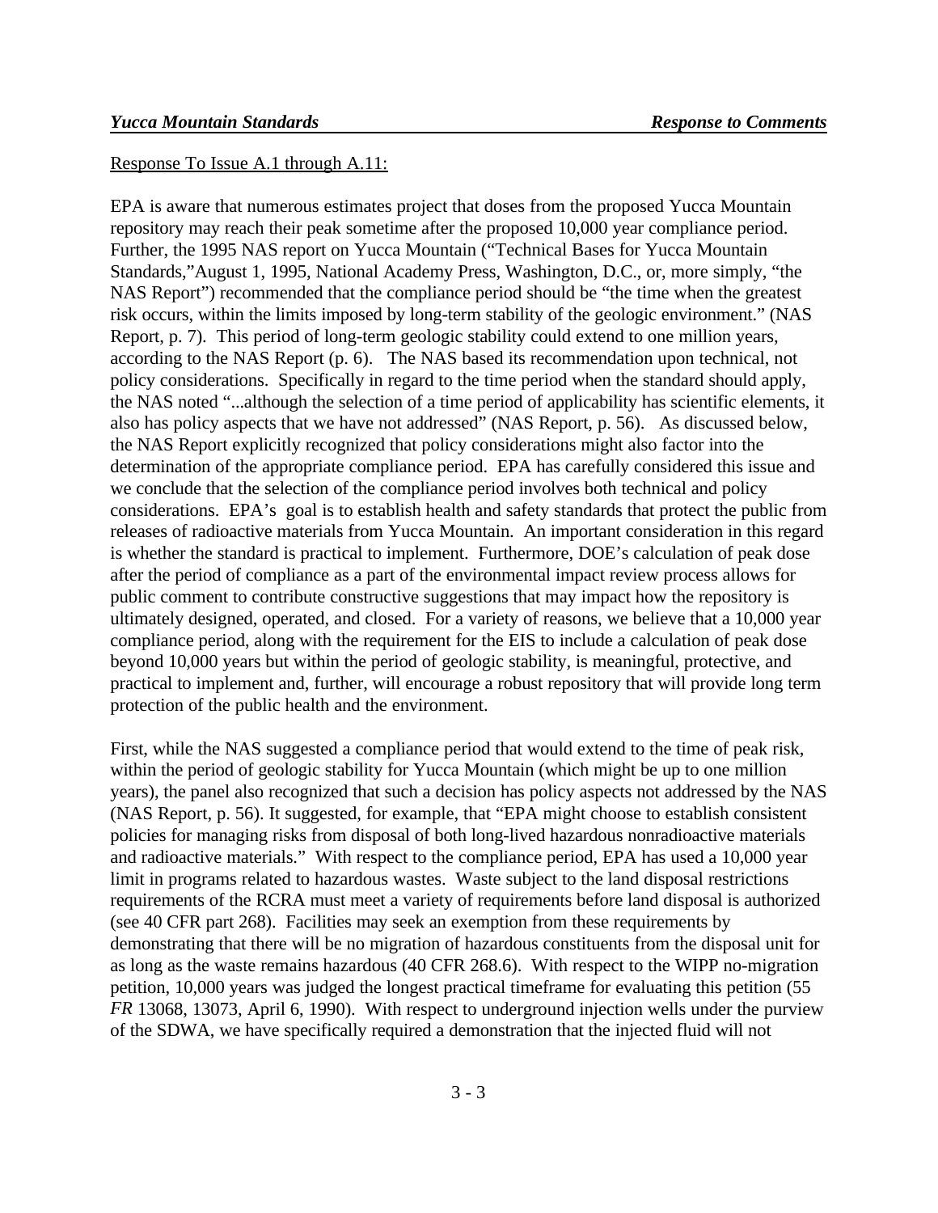Response To Issue A.1 through A.11:

EPA is aware that numerous estimates project that doses from the proposed Yucca Mountain repository may reach their peak sometime after the proposed 10,000 year compliance period. Further, the 1995 NAS report on Yucca Mountain ("Technical Bases for Yucca Mountain Standards,"August 1, 1995, National Academy Press, Washington, D.C., or, more simply, "the NAS Report") recommended that the compliance period should be "the time when the greatest risk occurs, within the limits imposed by long-term stability of the geologic environment." (NAS Report, p. 7). This period of long-term geologic stability could extend to one million years, according to the NAS Report (p. 6). The NAS based its recommendation upon technical, not policy considerations. Specifically in regard to the time period when the standard should apply, the NAS noted "...although the selection of a time period of applicability has scientific elements, it also has policy aspects that we have not addressed" (NAS Report, p. 56). As discussed below, the NAS Report explicitly recognized that policy considerations might also factor into the determination of the appropriate compliance period. EPA has carefully considered this issue and we conclude that the selection of the compliance period involves both technical and policy considerations. EPA's goal is to establish health and safety standards that protect the public from releases of radioactive materials from Yucca Mountain. An important consideration in this regard is whether the standard is practical to implement. Furthermore, DOE's calculation of peak dose after the period of compliance as a part of the environmental impact review process allows for public comment to contribute constructive suggestions that may impact how the repository is ultimately designed, operated, and closed. For a variety of reasons, we believe that a 10,000 year compliance period, along with the requirement for the EIS to include a calculation of peak dose beyond 10,000 years but within the period of geologic stability, is meaningful, protective, and practical to implement and, further, will encourage a robust repository that will provide long term protection of the public health and the environment.

First, while the NAS suggested a compliance period that would extend to the time of peak risk, within the period of geologic stability for Yucca Mountain (which might be up to one million years), the panel also recognized that such a decision has policy aspects not addressed by the NAS (NAS Report, p. 56). It suggested, for example, that "EPA might choose to establish consistent policies for managing risks from disposal of both long-lived hazardous nonradioactive materials and radioactive materials." With respect to the compliance period, EPA has used a 10,000 year limit in programs related to hazardous wastes. Waste subject to the land disposal restrictions requirements of the RCRA must meet a variety of requirements before land disposal is authorized (see 40 CFR part 268). Facilities may seek an exemption from these requirements by demonstrating that there will be no migration of hazardous constituents from the disposal unit for as long as the waste remains hazardous (40 CFR 268.6). With respect to the WIPP no-migration petition, 10,000 years was judged the longest practical timeframe for evaluating this petition (55 *FR* 13068, 13073, April 6, 1990). With respect to underground injection wells under the purview of the SDWA, we have specifically required a demonstration that the injected fluid will not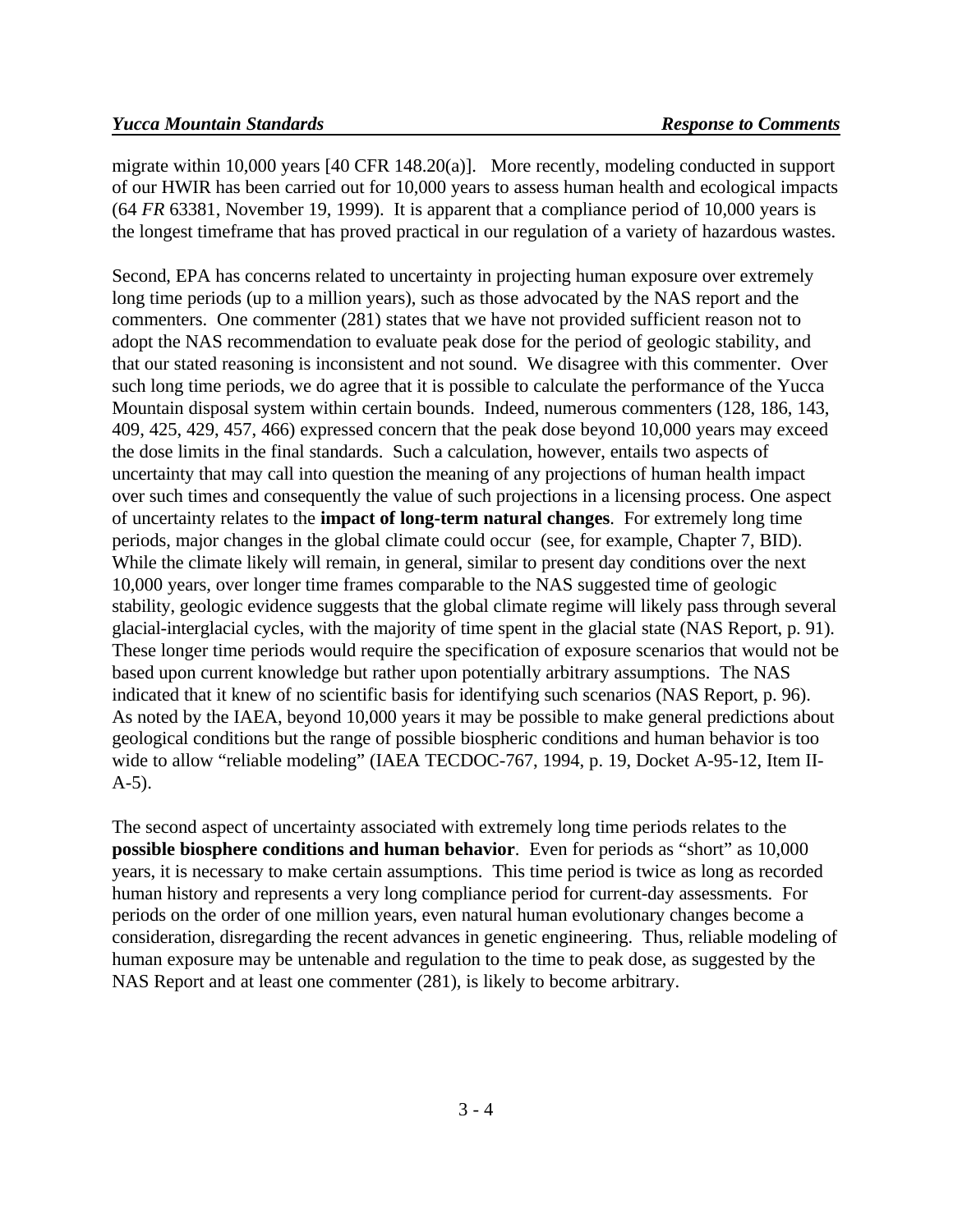migrate within 10,000 years [40 CFR 148.20(a)]. More recently, modeling conducted in support of our HWIR has been carried out for 10,000 years to assess human health and ecological impacts (64 *FR* 63381, November 19, 1999). It is apparent that a compliance period of 10,000 years is the longest timeframe that has proved practical in our regulation of a variety of hazardous wastes.

Second, EPA has concerns related to uncertainty in projecting human exposure over extremely long time periods (up to a million years), such as those advocated by the NAS report and the commenters. One commenter (281) states that we have not provided sufficient reason not to adopt the NAS recommendation to evaluate peak dose for the period of geologic stability, and that our stated reasoning is inconsistent and not sound. We disagree with this commenter. Over such long time periods, we do agree that it is possible to calculate the performance of the Yucca Mountain disposal system within certain bounds. Indeed, numerous commenters (128, 186, 143, 409, 425, 429, 457, 466) expressed concern that the peak dose beyond 10,000 years may exceed the dose limits in the final standards. Such a calculation, however, entails two aspects of uncertainty that may call into question the meaning of any projections of human health impact over such times and consequently the value of such projections in a licensing process. One aspect of uncertainty relates to the **impact of long-term natural changes**. For extremely long time periods, major changes in the global climate could occur (see, for example, Chapter 7, BID). While the climate likely will remain, in general, similar to present day conditions over the next 10,000 years, over longer time frames comparable to the NAS suggested time of geologic stability, geologic evidence suggests that the global climate regime will likely pass through several glacial-interglacial cycles, with the majority of time spent in the glacial state (NAS Report, p. 91). These longer time periods would require the specification of exposure scenarios that would not be based upon current knowledge but rather upon potentially arbitrary assumptions. The NAS indicated that it knew of no scientific basis for identifying such scenarios (NAS Report, p. 96). As noted by the IAEA, beyond 10,000 years it may be possible to make general predictions about geological conditions but the range of possible biospheric conditions and human behavior is too wide to allow "reliable modeling" (IAEA TECDOC-767, 1994, p. 19, Docket A-95-12, Item II-A-5).

The second aspect of uncertainty associated with extremely long time periods relates to the **possible biosphere conditions and human behavior**. Even for periods as "short" as 10,000 years, it is necessary to make certain assumptions. This time period is twice as long as recorded human history and represents a very long compliance period for current-day assessments. For periods on the order of one million years, even natural human evolutionary changes become a consideration, disregarding the recent advances in genetic engineering. Thus, reliable modeling of human exposure may be untenable and regulation to the time to peak dose, as suggested by the NAS Report and at least one commenter (281), is likely to become arbitrary.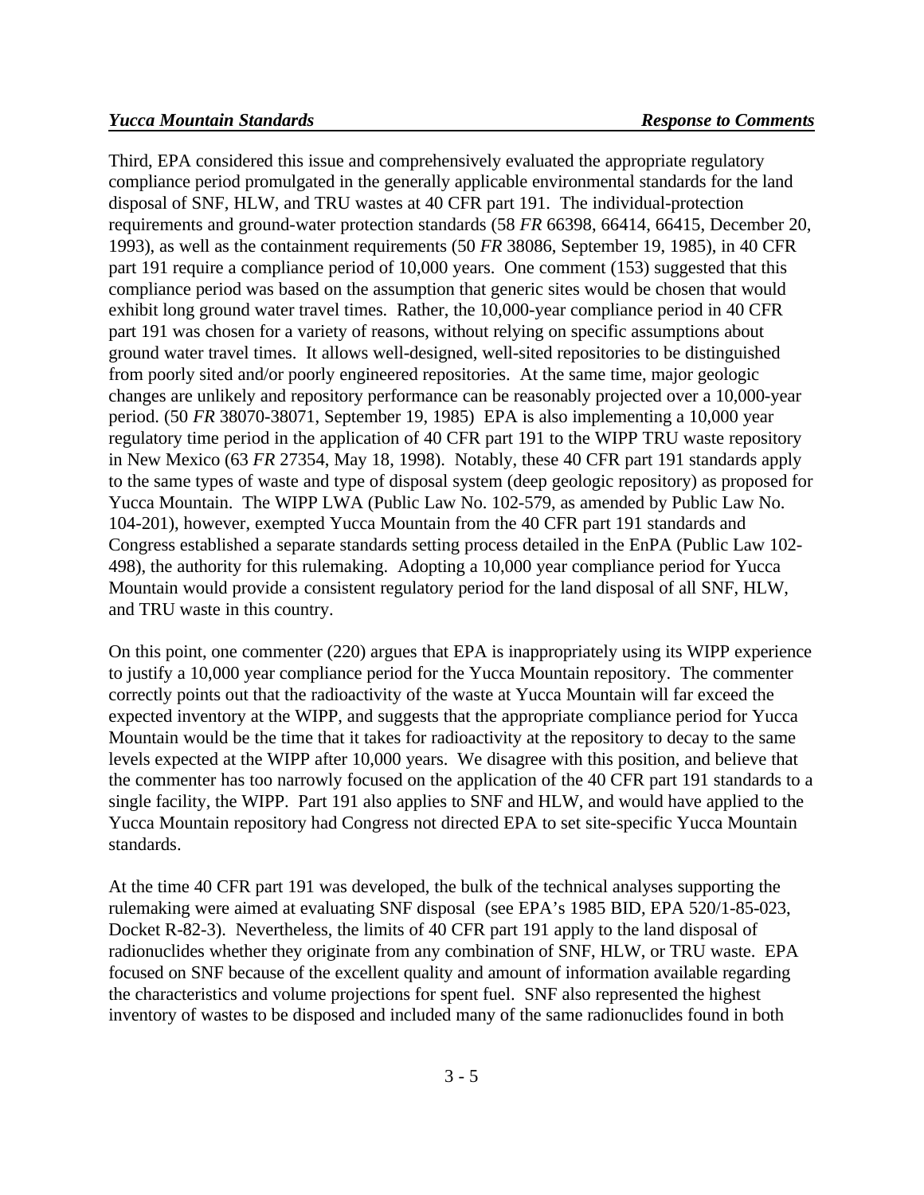Third, EPA considered this issue and comprehensively evaluated the appropriate regulatory compliance period promulgated in the generally applicable environmental standards for the land disposal of SNF, HLW, and TRU wastes at 40 CFR part 191. The individual-protection requirements and ground-water protection standards (58 *FR* 66398, 66414, 66415, December 20, 1993), as well as the containment requirements (50 *FR* 38086, September 19, 1985), in 40 CFR part 191 require a compliance period of 10,000 years. One comment (153) suggested that this compliance period was based on the assumption that generic sites would be chosen that would exhibit long ground water travel times. Rather, the 10,000-year compliance period in 40 CFR part 191 was chosen for a variety of reasons, without relying on specific assumptions about ground water travel times. It allows well-designed, well-sited repositories to be distinguished from poorly sited and/or poorly engineered repositories. At the same time, major geologic changes are unlikely and repository performance can be reasonably projected over a 10,000-year period. (50 *FR* 38070-38071, September 19, 1985) EPA is also implementing a 10,000 year regulatory time period in the application of 40 CFR part 191 to the WIPP TRU waste repository in New Mexico (63 *FR* 27354, May 18, 1998). Notably, these 40 CFR part 191 standards apply to the same types of waste and type of disposal system (deep geologic repository) as proposed for Yucca Mountain. The WIPP LWA (Public Law No. 102-579, as amended by Public Law No. 104-201), however, exempted Yucca Mountain from the 40 CFR part 191 standards and Congress established a separate standards setting process detailed in the EnPA (Public Law 102-498), the authority for this rulemaking. Adopting a 10,000 year compliance period for Yucca Mountain would provide a consistent regulatory period for the land disposal of all SNF, HLW, and TRU waste in this country.

On this point, one commenter (220) argues that EPA is inappropriately using its WIPP experience to justify a 10,000 year compliance period for the Yucca Mountain repository. The commenter correctly points out that the radioactivity of the waste at Yucca Mountain will far exceed the expected inventory at the WIPP, and suggests that the appropriate compliance period for Yucca Mountain would be the time that it takes for radioactivity at the repository to decay to the same levels expected at the WIPP after 10,000 years. We disagree with this position, and believe that the commenter has too narrowly focused on the application of the 40 CFR part 191 standards to a single facility, the WIPP. Part 191 also applies to SNF and HLW, and would have applied to the Yucca Mountain repository had Congress not directed EPA to set site-specific Yucca Mountain standards.

At the time 40 CFR part 191 was developed, the bulk of the technical analyses supporting the rulemaking were aimed at evaluating SNF disposal (see EPA's 1985 BID, EPA 520/1-85-023, Docket R-82-3). Nevertheless, the limits of 40 CFR part 191 apply to the land disposal of radionuclides whether they originate from any combination of SNF, HLW, or TRU waste. EPA focused on SNF because of the excellent quality and amount of information available regarding the characteristics and volume projections for spent fuel. SNF also represented the highest inventory of wastes to be disposed and included many of the same radionuclides found in both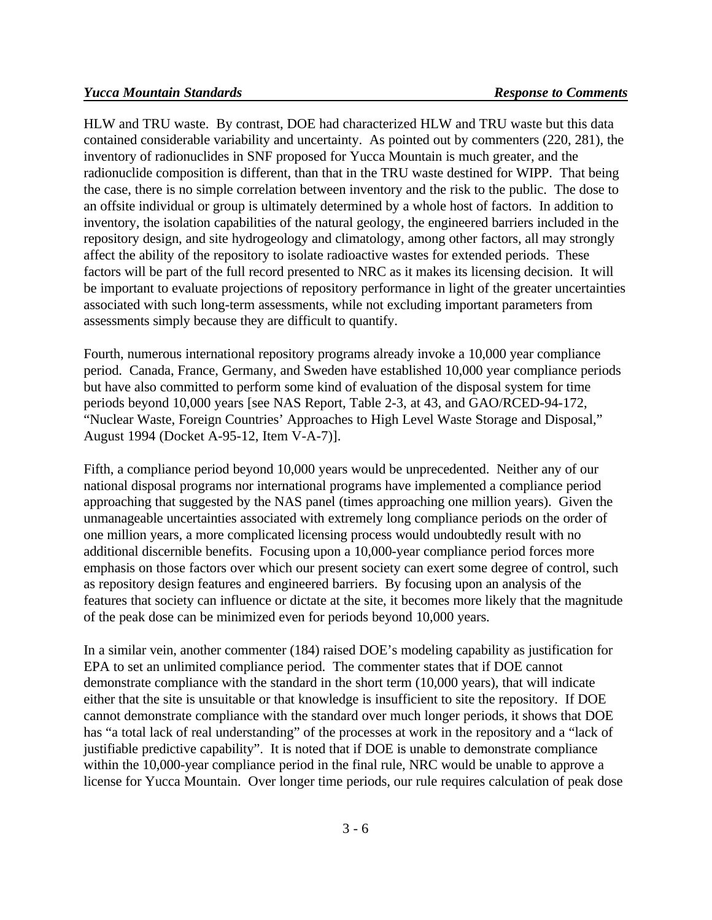HLW and TRU waste. By contrast, DOE had characterized HLW and TRU waste but this data contained considerable variability and uncertainty. As pointed out by commenters (220, 281), the inventory of radionuclides in SNF proposed for Yucca Mountain is much greater, and the radionuclide composition is different, than that in the TRU waste destined for WIPP. That being the case, there is no simple correlation between inventory and the risk to the public. The dose to an offsite individual or group is ultimately determined by a whole host of factors. In addition to inventory, the isolation capabilities of the natural geology, the engineered barriers included in the repository design, and site hydrogeology and climatology, among other factors, all may strongly affect the ability of the repository to isolate radioactive wastes for extended periods. These factors will be part of the full record presented to NRC as it makes its licensing decision. It will be important to evaluate projections of repository performance in light of the greater uncertainties associated with such long-term assessments, while not excluding important parameters from assessments simply because they are difficult to quantify.

Fourth, numerous international repository programs already invoke a 10,000 year compliance period. Canada, France, Germany, and Sweden have established 10,000 year compliance periods but have also committed to perform some kind of evaluation of the disposal system for time periods beyond 10,000 years [see NAS Report, Table 2-3, at 43, and GAO/RCED-94-172, "Nuclear Waste, Foreign Countries' Approaches to High Level Waste Storage and Disposal," August 1994 (Docket A-95-12, Item V-A-7)].

Fifth, a compliance period beyond 10,000 years would be unprecedented. Neither any of our national disposal programs nor international programs have implemented a compliance period approaching that suggested by the NAS panel (times approaching one million years). Given the unmanageable uncertainties associated with extremely long compliance periods on the order of one million years, a more complicated licensing process would undoubtedly result with no additional discernible benefits. Focusing upon a 10,000-year compliance period forces more emphasis on those factors over which our present society can exert some degree of control, such as repository design features and engineered barriers. By focusing upon an analysis of the features that society can influence or dictate at the site, it becomes more likely that the magnitude of the peak dose can be minimized even for periods beyond 10,000 years.

In a similar vein, another commenter (184) raised DOE's modeling capability as justification for EPA to set an unlimited compliance period. The commenter states that if DOE cannot demonstrate compliance with the standard in the short term (10,000 years), that will indicate either that the site is unsuitable or that knowledge is insufficient to site the repository. If DOE cannot demonstrate compliance with the standard over much longer periods, it shows that DOE has "a total lack of real understanding" of the processes at work in the repository and a "lack of justifiable predictive capability". It is noted that if DOE is unable to demonstrate compliance within the 10,000-year compliance period in the final rule, NRC would be unable to approve a license for Yucca Mountain. Over longer time periods, our rule requires calculation of peak dose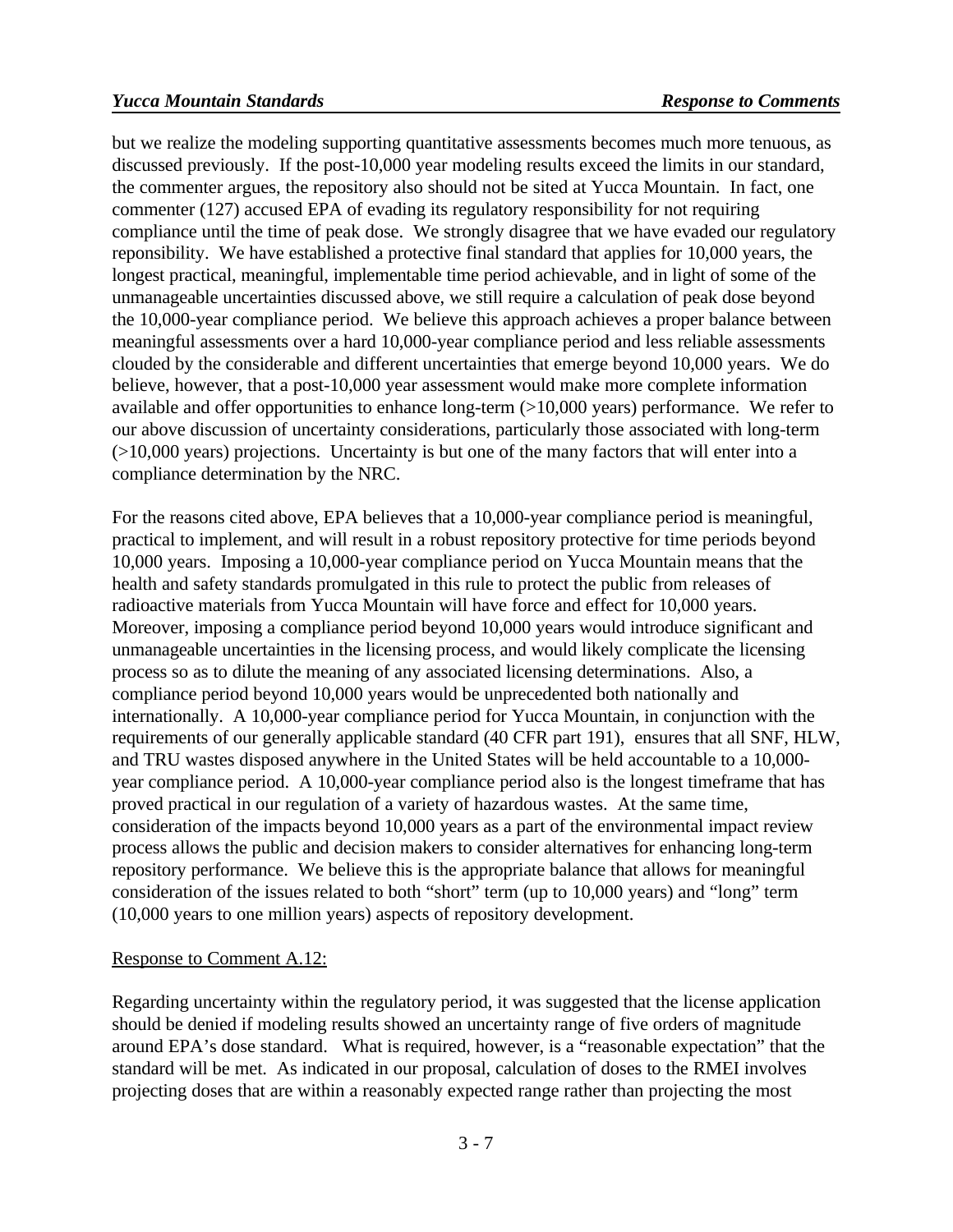but we realize the modeling supporting quantitative assessments becomes much more tenuous, as discussed previously. If the post-10,000 year modeling results exceed the limits in our standard, the commenter argues, the repository also should not be sited at Yucca Mountain. In fact, one commenter (127) accused EPA of evading its regulatory responsibility for not requiring compliance until the time of peak dose. We strongly disagree that we have evaded our regulatory reponsibility. We have established a protective final standard that applies for 10,000 years, the longest practical, meaningful, implementable time period achievable, and in light of some of the unmanageable uncertainties discussed above, we still require a calculation of peak dose beyond the 10,000-year compliance period. We believe this approach achieves a proper balance between meaningful assessments over a hard 10,000-year compliance period and less reliable assessments clouded by the considerable and different uncertainties that emerge beyond 10,000 years. We do believe, however, that a post-10,000 year assessment would make more complete information available and offer opportunities to enhance long-term (>10,000 years) performance. We refer to our above discussion of uncertainty considerations, particularly those associated with long-term (>10,000 years) projections. Uncertainty is but one of the many factors that will enter into a compliance determination by the NRC.

For the reasons cited above, EPA believes that a 10,000-year compliance period is meaningful, practical to implement, and will result in a robust repository protective for time periods beyond 10,000 years. Imposing a 10,000-year compliance period on Yucca Mountain means that the health and safety standards promulgated in this rule to protect the public from releases of radioactive materials from Yucca Mountain will have force and effect for 10,000 years. Moreover, imposing a compliance period beyond 10,000 years would introduce significant and unmanageable uncertainties in the licensing process, and would likely complicate the licensing process so as to dilute the meaning of any associated licensing determinations. Also, a compliance period beyond 10,000 years would be unprecedented both nationally and internationally. A 10,000-year compliance period for Yucca Mountain, in conjunction with the requirements of our generally applicable standard (40 CFR part 191), ensures that all SNF, HLW, and TRU wastes disposed anywhere in the United States will be held accountable to a 10,000-year compliance period. A 10,000-year compliance period also is the longest timeframe that has proved practical in our regulation of a variety of hazardous wastes. At the same time, consideration of the impacts beyond 10,000 years as a part of the environmental impact review process allows the public and decision makers to consider alternatives for enhancing long-term repository performance. We believe this is the appropriate balance that allows for meaningful consideration of the issues related to both "short" term (up to 10,000 years) and "long" term (10,000 years to one million years) aspects of repository development.

Response to Comment A.12:

Regarding uncertainty within the regulatory period, it was suggested that the license application should be denied if modeling results showed an uncertainty range of five orders of magnitude around EPA's dose standard. What is required, however, is a "reasonable expectation" that the standard will be met. As indicated in our proposal, calculation of doses to the RMEI involves projecting doses that are within a reasonably expected range rather than projecting the most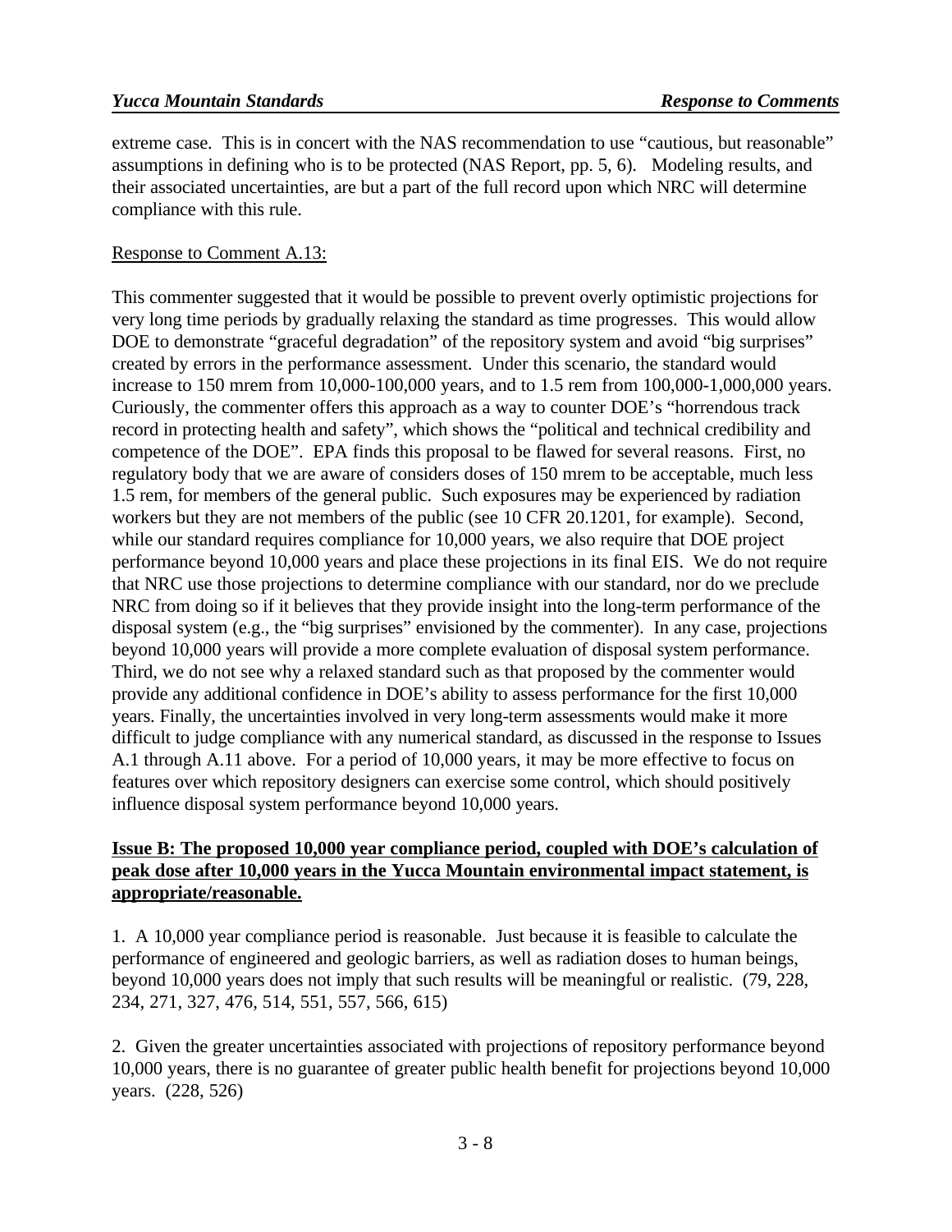extreme case. This is in concert with the NAS recommendation to use "cautious, but reasonable" assumptions in defining who is to be protected (NAS Report, pp. 5, 6). Modeling results, and their associated uncertainties, are but a part of the full record upon which NRC will determine compliance with this rule.

Response to Comment A.13:

This commenter suggested that it would be possible to prevent overly optimistic projections for very long time periods by gradually relaxing the standard as time progresses. This would allow DOE to demonstrate "graceful degradation" of the repository system and avoid "big surprises" created by errors in the performance assessment. Under this scenario, the standard would increase to 150 mrem from 10,000-100,000 years, and to 1.5 rem from 100,000-1,000,000 years. Curiously, the commenter offers this approach as a way to counter DOE's "horrendous track record in protecting health and safety", which shows the "political and technical credibility and competence of the DOE". EPA finds this proposal to be flawed for several reasons. First, no regulatory body that we are aware of considers doses of 150 mrem to be acceptable, much less 1.5 rem, for members of the general public. Such exposures may be experienced by radiation workers but they are not members of the public (see 10 CFR 20.1201, for example). Second, while our standard requires compliance for 10,000 years, we also require that DOE project performance beyond 10,000 years and place these projections in its final EIS. We do not require that NRC use those projections to determine compliance with our standard, nor do we preclude NRC from doing so if it believes that they provide insight into the long-term performance of the disposal system (e.g., the "big surprises" envisioned by the commenter). In any case, projections beyond 10,000 years will provide a more complete evaluation of disposal system performance. Third, we do not see why a relaxed standard such as that proposed by the commenter would provide any additional confidence in DOE's ability to assess performance for the first 10,000 years. Finally, the uncertainties involved in very long-term assessments would make it more difficult to judge compliance with any numerical standard, as discussed in the response to Issues A.1 through A.11 above. For a period of 10,000 years, it may be more effective to focus on features over which repository designers can exercise some control, which should positively influence disposal system performance beyond 10,000 years.

**Issue B: The proposed 10,000 year compliance period, coupled with DOE's calculation of peak dose after 10,000 years in the Yucca Mountain environmental impact statement, is appropriate/reasonable.**

1. A 10,000 year compliance period is reasonable. Just because it is feasible to calculate the performance of engineered and geologic barriers, as well as radiation doses to human beings, beyond 10,000 years does not imply that such results will be meaningful or realistic. (79, 228, 234, 271, 327, 476, 514, 551, 557, 566, 615)

2. Given the greater uncertainties associated with projections of repository performance beyond 10,000 years, there is no guarantee of greater public health benefit for projections beyond 10,000 years. (228, 526)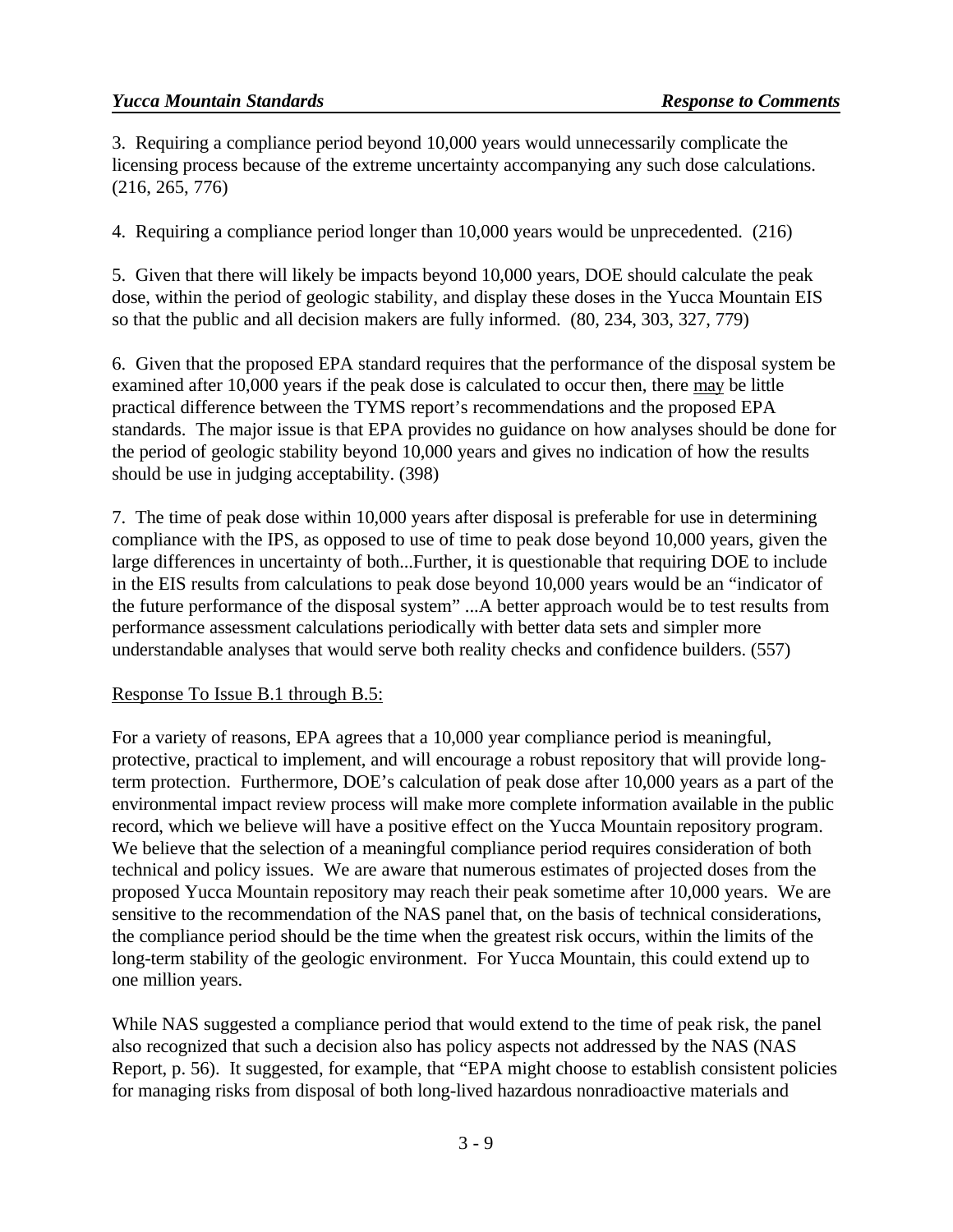3. Requiring a compliance period beyond 10,000 years would unnecessarily complicate the licensing process because of the extreme uncertainty accompanying any such dose calculations. (216, 265, 776)

4. Requiring a compliance period longer than 10,000 years would be unprecedented. (216)

5. Given that there will likely be impacts beyond 10,000 years, DOE should calculate the peak dose, within the period of geologic stability, and display these doses in the Yucca Mountain EIS so that the public and all decision makers are fully informed. (80, 234, 303, 327, 779)

6. Given that the proposed EPA standard requires that the performance of the disposal system be examined after 10,000 years if the peak dose is calculated to occur then, there may be little practical difference between the TYMS report's recommendations and the proposed EPA standards. The major issue is that EPA provides no guidance on how analyses should be done for the period of geologic stability beyond 10,000 years and gives no indication of how the results should be use in judging acceptability. (398)

7. The time of peak dose within 10,000 years after disposal is preferable for use in determining compliance with the IPS, as opposed to use of time to peak dose beyond 10,000 years, given the large differences in uncertainty of both...Further, it is questionable that requiring DOE to include in the EIS results from calculations to peak dose beyond 10,000 years would be an "indicator of the future performance of the disposal system" ...A better approach would be to test results from performance assessment calculations periodically with better data sets and simpler more understandable analyses that would serve both reality checks and confidence builders. (557)

Response To Issue B.1 through B.5:

For a variety of reasons, EPA agrees that a 10,000 year compliance period is meaningful, protective, practical to implement, and will encourage a robust repository that will provide long-term protection. Furthermore, DOE's calculation of peak dose after 10,000 years as a part of the environmental impact review process will make more complete information available in the public record, which we believe will have a positive effect on the Yucca Mountain repository program. We believe that the selection of a meaningful compliance period requires consideration of both technical and policy issues. We are aware that numerous estimates of projected doses from the proposed Yucca Mountain repository may reach their peak sometime after 10,000 years. We are sensitive to the recommendation of the NAS panel that, on the basis of technical considerations, the compliance period should be the time when the greatest risk occurs, within the limits of the long-term stability of the geologic environment. For Yucca Mountain, this could extend up to one million years.

While NAS suggested a compliance period that would extend to the time of peak risk, the panel also recognized that such a decision also has policy aspects not addressed by the NAS (NAS Report, p. 56). It suggested, for example, that "EPA might choose to establish consistent policies for managing risks from disposal of both long-lived hazardous nonradioactive materials and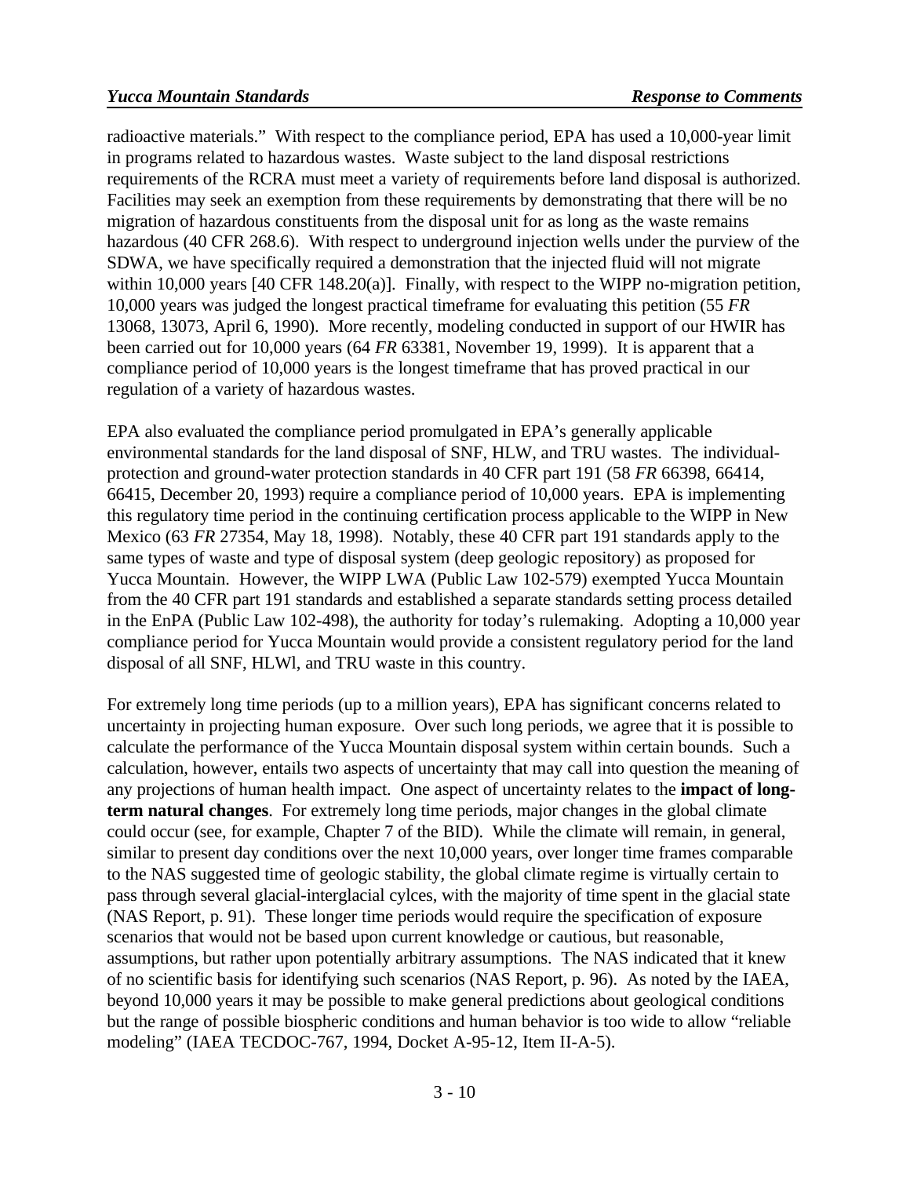radioactive materials." With respect to the compliance period, EPA has used a 10,000-year limit in programs related to hazardous wastes. Waste subject to the land disposal restrictions requirements of the RCRA must meet a variety of requirements before land disposal is authorized. Facilities may seek an exemption from these requirements by demonstrating that there will be no migration of hazardous constituents from the disposal unit for as long as the waste remains hazardous (40 CFR 268.6). With respect to underground injection wells under the purview of the SDWA, we have specifically required a demonstration that the injected fluid will not migrate within 10,000 years [40 CFR 148.20(a)]. Finally, with respect to the WIPP no-migration petition, 10,000 years was judged the longest practical timeframe for evaluating this petition (55 *FR* 13068, 13073, April 6, 1990). More recently, modeling conducted in support of our HWIR has been carried out for 10,000 years (64 *FR* 63381, November 19, 1999). It is apparent that a compliance period of 10,000 years is the longest timeframe that has proved practical in our regulation of a variety of hazardous wastes.

EPA also evaluated the compliance period promulgated in EPA's generally applicable environmental standards for the land disposal of SNF, HLW, and TRU wastes. The individual-protection and ground-water protection standards in 40 CFR part 191 (58 *FR* 66398, 66414, 66415, December 20, 1993) require a compliance period of 10,000 years. EPA is implementing this regulatory time period in the continuing certification process applicable to the WIPP in New Mexico (63 *FR* 27354, May 18, 1998). Notably, these 40 CFR part 191 standards apply to the same types of waste and type of disposal system (deep geologic repository) as proposed for Yucca Mountain. However, the WIPP LWA (Public Law 102-579) exempted Yucca Mountain from the 40 CFR part 191 standards and established a separate standards setting process detailed in the EnPA (Public Law 102-498), the authority for today's rulemaking. Adopting a 10,000 year compliance period for Yucca Mountain would provide a consistent regulatory period for the land disposal of all SNF, HLWl, and TRU waste in this country.

For extremely long time periods (up to a million years), EPA has significant concerns related to uncertainty in projecting human exposure. Over such long periods, we agree that it is possible to calculate the performance of the Yucca Mountain disposal system within certain bounds. Such a calculation, however, entails two aspects of uncertainty that may call into question the meaning of any projections of human health impact. One aspect of uncertainty relates to the **impact of long-term natural changes**. For extremely long time periods, major changes in the global climate could occur (see, for example, Chapter 7 of the BID). While the climate will remain, in general, similar to present day conditions over the next 10,000 years, over longer time frames comparable to the NAS suggested time of geologic stability, the global climate regime is virtually certain to pass through several glacial-interglacial cylces, with the majority of time spent in the glacial state (NAS Report, p. 91). These longer time periods would require the specification of exposure scenarios that would not be based upon current knowledge or cautious, but reasonable, assumptions, but rather upon potentially arbitrary assumptions. The NAS indicated that it knew of no scientific basis for identifying such scenarios (NAS Report, p. 96). As noted by the IAEA, beyond 10,000 years it may be possible to make general predictions about geological conditions but the range of possible biospheric conditions and human behavior is too wide to allow "reliable modeling" (IAEA TECDOC-767, 1994, Docket A-95-12, Item II-A-5).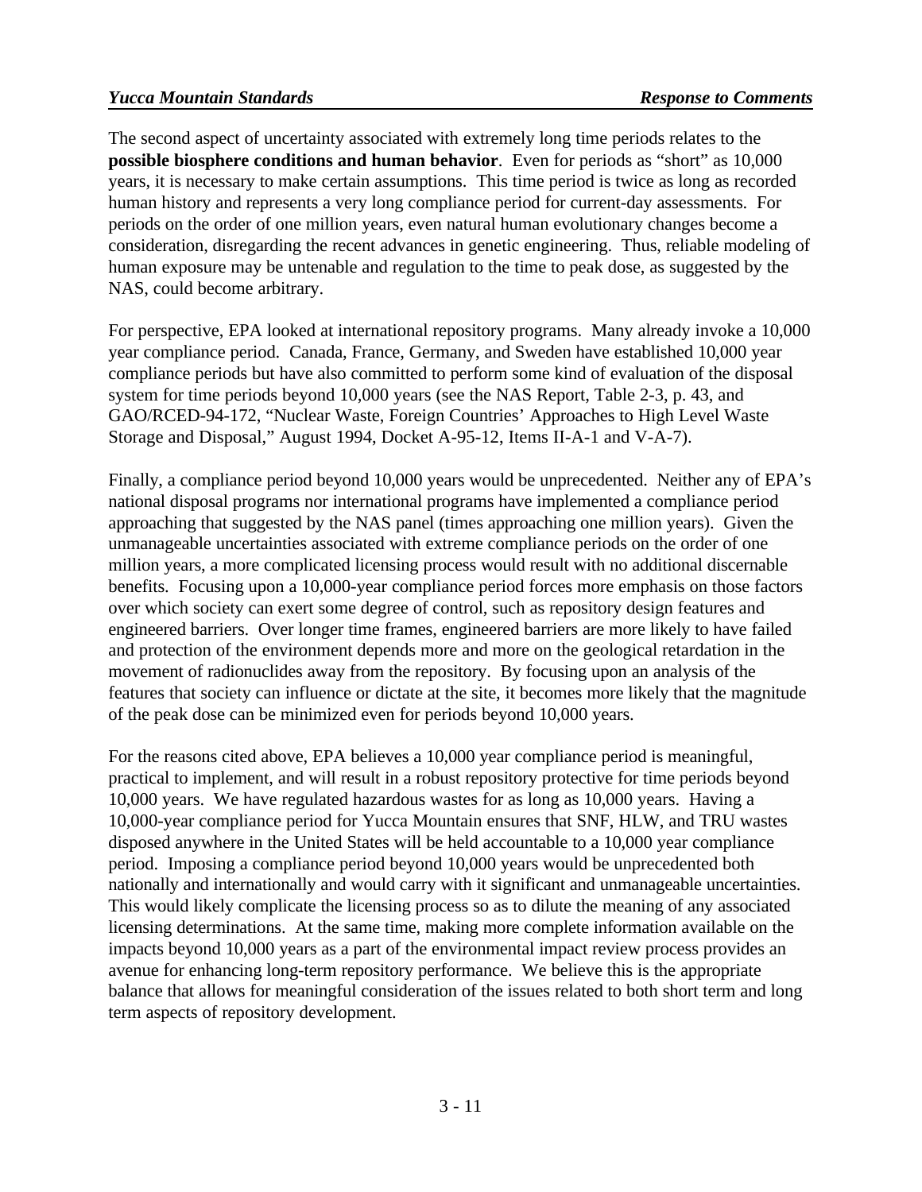The second aspect of uncertainty associated with extremely long time periods relates to the **possible biosphere conditions and human behavior**. Even for periods as "short" as 10,000 years, it is necessary to make certain assumptions. This time period is twice as long as recorded human history and represents a very long compliance period for current-day assessments. For periods on the order of one million years, even natural human evolutionary changes become a consideration, disregarding the recent advances in genetic engineering. Thus, reliable modeling of human exposure may be untenable and regulation to the time to peak dose, as suggested by the NAS, could become arbitrary.

For perspective, EPA looked at international repository programs. Many already invoke a 10,000 year compliance period. Canada, France, Germany, and Sweden have established 10,000 year compliance periods but have also committed to perform some kind of evaluation of the disposal system for time periods beyond 10,000 years (see the NAS Report, Table 2-3, p. 43, and GAO/RCED-94-172, "Nuclear Waste, Foreign Countries' Approaches to High Level Waste Storage and Disposal," August 1994, Docket A-95-12, Items II-A-1 and V-A-7).

Finally, a compliance period beyond 10,000 years would be unprecedented. Neither any of EPA's national disposal programs nor international programs have implemented a compliance period approaching that suggested by the NAS panel (times approaching one million years). Given the unmanageable uncertainties associated with extreme compliance periods on the order of one million years, a more complicated licensing process would result with no additional discernable benefits. Focusing upon a 10,000-year compliance period forces more emphasis on those factors over which society can exert some degree of control, such as repository design features and engineered barriers. Over longer time frames, engineered barriers are more likely to have failed and protection of the environment depends more and more on the geological retardation in the movement of radionuclides away from the repository. By focusing upon an analysis of the features that society can influence or dictate at the site, it becomes more likely that the magnitude of the peak dose can be minimized even for periods beyond 10,000 years.

For the reasons cited above, EPA believes a 10,000 year compliance period is meaningful, practical to implement, and will result in a robust repository protective for time periods beyond 10,000 years. We have regulated hazardous wastes for as long as 10,000 years. Having a 10,000-year compliance period for Yucca Mountain ensures that SNF, HLW, and TRU wastes disposed anywhere in the United States will be held accountable to a 10,000 year compliance period. Imposing a compliance period beyond 10,000 years would be unprecedented both nationally and internationally and would carry with it significant and unmanageable uncertainties. This would likely complicate the licensing process so as to dilute the meaning of any associated licensing determinations. At the same time, making more complete information available on the impacts beyond 10,000 years as a part of the environmental impact review process provides an avenue for enhancing long-term repository performance. We believe this is the appropriate balance that allows for meaningful consideration of the issues related to both short term and long term aspects of repository development.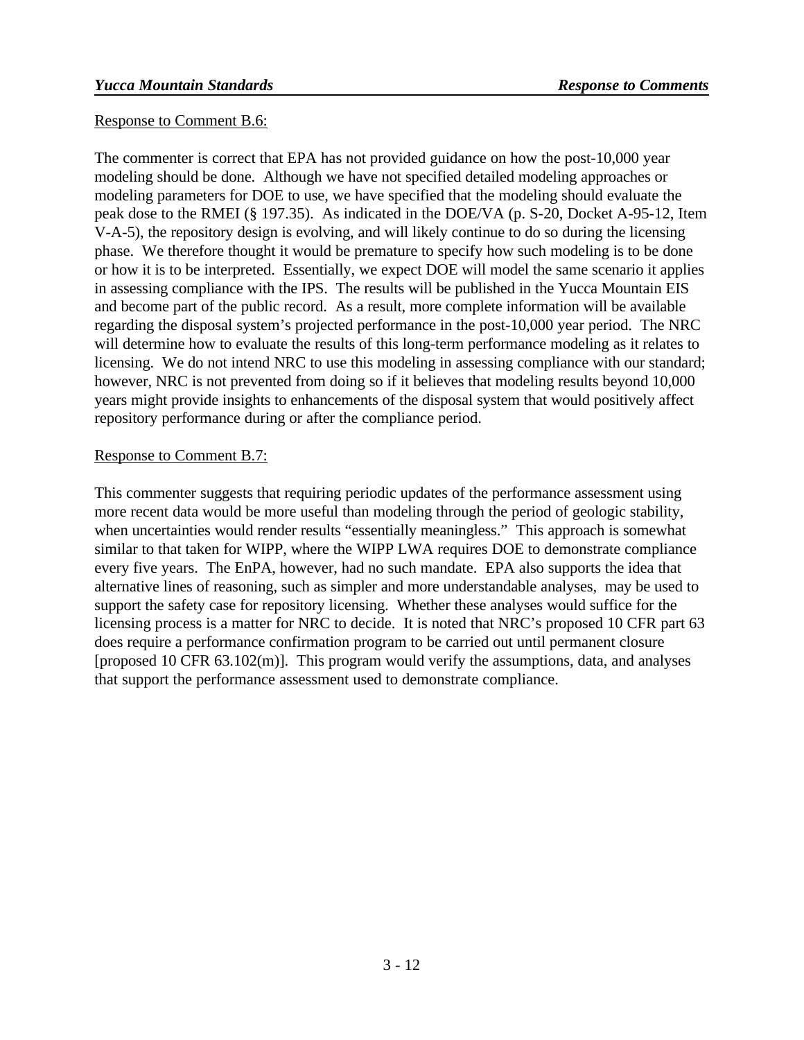Response to Comment B.6:

The commenter is correct that EPA has not provided guidance on how the post-10,000 year modeling should be done. Although we have not specified detailed modeling approaches or modeling parameters for DOE to use, we have specified that the modeling should evaluate the peak dose to the RMEI (§ 197.35). As indicated in the DOE/VA (p. S-20, Docket A-95-12, Item V-A-5), the repository design is evolving, and will likely continue to do so during the licensing phase. We therefore thought it would be premature to specify how such modeling is to be done or how it is to be interpreted. Essentially, we expect DOE will model the same scenario it applies in assessing compliance with the IPS. The results will be published in the Yucca Mountain EIS and become part of the public record. As a result, more complete information will be available regarding the disposal system's projected performance in the post-10,000 year period. The NRC will determine how to evaluate the results of this long-term performance modeling as it relates to licensing. We do not intend NRC to use this modeling in assessing compliance with our standard; however, NRC is not prevented from doing so if it believes that modeling results beyond 10,000 years might provide insights to enhancements of the disposal system that would positively affect repository performance during or after the compliance period.

Response to Comment B.7:

This commenter suggests that requiring periodic updates of the performance assessment using more recent data would be more useful than modeling through the period of geologic stability, when uncertainties would render results "essentially meaningless." This approach is somewhat similar to that taken for WIPP, where the WIPP LWA requires DOE to demonstrate compliance every five years. The EnPA, however, had no such mandate. EPA also supports the idea that alternative lines of reasoning, such as simpler and more understandable analyses, may be used to support the safety case for repository licensing. Whether these analyses would suffice for the licensing process is a matter for NRC to decide. It is noted that NRC's proposed 10 CFR part 63 does require a performance confirmation program to be carried out until permanent closure [proposed 10 CFR 63.102(m)]. This program would verify the assumptions, data, and analyses that support the performance assessment used to demonstrate compliance.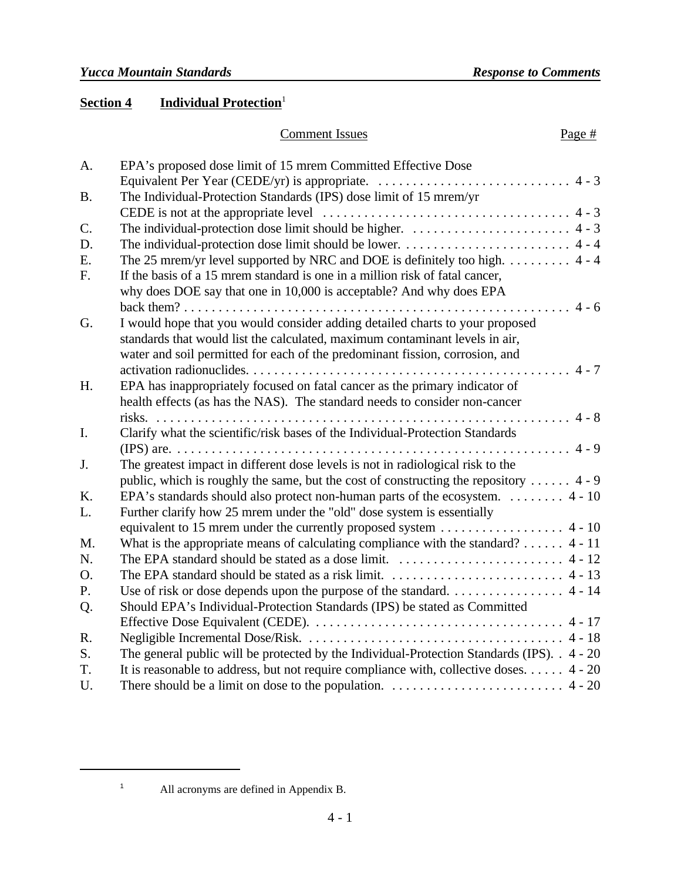## Section 4 Individual Protection[1]

| | Comment Issues | Page # |
|---|---|---|
| A. | EPA's proposed dose limit of 15 mrem Committed Effective Dose Equivalent Per Year (CEDE/yr) is appropriate. | 4 - 3 |
| B. | The Individual-Protection Standards (IPS) dose limit of 15 mrem/yr CEDE is not at the appropriate level | 4 - 3 |
| C. | The individual-protection dose limit should be higher. | 4 - 3 |
| D. | The individual-protection dose limit should be lower. | 4 - 4 |
| E. | The 25 mrem/yr level supported by NRC and DOE is definitely too high. | 4 - 4 |
| F. | If the basis of a 15 mrem standard is one in a million risk of fatal cancer, why does DOE say that one in 10,000 is acceptable? And why does EPA back them? | 4 - 6 |
| G. | I would hope that you would consider adding detailed charts to your proposed standards that would list the calculated, maximum contaminant levels in air, water and soil permitted for each of the predominant fission, corrosion, and activation radionuclides. | 4 - 7 |
| H. | EPA has inappropriately focused on fatal cancer as the primary indicator of health effects (as has the NAS). The standard needs to consider non-cancer risks. | 4 - 8 |
| I. | Clarify what the scientific/risk bases of the Individual-Protection Standards (IPS) are. | 4 - 9 |
| J. | The greatest impact in different dose levels is not in radiological risk to the public, which is roughly the same, but the cost of constructing the repository | 4 - 9 |
| K. | EPA's standards should also protect non-human parts of the ecosystem. | 4 - 10 |
| L. | Further clarify how 25 mrem under the "old" dose system is essentially equivalent to 15 mrem under the currently proposed system | 4 - 10 |
| M. | What is the appropriate means of calculating compliance with the standard? | 4 - 11 |
| N. | The EPA standard should be stated as a dose limit. | 4 - 12 |
| O. | The EPA standard should be stated as a risk limit. | 4 - 13 |
| P. | Use of risk or dose depends upon the purpose of the standard. | 4 - 14 |
| Q. | Should EPA's Individual-Protection Standards (IPS) be stated as Committed Effective Dose Equivalent (CEDE). | 4 - 17 |
| R. | Negligible Incremental Dose/Risk. | 4 - 18 |
| S. | The general public will be protected by the Individual-Protection Standards (IPS). | 4 - 20 |
| T. | It is reasonable to address, but not require compliance with, collective doses. | 4 - 20 |
| U. | There should be a limit on dose to the population. | 4 - 20 |

[1] All acronyms are defined in Appendix B.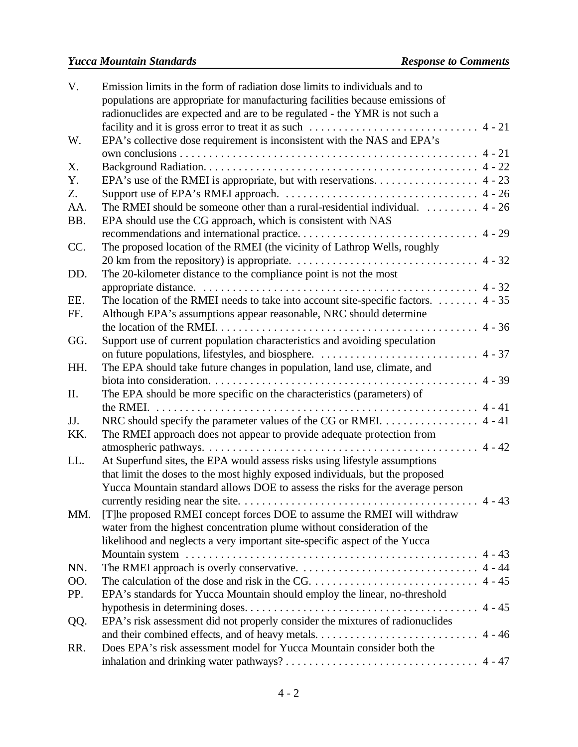| | | |
|---|---|---|
| V. | Emission limits in the form of radiation dose limits to individuals and to populations are appropriate for manufacturing facilities because emissions of radionuclides are expected and are to be regulated - the YMR is not such a facility and it is gross error to treat it as such | 4 - 21 |
| W. | EPA's collective dose requirement is inconsistent with the NAS and EPA's own conclusions | 4 - 21 |
| X. | Background Radiation. | 4 - 22 |
| Y. | EPA's use of the RMEI is appropriate, but with reservations. | 4 - 23 |
| Z. | Support use of EPA's RMEI approach. | 4 - 26 |
| AA. | The RMEI should be someone other than a rural-residential individual. | 4 - 26 |
| BB. | EPA should use the CG approach, which is consistent with NAS recommendations and international practice. | 4 - 29 |
| CC. | The proposed location of the RMEI (the vicinity of Lathrop Wells, roughly 20 km from the repository) is appropriate. | 4 - 32 |
| DD. | The 20-kilometer distance to the compliance point is not the most appropriate distance. | 4 - 32 |
| EE. | The location of the RMEI needs to take into account site-specific factors. | 4 - 35 |
| FF. | Although EPA's assumptions appear reasonable, NRC should determine the location of the RMEI. | 4 - 36 |
| GG. | Support use of current population characteristics and avoiding speculation on future populations, lifestyles, and biosphere. | 4 - 37 |
| HH. | The EPA should take future changes in population, land use, climate, and biota into consideration. | 4 - 39 |
| II. | The EPA should be more specific on the characteristics (parameters) of the RMEI. | 4 - 41 |
| JJ. | NRC should specify the parameter values of the CG or RMEI. | 4 - 41 |
| KK. | The RMEI approach does not appear to provide adequate protection from atmospheric pathways. | 4 - 42 |
| LL. | At Superfund sites, the EPA would assess risks using lifestyle assumptions that limit the doses to the most highly exposed individuals, but the proposed Yucca Mountain standard allows DOE to assess the risks for the average person currently residing near the site. | 4 - 43 |
| MM. | [T]he proposed RMEI concept forces DOE to assume the RMEI will withdraw water from the highest concentration plume without consideration of the likelihood and neglects a very important site-specific aspect of the Yucca Mountain system | 4 - 43 |
| NN. | The RMEI approach is overly conservative. | 4 - 44 |
| OO. | The calculation of the dose and risk in the CG. | 4 - 45 |
| PP. | EPA's standards for Yucca Mountain should employ the linear, no-threshold hypothesis in determining doses. | 4 - 45 |
| QQ. | EPA's risk assessment did not properly consider the mixtures of radionuclides and their combined effects, and of heavy metals. | 4 - 46 |
| RR. | Does EPA's risk assessment model for Yucca Mountain consider both the inhalation and drinking water pathways? | 4 - 47 |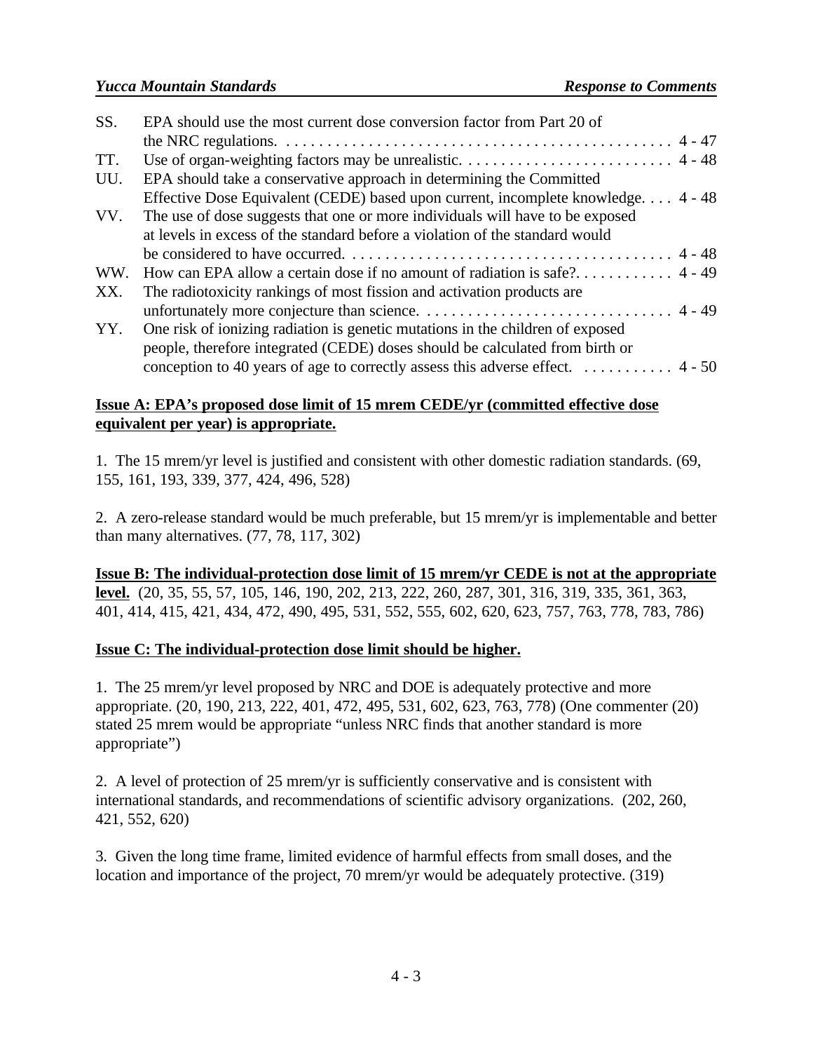SS. EPA should use the most current dose conversion factor from Part 20 of the NRC regulations. . . . . . . . . . . . . . . . . . . . . . . . . . . . . . . . . . . . . . . . . . . . . . . 4 - 47

TT. Use of organ-weighting factors may be unrealistic. . . . . . . . . . . . . . . . . . . . . . . . . . 4 - 48

UU. EPA should take a conservative approach in determining the Committed Effective Dose Equivalent (CEDE) based upon current, incomplete knowledge. . . . 4 - 48

VV. The use of dose suggests that one or more individuals will have to be exposed at levels in excess of the standard before a violation of the standard would be considered to have occurred. . . . . . . . . . . . . . . . . . . . . . . . . . . . . . . . . . . . . . . 4 - 48

WW. How can EPA allow a certain dose if no amount of radiation is safe?. . . . . . . . . . . . 4 - 49

XX. The radiotoxicity rankings of most fission and activation products are unfortunately more conjecture than science. . . . . . . . . . . . . . . . . . . . . . . . . . . . . . . 4 - 49

YY. One risk of ionizing radiation is genetic mutations in the children of exposed people, therefore integrated (CEDE) doses should be calculated from birth or conception to 40 years of age to correctly assess this adverse effect. . . . . . . . . . . . 4 - 50

**Issue A: EPA's proposed dose limit of 15 mrem CEDE/yr (committed effective dose equivalent per year) is appropriate.**

1. The 15 mrem/yr level is justified and consistent with other domestic radiation standards. (69, 155, 161, 193, 339, 377, 424, 496, 528)

2. A zero-release standard would be much preferable, but 15 mrem/yr is implementable and better than many alternatives. (77, 78, 117, 302)

**Issue B: The individual-protection dose limit of 15 mrem/yr CEDE is not at the appropriate level.** (20, 35, 55, 57, 105, 146, 190, 202, 213, 222, 260, 287, 301, 316, 319, 335, 361, 363, 401, 414, 415, 421, 434, 472, 490, 495, 531, 552, 555, 602, 620, 623, 757, 763, 778, 783, 786)

**Issue C: The individual-protection dose limit should be higher.**

1. The 25 mrem/yr level proposed by NRC and DOE is adequately protective and more appropriate. (20, 190, 213, 222, 401, 472, 495, 531, 602, 623, 763, 778) (One commenter (20) stated 25 mrem would be appropriate "unless NRC finds that another standard is more appropriate")

2. A level of protection of 25 mrem/yr is sufficiently conservative and is consistent with international standards, and recommendations of scientific advisory organizations. (202, 260, 421, 552, 620)

3. Given the long time frame, limited evidence of harmful effects from small doses, and the location and importance of the project, 70 mrem/yr would be adequately protective. (319)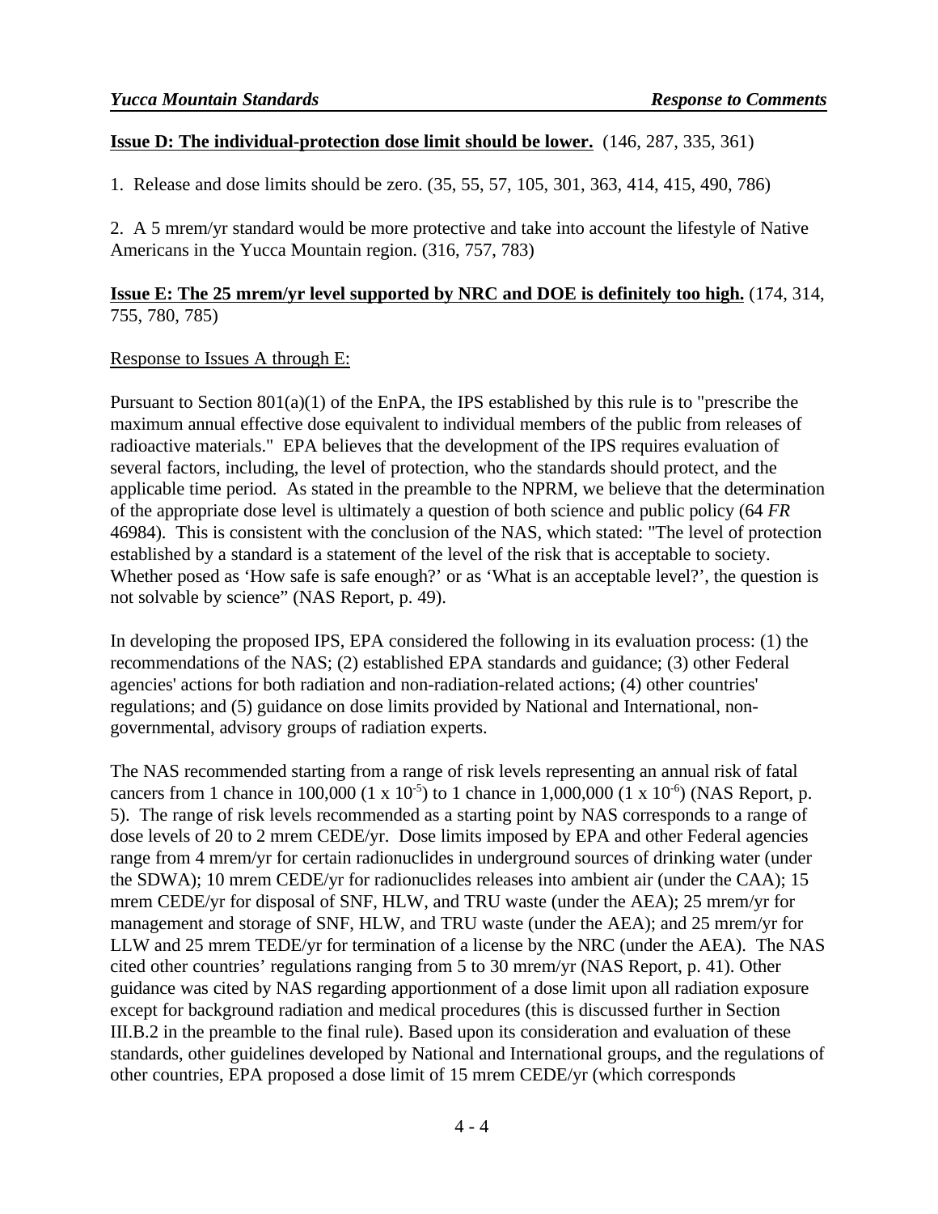**Issue D: The individual-protection dose limit should be lower.** (146, 287, 335, 361)

1. Release and dose limits should be zero. (35, 55, 57, 105, 301, 363, 414, 415, 490, 786)

2. A 5 mrem/yr standard would be more protective and take into account the lifestyle of Native Americans in the Yucca Mountain region. (316, 757, 783)

**Issue E: The 25 mrem/yr level supported by NRC and DOE is definitely too high.** (174, 314, 755, 780, 785)

Response to Issues A through E:

Pursuant to Section 801(a)(1) of the EnPA, the IPS established by this rule is to "prescribe the maximum annual effective dose equivalent to individual members of the public from releases of radioactive materials." EPA believes that the development of the IPS requires evaluation of several factors, including, the level of protection, who the standards should protect, and the applicable time period. As stated in the preamble to the NPRM, we believe that the determination of the appropriate dose level is ultimately a question of both science and public policy (64 *FR* 46984). This is consistent with the conclusion of the NAS, which stated: "The level of protection established by a standard is a statement of the level of the risk that is acceptable to society. Whether posed as 'How safe is safe enough?' or as 'What is an acceptable level?', the question is not solvable by science" (NAS Report, p. 49).

In developing the proposed IPS, EPA considered the following in its evaluation process: (1) the recommendations of the NAS; (2) established EPA standards and guidance; (3) other Federal agencies' actions for both radiation and non-radiation-related actions; (4) other countries' regulations; and (5) guidance on dose limits provided by National and International, non-governmental, advisory groups of radiation experts.

The NAS recommended starting from a range of risk levels representing an annual risk of fatal cancers from 1 chance in 100,000 ($1 \times 10^{-5}$) to 1 chance in 1,000,000 ($1 \times 10^{-6}$) (NAS Report, p. 5). The range of risk levels recommended as a starting point by NAS corresponds to a range of dose levels of 20 to 2 mrem CEDE/yr. Dose limits imposed by EPA and other Federal agencies range from 4 mrem/yr for certain radionuclides in underground sources of drinking water (under the SDWA); 10 mrem CEDE/yr for radionuclides releases into ambient air (under the CAA); 15 mrem CEDE/yr for disposal of SNF, HLW, and TRU waste (under the AEA); 25 mrem/yr for management and storage of SNF, HLW, and TRU waste (under the AEA); and 25 mrem/yr for LLW and 25 mrem TEDE/yr for termination of a license by the NRC (under the AEA). The NAS cited other countries' regulations ranging from 5 to 30 mrem/yr (NAS Report, p. 41). Other guidance was cited by NAS regarding apportionment of a dose limit upon all radiation exposure except for background radiation and medical procedures (this is discussed further in Section III.B.2 in the preamble to the final rule). Based upon its consideration and evaluation of these standards, other guidelines developed by National and International groups, and the regulations of other countries, EPA proposed a dose limit of 15 mrem CEDE/yr (which corresponds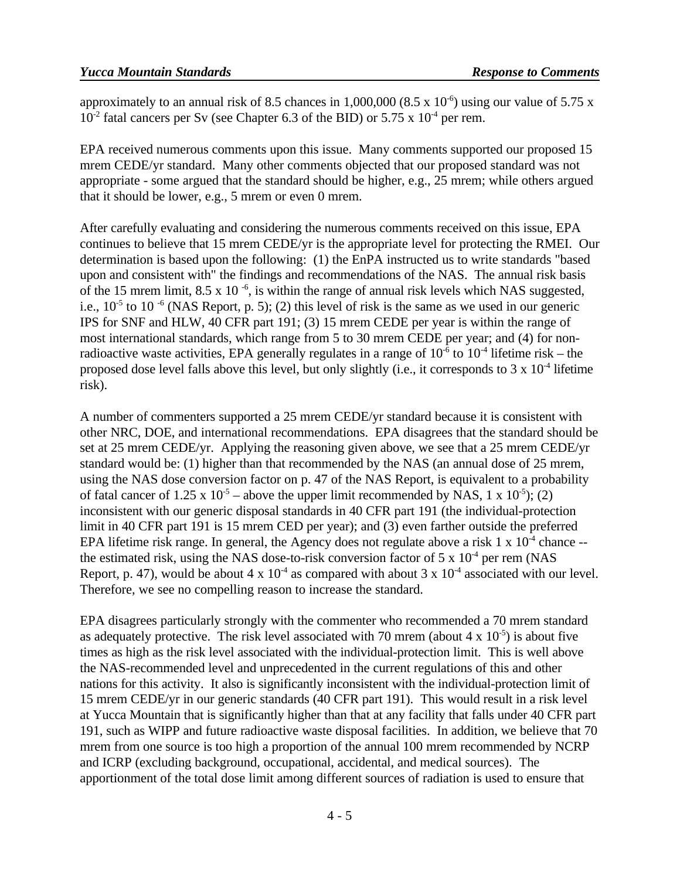approximately to an annual risk of 8.5 chances in 1,000,000 ($8.5 \times 10^{-6}$) using our value of $5.75 \times 10^{-2}$ fatal cancers per Sv (see Chapter 6.3 of the BID) or $5.75 \times 10^{-4}$ per rem.

EPA received numerous comments upon this issue. Many comments supported our proposed 15 mrem CEDE/yr standard. Many other comments objected that our proposed standard was not appropriate - some argued that the standard should be higher, e.g., 25 mrem; while others argued that it should be lower, e.g., 5 mrem or even 0 mrem.

After carefully evaluating and considering the numerous comments received on this issue, EPA continues to believe that 15 mrem CEDE/yr is the appropriate level for protecting the RMEI. Our determination is based upon the following: (1) the EnPA instructed us to write standards "based upon and consistent with" the findings and recommendations of the NAS. The annual risk basis of the 15 mrem limit, $8.5 \times 10^{-6}$, is within the range of annual risk levels which NAS suggested, i.e., $10^{-5}$ to $10^{-6}$ (NAS Report, p. 5); (2) this level of risk is the same as we used in our generic IPS for SNF and HLW, 40 CFR part 191; (3) 15 mrem CEDE per year is within the range of most international standards, which range from 5 to 30 mrem CEDE per year; and (4) for non-radioactive waste activities, EPA generally regulates in a range of $10^{-6}$ to $10^{-4}$ lifetime risk – the proposed dose level falls above this level, but only slightly (i.e., it corresponds to $3 \times 10^{-4}$ lifetime risk).

A number of commenters supported a 25 mrem CEDE/yr standard because it is consistent with other NRC, DOE, and international recommendations. EPA disagrees that the standard should be set at 25 mrem CEDE/yr. Applying the reasoning given above, we see that a 25 mrem CEDE/yr standard would be: (1) higher than that recommended by the NAS (an annual dose of 25 mrem, using the NAS dose conversion factor on p. 47 of the NAS Report, is equivalent to a probability of fatal cancer of $1.25 \times 10^{-5}$ – above the upper limit recommended by NAS, $1 \times 10^{-5}$); (2) inconsistent with our generic disposal standards in 40 CFR part 191 (the individual-protection limit in 40 CFR part 191 is 15 mrem CED per year); and (3) even farther outside the preferred EPA lifetime risk range. In general, the Agency does not regulate above a risk $1 \times 10^{-4}$ chance -- the estimated risk, using the NAS dose-to-risk conversion factor of $5 \times 10^{-4}$ per rem (NAS Report, p. 47), would be about $4 \times 10^{-4}$ as compared with about $3 \times 10^{-4}$ associated with our level. Therefore, we see no compelling reason to increase the standard.

EPA disagrees particularly strongly with the commenter who recommended a 70 mrem standard as adequately protective. The risk level associated with 70 mrem (about $4 \times 10^{-5}$) is about five times as high as the risk level associated with the individual-protection limit. This is well above the NAS-recommended level and unprecedented in the current regulations of this and other nations for this activity. It also is significantly inconsistent with the individual-protection limit of 15 mrem CEDE/yr in our generic standards (40 CFR part 191). This would result in a risk level at Yucca Mountain that is significantly higher than that at any facility that falls under 40 CFR part 191, such as WIPP and future radioactive waste disposal facilities. In addition, we believe that 70 mrem from one source is too high a proportion of the annual 100 mrem recommended by NCRP and ICRP (excluding background, occupational, accidental, and medical sources). The apportionment of the total dose limit among different sources of radiation is used to ensure that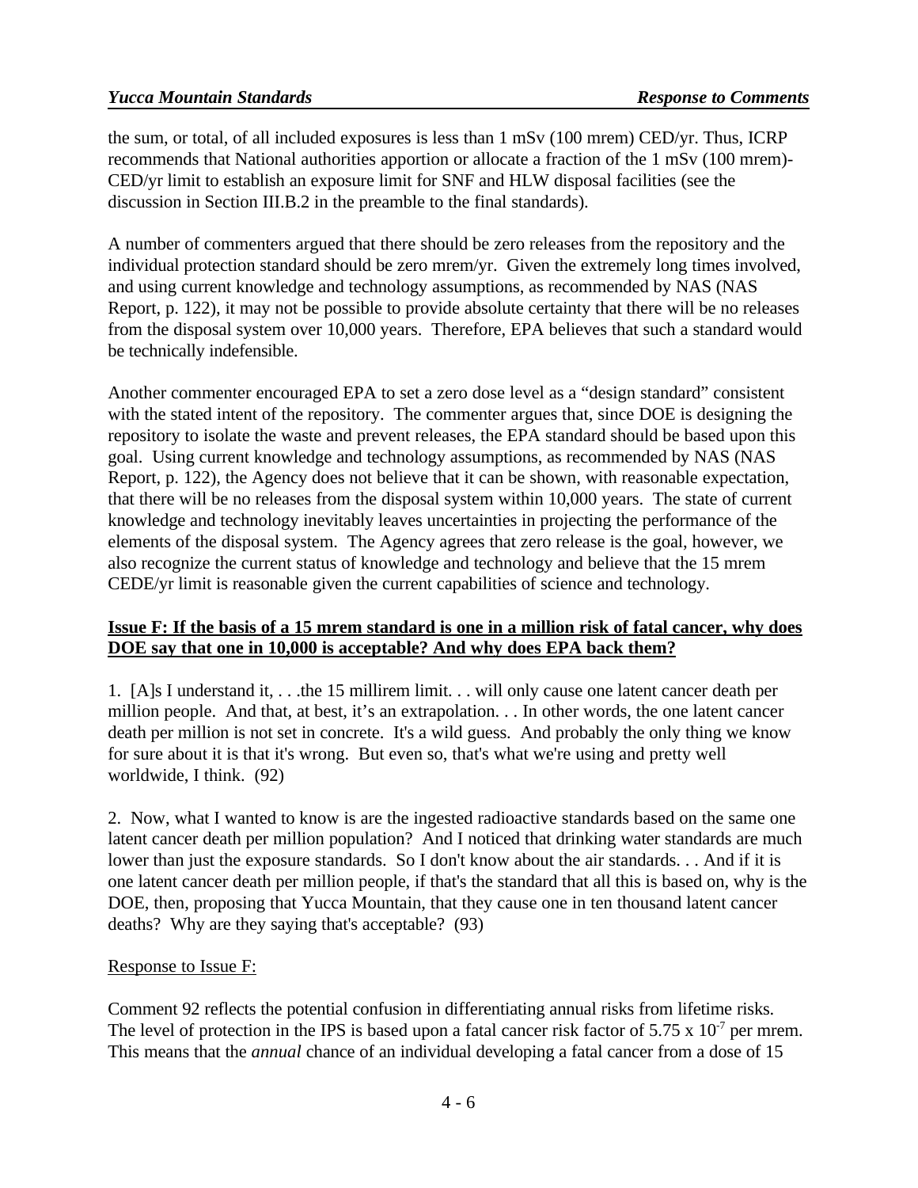the sum, or total, of all included exposures is less than 1 mSv (100 mrem) CED/yr. Thus, ICRP recommends that National authorities apportion or allocate a fraction of the 1 mSv (100 mrem)-CED/yr limit to establish an exposure limit for SNF and HLW disposal facilities (see the discussion in Section III.B.2 in the preamble to the final standards).

A number of commenters argued that there should be zero releases from the repository and the individual protection standard should be zero mrem/yr. Given the extremely long times involved, and using current knowledge and technology assumptions, as recommended by NAS (NAS Report, p. 122), it may not be possible to provide absolute certainty that there will be no releases from the disposal system over 10,000 years. Therefore, EPA believes that such a standard would be technically indefensible.

Another commenter encouraged EPA to set a zero dose level as a "design standard" consistent with the stated intent of the repository. The commenter argues that, since DOE is designing the repository to isolate the waste and prevent releases, the EPA standard should be based upon this goal. Using current knowledge and technology assumptions, as recommended by NAS (NAS Report, p. 122), the Agency does not believe that it can be shown, with reasonable expectation, that there will be no releases from the disposal system within 10,000 years. The state of current knowledge and technology inevitably leaves uncertainties in projecting the performance of the elements of the disposal system. The Agency agrees that zero release is the goal, however, we also recognize the current status of knowledge and technology and believe that the 15 mrem CEDE/yr limit is reasonable given the current capabilities of science and technology.

**Issue F: If the basis of a 15 mrem standard is one in a million risk of fatal cancer, why does DOE say that one in 10,000 is acceptable? And why does EPA back them?**

1. [A]s I understand it, . . .the 15 millirem limit. . . will only cause one latent cancer death per million people. And that, at best, it's an extrapolation. . . In other words, the one latent cancer death per million is not set in concrete. It's a wild guess. And probably the only thing we know for sure about it is that it's wrong. But even so, that's what we're using and pretty well worldwide, I think. (92)

2. Now, what I wanted to know is are the ingested radioactive standards based on the same one latent cancer death per million population? And I noticed that drinking water standards are much lower than just the exposure standards. So I don't know about the air standards. . . And if it is one latent cancer death per million people, if that's the standard that all this is based on, why is the DOE, then, proposing that Yucca Mountain, that they cause one in ten thousand latent cancer deaths? Why are they saying that's acceptable? (93)

Response to Issue F:

Comment 92 reflects the potential confusion in differentiating annual risks from lifetime risks. The level of protection in the IPS is based upon a fatal cancer risk factor of $5.75 \times 10^{-7}$ per mrem. This means that the *annual* chance of an individual developing a fatal cancer from a dose of 15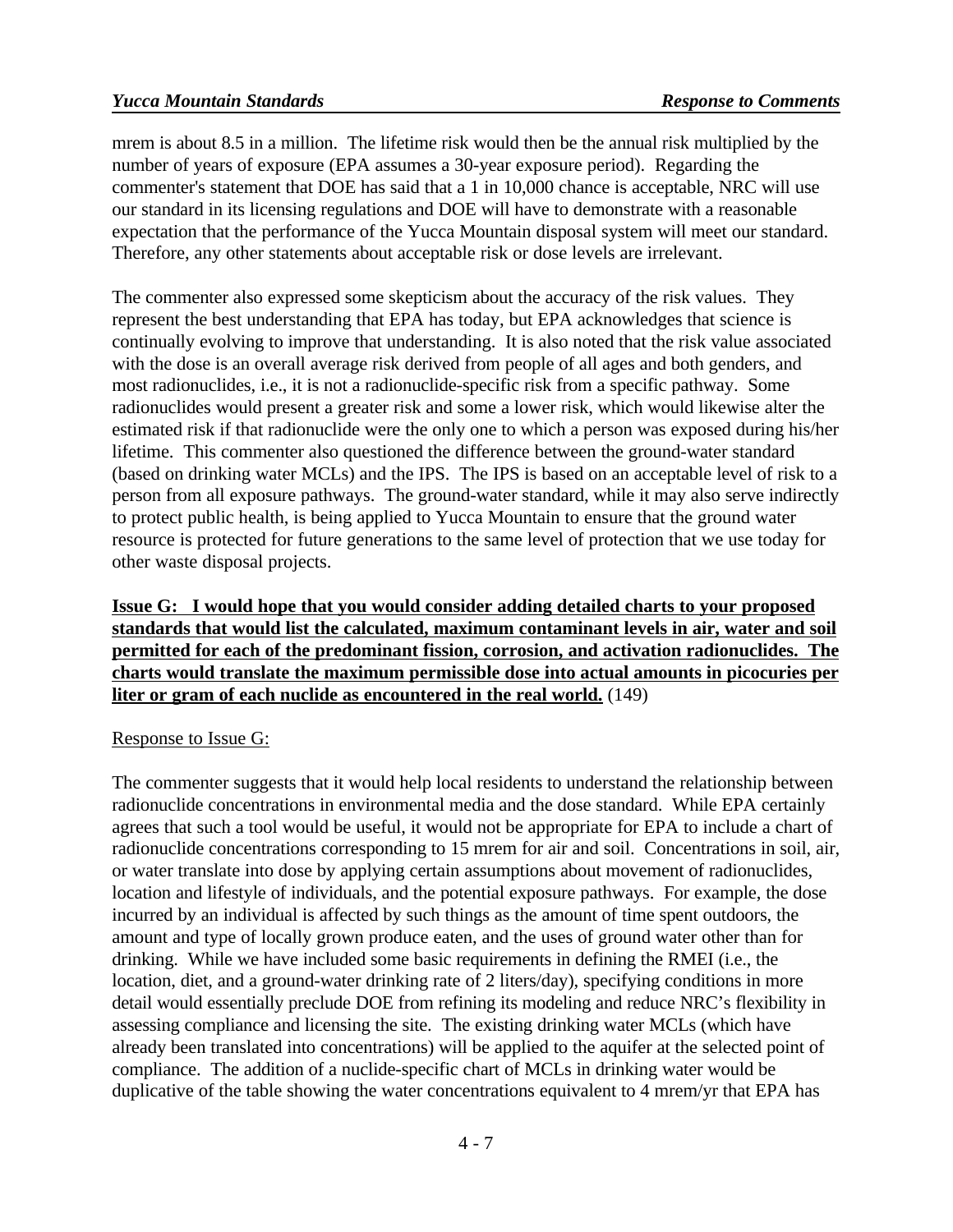mrem is about 8.5 in a million. The lifetime risk would then be the annual risk multiplied by the number of years of exposure (EPA assumes a 30-year exposure period). Regarding the commenter's statement that DOE has said that a 1 in 10,000 chance is acceptable, NRC will use our standard in its licensing regulations and DOE will have to demonstrate with a reasonable expectation that the performance of the Yucca Mountain disposal system will meet our standard. Therefore, any other statements about acceptable risk or dose levels are irrelevant.

The commenter also expressed some skepticism about the accuracy of the risk values. They represent the best understanding that EPA has today, but EPA acknowledges that science is continually evolving to improve that understanding. It is also noted that the risk value associated with the dose is an overall average risk derived from people of all ages and both genders, and most radionuclides, i.e., it is not a radionuclide-specific risk from a specific pathway. Some radionuclides would present a greater risk and some a lower risk, which would likewise alter the estimated risk if that radionuclide were the only one to which a person was exposed during his/her lifetime. This commenter also questioned the difference between the ground-water standard (based on drinking water MCLs) and the IPS. The IPS is based on an acceptable level of risk to a person from all exposure pathways. The ground-water standard, while it may also serve indirectly to protect public health, is being applied to Yucca Mountain to ensure that the ground water resource is protected for future generations to the same level of protection that we use today for other waste disposal projects.

**Issue G: I would hope that you would consider adding detailed charts to your proposed standards that would list the calculated, maximum contaminant levels in air, water and soil permitted for each of the predominant fission, corrosion, and activation radionuclides. The charts would translate the maximum permissible dose into actual amounts in picocuries per liter or gram of each nuclide as encountered in the real world.** (149)

Response to Issue G:

The commenter suggests that it would help local residents to understand the relationship between radionuclide concentrations in environmental media and the dose standard. While EPA certainly agrees that such a tool would be useful, it would not be appropriate for EPA to include a chart of radionuclide concentrations corresponding to 15 mrem for air and soil. Concentrations in soil, air, or water translate into dose by applying certain assumptions about movement of radionuclides, location and lifestyle of individuals, and the potential exposure pathways. For example, the dose incurred by an individual is affected by such things as the amount of time spent outdoors, the amount and type of locally grown produce eaten, and the uses of ground water other than for drinking. While we have included some basic requirements in defining the RMEI (i.e., the location, diet, and a ground-water drinking rate of 2 liters/day), specifying conditions in more detail would essentially preclude DOE from refining its modeling and reduce NRC's flexibility in assessing compliance and licensing the site. The existing drinking water MCLs (which have already been translated into concentrations) will be applied to the aquifer at the selected point of compliance. The addition of a nuclide-specific chart of MCLs in drinking water would be duplicative of the table showing the water concentrations equivalent to 4 mrem/yr that EPA has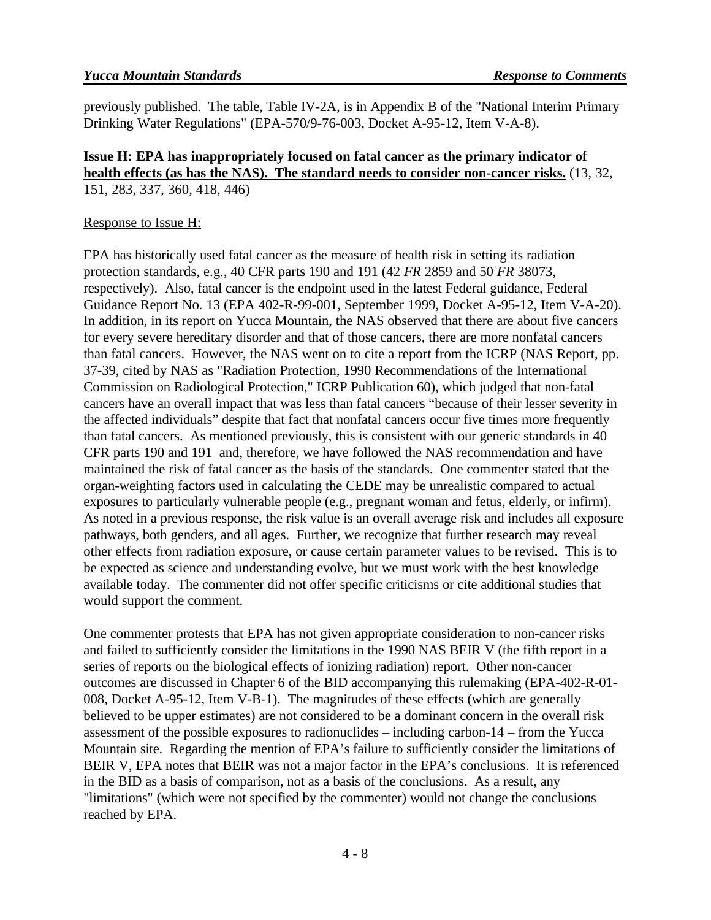previously published. The table, Table IV-2A, is in Appendix B of the "National Interim Primary Drinking Water Regulations" (EPA-570/9-76-003, Docket A-95-12, Item V-A-8).

**Issue H: EPA has inappropriately focused on fatal cancer as the primary indicator of health effects (as has the NAS). The standard needs to consider non-cancer risks.** (13, 32, 151, 283, 337, 360, 418, 446)

Response to Issue H:

EPA has historically used fatal cancer as the measure of health risk in setting its radiation protection standards, e.g., 40 CFR parts 190 and 191 (42 *FR* 2859 and 50 *FR* 38073, respectively). Also, fatal cancer is the endpoint used in the latest Federal guidance, Federal Guidance Report No. 13 (EPA 402-R-99-001, September 1999, Docket A-95-12, Item V-A-20). In addition, in its report on Yucca Mountain, the NAS observed that there are about five cancers for every severe hereditary disorder and that of those cancers, there are more nonfatal cancers than fatal cancers. However, the NAS went on to cite a report from the ICRP (NAS Report, pp. 37-39, cited by NAS as "Radiation Protection, 1990 Recommendations of the International Commission on Radiological Protection," ICRP Publication 60), which judged that non-fatal cancers have an overall impact that was less than fatal cancers "because of their lesser severity in the affected individuals" despite that fact that nonfatal cancers occur five times more frequently than fatal cancers. As mentioned previously, this is consistent with our generic standards in 40 CFR parts 190 and 191 and, therefore, we have followed the NAS recommendation and have maintained the risk of fatal cancer as the basis of the standards. One commenter stated that the organ-weighting factors used in calculating the CEDE may be unrealistic compared to actual exposures to particularly vulnerable people (e.g., pregnant woman and fetus, elderly, or infirm). As noted in a previous response, the risk value is an overall average risk and includes all exposure pathways, both genders, and all ages. Further, we recognize that further research may reveal other effects from radiation exposure, or cause certain parameter values to be revised. This is to be expected as science and understanding evolve, but we must work with the best knowledge available today. The commenter did not offer specific criticisms or cite additional studies that would support the comment.

One commenter protests that EPA has not given appropriate consideration to non-cancer risks and failed to sufficiently consider the limitations in the 1990 NAS BEIR V (the fifth report in a series of reports on the biological effects of ionizing radiation) report. Other non-cancer outcomes are discussed in Chapter 6 of the BID accompanying this rulemaking (EPA-402-R-01-008, Docket A-95-12, Item V-B-1). The magnitudes of these effects (which are generally believed to be upper estimates) are not considered to be a dominant concern in the overall risk assessment of the possible exposures to radionuclides – including carbon-14 – from the Yucca Mountain site. Regarding the mention of EPA's failure to sufficiently consider the limitations of BEIR V, EPA notes that BEIR was not a major factor in the EPA's conclusions. It is referenced in the BID as a basis of comparison, not as a basis of the conclusions. As a result, any "limitations" (which were not specified by the commenter) would not change the conclusions reached by EPA.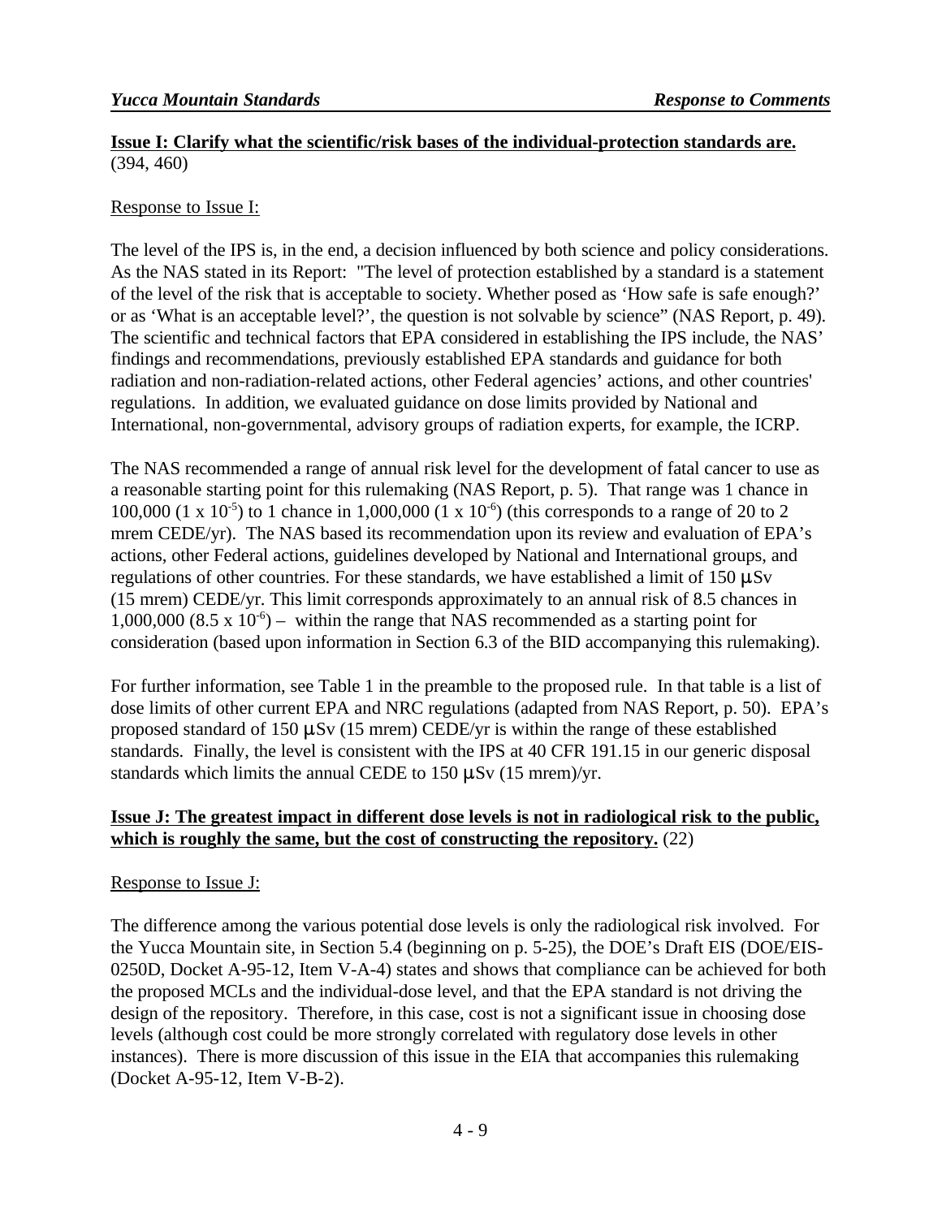**Issue I: Clarify what the scientific/risk bases of the individual-protection standards are.** (394, 460)

Response to Issue I:

The level of the IPS is, in the end, a decision influenced by both science and policy considerations. As the NAS stated in its Report: "The level of protection established by a standard is a statement of the level of the risk that is acceptable to society. Whether posed as 'How safe is safe enough?' or as 'What is an acceptable level?', the question is not solvable by science" (NAS Report, p. 49). The scientific and technical factors that EPA considered in establishing the IPS include, the NAS' findings and recommendations, previously established EPA standards and guidance for both radiation and non-radiation-related actions, other Federal agencies' actions, and other countries' regulations. In addition, we evaluated guidance on dose limits provided by National and International, non-governmental, advisory groups of radiation experts, for example, the ICRP.

The NAS recommended a range of annual risk level for the development of fatal cancer to use as a reasonable starting point for this rulemaking (NAS Report, p. 5). That range was 1 chance in 100,000 ($1 \times 10^{-5}$) to 1 chance in 1,000,000 ($1 \times 10^{-6}$) (this corresponds to a range of 20 to 2 mrem CEDE/yr). The NAS based its recommendation upon its review and evaluation of EPA's actions, other Federal actions, guidelines developed by National and International groups, and regulations of other countries. For these standards, we have established a limit of 150 $\mu$Sv (15 mrem) CEDE/yr. This limit corresponds approximately to an annual risk of 8.5 chances in 1,000,000 ($8.5 \times 10^{-6}$) – within the range that NAS recommended as a starting point for consideration (based upon information in Section 6.3 of the BID accompanying this rulemaking).

For further information, see Table 1 in the preamble to the proposed rule. In that table is a list of dose limits of other current EPA and NRC regulations (adapted from NAS Report, p. 50). EPA's proposed standard of 150 $\mu$Sv (15 mrem) CEDE/yr is within the range of these established standards. Finally, the level is consistent with the IPS at 40 CFR 191.15 in our generic disposal standards which limits the annual CEDE to 150 $\mu$Sv (15 mrem)/yr.

**Issue J: The greatest impact in different dose levels is not in radiological risk to the public, which is roughly the same, but the cost of constructing the repository.** (22)

Response to Issue J:

The difference among the various potential dose levels is only the radiological risk involved. For the Yucca Mountain site, in Section 5.4 (beginning on p. 5-25), the DOE's Draft EIS (DOE/EIS-0250D, Docket A-95-12, Item V-A-4) states and shows that compliance can be achieved for both the proposed MCLs and the individual-dose level, and that the EPA standard is not driving the design of the repository. Therefore, in this case, cost is not a significant issue in choosing dose levels (although cost could be more strongly correlated with regulatory dose levels in other instances). There is more discussion of this issue in the EIA that accompanies this rulemaking (Docket A-95-12, Item V-B-2).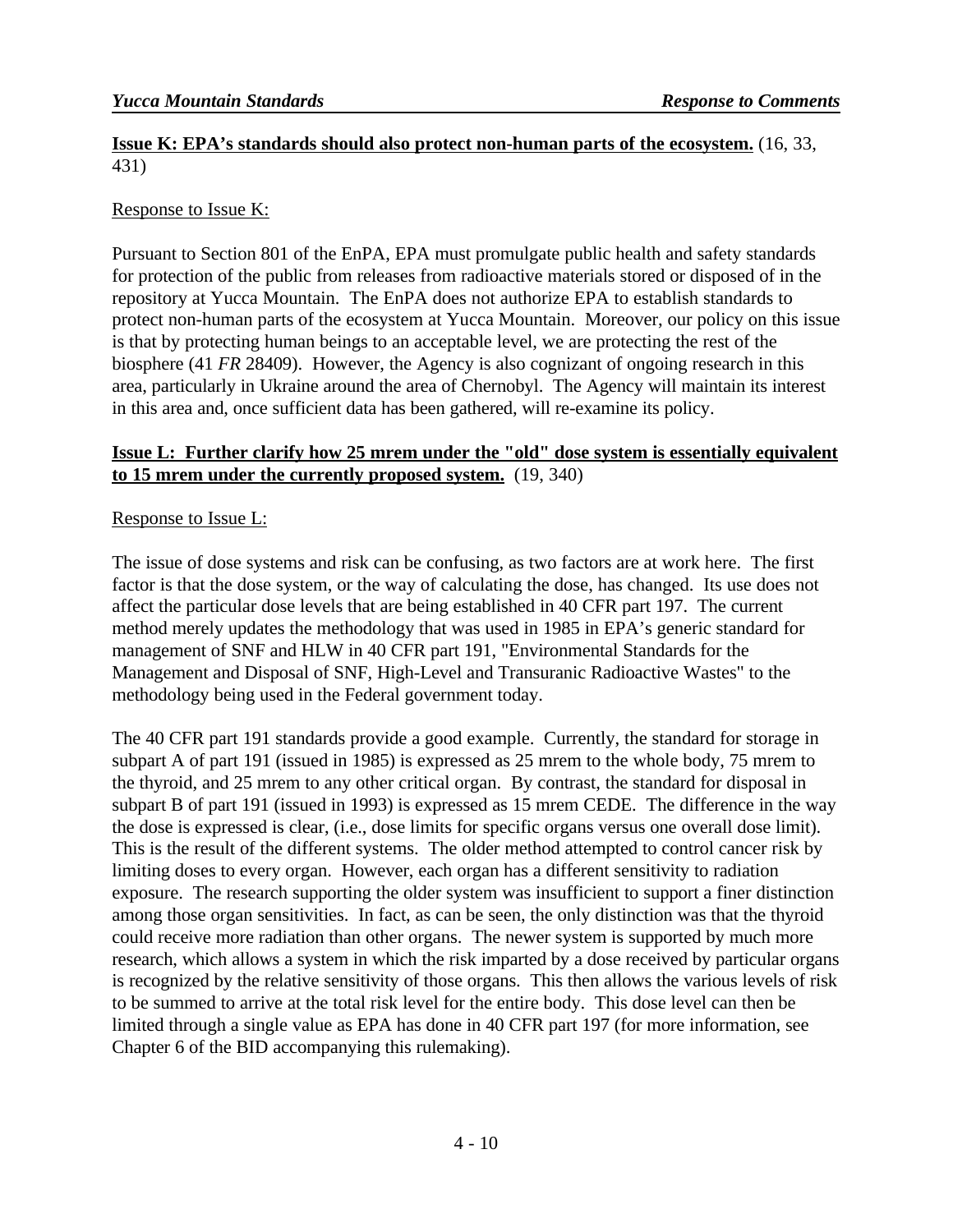**<u>Issue K: EPA's standards should also protect non-human parts of the ecosystem.</u>** (16, 33, 431)

<u>Response to Issue K:</u>

Pursuant to Section 801 of the EnPA, EPA must promulgate public health and safety standards for protection of the public from releases from radioactive materials stored or disposed of in the repository at Yucca Mountain. The EnPA does not authorize EPA to establish standards to protect non-human parts of the ecosystem at Yucca Mountain. Moreover, our policy on this issue is that by protecting human beings to an acceptable level, we are protecting the rest of the biosphere (41 *FR* 28409). However, the Agency is also cognizant of ongoing research in this area, particularly in Ukraine around the area of Chernobyl. The Agency will maintain its interest in this area and, once sufficient data has been gathered, will re-examine its policy.

**<u>Issue L: Further clarify how 25 mrem under the "old" dose system is essentially equivalent to 15 mrem under the currently proposed system.</u>** (19, 340)

<u>Response to Issue L:</u>

The issue of dose systems and risk can be confusing, as two factors are at work here. The first factor is that the dose system, or the way of calculating the dose, has changed. Its use does not affect the particular dose levels that are being established in 40 CFR part 197. The current method merely updates the methodology that was used in 1985 in EPA's generic standard for management of SNF and HLW in 40 CFR part 191, "Environmental Standards for the Management and Disposal of SNF, High-Level and Transuranic Radioactive Wastes" to the methodology being used in the Federal government today.

The 40 CFR part 191 standards provide a good example. Currently, the standard for storage in subpart A of part 191 (issued in 1985) is expressed as 25 mrem to the whole body, 75 mrem to the thyroid, and 25 mrem to any other critical organ. By contrast, the standard for disposal in subpart B of part 191 (issued in 1993) is expressed as 15 mrem CEDE. The difference in the way the dose is expressed is clear, (i.e., dose limits for specific organs versus one overall dose limit). This is the result of the different systems. The older method attempted to control cancer risk by limiting doses to every organ. However, each organ has a different sensitivity to radiation exposure. The research supporting the older system was insufficient to support a finer distinction among those organ sensitivities. In fact, as can be seen, the only distinction was that the thyroid could receive more radiation than other organs. The newer system is supported by much more research, which allows a system in which the risk imparted by a dose received by particular organs is recognized by the relative sensitivity of those organs. This then allows the various levels of risk to be summed to arrive at the total risk level for the entire body. This dose level can then be limited through a single value as EPA has done in 40 CFR part 197 (for more information, see Chapter 6 of the BID accompanying this rulemaking).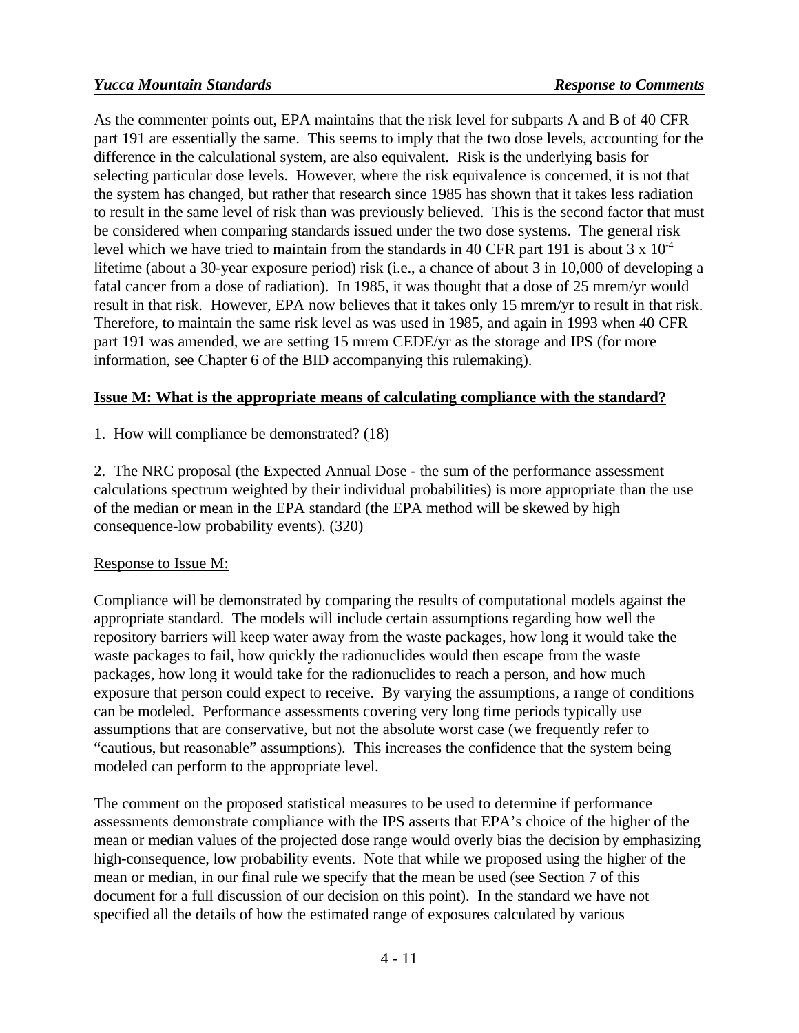As the commenter points out, EPA maintains that the risk level for subparts A and B of 40 CFR part 191 are essentially the same. This seems to imply that the two dose levels, accounting for the difference in the calculational system, are also equivalent. Risk is the underlying basis for selecting particular dose levels. However, where the risk equivalence is concerned, it is not that the system has changed, but rather that research since 1985 has shown that it takes less radiation to result in the same level of risk than was previously believed. This is the second factor that must be considered when comparing standards issued under the two dose systems. The general risk level which we have tried to maintain from the standards in 40 CFR part 191 is about $3 \times 10^{-4}$ lifetime (about a 30-year exposure period) risk (i.e., a chance of about 3 in 10,000 of developing a fatal cancer from a dose of radiation). In 1985, it was thought that a dose of 25 mrem/yr would result in that risk. However, EPA now believes that it takes only 15 mrem/yr to result in that risk. Therefore, to maintain the same risk level as was used in 1985, and again in 1993 when 40 CFR part 191 was amended, we are setting 15 mrem CEDE/yr as the storage and IPS (for more information, see Chapter 6 of the BID accompanying this rulemaking).

**Issue M: What is the appropriate means of calculating compliance with the standard?**

1. How will compliance be demonstrated? (18)

2. The NRC proposal (the Expected Annual Dose - the sum of the performance assessment calculations spectrum weighted by their individual probabilities) is more appropriate than the use of the median or mean in the EPA standard (the EPA method will be skewed by high consequence-low probability events). (320)

Response to Issue M:

Compliance will be demonstrated by comparing the results of computational models against the appropriate standard. The models will include certain assumptions regarding how well the repository barriers will keep water away from the waste packages, how long it would take the waste packages to fail, how quickly the radionuclides would then escape from the waste packages, how long it would take for the radionuclides to reach a person, and how much exposure that person could expect to receive. By varying the assumptions, a range of conditions can be modeled. Performance assessments covering very long time periods typically use assumptions that are conservative, but not the absolute worst case (we frequently refer to "cautious, but reasonable" assumptions). This increases the confidence that the system being modeled can perform to the appropriate level.

The comment on the proposed statistical measures to be used to determine if performance assessments demonstrate compliance with the IPS asserts that EPA's choice of the higher of the mean or median values of the projected dose range would overly bias the decision by emphasizing high-consequence, low probability events. Note that while we proposed using the higher of the mean or median, in our final rule we specify that the mean be used (see Section 7 of this document for a full discussion of our decision on this point). In the standard we have not specified all the details of how the estimated range of exposures calculated by various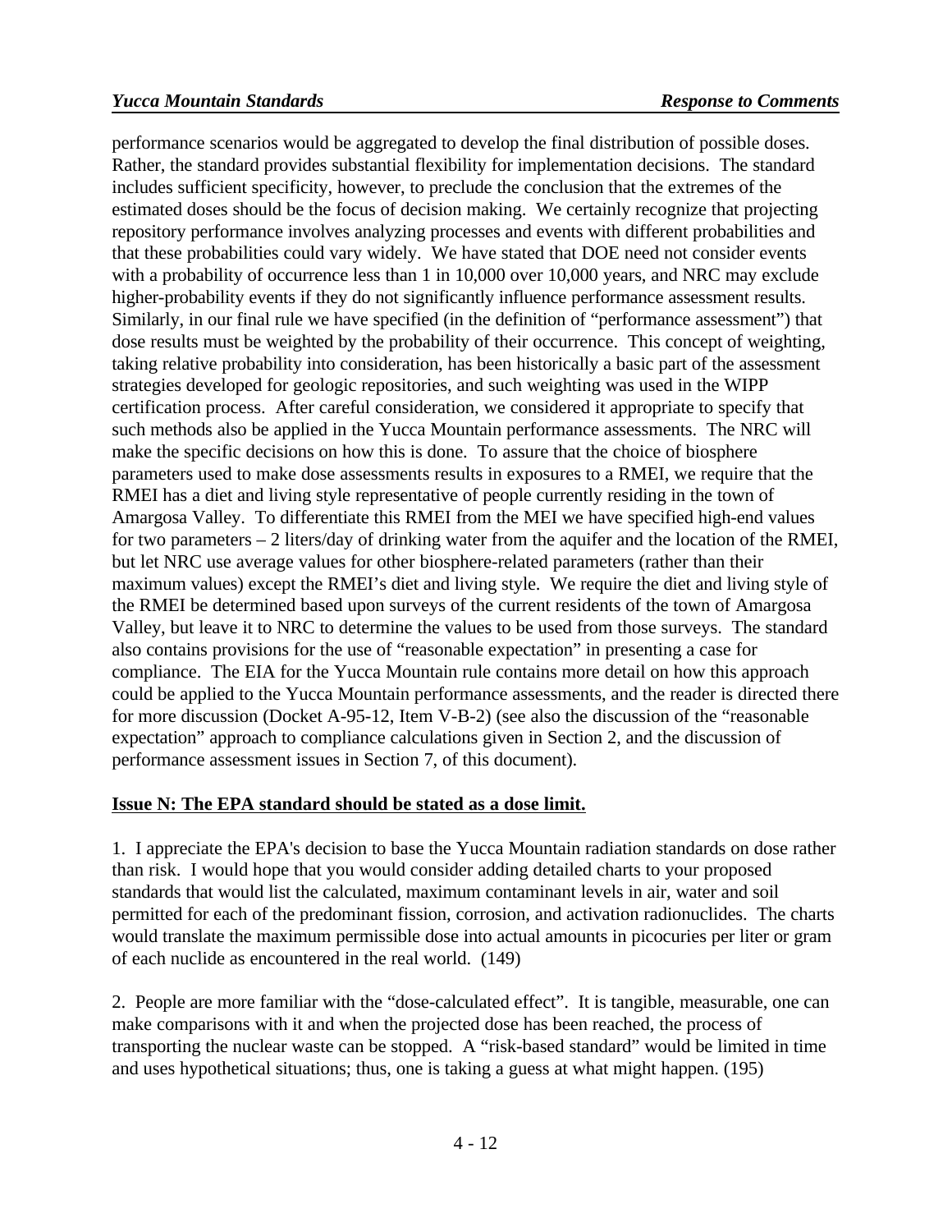performance scenarios would be aggregated to develop the final distribution of possible doses. Rather, the standard provides substantial flexibility for implementation decisions. The standard includes sufficient specificity, however, to preclude the conclusion that the extremes of the estimated doses should be the focus of decision making. We certainly recognize that projecting repository performance involves analyzing processes and events with different probabilities and that these probabilities could vary widely. We have stated that DOE need not consider events with a probability of occurrence less than 1 in 10,000 over 10,000 years, and NRC may exclude higher-probability events if they do not significantly influence performance assessment results. Similarly, in our final rule we have specified (in the definition of "performance assessment") that dose results must be weighted by the probability of their occurrence. This concept of weighting, taking relative probability into consideration, has been historically a basic part of the assessment strategies developed for geologic repositories, and such weighting was used in the WIPP certification process. After careful consideration, we considered it appropriate to specify that such methods also be applied in the Yucca Mountain performance assessments. The NRC will make the specific decisions on how this is done. To assure that the choice of biosphere parameters used to make dose assessments results in exposures to a RMEI, we require that the RMEI has a diet and living style representative of people currently residing in the town of Amargosa Valley. To differentiate this RMEI from the MEI we have specified high-end values for two parameters – 2 liters/day of drinking water from the aquifer and the location of the RMEI, but let NRC use average values for other biosphere-related parameters (rather than their maximum values) except the RMEI's diet and living style. We require the diet and living style of the RMEI be determined based upon surveys of the current residents of the town of Amargosa Valley, but leave it to NRC to determine the values to be used from those surveys. The standard also contains provisions for the use of "reasonable expectation" in presenting a case for compliance. The EIA for the Yucca Mountain rule contains more detail on how this approach could be applied to the Yucca Mountain performance assessments, and the reader is directed there for more discussion (Docket A-95-12, Item V-B-2) (see also the discussion of the "reasonable expectation" approach to compliance calculations given in Section 2, and the discussion of performance assessment issues in Section 7, of this document).

**Issue N: The EPA standard should be stated as a dose limit.**

1. I appreciate the EPA's decision to base the Yucca Mountain radiation standards on dose rather than risk. I would hope that you would consider adding detailed charts to your proposed standards that would list the calculated, maximum contaminant levels in air, water and soil permitted for each of the predominant fission, corrosion, and activation radionuclides. The charts would translate the maximum permissible dose into actual amounts in picocuries per liter or gram of each nuclide as encountered in the real world. (149)

2. People are more familiar with the "dose-calculated effect". It is tangible, measurable, one can make comparisons with it and when the projected dose has been reached, the process of transporting the nuclear waste can be stopped. A "risk-based standard" would be limited in time and uses hypothetical situations; thus, one is taking a guess at what might happen. (195)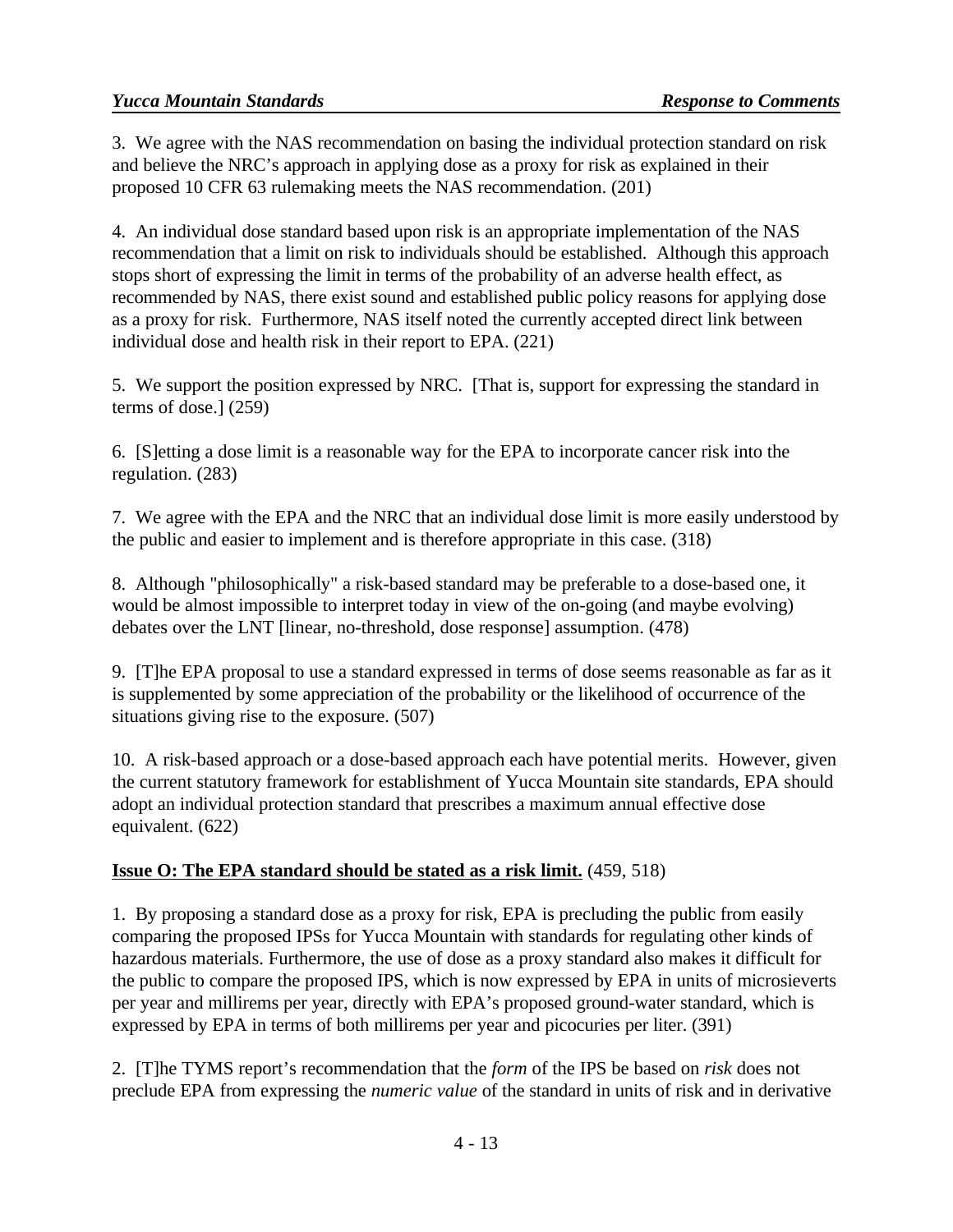3. We agree with the NAS recommendation on basing the individual protection standard on risk and believe the NRC's approach in applying dose as a proxy for risk as explained in their proposed 10 CFR 63 rulemaking meets the NAS recommendation. (201)

4. An individual dose standard based upon risk is an appropriate implementation of the NAS recommendation that a limit on risk to individuals should be established. Although this approach stops short of expressing the limit in terms of the probability of an adverse health effect, as recommended by NAS, there exist sound and established public policy reasons for applying dose as a proxy for risk. Furthermore, NAS itself noted the currently accepted direct link between individual dose and health risk in their report to EPA. (221)

5. We support the position expressed by NRC. [That is, support for expressing the standard in terms of dose.] (259)

6. [S]etting a dose limit is a reasonable way for the EPA to incorporate cancer risk into the regulation. (283)

7. We agree with the EPA and the NRC that an individual dose limit is more easily understood by the public and easier to implement and is therefore appropriate in this case. (318)

8. Although "philosophically" a risk-based standard may be preferable to a dose-based one, it would be almost impossible to interpret today in view of the on-going (and maybe evolving) debates over the LNT [linear, no-threshold, dose response] assumption. (478)

9. [T]he EPA proposal to use a standard expressed in terms of dose seems reasonable as far as it is supplemented by some appreciation of the probability or the likelihood of occurrence of the situations giving rise to the exposure. (507)

10. A risk-based approach or a dose-based approach each have potential merits. However, given the current statutory framework for establishment of Yucca Mountain site standards, EPA should adopt an individual protection standard that prescribes a maximum annual effective dose equivalent. (622)

**Issue O: The EPA standard should be stated as a risk limit.** (459, 518)

1. By proposing a standard dose as a proxy for risk, EPA is precluding the public from easily comparing the proposed IPSs for Yucca Mountain with standards for regulating other kinds of hazardous materials. Furthermore, the use of dose as a proxy standard also makes it difficult for the public to compare the proposed IPS, which is now expressed by EPA in units of microsieverts per year and millirems per year, directly with EPA's proposed ground-water standard, which is expressed by EPA in terms of both millirems per year and picocuries per liter. (391)

2. [T]he TYMS report's recommendation that the *form* of the IPS be based on *risk* does not preclude EPA from expressing the *numeric value* of the standard in units of risk and in derivative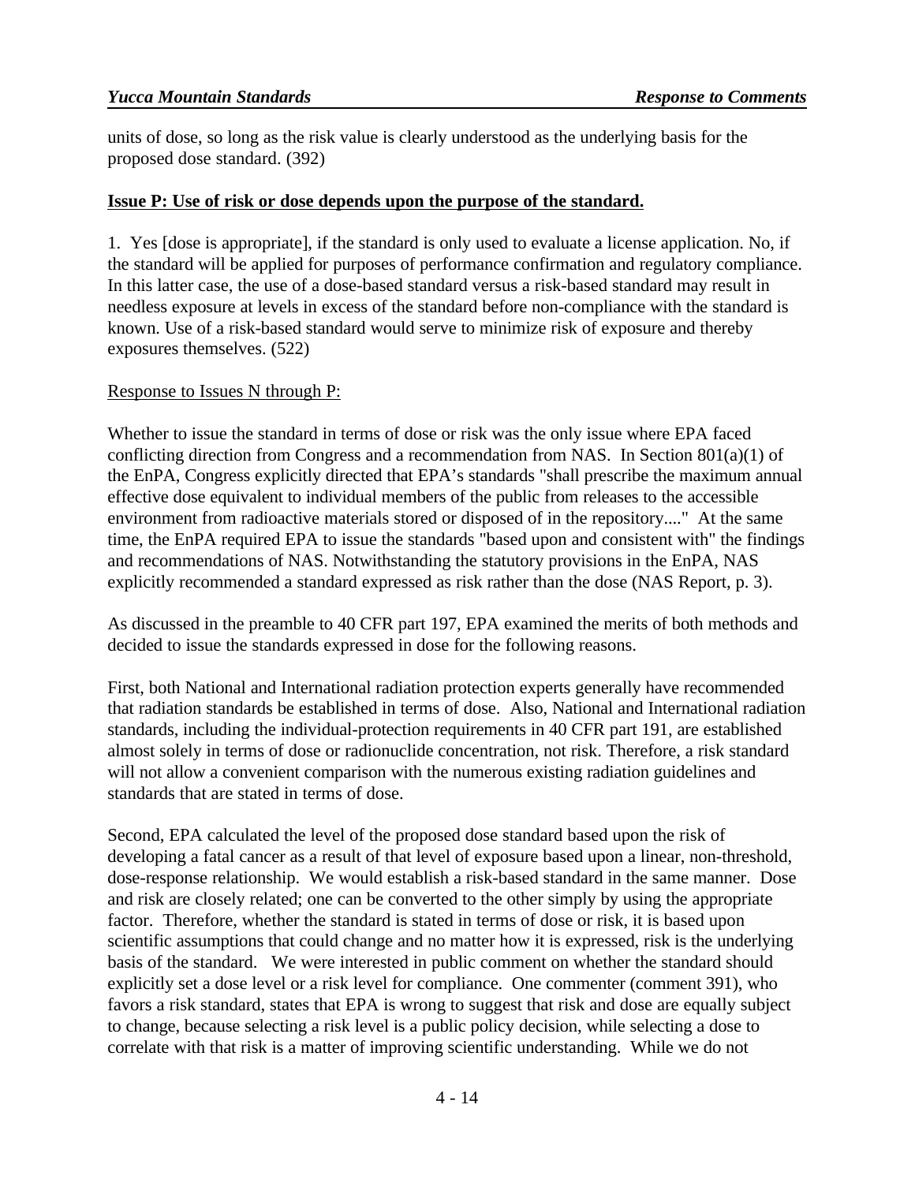units of dose, so long as the risk value is clearly understood as the underlying basis for the proposed dose standard. (392)

**Issue P: Use of risk or dose depends upon the purpose of the standard.**

1. Yes [dose is appropriate], if the standard is only used to evaluate a license application. No, if the standard will be applied for purposes of performance confirmation and regulatory compliance. In this latter case, the use of a dose-based standard versus a risk-based standard may result in needless exposure at levels in excess of the standard before non-compliance with the standard is known. Use of a risk-based standard would serve to minimize risk of exposure and thereby exposures themselves. (522)

Response to Issues N through P:

Whether to issue the standard in terms of dose or risk was the only issue where EPA faced conflicting direction from Congress and a recommendation from NAS. In Section 801(a)(1) of the EnPA, Congress explicitly directed that EPA's standards "shall prescribe the maximum annual effective dose equivalent to individual members of the public from releases to the accessible environment from radioactive materials stored or disposed of in the repository...." At the same time, the EnPA required EPA to issue the standards "based upon and consistent with" the findings and recommendations of NAS. Notwithstanding the statutory provisions in the EnPA, NAS explicitly recommended a standard expressed as risk rather than the dose (NAS Report, p. 3).

As discussed in the preamble to 40 CFR part 197, EPA examined the merits of both methods and decided to issue the standards expressed in dose for the following reasons.

First, both National and International radiation protection experts generally have recommended that radiation standards be established in terms of dose. Also, National and International radiation standards, including the individual-protection requirements in 40 CFR part 191, are established almost solely in terms of dose or radionuclide concentration, not risk. Therefore, a risk standard will not allow a convenient comparison with the numerous existing radiation guidelines and standards that are stated in terms of dose.

Second, EPA calculated the level of the proposed dose standard based upon the risk of developing a fatal cancer as a result of that level of exposure based upon a linear, non-threshold, dose-response relationship. We would establish a risk-based standard in the same manner. Dose and risk are closely related; one can be converted to the other simply by using the appropriate factor. Therefore, whether the standard is stated in terms of dose or risk, it is based upon scientific assumptions that could change and no matter how it is expressed, risk is the underlying basis of the standard. We were interested in public comment on whether the standard should explicitly set a dose level or a risk level for compliance. One commenter (comment 391), who favors a risk standard, states that EPA is wrong to suggest that risk and dose are equally subject to change, because selecting a risk level is a public policy decision, while selecting a dose to correlate with that risk is a matter of improving scientific understanding. While we do not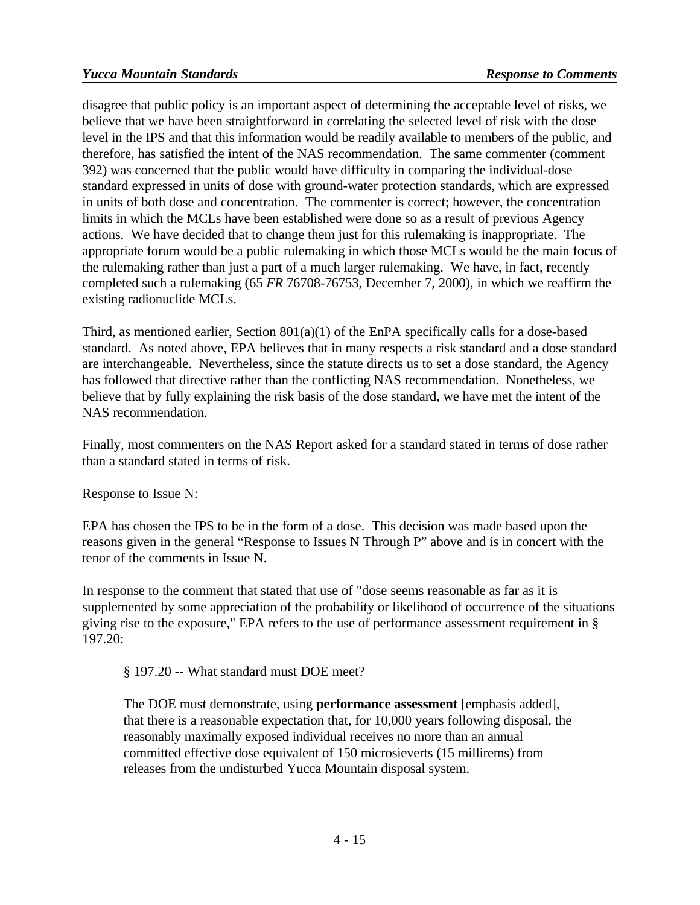disagree that public policy is an important aspect of determining the acceptable level of risks, we believe that we have been straightforward in correlating the selected level of risk with the dose level in the IPS and that this information would be readily available to members of the public, and therefore, has satisfied the intent of the NAS recommendation. The same commenter (comment 392) was concerned that the public would have difficulty in comparing the individual-dose standard expressed in units of dose with ground-water protection standards, which are expressed in units of both dose and concentration. The commenter is correct; however, the concentration limits in which the MCLs have been established were done so as a result of previous Agency actions. We have decided that to change them just for this rulemaking is inappropriate. The appropriate forum would be a public rulemaking in which those MCLs would be the main focus of the rulemaking rather than just a part of a much larger rulemaking. We have, in fact, recently completed such a rulemaking (65 *FR* 76708-76753, December 7, 2000), in which we reaffirm the existing radionuclide MCLs.

Third, as mentioned earlier, Section 801(a)(1) of the EnPA specifically calls for a dose-based standard. As noted above, EPA believes that in many respects a risk standard and a dose standard are interchangeable. Nevertheless, since the statute directs us to set a dose standard, the Agency has followed that directive rather than the conflicting NAS recommendation. Nonetheless, we believe that by fully explaining the risk basis of the dose standard, we have met the intent of the NAS recommendation.

Finally, most commenters on the NAS Report asked for a standard stated in terms of dose rather than a standard stated in terms of risk.

Response to Issue N:

EPA has chosen the IPS to be in the form of a dose. This decision was made based upon the reasons given in the general "Response to Issues N Through P" above and is in concert with the tenor of the comments in Issue N.

In response to the comment that stated that use of "dose seems reasonable as far as it is supplemented by some appreciation of the probability or likelihood of occurrence of the situations giving rise to the exposure," EPA refers to the use of performance assessment requirement in § 197.20:

> § 197.20 -- What standard must DOE meet?
>
> The DOE must demonstrate, using **performance assessment** [emphasis added], that there is a reasonable expectation that, for 10,000 years following disposal, the reasonably maximally exposed individual receives no more than an annual committed effective dose equivalent of 150 microsieverts (15 millirems) from releases from the undisturbed Yucca Mountain disposal system.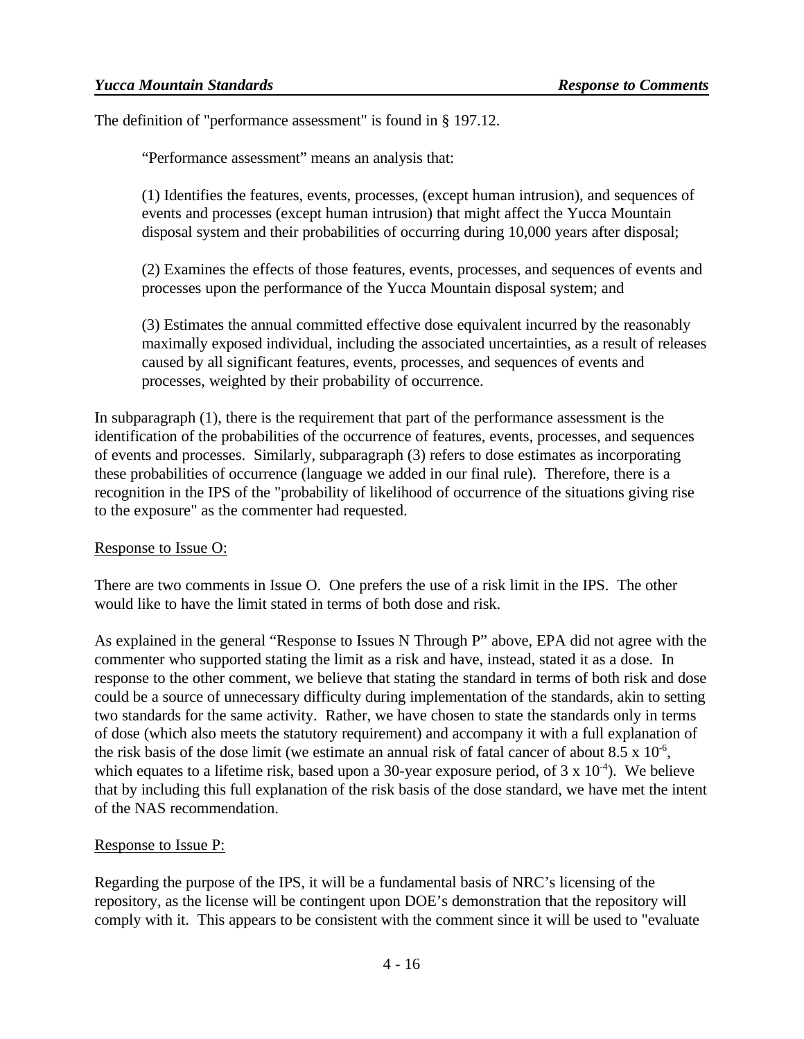The definition of "performance assessment" is found in § 197.12.

> “Performance assessment” means an analysis that:
>
> (1) Identifies the features, events, processes, (except human intrusion), and sequences of events and processes (except human intrusion) that might affect the Yucca Mountain disposal system and their probabilities of occurring during 10,000 years after disposal;
>
> (2) Examines the effects of those features, events, processes, and sequences of events and processes upon the performance of the Yucca Mountain disposal system; and
>
> (3) Estimates the annual committed effective dose equivalent incurred by the reasonably maximally exposed individual, including the associated uncertainties, as a result of releases caused by all significant features, events, processes, and sequences of events and processes, weighted by their probability of occurrence.

In subparagraph (1), there is the requirement that part of the performance assessment is the identification of the probabilities of the occurrence of features, events, processes, and sequences of events and processes. Similarly, subparagraph (3) refers to dose estimates as incorporating these probabilities of occurrence (language we added in our final rule). Therefore, there is a recognition in the IPS of the "probability of likelihood of occurrence of the situations giving rise to the exposure" as the commenter had requested.

Response to Issue O:

There are two comments in Issue O. One prefers the use of a risk limit in the IPS. The other would like to have the limit stated in terms of both dose and risk.

As explained in the general “Response to Issues N Through P” above, EPA did not agree with the commenter who supported stating the limit as a risk and have, instead, stated it as a dose. In response to the other comment, we believe that stating the standard in terms of both risk and dose could be a source of unnecessary difficulty during implementation of the standards, akin to setting two standards for the same activity. Rather, we have chosen to state the standards only in terms of dose (which also meets the statutory requirement) and accompany it with a full explanation of the risk basis of the dose limit (we estimate an annual risk of fatal cancer of about $8.5 \times 10^{-6}$, which equates to a lifetime risk, based upon a 30-year exposure period, of $3 \times 10^{-4}$). We believe that by including this full explanation of the risk basis of the dose standard, we have met the intent of the NAS recommendation.

Response to Issue P:

Regarding the purpose of the IPS, it will be a fundamental basis of NRC’s licensing of the repository, as the license will be contingent upon DOE’s demonstration that the repository will comply with it. This appears to be consistent with the comment since it will be used to "evaluate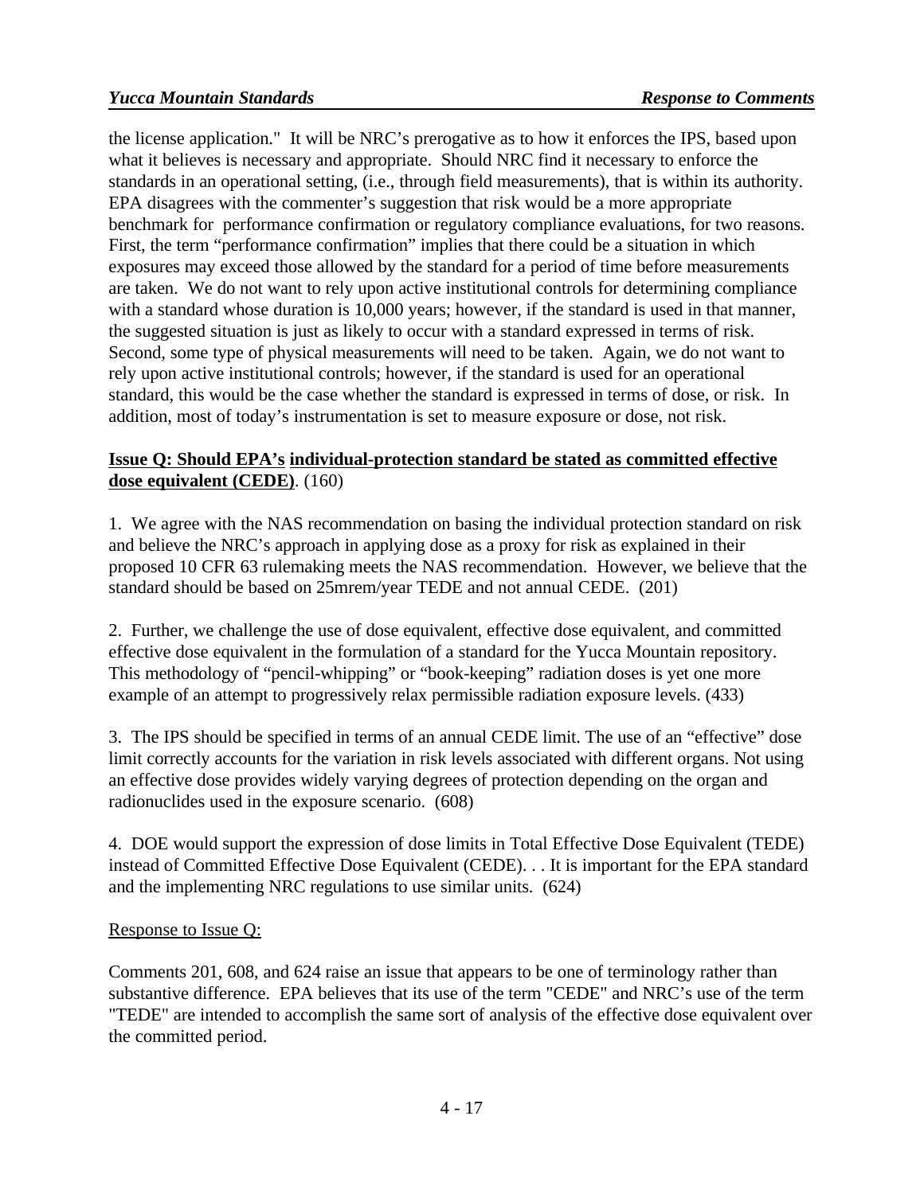the license application." It will be NRC's prerogative as to how it enforces the IPS, based upon what it believes is necessary and appropriate. Should NRC find it necessary to enforce the standards in an operational setting, (i.e., through field measurements), that is within its authority. EPA disagrees with the commenter's suggestion that risk would be a more appropriate benchmark for performance confirmation or regulatory compliance evaluations, for two reasons. First, the term "performance confirmation" implies that there could be a situation in which exposures may exceed those allowed by the standard for a period of time before measurements are taken. We do not want to rely upon active institutional controls for determining compliance with a standard whose duration is 10,000 years; however, if the standard is used in that manner, the suggested situation is just as likely to occur with a standard expressed in terms of risk. Second, some type of physical measurements will need to be taken. Again, we do not want to rely upon active institutional controls; however, if the standard is used for an operational standard, this would be the case whether the standard is expressed in terms of dose, or risk. In addition, most of today's instrumentation is set to measure exposure or dose, not risk.

**Issue Q: Should EPA's individual-protection standard be stated as committed effective dose equivalent (CEDE)**. (160)

1. We agree with the NAS recommendation on basing the individual protection standard on risk and believe the NRC's approach in applying dose as a proxy for risk as explained in their proposed 10 CFR 63 rulemaking meets the NAS recommendation. However, we believe that the standard should be based on 25mrem/year TEDE and not annual CEDE. (201)

2. Further, we challenge the use of dose equivalent, effective dose equivalent, and committed effective dose equivalent in the formulation of a standard for the Yucca Mountain repository. This methodology of "pencil-whipping" or "book-keeping" radiation doses is yet one more example of an attempt to progressively relax permissible radiation exposure levels. (433)

3. The IPS should be specified in terms of an annual CEDE limit. The use of an "effective" dose limit correctly accounts for the variation in risk levels associated with different organs. Not using an effective dose provides widely varying degrees of protection depending on the organ and radionuclides used in the exposure scenario. (608)

4. DOE would support the expression of dose limits in Total Effective Dose Equivalent (TEDE) instead of Committed Effective Dose Equivalent (CEDE). . . It is important for the EPA standard and the implementing NRC regulations to use similar units. (624)

Response to Issue Q:

Comments 201, 608, and 624 raise an issue that appears to be one of terminology rather than substantive difference. EPA believes that its use of the term "CEDE" and NRC's use of the term "TEDE" are intended to accomplish the same sort of analysis of the effective dose equivalent over the committed period.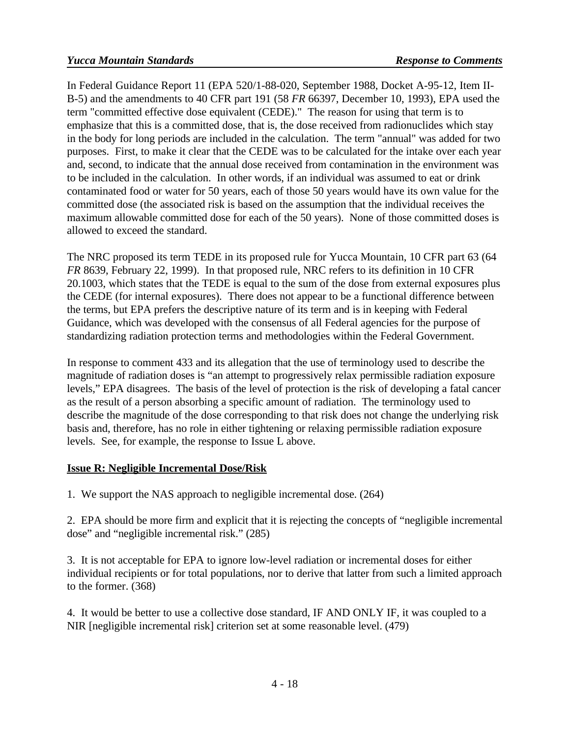In Federal Guidance Report 11 (EPA 520/1-88-020, September 1988, Docket A-95-12, Item II-B-5) and the amendments to 40 CFR part 191 (58 *FR* 66397, December 10, 1993), EPA used the term "committed effective dose equivalent (CEDE)." The reason for using that term is to emphasize that this is a committed dose, that is, the dose received from radionuclides which stay in the body for long periods are included in the calculation. The term "annual" was added for two purposes. First, to make it clear that the CEDE was to be calculated for the intake over each year and, second, to indicate that the annual dose received from contamination in the environment was to be included in the calculation. In other words, if an individual was assumed to eat or drink contaminated food or water for 50 years, each of those 50 years would have its own value for the committed dose (the associated risk is based on the assumption that the individual receives the maximum allowable committed dose for each of the 50 years). None of those committed doses is allowed to exceed the standard.

The NRC proposed its term TEDE in its proposed rule for Yucca Mountain, 10 CFR part 63 (64 *FR* 8639, February 22, 1999). In that proposed rule, NRC refers to its definition in 10 CFR 20.1003, which states that the TEDE is equal to the sum of the dose from external exposures plus the CEDE (for internal exposures). There does not appear to be a functional difference between the terms, but EPA prefers the descriptive nature of its term and is in keeping with Federal Guidance, which was developed with the consensus of all Federal agencies for the purpose of standardizing radiation protection terms and methodologies within the Federal Government.

In response to comment 433 and its allegation that the use of terminology used to describe the magnitude of radiation doses is "an attempt to progressively relax permissible radiation exposure levels," EPA disagrees. The basis of the level of protection is the risk of developing a fatal cancer as the result of a person absorbing a specific amount of radiation. The terminology used to describe the magnitude of the dose corresponding to that risk does not change the underlying risk basis and, therefore, has no role in either tightening or relaxing permissible radiation exposure levels. See, for example, the response to Issue L above.

## Issue R: Negligible Incremental Dose/Risk

1. We support the NAS approach to negligible incremental dose. (264)

2. EPA should be more firm and explicit that it is rejecting the concepts of "negligible incremental dose" and "negligible incremental risk." (285)

3. It is not acceptable for EPA to ignore low-level radiation or incremental doses for either individual recipients or for total populations, nor to derive that latter from such a limited approach to the former. (368)

4. It would be better to use a collective dose standard, IF AND ONLY IF, it was coupled to a NIR [negligible incremental risk] criterion set at some reasonable level. (479)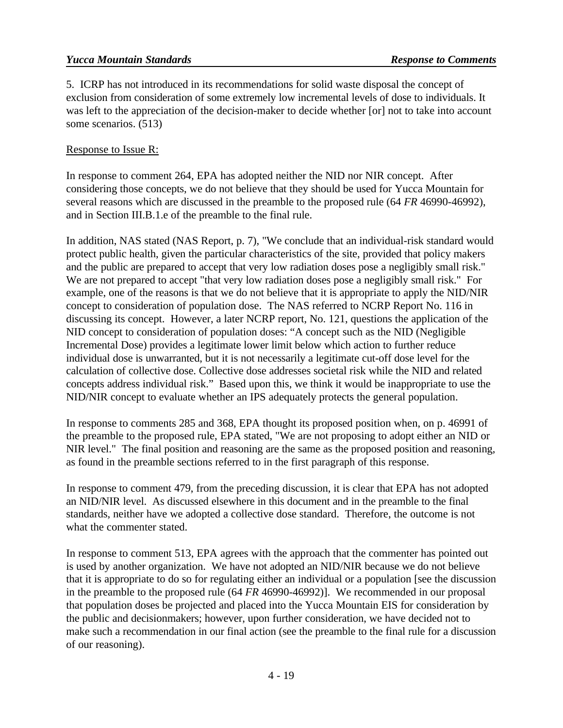5. ICRP has not introduced in its recommendations for solid waste disposal the concept of exclusion from consideration of some extremely low incremental levels of dose to individuals. It was left to the appreciation of the decision-maker to decide whether [or] not to take into account some scenarios. (513)

Response to Issue R:

In response to comment 264, EPA has adopted neither the NID nor NIR concept. After considering those concepts, we do not believe that they should be used for Yucca Mountain for several reasons which are discussed in the preamble to the proposed rule (64 *FR* 46990-46992), and in Section III.B.1.e of the preamble to the final rule.

In addition, NAS stated (NAS Report, p. 7), "We conclude that an individual-risk standard would protect public health, given the particular characteristics of the site, provided that policy makers and the public are prepared to accept that very low radiation doses pose a negligibly small risk." We are not prepared to accept "that very low radiation doses pose a negligibly small risk." For example, one of the reasons is that we do not believe that it is appropriate to apply the NID/NIR concept to consideration of population dose. The NAS referred to NCRP Report No. 116 in discussing its concept. However, a later NCRP report, No. 121, questions the application of the NID concept to consideration of population doses: "A concept such as the NID (Negligible Incremental Dose) provides a legitimate lower limit below which action to further reduce individual dose is unwarranted, but it is not necessarily a legitimate cut-off dose level for the calculation of collective dose. Collective dose addresses societal risk while the NID and related concepts address individual risk." Based upon this, we think it would be inappropriate to use the NID/NIR concept to evaluate whether an IPS adequately protects the general population.

In response to comments 285 and 368, EPA thought its proposed position when, on p. 46991 of the preamble to the proposed rule, EPA stated, "We are not proposing to adopt either an NID or NIR level." The final position and reasoning are the same as the proposed position and reasoning, as found in the preamble sections referred to in the first paragraph of this response.

In response to comment 479, from the preceding discussion, it is clear that EPA has not adopted an NID/NIR level. As discussed elsewhere in this document and in the preamble to the final standards, neither have we adopted a collective dose standard. Therefore, the outcome is not what the commenter stated.

In response to comment 513, EPA agrees with the approach that the commenter has pointed out is used by another organization. We have not adopted an NID/NIR because we do not believe that it is appropriate to do so for regulating either an individual or a population [see the discussion in the preamble to the proposed rule (64 *FR* 46990-46992)]. We recommended in our proposal that population doses be projected and placed into the Yucca Mountain EIS for consideration by the public and decisionmakers; however, upon further consideration, we have decided not to make such a recommendation in our final action (see the preamble to the final rule for a discussion of our reasoning).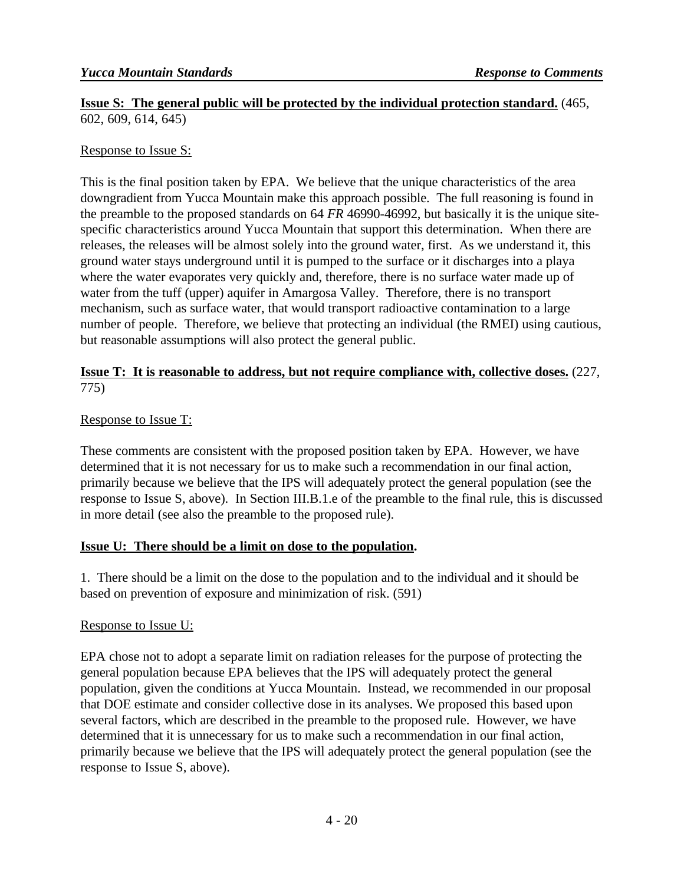**Issue S: The general public will be protected by the individual protection standard.** (465, 602, 609, 614, 645)

Response to Issue S:

This is the final position taken by EPA. We believe that the unique characteristics of the area downgradient from Yucca Mountain make this approach possible. The full reasoning is found in the preamble to the proposed standards on 64 *FR* 46990-46992, but basically it is the unique site-specific characteristics around Yucca Mountain that support this determination. When there are releases, the releases will be almost solely into the ground water, first. As we understand it, this ground water stays underground until it is pumped to the surface or it discharges into a playa where the water evaporates very quickly and, therefore, there is no surface water made up of water from the tuff (upper) aquifer in Amargosa Valley. Therefore, there is no transport mechanism, such as surface water, that would transport radioactive contamination to a large number of people. Therefore, we believe that protecting an individual (the RMEI) using cautious, but reasonable assumptions will also protect the general public.

**Issue T: It is reasonable to address, but not require compliance with, collective doses.** (227, 775)

Response to Issue T:

These comments are consistent with the proposed position taken by EPA. However, we have determined that it is not necessary for us to make such a recommendation in our final action, primarily because we believe that the IPS will adequately protect the general population (see the response to Issue S, above). In Section III.B.1.e of the preamble to the final rule, this is discussed in more detail (see also the preamble to the proposed rule).

**Issue U: There should be a limit on dose to the population.**

1. There should be a limit on the dose to the population and to the individual and it should be based on prevention of exposure and minimization of risk. (591)

Response to Issue U:

EPA chose not to adopt a separate limit on radiation releases for the purpose of protecting the general population because EPA believes that the IPS will adequately protect the general population, given the conditions at Yucca Mountain. Instead, we recommended in our proposal that DOE estimate and consider collective dose in its analyses. We proposed this based upon several factors, which are described in the preamble to the proposed rule. However, we have determined that it is unnecessary for us to make such a recommendation in our final action, primarily because we believe that the IPS will adequately protect the general population (see the response to Issue S, above).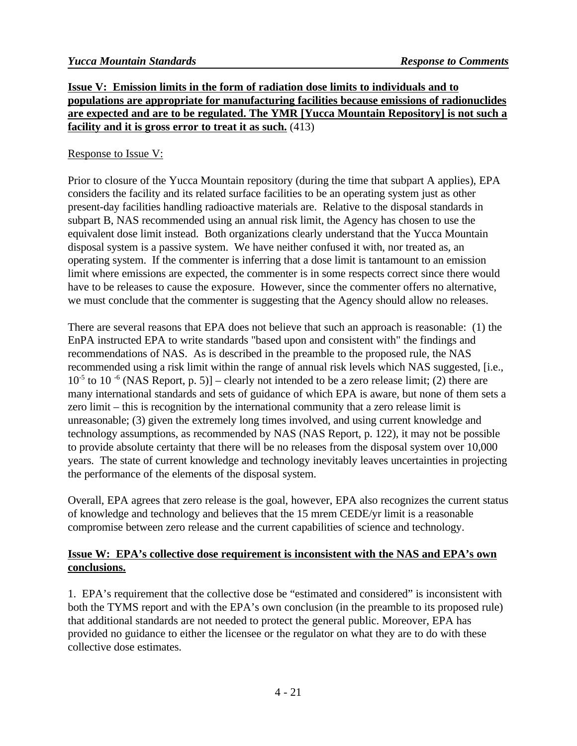**Issue V: Emission limits in the form of radiation dose limits to individuals and to populations are appropriate for manufacturing facilities because emissions of radionuclides are expected and are to be regulated. The YMR [Yucca Mountain Repository] is not such a facility and it is gross error to treat it as such.** (413)

Response to Issue V:

Prior to closure of the Yucca Mountain repository (during the time that subpart A applies), EPA considers the facility and its related surface facilities to be an operating system just as other present-day facilities handling radioactive materials are. Relative to the disposal standards in subpart B, NAS recommended using an annual risk limit, the Agency has chosen to use the equivalent dose limit instead. Both organizations clearly understand that the Yucca Mountain disposal system is a passive system. We have neither confused it with, nor treated as, an operating system. If the commenter is inferring that a dose limit is tantamount to an emission limit where emissions are expected, the commenter is in some respects correct since there would have to be releases to cause the exposure. However, since the commenter offers no alternative, we must conclude that the commenter is suggesting that the Agency should allow no releases.

There are several reasons that EPA does not believe that such an approach is reasonable: (1) the EnPA instructed EPA to write standards "based upon and consistent with" the findings and recommendations of NAS. As is described in the preamble to the proposed rule, the NAS recommended using a risk limit within the range of annual risk levels which NAS suggested, [i.e., $10^{-5}$ to $10^{-6}$ (NAS Report, p. 5)] – clearly not intended to be a zero release limit; (2) there are many international standards and sets of guidance of which EPA is aware, but none of them sets a zero limit – this is recognition by the international community that a zero release limit is unreasonable; (3) given the extremely long times involved, and using current knowledge and technology assumptions, as recommended by NAS (NAS Report, p. 122), it may not be possible to provide absolute certainty that there will be no releases from the disposal system over 10,000 years. The state of current knowledge and technology inevitably leaves uncertainties in projecting the performance of the elements of the disposal system.

Overall, EPA agrees that zero release is the goal, however, EPA also recognizes the current status of knowledge and technology and believes that the 15 mrem CEDE/yr limit is a reasonable compromise between zero release and the current capabilities of science and technology.

**Issue W: EPA's collective dose requirement is inconsistent with the NAS and EPA's own conclusions.**

1. EPA's requirement that the collective dose be "estimated and considered" is inconsistent with both the TYMS report and with the EPA's own conclusion (in the preamble to its proposed rule) that additional standards are not needed to protect the general public. Moreover, EPA has provided no guidance to either the licensee or the regulator on what they are to do with these collective dose estimates.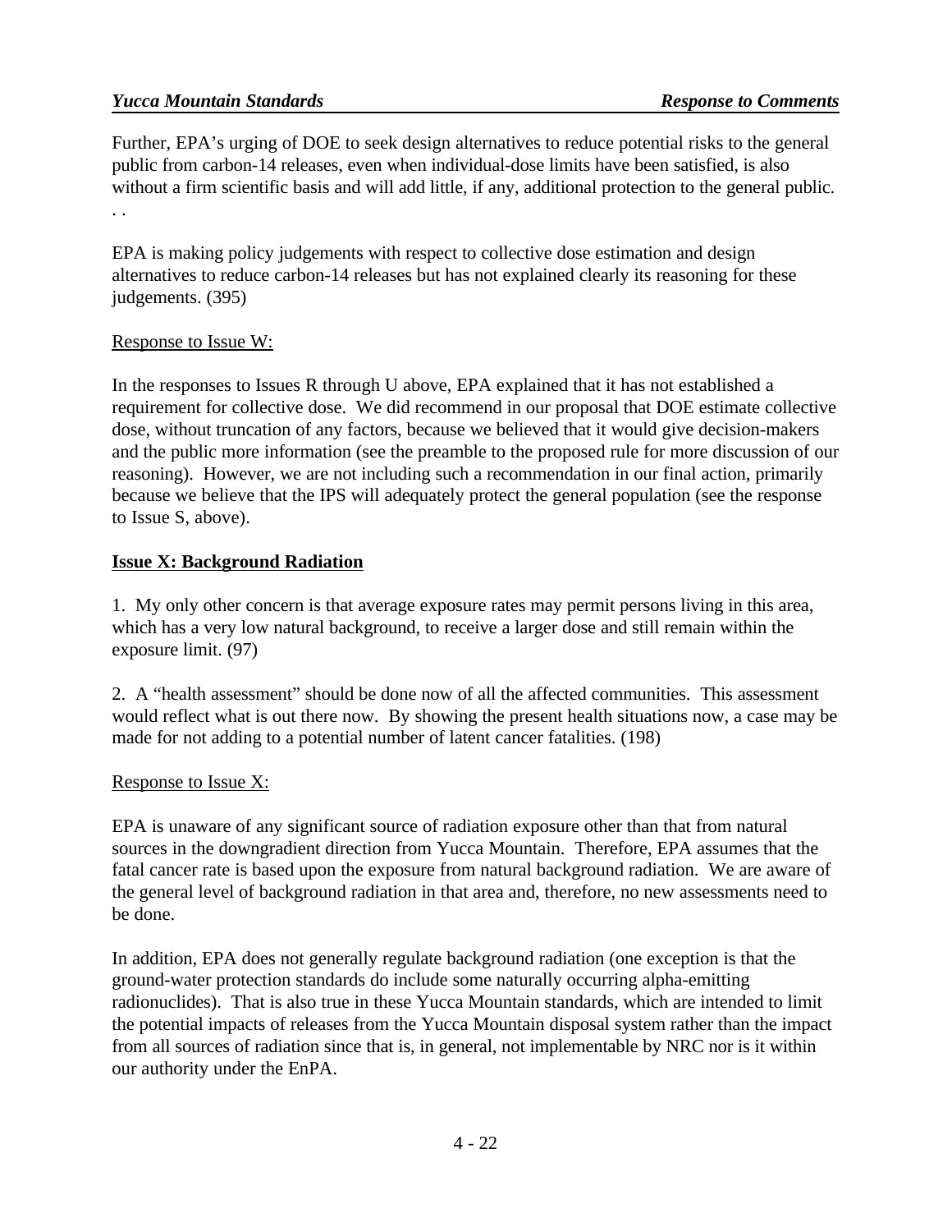Further, EPA's urging of DOE to seek design alternatives to reduce potential risks to the general public from carbon-14 releases, even when individual-dose limits have been satisfied, is also without a firm scientific basis and will add little, if any, additional protection to the general public. . .

EPA is making policy judgements with respect to collective dose estimation and design alternatives to reduce carbon-14 releases but has not explained clearly its reasoning for these judgements. (395)

Response to Issue W:

In the responses to Issues R through U above, EPA explained that it has not established a requirement for collective dose. We did recommend in our proposal that DOE estimate collective dose, without truncation of any factors, because we believed that it would give decision-makers and the public more information (see the preamble to the proposed rule for more discussion of our reasoning). However, we are not including such a recommendation in our final action, primarily because we believe that the IPS will adequately protect the general population (see the response to Issue S, above).

**Issue X: Background Radiation**

1. My only other concern is that average exposure rates may permit persons living in this area, which has a very low natural background, to receive a larger dose and still remain within the exposure limit. (97)

2. A "health assessment" should be done now of all the affected communities. This assessment would reflect what is out there now. By showing the present health situations now, a case may be made for not adding to a potential number of latent cancer fatalities. (198)

Response to Issue X:

EPA is unaware of any significant source of radiation exposure other than that from natural sources in the downgradient direction from Yucca Mountain. Therefore, EPA assumes that the fatal cancer rate is based upon the exposure from natural background radiation. We are aware of the general level of background radiation in that area and, therefore, no new assessments need to be done.

In addition, EPA does not generally regulate background radiation (one exception is that the ground-water protection standards do include some naturally occurring alpha-emitting radionuclides). That is also true in these Yucca Mountain standards, which are intended to limit the potential impacts of releases from the Yucca Mountain disposal system rather than the impact from all sources of radiation since that is, in general, not implementable by NRC nor is it within our authority under the EnPA.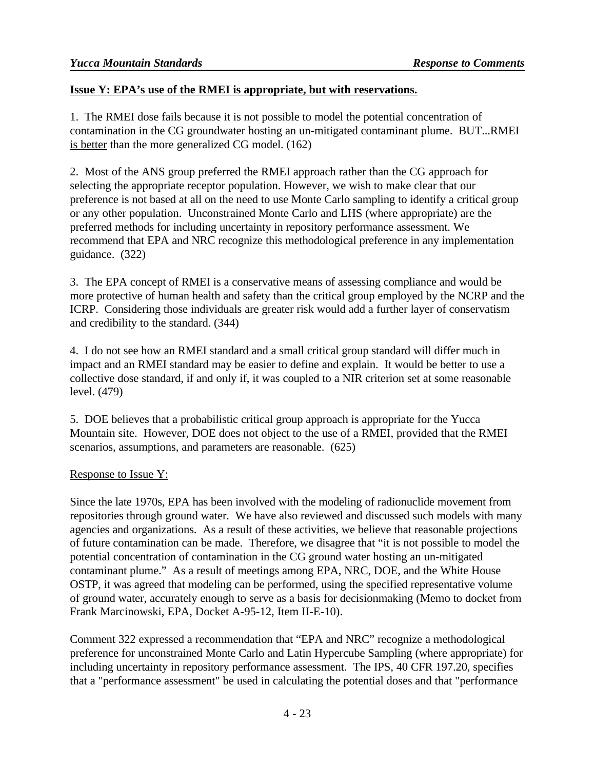**Issue Y: EPA's use of the RMEI is appropriate, but with reservations.**

1. The RMEI dose fails because it is not possible to model the potential concentration of contamination in the CG groundwater hosting an un-mitigated contaminant plume. BUT...RMEI is better than the more generalized CG model. (162)

2. Most of the ANS group preferred the RMEI approach rather than the CG approach for selecting the appropriate receptor population. However, we wish to make clear that our preference is not based at all on the need to use Monte Carlo sampling to identify a critical group or any other population. Unconstrained Monte Carlo and LHS (where appropriate) are the preferred methods for including uncertainty in repository performance assessment. We recommend that EPA and NRC recognize this methodological preference in any implementation guidance. (322)

3. The EPA concept of RMEI is a conservative means of assessing compliance and would be more protective of human health and safety than the critical group employed by the NCRP and the ICRP. Considering those individuals are greater risk would add a further layer of conservatism and credibility to the standard. (344)

4. I do not see how an RMEI standard and a small critical group standard will differ much in impact and an RMEI standard may be easier to define and explain. It would be better to use a collective dose standard, if and only if, it was coupled to a NIR criterion set at some reasonable level. (479)

5. DOE believes that a probabilistic critical group approach is appropriate for the Yucca Mountain site. However, DOE does not object to the use of a RMEI, provided that the RMEI scenarios, assumptions, and parameters are reasonable. (625)

Response to Issue Y:

Since the late 1970s, EPA has been involved with the modeling of radionuclide movement from repositories through ground water. We have also reviewed and discussed such models with many agencies and organizations. As a result of these activities, we believe that reasonable projections of future contamination can be made. Therefore, we disagree that "it is not possible to model the potential concentration of contamination in the CG ground water hosting an un-mitigated contaminant plume." As a result of meetings among EPA, NRC, DOE, and the White House OSTP, it was agreed that modeling can be performed, using the specified representative volume of ground water, accurately enough to serve as a basis for decisionmaking (Memo to docket from Frank Marcinowski, EPA, Docket A-95-12, Item II-E-10).

Comment 322 expressed a recommendation that "EPA and NRC" recognize a methodological preference for unconstrained Monte Carlo and Latin Hypercube Sampling (where appropriate) for including uncertainty in repository performance assessment. The IPS, 40 CFR 197.20, specifies that a "performance assessment" be used in calculating the potential doses and that "performance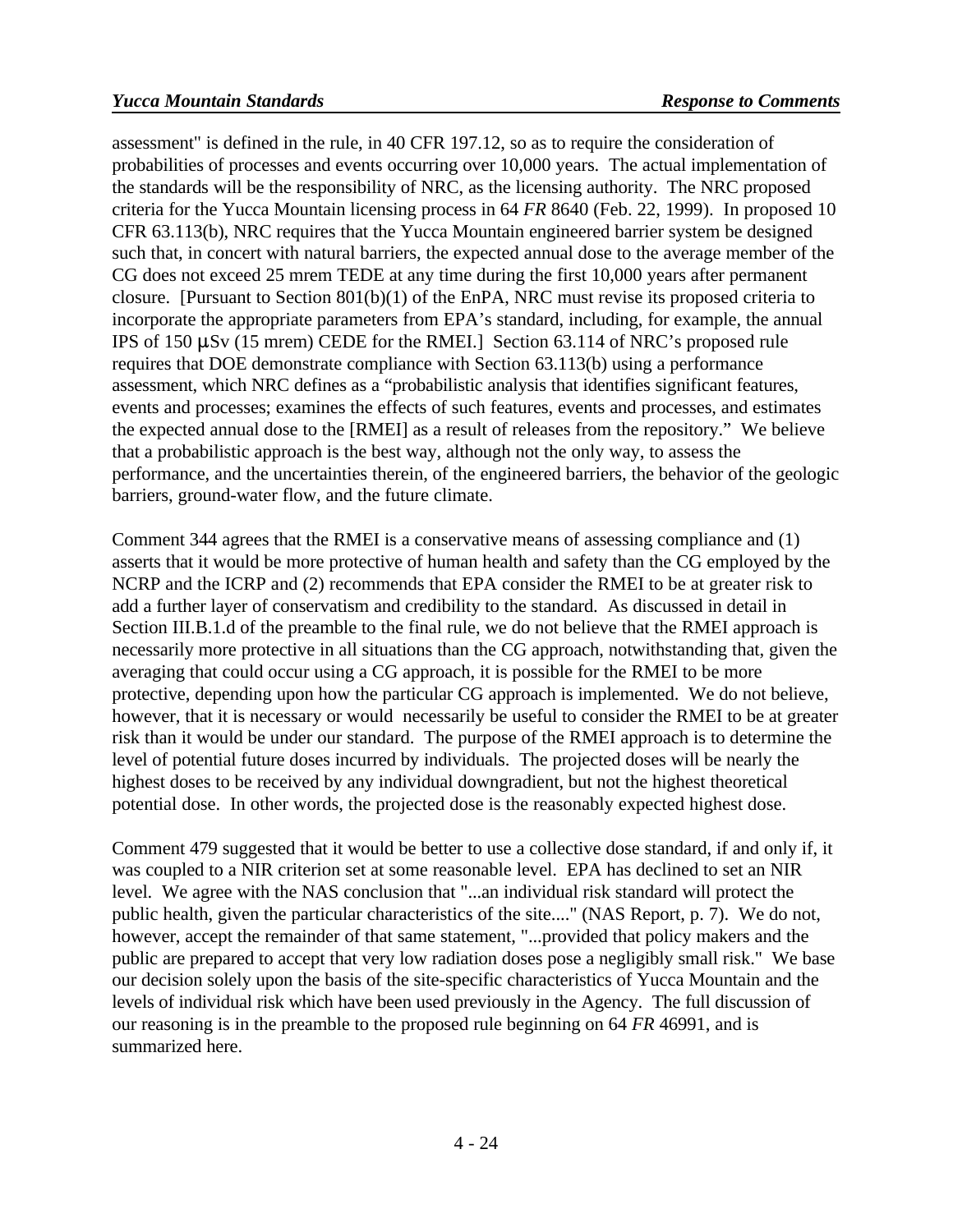assessment" is defined in the rule, in 40 CFR 197.12, so as to require the consideration of probabilities of processes and events occurring over 10,000 years. The actual implementation of the standards will be the responsibility of NRC, as the licensing authority. The NRC proposed criteria for the Yucca Mountain licensing process in 64 *FR* 8640 (Feb. 22, 1999). In proposed 10 CFR 63.113(b), NRC requires that the Yucca Mountain engineered barrier system be designed such that, in concert with natural barriers, the expected annual dose to the average member of the CG does not exceed 25 mrem TEDE at any time during the first 10,000 years after permanent closure. [Pursuant to Section 801(b)(1) of the EnPA, NRC must revise its proposed criteria to incorporate the appropriate parameters from EPA's standard, including, for example, the annual IPS of 150 μSv (15 mrem) CEDE for the RMEI.] Section 63.114 of NRC's proposed rule requires that DOE demonstrate compliance with Section 63.113(b) using a performance assessment, which NRC defines as a "probabilistic analysis that identifies significant features, events and processes; examines the effects of such features, events and processes, and estimates the expected annual dose to the [RMEI] as a result of releases from the repository." We believe that a probabilistic approach is the best way, although not the only way, to assess the performance, and the uncertainties therein, of the engineered barriers, the behavior of the geologic barriers, ground-water flow, and the future climate.

Comment 344 agrees that the RMEI is a conservative means of assessing compliance and (1) asserts that it would be more protective of human health and safety than the CG employed by the NCRP and the ICRP and (2) recommends that EPA consider the RMEI to be at greater risk to add a further layer of conservatism and credibility to the standard. As discussed in detail in Section III.B.1.d of the preamble to the final rule, we do not believe that the RMEI approach is necessarily more protective in all situations than the CG approach, notwithstanding that, given the averaging that could occur using a CG approach, it is possible for the RMEI to be more protective, depending upon how the particular CG approach is implemented. We do not believe, however, that it is necessary or would necessarily be useful to consider the RMEI to be at greater risk than it would be under our standard. The purpose of the RMEI approach is to determine the level of potential future doses incurred by individuals. The projected doses will be nearly the highest doses to be received by any individual downgradient, but not the highest theoretical potential dose. In other words, the projected dose is the reasonably expected highest dose.

Comment 479 suggested that it would be better to use a collective dose standard, if and only if, it was coupled to a NIR criterion set at some reasonable level. EPA has declined to set an NIR level. We agree with the NAS conclusion that "...an individual risk standard will protect the public health, given the particular characteristics of the site...." (NAS Report, p. 7). We do not, however, accept the remainder of that same statement, "...provided that policy makers and the public are prepared to accept that very low radiation doses pose a negligibly small risk." We base our decision solely upon the basis of the site-specific characteristics of Yucca Mountain and the levels of individual risk which have been used previously in the Agency. The full discussion of our reasoning is in the preamble to the proposed rule beginning on 64 *FR* 46991, and is summarized here.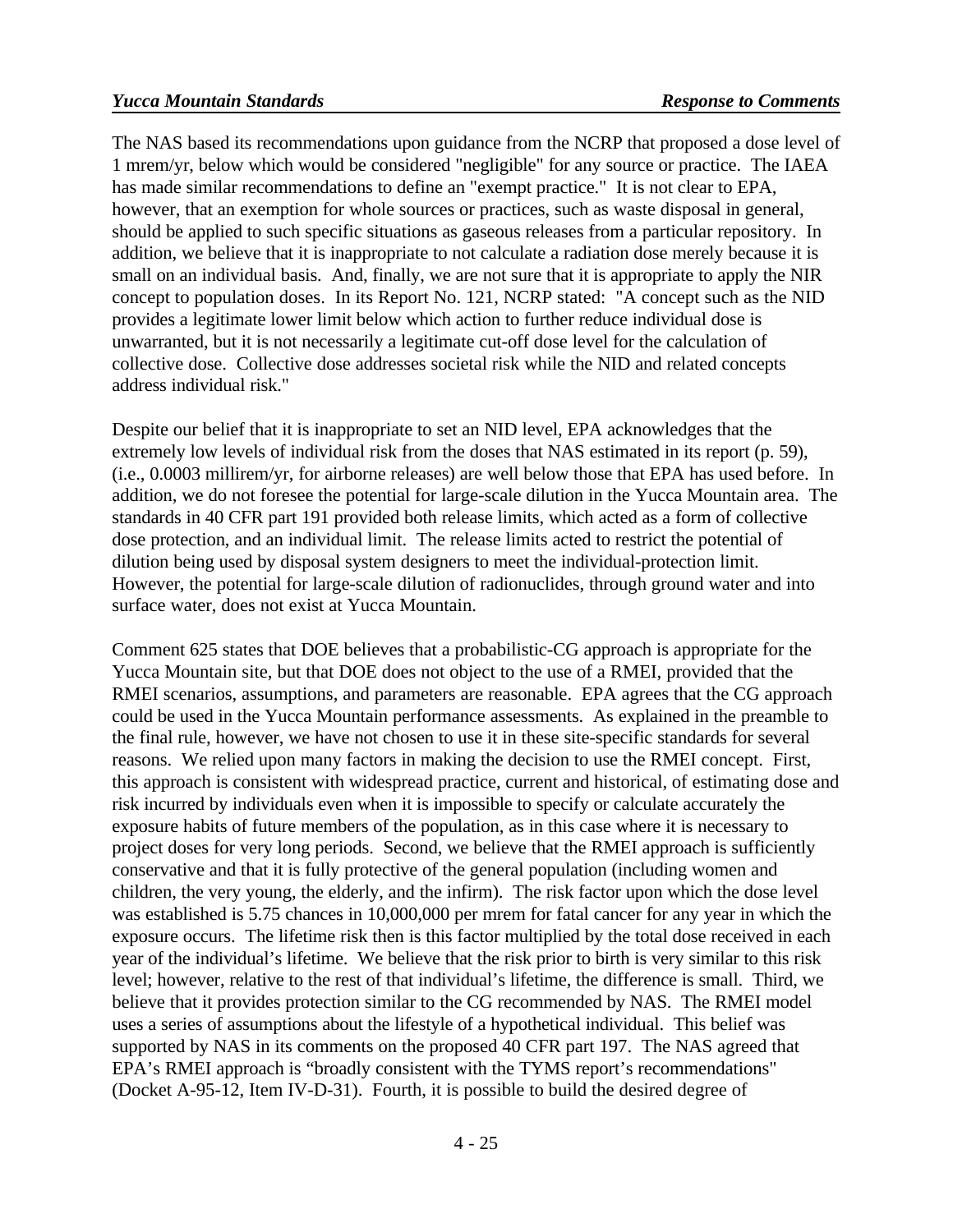The NAS based its recommendations upon guidance from the NCRP that proposed a dose level of 1 mrem/yr, below which would be considered "negligible" for any source or practice. The IAEA has made similar recommendations to define an "exempt practice." It is not clear to EPA, however, that an exemption for whole sources or practices, such as waste disposal in general, should be applied to such specific situations as gaseous releases from a particular repository. In addition, we believe that it is inappropriate to not calculate a radiation dose merely because it is small on an individual basis. And, finally, we are not sure that it is appropriate to apply the NIR concept to population doses. In its Report No. 121, NCRP stated: "A concept such as the NID provides a legitimate lower limit below which action to further reduce individual dose is unwarranted, but it is not necessarily a legitimate cut-off dose level for the calculation of collective dose. Collective dose addresses societal risk while the NID and related concepts address individual risk."

Despite our belief that it is inappropriate to set an NID level, EPA acknowledges that the extremely low levels of individual risk from the doses that NAS estimated in its report (p. 59), (i.e., 0.0003 millirem/yr, for airborne releases) are well below those that EPA has used before. In addition, we do not foresee the potential for large-scale dilution in the Yucca Mountain area. The standards in 40 CFR part 191 provided both release limits, which acted as a form of collective dose protection, and an individual limit. The release limits acted to restrict the potential of dilution being used by disposal system designers to meet the individual-protection limit. However, the potential for large-scale dilution of radionuclides, through ground water and into surface water, does not exist at Yucca Mountain.

Comment 625 states that DOE believes that a probabilistic-CG approach is appropriate for the Yucca Mountain site, but that DOE does not object to the use of a RMEI, provided that the RMEI scenarios, assumptions, and parameters are reasonable. EPA agrees that the CG approach could be used in the Yucca Mountain performance assessments. As explained in the preamble to the final rule, however, we have not chosen to use it in these site-specific standards for several reasons. We relied upon many factors in making the decision to use the RMEI concept. First, this approach is consistent with widespread practice, current and historical, of estimating dose and risk incurred by individuals even when it is impossible to specify or calculate accurately the exposure habits of future members of the population, as in this case where it is necessary to project doses for very long periods. Second, we believe that the RMEI approach is sufficiently conservative and that it is fully protective of the general population (including women and children, the very young, the elderly, and the infirm). The risk factor upon which the dose level was established is 5.75 chances in 10,000,000 per mrem for fatal cancer for any year in which the exposure occurs. The lifetime risk then is this factor multiplied by the total dose received in each year of the individual's lifetime. We believe that the risk prior to birth is very similar to this risk level; however, relative to the rest of that individual's lifetime, the difference is small. Third, we believe that it provides protection similar to the CG recommended by NAS. The RMEI model uses a series of assumptions about the lifestyle of a hypothetical individual. This belief was supported by NAS in its comments on the proposed 40 CFR part 197. The NAS agreed that EPA's RMEI approach is "broadly consistent with the TYMS report's recommendations" (Docket A-95-12, Item IV-D-31). Fourth, it is possible to build the desired degree of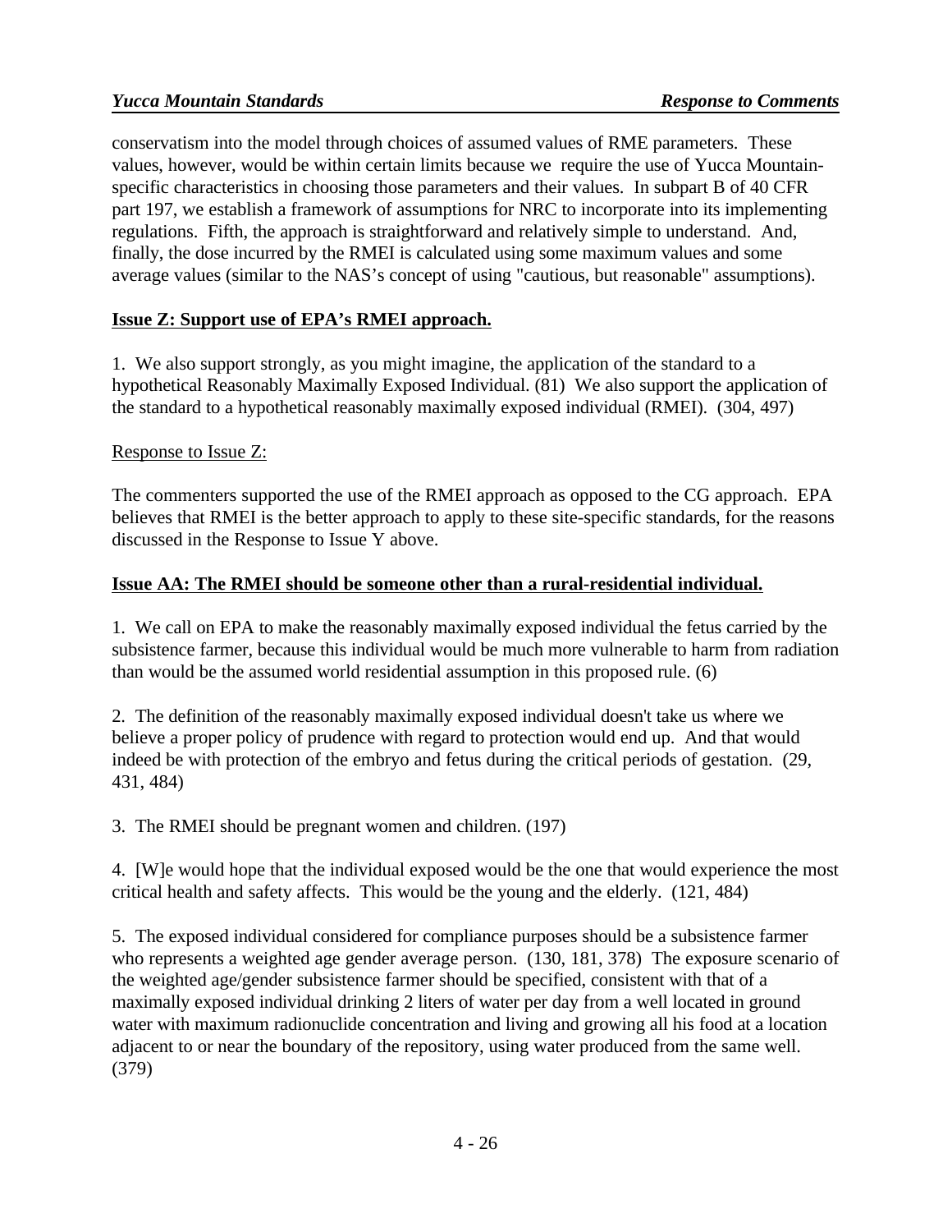conservatism into the model through choices of assumed values of RME parameters. These values, however, would be within certain limits because we require the use of Yucca Mountain-specific characteristics in choosing those parameters and their values. In subpart B of 40 CFR part 197, we establish a framework of assumptions for NRC to incorporate into its implementing regulations. Fifth, the approach is straightforward and relatively simple to understand. And, finally, the dose incurred by the RMEI is calculated using some maximum values and some average values (similar to the NAS's concept of using "cautious, but reasonable" assumptions).

**Issue Z: Support use of EPA's RMEI approach.**

1. We also support strongly, as you might imagine, the application of the standard to a hypothetical Reasonably Maximally Exposed Individual. (81) We also support the application of the standard to a hypothetical reasonably maximally exposed individual (RMEI). (304, 497)

Response to Issue Z:

The commenters supported the use of the RMEI approach as opposed to the CG approach. EPA believes that RMEI is the better approach to apply to these site-specific standards, for the reasons discussed in the Response to Issue Y above.

**Issue AA: The RMEI should be someone other than a rural-residential individual.**

1. We call on EPA to make the reasonably maximally exposed individual the fetus carried by the subsistence farmer, because this individual would be much more vulnerable to harm from radiation than would be the assumed world residential assumption in this proposed rule. (6)

2. The definition of the reasonably maximally exposed individual doesn't take us where we believe a proper policy of prudence with regard to protection would end up. And that would indeed be with protection of the embryo and fetus during the critical periods of gestation. (29, 431, 484)

3. The RMEI should be pregnant women and children. (197)

4. [W]e would hope that the individual exposed would be the one that would experience the most critical health and safety affects. This would be the young and the elderly. (121, 484)

5. The exposed individual considered for compliance purposes should be a subsistence farmer who represents a weighted age gender average person. (130, 181, 378) The exposure scenario of the weighted age/gender subsistence farmer should be specified, consistent with that of a maximally exposed individual drinking 2 liters of water per day from a well located in ground water with maximum radionuclide concentration and living and growing all his food at a location adjacent to or near the boundary of the repository, using water produced from the same well. (379)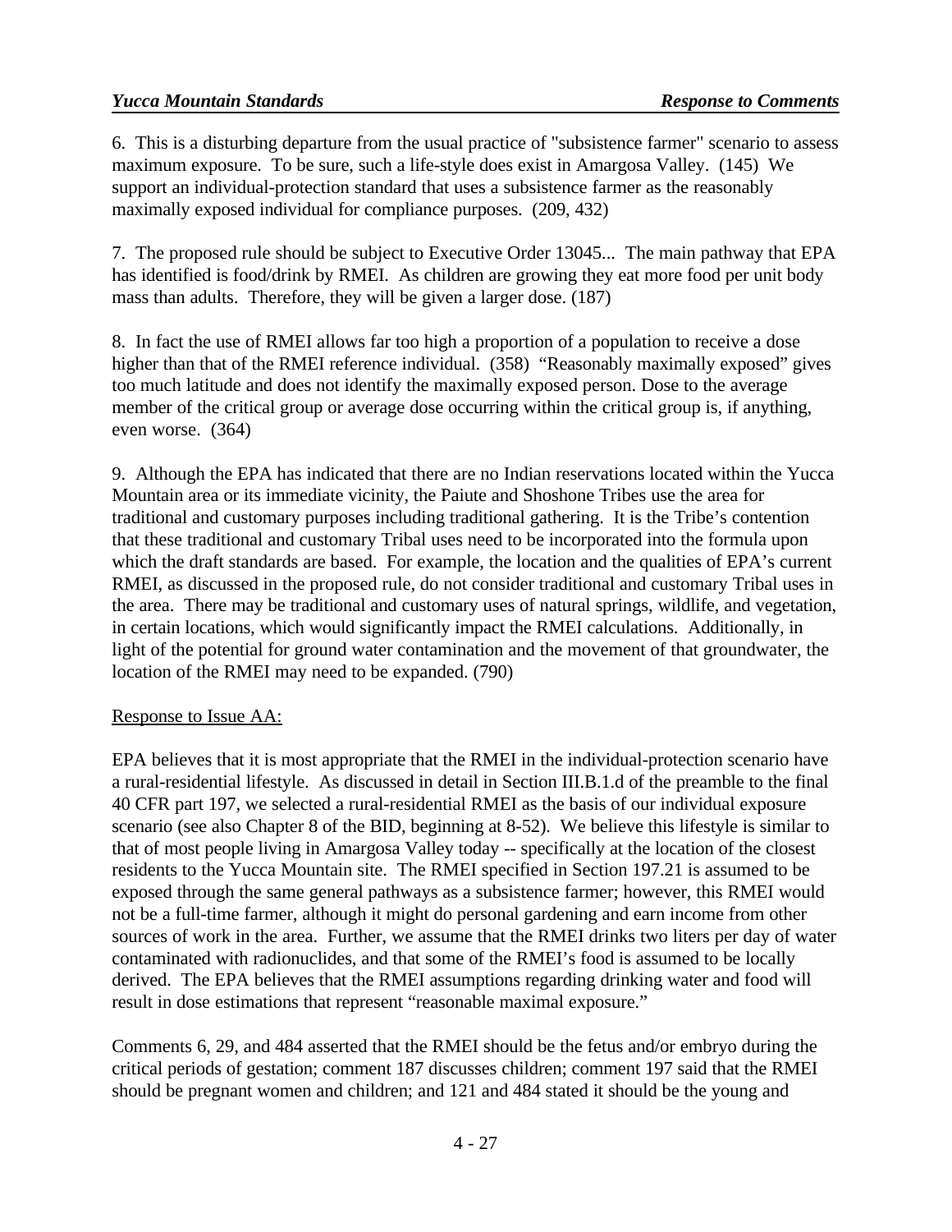6. This is a disturbing departure from the usual practice of "subsistence farmer" scenario to assess maximum exposure. To be sure, such a life-style does exist in Amargosa Valley. (145) We support an individual-protection standard that uses a subsistence farmer as the reasonably maximally exposed individual for compliance purposes. (209, 432)

7. The proposed rule should be subject to Executive Order 13045... The main pathway that EPA has identified is food/drink by RMEI. As children are growing they eat more food per unit body mass than adults. Therefore, they will be given a larger dose. (187)

8. In fact the use of RMEI allows far too high a proportion of a population to receive a dose higher than that of the RMEI reference individual. (358) "Reasonably maximally exposed" gives too much latitude and does not identify the maximally exposed person. Dose to the average member of the critical group or average dose occurring within the critical group is, if anything, even worse. (364)

9. Although the EPA has indicated that there are no Indian reservations located within the Yucca Mountain area or its immediate vicinity, the Paiute and Shoshone Tribes use the area for traditional and customary purposes including traditional gathering. It is the Tribe's contention that these traditional and customary Tribal uses need to be incorporated into the formula upon which the draft standards are based. For example, the location and the qualities of EPA's current RMEI, as discussed in the proposed rule, do not consider traditional and customary Tribal uses in the area. There may be traditional and customary uses of natural springs, wildlife, and vegetation, in certain locations, which would significantly impact the RMEI calculations. Additionally, in light of the potential for ground water contamination and the movement of that groundwater, the location of the RMEI may need to be expanded. (790)

Response to Issue AA:

EPA believes that it is most appropriate that the RMEI in the individual-protection scenario have a rural-residential lifestyle. As discussed in detail in Section III.B.1.d of the preamble to the final 40 CFR part 197, we selected a rural-residential RMEI as the basis of our individual exposure scenario (see also Chapter 8 of the BID, beginning at 8-52). We believe this lifestyle is similar to that of most people living in Amargosa Valley today -- specifically at the location of the closest residents to the Yucca Mountain site. The RMEI specified in Section 197.21 is assumed to be exposed through the same general pathways as a subsistence farmer; however, this RMEI would not be a full-time farmer, although it might do personal gardening and earn income from other sources of work in the area. Further, we assume that the RMEI drinks two liters per day of water contaminated with radionuclides, and that some of the RMEI's food is assumed to be locally derived. The EPA believes that the RMEI assumptions regarding drinking water and food will result in dose estimations that represent "reasonable maximal exposure."

Comments 6, 29, and 484 asserted that the RMEI should be the fetus and/or embryo during the critical periods of gestation; comment 187 discusses children; comment 197 said that the RMEI should be pregnant women and children; and 121 and 484 stated it should be the young and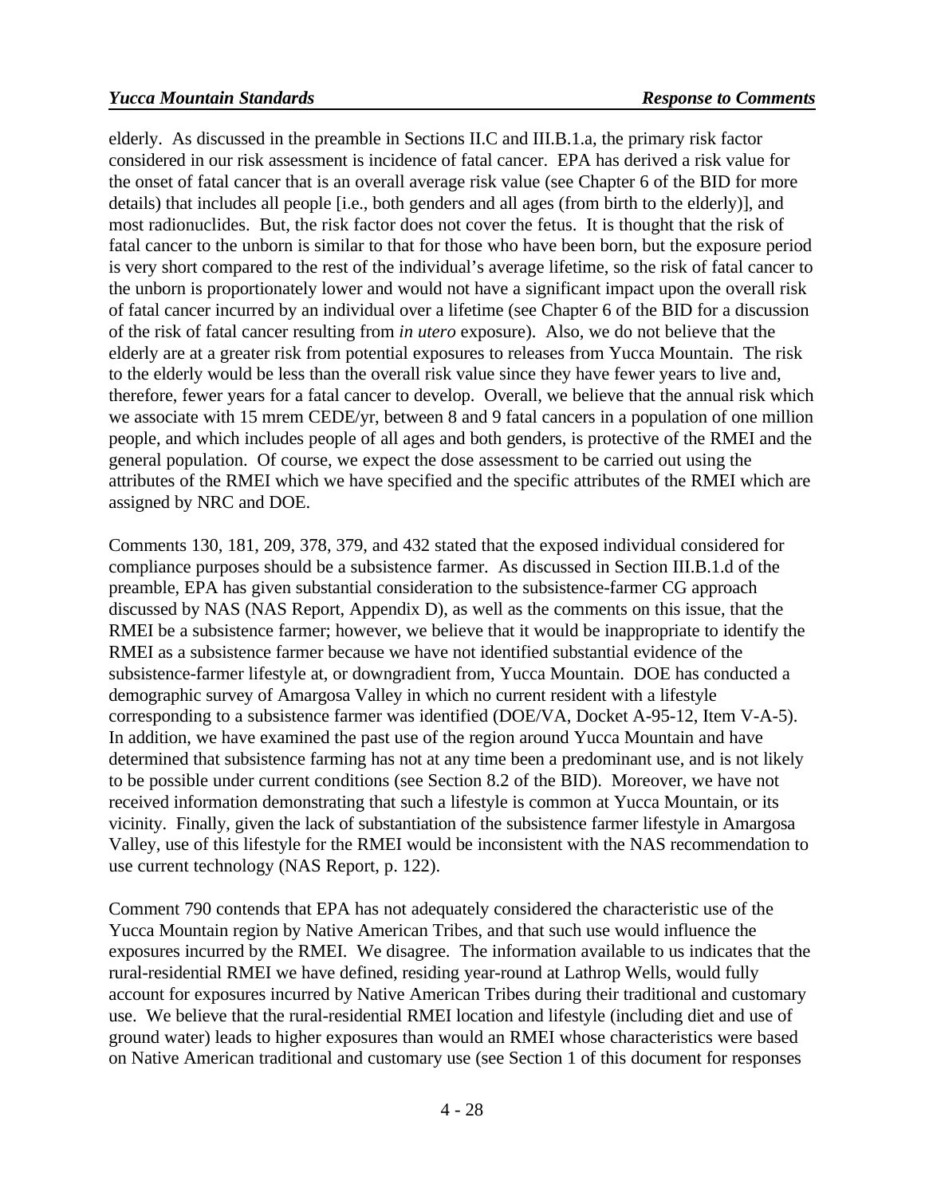elderly. As discussed in the preamble in Sections II.C and III.B.1.a, the primary risk factor considered in our risk assessment is incidence of fatal cancer. EPA has derived a risk value for the onset of fatal cancer that is an overall average risk value (see Chapter 6 of the BID for more details) that includes all people [i.e., both genders and all ages (from birth to the elderly)], and most radionuclides. But, the risk factor does not cover the fetus. It is thought that the risk of fatal cancer to the unborn is similar to that for those who have been born, but the exposure period is very short compared to the rest of the individual's average lifetime, so the risk of fatal cancer to the unborn is proportionately lower and would not have a significant impact upon the overall risk of fatal cancer incurred by an individual over a lifetime (see Chapter 6 of the BID for a discussion of the risk of fatal cancer resulting from *in utero* exposure). Also, we do not believe that the elderly are at a greater risk from potential exposures to releases from Yucca Mountain. The risk to the elderly would be less than the overall risk value since they have fewer years to live and, therefore, fewer years for a fatal cancer to develop. Overall, we believe that the annual risk which we associate with 15 mrem CEDE/yr, between 8 and 9 fatal cancers in a population of one million people, and which includes people of all ages and both genders, is protective of the RMEI and the general population. Of course, we expect the dose assessment to be carried out using the attributes of the RMEI which we have specified and the specific attributes of the RMEI which are assigned by NRC and DOE.

Comments 130, 181, 209, 378, 379, and 432 stated that the exposed individual considered for compliance purposes should be a subsistence farmer. As discussed in Section III.B.1.d of the preamble, EPA has given substantial consideration to the subsistence-farmer CG approach discussed by NAS (NAS Report, Appendix D), as well as the comments on this issue, that the RMEI be a subsistence farmer; however, we believe that it would be inappropriate to identify the RMEI as a subsistence farmer because we have not identified substantial evidence of the subsistence-farmer lifestyle at, or downgradient from, Yucca Mountain. DOE has conducted a demographic survey of Amargosa Valley in which no current resident with a lifestyle corresponding to a subsistence farmer was identified (DOE/VA, Docket A-95-12, Item V-A-5). In addition, we have examined the past use of the region around Yucca Mountain and have determined that subsistence farming has not at any time been a predominant use, and is not likely to be possible under current conditions (see Section 8.2 of the BID). Moreover, we have not received information demonstrating that such a lifestyle is common at Yucca Mountain, or its vicinity. Finally, given the lack of substantiation of the subsistence farmer lifestyle in Amargosa Valley, use of this lifestyle for the RMEI would be inconsistent with the NAS recommendation to use current technology (NAS Report, p. 122).

Comment 790 contends that EPA has not adequately considered the characteristic use of the Yucca Mountain region by Native American Tribes, and that such use would influence the exposures incurred by the RMEI. We disagree. The information available to us indicates that the rural-residential RMEI we have defined, residing year-round at Lathrop Wells, would fully account for exposures incurred by Native American Tribes during their traditional and customary use. We believe that the rural-residential RMEI location and lifestyle (including diet and use of ground water) leads to higher exposures than would an RMEI whose characteristics were based on Native American traditional and customary use (see Section 1 of this document for responses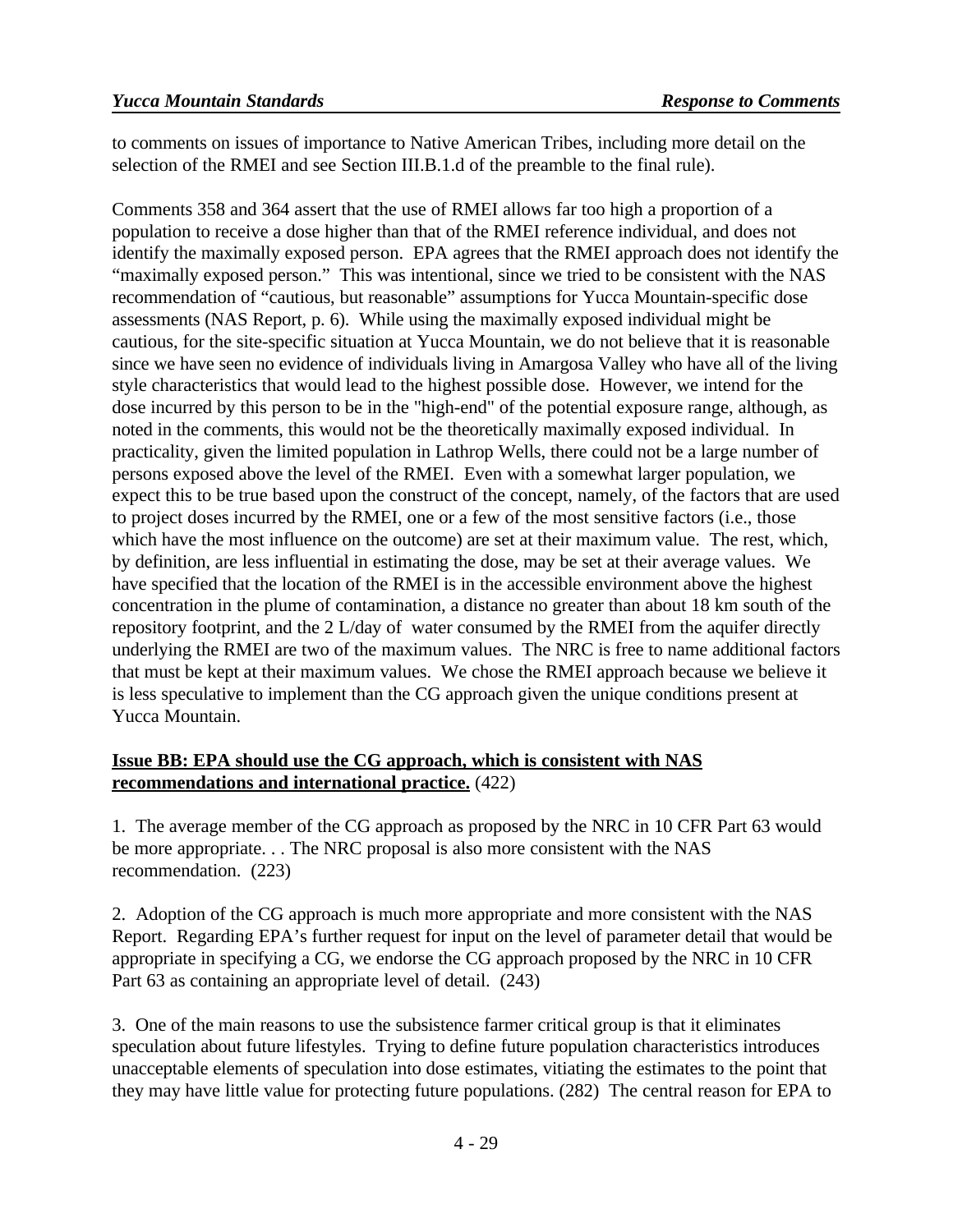to comments on issues of importance to Native American Tribes, including more detail on the selection of the RMEI and see Section III.B.1.d of the preamble to the final rule).

Comments 358 and 364 assert that the use of RMEI allows far too high a proportion of a population to receive a dose higher than that of the RMEI reference individual, and does not identify the maximally exposed person. EPA agrees that the RMEI approach does not identify the "maximally exposed person." This was intentional, since we tried to be consistent with the NAS recommendation of "cautious, but reasonable" assumptions for Yucca Mountain-specific dose assessments (NAS Report, p. 6). While using the maximally exposed individual might be cautious, for the site-specific situation at Yucca Mountain, we do not believe that it is reasonable since we have seen no evidence of individuals living in Amargosa Valley who have all of the living style characteristics that would lead to the highest possible dose. However, we intend for the dose incurred by this person to be in the "high-end" of the potential exposure range, although, as noted in the comments, this would not be the theoretically maximally exposed individual. In practicality, given the limited population in Lathrop Wells, there could not be a large number of persons exposed above the level of the RMEI. Even with a somewhat larger population, we expect this to be true based upon the construct of the concept, namely, of the factors that are used to project doses incurred by the RMEI, one or a few of the most sensitive factors (i.e., those which have the most influence on the outcome) are set at their maximum value. The rest, which, by definition, are less influential in estimating the dose, may be set at their average values. We have specified that the location of the RMEI is in the accessible environment above the highest concentration in the plume of contamination, a distance no greater than about 18 km south of the repository footprint, and the 2 L/day of water consumed by the RMEI from the aquifer directly underlying the RMEI are two of the maximum values. The NRC is free to name additional factors that must be kept at their maximum values. We chose the RMEI approach because we believe it is less speculative to implement than the CG approach given the unique conditions present at Yucca Mountain.

**Issue BB: EPA should use the CG approach, which is consistent with NAS recommendations and international practice.** (422)

1. The average member of the CG approach as proposed by the NRC in 10 CFR Part 63 would be more appropriate. . . The NRC proposal is also more consistent with the NAS recommendation. (223)

2. Adoption of the CG approach is much more appropriate and more consistent with the NAS Report. Regarding EPA's further request for input on the level of parameter detail that would be appropriate in specifying a CG, we endorse the CG approach proposed by the NRC in 10 CFR Part 63 as containing an appropriate level of detail. (243)

3. One of the main reasons to use the subsistence farmer critical group is that it eliminates speculation about future lifestyles. Trying to define future population characteristics introduces unacceptable elements of speculation into dose estimates, vitiating the estimates to the point that they may have little value for protecting future populations. (282) The central reason for EPA to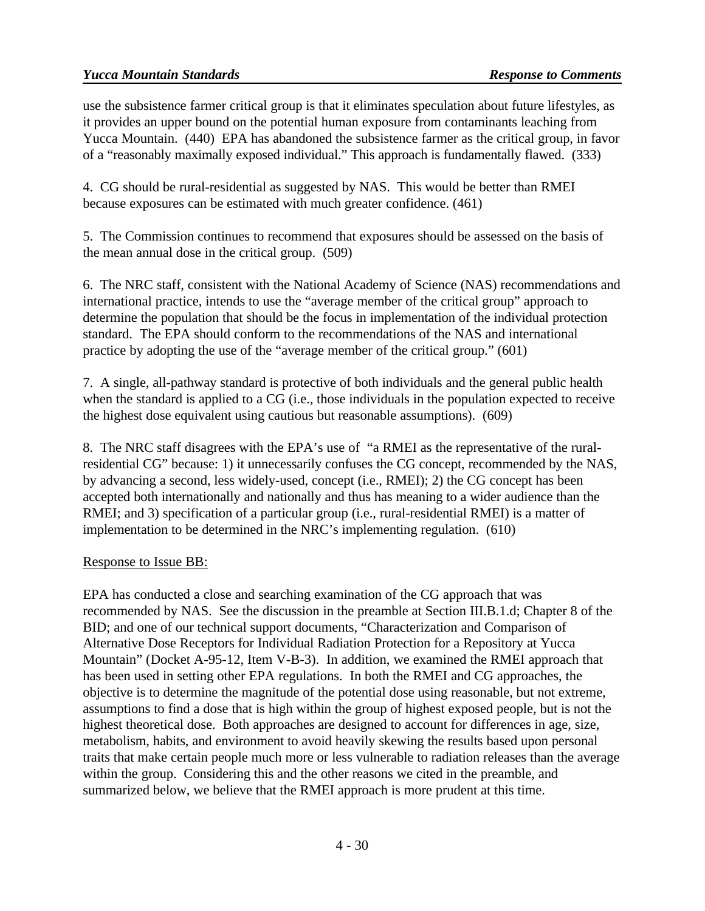use the subsistence farmer critical group is that it eliminates speculation about future lifestyles, as it provides an upper bound on the potential human exposure from contaminants leaching from Yucca Mountain. (440) EPA has abandoned the subsistence farmer as the critical group, in favor of a "reasonably maximally exposed individual." This approach is fundamentally flawed. (333)

4. CG should be rural-residential as suggested by NAS. This would be better than RMEI because exposures can be estimated with much greater confidence. (461)

5. The Commission continues to recommend that exposures should be assessed on the basis of the mean annual dose in the critical group. (509)

6. The NRC staff, consistent with the National Academy of Science (NAS) recommendations and international practice, intends to use the "average member of the critical group" approach to determine the population that should be the focus in implementation of the individual protection standard. The EPA should conform to the recommendations of the NAS and international practice by adopting the use of the "average member of the critical group." (601)

7. A single, all-pathway standard is protective of both individuals and the general public health when the standard is applied to a CG (i.e., those individuals in the population expected to receive the highest dose equivalent using cautious but reasonable assumptions). (609)

8. The NRC staff disagrees with the EPA's use of "a RMEI as the representative of the rural-residential CG" because: 1) it unnecessarily confuses the CG concept, recommended by the NAS, by advancing a second, less widely-used, concept (i.e., RMEI); 2) the CG concept has been accepted both internationally and nationally and thus has meaning to a wider audience than the RMEI; and 3) specification of a particular group (i.e., rural-residential RMEI) is a matter of implementation to be determined in the NRC's implementing regulation. (610)

Response to Issue BB:

EPA has conducted a close and searching examination of the CG approach that was recommended by NAS. See the discussion in the preamble at Section III.B.1.d; Chapter 8 of the BID; and one of our technical support documents, "Characterization and Comparison of Alternative Dose Receptors for Individual Radiation Protection for a Repository at Yucca Mountain" (Docket A-95-12, Item V-B-3). In addition, we examined the RMEI approach that has been used in setting other EPA regulations. In both the RMEI and CG approaches, the objective is to determine the magnitude of the potential dose using reasonable, but not extreme, assumptions to find a dose that is high within the group of highest exposed people, but is not the highest theoretical dose. Both approaches are designed to account for differences in age, size, metabolism, habits, and environment to avoid heavily skewing the results based upon personal traits that make certain people much more or less vulnerable to radiation releases than the average within the group. Considering this and the other reasons we cited in the preamble, and summarized below, we believe that the RMEI approach is more prudent at this time.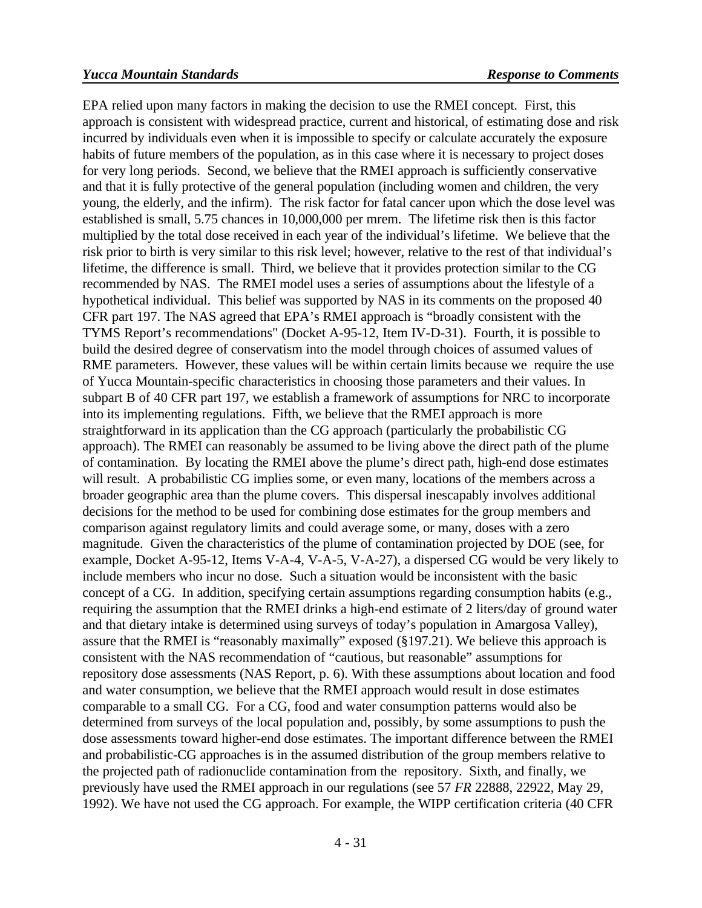EPA relied upon many factors in making the decision to use the RMEI concept. First, this approach is consistent with widespread practice, current and historical, of estimating dose and risk incurred by individuals even when it is impossible to specify or calculate accurately the exposure habits of future members of the population, as in this case where it is necessary to project doses for very long periods. Second, we believe that the RMEI approach is sufficiently conservative and that it is fully protective of the general population (including women and children, the very young, the elderly, and the infirm). The risk factor for fatal cancer upon which the dose level was established is small, 5.75 chances in 10,000,000 per mrem. The lifetime risk then is this factor multiplied by the total dose received in each year of the individual's lifetime. We believe that the risk prior to birth is very similar to this risk level; however, relative to the rest of that individual's lifetime, the difference is small. Third, we believe that it provides protection similar to the CG recommended by NAS. The RMEI model uses a series of assumptions about the lifestyle of a hypothetical individual. This belief was supported by NAS in its comments on the proposed 40 CFR part 197. The NAS agreed that EPA's RMEI approach is "broadly consistent with the TYMS Report's recommendations" (Docket A-95-12, Item IV-D-31). Fourth, it is possible to build the desired degree of conservatism into the model through choices of assumed values of RME parameters. However, these values will be within certain limits because we require the use of Yucca Mountain-specific characteristics in choosing those parameters and their values. In subpart B of 40 CFR part 197, we establish a framework of assumptions for NRC to incorporate into its implementing regulations. Fifth, we believe that the RMEI approach is more straightforward in its application than the CG approach (particularly the probabilistic CG approach). The RMEI can reasonably be assumed to be living above the direct path of the plume of contamination. By locating the RMEI above the plume's direct path, high-end dose estimates will result. A probabilistic CG implies some, or even many, locations of the members across a broader geographic area than the plume covers. This dispersal inescapably involves additional decisions for the method to be used for combining dose estimates for the group members and comparison against regulatory limits and could average some, or many, doses with a zero magnitude. Given the characteristics of the plume of contamination projected by DOE (see, for example, Docket A-95-12, Items V-A-4, V-A-5, V-A-27), a dispersed CG would be very likely to include members who incur no dose. Such a situation would be inconsistent with the basic concept of a CG. In addition, specifying certain assumptions regarding consumption habits (e.g., requiring the assumption that the RMEI drinks a high-end estimate of 2 liters/day of ground water and that dietary intake is determined using surveys of today's population in Amargosa Valley), assure that the RMEI is "reasonably maximally" exposed (§197.21). We believe this approach is consistent with the NAS recommendation of "cautious, but reasonable" assumptions for repository dose assessments (NAS Report, p. 6). With these assumptions about location and food and water consumption, we believe that the RMEI approach would result in dose estimates comparable to a small CG. For a CG, food and water consumption patterns would also be determined from surveys of the local population and, possibly, by some assumptions to push the dose assessments toward higher-end dose estimates. The important difference between the RMEI and probabilistic-CG approaches is in the assumed distribution of the group members relative to the projected path of radionuclide contamination from the repository. Sixth, and finally, we previously have used the RMEI approach in our regulations (see 57 *FR* 22888, 22922, May 29, 1992). We have not used the CG approach. For example, the WIPP certification criteria (40 CFR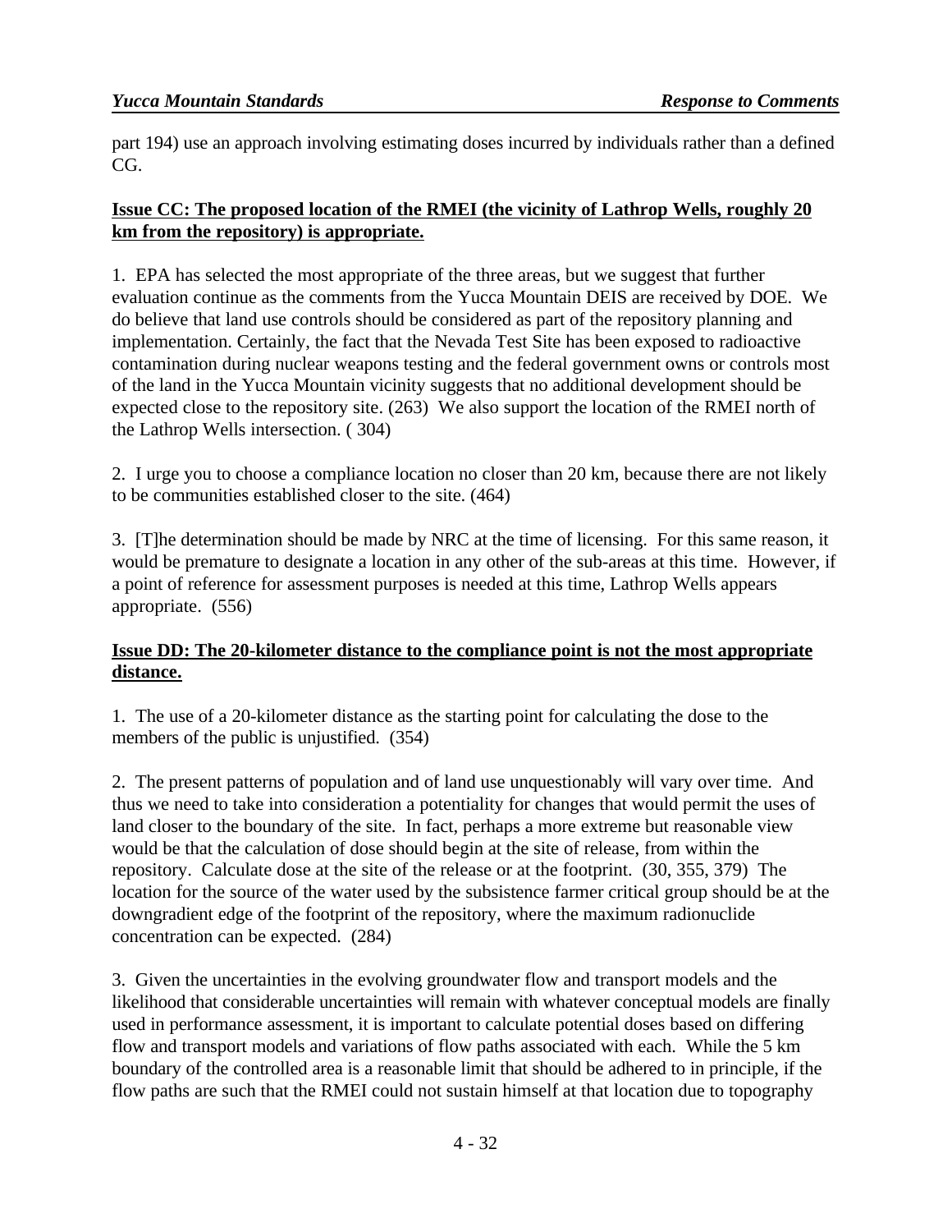part 194) use an approach involving estimating doses incurred by individuals rather than a defined CG.

**Issue CC: The proposed location of the RMEI (the vicinity of Lathrop Wells, roughly 20 km from the repository) is appropriate.**

1. EPA has selected the most appropriate of the three areas, but we suggest that further evaluation continue as the comments from the Yucca Mountain DEIS are received by DOE. We do believe that land use controls should be considered as part of the repository planning and implementation. Certainly, the fact that the Nevada Test Site has been exposed to radioactive contamination during nuclear weapons testing and the federal government owns or controls most of the land in the Yucca Mountain vicinity suggests that no additional development should be expected close to the repository site. (263) We also support the location of the RMEI north of the Lathrop Wells intersection. ( 304)

2. I urge you to choose a compliance location no closer than 20 km, because there are not likely to be communities established closer to the site. (464)

3. [T]he determination should be made by NRC at the time of licensing. For this same reason, it would be premature to designate a location in any other of the sub-areas at this time. However, if a point of reference for assessment purposes is needed at this time, Lathrop Wells appears appropriate. (556)

**Issue DD: The 20-kilometer distance to the compliance point is not the most appropriate distance.**

1. The use of a 20-kilometer distance as the starting point for calculating the dose to the members of the public is unjustified. (354)

2. The present patterns of population and of land use unquestionably will vary over time. And thus we need to take into consideration a potentiality for changes that would permit the uses of land closer to the boundary of the site. In fact, perhaps a more extreme but reasonable view would be that the calculation of dose should begin at the site of release, from within the repository. Calculate dose at the site of the release or at the footprint. (30, 355, 379) The location for the source of the water used by the subsistence farmer critical group should be at the downgradient edge of the footprint of the repository, where the maximum radionuclide concentration can be expected. (284)

3. Given the uncertainties in the evolving groundwater flow and transport models and the likelihood that considerable uncertainties will remain with whatever conceptual models are finally used in performance assessment, it is important to calculate potential doses based on differing flow and transport models and variations of flow paths associated with each. While the 5 km boundary of the controlled area is a reasonable limit that should be adhered to in principle, if the flow paths are such that the RMEI could not sustain himself at that location due to topography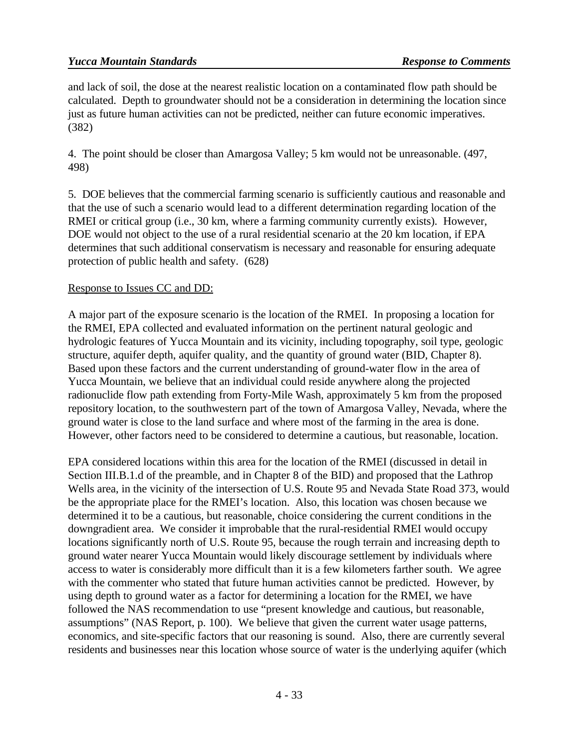and lack of soil, the dose at the nearest realistic location on a contaminated flow path should be calculated. Depth to groundwater should not be a consideration in determining the location since just as future human activities can not be predicted, neither can future economic imperatives. (382)

4. The point should be closer than Amargosa Valley; 5 km would not be unreasonable. (497, 498)

5. DOE believes that the commercial farming scenario is sufficiently cautious and reasonable and that the use of such a scenario would lead to a different determination regarding location of the RMEI or critical group (i.e., 30 km, where a farming community currently exists). However, DOE would not object to the use of a rural residential scenario at the 20 km location, if EPA determines that such additional conservatism is necessary and reasonable for ensuring adequate protection of public health and safety. (628)

<u>Response to Issues CC and DD:</u>

A major part of the exposure scenario is the location of the RMEI. In proposing a location for the RMEI, EPA collected and evaluated information on the pertinent natural geologic and hydrologic features of Yucca Mountain and its vicinity, including topography, soil type, geologic structure, aquifer depth, aquifer quality, and the quantity of ground water (BID, Chapter 8). Based upon these factors and the current understanding of ground-water flow in the area of Yucca Mountain, we believe that an individual could reside anywhere along the projected radionuclide flow path extending from Forty-Mile Wash, approximately 5 km from the proposed repository location, to the southwestern part of the town of Amargosa Valley, Nevada, where the ground water is close to the land surface and where most of the farming in the area is done. However, other factors need to be considered to determine a cautious, but reasonable, location.

EPA considered locations within this area for the location of the RMEI (discussed in detail in Section III.B.1.d of the preamble, and in Chapter 8 of the BID) and proposed that the Lathrop Wells area, in the vicinity of the intersection of U.S. Route 95 and Nevada State Road 373, would be the appropriate place for the RMEI's location. Also, this location was chosen because we determined it to be a cautious, but reasonable, choice considering the current conditions in the downgradient area. We consider it improbable that the rural-residential RMEI would occupy locations significantly north of U.S. Route 95, because the rough terrain and increasing depth to ground water nearer Yucca Mountain would likely discourage settlement by individuals where access to water is considerably more difficult than it is a few kilometers farther south. We agree with the commenter who stated that future human activities cannot be predicted. However, by using depth to ground water as a factor for determining a location for the RMEI, we have followed the NAS recommendation to use "present knowledge and cautious, but reasonable, assumptions" (NAS Report, p. 100). We believe that given the current water usage patterns, economics, and site-specific factors that our reasoning is sound. Also, there are currently several residents and businesses near this location whose source of water is the underlying aquifer (which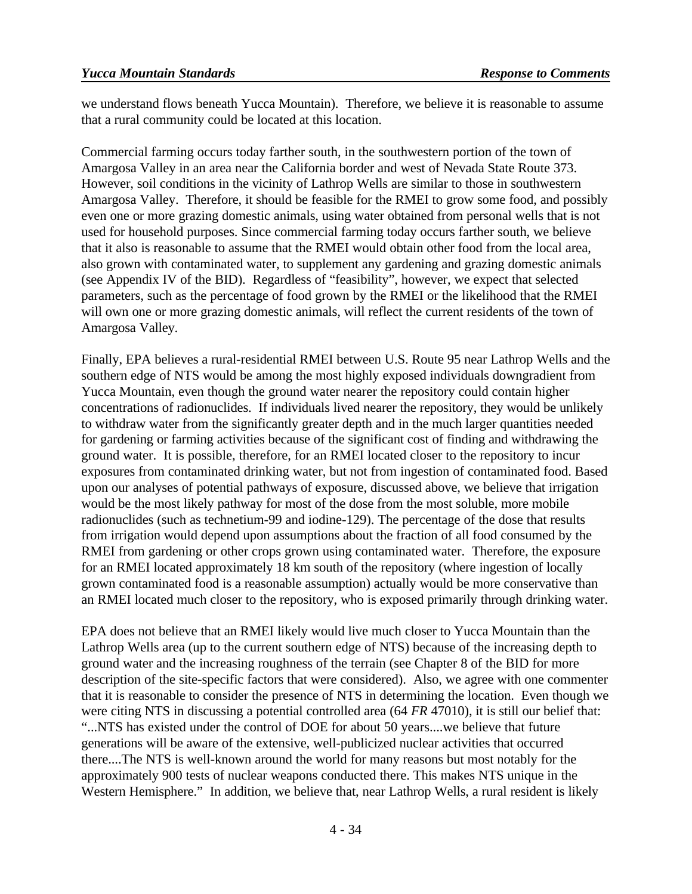we understand flows beneath Yucca Mountain). Therefore, we believe it is reasonable to assume that a rural community could be located at this location.

Commercial farming occurs today farther south, in the southwestern portion of the town of Amargosa Valley in an area near the California border and west of Nevada State Route 373. However, soil conditions in the vicinity of Lathrop Wells are similar to those in southwestern Amargosa Valley. Therefore, it should be feasible for the RMEI to grow some food, and possibly even one or more grazing domestic animals, using water obtained from personal wells that is not used for household purposes. Since commercial farming today occurs farther south, we believe that it also is reasonable to assume that the RMEI would obtain other food from the local area, also grown with contaminated water, to supplement any gardening and grazing domestic animals (see Appendix IV of the BID). Regardless of "feasibility", however, we expect that selected parameters, such as the percentage of food grown by the RMEI or the likelihood that the RMEI will own one or more grazing domestic animals, will reflect the current residents of the town of Amargosa Valley.

Finally, EPA believes a rural-residential RMEI between U.S. Route 95 near Lathrop Wells and the southern edge of NTS would be among the most highly exposed individuals downgradient from Yucca Mountain, even though the ground water nearer the repository could contain higher concentrations of radionuclides. If individuals lived nearer the repository, they would be unlikely to withdraw water from the significantly greater depth and in the much larger quantities needed for gardening or farming activities because of the significant cost of finding and withdrawing the ground water. It is possible, therefore, for an RMEI located closer to the repository to incur exposures from contaminated drinking water, but not from ingestion of contaminated food. Based upon our analyses of potential pathways of exposure, discussed above, we believe that irrigation would be the most likely pathway for most of the dose from the most soluble, more mobile radionuclides (such as technetium-99 and iodine-129). The percentage of the dose that results from irrigation would depend upon assumptions about the fraction of all food consumed by the RMEI from gardening or other crops grown using contaminated water. Therefore, the exposure for an RMEI located approximately 18 km south of the repository (where ingestion of locally grown contaminated food is a reasonable assumption) actually would be more conservative than an RMEI located much closer to the repository, who is exposed primarily through drinking water.

EPA does not believe that an RMEI likely would live much closer to Yucca Mountain than the Lathrop Wells area (up to the current southern edge of NTS) because of the increasing depth to ground water and the increasing roughness of the terrain (see Chapter 8 of the BID for more description of the site-specific factors that were considered). Also, we agree with one commenter that it is reasonable to consider the presence of NTS in determining the location. Even though we were citing NTS in discussing a potential controlled area (64 *FR* 47010), it is still our belief that: "...NTS has existed under the control of DOE for about 50 years....we believe that future generations will be aware of the extensive, well-publicized nuclear activities that occurred there....The NTS is well-known around the world for many reasons but most notably for the approximately 900 tests of nuclear weapons conducted there. This makes NTS unique in the Western Hemisphere." In addition, we believe that, near Lathrop Wells, a rural resident is likely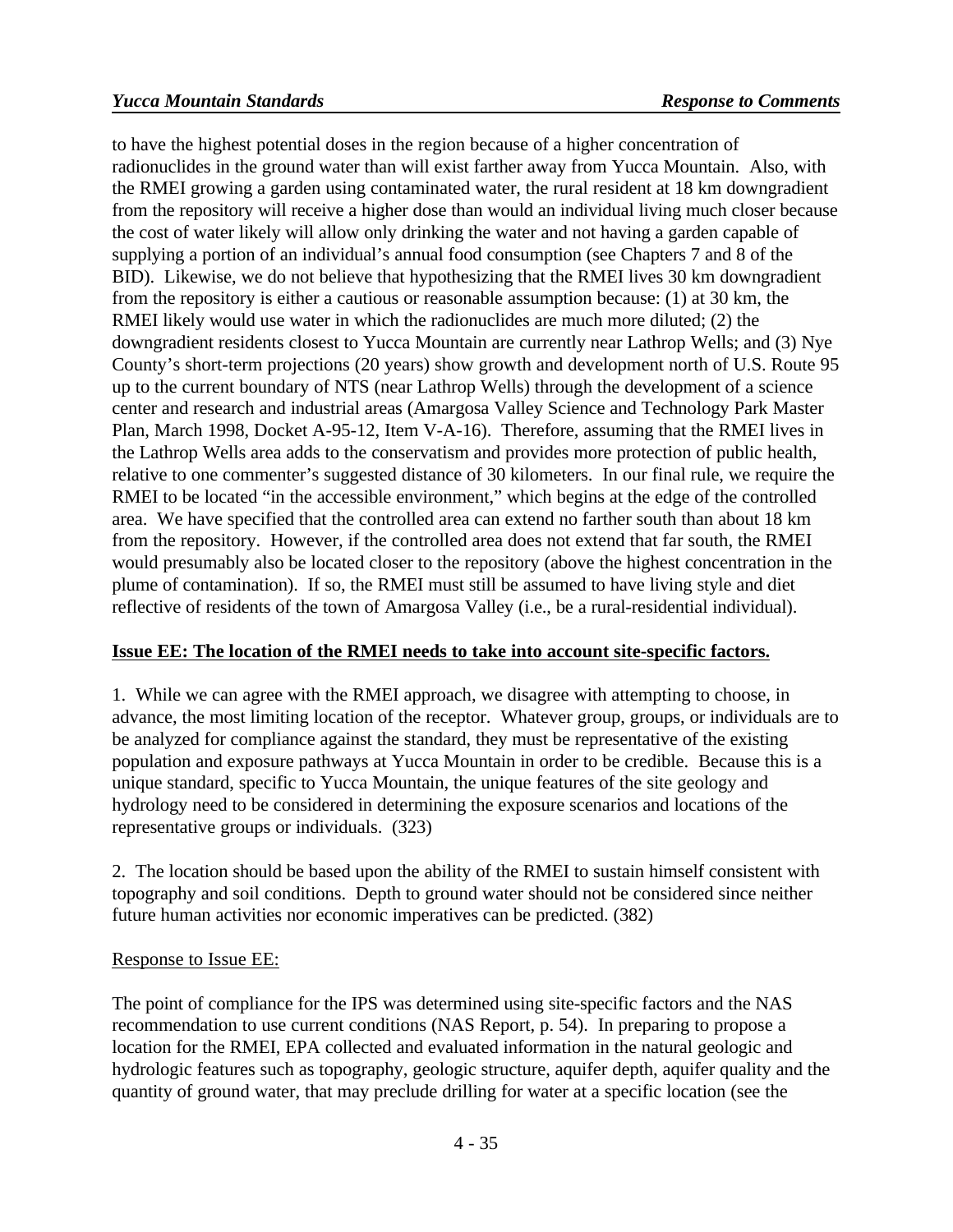to have the highest potential doses in the region because of a higher concentration of radionuclides in the ground water than will exist farther away from Yucca Mountain. Also, with the RMEI growing a garden using contaminated water, the rural resident at 18 km downgradient from the repository will receive a higher dose than would an individual living much closer because the cost of water likely will allow only drinking the water and not having a garden capable of supplying a portion of an individual's annual food consumption (see Chapters 7 and 8 of the BID). Likewise, we do not believe that hypothesizing that the RMEI lives 30 km downgradient from the repository is either a cautious or reasonable assumption because: (1) at 30 km, the RMEI likely would use water in which the radionuclides are much more diluted; (2) the downgradient residents closest to Yucca Mountain are currently near Lathrop Wells; and (3) Nye County's short-term projections (20 years) show growth and development north of U.S. Route 95 up to the current boundary of NTS (near Lathrop Wells) through the development of a science center and research and industrial areas (Amargosa Valley Science and Technology Park Master Plan, March 1998, Docket A-95-12, Item V-A-16). Therefore, assuming that the RMEI lives in the Lathrop Wells area adds to the conservatism and provides more protection of public health, relative to one commenter's suggested distance of 30 kilometers. In our final rule, we require the RMEI to be located "in the accessible environment," which begins at the edge of the controlled area. We have specified that the controlled area can extend no farther south than about 18 km from the repository. However, if the controlled area does not extend that far south, the RMEI would presumably also be located closer to the repository (above the highest concentration in the plume of contamination). If so, the RMEI must still be assumed to have living style and diet reflective of residents of the town of Amargosa Valley (i.e., be a rural-residential individual).

**Issue EE: The location of the RMEI needs to take into account site-specific factors.**

1. While we can agree with the RMEI approach, we disagree with attempting to choose, in advance, the most limiting location of the receptor. Whatever group, groups, or individuals are to be analyzed for compliance against the standard, they must be representative of the existing population and exposure pathways at Yucca Mountain in order to be credible. Because this is a unique standard, specific to Yucca Mountain, the unique features of the site geology and hydrology need to be considered in determining the exposure scenarios and locations of the representative groups or individuals. (323)

2. The location should be based upon the ability of the RMEI to sustain himself consistent with topography and soil conditions. Depth to ground water should not be considered since neither future human activities nor economic imperatives can be predicted. (382)

Response to Issue EE:

The point of compliance for the IPS was determined using site-specific factors and the NAS recommendation to use current conditions (NAS Report, p. 54). In preparing to propose a location for the RMEI, EPA collected and evaluated information in the natural geologic and hydrologic features such as topography, geologic structure, aquifer depth, aquifer quality and the quantity of ground water, that may preclude drilling for water at a specific location (see the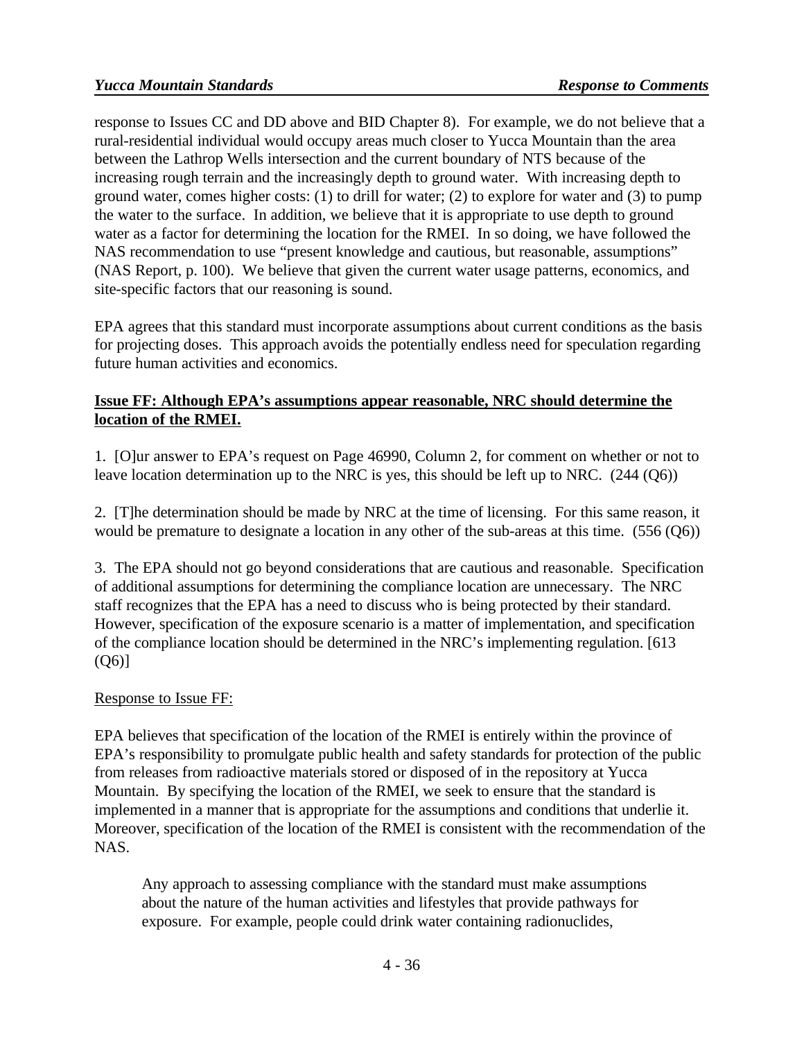response to Issues CC and DD above and BID Chapter 8). For example, we do not believe that a rural-residential individual would occupy areas much closer to Yucca Mountain than the area between the Lathrop Wells intersection and the current boundary of NTS because of the increasing rough terrain and the increasingly depth to ground water. With increasing depth to ground water, comes higher costs: (1) to drill for water; (2) to explore for water and (3) to pump the water to the surface. In addition, we believe that it is appropriate to use depth to ground water as a factor for determining the location for the RMEI. In so doing, we have followed the NAS recommendation to use "present knowledge and cautious, but reasonable, assumptions" (NAS Report, p. 100). We believe that given the current water usage patterns, economics, and site-specific factors that our reasoning is sound.

EPA agrees that this standard must incorporate assumptions about current conditions as the basis for projecting doses. This approach avoids the potentially endless need for speculation regarding future human activities and economics.

**Issue FF: Although EPA's assumptions appear reasonable, NRC should determine the location of the RMEI.**

1. [O]ur answer to EPA's request on Page 46990, Column 2, for comment on whether or not to leave location determination up to the NRC is yes, this should be left up to NRC. (244 (Q6))

2. [T]he determination should be made by NRC at the time of licensing. For this same reason, it would be premature to designate a location in any other of the sub-areas at this time. (556 (Q6))

3. The EPA should not go beyond considerations that are cautious and reasonable. Specification of additional assumptions for determining the compliance location are unnecessary. The NRC staff recognizes that the EPA has a need to discuss who is being protected by their standard. However, specification of the exposure scenario is a matter of implementation, and specification of the compliance location should be determined in the NRC's implementing regulation. [613 (Q6)]

Response to Issue FF:

EPA believes that specification of the location of the RMEI is entirely within the province of EPA's responsibility to promulgate public health and safety standards for protection of the public from releases from radioactive materials stored or disposed of in the repository at Yucca Mountain. By specifying the location of the RMEI, we seek to ensure that the standard is implemented in a manner that is appropriate for the assumptions and conditions that underlie it. Moreover, specification of the location of the RMEI is consistent with the recommendation of the NAS.

> Any approach to assessing compliance with the standard must make assumptions about the nature of the human activities and lifestyles that provide pathways for exposure. For example, people could drink water containing radionuclides,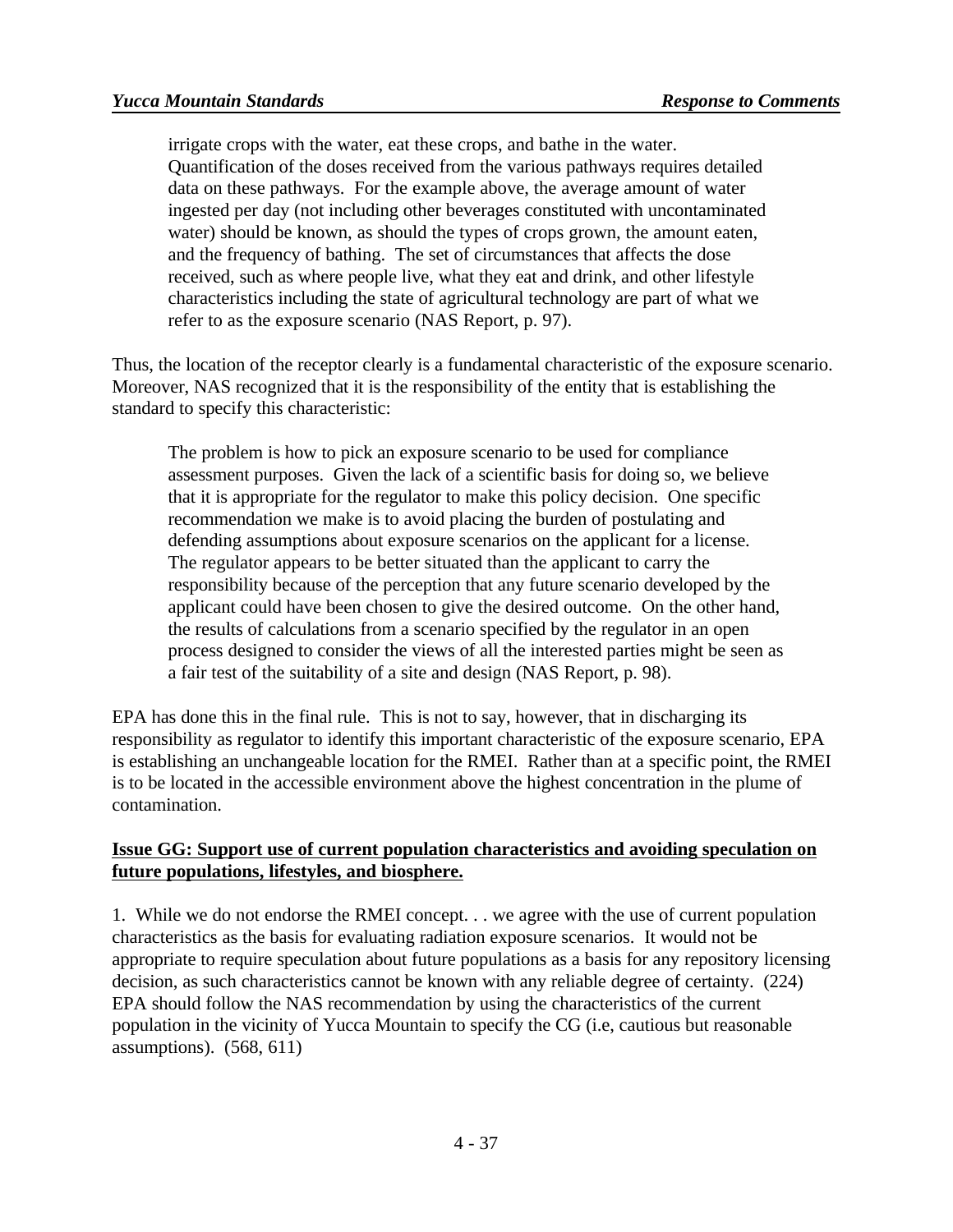> irrigate crops with the water, eat these crops, and bathe in the water. Quantification of the doses received from the various pathways requires detailed data on these pathways. For the example above, the average amount of water ingested per day (not including other beverages constituted with uncontaminated water) should be known, as should the types of crops grown, the amount eaten, and the frequency of bathing. The set of circumstances that affects the dose received, such as where people live, what they eat and drink, and other lifestyle characteristics including the state of agricultural technology are part of what we refer to as the exposure scenario (NAS Report, p. 97).

Thus, the location of the receptor clearly is a fundamental characteristic of the exposure scenario. Moreover, NAS recognized that it is the responsibility of the entity that is establishing the standard to specify this characteristic:

> The problem is how to pick an exposure scenario to be used for compliance assessment purposes. Given the lack of a scientific basis for doing so, we believe that it is appropriate for the regulator to make this policy decision. One specific recommendation we make is to avoid placing the burden of postulating and defending assumptions about exposure scenarios on the applicant for a license. The regulator appears to be better situated than the applicant to carry the responsibility because of the perception that any future scenario developed by the applicant could have been chosen to give the desired outcome. On the other hand, the results of calculations from a scenario specified by the regulator in an open process designed to consider the views of all the interested parties might be seen as a fair test of the suitability of a site and design (NAS Report, p. 98).

EPA has done this in the final rule. This is not to say, however, that in discharging its responsibility as regulator to identify this important characteristic of the exposure scenario, EPA is establishing an unchangeable location for the RMEI. Rather than at a specific point, the RMEI is to be located in the accessible environment above the highest concentration in the plume of contamination.

**Issue GG: Support use of current population characteristics and avoiding speculation on future populations, lifestyles, and biosphere.**

1. While we do not endorse the RMEI concept. . . we agree with the use of current population characteristics as the basis for evaluating radiation exposure scenarios. It would not be appropriate to require speculation about future populations as a basis for any repository licensing decision, as such characteristics cannot be known with any reliable degree of certainty. (224) EPA should follow the NAS recommendation by using the characteristics of the current population in the vicinity of Yucca Mountain to specify the CG (i.e, cautious but reasonable assumptions). (568, 611)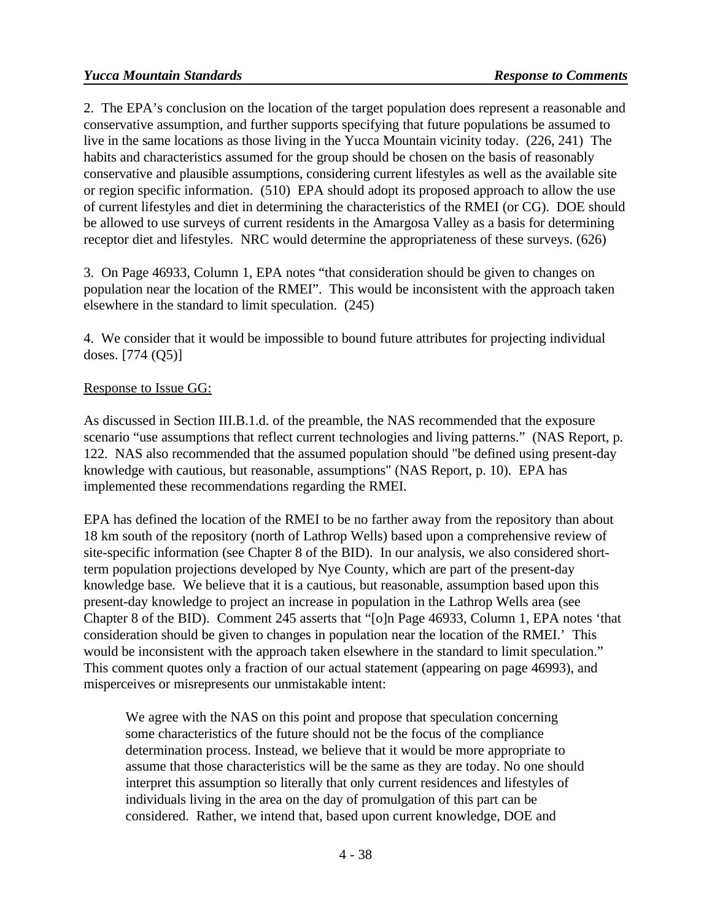2. The EPA's conclusion on the location of the target population does represent a reasonable and conservative assumption, and further supports specifying that future populations be assumed to live in the same locations as those living in the Yucca Mountain vicinity today. (226, 241) The habits and characteristics assumed for the group should be chosen on the basis of reasonably conservative and plausible assumptions, considering current lifestyles as well as the available site or region specific information. (510) EPA should adopt its proposed approach to allow the use of current lifestyles and diet in determining the characteristics of the RMEI (or CG). DOE should be allowed to use surveys of current residents in the Amargosa Valley as a basis for determining receptor diet and lifestyles. NRC would determine the appropriateness of these surveys. (626)

3. On Page 46933, Column 1, EPA notes "that consideration should be given to changes on population near the location of the RMEI". This would be inconsistent with the approach taken elsewhere in the standard to limit speculation. (245)

4. We consider that it would be impossible to bound future attributes for projecting individual doses. [774 (Q5)]

<u>Response to Issue GG:</u>

As discussed in Section III.B.1.d. of the preamble, the NAS recommended that the exposure scenario "use assumptions that reflect current technologies and living patterns." (NAS Report, p. 122. NAS also recommended that the assumed population should "be defined using present-day knowledge with cautious, but reasonable, assumptions" (NAS Report, p. 10). EPA has implemented these recommendations regarding the RMEI.

EPA has defined the location of the RMEI to be no farther away from the repository than about 18 km south of the repository (north of Lathrop Wells) based upon a comprehensive review of site-specific information (see Chapter 8 of the BID). In our analysis, we also considered short-term population projections developed by Nye County, which are part of the present-day knowledge base. We believe that it is a cautious, but reasonable, assumption based upon this present-day knowledge to project an increase in population in the Lathrop Wells area (see Chapter 8 of the BID). Comment 245 asserts that "[o]n Page 46933, Column 1, EPA notes 'that consideration should be given to changes in population near the location of the RMEI.' This would be inconsistent with the approach taken elsewhere in the standard to limit speculation." This comment quotes only a fraction of our actual statement (appearing on page 46993), and misperceives or misrepresents our unmistakable intent:

> We agree with the NAS on this point and propose that speculation concerning some characteristics of the future should not be the focus of the compliance determination process. Instead, we believe that it would be more appropriate to assume that those characteristics will be the same as they are today. No one should interpret this assumption so literally that only current residences and lifestyles of individuals living in the area on the day of promulgation of this part can be considered. Rather, we intend that, based upon current knowledge, DOE and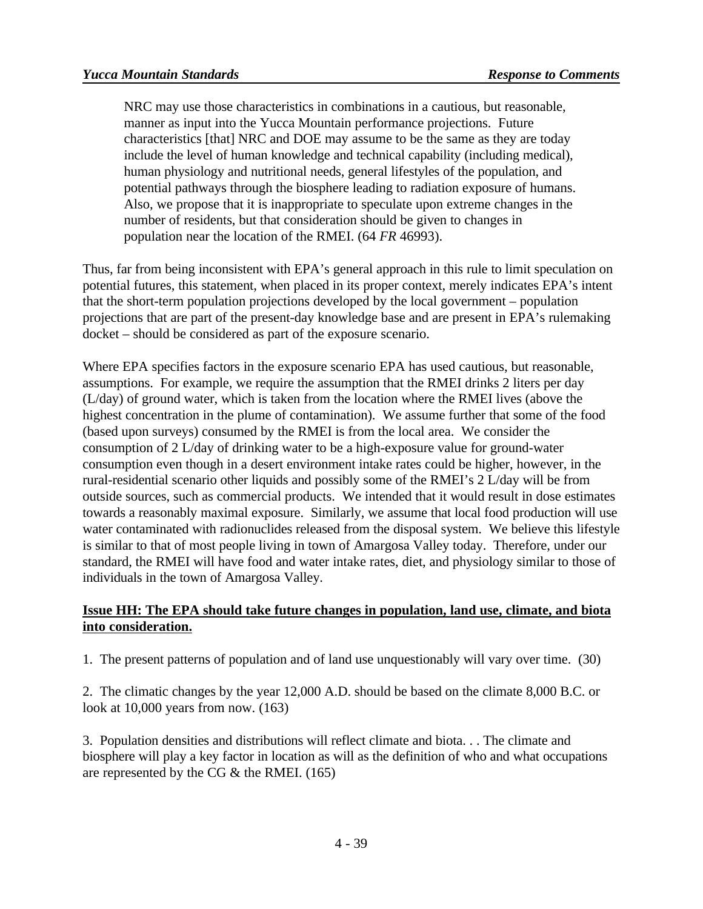> NRC may use those characteristics in combinations in a cautious, but reasonable, manner as input into the Yucca Mountain performance projections. Future characteristics [that] NRC and DOE may assume to be the same as they are today include the level of human knowledge and technical capability (including medical), human physiology and nutritional needs, general lifestyles of the population, and potential pathways through the biosphere leading to radiation exposure of humans. Also, we propose that it is inappropriate to speculate upon extreme changes in the number of residents, but that consideration should be given to changes in population near the location of the RMEI. (64 *FR* 46993).

Thus, far from being inconsistent with EPA's general approach in this rule to limit speculation on potential futures, this statement, when placed in its proper context, merely indicates EPA's intent that the short-term population projections developed by the local government – population projections that are part of the present-day knowledge base and are present in EPA's rulemaking docket – should be considered as part of the exposure scenario.

Where EPA specifies factors in the exposure scenario EPA has used cautious, but reasonable, assumptions. For example, we require the assumption that the RMEI drinks 2 liters per day (L/day) of ground water, which is taken from the location where the RMEI lives (above the highest concentration in the plume of contamination). We assume further that some of the food (based upon surveys) consumed by the RMEI is from the local area. We consider the consumption of 2 L/day of drinking water to be a high-exposure value for ground-water consumption even though in a desert environment intake rates could be higher, however, in the rural-residential scenario other liquids and possibly some of the RMEI's 2 L/day will be from outside sources, such as commercial products. We intended that it would result in dose estimates towards a reasonably maximal exposure. Similarly, we assume that local food production will use water contaminated with radionuclides released from the disposal system. We believe this lifestyle is similar to that of most people living in town of Amargosa Valley today. Therefore, under our standard, the RMEI will have food and water intake rates, diet, and physiology similar to those of individuals in the town of Amargosa Valley.

**Issue HH: The EPA should take future changes in population, land use, climate, and biota into consideration.**

1. The present patterns of population and of land use unquestionably will vary over time. (30)

2. The climatic changes by the year 12,000 A.D. should be based on the climate 8,000 B.C. or look at 10,000 years from now. (163)

3. Population densities and distributions will reflect climate and biota. . . The climate and biosphere will play a key factor in location as will as the definition of who and what occupations are represented by the CG & the RMEI. (165)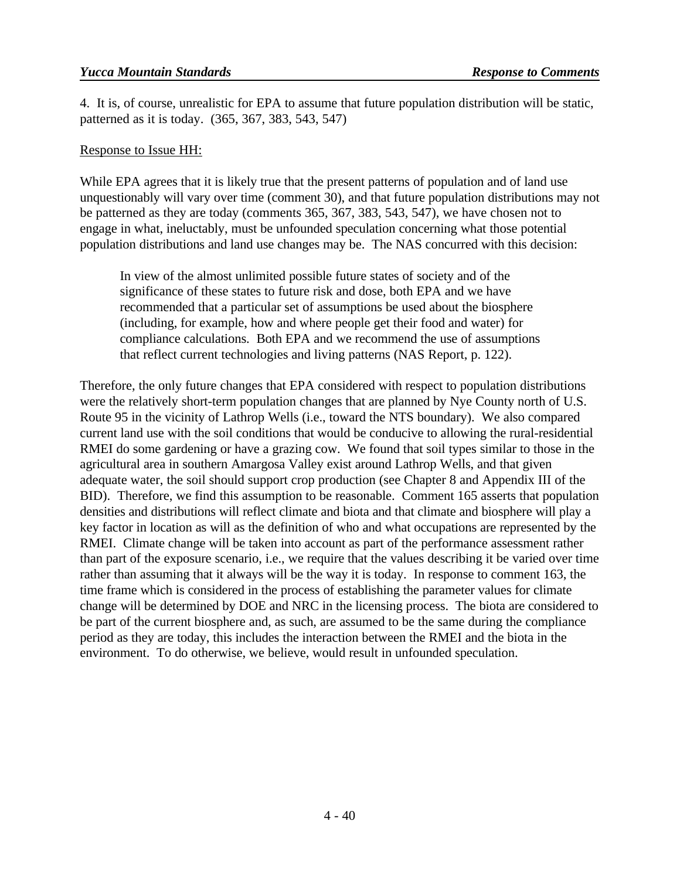4. It is, of course, unrealistic for EPA to assume that future population distribution will be static, patterned as it is today. (365, 367, 383, 543, 547)

Response to Issue HH:

While EPA agrees that it is likely true that the present patterns of population and of land use unquestionably will vary over time (comment 30), and that future population distributions may not be patterned as they are today (comments 365, 367, 383, 543, 547), we have chosen not to engage in what, ineluctably, must be unfounded speculation concerning what those potential population distributions and land use changes may be. The NAS concurred with this decision:

> In view of the almost unlimited possible future states of society and of the significance of these states to future risk and dose, both EPA and we have recommended that a particular set of assumptions be used about the biosphere (including, for example, how and where people get their food and water) for compliance calculations. Both EPA and we recommend the use of assumptions that reflect current technologies and living patterns (NAS Report, p. 122).

Therefore, the only future changes that EPA considered with respect to population distributions were the relatively short-term population changes that are planned by Nye County north of U.S. Route 95 in the vicinity of Lathrop Wells (i.e., toward the NTS boundary). We also compared current land use with the soil conditions that would be conducive to allowing the rural-residential RMEI do some gardening or have a grazing cow. We found that soil types similar to those in the agricultural area in southern Amargosa Valley exist around Lathrop Wells, and that given adequate water, the soil should support crop production (see Chapter 8 and Appendix III of the BID). Therefore, we find this assumption to be reasonable. Comment 165 asserts that population densities and distributions will reflect climate and biota and that climate and biosphere will play a key factor in location as will as the definition of who and what occupations are represented by the RMEI. Climate change will be taken into account as part of the performance assessment rather than part of the exposure scenario, i.e., we require that the values describing it be varied over time rather than assuming that it always will be the way it is today. In response to comment 163, the time frame which is considered in the process of establishing the parameter values for climate change will be determined by DOE and NRC in the licensing process. The biota are considered to be part of the current biosphere and, as such, are assumed to be the same during the compliance period as they are today, this includes the interaction between the RMEI and the biota in the environment. To do otherwise, we believe, would result in unfounded speculation.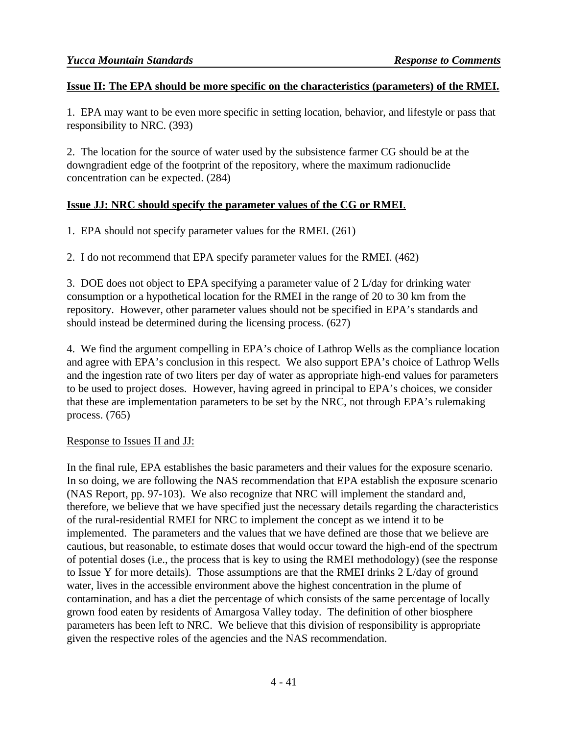**Issue II: The EPA should be more specific on the characteristics (parameters) of the RMEI.**

1. EPA may want to be even more specific in setting location, behavior, and lifestyle or pass that responsibility to NRC. (393)

2. The location for the source of water used by the subsistence farmer CG should be at the downgradient edge of the footprint of the repository, where the maximum radionuclide concentration can be expected. (284)

**Issue JJ: NRC should specify the parameter values of the CG or RMEI.**

1. EPA should not specify parameter values for the RMEI. (261)

2. I do not recommend that EPA specify parameter values for the RMEI. (462)

3. DOE does not object to EPA specifying a parameter value of 2 L/day for drinking water consumption or a hypothetical location for the RMEI in the range of 20 to 30 km from the repository. However, other parameter values should not be specified in EPA's standards and should instead be determined during the licensing process. (627)

4. We find the argument compelling in EPA's choice of Lathrop Wells as the compliance location and agree with EPA's conclusion in this respect. We also support EPA's choice of Lathrop Wells and the ingestion rate of two liters per day of water as appropriate high-end values for parameters to be used to project doses. However, having agreed in principal to EPA's choices, we consider that these are implementation parameters to be set by the NRC, not through EPA's rulemaking process. (765)

Response to Issues II and JJ:

In the final rule, EPA establishes the basic parameters and their values for the exposure scenario. In so doing, we are following the NAS recommendation that EPA establish the exposure scenario (NAS Report, pp. 97-103). We also recognize that NRC will implement the standard and, therefore, we believe that we have specified just the necessary details regarding the characteristics of the rural-residential RMEI for NRC to implement the concept as we intend it to be implemented. The parameters and the values that we have defined are those that we believe are cautious, but reasonable, to estimate doses that would occur toward the high-end of the spectrum of potential doses (i.e., the process that is key to using the RMEI methodology) (see the response to Issue Y for more details). Those assumptions are that the RMEI drinks 2 L/day of ground water, lives in the accessible environment above the highest concentration in the plume of contamination, and has a diet the percentage of which consists of the same percentage of locally grown food eaten by residents of Amargosa Valley today. The definition of other biosphere parameters has been left to NRC. We believe that this division of responsibility is appropriate given the respective roles of the agencies and the NAS recommendation.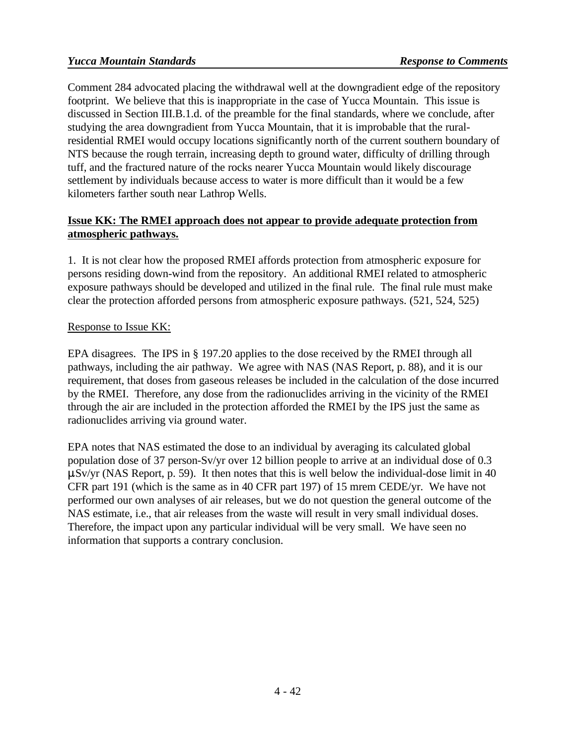Comment 284 advocated placing the withdrawal well at the downgradient edge of the repository footprint. We believe that this is inappropriate in the case of Yucca Mountain. This issue is discussed in Section III.B.1.d. of the preamble for the final standards, where we conclude, after studying the area downgradient from Yucca Mountain, that it is improbable that the rural-residential RMEI would occupy locations significantly north of the current southern boundary of NTS because the rough terrain, increasing depth to ground water, difficulty of drilling through tuff, and the fractured nature of the rocks nearer Yucca Mountain would likely discourage settlement by individuals because access to water is more difficult than it would be a few kilometers farther south near Lathrop Wells.

**Issue KK: The RMEI approach does not appear to provide adequate protection from atmospheric pathways.**

1. It is not clear how the proposed RMEI affords protection from atmospheric exposure for persons residing down-wind from the repository. An additional RMEI related to atmospheric exposure pathways should be developed and utilized in the final rule. The final rule must make clear the protection afforded persons from atmospheric exposure pathways. (521, 524, 525)

Response to Issue KK:

EPA disagrees. The IPS in § 197.20 applies to the dose received by the RMEI through all pathways, including the air pathway. We agree with NAS (NAS Report, p. 88), and it is our requirement, that doses from gaseous releases be included in the calculation of the dose incurred by the RMEI. Therefore, any dose from the radionuclides arriving in the vicinity of the RMEI through the air are included in the protection afforded the RMEI by the IPS just the same as radionuclides arriving via ground water.

EPA notes that NAS estimated the dose to an individual by averaging its calculated global population dose of 37 person-Sv/yr over 12 billion people to arrive at an individual dose of 0.3 μSv/yr (NAS Report, p. 59). It then notes that this is well below the individual-dose limit in 40 CFR part 191 (which is the same as in 40 CFR part 197) of 15 mrem CEDE/yr. We have not performed our own analyses of air releases, but we do not question the general outcome of the NAS estimate, i.e., that air releases from the waste will result in very small individual doses. Therefore, the impact upon any particular individual will be very small. We have seen no information that supports a contrary conclusion.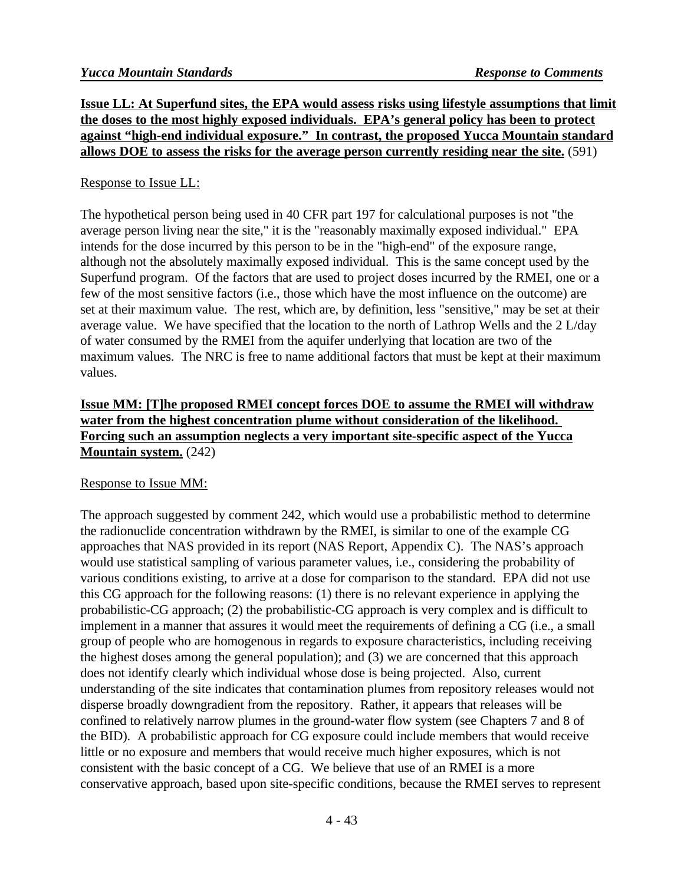**Issue LL: At Superfund sites, the EPA would assess risks using lifestyle assumptions that limit the doses to the most highly exposed individuals. EPA's general policy has been to protect against "high-end individual exposure." In contrast, the proposed Yucca Mountain standard allows DOE to assess the risks for the average person currently residing near the site.** (591)

Response to Issue LL:

The hypothetical person being used in 40 CFR part 197 for calculational purposes is not "the average person living near the site," it is the "reasonably maximally exposed individual." EPA intends for the dose incurred by this person to be in the "high-end" of the exposure range, although not the absolutely maximally exposed individual. This is the same concept used by the Superfund program. Of the factors that are used to project doses incurred by the RMEI, one or a few of the most sensitive factors (i.e., those which have the most influence on the outcome) are set at their maximum value. The rest, which are, by definition, less "sensitive," may be set at their average value. We have specified that the location to the north of Lathrop Wells and the 2 L/day of water consumed by the RMEI from the aquifer underlying that location are two of the maximum values. The NRC is free to name additional factors that must be kept at their maximum values.

**Issue MM: [T]he proposed RMEI concept forces DOE to assume the RMEI will withdraw water from the highest concentration plume without consideration of the likelihood. Forcing such an assumption neglects a very important site-specific aspect of the Yucca Mountain system.** (242)

Response to Issue MM:

The approach suggested by comment 242, which would use a probabilistic method to determine the radionuclide concentration withdrawn by the RMEI, is similar to one of the example CG approaches that NAS provided in its report (NAS Report, Appendix C). The NAS's approach would use statistical sampling of various parameter values, i.e., considering the probability of various conditions existing, to arrive at a dose for comparison to the standard. EPA did not use this CG approach for the following reasons: (1) there is no relevant experience in applying the probabilistic-CG approach; (2) the probabilistic-CG approach is very complex and is difficult to implement in a manner that assures it would meet the requirements of defining a CG (i.e., a small group of people who are homogenous in regards to exposure characteristics, including receiving the highest doses among the general population); and (3) we are concerned that this approach does not identify clearly which individual whose dose is being projected. Also, current understanding of the site indicates that contamination plumes from repository releases would not disperse broadly downgradient from the repository. Rather, it appears that releases will be confined to relatively narrow plumes in the ground-water flow system (see Chapters 7 and 8 of the BID). A probabilistic approach for CG exposure could include members that would receive little or no exposure and members that would receive much higher exposures, which is not consistent with the basic concept of a CG. We believe that use of an RMEI is a more conservative approach, based upon site-specific conditions, because the RMEI serves to represent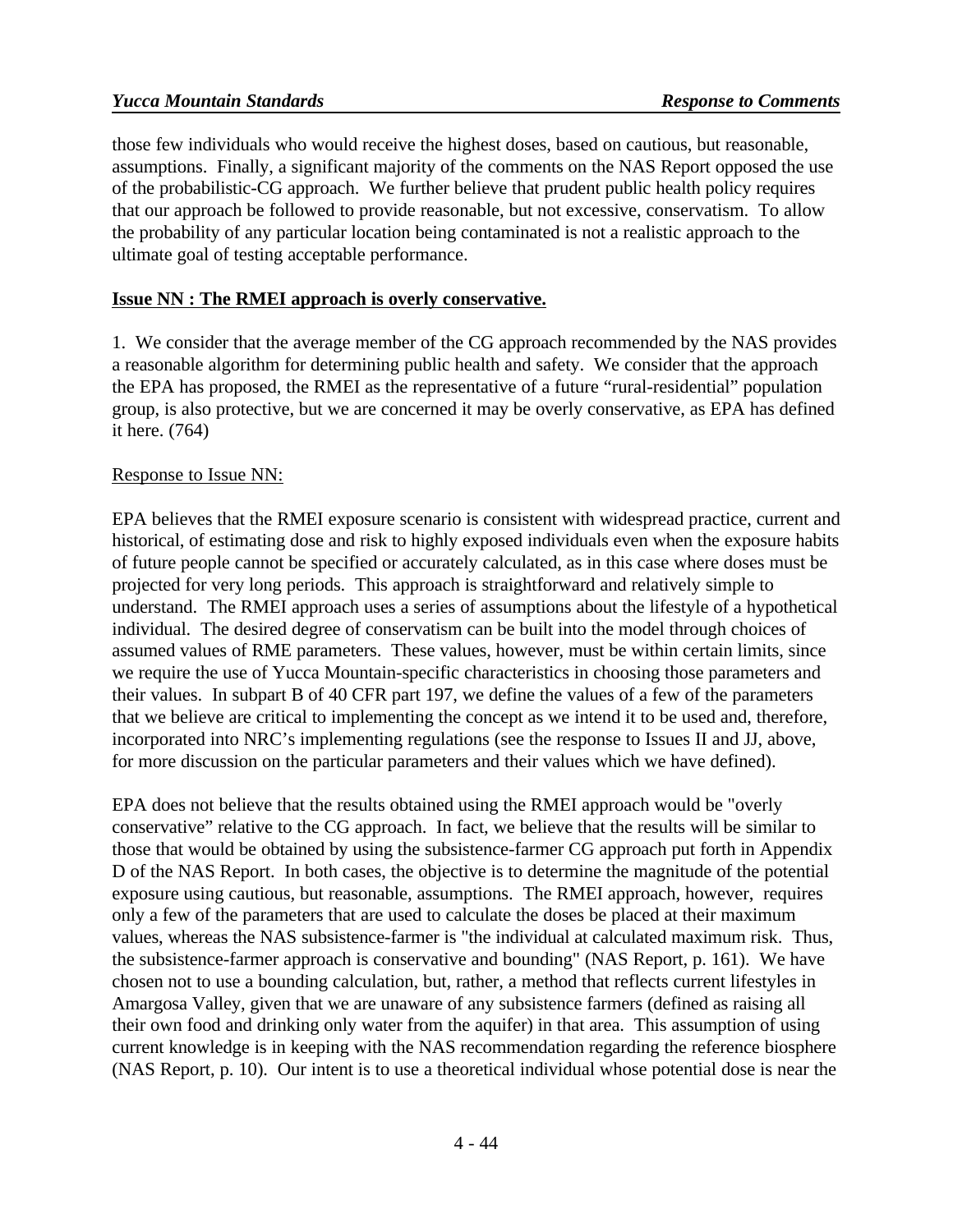those few individuals who would receive the highest doses, based on cautious, but reasonable, assumptions. Finally, a significant majority of the comments on the NAS Report opposed the use of the probabilistic-CG approach. We further believe that prudent public health policy requires that our approach be followed to provide reasonable, but not excessive, conservatism. To allow the probability of any particular location being contaminated is not a realistic approach to the ultimate goal of testing acceptable performance.

**Issue NN : The RMEI approach is overly conservative.**

1. We consider that the average member of the CG approach recommended by the NAS provides a reasonable algorithm for determining public health and safety. We consider that the approach the EPA has proposed, the RMEI as the representative of a future "rural-residential" population group, is also protective, but we are concerned it may be overly conservative, as EPA has defined it here. (764)

Response to Issue NN:

EPA believes that the RMEI exposure scenario is consistent with widespread practice, current and historical, of estimating dose and risk to highly exposed individuals even when the exposure habits of future people cannot be specified or accurately calculated, as in this case where doses must be projected for very long periods. This approach is straightforward and relatively simple to understand. The RMEI approach uses a series of assumptions about the lifestyle of a hypothetical individual. The desired degree of conservatism can be built into the model through choices of assumed values of RME parameters. These values, however, must be within certain limits, since we require the use of Yucca Mountain-specific characteristics in choosing those parameters and their values. In subpart B of 40 CFR part 197, we define the values of a few of the parameters that we believe are critical to implementing the concept as we intend it to be used and, therefore, incorporated into NRC's implementing regulations (see the response to Issues II and JJ, above, for more discussion on the particular parameters and their values which we have defined).

EPA does not believe that the results obtained using the RMEI approach would be "overly conservative" relative to the CG approach. In fact, we believe that the results will be similar to those that would be obtained by using the subsistence-farmer CG approach put forth in Appendix D of the NAS Report. In both cases, the objective is to determine the magnitude of the potential exposure using cautious, but reasonable, assumptions. The RMEI approach, however, requires only a few of the parameters that are used to calculate the doses be placed at their maximum values, whereas the NAS subsistence-farmer is "the individual at calculated maximum risk. Thus, the subsistence-farmer approach is conservative and bounding" (NAS Report, p. 161). We have chosen not to use a bounding calculation, but, rather, a method that reflects current lifestyles in Amargosa Valley, given that we are unaware of any subsistence farmers (defined as raising all their own food and drinking only water from the aquifer) in that area. This assumption of using current knowledge is in keeping with the NAS recommendation regarding the reference biosphere (NAS Report, p. 10). Our intent is to use a theoretical individual whose potential dose is near the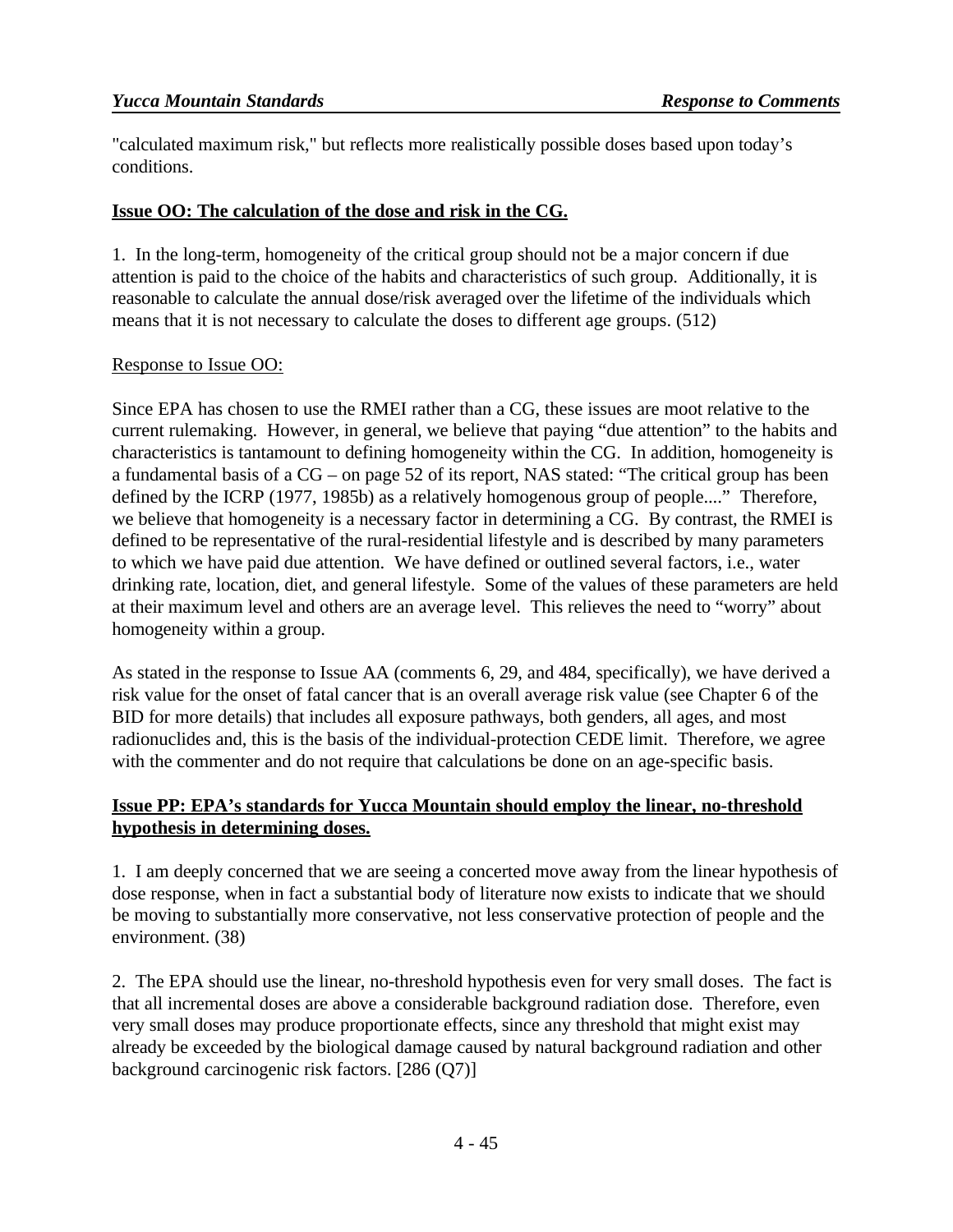"calculated maximum risk," but reflects more realistically possible doses based upon today's conditions.

**Issue OO: The calculation of the dose and risk in the CG.**

1. In the long-term, homogeneity of the critical group should not be a major concern if due attention is paid to the choice of the habits and characteristics of such group. Additionally, it is reasonable to calculate the annual dose/risk averaged over the lifetime of the individuals which means that it is not necessary to calculate the doses to different age groups. (512)

Response to Issue OO:

Since EPA has chosen to use the RMEI rather than a CG, these issues are moot relative to the current rulemaking. However, in general, we believe that paying "due attention" to the habits and characteristics is tantamount to defining homogeneity within the CG. In addition, homogeneity is a fundamental basis of a CG – on page 52 of its report, NAS stated: "The critical group has been defined by the ICRP (1977, 1985b) as a relatively homogenous group of people...." Therefore, we believe that homogeneity is a necessary factor in determining a CG. By contrast, the RMEI is defined to be representative of the rural-residential lifestyle and is described by many parameters to which we have paid due attention. We have defined or outlined several factors, i.e., water drinking rate, location, diet, and general lifestyle. Some of the values of these parameters are held at their maximum level and others are an average level. This relieves the need to "worry" about homogeneity within a group.

As stated in the response to Issue AA (comments 6, 29, and 484, specifically), we have derived a risk value for the onset of fatal cancer that is an overall average risk value (see Chapter 6 of the BID for more details) that includes all exposure pathways, both genders, all ages, and most radionuclides and, this is the basis of the individual-protection CEDE limit. Therefore, we agree with the commenter and do not require that calculations be done on an age-specific basis.

**Issue PP: EPA's standards for Yucca Mountain should employ the linear, no-threshold hypothesis in determining doses.**

1. I am deeply concerned that we are seeing a concerted move away from the linear hypothesis of dose response, when in fact a substantial body of literature now exists to indicate that we should be moving to substantially more conservative, not less conservative protection of people and the environment. (38)

2. The EPA should use the linear, no-threshold hypothesis even for very small doses. The fact is that all incremental doses are above a considerable background radiation dose. Therefore, even very small doses may produce proportionate effects, since any threshold that might exist may already be exceeded by the biological damage caused by natural background radiation and other background carcinogenic risk factors. [286 (Q7)]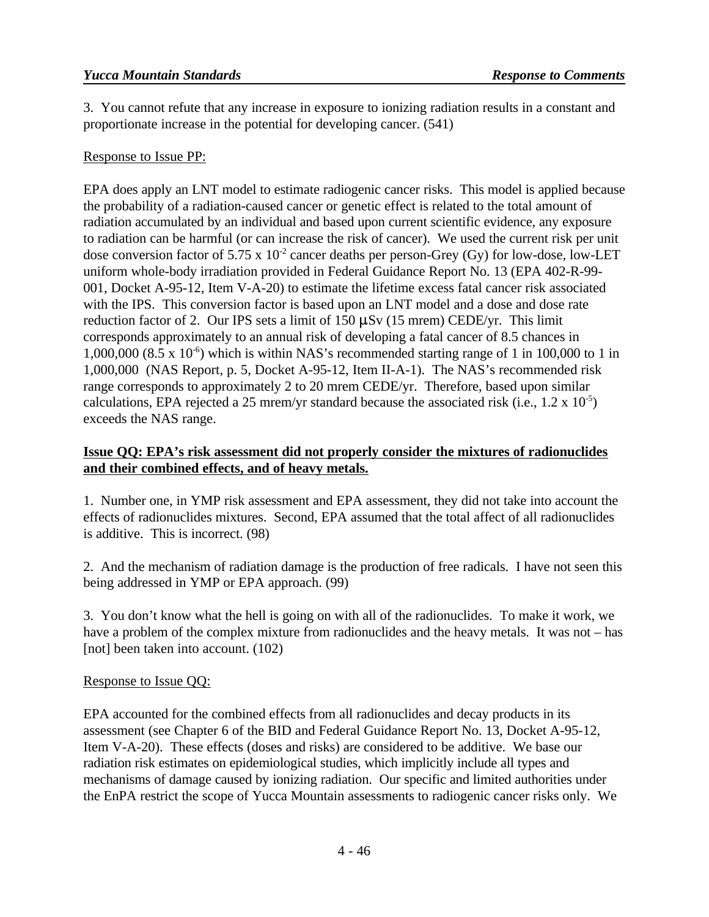3. You cannot refute that any increase in exposure to ionizing radiation results in a constant and proportionate increase in the potential for developing cancer. (541)

Response to Issue PP:

EPA does apply an LNT model to estimate radiogenic cancer risks. This model is applied because the probability of a radiation-caused cancer or genetic effect is related to the total amount of radiation accumulated by an individual and based upon current scientific evidence, any exposure to radiation can be harmful (or can increase the risk of cancer). We used the current risk per unit dose conversion factor of $5.75 \times 10^{-2}$ cancer deaths per person-Grey (Gy) for low-dose, low-LET uniform whole-body irradiation provided in Federal Guidance Report No. 13 (EPA 402-R-99-001, Docket A-95-12, Item V-A-20) to estimate the lifetime excess fatal cancer risk associated with the IPS. This conversion factor is based upon an LNT model and a dose and dose rate reduction factor of 2. Our IPS sets a limit of 150 μSv (15 mrem) CEDE/yr. This limit corresponds approximately to an annual risk of developing a fatal cancer of 8.5 chances in 1,000,000 ($8.5 \times 10^{-6}$) which is within NAS's recommended starting range of 1 in 100,000 to 1 in 1,000,000 (NAS Report, p. 5, Docket A-95-12, Item II-A-1). The NAS's recommended risk range corresponds to approximately 2 to 20 mrem CEDE/yr. Therefore, based upon similar calculations, EPA rejected a 25 mrem/yr standard because the associated risk (i.e., $1.2 \times 10^{-5}$) exceeds the NAS range.

**Issue QQ: EPA's risk assessment did not properly consider the mixtures of radionuclides and their combined effects, and of heavy metals.**

1. Number one, in YMP risk assessment and EPA assessment, they did not take into account the effects of radionuclides mixtures. Second, EPA assumed that the total affect of all radionuclides is additive. This is incorrect. (98)

2. And the mechanism of radiation damage is the production of free radicals. I have not seen this being addressed in YMP or EPA approach. (99)

3. You don't know what the hell is going on with all of the radionuclides. To make it work, we have a problem of the complex mixture from radionuclides and the heavy metals. It was not – has [not] been taken into account. (102)

Response to Issue QQ:

EPA accounted for the combined effects from all radionuclides and decay products in its assessment (see Chapter 6 of the BID and Federal Guidance Report No. 13, Docket A-95-12, Item V-A-20). These effects (doses and risks) are considered to be additive. We base our radiation risk estimates on epidemiological studies, which implicitly include all types and mechanisms of damage caused by ionizing radiation. Our specific and limited authorities under the EnPA restrict the scope of Yucca Mountain assessments to radiogenic cancer risks only. We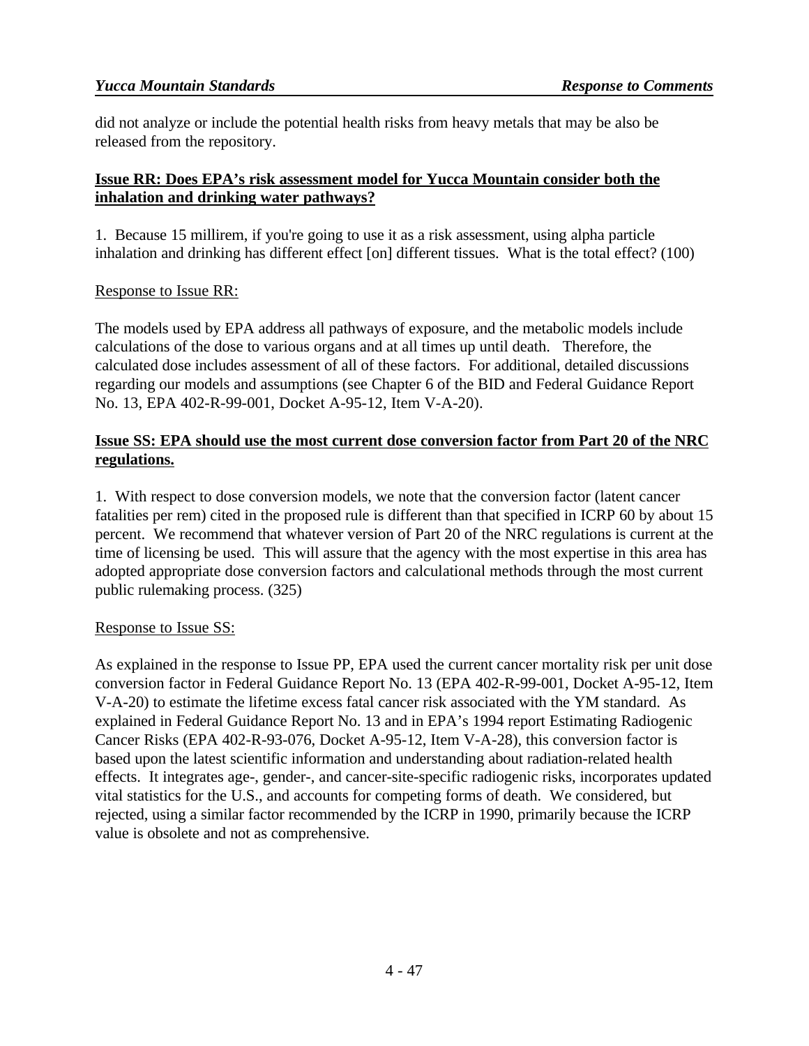did not analyze or include the potential health risks from heavy metals that may be also be released from the repository.

**Issue RR: Does EPA's risk assessment model for Yucca Mountain consider both the inhalation and drinking water pathways?**

1. Because 15 millirem, if you're going to use it as a risk assessment, using alpha particle inhalation and drinking has different effect [on] different tissues. What is the total effect? (100)

Response to Issue RR:

The models used by EPA address all pathways of exposure, and the metabolic models include calculations of the dose to various organs and at all times up until death. Therefore, the calculated dose includes assessment of all of these factors. For additional, detailed discussions regarding our models and assumptions (see Chapter 6 of the BID and Federal Guidance Report No. 13, EPA 402-R-99-001, Docket A-95-12, Item V-A-20).

**Issue SS: EPA should use the most current dose conversion factor from Part 20 of the NRC regulations.**

1. With respect to dose conversion models, we note that the conversion factor (latent cancer fatalities per rem) cited in the proposed rule is different than that specified in ICRP 60 by about 15 percent. We recommend that whatever version of Part 20 of the NRC regulations is current at the time of licensing be used. This will assure that the agency with the most expertise in this area has adopted appropriate dose conversion factors and calculational methods through the most current public rulemaking process. (325)

Response to Issue SS:

As explained in the response to Issue PP, EPA used the current cancer mortality risk per unit dose conversion factor in Federal Guidance Report No. 13 (EPA 402-R-99-001, Docket A-95-12, Item V-A-20) to estimate the lifetime excess fatal cancer risk associated with the YM standard. As explained in Federal Guidance Report No. 13 and in EPA's 1994 report Estimating Radiogenic Cancer Risks (EPA 402-R-93-076, Docket A-95-12, Item V-A-28), this conversion factor is based upon the latest scientific information and understanding about radiation-related health effects. It integrates age-, gender-, and cancer-site-specific radiogenic risks, incorporates updated vital statistics for the U.S., and accounts for competing forms of death. We considered, but rejected, using a similar factor recommended by the ICRP in 1990, primarily because the ICRP value is obsolete and not as comprehensive.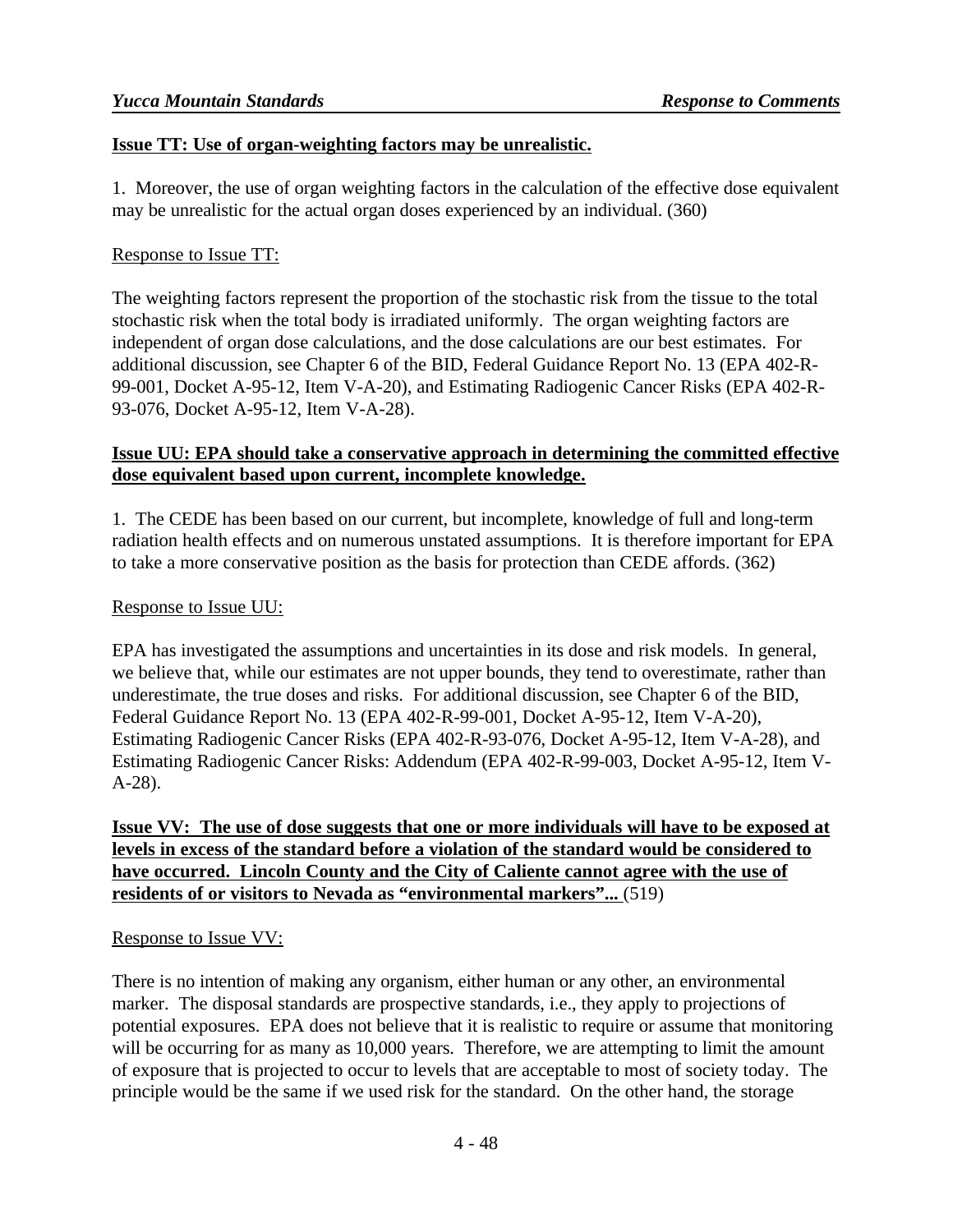**Issue TT: Use of organ-weighting factors may be unrealistic.**

1. Moreover, the use of organ weighting factors in the calculation of the effective dose equivalent may be unrealistic for the actual organ doses experienced by an individual. (360)

Response to Issue TT:

The weighting factors represent the proportion of the stochastic risk from the tissue to the total stochastic risk when the total body is irradiated uniformly. The organ weighting factors are independent of organ dose calculations, and the dose calculations are our best estimates. For additional discussion, see Chapter 6 of the BID, Federal Guidance Report No. 13 (EPA 402-R-99-001, Docket A-95-12, Item V-A-20), and Estimating Radiogenic Cancer Risks (EPA 402-R-93-076, Docket A-95-12, Item V-A-28).

**Issue UU: EPA should take a conservative approach in determining the committed effective dose equivalent based upon current, incomplete knowledge.**

1. The CEDE has been based on our current, but incomplete, knowledge of full and long-term radiation health effects and on numerous unstated assumptions. It is therefore important for EPA to take a more conservative position as the basis for protection than CEDE affords. (362)

Response to Issue UU:

EPA has investigated the assumptions and uncertainties in its dose and risk models. In general, we believe that, while our estimates are not upper bounds, they tend to overestimate, rather than underestimate, the true doses and risks. For additional discussion, see Chapter 6 of the BID, Federal Guidance Report No. 13 (EPA 402-R-99-001, Docket A-95-12, Item V-A-20), Estimating Radiogenic Cancer Risks (EPA 402-R-93-076, Docket A-95-12, Item V-A-28), and Estimating Radiogenic Cancer Risks: Addendum (EPA 402-R-99-003, Docket A-95-12, Item V-A-28).

**Issue VV: The use of dose suggests that one or more individuals will have to be exposed at levels in excess of the standard before a violation of the standard would be considered to have occurred. Lincoln County and the City of Caliente cannot agree with the use of residents of or visitors to Nevada as "environmental markers"...** (519)

Response to Issue VV:

There is no intention of making any organism, either human or any other, an environmental marker. The disposal standards are prospective standards, i.e., they apply to projections of potential exposures. EPA does not believe that it is realistic to require or assume that monitoring will be occurring for as many as 10,000 years. Therefore, we are attempting to limit the amount of exposure that is projected to occur to levels that are acceptable to most of society today. The principle would be the same if we used risk for the standard. On the other hand, the storage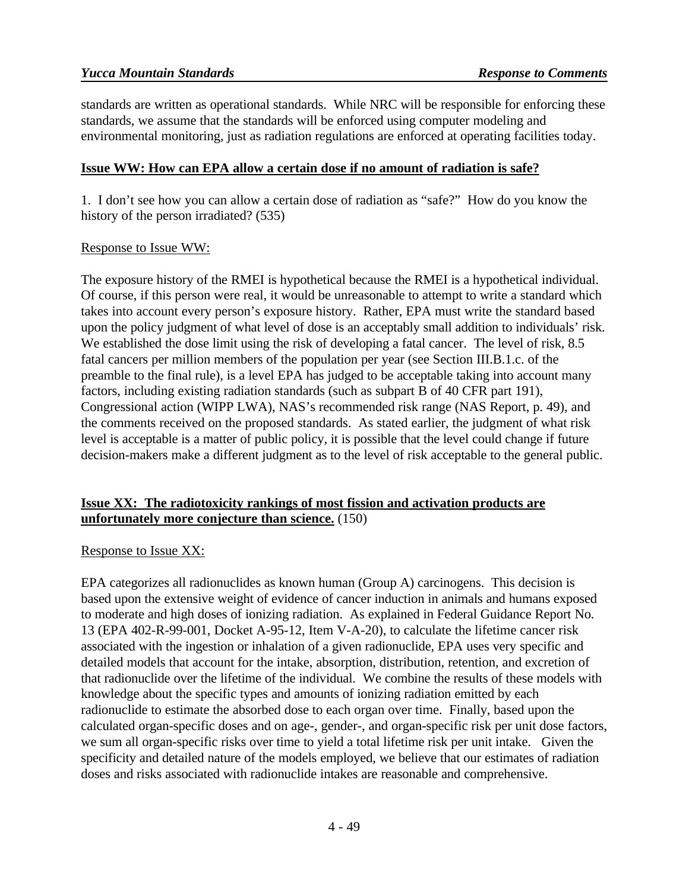standards are written as operational standards. While NRC will be responsible for enforcing these standards, we assume that the standards will be enforced using computer modeling and environmental monitoring, just as radiation regulations are enforced at operating facilities today.

**Issue WW: How can EPA allow a certain dose if no amount of radiation is safe?**

1. I don't see how you can allow a certain dose of radiation as "safe?" How do you know the history of the person irradiated? (535)

Response to Issue WW:

The exposure history of the RMEI is hypothetical because the RMEI is a hypothetical individual. Of course, if this person were real, it would be unreasonable to attempt to write a standard which takes into account every person's exposure history. Rather, EPA must write the standard based upon the policy judgment of what level of dose is an acceptably small addition to individuals' risk. We established the dose limit using the risk of developing a fatal cancer. The level of risk, 8.5 fatal cancers per million members of the population per year (see Section III.B.1.c. of the preamble to the final rule), is a level EPA has judged to be acceptable taking into account many factors, including existing radiation standards (such as subpart B of 40 CFR part 191), Congressional action (WIPP LWA), NAS's recommended risk range (NAS Report, p. 49), and the comments received on the proposed standards. As stated earlier, the judgment of what risk level is acceptable is a matter of public policy, it is possible that the level could change if future decision-makers make a different judgment as to the level of risk acceptable to the general public.

**Issue XX: The radiotoxicity rankings of most fission and activation products are unfortunately more conjecture than science.** (150)

Response to Issue XX:

EPA categorizes all radionuclides as known human (Group A) carcinogens. This decision is based upon the extensive weight of evidence of cancer induction in animals and humans exposed to moderate and high doses of ionizing radiation. As explained in Federal Guidance Report No. 13 (EPA 402-R-99-001, Docket A-95-12, Item V-A-20), to calculate the lifetime cancer risk associated with the ingestion or inhalation of a given radionuclide, EPA uses very specific and detailed models that account for the intake, absorption, distribution, retention, and excretion of that radionuclide over the lifetime of the individual. We combine the results of these models with knowledge about the specific types and amounts of ionizing radiation emitted by each radionuclide to estimate the absorbed dose to each organ over time. Finally, based upon the calculated organ-specific doses and on age-, gender-, and organ-specific risk per unit dose factors, we sum all organ-specific risks over time to yield a total lifetime risk per unit intake. Given the specificity and detailed nature of the models employed, we believe that our estimates of radiation doses and risks associated with radionuclide intakes are reasonable and comprehensive.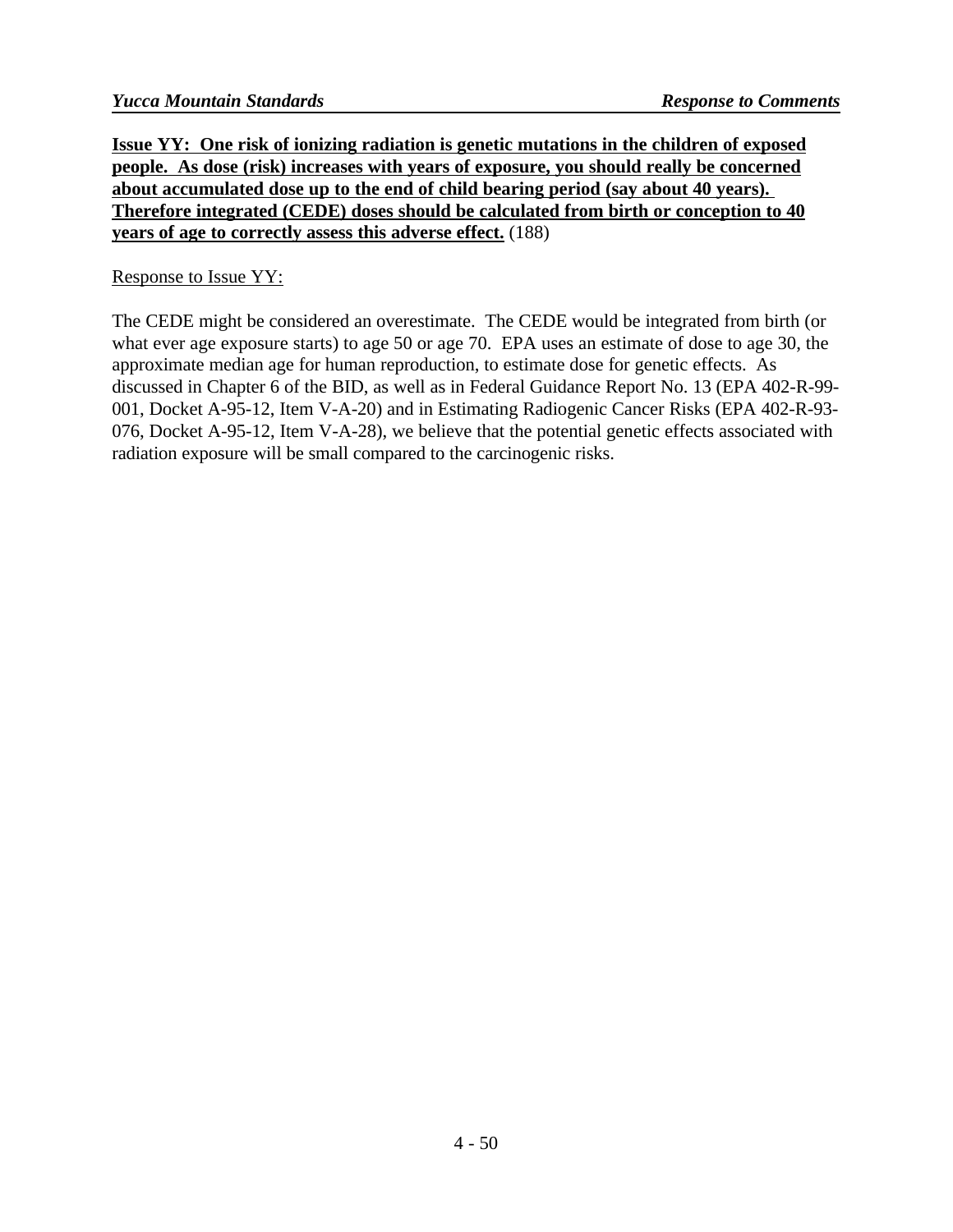**Issue YY: One risk of ionizing radiation is genetic mutations in the children of exposed people. As dose (risk) increases with years of exposure, you should really be concerned about accumulated dose up to the end of child bearing period (say about 40 years). Therefore integrated (CEDE) doses should be calculated from birth or conception to 40 years of age to correctly assess this adverse effect.** (188)

Response to Issue YY:

The CEDE might be considered an overestimate. The CEDE would be integrated from birth (or what ever age exposure starts) to age 50 or age 70. EPA uses an estimate of dose to age 30, the approximate median age for human reproduction, to estimate dose for genetic effects. As discussed in Chapter 6 of the BID, as well as in Federal Guidance Report No. 13 (EPA 402-R-99-001, Docket A-95-12, Item V-A-20) and in Estimating Radiogenic Cancer Risks (EPA 402-R-93-076, Docket A-95-12, Item V-A-28), we believe that the potential genetic effects associated with radiation exposure will be small compared to the carcinogenic risks.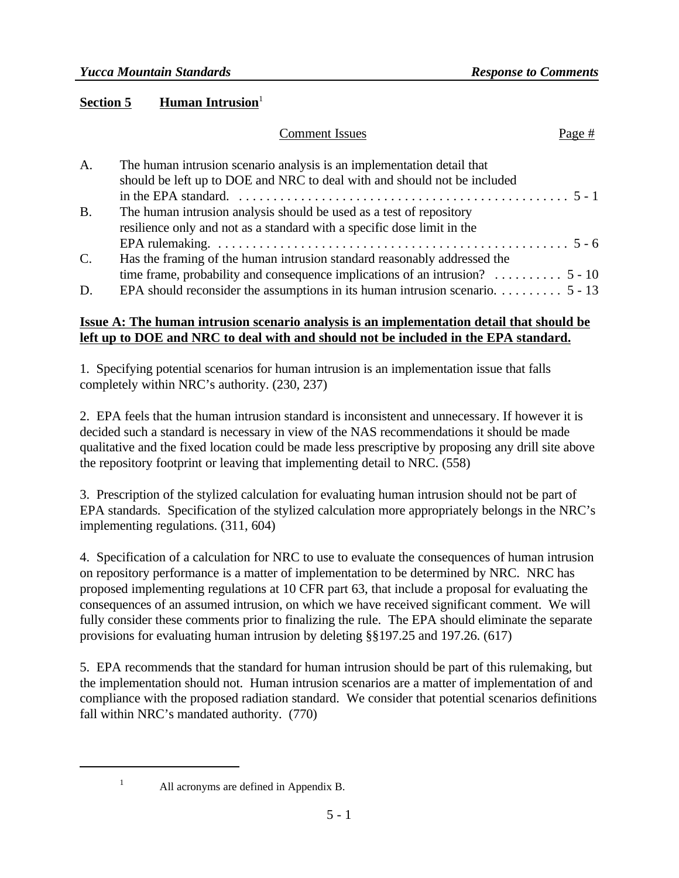## Section 5 Human Intrusion[1]

| | Comment Issues | Page # |
|---|---|---|
| A. | The human intrusion scenario analysis is an implementation detail that should be left up to DOE and NRC to deal with and should not be included in the EPA standard. | 5 - 1 |
| B. | The human intrusion analysis should be used as a test of repository resilience only and not as a standard with a specific dose limit in the EPA rulemaking. | 5 - 6 |
| C. | Has the framing of the human intrusion standard reasonably addressed the time frame, probability and consequence implications of an intrusion? | 5 - 10 |
| D. | EPA should reconsider the assumptions in its human intrusion scenario. | 5 - 13 |

**Issue A: The human intrusion scenario analysis is an implementation detail that should be left up to DOE and NRC to deal with and should not be included in the EPA standard.**

1. Specifying potential scenarios for human intrusion is an implementation issue that falls completely within NRC's authority. (230, 237)

2. EPA feels that the human intrusion standard is inconsistent and unnecessary. If however it is decided such a standard is necessary in view of the NAS recommendations it should be made qualitative and the fixed location could be made less prescriptive by proposing any drill site above the repository footprint or leaving that implementing detail to NRC. (558)

3. Prescription of the stylized calculation for evaluating human intrusion should not be part of EPA standards. Specification of the stylized calculation more appropriately belongs in the NRC's implementing regulations. (311, 604)

4. Specification of a calculation for NRC to use to evaluate the consequences of human intrusion on repository performance is a matter of implementation to be determined by NRC. NRC has proposed implementing regulations at 10 CFR part 63, that include a proposal for evaluating the consequences of an assumed intrusion, on which we have received significant comment. We will fully consider these comments prior to finalizing the rule. The EPA should eliminate the separate provisions for evaluating human intrusion by deleting §§197.25 and 197.26. (617)

5. EPA recommends that the standard for human intrusion should be part of this rulemaking, but the implementation should not. Human intrusion scenarios are a matter of implementation of and compliance with the proposed radiation standard. We consider that potential scenarios definitions fall within NRC's mandated authority. (770)

---

[1] All acronyms are defined in Appendix B.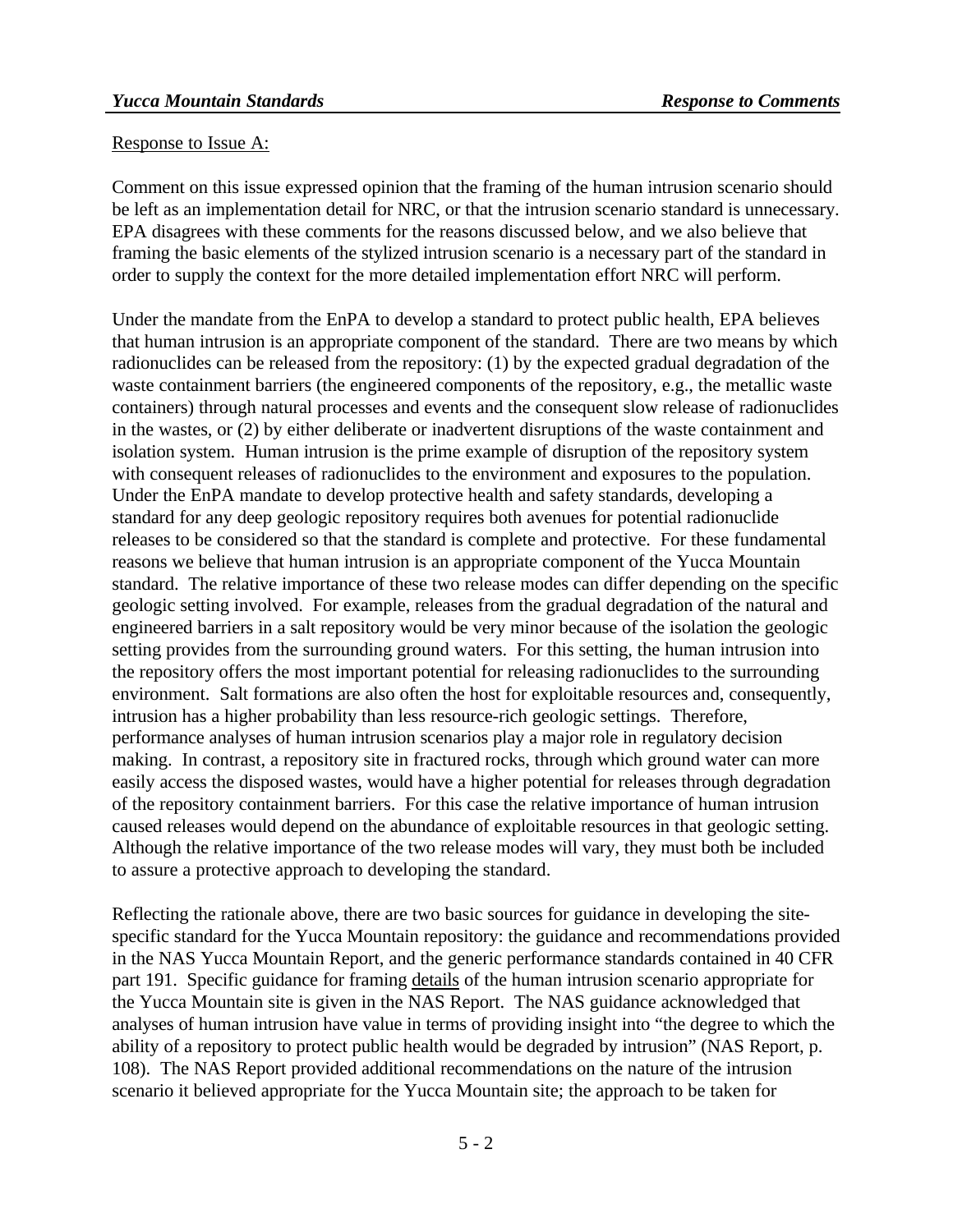Response to Issue A:

Comment on this issue expressed opinion that the framing of the human intrusion scenario should be left as an implementation detail for NRC, or that the intrusion scenario standard is unnecessary. EPA disagrees with these comments for the reasons discussed below, and we also believe that framing the basic elements of the stylized intrusion scenario is a necessary part of the standard in order to supply the context for the more detailed implementation effort NRC will perform.

Under the mandate from the EnPA to develop a standard to protect public health, EPA believes that human intrusion is an appropriate component of the standard. There are two means by which radionuclides can be released from the repository: (1) by the expected gradual degradation of the waste containment barriers (the engineered components of the repository, e.g., the metallic waste containers) through natural processes and events and the consequent slow release of radionuclides in the wastes, or (2) by either deliberate or inadvertent disruptions of the waste containment and isolation system. Human intrusion is the prime example of disruption of the repository system with consequent releases of radionuclides to the environment and exposures to the population. Under the EnPA mandate to develop protective health and safety standards, developing a standard for any deep geologic repository requires both avenues for potential radionuclide releases to be considered so that the standard is complete and protective. For these fundamental reasons we believe that human intrusion is an appropriate component of the Yucca Mountain standard. The relative importance of these two release modes can differ depending on the specific geologic setting involved. For example, releases from the gradual degradation of the natural and engineered barriers in a salt repository would be very minor because of the isolation the geologic setting provides from the surrounding ground waters. For this setting, the human intrusion into the repository offers the most important potential for releasing radionuclides to the surrounding environment. Salt formations are also often the host for exploitable resources and, consequently, intrusion has a higher probability than less resource-rich geologic settings. Therefore, performance analyses of human intrusion scenarios play a major role in regulatory decision making. In contrast, a repository site in fractured rocks, through which ground water can more easily access the disposed wastes, would have a higher potential for releases through degradation of the repository containment barriers. For this case the relative importance of human intrusion caused releases would depend on the abundance of exploitable resources in that geologic setting. Although the relative importance of the two release modes will vary, they must both be included to assure a protective approach to developing the standard.

Reflecting the rationale above, there are two basic sources for guidance in developing the site-specific standard for the Yucca Mountain repository: the guidance and recommendations provided in the NAS Yucca Mountain Report, and the generic performance standards contained in 40 CFR part 191. Specific guidance for framing <u>details</u> of the human intrusion scenario appropriate for the Yucca Mountain site is given in the NAS Report. The NAS guidance acknowledged that analyses of human intrusion have value in terms of providing insight into "the degree to which the ability of a repository to protect public health would be degraded by intrusion" (NAS Report, p. 108). The NAS Report provided additional recommendations on the nature of the intrusion scenario it believed appropriate for the Yucca Mountain site; the approach to be taken for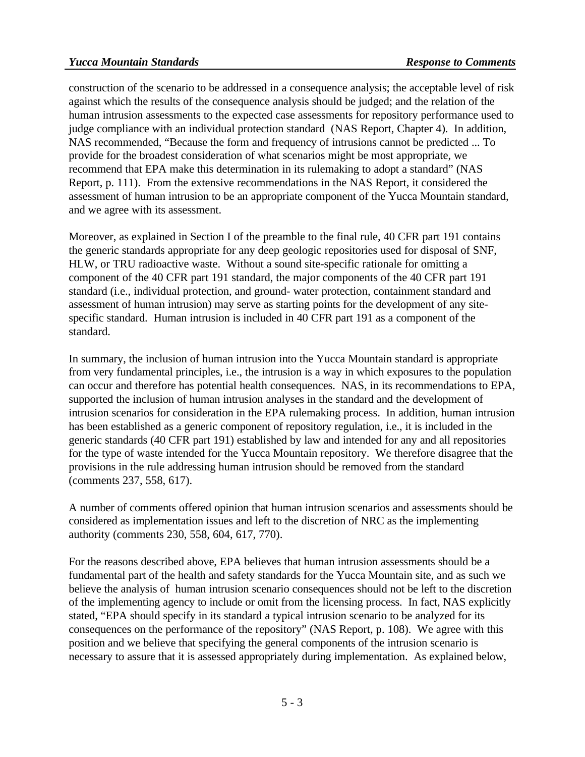construction of the scenario to be addressed in a consequence analysis; the acceptable level of risk against which the results of the consequence analysis should be judged; and the relation of the human intrusion assessments to the expected case assessments for repository performance used to judge compliance with an individual protection standard (NAS Report, Chapter 4). In addition, NAS recommended, "Because the form and frequency of intrusions cannot be predicted ... To provide for the broadest consideration of what scenarios might be most appropriate, we recommend that EPA make this determination in its rulemaking to adopt a standard" (NAS Report, p. 111). From the extensive recommendations in the NAS Report, it considered the assessment of human intrusion to be an appropriate component of the Yucca Mountain standard, and we agree with its assessment.

Moreover, as explained in Section I of the preamble to the final rule, 40 CFR part 191 contains the generic standards appropriate for any deep geologic repositories used for disposal of SNF, HLW, or TRU radioactive waste. Without a sound site-specific rationale for omitting a component of the 40 CFR part 191 standard, the major components of the 40 CFR part 191 standard (i.e., individual protection, and ground- water protection, containment standard and assessment of human intrusion) may serve as starting points for the development of any site-specific standard. Human intrusion is included in 40 CFR part 191 as a component of the standard.

In summary, the inclusion of human intrusion into the Yucca Mountain standard is appropriate from very fundamental principles, i.e., the intrusion is a way in which exposures to the population can occur and therefore has potential health consequences. NAS, in its recommendations to EPA, supported the inclusion of human intrusion analyses in the standard and the development of intrusion scenarios for consideration in the EPA rulemaking process. In addition, human intrusion has been established as a generic component of repository regulation, i.e., it is included in the generic standards (40 CFR part 191) established by law and intended for any and all repositories for the type of waste intended for the Yucca Mountain repository. We therefore disagree that the provisions in the rule addressing human intrusion should be removed from the standard (comments 237, 558, 617).

A number of comments offered opinion that human intrusion scenarios and assessments should be considered as implementation issues and left to the discretion of NRC as the implementing authority (comments 230, 558, 604, 617, 770).

For the reasons described above, EPA believes that human intrusion assessments should be a fundamental part of the health and safety standards for the Yucca Mountain site, and as such we believe the analysis of human intrusion scenario consequences should not be left to the discretion of the implementing agency to include or omit from the licensing process. In fact, NAS explicitly stated, "EPA should specify in its standard a typical intrusion scenario to be analyzed for its consequences on the performance of the repository" (NAS Report, p. 108). We agree with this position and we believe that specifying the general components of the intrusion scenario is necessary to assure that it is assessed appropriately during implementation. As explained below,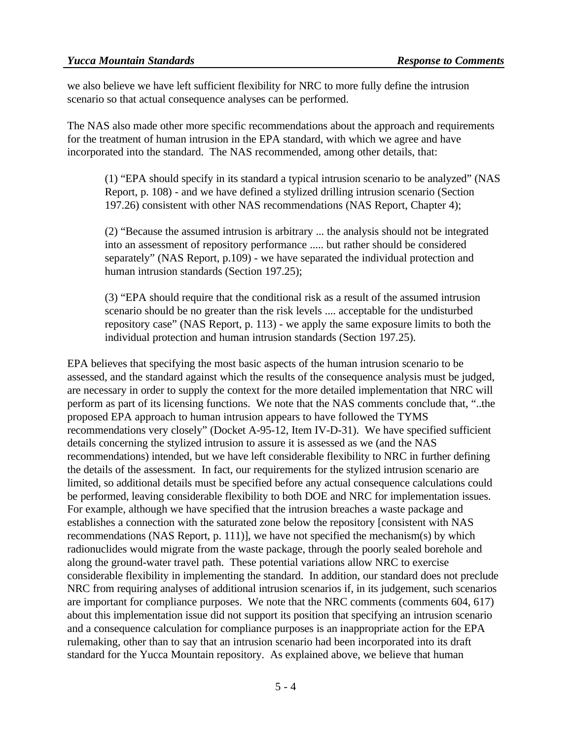we also believe we have left sufficient flexibility for NRC to more fully define the intrusion scenario so that actual consequence analyses can be performed.

The NAS also made other more specific recommendations about the approach and requirements for the treatment of human intrusion in the EPA standard, with which we agree and have incorporated into the standard. The NAS recommended, among other details, that:

> (1) "EPA should specify in its standard a typical intrusion scenario to be analyzed" (NAS Report, p. 108) - and we have defined a stylized drilling intrusion scenario (Section 197.26) consistent with other NAS recommendations (NAS Report, Chapter 4);
>
> (2) "Because the assumed intrusion is arbitrary ... the analysis should not be integrated into an assessment of repository performance ..... but rather should be considered separately" (NAS Report, p.109) - we have separated the individual protection and human intrusion standards (Section 197.25);
>
> (3) "EPA should require that the conditional risk as a result of the assumed intrusion scenario should be no greater than the risk levels .... acceptable for the undisturbed repository case" (NAS Report, p. 113) - we apply the same exposure limits to both the individual protection and human intrusion standards (Section 197.25).

EPA believes that specifying the most basic aspects of the human intrusion scenario to be assessed, and the standard against which the results of the consequence analysis must be judged, are necessary in order to supply the context for the more detailed implementation that NRC will perform as part of its licensing functions. We note that the NAS comments conclude that, "..the proposed EPA approach to human intrusion appears to have followed the TYMS recommendations very closely" (Docket A-95-12, Item IV-D-31). We have specified sufficient details concerning the stylized intrusion to assure it is assessed as we (and the NAS recommendations) intended, but we have left considerable flexibility to NRC in further defining the details of the assessment. In fact, our requirements for the stylized intrusion scenario are limited, so additional details must be specified before any actual consequence calculations could be performed, leaving considerable flexibility to both DOE and NRC for implementation issues. For example, although we have specified that the intrusion breaches a waste package and establishes a connection with the saturated zone below the repository [consistent with NAS recommendations (NAS Report, p. 111)], we have not specified the mechanism(s) by which radionuclides would migrate from the waste package, through the poorly sealed borehole and along the ground-water travel path. These potential variations allow NRC to exercise considerable flexibility in implementing the standard. In addition, our standard does not preclude NRC from requiring analyses of additional intrusion scenarios if, in its judgement, such scenarios are important for compliance purposes. We note that the NRC comments (comments 604, 617) about this implementation issue did not support its position that specifying an intrusion scenario and a consequence calculation for compliance purposes is an inappropriate action for the EPA rulemaking, other than to say that an intrusion scenario had been incorporated into its draft standard for the Yucca Mountain repository. As explained above, we believe that human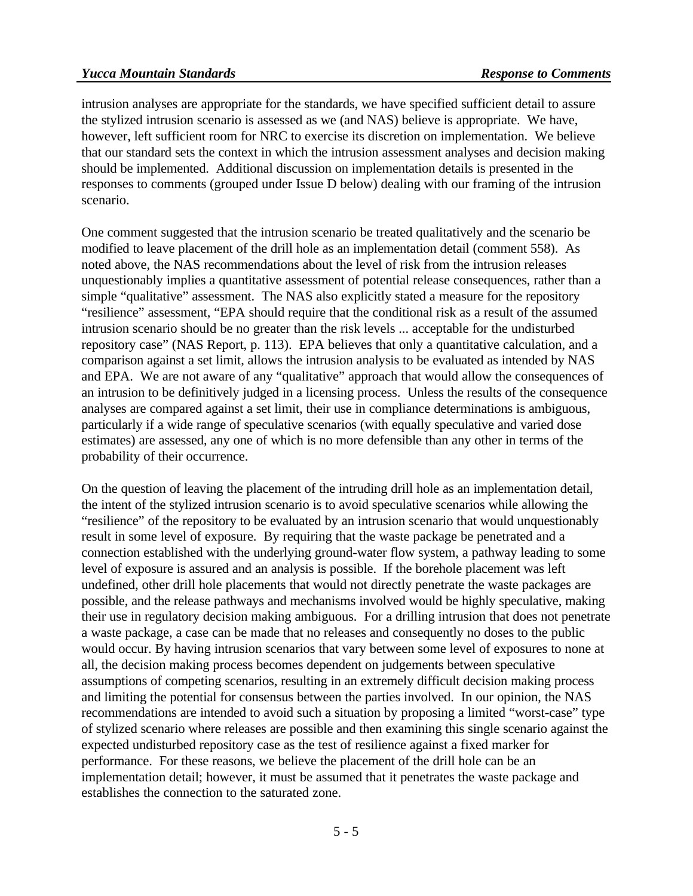intrusion analyses are appropriate for the standards, we have specified sufficient detail to assure the stylized intrusion scenario is assessed as we (and NAS) believe is appropriate. We have, however, left sufficient room for NRC to exercise its discretion on implementation. We believe that our standard sets the context in which the intrusion assessment analyses and decision making should be implemented. Additional discussion on implementation details is presented in the responses to comments (grouped under Issue D below) dealing with our framing of the intrusion scenario.

One comment suggested that the intrusion scenario be treated qualitatively and the scenario be modified to leave placement of the drill hole as an implementation detail (comment 558). As noted above, the NAS recommendations about the level of risk from the intrusion releases unquestionably implies a quantitative assessment of potential release consequences, rather than a simple "qualitative" assessment. The NAS also explicitly stated a measure for the repository "resilience" assessment, "EPA should require that the conditional risk as a result of the assumed intrusion scenario should be no greater than the risk levels ... acceptable for the undisturbed repository case" (NAS Report, p. 113). EPA believes that only a quantitative calculation, and a comparison against a set limit, allows the intrusion analysis to be evaluated as intended by NAS and EPA. We are not aware of any "qualitative" approach that would allow the consequences of an intrusion to be definitively judged in a licensing process. Unless the results of the consequence analyses are compared against a set limit, their use in compliance determinations is ambiguous, particularly if a wide range of speculative scenarios (with equally speculative and varied dose estimates) are assessed, any one of which is no more defensible than any other in terms of the probability of their occurrence.

On the question of leaving the placement of the intruding drill hole as an implementation detail, the intent of the stylized intrusion scenario is to avoid speculative scenarios while allowing the "resilience" of the repository to be evaluated by an intrusion scenario that would unquestionably result in some level of exposure. By requiring that the waste package be penetrated and a connection established with the underlying ground-water flow system, a pathway leading to some level of exposure is assured and an analysis is possible. If the borehole placement was left undefined, other drill hole placements that would not directly penetrate the waste packages are possible, and the release pathways and mechanisms involved would be highly speculative, making their use in regulatory decision making ambiguous. For a drilling intrusion that does not penetrate a waste package, a case can be made that no releases and consequently no doses to the public would occur. By having intrusion scenarios that vary between some level of exposures to none at all, the decision making process becomes dependent on judgements between speculative assumptions of competing scenarios, resulting in an extremely difficult decision making process and limiting the potential for consensus between the parties involved. In our opinion, the NAS recommendations are intended to avoid such a situation by proposing a limited "worst-case" type of stylized scenario where releases are possible and then examining this single scenario against the expected undisturbed repository case as the test of resilience against a fixed marker for performance. For these reasons, we believe the placement of the drill hole can be an implementation detail; however, it must be assumed that it penetrates the waste package and establishes the connection to the saturated zone.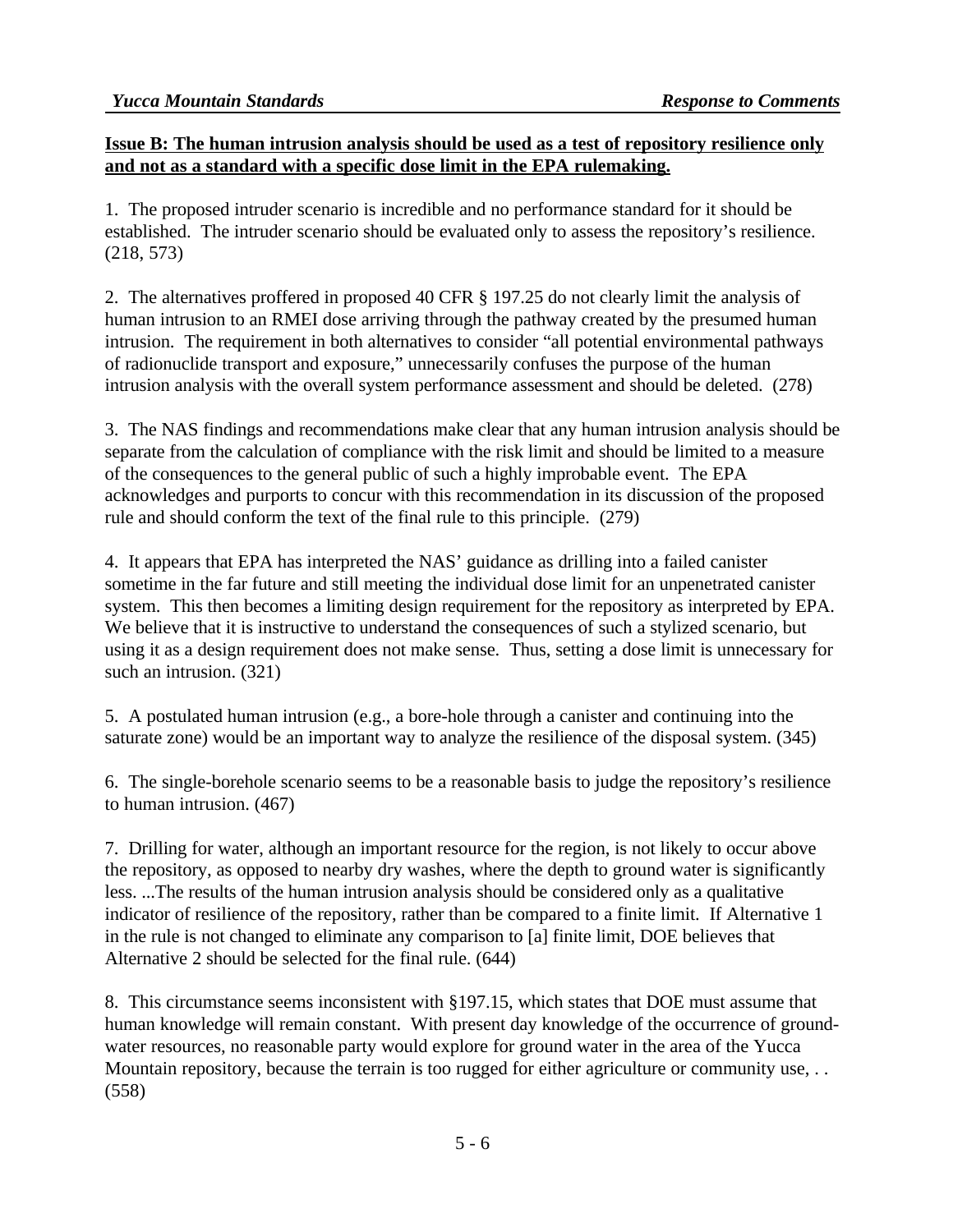**Issue B: The human intrusion analysis should be used as a test of repository resilience only and not as a standard with a specific dose limit in the EPA rulemaking.**

1. The proposed intruder scenario is incredible and no performance standard for it should be established. The intruder scenario should be evaluated only to assess the repository's resilience. (218, 573)

2. The alternatives proffered in proposed 40 CFR § 197.25 do not clearly limit the analysis of human intrusion to an RMEI dose arriving through the pathway created by the presumed human intrusion. The requirement in both alternatives to consider "all potential environmental pathways of radionuclide transport and exposure," unnecessarily confuses the purpose of the human intrusion analysis with the overall system performance assessment and should be deleted. (278)

3. The NAS findings and recommendations make clear that any human intrusion analysis should be separate from the calculation of compliance with the risk limit and should be limited to a measure of the consequences to the general public of such a highly improbable event. The EPA acknowledges and purports to concur with this recommendation in its discussion of the proposed rule and should conform the text of the final rule to this principle. (279)

4. It appears that EPA has interpreted the NAS' guidance as drilling into a failed canister sometime in the far future and still meeting the individual dose limit for an unpenetrated canister system. This then becomes a limiting design requirement for the repository as interpreted by EPA. We believe that it is instructive to understand the consequences of such a stylized scenario, but using it as a design requirement does not make sense. Thus, setting a dose limit is unnecessary for such an intrusion. (321)

5. A postulated human intrusion (e.g., a bore-hole through a canister and continuing into the saturate zone) would be an important way to analyze the resilience of the disposal system. (345)

6. The single-borehole scenario seems to be a reasonable basis to judge the repository's resilience to human intrusion. (467)

7. Drilling for water, although an important resource for the region, is not likely to occur above the repository, as opposed to nearby dry washes, where the depth to ground water is significantly less. ...The results of the human intrusion analysis should be considered only as a qualitative indicator of resilience of the repository, rather than be compared to a finite limit. If Alternative 1 in the rule is not changed to eliminate any comparison to [a] finite limit, DOE believes that Alternative 2 should be selected for the final rule. (644)

8. This circumstance seems inconsistent with §197.15, which states that DOE must assume that human knowledge will remain constant. With present day knowledge of the occurrence of ground-water resources, no reasonable party would explore for ground water in the area of the Yucca Mountain repository, because the terrain is too rugged for either agriculture or community use, . . (558)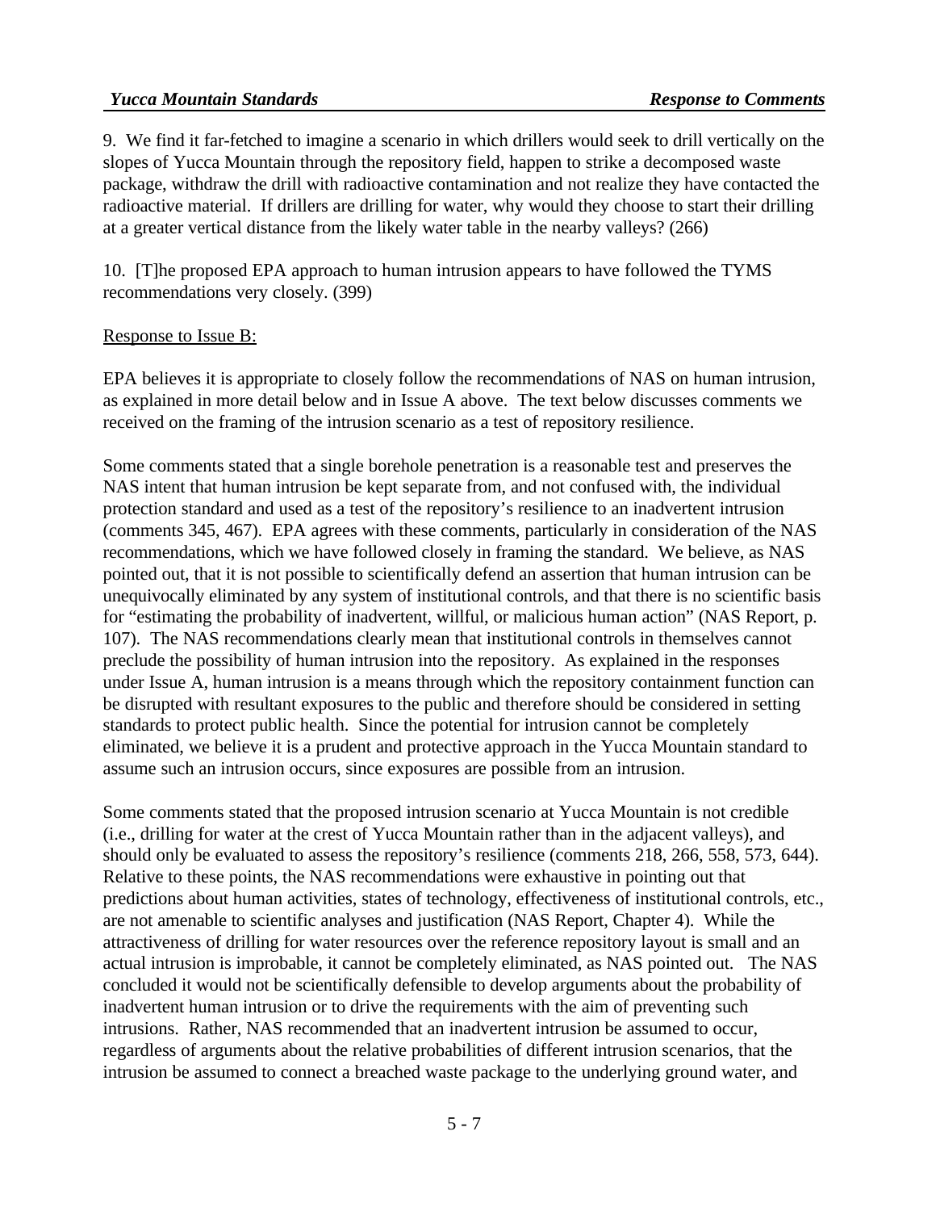9. We find it far-fetched to imagine a scenario in which drillers would seek to drill vertically on the slopes of Yucca Mountain through the repository field, happen to strike a decomposed waste package, withdraw the drill with radioactive contamination and not realize they have contacted the radioactive material. If drillers are drilling for water, why would they choose to start their drilling at a greater vertical distance from the likely water table in the nearby valleys? (266)

10. [T]he proposed EPA approach to human intrusion appears to have followed the TYMS recommendations very closely. (399)

Response to Issue B:

EPA believes it is appropriate to closely follow the recommendations of NAS on human intrusion, as explained in more detail below and in Issue A above. The text below discusses comments we received on the framing of the intrusion scenario as a test of repository resilience.

Some comments stated that a single borehole penetration is a reasonable test and preserves the NAS intent that human intrusion be kept separate from, and not confused with, the individual protection standard and used as a test of the repository's resilience to an inadvertent intrusion (comments 345, 467). EPA agrees with these comments, particularly in consideration of the NAS recommendations, which we have followed closely in framing the standard. We believe, as NAS pointed out, that it is not possible to scientifically defend an assertion that human intrusion can be unequivocally eliminated by any system of institutional controls, and that there is no scientific basis for "estimating the probability of inadvertent, willful, or malicious human action" (NAS Report, p. 107). The NAS recommendations clearly mean that institutional controls in themselves cannot preclude the possibility of human intrusion into the repository. As explained in the responses under Issue A, human intrusion is a means through which the repository containment function can be disrupted with resultant exposures to the public and therefore should be considered in setting standards to protect public health. Since the potential for intrusion cannot be completely eliminated, we believe it is a prudent and protective approach in the Yucca Mountain standard to assume such an intrusion occurs, since exposures are possible from an intrusion.

Some comments stated that the proposed intrusion scenario at Yucca Mountain is not credible (i.e., drilling for water at the crest of Yucca Mountain rather than in the adjacent valleys), and should only be evaluated to assess the repository's resilience (comments 218, 266, 558, 573, 644). Relative to these points, the NAS recommendations were exhaustive in pointing out that predictions about human activities, states of technology, effectiveness of institutional controls, etc., are not amenable to scientific analyses and justification (NAS Report, Chapter 4). While the attractiveness of drilling for water resources over the reference repository layout is small and an actual intrusion is improbable, it cannot be completely eliminated, as NAS pointed out. The NAS concluded it would not be scientifically defensible to develop arguments about the probability of inadvertent human intrusion or to drive the requirements with the aim of preventing such intrusions. Rather, NAS recommended that an inadvertent intrusion be assumed to occur, regardless of arguments about the relative probabilities of different intrusion scenarios, that the intrusion be assumed to connect a breached waste package to the underlying ground water, and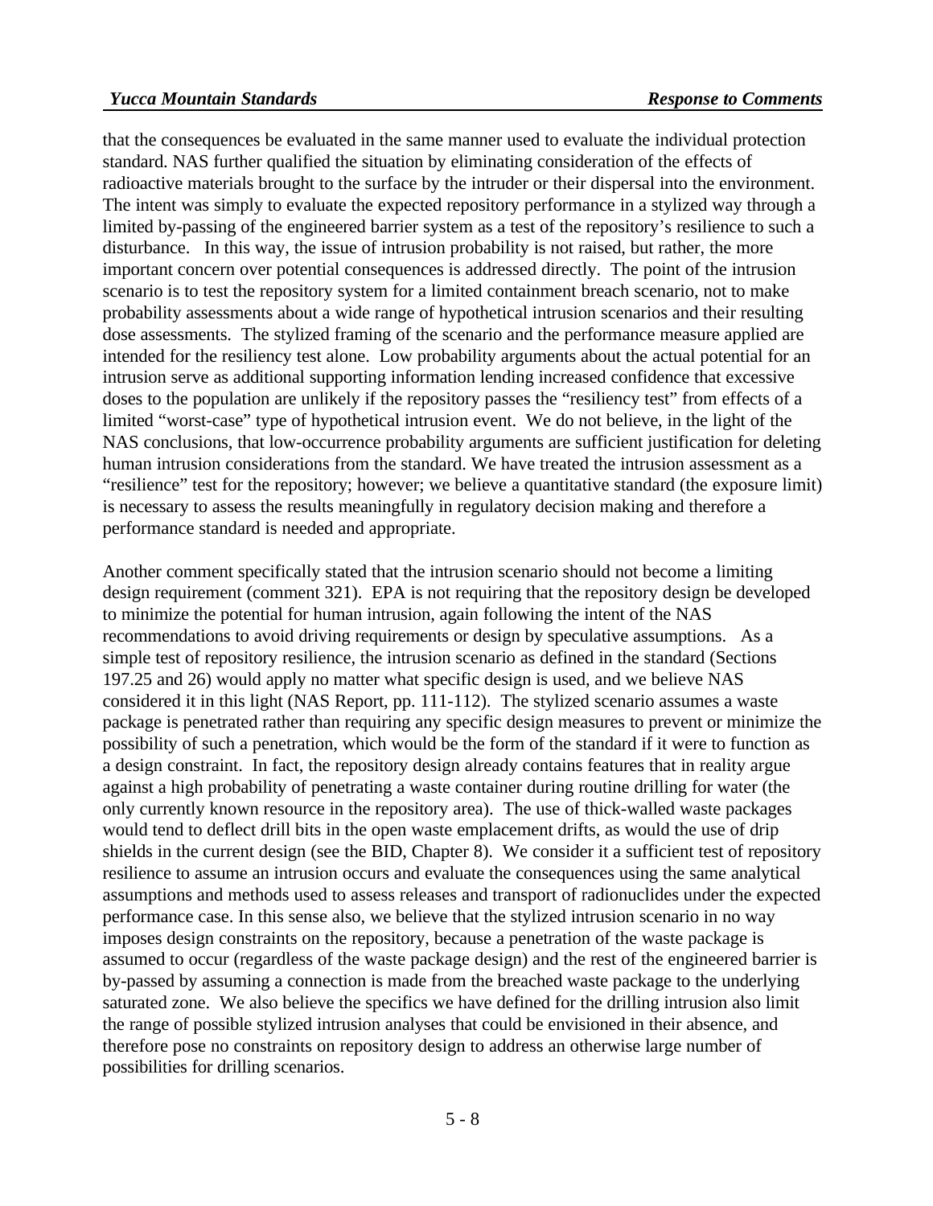that the consequences be evaluated in the same manner used to evaluate the individual protection standard. NAS further qualified the situation by eliminating consideration of the effects of radioactive materials brought to the surface by the intruder or their dispersal into the environment. The intent was simply to evaluate the expected repository performance in a stylized way through a limited by-passing of the engineered barrier system as a test of the repository's resilience to such a disturbance. In this way, the issue of intrusion probability is not raised, but rather, the more important concern over potential consequences is addressed directly. The point of the intrusion scenario is to test the repository system for a limited containment breach scenario, not to make probability assessments about a wide range of hypothetical intrusion scenarios and their resulting dose assessments. The stylized framing of the scenario and the performance measure applied are intended for the resiliency test alone. Low probability arguments about the actual potential for an intrusion serve as additional supporting information lending increased confidence that excessive doses to the population are unlikely if the repository passes the "resiliency test" from effects of a limited "worst-case" type of hypothetical intrusion event. We do not believe, in the light of the NAS conclusions, that low-occurrence probability arguments are sufficient justification for deleting human intrusion considerations from the standard. We have treated the intrusion assessment as a "resilience" test for the repository; however; we believe a quantitative standard (the exposure limit) is necessary to assess the results meaningfully in regulatory decision making and therefore a performance standard is needed and appropriate.

Another comment specifically stated that the intrusion scenario should not become a limiting design requirement (comment 321). EPA is not requiring that the repository design be developed to minimize the potential for human intrusion, again following the intent of the NAS recommendations to avoid driving requirements or design by speculative assumptions. As a simple test of repository resilience, the intrusion scenario as defined in the standard (Sections 197.25 and 26) would apply no matter what specific design is used, and we believe NAS considered it in this light (NAS Report, pp. 111-112). The stylized scenario assumes a waste package is penetrated rather than requiring any specific design measures to prevent or minimize the possibility of such a penetration, which would be the form of the standard if it were to function as a design constraint. In fact, the repository design already contains features that in reality argue against a high probability of penetrating a waste container during routine drilling for water (the only currently known resource in the repository area). The use of thick-walled waste packages would tend to deflect drill bits in the open waste emplacement drifts, as would the use of drip shields in the current design (see the BID, Chapter 8). We consider it a sufficient test of repository resilience to assume an intrusion occurs and evaluate the consequences using the same analytical assumptions and methods used to assess releases and transport of radionuclides under the expected performance case. In this sense also, we believe that the stylized intrusion scenario in no way imposes design constraints on the repository, because a penetration of the waste package is assumed to occur (regardless of the waste package design) and the rest of the engineered barrier is by-passed by assuming a connection is made from the breached waste package to the underlying saturated zone. We also believe the specifics we have defined for the drilling intrusion also limit the range of possible stylized intrusion analyses that could be envisioned in their absence, and therefore pose no constraints on repository design to address an otherwise large number of possibilities for drilling scenarios.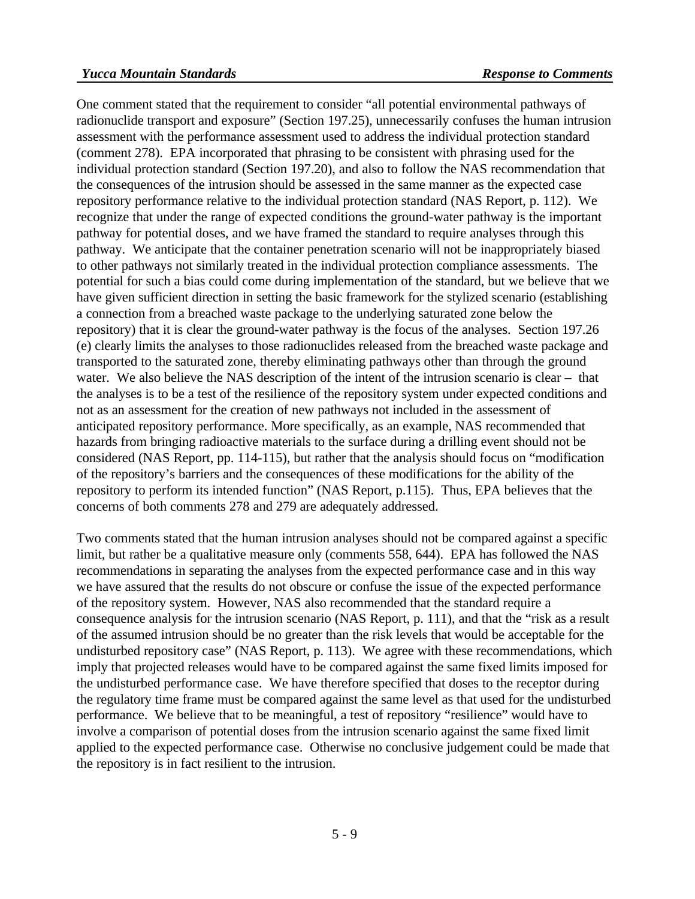One comment stated that the requirement to consider "all potential environmental pathways of radionuclide transport and exposure" (Section 197.25), unnecessarily confuses the human intrusion assessment with the performance assessment used to address the individual protection standard (comment 278). EPA incorporated that phrasing to be consistent with phrasing used for the individual protection standard (Section 197.20), and also to follow the NAS recommendation that the consequences of the intrusion should be assessed in the same manner as the expected case repository performance relative to the individual protection standard (NAS Report, p. 112). We recognize that under the range of expected conditions the ground-water pathway is the important pathway for potential doses, and we have framed the standard to require analyses through this pathway. We anticipate that the container penetration scenario will not be inappropriately biased to other pathways not similarly treated in the individual protection compliance assessments. The potential for such a bias could come during implementation of the standard, but we believe that we have given sufficient direction in setting the basic framework for the stylized scenario (establishing a connection from a breached waste package to the underlying saturated zone below the repository) that it is clear the ground-water pathway is the focus of the analyses. Section 197.26 (e) clearly limits the analyses to those radionuclides released from the breached waste package and transported to the saturated zone, thereby eliminating pathways other than through the ground water. We also believe the NAS description of the intent of the intrusion scenario is clear – that the analyses is to be a test of the resilience of the repository system under expected conditions and not as an assessment for the creation of new pathways not included in the assessment of anticipated repository performance. More specifically, as an example, NAS recommended that hazards from bringing radioactive materials to the surface during a drilling event should not be considered (NAS Report, pp. 114-115), but rather that the analysis should focus on "modification of the repository's barriers and the consequences of these modifications for the ability of the repository to perform its intended function" (NAS Report, p.115). Thus, EPA believes that the concerns of both comments 278 and 279 are adequately addressed.

Two comments stated that the human intrusion analyses should not be compared against a specific limit, but rather be a qualitative measure only (comments 558, 644). EPA has followed the NAS recommendations in separating the analyses from the expected performance case and in this way we have assured that the results do not obscure or confuse the issue of the expected performance of the repository system. However, NAS also recommended that the standard require a consequence analysis for the intrusion scenario (NAS Report, p. 111), and that the "risk as a result of the assumed intrusion should be no greater than the risk levels that would be acceptable for the undisturbed repository case" (NAS Report, p. 113). We agree with these recommendations, which imply that projected releases would have to be compared against the same fixed limits imposed for the undisturbed performance case. We have therefore specified that doses to the receptor during the regulatory time frame must be compared against the same level as that used for the undisturbed performance. We believe that to be meaningful, a test of repository "resilience" would have to involve a comparison of potential doses from the intrusion scenario against the same fixed limit applied to the expected performance case. Otherwise no conclusive judgement could be made that the repository is in fact resilient to the intrusion.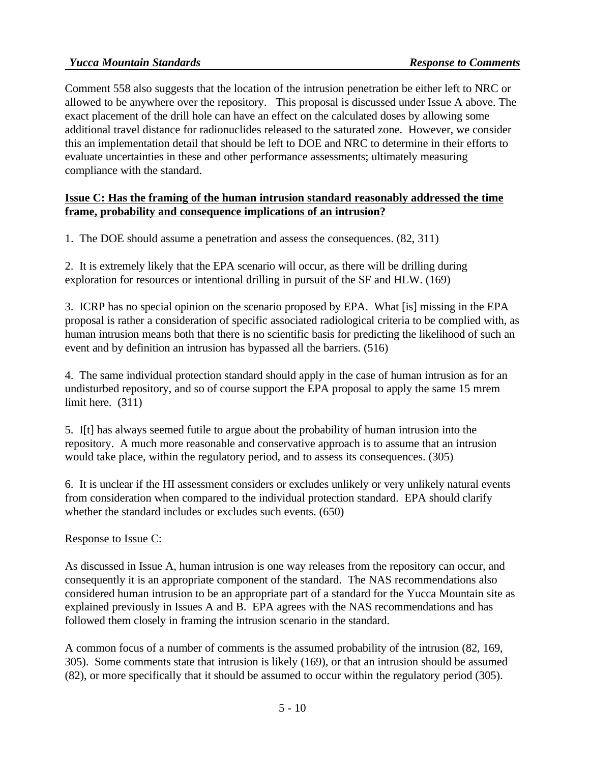Comment 558 also suggests that the location of the intrusion penetration be either left to NRC or allowed to be anywhere over the repository. This proposal is discussed under Issue A above. The exact placement of the drill hole can have an effect on the calculated doses by allowing some additional travel distance for radionuclides released to the saturated zone. However, we consider this an implementation detail that should be left to DOE and NRC to determine in their efforts to evaluate uncertainties in these and other performance assessments; ultimately measuring compliance with the standard.

**Issue C: Has the framing of the human intrusion standard reasonably addressed the time frame, probability and consequence implications of an intrusion?**

1. The DOE should assume a penetration and assess the consequences. (82, 311)

2. It is extremely likely that the EPA scenario will occur, as there will be drilling during exploration for resources or intentional drilling in pursuit of the SF and HLW. (169)

3. ICRP has no special opinion on the scenario proposed by EPA. What [is] missing in the EPA proposal is rather a consideration of specific associated radiological criteria to be complied with, as human intrusion means both that there is no scientific basis for predicting the likelihood of such an event and by definition an intrusion has bypassed all the barriers. (516)

4. The same individual protection standard should apply in the case of human intrusion as for an undisturbed repository, and so of course support the EPA proposal to apply the same 15 mrem limit here. (311)

5. I[t] has always seemed futile to argue about the probability of human intrusion into the repository. A much more reasonable and conservative approach is to assume that an intrusion would take place, within the regulatory period, and to assess its consequences. (305)

6. It is unclear if the HI assessment considers or excludes unlikely or very unlikely natural events from consideration when compared to the individual protection standard. EPA should clarify whether the standard includes or excludes such events. (650)

Response to Issue C:

As discussed in Issue A, human intrusion is one way releases from the repository can occur, and consequently it is an appropriate component of the standard. The NAS recommendations also considered human intrusion to be an appropriate part of a standard for the Yucca Mountain site as explained previously in Issues A and B. EPA agrees with the NAS recommendations and has followed them closely in framing the intrusion scenario in the standard.

A common focus of a number of comments is the assumed probability of the intrusion (82, 169, 305). Some comments state that intrusion is likely (169), or that an intrusion should be assumed (82), or more specifically that it should be assumed to occur within the regulatory period (305).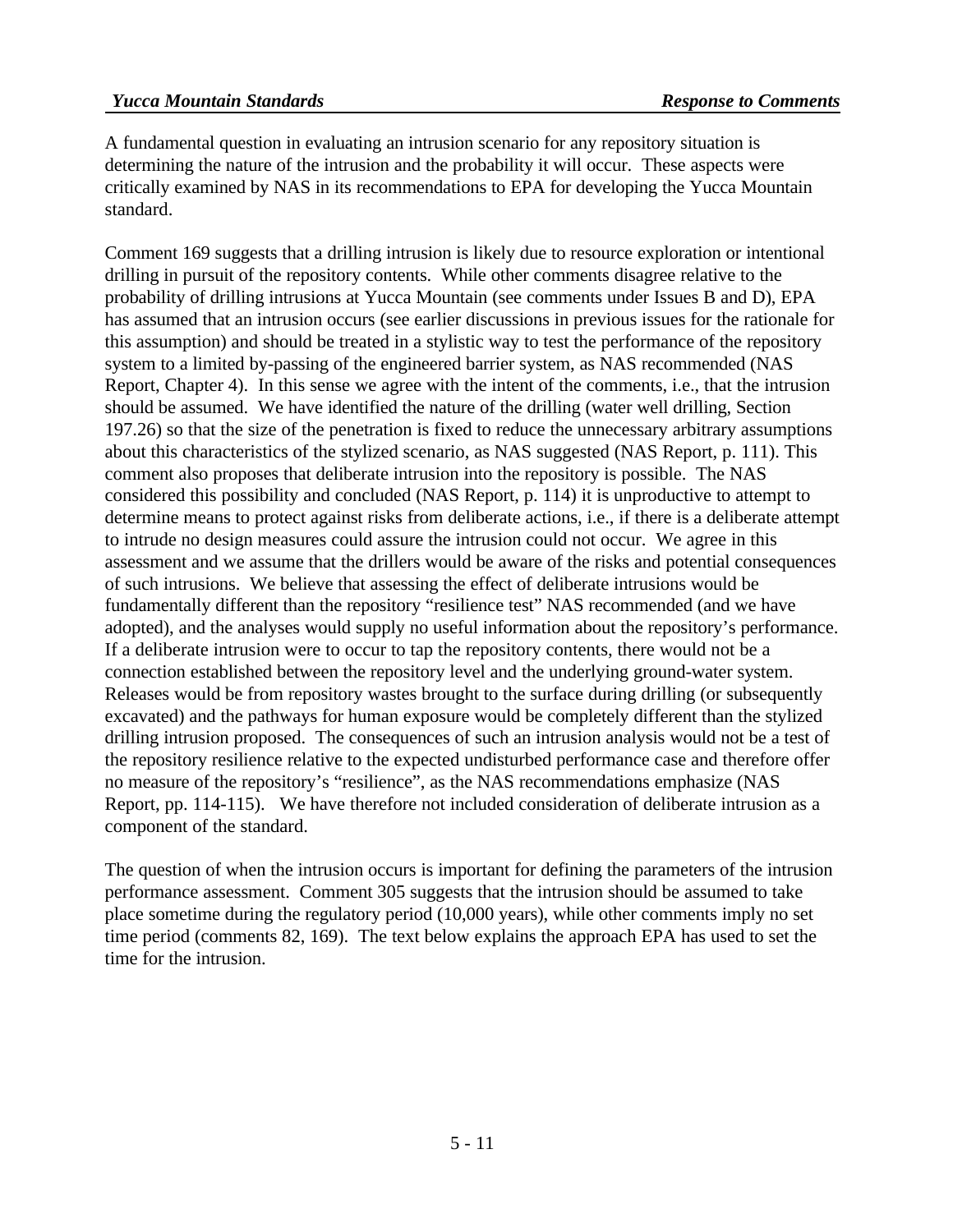A fundamental question in evaluating an intrusion scenario for any repository situation is determining the nature of the intrusion and the probability it will occur. These aspects were critically examined by NAS in its recommendations to EPA for developing the Yucca Mountain standard.

Comment 169 suggests that a drilling intrusion is likely due to resource exploration or intentional drilling in pursuit of the repository contents. While other comments disagree relative to the probability of drilling intrusions at Yucca Mountain (see comments under Issues B and D), EPA has assumed that an intrusion occurs (see earlier discussions in previous issues for the rationale for this assumption) and should be treated in a stylistic way to test the performance of the repository system to a limited by-passing of the engineered barrier system, as NAS recommended (NAS Report, Chapter 4). In this sense we agree with the intent of the comments, i.e., that the intrusion should be assumed. We have identified the nature of the drilling (water well drilling, Section 197.26) so that the size of the penetration is fixed to reduce the unnecessary arbitrary assumptions about this characteristics of the stylized scenario, as NAS suggested (NAS Report, p. 111). This comment also proposes that deliberate intrusion into the repository is possible. The NAS considered this possibility and concluded (NAS Report, p. 114) it is unproductive to attempt to determine means to protect against risks from deliberate actions, i.e., if there is a deliberate attempt to intrude no design measures could assure the intrusion could not occur. We agree in this assessment and we assume that the drillers would be aware of the risks and potential consequences of such intrusions. We believe that assessing the effect of deliberate intrusions would be fundamentally different than the repository "resilience test" NAS recommended (and we have adopted), and the analyses would supply no useful information about the repository's performance. If a deliberate intrusion were to occur to tap the repository contents, there would not be a connection established between the repository level and the underlying ground-water system. Releases would be from repository wastes brought to the surface during drilling (or subsequently excavated) and the pathways for human exposure would be completely different than the stylized drilling intrusion proposed. The consequences of such an intrusion analysis would not be a test of the repository resilience relative to the expected undisturbed performance case and therefore offer no measure of the repository's "resilience", as the NAS recommendations emphasize (NAS Report, pp. 114-115). We have therefore not included consideration of deliberate intrusion as a component of the standard.

The question of when the intrusion occurs is important for defining the parameters of the intrusion performance assessment. Comment 305 suggests that the intrusion should be assumed to take place sometime during the regulatory period (10,000 years), while other comments imply no set time period (comments 82, 169). The text below explains the approach EPA has used to set the time for the intrusion.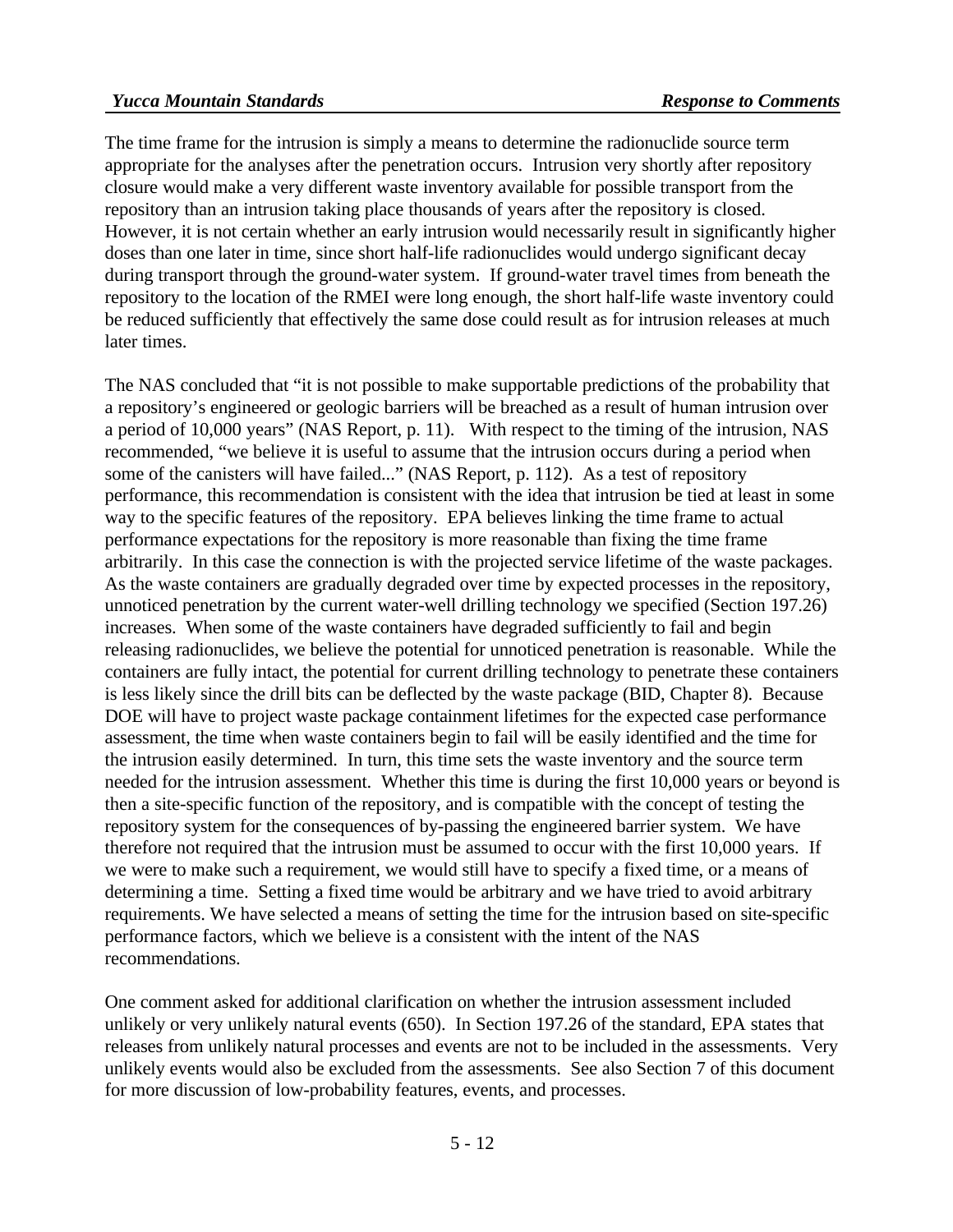The time frame for the intrusion is simply a means to determine the radionuclide source term appropriate for the analyses after the penetration occurs. Intrusion very shortly after repository closure would make a very different waste inventory available for possible transport from the repository than an intrusion taking place thousands of years after the repository is closed. However, it is not certain whether an early intrusion would necessarily result in significantly higher doses than one later in time, since short half-life radionuclides would undergo significant decay during transport through the ground-water system. If ground-water travel times from beneath the repository to the location of the RMEI were long enough, the short half-life waste inventory could be reduced sufficiently that effectively the same dose could result as for intrusion releases at much later times.

The NAS concluded that "it is not possible to make supportable predictions of the probability that a repository's engineered or geologic barriers will be breached as a result of human intrusion over a period of 10,000 years" (NAS Report, p. 11). With respect to the timing of the intrusion, NAS recommended, "we believe it is useful to assume that the intrusion occurs during a period when some of the canisters will have failed..." (NAS Report, p. 112). As a test of repository performance, this recommendation is consistent with the idea that intrusion be tied at least in some way to the specific features of the repository. EPA believes linking the time frame to actual performance expectations for the repository is more reasonable than fixing the time frame arbitrarily. In this case the connection is with the projected service lifetime of the waste packages. As the waste containers are gradually degraded over time by expected processes in the repository, unnoticed penetration by the current water-well drilling technology we specified (Section 197.26) increases. When some of the waste containers have degraded sufficiently to fail and begin releasing radionuclides, we believe the potential for unnoticed penetration is reasonable. While the containers are fully intact, the potential for current drilling technology to penetrate these containers is less likely since the drill bits can be deflected by the waste package (BID, Chapter 8). Because DOE will have to project waste package containment lifetimes for the expected case performance assessment, the time when waste containers begin to fail will be easily identified and the time for the intrusion easily determined. In turn, this time sets the waste inventory and the source term needed for the intrusion assessment. Whether this time is during the first 10,000 years or beyond is then a site-specific function of the repository, and is compatible with the concept of testing the repository system for the consequences of by-passing the engineered barrier system. We have therefore not required that the intrusion must be assumed to occur with the first 10,000 years. If we were to make such a requirement, we would still have to specify a fixed time, or a means of determining a time. Setting a fixed time would be arbitrary and we have tried to avoid arbitrary requirements. We have selected a means of setting the time for the intrusion based on site-specific performance factors, which we believe is a consistent with the intent of the NAS recommendations.

One comment asked for additional clarification on whether the intrusion assessment included unlikely or very unlikely natural events (650). In Section 197.26 of the standard, EPA states that releases from unlikely natural processes and events are not to be included in the assessments. Very unlikely events would also be excluded from the assessments. See also Section 7 of this document for more discussion of low-probability features, events, and processes.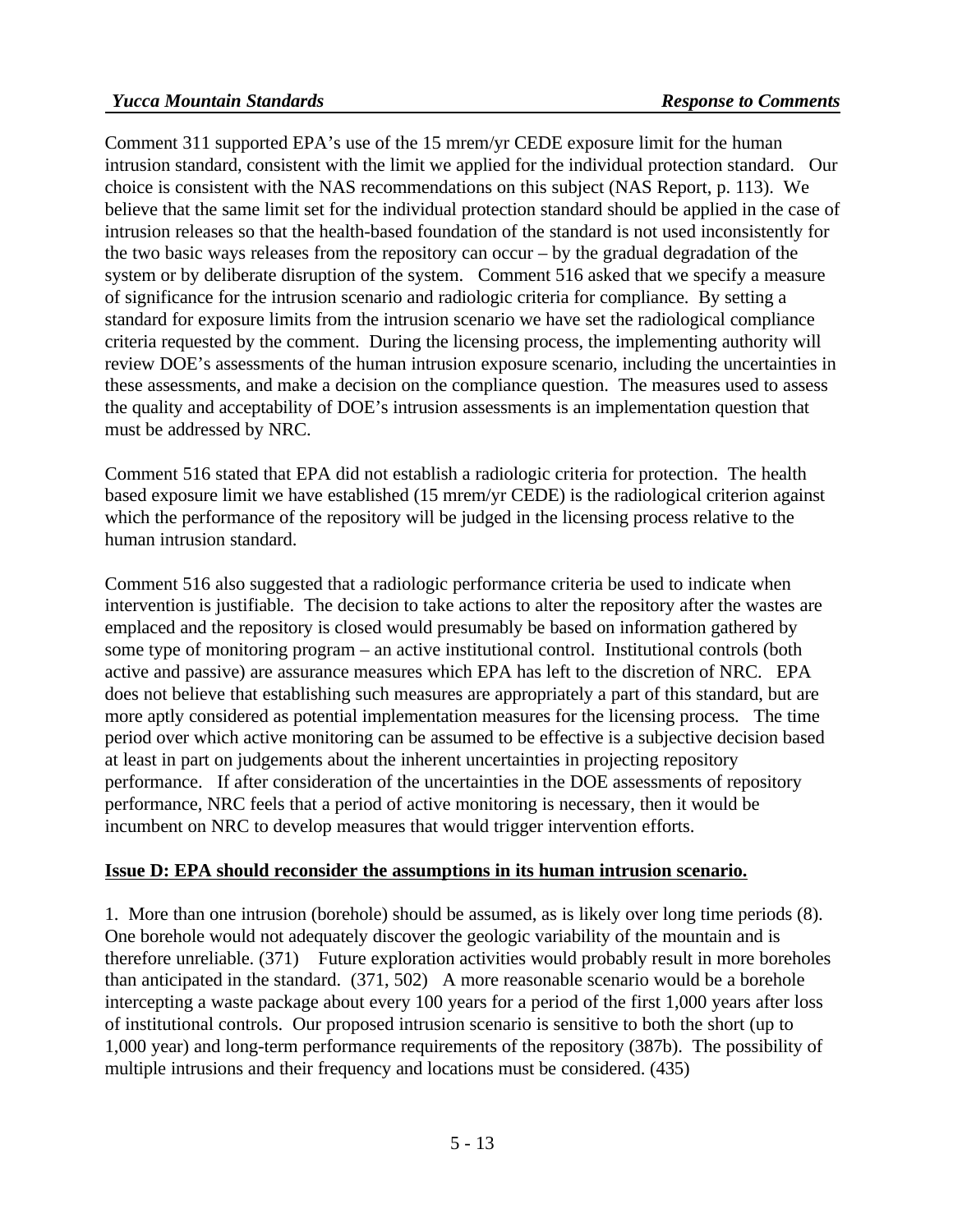Comment 311 supported EPA's use of the 15 mrem/yr CEDE exposure limit for the human intrusion standard, consistent with the limit we applied for the individual protection standard. Our choice is consistent with the NAS recommendations on this subject (NAS Report, p. 113). We believe that the same limit set for the individual protection standard should be applied in the case of intrusion releases so that the health-based foundation of the standard is not used inconsistently for the two basic ways releases from the repository can occur – by the gradual degradation of the system or by deliberate disruption of the system. Comment 516 asked that we specify a measure of significance for the intrusion scenario and radiologic criteria for compliance. By setting a standard for exposure limits from the intrusion scenario we have set the radiological compliance criteria requested by the comment. During the licensing process, the implementing authority will review DOE's assessments of the human intrusion exposure scenario, including the uncertainties in these assessments, and make a decision on the compliance question. The measures used to assess the quality and acceptability of DOE's intrusion assessments is an implementation question that must be addressed by NRC.

Comment 516 stated that EPA did not establish a radiologic criteria for protection. The health based exposure limit we have established (15 mrem/yr CEDE) is the radiological criterion against which the performance of the repository will be judged in the licensing process relative to the human intrusion standard.

Comment 516 also suggested that a radiologic performance criteria be used to indicate when intervention is justifiable. The decision to take actions to alter the repository after the wastes are emplaced and the repository is closed would presumably be based on information gathered by some type of monitoring program – an active institutional control. Institutional controls (both active and passive) are assurance measures which EPA has left to the discretion of NRC. EPA does not believe that establishing such measures are appropriately a part of this standard, but are more aptly considered as potential implementation measures for the licensing process. The time period over which active monitoring can be assumed to be effective is a subjective decision based at least in part on judgements about the inherent uncertainties in projecting repository performance. If after consideration of the uncertainties in the DOE assessments of repository performance, NRC feels that a period of active monitoring is necessary, then it would be incumbent on NRC to develop measures that would trigger intervention efforts.

**Issue D: EPA should reconsider the assumptions in its human intrusion scenario.**

1. More than one intrusion (borehole) should be assumed, as is likely over long time periods (8). One borehole would not adequately discover the geologic variability of the mountain and is therefore unreliable. (371) Future exploration activities would probably result in more boreholes than anticipated in the standard. (371, 502) A more reasonable scenario would be a borehole intercepting a waste package about every 100 years for a period of the first 1,000 years after loss of institutional controls. Our proposed intrusion scenario is sensitive to both the short (up to 1,000 year) and long-term performance requirements of the repository (387b). The possibility of multiple intrusions and their frequency and locations must be considered. (435)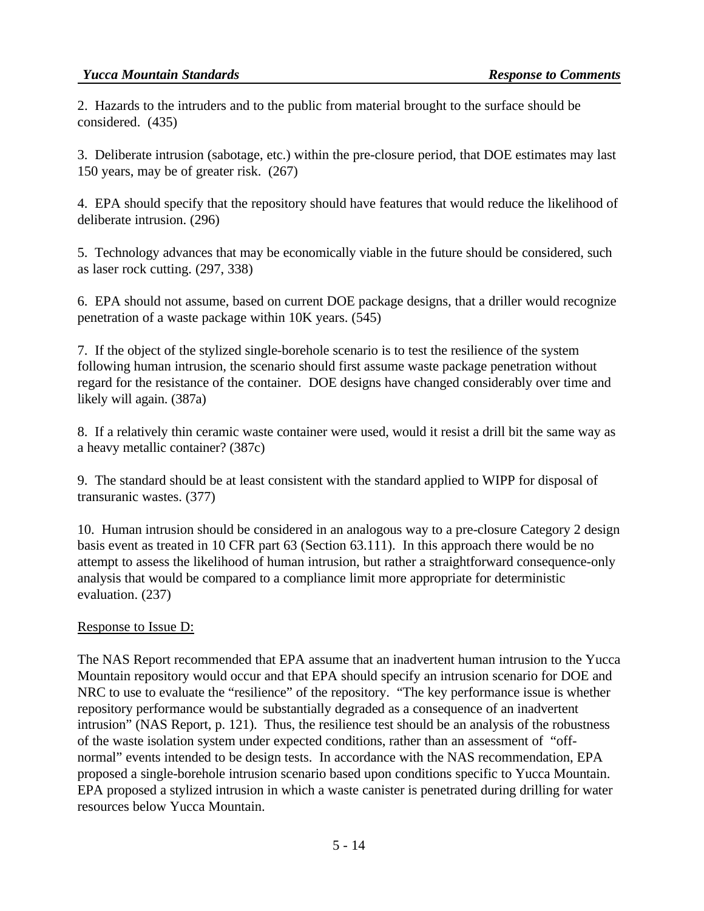2. Hazards to the intruders and to the public from material brought to the surface should be considered. (435)

3. Deliberate intrusion (sabotage, etc.) within the pre-closure period, that DOE estimates may last 150 years, may be of greater risk. (267)

4. EPA should specify that the repository should have features that would reduce the likelihood of deliberate intrusion. (296)

5. Technology advances that may be economically viable in the future should be considered, such as laser rock cutting. (297, 338)

6. EPA should not assume, based on current DOE package designs, that a driller would recognize penetration of a waste package within 10K years. (545)

7. If the object of the stylized single-borehole scenario is to test the resilience of the system following human intrusion, the scenario should first assume waste package penetration without regard for the resistance of the container. DOE designs have changed considerably over time and likely will again. (387a)

8. If a relatively thin ceramic waste container were used, would it resist a drill bit the same way as a heavy metallic container? (387c)

9. The standard should be at least consistent with the standard applied to WIPP for disposal of transuranic wastes. (377)

10. Human intrusion should be considered in an analogous way to a pre-closure Category 2 design basis event as treated in 10 CFR part 63 (Section 63.111). In this approach there would be no attempt to assess the likelihood of human intrusion, but rather a straightforward consequence-only analysis that would be compared to a compliance limit more appropriate for deterministic evaluation. (237)

Response to Issue D:

The NAS Report recommended that EPA assume that an inadvertent human intrusion to the Yucca Mountain repository would occur and that EPA should specify an intrusion scenario for DOE and NRC to use to evaluate the "resilience" of the repository. "The key performance issue is whether repository performance would be substantially degraded as a consequence of an inadvertent intrusion" (NAS Report, p. 121). Thus, the resilience test should be an analysis of the robustness of the waste isolation system under expected conditions, rather than an assessment of "off-normal" events intended to be design tests. In accordance with the NAS recommendation, EPA proposed a single-borehole intrusion scenario based upon conditions specific to Yucca Mountain. EPA proposed a stylized intrusion in which a waste canister is penetrated during drilling for water resources below Yucca Mountain.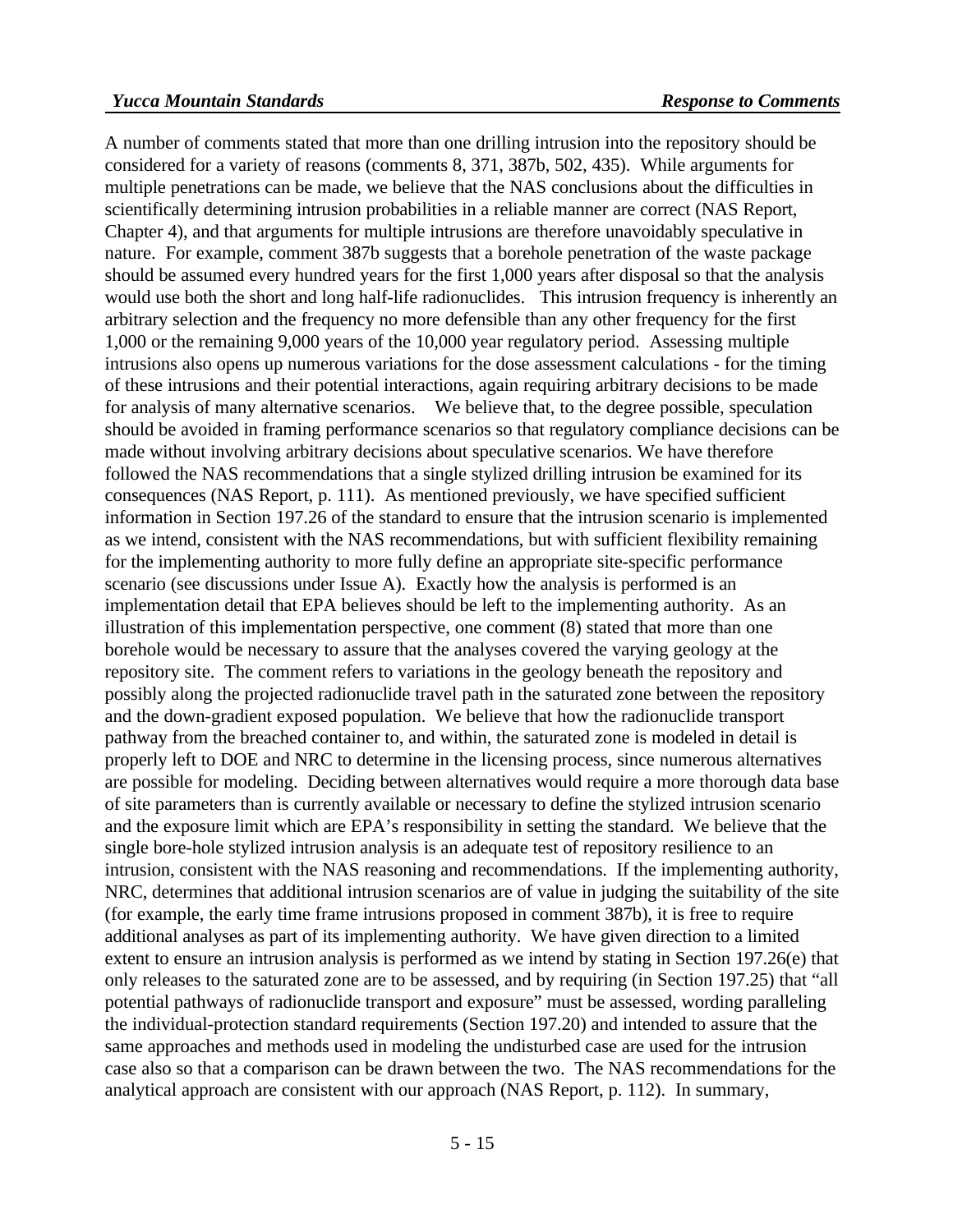A number of comments stated that more than one drilling intrusion into the repository should be considered for a variety of reasons (comments 8, 371, 387b, 502, 435). While arguments for multiple penetrations can be made, we believe that the NAS conclusions about the difficulties in scientifically determining intrusion probabilities in a reliable manner are correct (NAS Report, Chapter 4), and that arguments for multiple intrusions are therefore unavoidably speculative in nature. For example, comment 387b suggests that a borehole penetration of the waste package should be assumed every hundred years for the first 1,000 years after disposal so that the analysis would use both the short and long half-life radionuclides. This intrusion frequency is inherently an arbitrary selection and the frequency no more defensible than any other frequency for the first 1,000 or the remaining 9,000 years of the 10,000 year regulatory period. Assessing multiple intrusions also opens up numerous variations for the dose assessment calculations - for the timing of these intrusions and their potential interactions, again requiring arbitrary decisions to be made for analysis of many alternative scenarios. We believe that, to the degree possible, speculation should be avoided in framing performance scenarios so that regulatory compliance decisions can be made without involving arbitrary decisions about speculative scenarios. We have therefore followed the NAS recommendations that a single stylized drilling intrusion be examined for its consequences (NAS Report, p. 111). As mentioned previously, we have specified sufficient information in Section 197.26 of the standard to ensure that the intrusion scenario is implemented as we intend, consistent with the NAS recommendations, but with sufficient flexibility remaining for the implementing authority to more fully define an appropriate site-specific performance scenario (see discussions under Issue A). Exactly how the analysis is performed is an implementation detail that EPA believes should be left to the implementing authority. As an illustration of this implementation perspective, one comment (8) stated that more than one borehole would be necessary to assure that the analyses covered the varying geology at the repository site. The comment refers to variations in the geology beneath the repository and possibly along the projected radionuclide travel path in the saturated zone between the repository and the down-gradient exposed population. We believe that how the radionuclide transport pathway from the breached container to, and within, the saturated zone is modeled in detail is properly left to DOE and NRC to determine in the licensing process, since numerous alternatives are possible for modeling. Deciding between alternatives would require a more thorough data base of site parameters than is currently available or necessary to define the stylized intrusion scenario and the exposure limit which are EPA's responsibility in setting the standard. We believe that the single bore-hole stylized intrusion analysis is an adequate test of repository resilience to an intrusion, consistent with the NAS reasoning and recommendations. If the implementing authority, NRC, determines that additional intrusion scenarios are of value in judging the suitability of the site (for example, the early time frame intrusions proposed in comment 387b), it is free to require additional analyses as part of its implementing authority. We have given direction to a limited extent to ensure an intrusion analysis is performed as we intend by stating in Section 197.26(e) that only releases to the saturated zone are to be assessed, and by requiring (in Section 197.25) that "all potential pathways of radionuclide transport and exposure" must be assessed, wording paralleling the individual-protection standard requirements (Section 197.20) and intended to assure that the same approaches and methods used in modeling the undisturbed case are used for the intrusion case also so that a comparison can be drawn between the two. The NAS recommendations for the analytical approach are consistent with our approach (NAS Report, p. 112). In summary,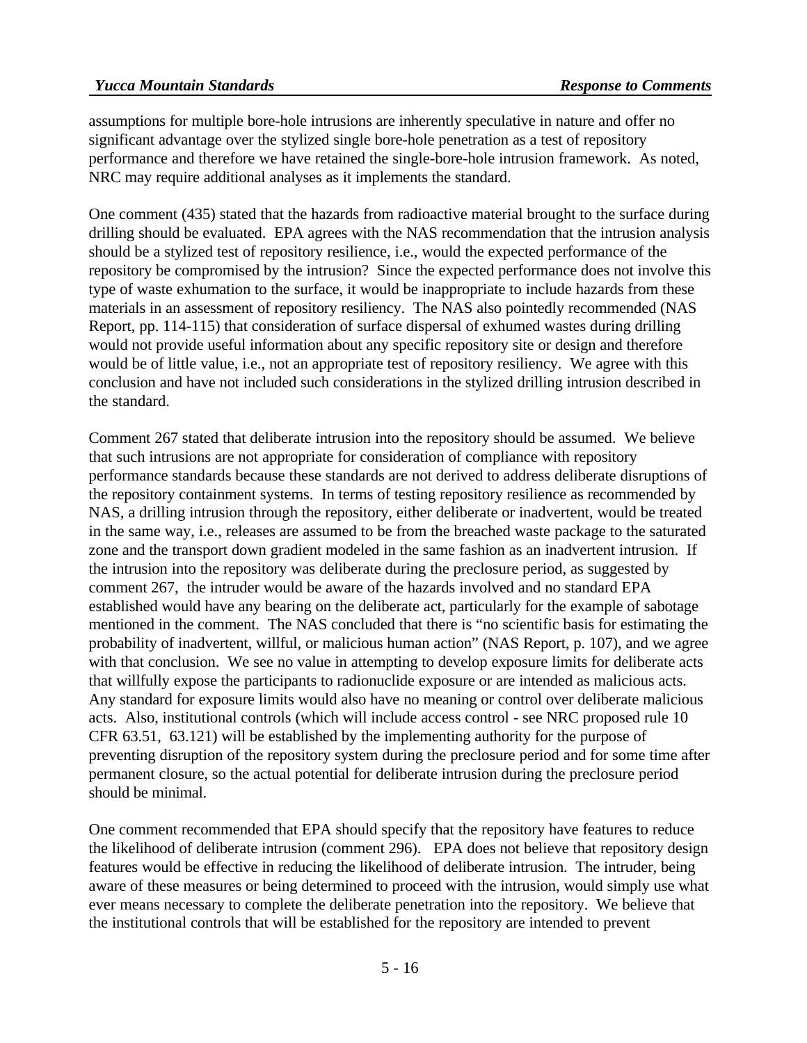assumptions for multiple bore-hole intrusions are inherently speculative in nature and offer no significant advantage over the stylized single bore-hole penetration as a test of repository performance and therefore we have retained the single-bore-hole intrusion framework. As noted, NRC may require additional analyses as it implements the standard.

One comment (435) stated that the hazards from radioactive material brought to the surface during drilling should be evaluated. EPA agrees with the NAS recommendation that the intrusion analysis should be a stylized test of repository resilience, i.e., would the expected performance of the repository be compromised by the intrusion? Since the expected performance does not involve this type of waste exhumation to the surface, it would be inappropriate to include hazards from these materials in an assessment of repository resiliency. The NAS also pointedly recommended (NAS Report, pp. 114-115) that consideration of surface dispersal of exhumed wastes during drilling would not provide useful information about any specific repository site or design and therefore would be of little value, i.e., not an appropriate test of repository resiliency. We agree with this conclusion and have not included such considerations in the stylized drilling intrusion described in the standard.

Comment 267 stated that deliberate intrusion into the repository should be assumed. We believe that such intrusions are not appropriate for consideration of compliance with repository performance standards because these standards are not derived to address deliberate disruptions of the repository containment systems. In terms of testing repository resilience as recommended by NAS, a drilling intrusion through the repository, either deliberate or inadvertent, would be treated in the same way, i.e., releases are assumed to be from the breached waste package to the saturated zone and the transport down gradient modeled in the same fashion as an inadvertent intrusion. If the intrusion into the repository was deliberate during the preclosure period, as suggested by comment 267, the intruder would be aware of the hazards involved and no standard EPA established would have any bearing on the deliberate act, particularly for the example of sabotage mentioned in the comment. The NAS concluded that there is "no scientific basis for estimating the probability of inadvertent, willful, or malicious human action" (NAS Report, p. 107), and we agree with that conclusion. We see no value in attempting to develop exposure limits for deliberate acts that willfully expose the participants to radionuclide exposure or are intended as malicious acts. Any standard for exposure limits would also have no meaning or control over deliberate malicious acts. Also, institutional controls (which will include access control - see NRC proposed rule 10 CFR 63.51, 63.121) will be established by the implementing authority for the purpose of preventing disruption of the repository system during the preclosure period and for some time after permanent closure, so the actual potential for deliberate intrusion during the preclosure period should be minimal.

One comment recommended that EPA should specify that the repository have features to reduce the likelihood of deliberate intrusion (comment 296). EPA does not believe that repository design features would be effective in reducing the likelihood of deliberate intrusion. The intruder, being aware of these measures or being determined to proceed with the intrusion, would simply use what ever means necessary to complete the deliberate penetration into the repository. We believe that the institutional controls that will be established for the repository are intended to prevent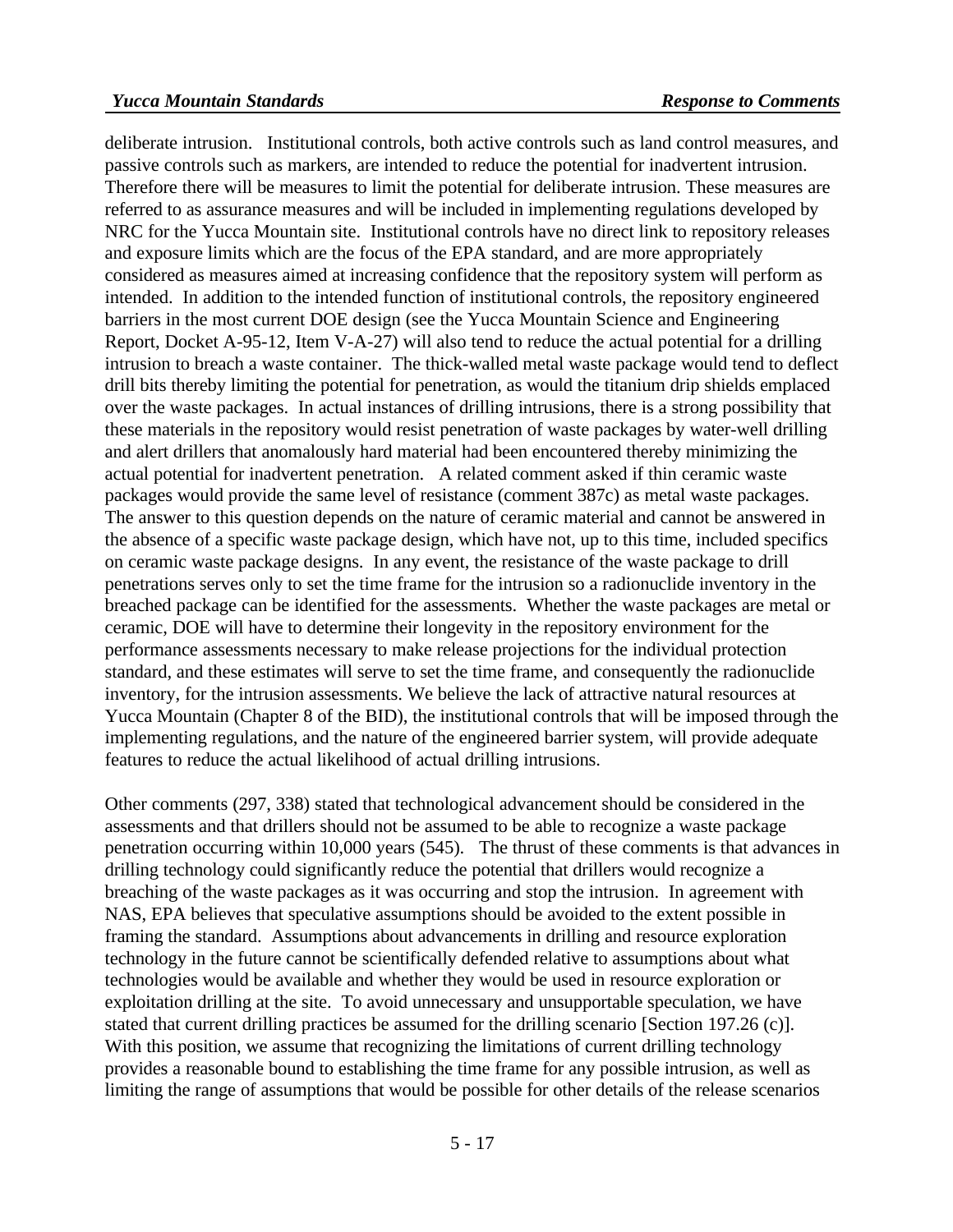deliberate intrusion. Institutional controls, both active controls such as land control measures, and passive controls such as markers, are intended to reduce the potential for inadvertent intrusion. Therefore there will be measures to limit the potential for deliberate intrusion. These measures are referred to as assurance measures and will be included in implementing regulations developed by NRC for the Yucca Mountain site. Institutional controls have no direct link to repository releases and exposure limits which are the focus of the EPA standard, and are more appropriately considered as measures aimed at increasing confidence that the repository system will perform as intended. In addition to the intended function of institutional controls, the repository engineered barriers in the most current DOE design (see the Yucca Mountain Science and Engineering Report, Docket A-95-12, Item V-A-27) will also tend to reduce the actual potential for a drilling intrusion to breach a waste container. The thick-walled metal waste package would tend to deflect drill bits thereby limiting the potential for penetration, as would the titanium drip shields emplaced over the waste packages. In actual instances of drilling intrusions, there is a strong possibility that these materials in the repository would resist penetration of waste packages by water-well drilling and alert drillers that anomalously hard material had been encountered thereby minimizing the actual potential for inadvertent penetration. A related comment asked if thin ceramic waste packages would provide the same level of resistance (comment 387c) as metal waste packages. The answer to this question depends on the nature of ceramic material and cannot be answered in the absence of a specific waste package design, which have not, up to this time, included specifics on ceramic waste package designs. In any event, the resistance of the waste package to drill penetrations serves only to set the time frame for the intrusion so a radionuclide inventory in the breached package can be identified for the assessments. Whether the waste packages are metal or ceramic, DOE will have to determine their longevity in the repository environment for the performance assessments necessary to make release projections for the individual protection standard, and these estimates will serve to set the time frame, and consequently the radionuclide inventory, for the intrusion assessments. We believe the lack of attractive natural resources at Yucca Mountain (Chapter 8 of the BID), the institutional controls that will be imposed through the implementing regulations, and the nature of the engineered barrier system, will provide adequate features to reduce the actual likelihood of actual drilling intrusions.

Other comments (297, 338) stated that technological advancement should be considered in the assessments and that drillers should not be assumed to be able to recognize a waste package penetration occurring within 10,000 years (545). The thrust of these comments is that advances in drilling technology could significantly reduce the potential that drillers would recognize a breaching of the waste packages as it was occurring and stop the intrusion. In agreement with NAS, EPA believes that speculative assumptions should be avoided to the extent possible in framing the standard. Assumptions about advancements in drilling and resource exploration technology in the future cannot be scientifically defended relative to assumptions about what technologies would be available and whether they would be used in resource exploration or exploitation drilling at the site. To avoid unnecessary and unsupportable speculation, we have stated that current drilling practices be assumed for the drilling scenario [Section 197.26 (c)]. With this position, we assume that recognizing the limitations of current drilling technology provides a reasonable bound to establishing the time frame for any possible intrusion, as well as limiting the range of assumptions that would be possible for other details of the release scenarios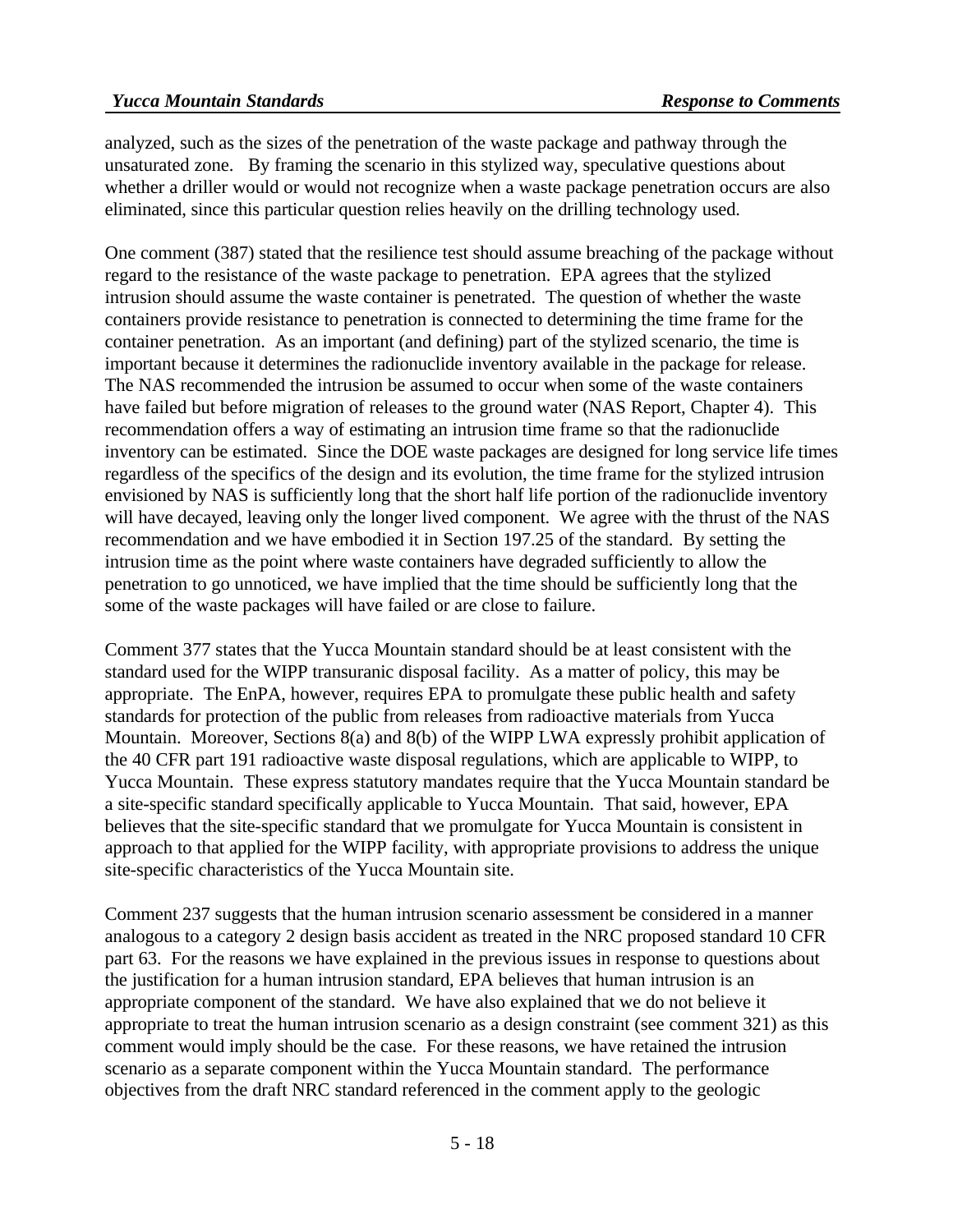analyzed, such as the sizes of the penetration of the waste package and pathway through the unsaturated zone. By framing the scenario in this stylized way, speculative questions about whether a driller would or would not recognize when a waste package penetration occurs are also eliminated, since this particular question relies heavily on the drilling technology used.

One comment (387) stated that the resilience test should assume breaching of the package without regard to the resistance of the waste package to penetration. EPA agrees that the stylized intrusion should assume the waste container is penetrated. The question of whether the waste containers provide resistance to penetration is connected to determining the time frame for the container penetration. As an important (and defining) part of the stylized scenario, the time is important because it determines the radionuclide inventory available in the package for release. The NAS recommended the intrusion be assumed to occur when some of the waste containers have failed but before migration of releases to the ground water (NAS Report, Chapter 4). This recommendation offers a way of estimating an intrusion time frame so that the radionuclide inventory can be estimated. Since the DOE waste packages are designed for long service life times regardless of the specifics of the design and its evolution, the time frame for the stylized intrusion envisioned by NAS is sufficiently long that the short half life portion of the radionuclide inventory will have decayed, leaving only the longer lived component. We agree with the thrust of the NAS recommendation and we have embodied it in Section 197.25 of the standard. By setting the intrusion time as the point where waste containers have degraded sufficiently to allow the penetration to go unnoticed, we have implied that the time should be sufficiently long that the some of the waste packages will have failed or are close to failure.

Comment 377 states that the Yucca Mountain standard should be at least consistent with the standard used for the WIPP transuranic disposal facility. As a matter of policy, this may be appropriate. The EnPA, however, requires EPA to promulgate these public health and safety standards for protection of the public from releases from radioactive materials from Yucca Mountain. Moreover, Sections 8(a) and 8(b) of the WIPP LWA expressly prohibit application of the 40 CFR part 191 radioactive waste disposal regulations, which are applicable to WIPP, to Yucca Mountain. These express statutory mandates require that the Yucca Mountain standard be a site-specific standard specifically applicable to Yucca Mountain. That said, however, EPA believes that the site-specific standard that we promulgate for Yucca Mountain is consistent in approach to that applied for the WIPP facility, with appropriate provisions to address the unique site-specific characteristics of the Yucca Mountain site.

Comment 237 suggests that the human intrusion scenario assessment be considered in a manner analogous to a category 2 design basis accident as treated in the NRC proposed standard 10 CFR part 63. For the reasons we have explained in the previous issues in response to questions about the justification for a human intrusion standard, EPA believes that human intrusion is an appropriate component of the standard. We have also explained that we do not believe it appropriate to treat the human intrusion scenario as a design constraint (see comment 321) as this comment would imply should be the case. For these reasons, we have retained the intrusion scenario as a separate component within the Yucca Mountain standard. The performance objectives from the draft NRC standard referenced in the comment apply to the geologic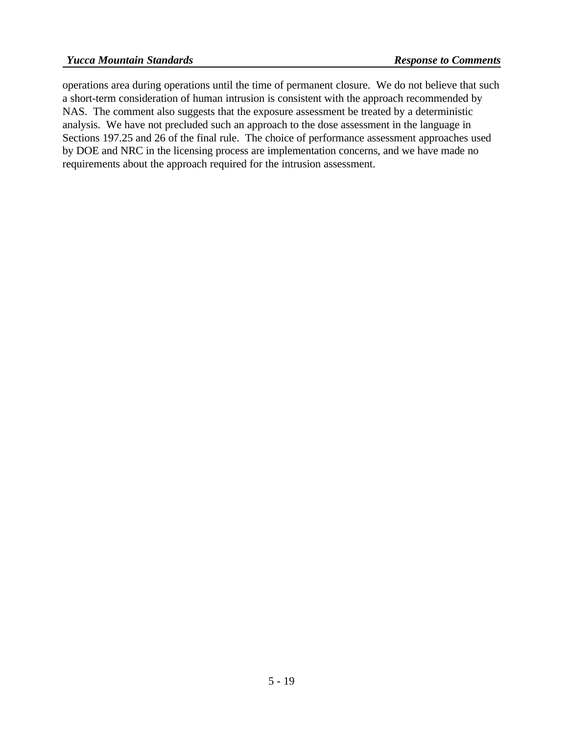operations area during operations until the time of permanent closure. We do not believe that such a short-term consideration of human intrusion is consistent with the approach recommended by NAS. The comment also suggests that the exposure assessment be treated by a deterministic analysis. We have not precluded such an approach to the dose assessment in the language in Sections 197.25 and 26 of the final rule. The choice of performance assessment approaches used by DOE and NRC in the licensing process are implementation concerns, and we have made no requirements about the approach required for the intrusion assessment.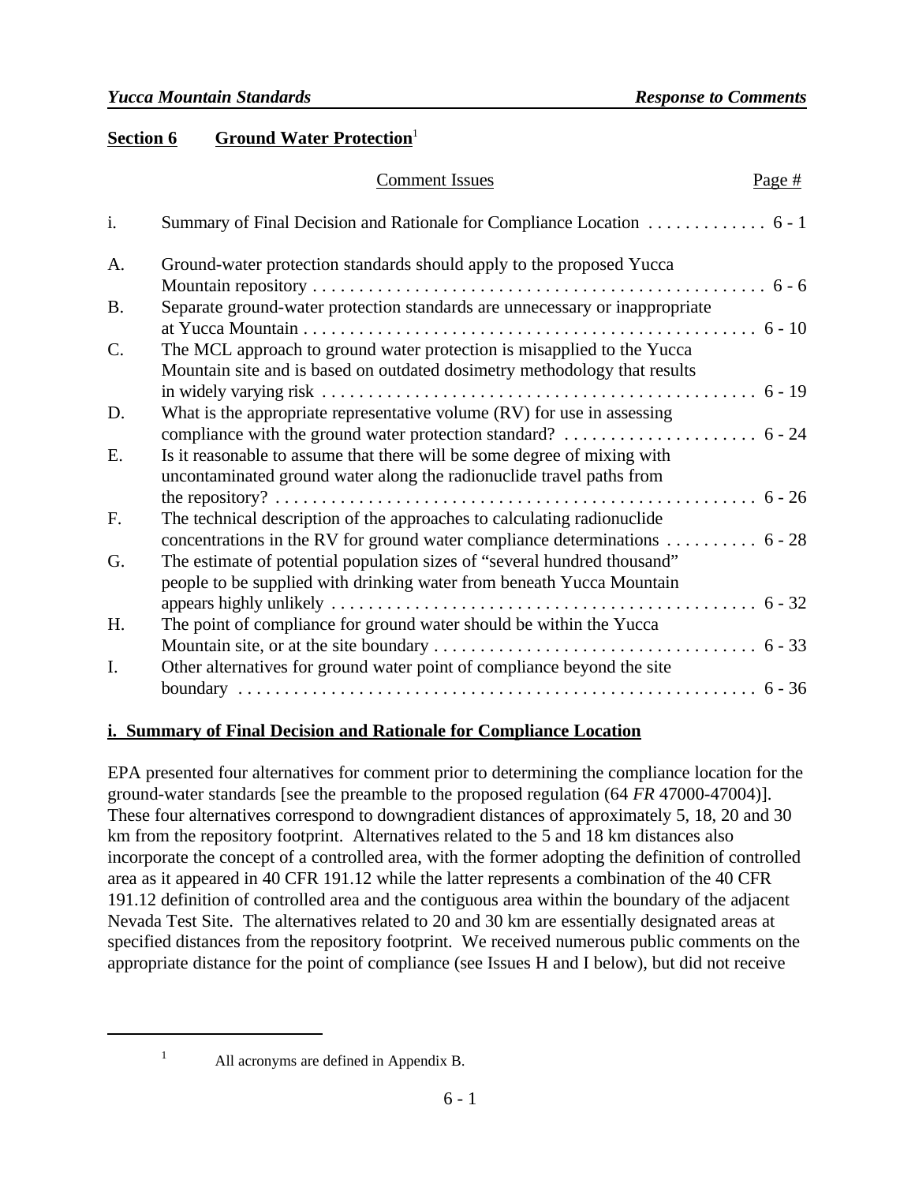## Section 6 Ground Water Protection[1]

| | Comment Issues | Page # |
|---|---|---|
| i. | Summary of Final Decision and Rationale for Compliance Location | 6 - 1 |
| A. | Ground-water protection standards should apply to the proposed Yucca Mountain repository | 6 - 6 |
| B. | Separate ground-water protection standards are unnecessary or inappropriate at Yucca Mountain | 6 - 10 |
| C. | The MCL approach to ground water protection is misapplied to the Yucca Mountain site and is based on outdated dosimetry methodology that results in widely varying risk | 6 - 19 |
| D. | What is the appropriate representative volume (RV) for use in assessing compliance with the ground water protection standard? | 6 - 24 |
| E. | Is it reasonable to assume that there will be some degree of mixing with uncontaminated ground water along the radionuclide travel paths from the repository? | 6 - 26 |
| F. | The technical description of the approaches to calculating radionuclide concentrations in the RV for ground water compliance determinations | 6 - 28 |
| G. | The estimate of potential population sizes of "several hundred thousand" people to be supplied with drinking water from beneath Yucca Mountain appears highly unlikely | 6 - 32 |
| H. | The point of compliance for ground water should be within the Yucca Mountain site, or at the site boundary | 6 - 33 |
| I. | Other alternatives for ground water point of compliance beyond the site boundary | 6 - 36 |

### i. Summary of Final Decision and Rationale for Compliance Location

EPA presented four alternatives for comment prior to determining the compliance location for the ground-water standards [see the preamble to the proposed regulation (64 *FR* 47000-47004)]. These four alternatives correspond to downgradient distances of approximately 5, 18, 20 and 30 km from the repository footprint. Alternatives related to the 5 and 18 km distances also incorporate the concept of a controlled area, with the former adopting the definition of controlled area as it appeared in 40 CFR 191.12 while the latter represents a combination of the 40 CFR 191.12 definition of controlled area and the contiguous area within the boundary of the adjacent Nevada Test Site. The alternatives related to 20 and 30 km are essentially designated areas at specified distances from the repository footprint. We received numerous public comments on the appropriate distance for the point of compliance (see Issues H and I below), but did not receive

[1] All acronyms are defined in Appendix B.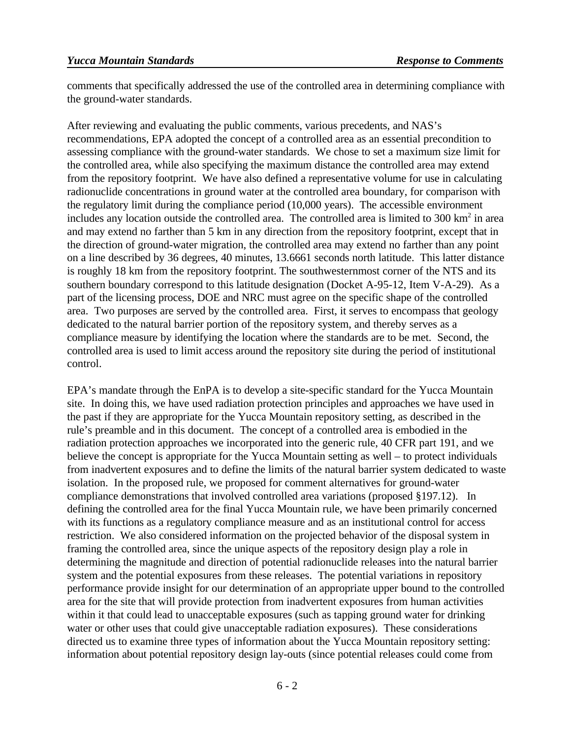comments that specifically addressed the use of the controlled area in determining compliance with the ground-water standards.

After reviewing and evaluating the public comments, various precedents, and NAS's recommendations, EPA adopted the concept of a controlled area as an essential precondition to assessing compliance with the ground-water standards. We chose to set a maximum size limit for the controlled area, while also specifying the maximum distance the controlled area may extend from the repository footprint. We have also defined a representative volume for use in calculating radionuclide concentrations in ground water at the controlled area boundary, for comparison with the regulatory limit during the compliance period (10,000 years). The accessible environment includes any location outside the controlled area. The controlled area is limited to 300 $km^2$ in area and may extend no farther than 5 km in any direction from the repository footprint, except that in the direction of ground-water migration, the controlled area may extend no farther than any point on a line described by 36 degrees, 40 minutes, 13.6661 seconds north latitude. This latter distance is roughly 18 km from the repository footprint. The southwesternmost corner of the NTS and its southern boundary correspond to this latitude designation (Docket A-95-12, Item V-A-29). As a part of the licensing process, DOE and NRC must agree on the specific shape of the controlled area. Two purposes are served by the controlled area. First, it serves to encompass that geology dedicated to the natural barrier portion of the repository system, and thereby serves as a compliance measure by identifying the location where the standards are to be met. Second, the controlled area is used to limit access around the repository site during the period of institutional control.

EPA's mandate through the EnPA is to develop a site-specific standard for the Yucca Mountain site. In doing this, we have used radiation protection principles and approaches we have used in the past if they are appropriate for the Yucca Mountain repository setting, as described in the rule's preamble and in this document. The concept of a controlled area is embodied in the radiation protection approaches we incorporated into the generic rule, 40 CFR part 191, and we believe the concept is appropriate for the Yucca Mountain setting as well – to protect individuals from inadvertent exposures and to define the limits of the natural barrier system dedicated to waste isolation. In the proposed rule, we proposed for comment alternatives for ground-water compliance demonstrations that involved controlled area variations (proposed §197.12). In defining the controlled area for the final Yucca Mountain rule, we have been primarily concerned with its functions as a regulatory compliance measure and as an institutional control for access restriction. We also considered information on the projected behavior of the disposal system in framing the controlled area, since the unique aspects of the repository design play a role in determining the magnitude and direction of potential radionuclide releases into the natural barrier system and the potential exposures from these releases. The potential variations in repository performance provide insight for our determination of an appropriate upper bound to the controlled area for the site that will provide protection from inadvertent exposures from human activities within it that could lead to unacceptable exposures (such as tapping ground water for drinking water or other uses that could give unacceptable radiation exposures). These considerations directed us to examine three types of information about the Yucca Mountain repository setting: information about potential repository design lay-outs (since potential releases could come from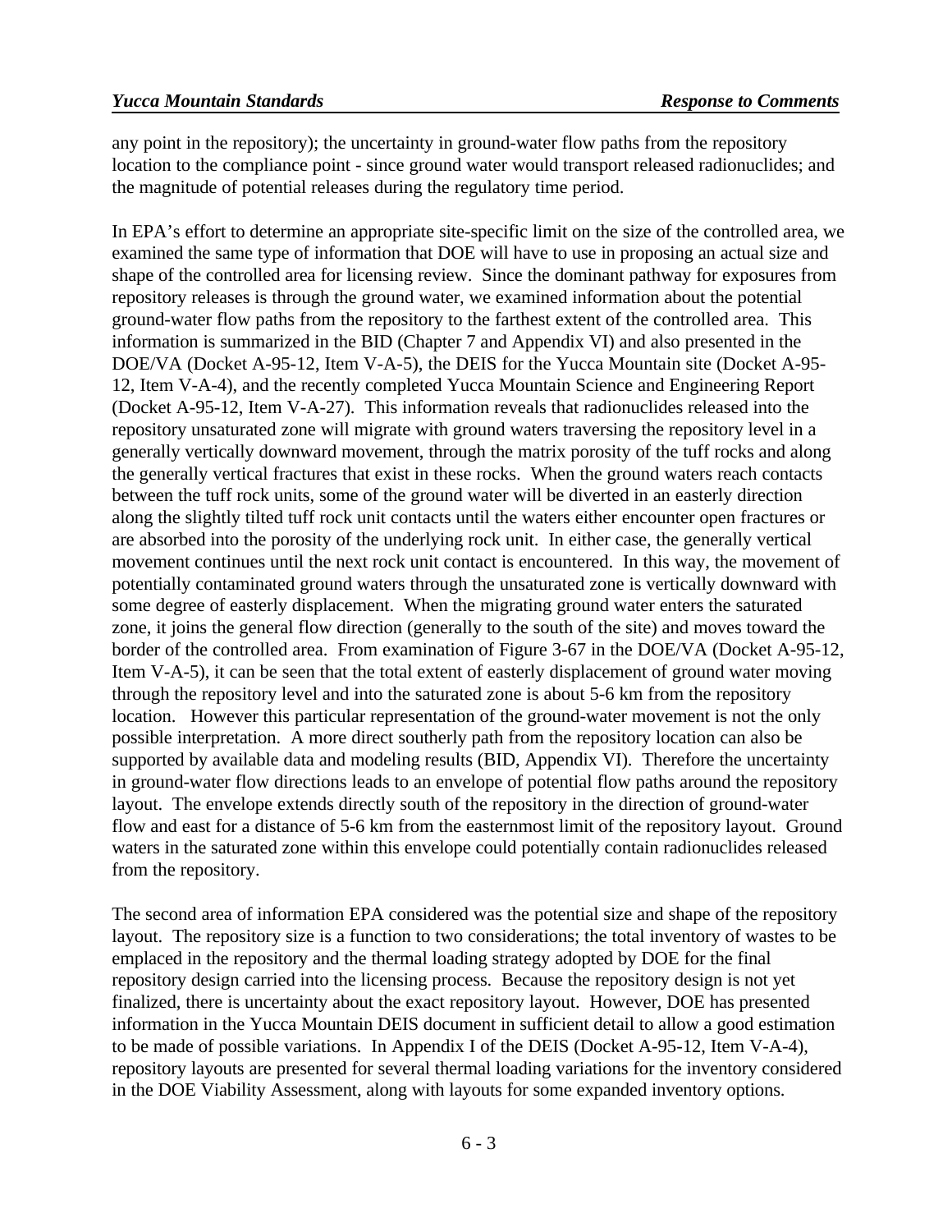any point in the repository); the uncertainty in ground-water flow paths from the repository location to the compliance point - since ground water would transport released radionuclides; and the magnitude of potential releases during the regulatory time period.

In EPA's effort to determine an appropriate site-specific limit on the size of the controlled area, we examined the same type of information that DOE will have to use in proposing an actual size and shape of the controlled area for licensing review. Since the dominant pathway for exposures from repository releases is through the ground water, we examined information about the potential ground-water flow paths from the repository to the farthest extent of the controlled area. This information is summarized in the BID (Chapter 7 and Appendix VI) and also presented in the DOE/VA (Docket A-95-12, Item V-A-5), the DEIS for the Yucca Mountain site (Docket A-95-12, Item V-A-4), and the recently completed Yucca Mountain Science and Engineering Report (Docket A-95-12, Item V-A-27). This information reveals that radionuclides released into the repository unsaturated zone will migrate with ground waters traversing the repository level in a generally vertically downward movement, through the matrix porosity of the tuff rocks and along the generally vertical fractures that exist in these rocks. When the ground waters reach contacts between the tuff rock units, some of the ground water will be diverted in an easterly direction along the slightly tilted tuff rock unit contacts until the waters either encounter open fractures or are absorbed into the porosity of the underlying rock unit. In either case, the generally vertical movement continues until the next rock unit contact is encountered. In this way, the movement of potentially contaminated ground waters through the unsaturated zone is vertically downward with some degree of easterly displacement. When the migrating ground water enters the saturated zone, it joins the general flow direction (generally to the south of the site) and moves toward the border of the controlled area. From examination of Figure 3-67 in the DOE/VA (Docket A-95-12, Item V-A-5), it can be seen that the total extent of easterly displacement of ground water moving through the repository level and into the saturated zone is about 5-6 km from the repository location. However this particular representation of the ground-water movement is not the only possible interpretation. A more direct southerly path from the repository location can also be supported by available data and modeling results (BID, Appendix VI). Therefore the uncertainty in ground-water flow directions leads to an envelope of potential flow paths around the repository layout. The envelope extends directly south of the repository in the direction of ground-water flow and east for a distance of 5-6 km from the easternmost limit of the repository layout. Ground waters in the saturated zone within this envelope could potentially contain radionuclides released from the repository.

The second area of information EPA considered was the potential size and shape of the repository layout. The repository size is a function to two considerations; the total inventory of wastes to be emplaced in the repository and the thermal loading strategy adopted by DOE for the final repository design carried into the licensing process. Because the repository design is not yet finalized, there is uncertainty about the exact repository layout. However, DOE has presented information in the Yucca Mountain DEIS document in sufficient detail to allow a good estimation to be made of possible variations. In Appendix I of the DEIS (Docket A-95-12, Item V-A-4), repository layouts are presented for several thermal loading variations for the inventory considered in the DOE Viability Assessment, along with layouts for some expanded inventory options.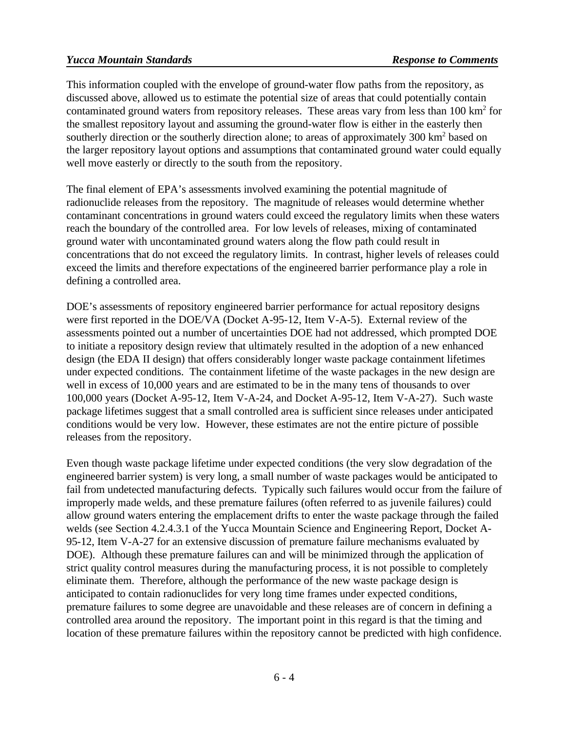This information coupled with the envelope of ground-water flow paths from the repository, as discussed above, allowed us to estimate the potential size of areas that could potentially contain contaminated ground waters from repository releases. These areas vary from less than 100 $km^2$ for the smallest repository layout and assuming the ground-water flow is either in the easterly then southerly direction or the southerly direction alone; to areas of approximately 300 $km^2$ based on the larger repository layout options and assumptions that contaminated ground water could equally well move easterly or directly to the south from the repository.

The final element of EPA's assessments involved examining the potential magnitude of radionuclide releases from the repository. The magnitude of releases would determine whether contaminant concentrations in ground waters could exceed the regulatory limits when these waters reach the boundary of the controlled area. For low levels of releases, mixing of contaminated ground water with uncontaminated ground waters along the flow path could result in concentrations that do not exceed the regulatory limits. In contrast, higher levels of releases could exceed the limits and therefore expectations of the engineered barrier performance play a role in defining a controlled area.

DOE's assessments of repository engineered barrier performance for actual repository designs were first reported in the DOE/VA (Docket A-95-12, Item V-A-5). External review of the assessments pointed out a number of uncertainties DOE had not addressed, which prompted DOE to initiate a repository design review that ultimately resulted in the adoption of a new enhanced design (the EDA II design) that offers considerably longer waste package containment lifetimes under expected conditions. The containment lifetime of the waste packages in the new design are well in excess of 10,000 years and are estimated to be in the many tens of thousands to over 100,000 years (Docket A-95-12, Item V-A-24, and Docket A-95-12, Item V-A-27). Such waste package lifetimes suggest that a small controlled area is sufficient since releases under anticipated conditions would be very low. However, these estimates are not the entire picture of possible releases from the repository.

Even though waste package lifetime under expected conditions (the very slow degradation of the engineered barrier system) is very long, a small number of waste packages would be anticipated to fail from undetected manufacturing defects. Typically such failures would occur from the failure of improperly made welds, and these premature failures (often referred to as juvenile failures) could allow ground waters entering the emplacement drifts to enter the waste package through the failed welds (see Section 4.2.4.3.1 of the Yucca Mountain Science and Engineering Report, Docket A-95-12, Item V-A-27 for an extensive discussion of premature failure mechanisms evaluated by DOE). Although these premature failures can and will be minimized through the application of strict quality control measures during the manufacturing process, it is not possible to completely eliminate them. Therefore, although the performance of the new waste package design is anticipated to contain radionuclides for very long time frames under expected conditions, premature failures to some degree are unavoidable and these releases are of concern in defining a controlled area around the repository. The important point in this regard is that the timing and location of these premature failures within the repository cannot be predicted with high confidence.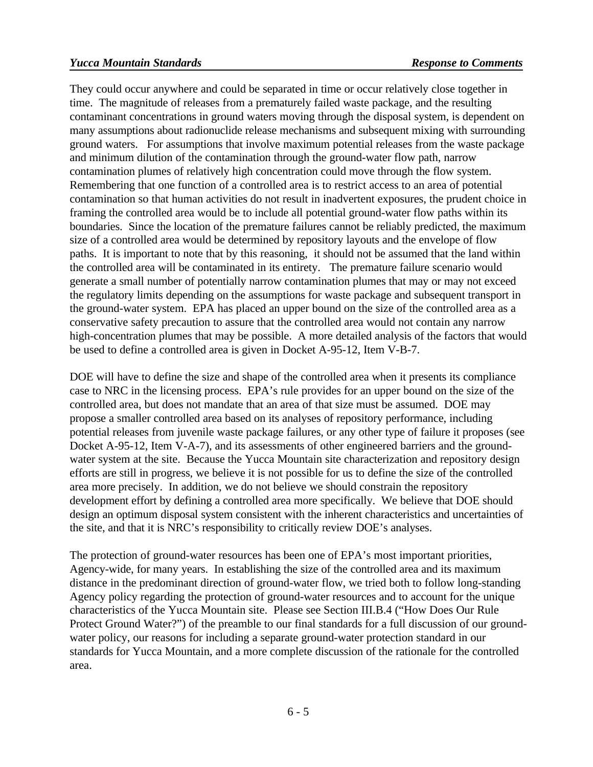They could occur anywhere and could be separated in time or occur relatively close together in time. The magnitude of releases from a prematurely failed waste package, and the resulting contaminant concentrations in ground waters moving through the disposal system, is dependent on many assumptions about radionuclide release mechanisms and subsequent mixing with surrounding ground waters. For assumptions that involve maximum potential releases from the waste package and minimum dilution of the contamination through the ground-water flow path, narrow contamination plumes of relatively high concentration could move through the flow system. Remembering that one function of a controlled area is to restrict access to an area of potential contamination so that human activities do not result in inadvertent exposures, the prudent choice in framing the controlled area would be to include all potential ground-water flow paths within its boundaries. Since the location of the premature failures cannot be reliably predicted, the maximum size of a controlled area would be determined by repository layouts and the envelope of flow paths. It is important to note that by this reasoning, it should not be assumed that the land within the controlled area will be contaminated in its entirety. The premature failure scenario would generate a small number of potentially narrow contamination plumes that may or may not exceed the regulatory limits depending on the assumptions for waste package and subsequent transport in the ground-water system. EPA has placed an upper bound on the size of the controlled area as a conservative safety precaution to assure that the controlled area would not contain any narrow high-concentration plumes that may be possible. A more detailed analysis of the factors that would be used to define a controlled area is given in Docket A-95-12, Item V-B-7.

DOE will have to define the size and shape of the controlled area when it presents its compliance case to NRC in the licensing process. EPA's rule provides for an upper bound on the size of the controlled area, but does not mandate that an area of that size must be assumed. DOE may propose a smaller controlled area based on its analyses of repository performance, including potential releases from juvenile waste package failures, or any other type of failure it proposes (see Docket A-95-12, Item V-A-7), and its assessments of other engineered barriers and the ground-water system at the site. Because the Yucca Mountain site characterization and repository design efforts are still in progress, we believe it is not possible for us to define the size of the controlled area more precisely. In addition, we do not believe we should constrain the repository development effort by defining a controlled area more specifically. We believe that DOE should design an optimum disposal system consistent with the inherent characteristics and uncertainties of the site, and that it is NRC's responsibility to critically review DOE's analyses.

The protection of ground-water resources has been one of EPA's most important priorities, Agency-wide, for many years. In establishing the size of the controlled area and its maximum distance in the predominant direction of ground-water flow, we tried both to follow long-standing Agency policy regarding the protection of ground-water resources and to account for the unique characteristics of the Yucca Mountain site. Please see Section III.B.4 ("How Does Our Rule Protect Ground Water?") of the preamble to our final standards for a full discussion of our ground-water policy, our reasons for including a separate ground-water protection standard in our standards for Yucca Mountain, and a more complete discussion of the rationale for the controlled area.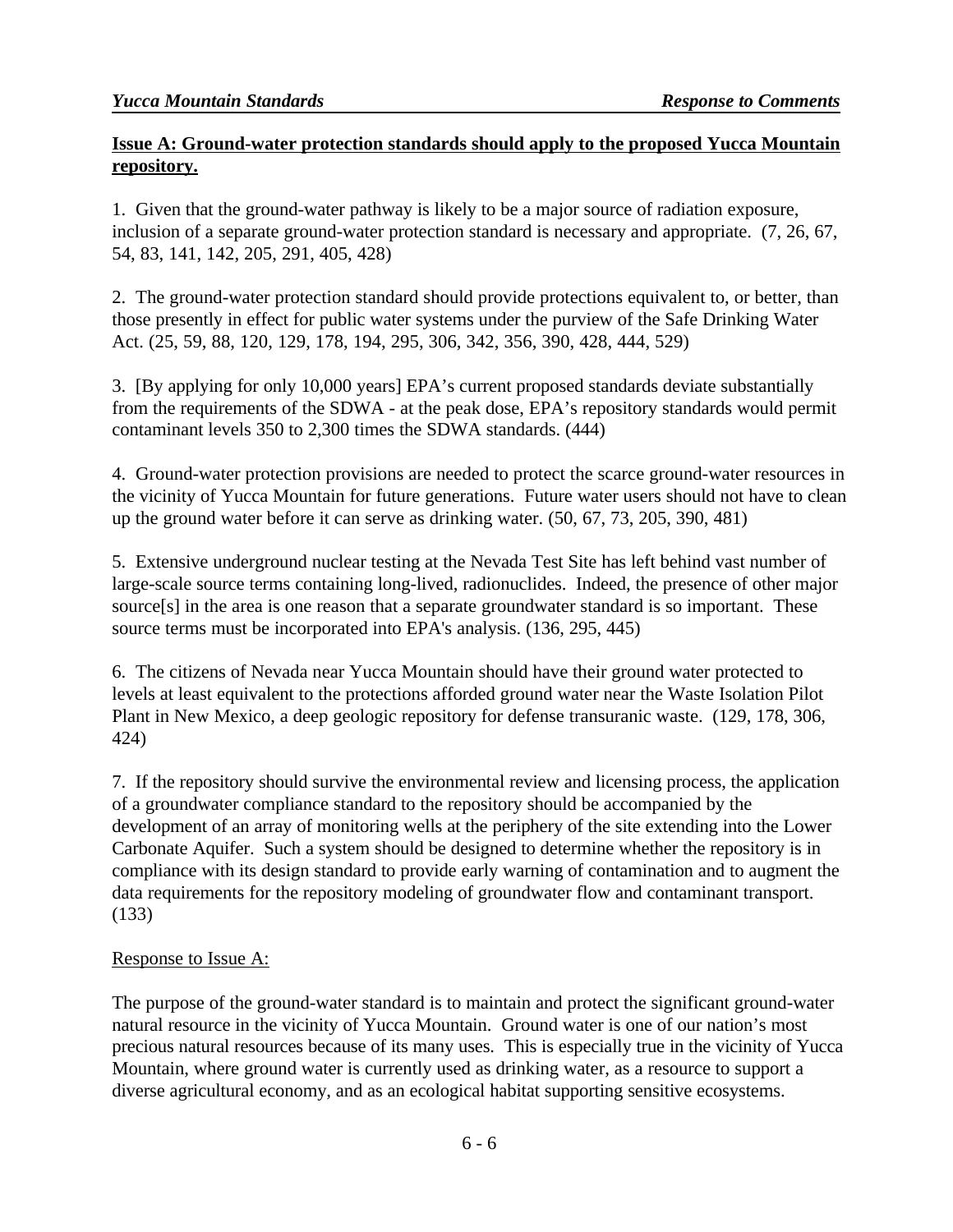**Issue A: Ground-water protection standards should apply to the proposed Yucca Mountain repository.**

1. Given that the ground-water pathway is likely to be a major source of radiation exposure, inclusion of a separate ground-water protection standard is necessary and appropriate. (7, 26, 67, 54, 83, 141, 142, 205, 291, 405, 428)

2. The ground-water protection standard should provide protections equivalent to, or better, than those presently in effect for public water systems under the purview of the Safe Drinking Water Act. (25, 59, 88, 120, 129, 178, 194, 295, 306, 342, 356, 390, 428, 444, 529)

3. [By applying for only 10,000 years] EPA's current proposed standards deviate substantially from the requirements of the SDWA - at the peak dose, EPA's repository standards would permit contaminant levels 350 to 2,300 times the SDWA standards. (444)

4. Ground-water protection provisions are needed to protect the scarce ground-water resources in the vicinity of Yucca Mountain for future generations. Future water users should not have to clean up the ground water before it can serve as drinking water. (50, 67, 73, 205, 390, 481)

5. Extensive underground nuclear testing at the Nevada Test Site has left behind vast number of large-scale source terms containing long-lived, radionuclides. Indeed, the presence of other major source[s] in the area is one reason that a separate groundwater standard is so important. These source terms must be incorporated into EPA's analysis. (136, 295, 445)

6. The citizens of Nevada near Yucca Mountain should have their ground water protected to levels at least equivalent to the protections afforded ground water near the Waste Isolation Pilot Plant in New Mexico, a deep geologic repository for defense transuranic waste. (129, 178, 306, 424)

7. If the repository should survive the environmental review and licensing process, the application of a groundwater compliance standard to the repository should be accompanied by the development of an array of monitoring wells at the periphery of the site extending into the Lower Carbonate Aquifer. Such a system should be designed to determine whether the repository is in compliance with its design standard to provide early warning of contamination and to augment the data requirements for the repository modeling of groundwater flow and contaminant transport. (133)

Response to Issue A:

The purpose of the ground-water standard is to maintain and protect the significant ground-water natural resource in the vicinity of Yucca Mountain. Ground water is one of our nation's most precious natural resources because of its many uses. This is especially true in the vicinity of Yucca Mountain, where ground water is currently used as drinking water, as a resource to support a diverse agricultural economy, and as an ecological habitat supporting sensitive ecosystems.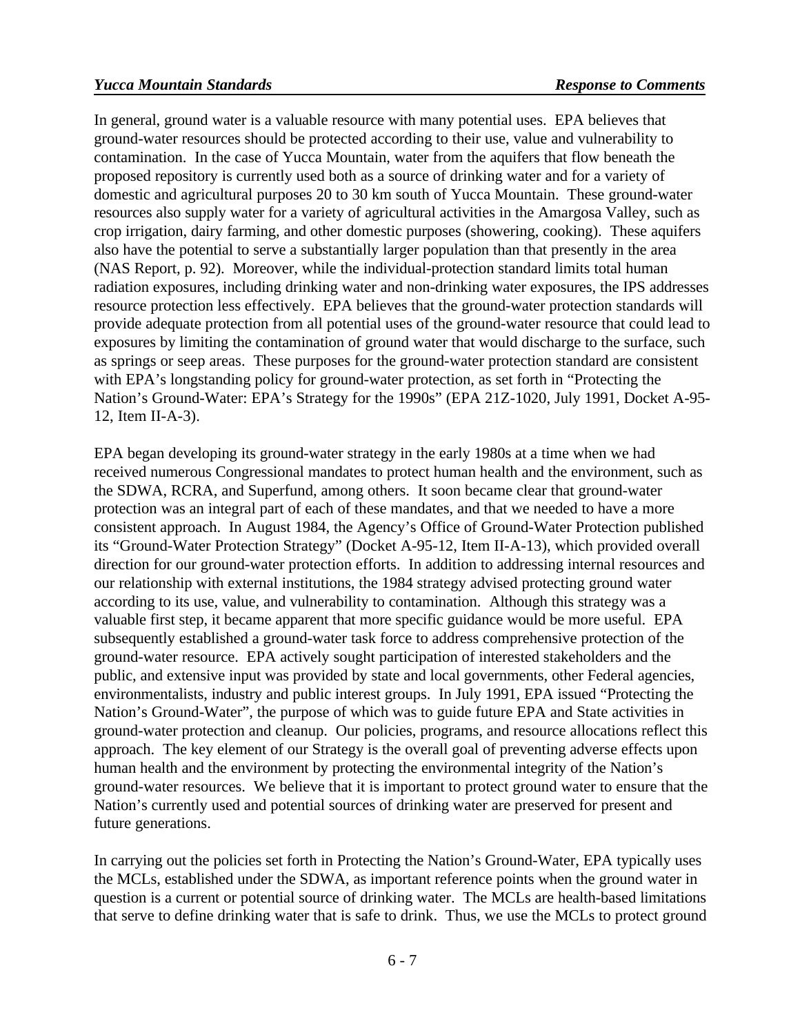In general, ground water is a valuable resource with many potential uses. EPA believes that ground-water resources should be protected according to their use, value and vulnerability to contamination. In the case of Yucca Mountain, water from the aquifers that flow beneath the proposed repository is currently used both as a source of drinking water and for a variety of domestic and agricultural purposes 20 to 30 km south of Yucca Mountain. These ground-water resources also supply water for a variety of agricultural activities in the Amargosa Valley, such as crop irrigation, dairy farming, and other domestic purposes (showering, cooking). These aquifers also have the potential to serve a substantially larger population than that presently in the area (NAS Report, p. 92). Moreover, while the individual-protection standard limits total human radiation exposures, including drinking water and non-drinking water exposures, the IPS addresses resource protection less effectively. EPA believes that the ground-water protection standards will provide adequate protection from all potential uses of the ground-water resource that could lead to exposures by limiting the contamination of ground water that would discharge to the surface, such as springs or seep areas. These purposes for the ground-water protection standard are consistent with EPA's longstanding policy for ground-water protection, as set forth in "Protecting the Nation's Ground-Water: EPA's Strategy for the 1990s" (EPA 21Z-1020, July 1991, Docket A-95-12, Item II-A-3).

EPA began developing its ground-water strategy in the early 1980s at a time when we had received numerous Congressional mandates to protect human health and the environment, such as the SDWA, RCRA, and Superfund, among others. It soon became clear that ground-water protection was an integral part of each of these mandates, and that we needed to have a more consistent approach. In August 1984, the Agency's Office of Ground-Water Protection published its "Ground-Water Protection Strategy" (Docket A-95-12, Item II-A-13), which provided overall direction for our ground-water protection efforts. In addition to addressing internal resources and our relationship with external institutions, the 1984 strategy advised protecting ground water according to its use, value, and vulnerability to contamination. Although this strategy was a valuable first step, it became apparent that more specific guidance would be more useful. EPA subsequently established a ground-water task force to address comprehensive protection of the ground-water resource. EPA actively sought participation of interested stakeholders and the public, and extensive input was provided by state and local governments, other Federal agencies, environmentalists, industry and public interest groups. In July 1991, EPA issued "Protecting the Nation's Ground-Water", the purpose of which was to guide future EPA and State activities in ground-water protection and cleanup. Our policies, programs, and resource allocations reflect this approach. The key element of our Strategy is the overall goal of preventing adverse effects upon human health and the environment by protecting the environmental integrity of the Nation's ground-water resources. We believe that it is important to protect ground water to ensure that the Nation's currently used and potential sources of drinking water are preserved for present and future generations.

In carrying out the policies set forth in Protecting the Nation's Ground-Water, EPA typically uses the MCLs, established under the SDWA, as important reference points when the ground water in question is a current or potential source of drinking water. The MCLs are health-based limitations that serve to define drinking water that is safe to drink. Thus, we use the MCLs to protect ground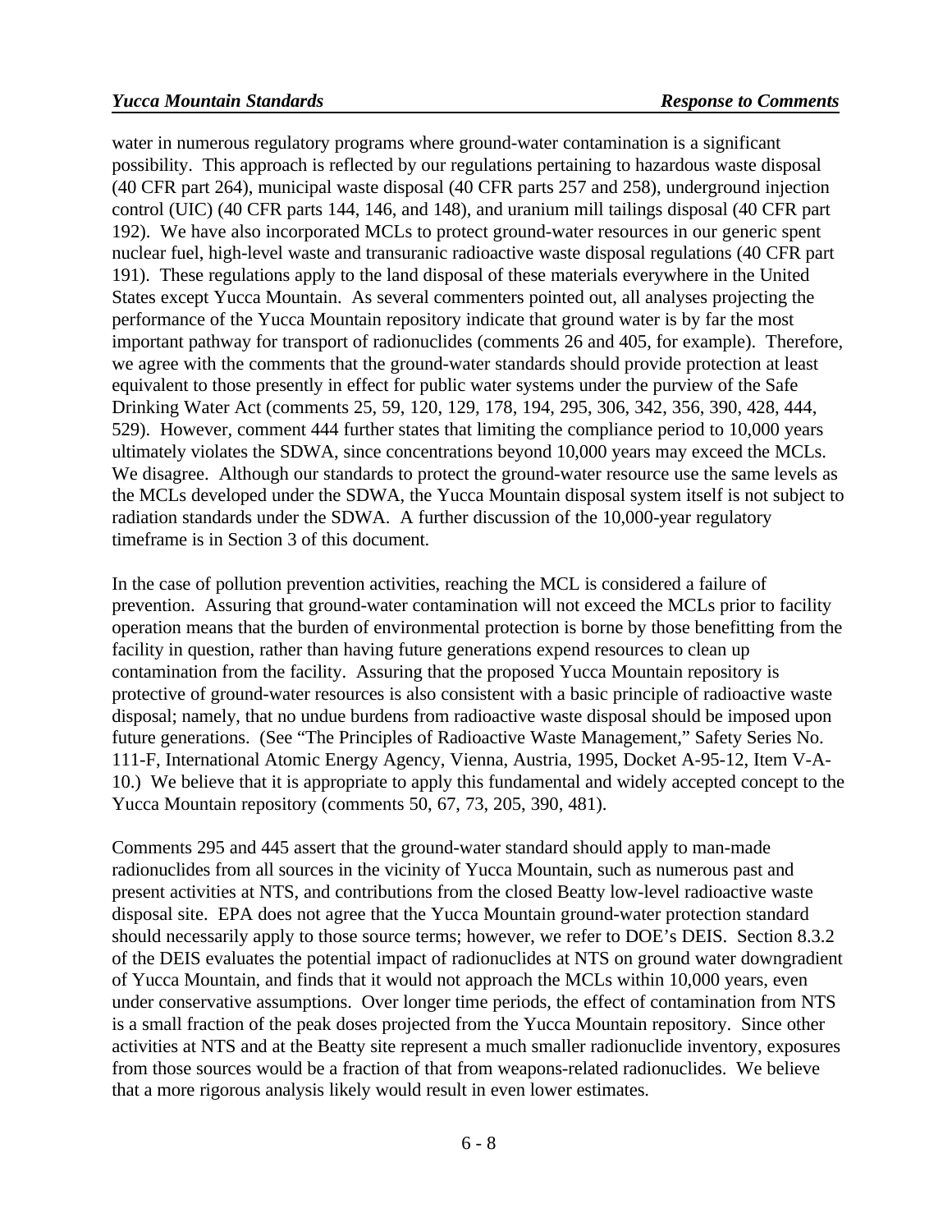water in numerous regulatory programs where ground-water contamination is a significant possibility. This approach is reflected by our regulations pertaining to hazardous waste disposal (40 CFR part 264), municipal waste disposal (40 CFR parts 257 and 258), underground injection control (UIC) (40 CFR parts 144, 146, and 148), and uranium mill tailings disposal (40 CFR part 192). We have also incorporated MCLs to protect ground-water resources in our generic spent nuclear fuel, high-level waste and transuranic radioactive waste disposal regulations (40 CFR part 191). These regulations apply to the land disposal of these materials everywhere in the United States except Yucca Mountain. As several commenters pointed out, all analyses projecting the performance of the Yucca Mountain repository indicate that ground water is by far the most important pathway for transport of radionuclides (comments 26 and 405, for example). Therefore, we agree with the comments that the ground-water standards should provide protection at least equivalent to those presently in effect for public water systems under the purview of the Safe Drinking Water Act (comments 25, 59, 120, 129, 178, 194, 295, 306, 342, 356, 390, 428, 444, 529). However, comment 444 further states that limiting the compliance period to 10,000 years ultimately violates the SDWA, since concentrations beyond 10,000 years may exceed the MCLs. We disagree. Although our standards to protect the ground-water resource use the same levels as the MCLs developed under the SDWA, the Yucca Mountain disposal system itself is not subject to radiation standards under the SDWA. A further discussion of the 10,000-year regulatory timeframe is in Section 3 of this document.

In the case of pollution prevention activities, reaching the MCL is considered a failure of prevention. Assuring that ground-water contamination will not exceed the MCLs prior to facility operation means that the burden of environmental protection is borne by those benefitting from the facility in question, rather than having future generations expend resources to clean up contamination from the facility. Assuring that the proposed Yucca Mountain repository is protective of ground-water resources is also consistent with a basic principle of radioactive waste disposal; namely, that no undue burdens from radioactive waste disposal should be imposed upon future generations. (See "The Principles of Radioactive Waste Management," Safety Series No. 111-F, International Atomic Energy Agency, Vienna, Austria, 1995, Docket A-95-12, Item V-A-10.) We believe that it is appropriate to apply this fundamental and widely accepted concept to the Yucca Mountain repository (comments 50, 67, 73, 205, 390, 481).

Comments 295 and 445 assert that the ground-water standard should apply to man-made radionuclides from all sources in the vicinity of Yucca Mountain, such as numerous past and present activities at NTS, and contributions from the closed Beatty low-level radioactive waste disposal site. EPA does not agree that the Yucca Mountain ground-water protection standard should necessarily apply to those source terms; however, we refer to DOE's DEIS. Section 8.3.2 of the DEIS evaluates the potential impact of radionuclides at NTS on ground water downgradient of Yucca Mountain, and finds that it would not approach the MCLs within 10,000 years, even under conservative assumptions. Over longer time periods, the effect of contamination from NTS is a small fraction of the peak doses projected from the Yucca Mountain repository. Since other activities at NTS and at the Beatty site represent a much smaller radionuclide inventory, exposures from those sources would be a fraction of that from weapons-related radionuclides. We believe that a more rigorous analysis likely would result in even lower estimates.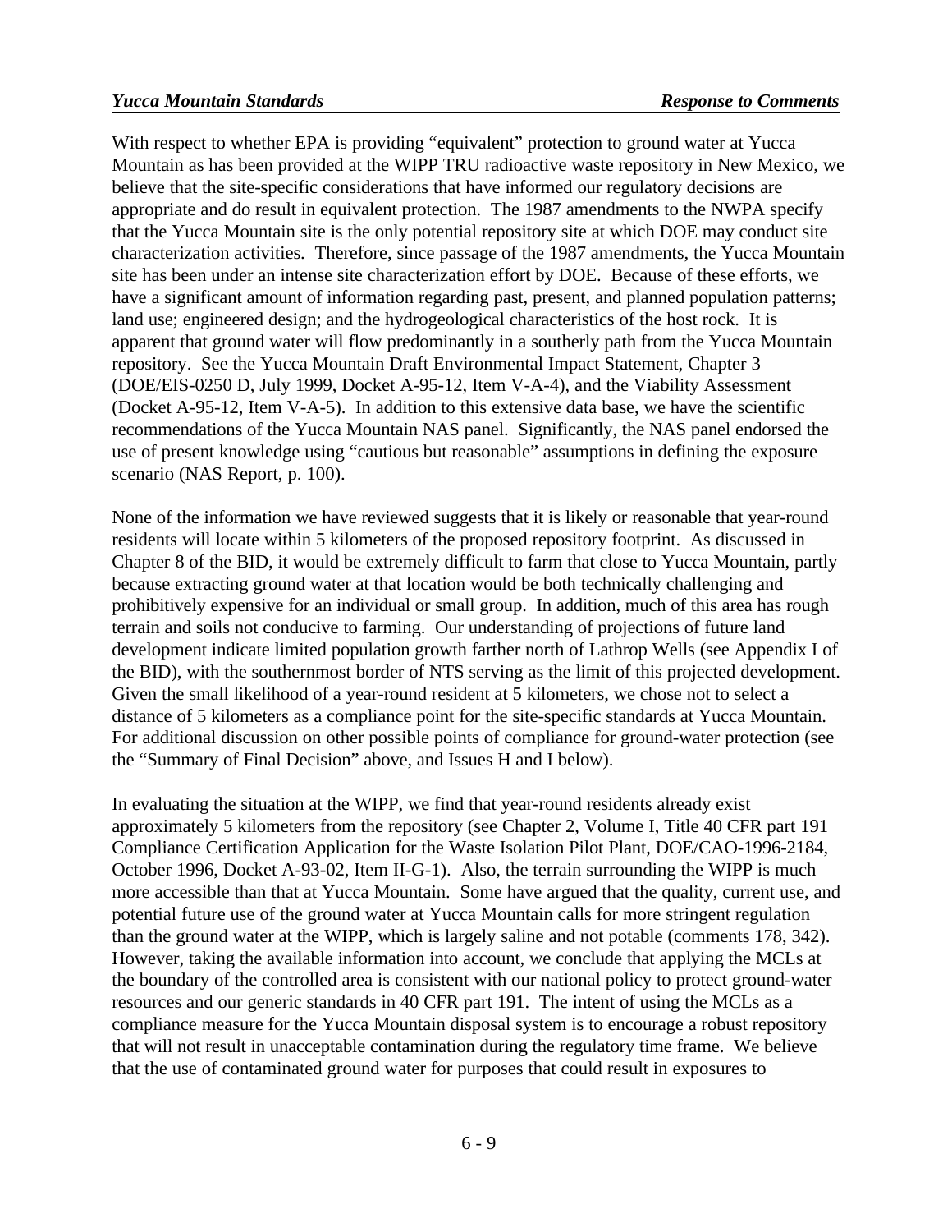With respect to whether EPA is providing "equivalent" protection to ground water at Yucca Mountain as has been provided at the WIPP TRU radioactive waste repository in New Mexico, we believe that the site-specific considerations that have informed our regulatory decisions are appropriate and do result in equivalent protection. The 1987 amendments to the NWPA specify that the Yucca Mountain site is the only potential repository site at which DOE may conduct site characterization activities. Therefore, since passage of the 1987 amendments, the Yucca Mountain site has been under an intense site characterization effort by DOE. Because of these efforts, we have a significant amount of information regarding past, present, and planned population patterns; land use; engineered design; and the hydrogeological characteristics of the host rock. It is apparent that ground water will flow predominantly in a southerly path from the Yucca Mountain repository. See the Yucca Mountain Draft Environmental Impact Statement, Chapter 3 (DOE/EIS-0250 D, July 1999, Docket A-95-12, Item V-A-4), and the Viability Assessment (Docket A-95-12, Item V-A-5). In addition to this extensive data base, we have the scientific recommendations of the Yucca Mountain NAS panel. Significantly, the NAS panel endorsed the use of present knowledge using "cautious but reasonable" assumptions in defining the exposure scenario (NAS Report, p. 100).

None of the information we have reviewed suggests that it is likely or reasonable that year-round residents will locate within 5 kilometers of the proposed repository footprint. As discussed in Chapter 8 of the BID, it would be extremely difficult to farm that close to Yucca Mountain, partly because extracting ground water at that location would be both technically challenging and prohibitively expensive for an individual or small group. In addition, much of this area has rough terrain and soils not conducive to farming. Our understanding of projections of future land development indicate limited population growth farther north of Lathrop Wells (see Appendix I of the BID), with the southernmost border of NTS serving as the limit of this projected development. Given the small likelihood of a year-round resident at 5 kilometers, we chose not to select a distance of 5 kilometers as a compliance point for the site-specific standards at Yucca Mountain. For additional discussion on other possible points of compliance for ground-water protection (see the "Summary of Final Decision" above, and Issues H and I below).

In evaluating the situation at the WIPP, we find that year-round residents already exist approximately 5 kilometers from the repository (see Chapter 2, Volume I, Title 40 CFR part 191 Compliance Certification Application for the Waste Isolation Pilot Plant, DOE/CAO-1996-2184, October 1996, Docket A-93-02, Item II-G-1). Also, the terrain surrounding the WIPP is much more accessible than that at Yucca Mountain. Some have argued that the quality, current use, and potential future use of the ground water at Yucca Mountain calls for more stringent regulation than the ground water at the WIPP, which is largely saline and not potable (comments 178, 342). However, taking the available information into account, we conclude that applying the MCLs at the boundary of the controlled area is consistent with our national policy to protect ground-water resources and our generic standards in 40 CFR part 191. The intent of using the MCLs as a compliance measure for the Yucca Mountain disposal system is to encourage a robust repository that will not result in unacceptable contamination during the regulatory time frame. We believe that the use of contaminated ground water for purposes that could result in exposures to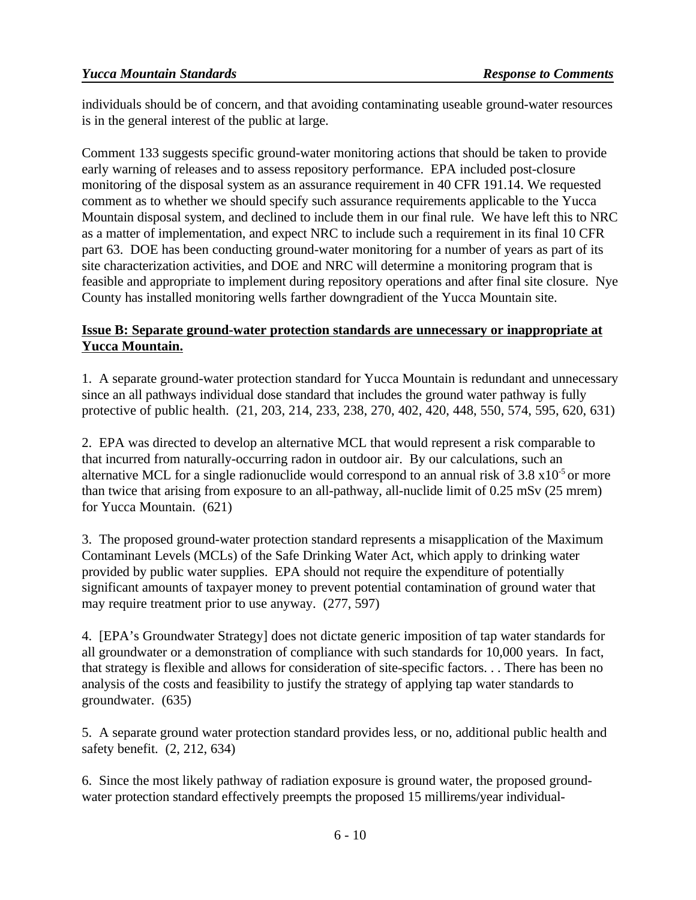individuals should be of concern, and that avoiding contaminating useable ground-water resources is in the general interest of the public at large.

Comment 133 suggests specific ground-water monitoring actions that should be taken to provide early warning of releases and to assess repository performance. EPA included post-closure monitoring of the disposal system as an assurance requirement in 40 CFR 191.14. We requested comment as to whether we should specify such assurance requirements applicable to the Yucca Mountain disposal system, and declined to include them in our final rule. We have left this to NRC as a matter of implementation, and expect NRC to include such a requirement in its final 10 CFR part 63. DOE has been conducting ground-water monitoring for a number of years as part of its site characterization activities, and DOE and NRC will determine a monitoring program that is feasible and appropriate to implement during repository operations and after final site closure. Nye County has installed monitoring wells farther downgradient of the Yucca Mountain site.

**Issue B: Separate ground-water protection standards are unnecessary or inappropriate at Yucca Mountain.**

1. A separate ground-water protection standard for Yucca Mountain is redundant and unnecessary since an all pathways individual dose standard that includes the ground water pathway is fully protective of public health. (21, 203, 214, 233, 238, 270, 402, 420, 448, 550, 574, 595, 620, 631)

2. EPA was directed to develop an alternative MCL that would represent a risk comparable to that incurred from naturally-occurring radon in outdoor air. By our calculations, such an alternative MCL for a single radionuclide would correspond to an annual risk of $3.8 \times 10^{-5}$ or more than twice that arising from exposure to an all-pathway, all-nuclide limit of 0.25 mSv (25 mrem) for Yucca Mountain. (621)

3. The proposed ground-water protection standard represents a misapplication of the Maximum Contaminant Levels (MCLs) of the Safe Drinking Water Act, which apply to drinking water provided by public water supplies. EPA should not require the expenditure of potentially significant amounts of taxpayer money to prevent potential contamination of ground water that may require treatment prior to use anyway. (277, 597)

4. [EPA's Groundwater Strategy] does not dictate generic imposition of tap water standards for all groundwater or a demonstration of compliance with such standards for 10,000 years. In fact, that strategy is flexible and allows for consideration of site-specific factors. . . There has been no analysis of the costs and feasibility to justify the strategy of applying tap water standards to groundwater. (635)

5. A separate ground water protection standard provides less, or no, additional public health and safety benefit. (2, 212, 634)

6. Since the most likely pathway of radiation exposure is ground water, the proposed ground-water protection standard effectively preempts the proposed 15 millirems/year individual-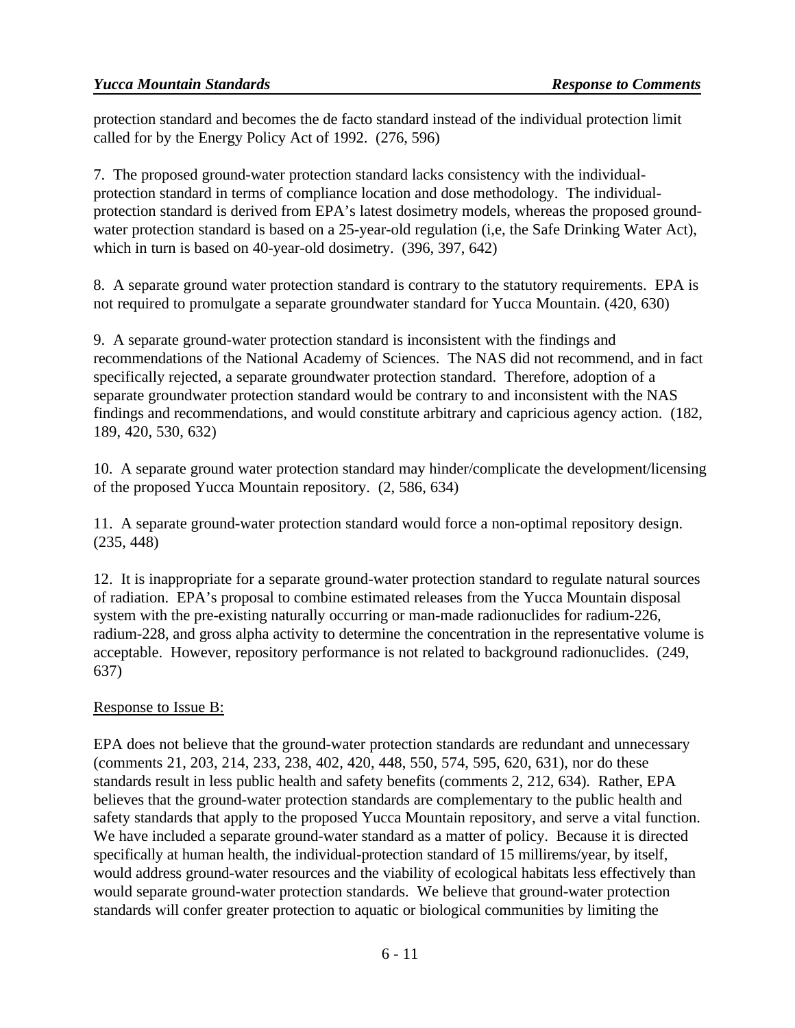protection standard and becomes the de facto standard instead of the individual protection limit called for by the Energy Policy Act of 1992. (276, 596)

7. The proposed ground-water protection standard lacks consistency with the individual-protection standard in terms of compliance location and dose methodology. The individual-protection standard is derived from EPA's latest dosimetry models, whereas the proposed ground-water protection standard is based on a 25-year-old regulation (i,e, the Safe Drinking Water Act), which in turn is based on 40-year-old dosimetry. (396, 397, 642)

8. A separate ground water protection standard is contrary to the statutory requirements. EPA is not required to promulgate a separate groundwater standard for Yucca Mountain. (420, 630)

9. A separate ground-water protection standard is inconsistent with the findings and recommendations of the National Academy of Sciences. The NAS did not recommend, and in fact specifically rejected, a separate groundwater protection standard. Therefore, adoption of a separate groundwater protection standard would be contrary to and inconsistent with the NAS findings and recommendations, and would constitute arbitrary and capricious agency action. (182, 189, 420, 530, 632)

10. A separate ground water protection standard may hinder/complicate the development/licensing of the proposed Yucca Mountain repository. (2, 586, 634)

11. A separate ground-water protection standard would force a non-optimal repository design. (235, 448)

12. It is inappropriate for a separate ground-water protection standard to regulate natural sources of radiation. EPA's proposal to combine estimated releases from the Yucca Mountain disposal system with the pre-existing naturally occurring or man-made radionuclides for radium-226, radium-228, and gross alpha activity to determine the concentration in the representative volume is acceptable. However, repository performance is not related to background radionuclides. (249, 637)

Response to Issue B:

EPA does not believe that the ground-water protection standards are redundant and unnecessary (comments 21, 203, 214, 233, 238, 402, 420, 448, 550, 574, 595, 620, 631), nor do these standards result in less public health and safety benefits (comments 2, 212, 634). Rather, EPA believes that the ground-water protection standards are complementary to the public health and safety standards that apply to the proposed Yucca Mountain repository, and serve a vital function. We have included a separate ground-water standard as a matter of policy. Because it is directed specifically at human health, the individual-protection standard of 15 millirems/year, by itself, would address ground-water resources and the viability of ecological habitats less effectively than would separate ground-water protection standards. We believe that ground-water protection standards will confer greater protection to aquatic or biological communities by limiting the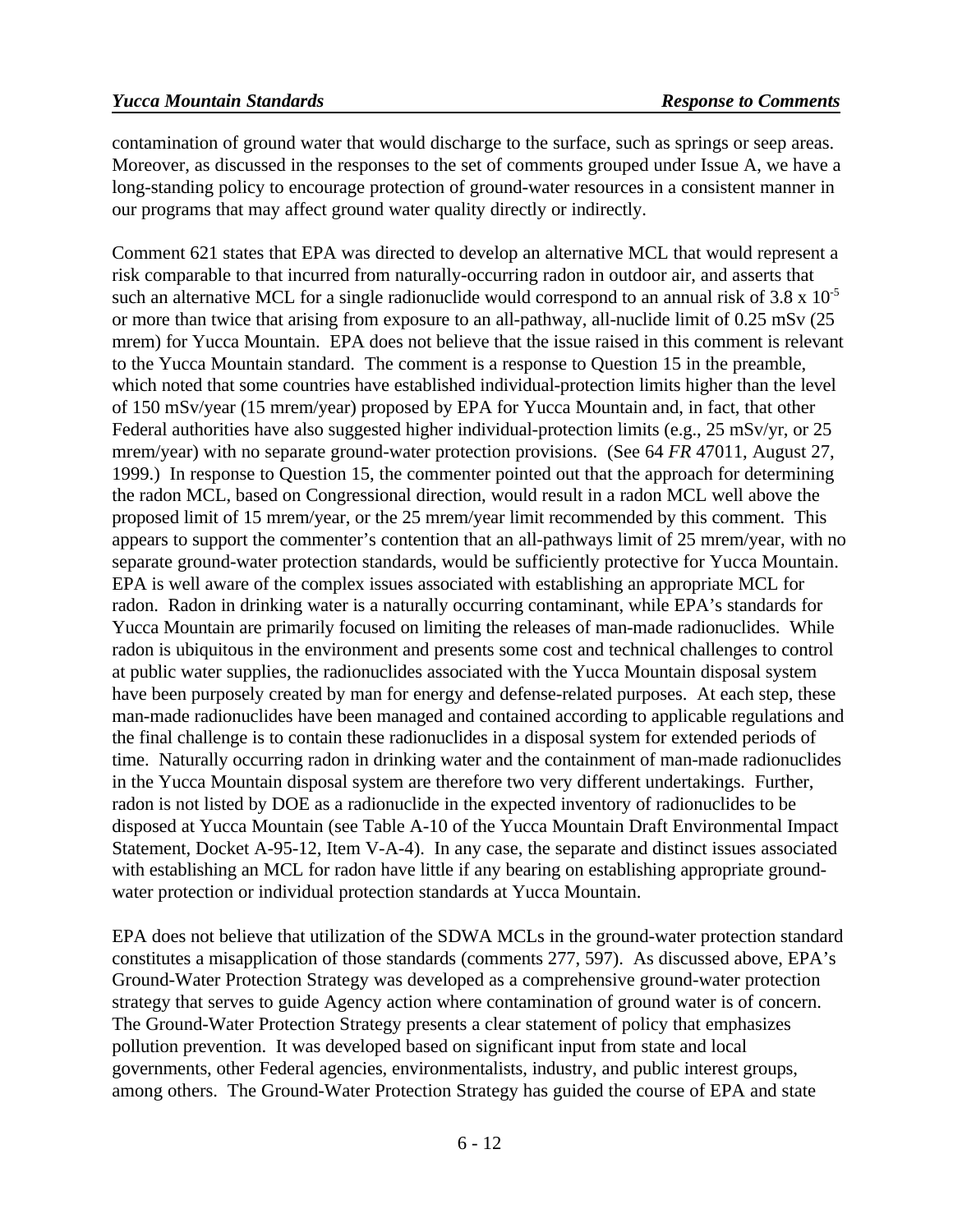contamination of ground water that would discharge to the surface, such as springs or seep areas. Moreover, as discussed in the responses to the set of comments grouped under Issue A, we have a long-standing policy to encourage protection of ground-water resources in a consistent manner in our programs that may affect ground water quality directly or indirectly.

Comment 621 states that EPA was directed to develop an alternative MCL that would represent a risk comparable to that incurred from naturally-occurring radon in outdoor air, and asserts that such an alternative MCL for a single radionuclide would correspond to an annual risk of $3.8 \times 10^{-5}$ or more than twice that arising from exposure to an all-pathway, all-nuclide limit of 0.25 mSv (25 mrem) for Yucca Mountain. EPA does not believe that the issue raised in this comment is relevant to the Yucca Mountain standard. The comment is a response to Question 15 in the preamble, which noted that some countries have established individual-protection limits higher than the level of 150 mSv/year (15 mrem/year) proposed by EPA for Yucca Mountain and, in fact, that other Federal authorities have also suggested higher individual-protection limits (e.g., 25 mSv/yr, or 25 mrem/year) with no separate ground-water protection provisions. (See 64 *FR* 47011, August 27, 1999.) In response to Question 15, the commenter pointed out that the approach for determining the radon MCL, based on Congressional direction, would result in a radon MCL well above the proposed limit of 15 mrem/year, or the 25 mrem/year limit recommended by this comment. This appears to support the commenter's contention that an all-pathways limit of 25 mrem/year, with no separate ground-water protection standards, would be sufficiently protective for Yucca Mountain. EPA is well aware of the complex issues associated with establishing an appropriate MCL for radon. Radon in drinking water is a naturally occurring contaminant, while EPA's standards for Yucca Mountain are primarily focused on limiting the releases of man-made radionuclides. While radon is ubiquitous in the environment and presents some cost and technical challenges to control at public water supplies, the radionuclides associated with the Yucca Mountain disposal system have been purposely created by man for energy and defense-related purposes. At each step, these man-made radionuclides have been managed and contained according to applicable regulations and the final challenge is to contain these radionuclides in a disposal system for extended periods of time. Naturally occurring radon in drinking water and the containment of man-made radionuclides in the Yucca Mountain disposal system are therefore two very different undertakings. Further, radon is not listed by DOE as a radionuclide in the expected inventory of radionuclides to be disposed at Yucca Mountain (see Table A-10 of the Yucca Mountain Draft Environmental Impact Statement, Docket A-95-12, Item V-A-4). In any case, the separate and distinct issues associated with establishing an MCL for radon have little if any bearing on establishing appropriate ground-water protection or individual protection standards at Yucca Mountain.

EPA does not believe that utilization of the SDWA MCLs in the ground-water protection standard constitutes a misapplication of those standards (comments 277, 597). As discussed above, EPA's Ground-Water Protection Strategy was developed as a comprehensive ground-water protection strategy that serves to guide Agency action where contamination of ground water is of concern. The Ground-Water Protection Strategy presents a clear statement of policy that emphasizes pollution prevention. It was developed based on significant input from state and local governments, other Federal agencies, environmentalists, industry, and public interest groups, among others. The Ground-Water Protection Strategy has guided the course of EPA and state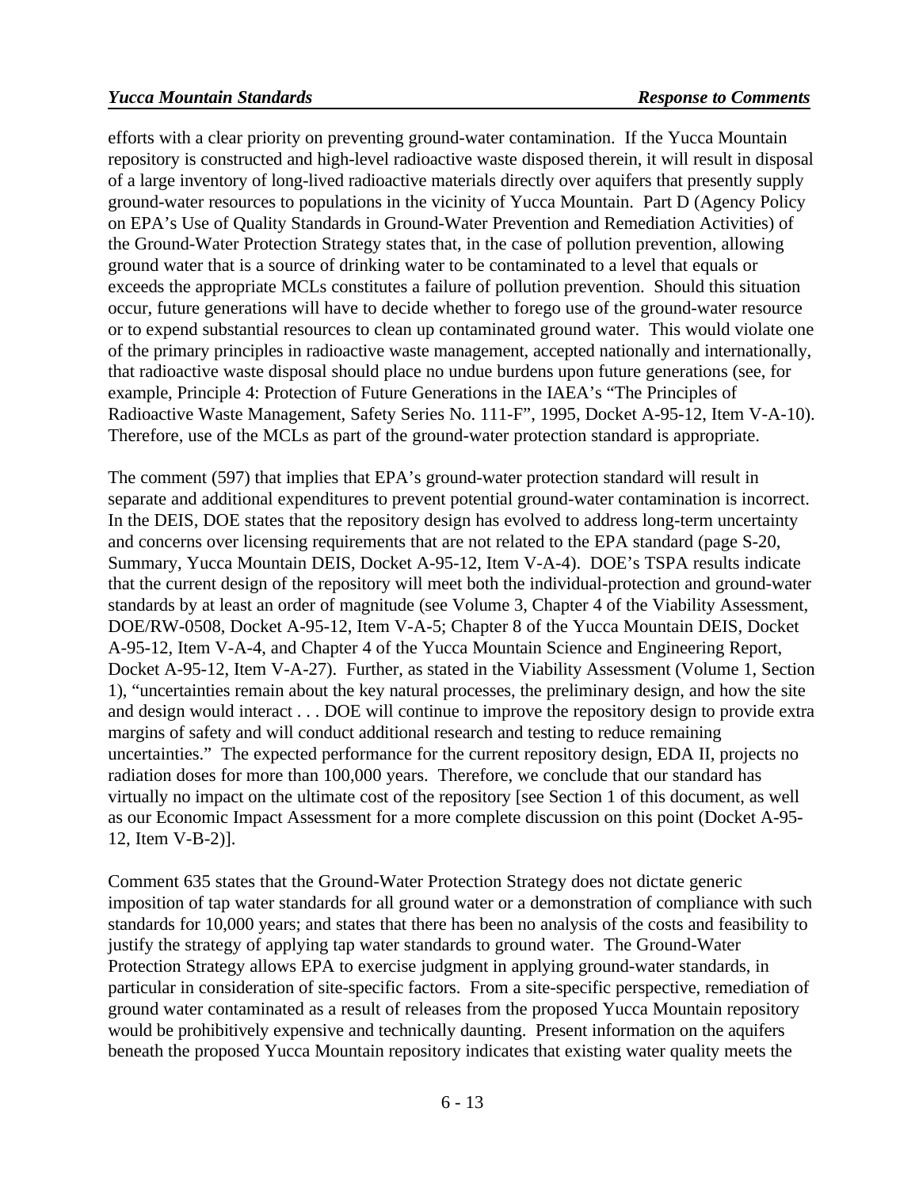efforts with a clear priority on preventing ground-water contamination. If the Yucca Mountain repository is constructed and high-level radioactive waste disposed therein, it will result in disposal of a large inventory of long-lived radioactive materials directly over aquifers that presently supply ground-water resources to populations in the vicinity of Yucca Mountain. Part D (Agency Policy on EPA's Use of Quality Standards in Ground-Water Prevention and Remediation Activities) of the Ground-Water Protection Strategy states that, in the case of pollution prevention, allowing ground water that is a source of drinking water to be contaminated to a level that equals or exceeds the appropriate MCLs constitutes a failure of pollution prevention. Should this situation occur, future generations will have to decide whether to forego use of the ground-water resource or to expend substantial resources to clean up contaminated ground water. This would violate one of the primary principles in radioactive waste management, accepted nationally and internationally, that radioactive waste disposal should place no undue burdens upon future generations (see, for example, Principle 4: Protection of Future Generations in the IAEA's "The Principles of Radioactive Waste Management, Safety Series No. 111-F", 1995, Docket A-95-12, Item V-A-10). Therefore, use of the MCLs as part of the ground-water protection standard is appropriate.

The comment (597) that implies that EPA's ground-water protection standard will result in separate and additional expenditures to prevent potential ground-water contamination is incorrect. In the DEIS, DOE states that the repository design has evolved to address long-term uncertainty and concerns over licensing requirements that are not related to the EPA standard (page S-20, Summary, Yucca Mountain DEIS, Docket A-95-12, Item V-A-4). DOE's TSPA results indicate that the current design of the repository will meet both the individual-protection and ground-water standards by at least an order of magnitude (see Volume 3, Chapter 4 of the Viability Assessment, DOE/RW-0508, Docket A-95-12, Item V-A-5; Chapter 8 of the Yucca Mountain DEIS, Docket A-95-12, Item V-A-4, and Chapter 4 of the Yucca Mountain Science and Engineering Report, Docket A-95-12, Item V-A-27). Further, as stated in the Viability Assessment (Volume 1, Section 1), "uncertainties remain about the key natural processes, the preliminary design, and how the site and design would interact . . . DOE will continue to improve the repository design to provide extra margins of safety and will conduct additional research and testing to reduce remaining uncertainties." The expected performance for the current repository design, EDA II, projects no radiation doses for more than 100,000 years. Therefore, we conclude that our standard has virtually no impact on the ultimate cost of the repository [see Section 1 of this document, as well as our Economic Impact Assessment for a more complete discussion on this point (Docket A-95-12, Item V-B-2)].

Comment 635 states that the Ground-Water Protection Strategy does not dictate generic imposition of tap water standards for all ground water or a demonstration of compliance with such standards for 10,000 years; and states that there has been no analysis of the costs and feasibility to justify the strategy of applying tap water standards to ground water. The Ground-Water Protection Strategy allows EPA to exercise judgment in applying ground-water standards, in particular in consideration of site-specific factors. From a site-specific perspective, remediation of ground water contaminated as a result of releases from the proposed Yucca Mountain repository would be prohibitively expensive and technically daunting. Present information on the aquifers beneath the proposed Yucca Mountain repository indicates that existing water quality meets the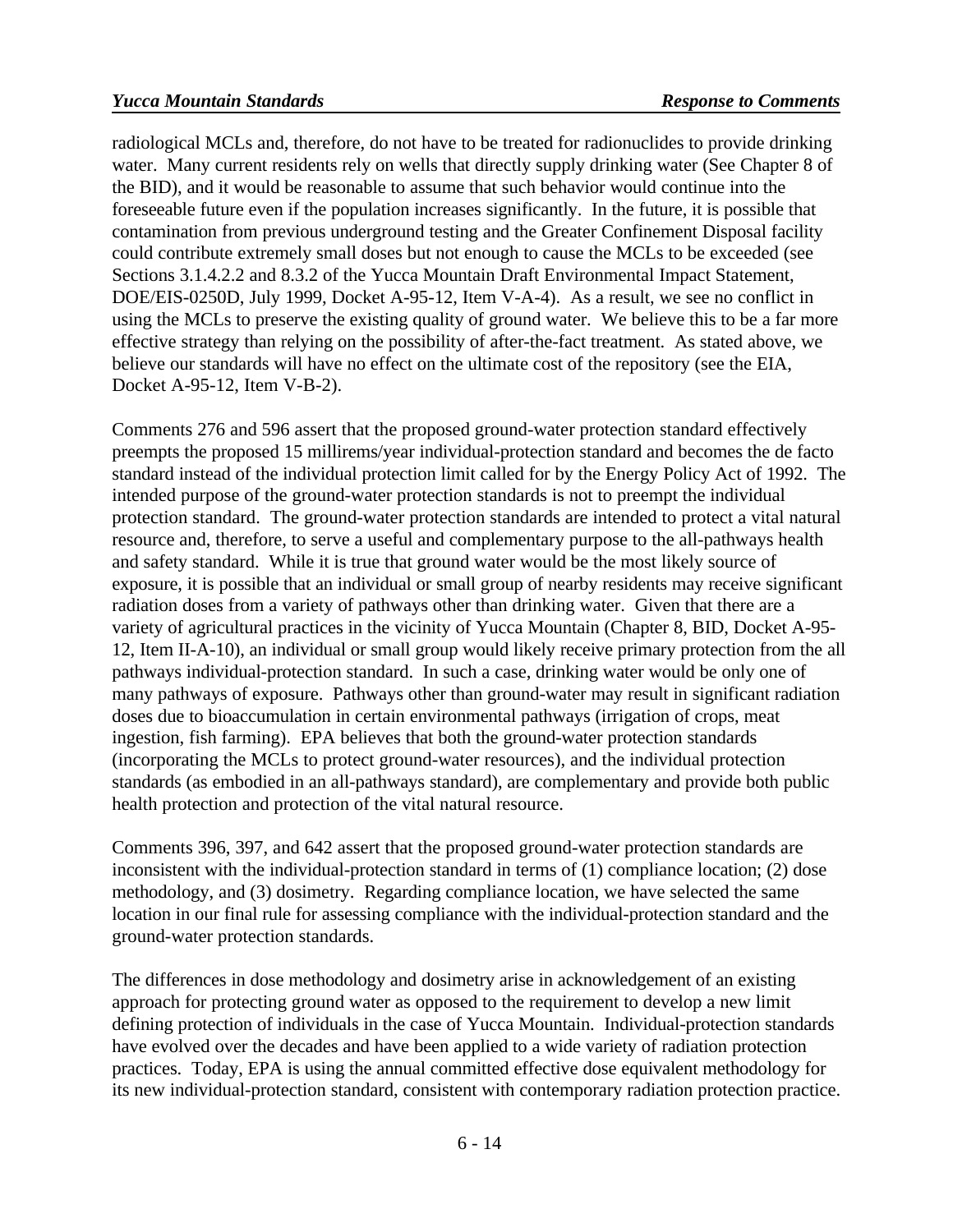radiological MCLs and, therefore, do not have to be treated for radionuclides to provide drinking water. Many current residents rely on wells that directly supply drinking water (See Chapter 8 of the BID), and it would be reasonable to assume that such behavior would continue into the foreseeable future even if the population increases significantly. In the future, it is possible that contamination from previous underground testing and the Greater Confinement Disposal facility could contribute extremely small doses but not enough to cause the MCLs to be exceeded (see Sections 3.1.4.2.2 and 8.3.2 of the Yucca Mountain Draft Environmental Impact Statement, DOE/EIS-0250D, July 1999, Docket A-95-12, Item V-A-4). As a result, we see no conflict in using the MCLs to preserve the existing quality of ground water. We believe this to be a far more effective strategy than relying on the possibility of after-the-fact treatment. As stated above, we believe our standards will have no effect on the ultimate cost of the repository (see the EIA, Docket A-95-12, Item V-B-2).

Comments 276 and 596 assert that the proposed ground-water protection standard effectively preempts the proposed 15 millirems/year individual-protection standard and becomes the de facto standard instead of the individual protection limit called for by the Energy Policy Act of 1992. The intended purpose of the ground-water protection standards is not to preempt the individual protection standard. The ground-water protection standards are intended to protect a vital natural resource and, therefore, to serve a useful and complementary purpose to the all-pathways health and safety standard. While it is true that ground water would be the most likely source of exposure, it is possible that an individual or small group of nearby residents may receive significant radiation doses from a variety of pathways other than drinking water. Given that there are a variety of agricultural practices in the vicinity of Yucca Mountain (Chapter 8, BID, Docket A-95-12, Item II-A-10), an individual or small group would likely receive primary protection from the all pathways individual-protection standard. In such a case, drinking water would be only one of many pathways of exposure. Pathways other than ground-water may result in significant radiation doses due to bioaccumulation in certain environmental pathways (irrigation of crops, meat ingestion, fish farming). EPA believes that both the ground-water protection standards (incorporating the MCLs to protect ground-water resources), and the individual protection standards (as embodied in an all-pathways standard), are complementary and provide both public health protection and protection of the vital natural resource.

Comments 396, 397, and 642 assert that the proposed ground-water protection standards are inconsistent with the individual-protection standard in terms of (1) compliance location; (2) dose methodology, and (3) dosimetry. Regarding compliance location, we have selected the same location in our final rule for assessing compliance with the individual-protection standard and the ground-water protection standards.

The differences in dose methodology and dosimetry arise in acknowledgement of an existing approach for protecting ground water as opposed to the requirement to develop a new limit defining protection of individuals in the case of Yucca Mountain. Individual-protection standards have evolved over the decades and have been applied to a wide variety of radiation protection practices. Today, EPA is using the annual committed effective dose equivalent methodology for its new individual-protection standard, consistent with contemporary radiation protection practice.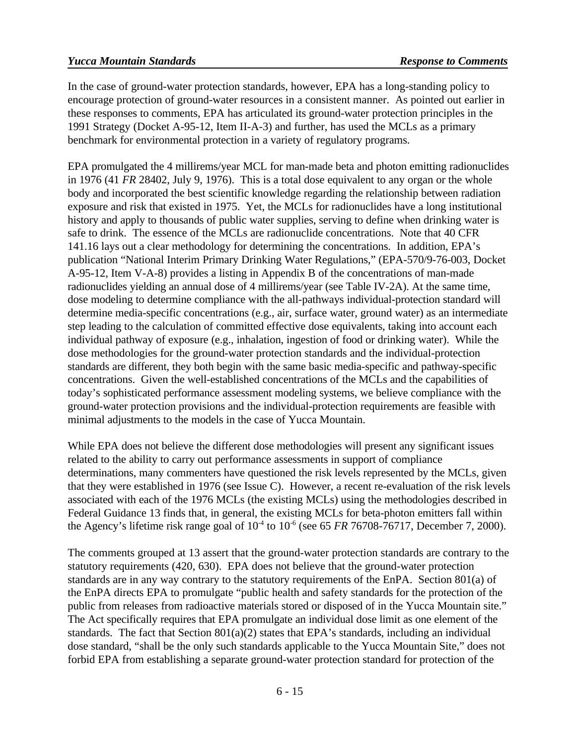In the case of ground-water protection standards, however, EPA has a long-standing policy to encourage protection of ground-water resources in a consistent manner. As pointed out earlier in these responses to comments, EPA has articulated its ground-water protection principles in the 1991 Strategy (Docket A-95-12, Item II-A-3) and further, has used the MCLs as a primary benchmark for environmental protection in a variety of regulatory programs.

EPA promulgated the 4 millirems/year MCL for man-made beta and photon emitting radionuclides in 1976 (41 *FR* 28402, July 9, 1976). This is a total dose equivalent to any organ or the whole body and incorporated the best scientific knowledge regarding the relationship between radiation exposure and risk that existed in 1975. Yet, the MCLs for radionuclides have a long institutional history and apply to thousands of public water supplies, serving to define when drinking water is safe to drink. The essence of the MCLs are radionuclide concentrations. Note that 40 CFR 141.16 lays out a clear methodology for determining the concentrations. In addition, EPA's publication "National Interim Primary Drinking Water Regulations," (EPA-570/9-76-003, Docket A-95-12, Item V-A-8) provides a listing in Appendix B of the concentrations of man-made radionuclides yielding an annual dose of 4 millirems/year (see Table IV-2A). At the same time, dose modeling to determine compliance with the all-pathways individual-protection standard will determine media-specific concentrations (e.g., air, surface water, ground water) as an intermediate step leading to the calculation of committed effective dose equivalents, taking into account each individual pathway of exposure (e.g., inhalation, ingestion of food or drinking water). While the dose methodologies for the ground-water protection standards and the individual-protection standards are different, they both begin with the same basic media-specific and pathway-specific concentrations. Given the well-established concentrations of the MCLs and the capabilities of today's sophisticated performance assessment modeling systems, we believe compliance with the ground-water protection provisions and the individual-protection requirements are feasible with minimal adjustments to the models in the case of Yucca Mountain.

While EPA does not believe the different dose methodologies will present any significant issues related to the ability to carry out performance assessments in support of compliance determinations, many commenters have questioned the risk levels represented by the MCLs, given that they were established in 1976 (see Issue C). However, a recent re-evaluation of the risk levels associated with each of the 1976 MCLs (the existing MCLs) using the methodologies described in Federal Guidance 13 finds that, in general, the existing MCLs for beta-photon emitters fall within the Agency's lifetime risk range goal of $10^{-4}$ to $10^{-6}$ (see 65 *FR* 76708-76717, December 7, 2000).

The comments grouped at 13 assert that the ground-water protection standards are contrary to the statutory requirements (420, 630). EPA does not believe that the ground-water protection standards are in any way contrary to the statutory requirements of the EnPA. Section 801(a) of the EnPA directs EPA to promulgate "public health and safety standards for the protection of the public from releases from radioactive materials stored or disposed of in the Yucca Mountain site." The Act specifically requires that EPA promulgate an individual dose limit as one element of the standards. The fact that Section 801(a)(2) states that EPA's standards, including an individual dose standard, "shall be the only such standards applicable to the Yucca Mountain Site," does not forbid EPA from establishing a separate ground-water protection standard for protection of the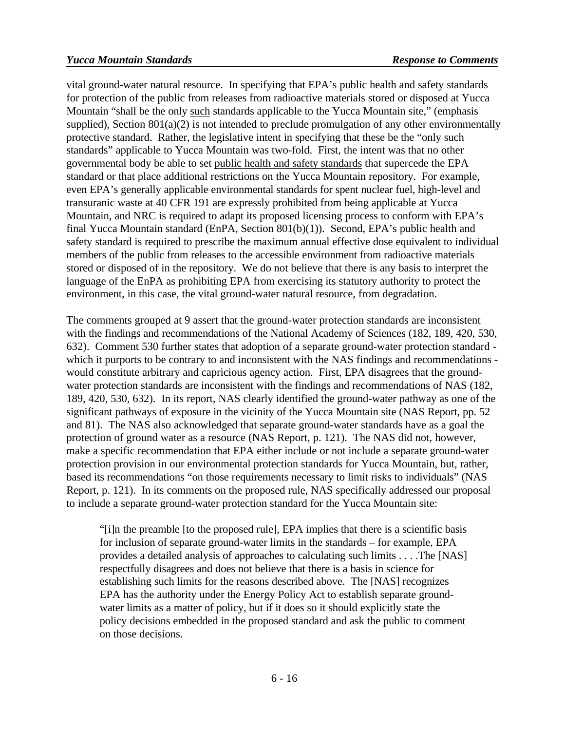vital ground-water natural resource. In specifying that EPA's public health and safety standards for protection of the public from releases from radioactive materials stored or disposed at Yucca Mountain "shall be the only <u>such</u> standards applicable to the Yucca Mountain site," (emphasis supplied), Section 801(a)(2) is not intended to preclude promulgation of any other environmentally protective standard. Rather, the legislative intent in specifying that these be the "only such standards" applicable to Yucca Mountain was two-fold. First, the intent was that no other governmental body be able to set <u>public health and safety standards</u> that supercede the EPA standard or that place additional restrictions on the Yucca Mountain repository. For example, even EPA's generally applicable environmental standards for spent nuclear fuel, high-level and transuranic waste at 40 CFR 191 are expressly prohibited from being applicable at Yucca Mountain, and NRC is required to adapt its proposed licensing process to conform with EPA's final Yucca Mountain standard (EnPA, Section 801(b)(1)). Second, EPA's public health and safety standard is required to prescribe the maximum annual effective dose equivalent to individual members of the public from releases to the accessible environment from radioactive materials stored or disposed of in the repository. We do not believe that there is any basis to interpret the language of the EnPA as prohibiting EPA from exercising its statutory authority to protect the environment, in this case, the vital ground-water natural resource, from degradation.

The comments grouped at 9 assert that the ground-water protection standards are inconsistent with the findings and recommendations of the National Academy of Sciences (182, 189, 420, 530, 632). Comment 530 further states that adoption of a separate ground-water protection standard - which it purports to be contrary to and inconsistent with the NAS findings and recommendations - would constitute arbitrary and capricious agency action. First, EPA disagrees that the ground-water protection standards are inconsistent with the findings and recommendations of NAS (182, 189, 420, 530, 632). In its report, NAS clearly identified the ground-water pathway as one of the significant pathways of exposure in the vicinity of the Yucca Mountain site (NAS Report, pp. 52 and 81). The NAS also acknowledged that separate ground-water standards have as a goal the protection of ground water as a resource (NAS Report, p. 121). The NAS did not, however, make a specific recommendation that EPA either include or not include a separate ground-water protection provision in our environmental protection standards for Yucca Mountain, but, rather, based its recommendations "on those requirements necessary to limit risks to individuals" (NAS Report, p. 121). In its comments on the proposed rule, NAS specifically addressed our proposal to include a separate ground-water protection standard for the Yucca Mountain site:

> "[i]n the preamble [to the proposed rule], EPA implies that there is a scientific basis for inclusion of separate ground-water limits in the standards – for example, EPA provides a detailed analysis of approaches to calculating such limits . . . .The [NAS] respectfully disagrees and does not believe that there is a basis in science for establishing such limits for the reasons described above. The [NAS] recognizes EPA has the authority under the Energy Policy Act to establish separate ground-water limits as a matter of policy, but if it does so it should explicitly state the policy decisions embedded in the proposed standard and ask the public to comment on those decisions.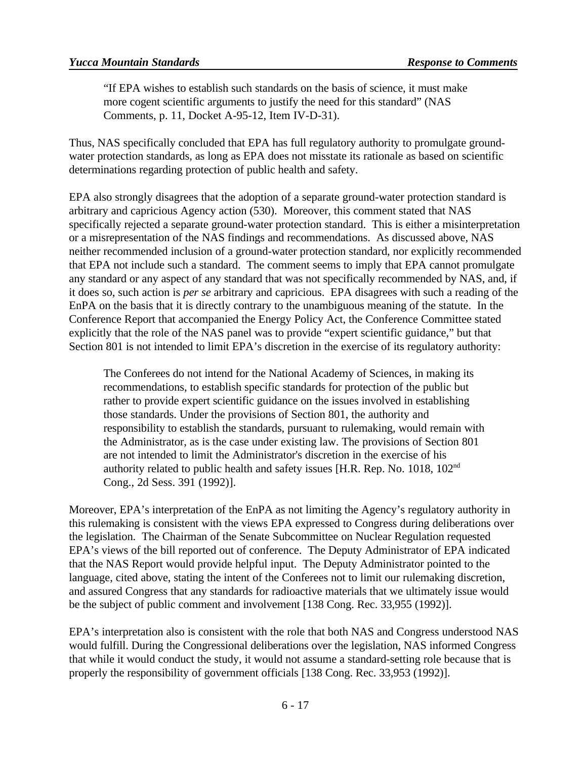> "If EPA wishes to establish such standards on the basis of science, it must make more cogent scientific arguments to justify the need for this standard" (NAS Comments, p. 11, Docket A-95-12, Item IV-D-31).

Thus, NAS specifically concluded that EPA has full regulatory authority to promulgate ground-water protection standards, as long as EPA does not misstate its rationale as based on scientific determinations regarding protection of public health and safety.

EPA also strongly disagrees that the adoption of a separate ground-water protection standard is arbitrary and capricious Agency action (530). Moreover, this comment stated that NAS specifically rejected a separate ground-water protection standard. This is either a misinterpretation or a misrepresentation of the NAS findings and recommendations. As discussed above, NAS neither recommended inclusion of a ground-water protection standard, nor explicitly recommended that EPA not include such a standard. The comment seems to imply that EPA cannot promulgate any standard or any aspect of any standard that was not specifically recommended by NAS, and, if it does so, such action is *per se* arbitrary and capricious. EPA disagrees with such a reading of the EnPA on the basis that it is directly contrary to the unambiguous meaning of the statute. In the Conference Report that accompanied the Energy Policy Act, the Conference Committee stated explicitly that the role of the NAS panel was to provide "expert scientific guidance," but that Section 801 is not intended to limit EPA's discretion in the exercise of its regulatory authority:

> The Conferees do not intend for the National Academy of Sciences, in making its recommendations, to establish specific standards for protection of the public but rather to provide expert scientific guidance on the issues involved in establishing those standards. Under the provisions of Section 801, the authority and responsibility to establish the standards, pursuant to rulemaking, would remain with the Administrator, as is the case under existing law. The provisions of Section 801 are not intended to limit the Administrator's discretion in the exercise of his authority related to public health and safety issues [H.R. Rep. No. 1018, 102nd Cong., 2d Sess. 391 (1992)].

Moreover, EPA's interpretation of the EnPA as not limiting the Agency's regulatory authority in this rulemaking is consistent with the views EPA expressed to Congress during deliberations over the legislation. The Chairman of the Senate Subcommittee on Nuclear Regulation requested EPA's views of the bill reported out of conference. The Deputy Administrator of EPA indicated that the NAS Report would provide helpful input. The Deputy Administrator pointed to the language, cited above, stating the intent of the Conferees not to limit our rulemaking discretion, and assured Congress that any standards for radioactive materials that we ultimately issue would be the subject of public comment and involvement [138 Cong. Rec. 33,955 (1992)].

EPA's interpretation also is consistent with the role that both NAS and Congress understood NAS would fulfill. During the Congressional deliberations over the legislation, NAS informed Congress that while it would conduct the study, it would not assume a standard-setting role because that is properly the responsibility of government officials [138 Cong. Rec. 33,953 (1992)].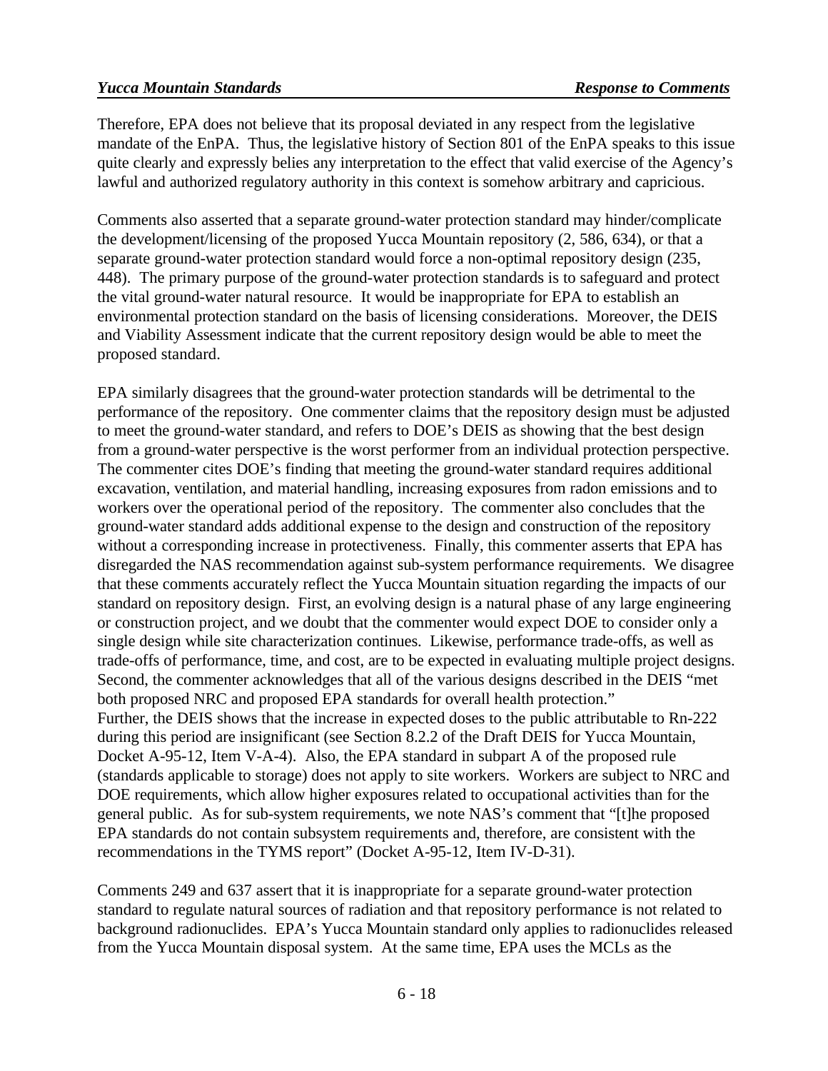Therefore, EPA does not believe that its proposal deviated in any respect from the legislative mandate of the EnPA. Thus, the legislative history of Section 801 of the EnPA speaks to this issue quite clearly and expressly belies any interpretation to the effect that valid exercise of the Agency's lawful and authorized regulatory authority in this context is somehow arbitrary and capricious.

Comments also asserted that a separate ground-water protection standard may hinder/complicate the development/licensing of the proposed Yucca Mountain repository (2, 586, 634), or that a separate ground-water protection standard would force a non-optimal repository design (235, 448). The primary purpose of the ground-water protection standards is to safeguard and protect the vital ground-water natural resource. It would be inappropriate for EPA to establish an environmental protection standard on the basis of licensing considerations. Moreover, the DEIS and Viability Assessment indicate that the current repository design would be able to meet the proposed standard.

EPA similarly disagrees that the ground-water protection standards will be detrimental to the performance of the repository. One commenter claims that the repository design must be adjusted to meet the ground-water standard, and refers to DOE's DEIS as showing that the best design from a ground-water perspective is the worst performer from an individual protection perspective. The commenter cites DOE's finding that meeting the ground-water standard requires additional excavation, ventilation, and material handling, increasing exposures from radon emissions and to workers over the operational period of the repository. The commenter also concludes that the ground-water standard adds additional expense to the design and construction of the repository without a corresponding increase in protectiveness. Finally, this commenter asserts that EPA has disregarded the NAS recommendation against sub-system performance requirements. We disagree that these comments accurately reflect the Yucca Mountain situation regarding the impacts of our standard on repository design. First, an evolving design is a natural phase of any large engineering or construction project, and we doubt that the commenter would expect DOE to consider only a single design while site characterization continues. Likewise, performance trade-offs, as well as trade-offs of performance, time, and cost, are to be expected in evaluating multiple project designs. Second, the commenter acknowledges that all of the various designs described in the DEIS "met both proposed NRC and proposed EPA standards for overall health protection." Further, the DEIS shows that the increase in expected doses to the public attributable to Rn-222 during this period are insignificant (see Section 8.2.2 of the Draft DEIS for Yucca Mountain, Docket A-95-12, Item V-A-4). Also, the EPA standard in subpart A of the proposed rule (standards applicable to storage) does not apply to site workers. Workers are subject to NRC and DOE requirements, which allow higher exposures related to occupational activities than for the general public. As for sub-system requirements, we note NAS's comment that "[t]he proposed EPA standards do not contain subsystem requirements and, therefore, are consistent with the recommendations in the TYMS report" (Docket A-95-12, Item IV-D-31).

Comments 249 and 637 assert that it is inappropriate for a separate ground-water protection standard to regulate natural sources of radiation and that repository performance is not related to background radionuclides. EPA's Yucca Mountain standard only applies to radionuclides released from the Yucca Mountain disposal system. At the same time, EPA uses the MCLs as the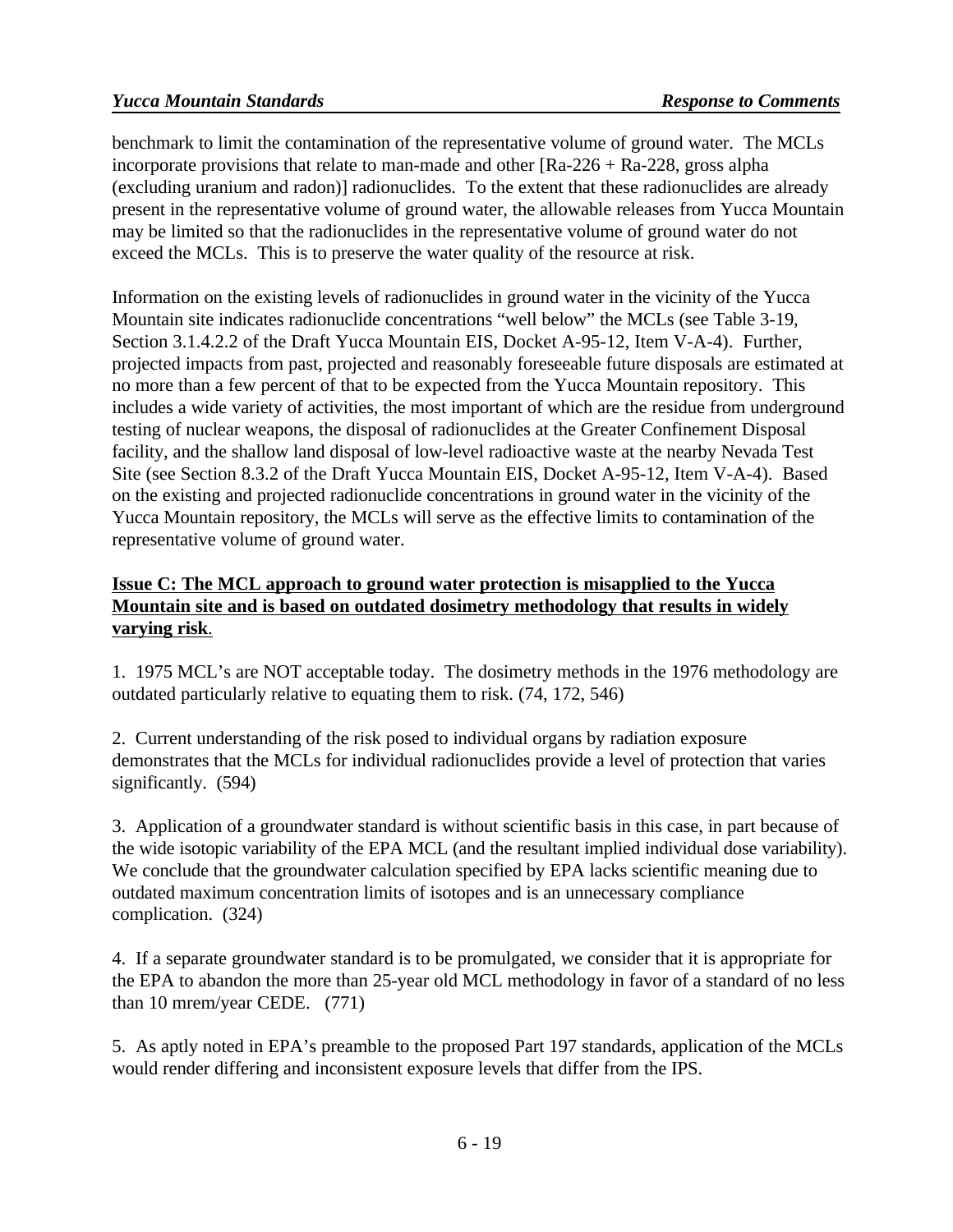benchmark to limit the contamination of the representative volume of ground water. The MCLs incorporate provisions that relate to man-made and other [Ra-226 + Ra-228, gross alpha (excluding uranium and radon)] radionuclides. To the extent that these radionuclides are already present in the representative volume of ground water, the allowable releases from Yucca Mountain may be limited so that the radionuclides in the representative volume of ground water do not exceed the MCLs. This is to preserve the water quality of the resource at risk.

Information on the existing levels of radionuclides in ground water in the vicinity of the Yucca Mountain site indicates radionuclide concentrations "well below" the MCLs (see Table 3-19, Section 3.1.4.2.2 of the Draft Yucca Mountain EIS, Docket A-95-12, Item V-A-4). Further, projected impacts from past, projected and reasonably foreseeable future disposals are estimated at no more than a few percent of that to be expected from the Yucca Mountain repository. This includes a wide variety of activities, the most important of which are the residue from underground testing of nuclear weapons, the disposal of radionuclides at the Greater Confinement Disposal facility, and the shallow land disposal of low-level radioactive waste at the nearby Nevada Test Site (see Section 8.3.2 of the Draft Yucca Mountain EIS, Docket A-95-12, Item V-A-4). Based on the existing and projected radionuclide concentrations in ground water in the vicinity of the Yucca Mountain repository, the MCLs will serve as the effective limits to contamination of the representative volume of ground water.

**Issue C: The MCL approach to ground water protection is misapplied to the Yucca Mountain site and is based on outdated dosimetry methodology that results in widely varying risk**.

1. 1975 MCL's are NOT acceptable today. The dosimetry methods in the 1976 methodology are outdated particularly relative to equating them to risk. (74, 172, 546)

2. Current understanding of the risk posed to individual organs by radiation exposure demonstrates that the MCLs for individual radionuclides provide a level of protection that varies significantly. (594)

3. Application of a groundwater standard is without scientific basis in this case, in part because of the wide isotopic variability of the EPA MCL (and the resultant implied individual dose variability). We conclude that the groundwater calculation specified by EPA lacks scientific meaning due to outdated maximum concentration limits of isotopes and is an unnecessary compliance complication. (324)

4. If a separate groundwater standard is to be promulgated, we consider that it is appropriate for the EPA to abandon the more than 25-year old MCL methodology in favor of a standard of no less than 10 mrem/year CEDE. (771)

5. As aptly noted in EPA's preamble to the proposed Part 197 standards, application of the MCLs would render differing and inconsistent exposure levels that differ from the IPS.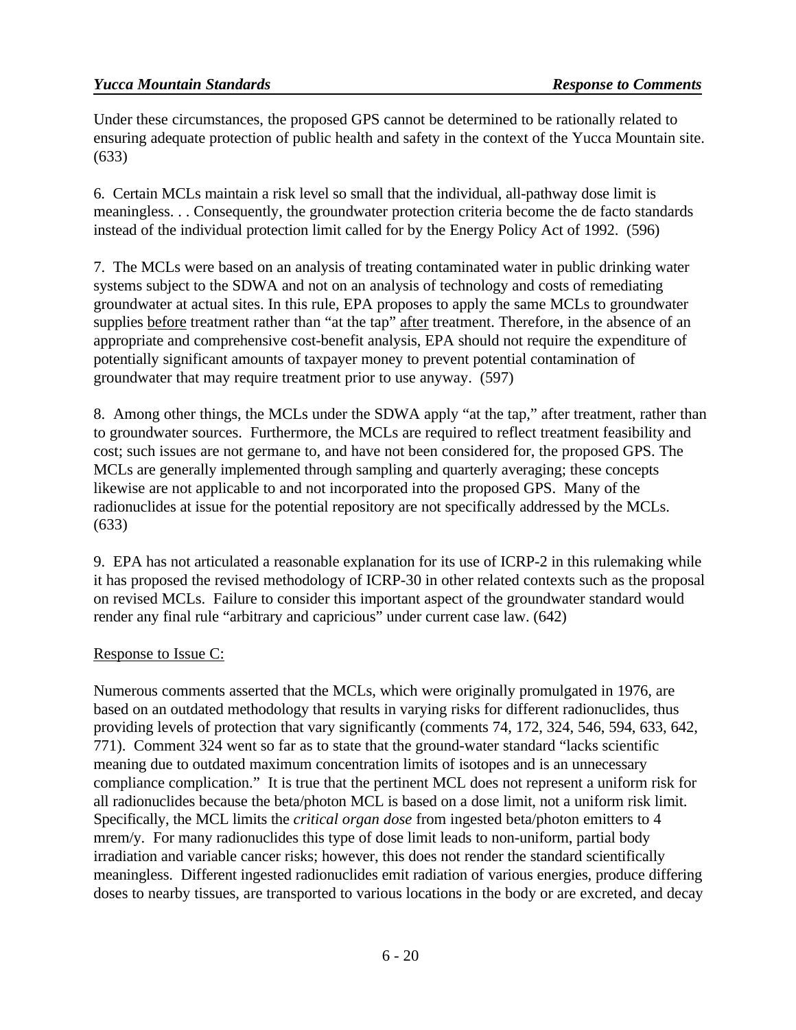Under these circumstances, the proposed GPS cannot be determined to be rationally related to ensuring adequate protection of public health and safety in the context of the Yucca Mountain site. (633)

6. Certain MCLs maintain a risk level so small that the individual, all-pathway dose limit is meaningless. . . Consequently, the groundwater protection criteria become the de facto standards instead of the individual protection limit called for by the Energy Policy Act of 1992. (596)

7. The MCLs were based on an analysis of treating contaminated water in public drinking water systems subject to the SDWA and not on an analysis of technology and costs of remediating groundwater at actual sites. In this rule, EPA proposes to apply the same MCLs to groundwater supplies before treatment rather than "at the tap" after treatment. Therefore, in the absence of an appropriate and comprehensive cost-benefit analysis, EPA should not require the expenditure of potentially significant amounts of taxpayer money to prevent potential contamination of groundwater that may require treatment prior to use anyway. (597)

8. Among other things, the MCLs under the SDWA apply "at the tap," after treatment, rather than to groundwater sources. Furthermore, the MCLs are required to reflect treatment feasibility and cost; such issues are not germane to, and have not been considered for, the proposed GPS. The MCLs are generally implemented through sampling and quarterly averaging; these concepts likewise are not applicable to and not incorporated into the proposed GPS. Many of the radionuclides at issue for the potential repository are not specifically addressed by the MCLs. (633)

9. EPA has not articulated a reasonable explanation for its use of ICRP-2 in this rulemaking while it has proposed the revised methodology of ICRP-30 in other related contexts such as the proposal on revised MCLs. Failure to consider this important aspect of the groundwater standard would render any final rule "arbitrary and capricious" under current case law. (642)

Response to Issue C:

Numerous comments asserted that the MCLs, which were originally promulgated in 1976, are based on an outdated methodology that results in varying risks for different radionuclides, thus providing levels of protection that vary significantly (comments 74, 172, 324, 546, 594, 633, 642, 771). Comment 324 went so far as to state that the ground-water standard "lacks scientific meaning due to outdated maximum concentration limits of isotopes and is an unnecessary compliance complication." It is true that the pertinent MCL does not represent a uniform risk for all radionuclides because the beta/photon MCL is based on a dose limit, not a uniform risk limit. Specifically, the MCL limits the *critical organ dose* from ingested beta/photon emitters to 4 mrem/y. For many radionuclides this type of dose limit leads to non-uniform, partial body irradiation and variable cancer risks; however, this does not render the standard scientifically meaningless. Different ingested radionuclides emit radiation of various energies, produce differing doses to nearby tissues, are transported to various locations in the body or are excreted, and decay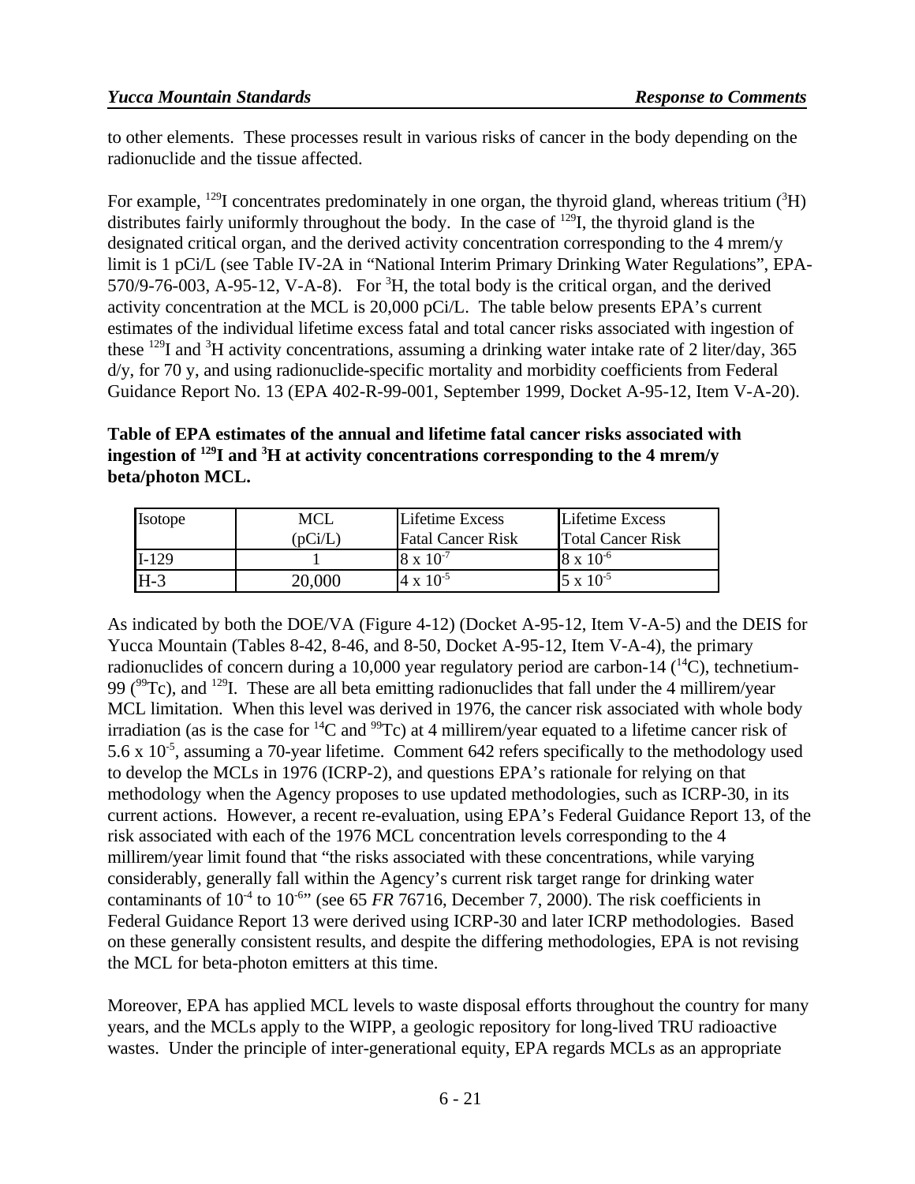to other elements. These processes result in various risks of cancer in the body depending on the radionuclide and the tissue affected.

For example, $^{129}I$ concentrates predominately in one organ, the thyroid gland, whereas tritium ($^{3}H$) distributes fairly uniformly throughout the body. In the case of $^{129}I$, the thyroid gland is the designated critical organ, and the derived activity concentration corresponding to the 4 mrem/y limit is 1 pCi/L (see Table IV-2A in "National Interim Primary Drinking Water Regulations", EPA-570/9-76-003, A-95-12, V-A-8). For $^{3}H$, the total body is the critical organ, and the derived activity concentration at the MCL is 20,000 pCi/L. The table below presents EPA's current estimates of the individual lifetime excess fatal and total cancer risks associated with ingestion of these $^{129}I$ and $^{3}H$ activity concentrations, assuming a drinking water intake rate of 2 liter/day, 365 d/y, for 70 y, and using radionuclide-specific mortality and morbidity coefficients from Federal Guidance Report No. 13 (EPA 402-R-99-001, September 1999, Docket A-95-12, Item V-A-20).

**Table of EPA estimates of the annual and lifetime fatal cancer risks associated with ingestion of $^{129}I$ and $^{3}H$ at activity concentrations corresponding to the 4 mrem/y beta/photon MCL.**

| Isotope | MCL (pCi/L) | Lifetime Excess Fatal Cancer Risk | Lifetime Excess Total Cancer Risk |
|---|---|---|---|
| I-129 | 1 | $8 \times 10^{-7}$ | $8 \times 10^{-6}$ |
| H-3 | 20,000 | $4 \times 10^{-5}$ | $5 \times 10^{-5}$ |

As indicated by both the DOE/VA (Figure 4-12) (Docket A-95-12, Item V-A-5) and the DEIS for Yucca Mountain (Tables 8-42, 8-46, and 8-50, Docket A-95-12, Item V-A-4), the primary radionuclides of concern during a 10,000 year regulatory period are carbon-14 ($^{14}C$), technetium-99 ($^{99}Tc$), and $^{129}I$. These are all beta emitting radionuclides that fall under the 4 millirem/year MCL limitation. When this level was derived in 1976, the cancer risk associated with whole body irradiation (as is the case for $^{14}C$ and $^{99}Tc$) at 4 millirem/year equated to a lifetime cancer risk of $5.6 \times 10^{-5}$, assuming a 70-year lifetime. Comment 642 refers specifically to the methodology used to develop the MCLs in 1976 (ICRP-2), and questions EPA's rationale for relying on that methodology when the Agency proposes to use updated methodologies, such as ICRP-30, in its current actions. However, a recent re-evaluation, using EPA's Federal Guidance Report 13, of the risk associated with each of the 1976 MCL concentration levels corresponding to the 4 millirem/year limit found that "the risks associated with these concentrations, while varying considerably, generally fall within the Agency's current risk target range for drinking water contaminants of $10^{-4}$ to $10^{-6}$" (see 65 *FR* 76716, December 7, 2000). The risk coefficients in Federal Guidance Report 13 were derived using ICRP-30 and later ICRP methodologies. Based on these generally consistent results, and despite the differing methodologies, EPA is not revising the MCL for beta-photon emitters at this time.

Moreover, EPA has applied MCL levels to waste disposal efforts throughout the country for many years, and the MCLs apply to the WIPP, a geologic repository for long-lived TRU radioactive wastes. Under the principle of inter-generational equity, EPA regards MCLs as an appropriate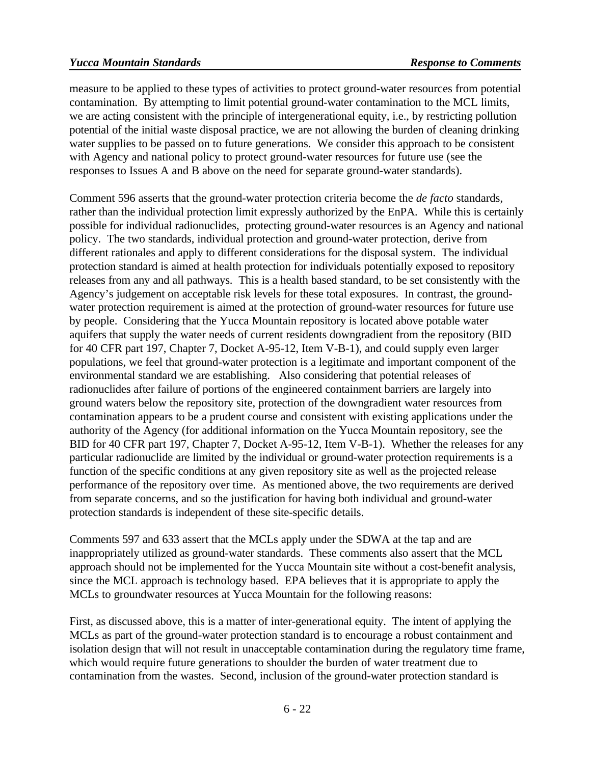measure to be applied to these types of activities to protect ground-water resources from potential contamination. By attempting to limit potential ground-water contamination to the MCL limits, we are acting consistent with the principle of intergenerational equity, i.e., by restricting pollution potential of the initial waste disposal practice, we are not allowing the burden of cleaning drinking water supplies to be passed on to future generations. We consider this approach to be consistent with Agency and national policy to protect ground-water resources for future use (see the responses to Issues A and B above on the need for separate ground-water standards).

Comment 596 asserts that the ground-water protection criteria become the *de facto* standards, rather than the individual protection limit expressly authorized by the EnPA. While this is certainly possible for individual radionuclides, protecting ground-water resources is an Agency and national policy. The two standards, individual protection and ground-water protection, derive from different rationales and apply to different considerations for the disposal system. The individual protection standard is aimed at health protection for individuals potentially exposed to repository releases from any and all pathways. This is a health based standard, to be set consistently with the Agency's judgement on acceptable risk levels for these total exposures. In contrast, the ground-water protection requirement is aimed at the protection of ground-water resources for future use by people. Considering that the Yucca Mountain repository is located above potable water aquifers that supply the water needs of current residents downgradient from the repository (BID for 40 CFR part 197, Chapter 7, Docket A-95-12, Item V-B-1), and could supply even larger populations, we feel that ground-water protection is a legitimate and important component of the environmental standard we are establishing. Also considering that potential releases of radionuclides after failure of portions of the engineered containment barriers are largely into ground waters below the repository site, protection of the downgradient water resources from contamination appears to be a prudent course and consistent with existing applications under the authority of the Agency (for additional information on the Yucca Mountain repository, see the BID for 40 CFR part 197, Chapter 7, Docket A-95-12, Item V-B-1). Whether the releases for any particular radionuclide are limited by the individual or ground-water protection requirements is a function of the specific conditions at any given repository site as well as the projected release performance of the repository over time. As mentioned above, the two requirements are derived from separate concerns, and so the justification for having both individual and ground-water protection standards is independent of these site-specific details.

Comments 597 and 633 assert that the MCLs apply under the SDWA at the tap and are inappropriately utilized as ground-water standards. These comments also assert that the MCL approach should not be implemented for the Yucca Mountain site without a cost-benefit analysis, since the MCL approach is technology based. EPA believes that it is appropriate to apply the MCLs to groundwater resources at Yucca Mountain for the following reasons:

First, as discussed above, this is a matter of inter-generational equity. The intent of applying the MCLs as part of the ground-water protection standard is to encourage a robust containment and isolation design that will not result in unacceptable contamination during the regulatory time frame, which would require future generations to shoulder the burden of water treatment due to contamination from the wastes. Second, inclusion of the ground-water protection standard is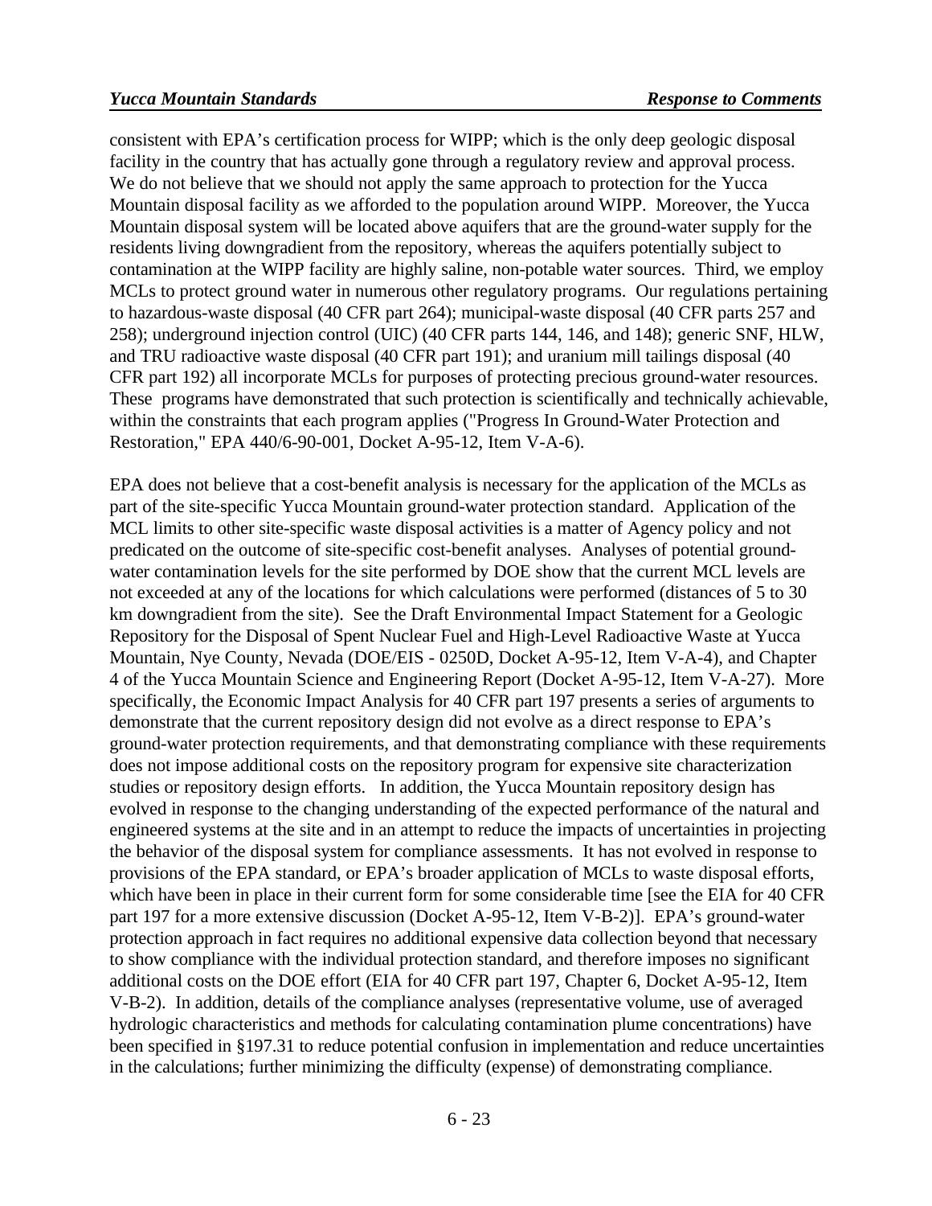consistent with EPA's certification process for WIPP; which is the only deep geologic disposal facility in the country that has actually gone through a regulatory review and approval process. We do not believe that we should not apply the same approach to protection for the Yucca Mountain disposal facility as we afforded to the population around WIPP. Moreover, the Yucca Mountain disposal system will be located above aquifers that are the ground-water supply for the residents living downgradient from the repository, whereas the aquifers potentially subject to contamination at the WIPP facility are highly saline, non-potable water sources. Third, we employ MCLs to protect ground water in numerous other regulatory programs. Our regulations pertaining to hazardous-waste disposal (40 CFR part 264); municipal-waste disposal (40 CFR parts 257 and 258); underground injection control (UIC) (40 CFR parts 144, 146, and 148); generic SNF, HLW, and TRU radioactive waste disposal (40 CFR part 191); and uranium mill tailings disposal (40 CFR part 192) all incorporate MCLs for purposes of protecting precious ground-water resources. These programs have demonstrated that such protection is scientifically and technically achievable, within the constraints that each program applies ("Progress In Ground-Water Protection and Restoration," EPA 440/6-90-001, Docket A-95-12, Item V-A-6).

EPA does not believe that a cost-benefit analysis is necessary for the application of the MCLs as part of the site-specific Yucca Mountain ground-water protection standard. Application of the MCL limits to other site-specific waste disposal activities is a matter of Agency policy and not predicated on the outcome of site-specific cost-benefit analyses. Analyses of potential ground-water contamination levels for the site performed by DOE show that the current MCL levels are not exceeded at any of the locations for which calculations were performed (distances of 5 to 30 km downgradient from the site). See the Draft Environmental Impact Statement for a Geologic Repository for the Disposal of Spent Nuclear Fuel and High-Level Radioactive Waste at Yucca Mountain, Nye County, Nevada (DOE/EIS - 0250D, Docket A-95-12, Item V-A-4), and Chapter 4 of the Yucca Mountain Science and Engineering Report (Docket A-95-12, Item V-A-27). More specifically, the Economic Impact Analysis for 40 CFR part 197 presents a series of arguments to demonstrate that the current repository design did not evolve as a direct response to EPA's ground-water protection requirements, and that demonstrating compliance with these requirements does not impose additional costs on the repository program for expensive site characterization studies or repository design efforts. In addition, the Yucca Mountain repository design has evolved in response to the changing understanding of the expected performance of the natural and engineered systems at the site and in an attempt to reduce the impacts of uncertainties in projecting the behavior of the disposal system for compliance assessments. It has not evolved in response to provisions of the EPA standard, or EPA's broader application of MCLs to waste disposal efforts, which have been in place in their current form for some considerable time [see the EIA for 40 CFR part 197 for a more extensive discussion (Docket A-95-12, Item V-B-2)]. EPA's ground-water protection approach in fact requires no additional expensive data collection beyond that necessary to show compliance with the individual protection standard, and therefore imposes no significant additional costs on the DOE effort (EIA for 40 CFR part 197, Chapter 6, Docket A-95-12, Item V-B-2). In addition, details of the compliance analyses (representative volume, use of averaged hydrologic characteristics and methods for calculating contamination plume concentrations) have been specified in §197.31 to reduce potential confusion in implementation and reduce uncertainties in the calculations; further minimizing the difficulty (expense) of demonstrating compliance.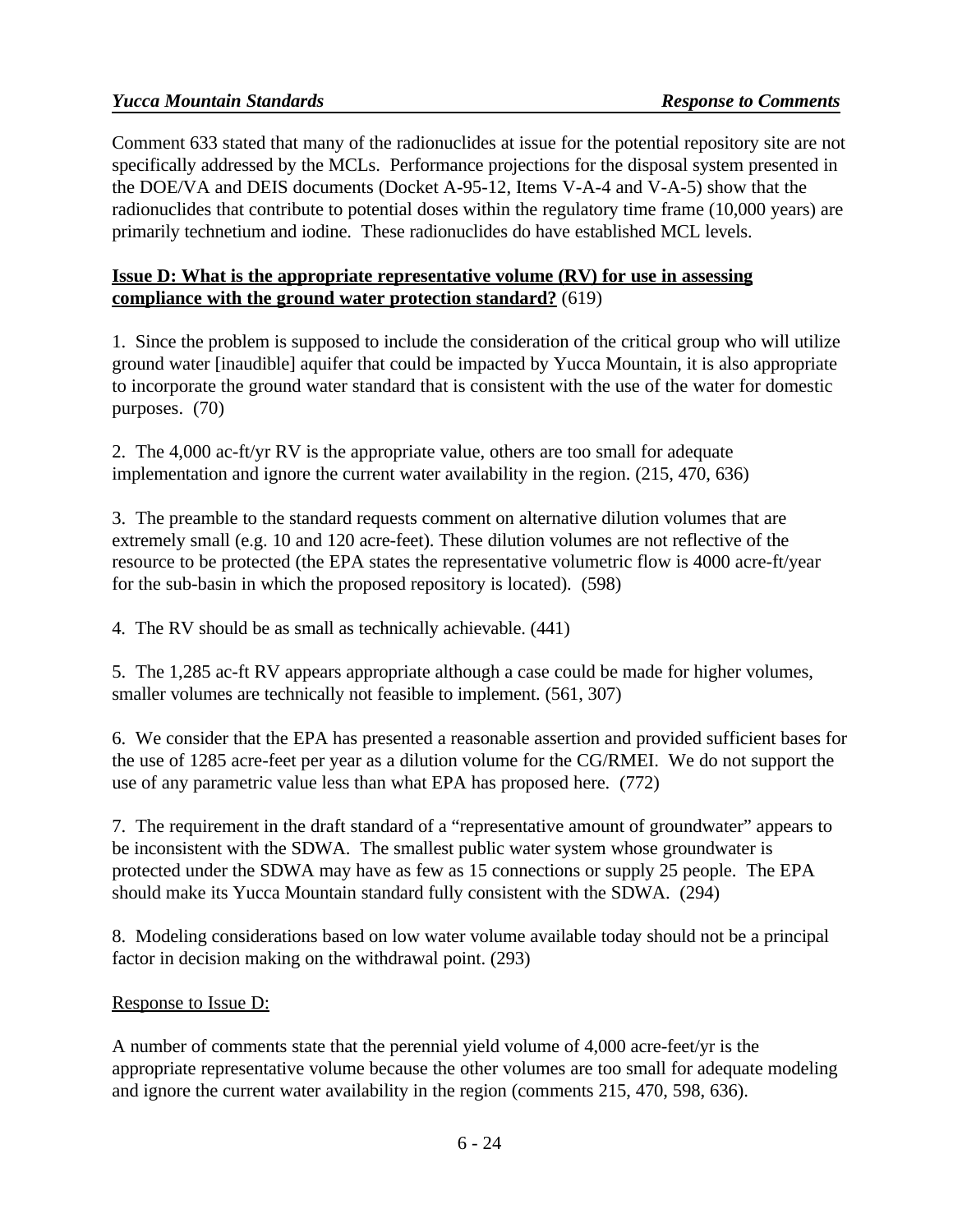Comment 633 stated that many of the radionuclides at issue for the potential repository site are not specifically addressed by the MCLs. Performance projections for the disposal system presented in the DOE/VA and DEIS documents (Docket A-95-12, Items V-A-4 and V-A-5) show that the radionuclides that contribute to potential doses within the regulatory time frame (10,000 years) are primarily technetium and iodine. These radionuclides do have established MCL levels.

**Issue D: What is the appropriate representative volume (RV) for use in assessing compliance with the ground water protection standard?** (619)

1. Since the problem is supposed to include the consideration of the critical group who will utilize ground water [inaudible] aquifer that could be impacted by Yucca Mountain, it is also appropriate to incorporate the ground water standard that is consistent with the use of the water for domestic purposes. (70)

2. The 4,000 ac-ft/yr RV is the appropriate value, others are too small for adequate implementation and ignore the current water availability in the region. (215, 470, 636)

3. The preamble to the standard requests comment on alternative dilution volumes that are extremely small (e.g. 10 and 120 acre-feet). These dilution volumes are not reflective of the resource to be protected (the EPA states the representative volumetric flow is 4000 acre-ft/year for the sub-basin in which the proposed repository is located). (598)

4. The RV should be as small as technically achievable. (441)

5. The 1,285 ac-ft RV appears appropriate although a case could be made for higher volumes, smaller volumes are technically not feasible to implement. (561, 307)

6. We consider that the EPA has presented a reasonable assertion and provided sufficient bases for the use of 1285 acre-feet per year as a dilution volume for the CG/RMEI. We do not support the use of any parametric value less than what EPA has proposed here. (772)

7. The requirement in the draft standard of a "representative amount of groundwater" appears to be inconsistent with the SDWA. The smallest public water system whose groundwater is protected under the SDWA may have as few as 15 connections or supply 25 people. The EPA should make its Yucca Mountain standard fully consistent with the SDWA. (294)

8. Modeling considerations based on low water volume available today should not be a principal factor in decision making on the withdrawal point. (293)

Response to Issue D:

A number of comments state that the perennial yield volume of 4,000 acre-feet/yr is the appropriate representative volume because the other volumes are too small for adequate modeling and ignore the current water availability in the region (comments 215, 470, 598, 636).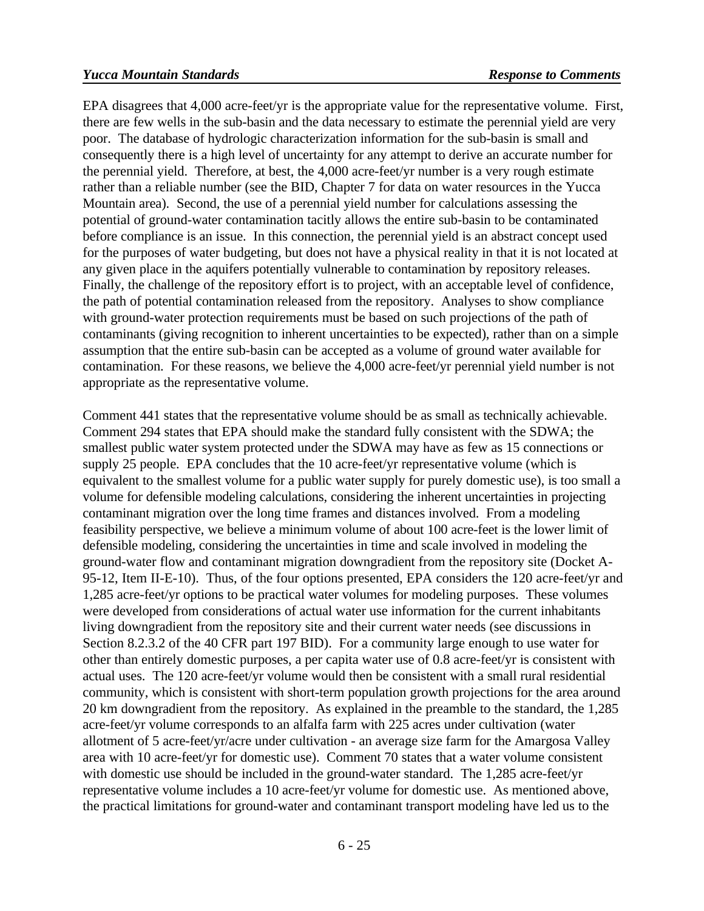EPA disagrees that 4,000 acre-feet/yr is the appropriate value for the representative volume. First, there are few wells in the sub-basin and the data necessary to estimate the perennial yield are very poor. The database of hydrologic characterization information for the sub-basin is small and consequently there is a high level of uncertainty for any attempt to derive an accurate number for the perennial yield. Therefore, at best, the 4,000 acre-feet/yr number is a very rough estimate rather than a reliable number (see the BID, Chapter 7 for data on water resources in the Yucca Mountain area). Second, the use of a perennial yield number for calculations assessing the potential of ground-water contamination tacitly allows the entire sub-basin to be contaminated before compliance is an issue. In this connection, the perennial yield is an abstract concept used for the purposes of water budgeting, but does not have a physical reality in that it is not located at any given place in the aquifers potentially vulnerable to contamination by repository releases. Finally, the challenge of the repository effort is to project, with an acceptable level of confidence, the path of potential contamination released from the repository. Analyses to show compliance with ground-water protection requirements must be based on such projections of the path of contaminants (giving recognition to inherent uncertainties to be expected), rather than on a simple assumption that the entire sub-basin can be accepted as a volume of ground water available for contamination. For these reasons, we believe the 4,000 acre-feet/yr perennial yield number is not appropriate as the representative volume.

Comment 441 states that the representative volume should be as small as technically achievable. Comment 294 states that EPA should make the standard fully consistent with the SDWA; the smallest public water system protected under the SDWA may have as few as 15 connections or supply 25 people. EPA concludes that the 10 acre-feet/yr representative volume (which is equivalent to the smallest volume for a public water supply for purely domestic use), is too small a volume for defensible modeling calculations, considering the inherent uncertainties in projecting contaminant migration over the long time frames and distances involved. From a modeling feasibility perspective, we believe a minimum volume of about 100 acre-feet is the lower limit of defensible modeling, considering the uncertainties in time and scale involved in modeling the ground-water flow and contaminant migration downgradient from the repository site (Docket A-95-12, Item II-E-10). Thus, of the four options presented, EPA considers the 120 acre-feet/yr and 1,285 acre-feet/yr options to be practical water volumes for modeling purposes. These volumes were developed from considerations of actual water use information for the current inhabitants living downgradient from the repository site and their current water needs (see discussions in Section 8.2.3.2 of the 40 CFR part 197 BID). For a community large enough to use water for other than entirely domestic purposes, a per capita water use of 0.8 acre-feet/yr is consistent with actual uses. The 120 acre-feet/yr volume would then be consistent with a small rural residential community, which is consistent with short-term population growth projections for the area around 20 km downgradient from the repository. As explained in the preamble to the standard, the 1,285 acre-feet/yr volume corresponds to an alfalfa farm with 225 acres under cultivation (water allotment of 5 acre-feet/yr/acre under cultivation - an average size farm for the Amargosa Valley area with 10 acre-feet/yr for domestic use). Comment 70 states that a water volume consistent with domestic use should be included in the ground-water standard. The 1,285 acre-feet/yr representative volume includes a 10 acre-feet/yr volume for domestic use. As mentioned above, the practical limitations for ground-water and contaminant transport modeling have led us to the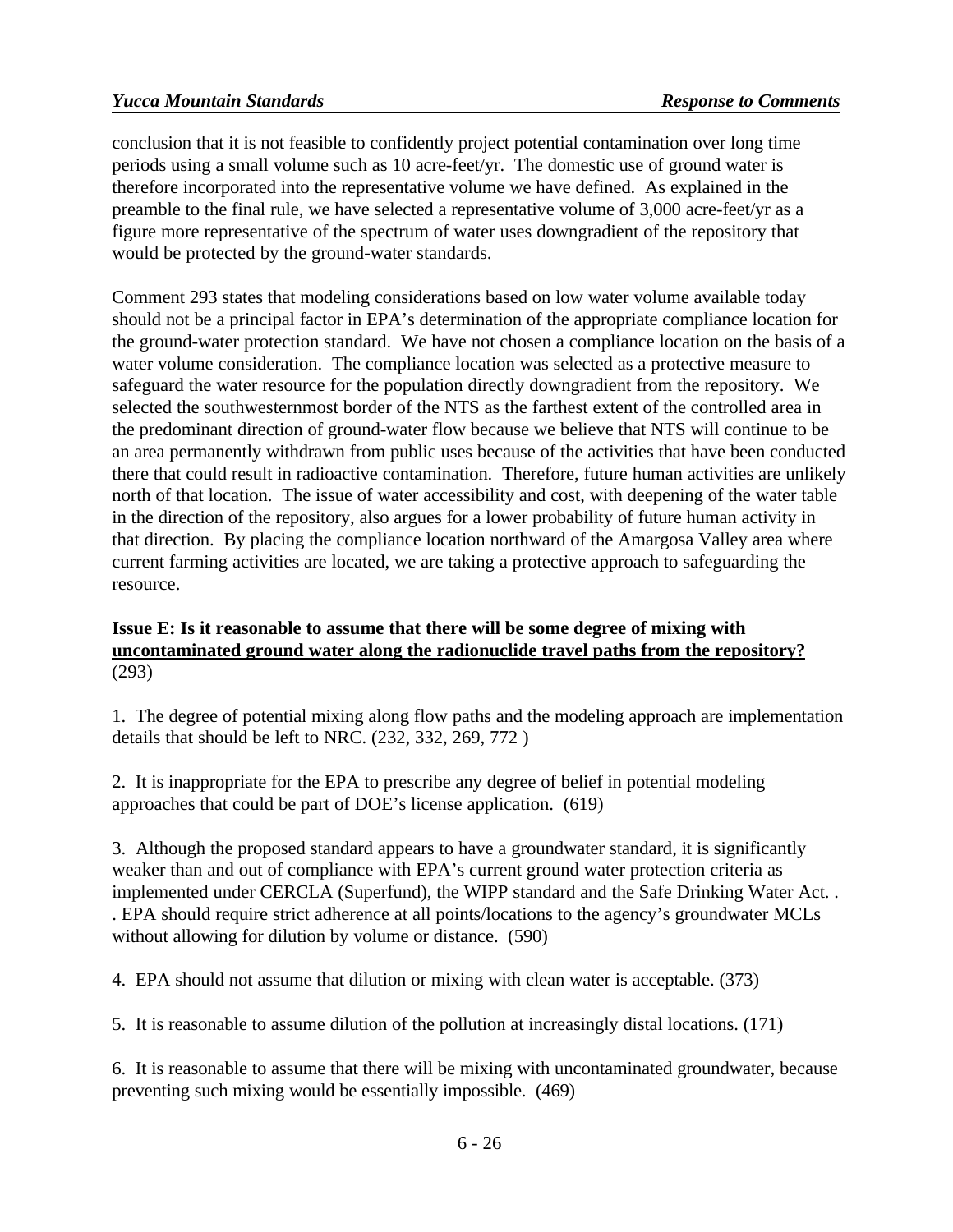conclusion that it is not feasible to confidently project potential contamination over long time periods using a small volume such as 10 acre-feet/yr. The domestic use of ground water is therefore incorporated into the representative volume we have defined. As explained in the preamble to the final rule, we have selected a representative volume of 3,000 acre-feet/yr as a figure more representative of the spectrum of water uses downgradient of the repository that would be protected by the ground-water standards.

Comment 293 states that modeling considerations based on low water volume available today should not be a principal factor in EPA's determination of the appropriate compliance location for the ground-water protection standard. We have not chosen a compliance location on the basis of a water volume consideration. The compliance location was selected as a protective measure to safeguard the water resource for the population directly downgradient from the repository. We selected the southwesternmost border of the NTS as the farthest extent of the controlled area in the predominant direction of ground-water flow because we believe that NTS will continue to be an area permanently withdrawn from public uses because of the activities that have been conducted there that could result in radioactive contamination. Therefore, future human activities are unlikely north of that location. The issue of water accessibility and cost, with deepening of the water table in the direction of the repository, also argues for a lower probability of future human activity in that direction. By placing the compliance location northward of the Amargosa Valley area where current farming activities are located, we are taking a protective approach to safeguarding the resource.

**Issue E: Is it reasonable to assume that there will be some degree of mixing with uncontaminated ground water along the radionuclide travel paths from the repository?** (293)

1. The degree of potential mixing along flow paths and the modeling approach are implementation details that should be left to NRC. (232, 332, 269, 772 )

2. It is inappropriate for the EPA to prescribe any degree of belief in potential modeling approaches that could be part of DOE's license application. (619)

3. Although the proposed standard appears to have a groundwater standard, it is significantly weaker than and out of compliance with EPA's current ground water protection criteria as implemented under CERCLA (Superfund), the WIPP standard and the Safe Drinking Water Act. . . EPA should require strict adherence at all points/locations to the agency's groundwater MCLs without allowing for dilution by volume or distance. (590)

4. EPA should not assume that dilution or mixing with clean water is acceptable. (373)

5. It is reasonable to assume dilution of the pollution at increasingly distal locations. (171)

6. It is reasonable to assume that there will be mixing with uncontaminated groundwater, because preventing such mixing would be essentially impossible. (469)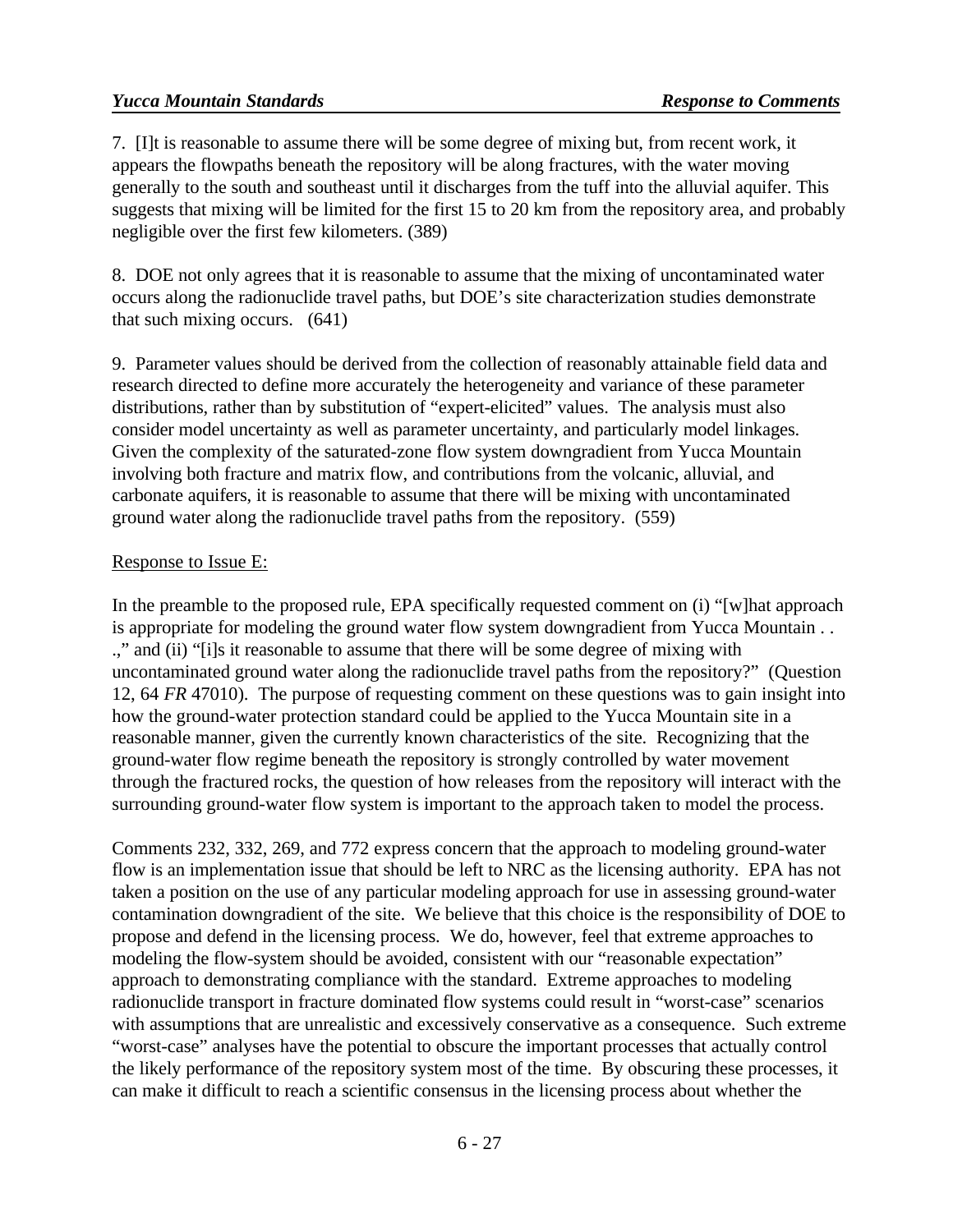7. [I]t is reasonable to assume there will be some degree of mixing but, from recent work, it appears the flowpaths beneath the repository will be along fractures, with the water moving generally to the south and southeast until it discharges from the tuff into the alluvial aquifer. This suggests that mixing will be limited for the first 15 to 20 km from the repository area, and probably negligible over the first few kilometers. (389)

8. DOE not only agrees that it is reasonable to assume that the mixing of uncontaminated water occurs along the radionuclide travel paths, but DOE's site characterization studies demonstrate that such mixing occurs. (641)

9. Parameter values should be derived from the collection of reasonably attainable field data and research directed to define more accurately the heterogeneity and variance of these parameter distributions, rather than by substitution of "expert-elicited" values. The analysis must also consider model uncertainty as well as parameter uncertainty, and particularly model linkages. Given the complexity of the saturated-zone flow system downgradient from Yucca Mountain involving both fracture and matrix flow, and contributions from the volcanic, alluvial, and carbonate aquifers, it is reasonable to assume that there will be mixing with uncontaminated ground water along the radionuclide travel paths from the repository. (559)

<u>Response to Issue E:</u>

In the preamble to the proposed rule, EPA specifically requested comment on (i) "[w]hat approach is appropriate for modeling the ground water flow system downgradient from Yucca Mountain . . .," and (ii) "[i]s it reasonable to assume that there will be some degree of mixing with uncontaminated ground water along the radionuclide travel paths from the repository?" (Question 12, 64 *FR* 47010). The purpose of requesting comment on these questions was to gain insight into how the ground-water protection standard could be applied to the Yucca Mountain site in a reasonable manner, given the currently known characteristics of the site. Recognizing that the ground-water flow regime beneath the repository is strongly controlled by water movement through the fractured rocks, the question of how releases from the repository will interact with the surrounding ground-water flow system is important to the approach taken to model the process.

Comments 232, 332, 269, and 772 express concern that the approach to modeling ground-water flow is an implementation issue that should be left to NRC as the licensing authority. EPA has not taken a position on the use of any particular modeling approach for use in assessing ground-water contamination downgradient of the site. We believe that this choice is the responsibility of DOE to propose and defend in the licensing process. We do, however, feel that extreme approaches to modeling the flow-system should be avoided, consistent with our "reasonable expectation" approach to demonstrating compliance with the standard. Extreme approaches to modeling radionuclide transport in fracture dominated flow systems could result in "worst-case" scenarios with assumptions that are unrealistic and excessively conservative as a consequence. Such extreme "worst-case" analyses have the potential to obscure the important processes that actually control the likely performance of the repository system most of the time. By obscuring these processes, it can make it difficult to reach a scientific consensus in the licensing process about whether the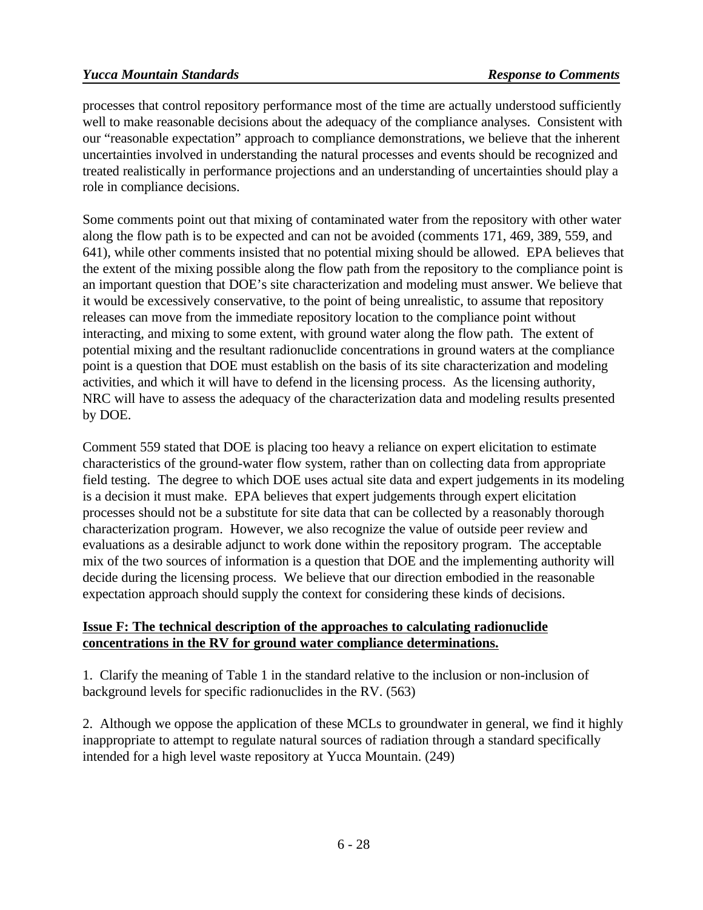processes that control repository performance most of the time are actually understood sufficiently well to make reasonable decisions about the adequacy of the compliance analyses. Consistent with our "reasonable expectation" approach to compliance demonstrations, we believe that the inherent uncertainties involved in understanding the natural processes and events should be recognized and treated realistically in performance projections and an understanding of uncertainties should play a role in compliance decisions.

Some comments point out that mixing of contaminated water from the repository with other water along the flow path is to be expected and can not be avoided (comments 171, 469, 389, 559, and 641), while other comments insisted that no potential mixing should be allowed. EPA believes that the extent of the mixing possible along the flow path from the repository to the compliance point is an important question that DOE's site characterization and modeling must answer. We believe that it would be excessively conservative, to the point of being unrealistic, to assume that repository releases can move from the immediate repository location to the compliance point without interacting, and mixing to some extent, with ground water along the flow path. The extent of potential mixing and the resultant radionuclide concentrations in ground waters at the compliance point is a question that DOE must establish on the basis of its site characterization and modeling activities, and which it will have to defend in the licensing process. As the licensing authority, NRC will have to assess the adequacy of the characterization data and modeling results presented by DOE.

Comment 559 stated that DOE is placing too heavy a reliance on expert elicitation to estimate characteristics of the ground-water flow system, rather than on collecting data from appropriate field testing. The degree to which DOE uses actual site data and expert judgements in its modeling is a decision it must make. EPA believes that expert judgements through expert elicitation processes should not be a substitute for site data that can be collected by a reasonably thorough characterization program. However, we also recognize the value of outside peer review and evaluations as a desirable adjunct to work done within the repository program. The acceptable mix of the two sources of information is a question that DOE and the implementing authority will decide during the licensing process. We believe that our direction embodied in the reasonable expectation approach should supply the context for considering these kinds of decisions.

**Issue F: The technical description of the approaches to calculating radionuclide concentrations in the RV for ground water compliance determinations.**

1. Clarify the meaning of Table 1 in the standard relative to the inclusion or non-inclusion of background levels for specific radionuclides in the RV. (563)

2. Although we oppose the application of these MCLs to groundwater in general, we find it highly inappropriate to attempt to regulate natural sources of radiation through a standard specifically intended for a high level waste repository at Yucca Mountain. (249)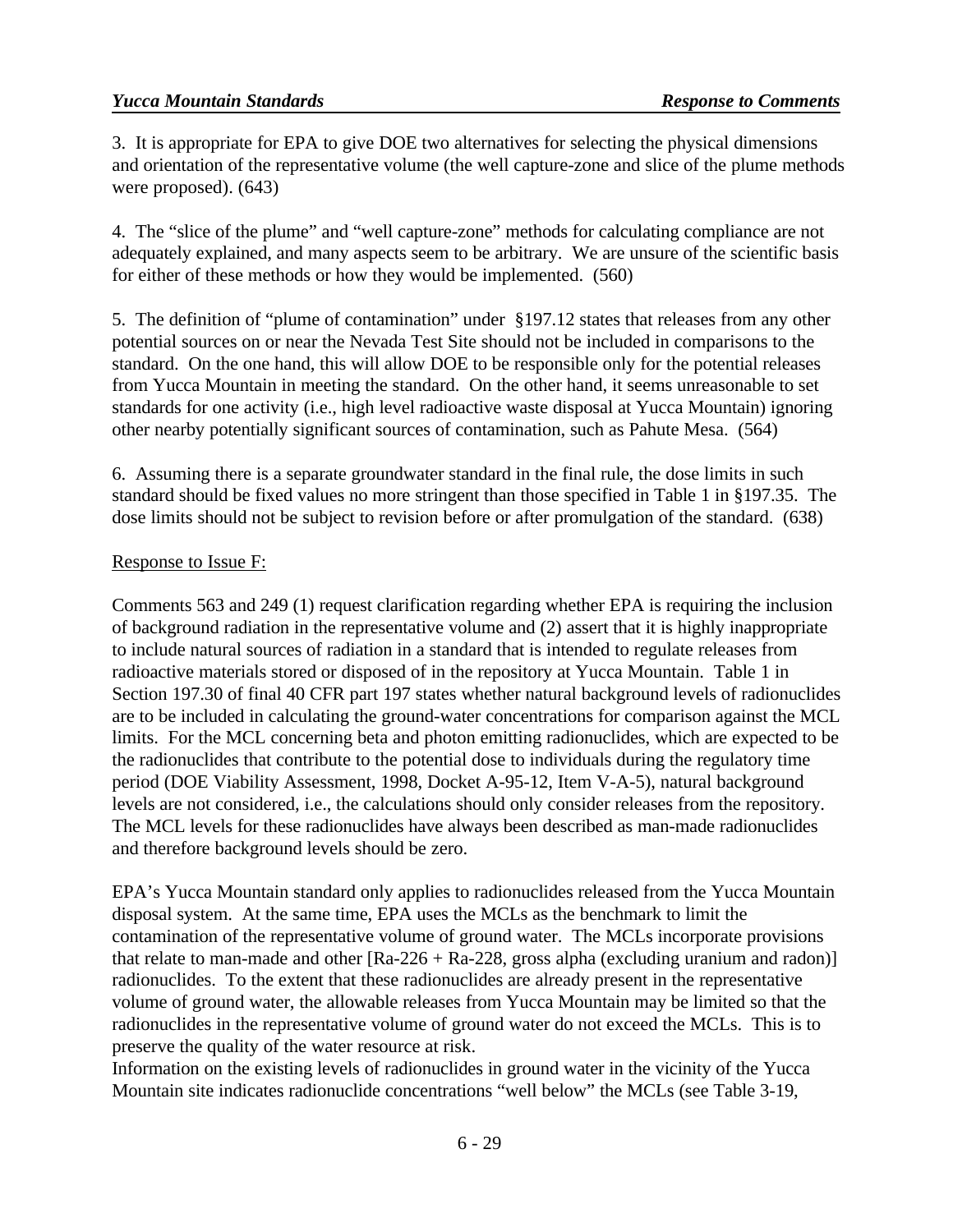3. It is appropriate for EPA to give DOE two alternatives for selecting the physical dimensions and orientation of the representative volume (the well capture-zone and slice of the plume methods were proposed). (643)

4. The "slice of the plume" and "well capture-zone" methods for calculating compliance are not adequately explained, and many aspects seem to be arbitrary. We are unsure of the scientific basis for either of these methods or how they would be implemented. (560)

5. The definition of "plume of contamination" under §197.12 states that releases from any other potential sources on or near the Nevada Test Site should not be included in comparisons to the standard. On the one hand, this will allow DOE to be responsible only for the potential releases from Yucca Mountain in meeting the standard. On the other hand, it seems unreasonable to set standards for one activity (i.e., high level radioactive waste disposal at Yucca Mountain) ignoring other nearby potentially significant sources of contamination, such as Pahute Mesa. (564)

6. Assuming there is a separate groundwater standard in the final rule, the dose limits in such standard should be fixed values no more stringent than those specified in Table 1 in §197.35. The dose limits should not be subject to revision before or after promulgation of the standard. (638)

Response to Issue F:

Comments 563 and 249 (1) request clarification regarding whether EPA is requiring the inclusion of background radiation in the representative volume and (2) assert that it is highly inappropriate to include natural sources of radiation in a standard that is intended to regulate releases from radioactive materials stored or disposed of in the repository at Yucca Mountain. Table 1 in Section 197.30 of final 40 CFR part 197 states whether natural background levels of radionuclides are to be included in calculating the ground-water concentrations for comparison against the MCL limits. For the MCL concerning beta and photon emitting radionuclides, which are expected to be the radionuclides that contribute to the potential dose to individuals during the regulatory time period (DOE Viability Assessment, 1998, Docket A-95-12, Item V-A-5), natural background levels are not considered, i.e., the calculations should only consider releases from the repository. The MCL levels for these radionuclides have always been described as man-made radionuclides and therefore background levels should be zero.

EPA's Yucca Mountain standard only applies to radionuclides released from the Yucca Mountain disposal system. At the same time, EPA uses the MCLs as the benchmark to limit the contamination of the representative volume of ground water. The MCLs incorporate provisions that relate to man-made and other [Ra-226 + Ra-228, gross alpha (excluding uranium and radon)] radionuclides. To the extent that these radionuclides are already present in the representative volume of ground water, the allowable releases from Yucca Mountain may be limited so that the radionuclides in the representative volume of ground water do not exceed the MCLs. This is to preserve the quality of the water resource at risk.

Information on the existing levels of radionuclides in ground water in the vicinity of the Yucca Mountain site indicates radionuclide concentrations "well below" the MCLs (see Table 3-19,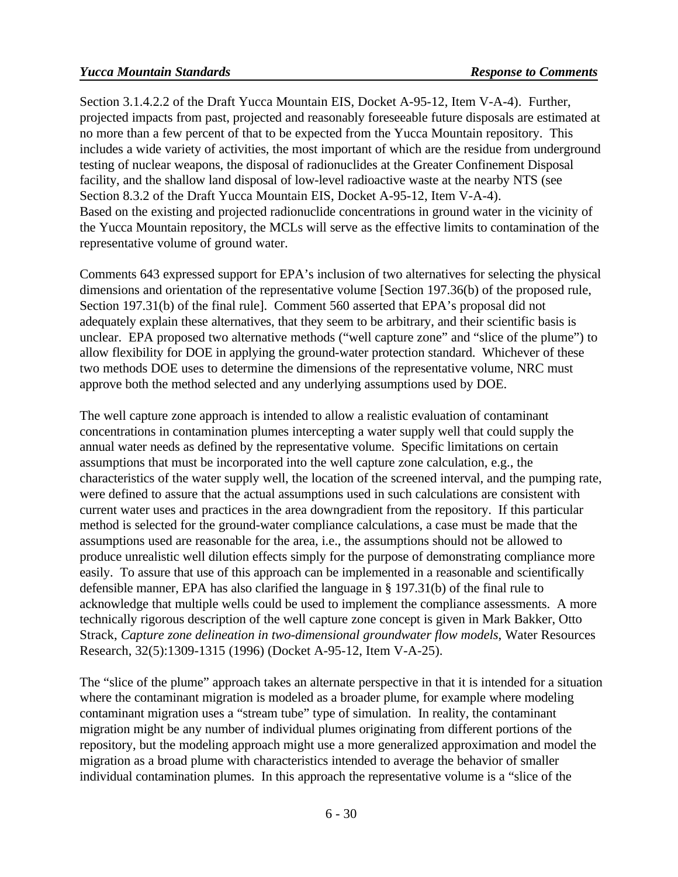Section 3.1.4.2.2 of the Draft Yucca Mountain EIS, Docket A-95-12, Item V-A-4). Further, projected impacts from past, projected and reasonably foreseeable future disposals are estimated at no more than a few percent of that to be expected from the Yucca Mountain repository. This includes a wide variety of activities, the most important of which are the residue from underground testing of nuclear weapons, the disposal of radionuclides at the Greater Confinement Disposal facility, and the shallow land disposal of low-level radioactive waste at the nearby NTS (see Section 8.3.2 of the Draft Yucca Mountain EIS, Docket A-95-12, Item V-A-4).
Based on the existing and projected radionuclide concentrations in ground water in the vicinity of the Yucca Mountain repository, the MCLs will serve as the effective limits to contamination of the representative volume of ground water.

Comments 643 expressed support for EPA's inclusion of two alternatives for selecting the physical dimensions and orientation of the representative volume [Section 197.36(b) of the proposed rule, Section 197.31(b) of the final rule]. Comment 560 asserted that EPA's proposal did not adequately explain these alternatives, that they seem to be arbitrary, and their scientific basis is unclear. EPA proposed two alternative methods ("well capture zone" and "slice of the plume") to allow flexibility for DOE in applying the ground-water protection standard. Whichever of these two methods DOE uses to determine the dimensions of the representative volume, NRC must approve both the method selected and any underlying assumptions used by DOE.

The well capture zone approach is intended to allow a realistic evaluation of contaminant concentrations in contamination plumes intercepting a water supply well that could supply the annual water needs as defined by the representative volume. Specific limitations on certain assumptions that must be incorporated into the well capture zone calculation, e.g., the characteristics of the water supply well, the location of the screened interval, and the pumping rate, were defined to assure that the actual assumptions used in such calculations are consistent with current water uses and practices in the area downgradient from the repository. If this particular method is selected for the ground-water compliance calculations, a case must be made that the assumptions used are reasonable for the area, i.e., the assumptions should not be allowed to produce unrealistic well dilution effects simply for the purpose of demonstrating compliance more easily. To assure that use of this approach can be implemented in a reasonable and scientifically defensible manner, EPA has also clarified the language in § 197.31(b) of the final rule to acknowledge that multiple wells could be used to implement the compliance assessments. A more technically rigorous description of the well capture zone concept is given in Mark Bakker, Otto Strack, *Capture zone delineation in two-dimensional groundwater flow models*, Water Resources Research, 32(5):1309-1315 (1996) (Docket A-95-12, Item V-A-25).

The "slice of the plume" approach takes an alternate perspective in that it is intended for a situation where the contaminant migration is modeled as a broader plume, for example where modeling contaminant migration uses a "stream tube" type of simulation. In reality, the contaminant migration might be any number of individual plumes originating from different portions of the repository, but the modeling approach might use a more generalized approximation and model the migration as a broad plume with characteristics intended to average the behavior of smaller individual contamination plumes. In this approach the representative volume is a "slice of the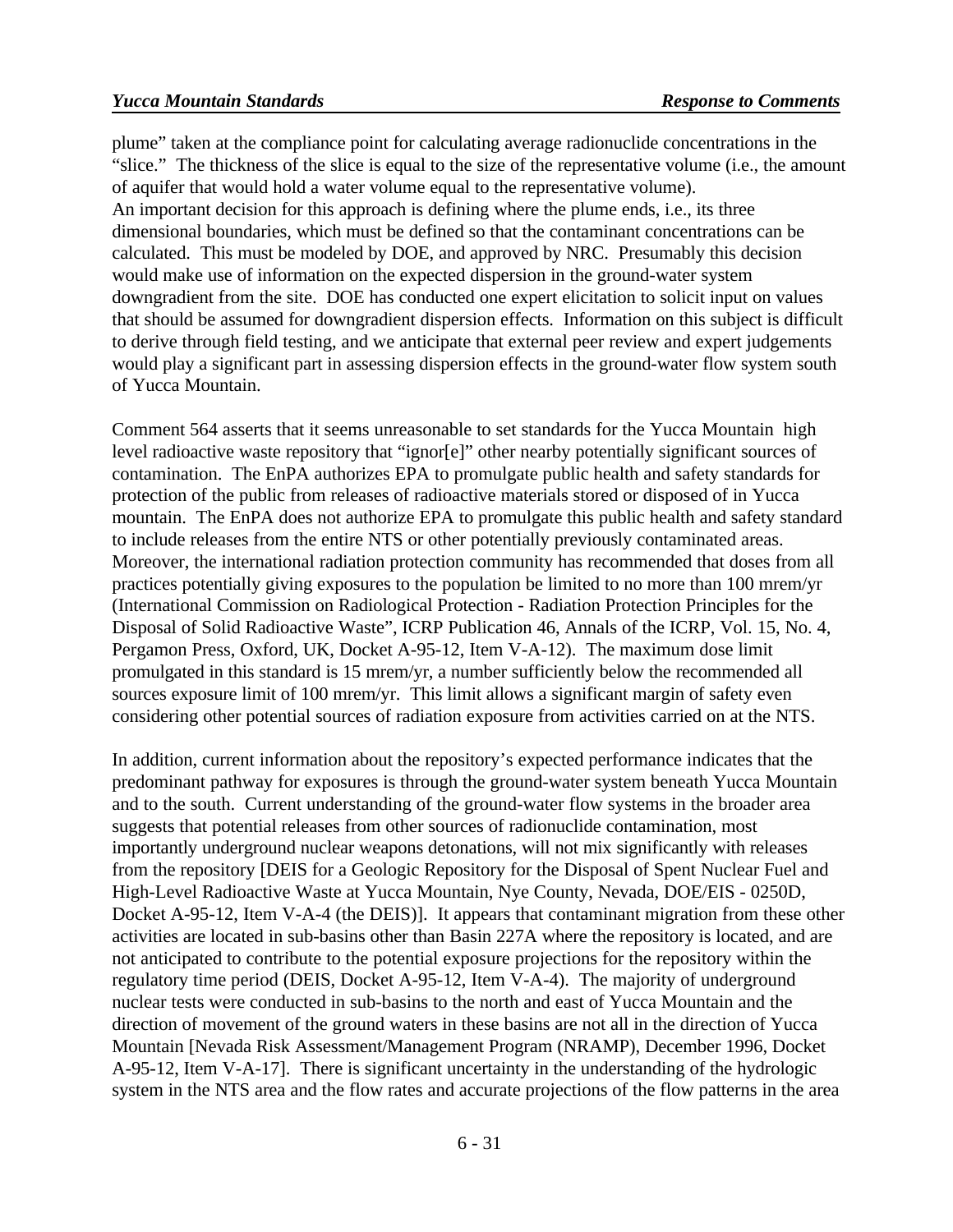plume" taken at the compliance point for calculating average radionuclide concentrations in the "slice." The thickness of the slice is equal to the size of the representative volume (i.e., the amount of aquifer that would hold a water volume equal to the representative volume).
An important decision for this approach is defining where the plume ends, i.e., its three dimensional boundaries, which must be defined so that the contaminant concentrations can be calculated. This must be modeled by DOE, and approved by NRC. Presumably this decision would make use of information on the expected dispersion in the ground-water system downgradient from the site. DOE has conducted one expert elicitation to solicit input on values that should be assumed for downgradient dispersion effects. Information on this subject is difficult to derive through field testing, and we anticipate that external peer review and expert judgements would play a significant part in assessing dispersion effects in the ground-water flow system south of Yucca Mountain.

Comment 564 asserts that it seems unreasonable to set standards for the Yucca Mountain high level radioactive waste repository that "ignor[e]" other nearby potentially significant sources of contamination. The EnPA authorizes EPA to promulgate public health and safety standards for protection of the public from releases of radioactive materials stored or disposed of in Yucca mountain. The EnPA does not authorize EPA to promulgate this public health and safety standard to include releases from the entire NTS or other potentially previously contaminated areas. Moreover, the international radiation protection community has recommended that doses from all practices potentially giving exposures to the population be limited to no more than 100 mrem/yr (International Commission on Radiological Protection - Radiation Protection Principles for the Disposal of Solid Radioactive Waste", ICRP Publication 46, Annals of the ICRP, Vol. 15, No. 4, Pergamon Press, Oxford, UK, Docket A-95-12, Item V-A-12). The maximum dose limit promulgated in this standard is 15 mrem/yr, a number sufficiently below the recommended all sources exposure limit of 100 mrem/yr. This limit allows a significant margin of safety even considering other potential sources of radiation exposure from activities carried on at the NTS.

In addition, current information about the repository's expected performance indicates that the predominant pathway for exposures is through the ground-water system beneath Yucca Mountain and to the south. Current understanding of the ground-water flow systems in the broader area suggests that potential releases from other sources of radionuclide contamination, most importantly underground nuclear weapons detonations, will not mix significantly with releases from the repository [DEIS for a Geologic Repository for the Disposal of Spent Nuclear Fuel and High-Level Radioactive Waste at Yucca Mountain, Nye County, Nevada, DOE/EIS - 0250D, Docket A-95-12, Item V-A-4 (the DEIS)]. It appears that contaminant migration from these other activities are located in sub-basins other than Basin 227A where the repository is located, and are not anticipated to contribute to the potential exposure projections for the repository within the regulatory time period (DEIS, Docket A-95-12, Item V-A-4). The majority of underground nuclear tests were conducted in sub-basins to the north and east of Yucca Mountain and the direction of movement of the ground waters in these basins are not all in the direction of Yucca Mountain [Nevada Risk Assessment/Management Program (NRAMP), December 1996, Docket A-95-12, Item V-A-17]. There is significant uncertainty in the understanding of the hydrologic system in the NTS area and the flow rates and accurate projections of the flow patterns in the area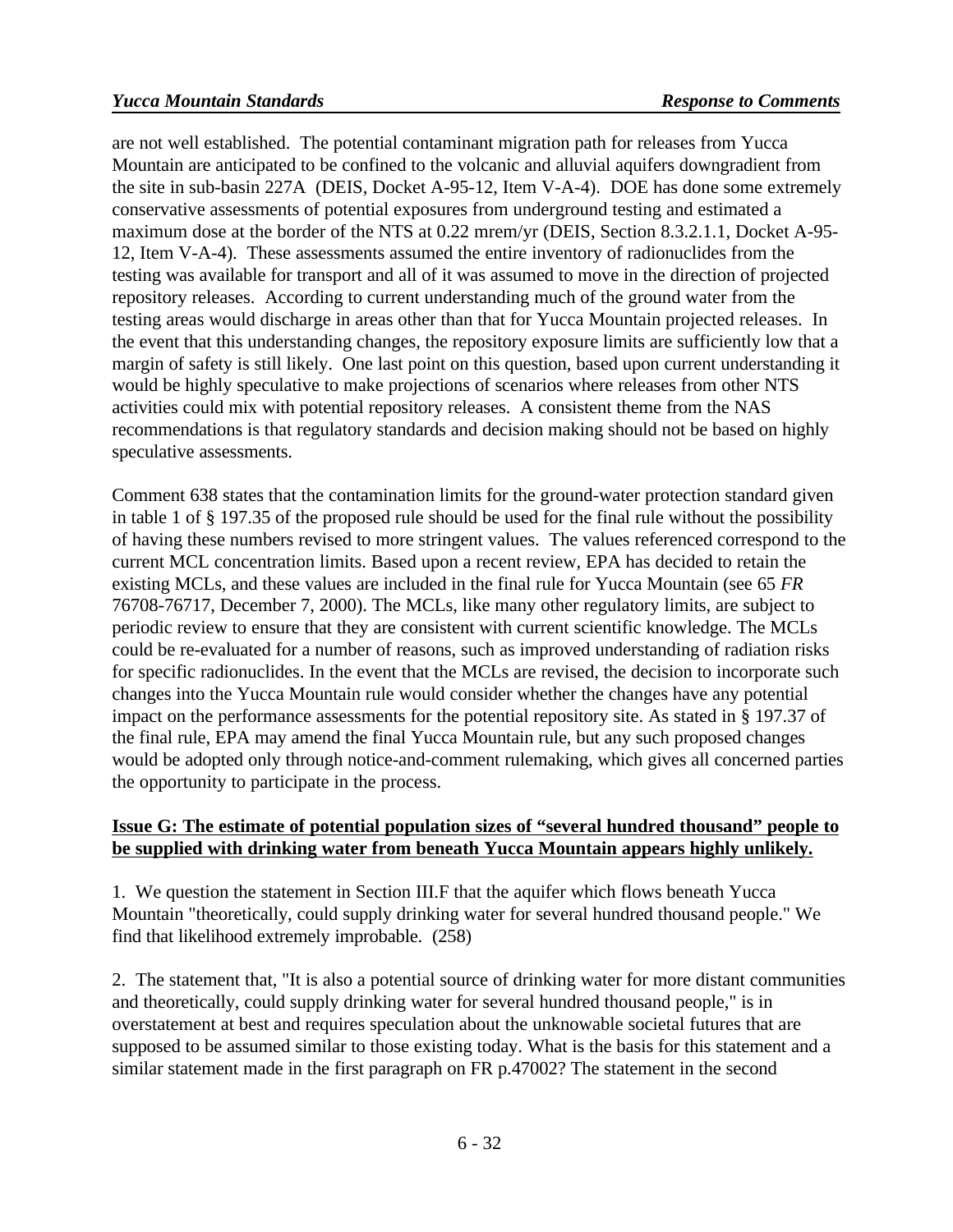are not well established. The potential contaminant migration path for releases from Yucca Mountain are anticipated to be confined to the volcanic and alluvial aquifers downgradient from the site in sub-basin 227A (DEIS, Docket A-95-12, Item V-A-4). DOE has done some extremely conservative assessments of potential exposures from underground testing and estimated a maximum dose at the border of the NTS at 0.22 mrem/yr (DEIS, Section 8.3.2.1.1, Docket A-95-12, Item V-A-4). These assessments assumed the entire inventory of radionuclides from the testing was available for transport and all of it was assumed to move in the direction of projected repository releases. According to current understanding much of the ground water from the testing areas would discharge in areas other than that for Yucca Mountain projected releases. In the event that this understanding changes, the repository exposure limits are sufficiently low that a margin of safety is still likely. One last point on this question, based upon current understanding it would be highly speculative to make projections of scenarios where releases from other NTS activities could mix with potential repository releases. A consistent theme from the NAS recommendations is that regulatory standards and decision making should not be based on highly speculative assessments.

Comment 638 states that the contamination limits for the ground-water protection standard given in table 1 of § 197.35 of the proposed rule should be used for the final rule without the possibility of having these numbers revised to more stringent values. The values referenced correspond to the current MCL concentration limits. Based upon a recent review, EPA has decided to retain the existing MCLs, and these values are included in the final rule for Yucca Mountain (see 65 *FR* 76708-76717, December 7, 2000). The MCLs, like many other regulatory limits, are subject to periodic review to ensure that they are consistent with current scientific knowledge. The MCLs could be re-evaluated for a number of reasons, such as improved understanding of radiation risks for specific radionuclides. In the event that the MCLs are revised, the decision to incorporate such changes into the Yucca Mountain rule would consider whether the changes have any potential impact on the performance assessments for the potential repository site. As stated in § 197.37 of the final rule, EPA may amend the final Yucca Mountain rule, but any such proposed changes would be adopted only through notice-and-comment rulemaking, which gives all concerned parties the opportunity to participate in the process.

**<u>Issue G: The estimate of potential population sizes of "several hundred thousand" people to be supplied with drinking water from beneath Yucca Mountain appears highly unlikely.</u>**

1. We question the statement in Section III.F that the aquifer which flows beneath Yucca Mountain "theoretically, could supply drinking water for several hundred thousand people." We find that likelihood extremely improbable. (258)

2. The statement that, "It is also a potential source of drinking water for more distant communities and theoretically, could supply drinking water for several hundred thousand people," is in overstatement at best and requires speculation about the unknowable societal futures that are supposed to be assumed similar to those existing today. What is the basis for this statement and a similar statement made in the first paragraph on FR p.47002? The statement in the second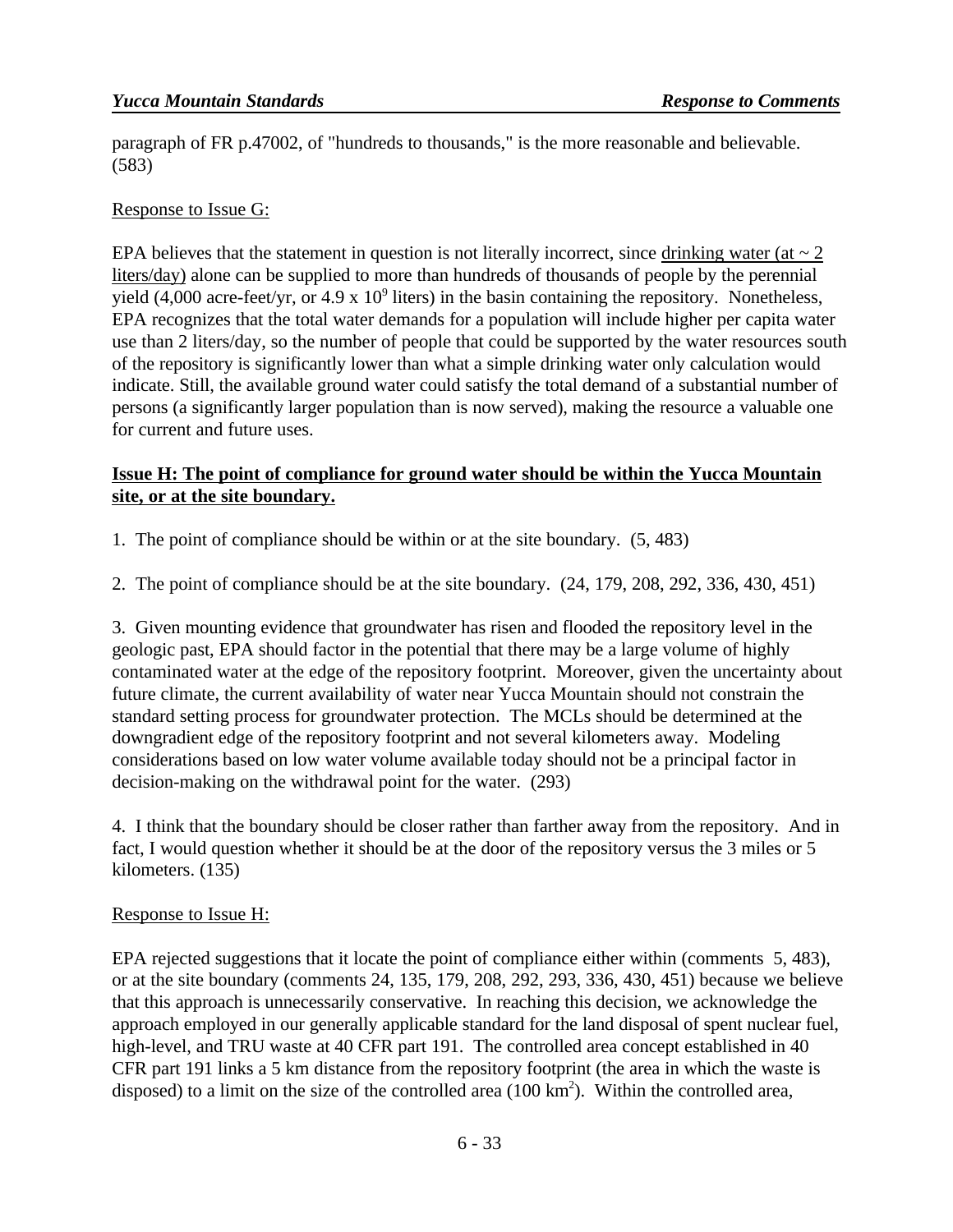paragraph of FR p.47002, of "hundreds to thousands," is the more reasonable and believable. (583)

Response to Issue G:

EPA believes that the statement in question is not literally incorrect, since drinking water (at ~ 2 liters/day) alone can be supplied to more than hundreds of thousands of people by the perennial yield (4,000 acre-feet/yr, or $4.9 \times 10^9$ liters) in the basin containing the repository. Nonetheless, EPA recognizes that the total water demands for a population will include higher per capita water use than 2 liters/day, so the number of people that could be supported by the water resources south of the repository is significantly lower than what a simple drinking water only calculation would indicate. Still, the available ground water could satisfy the total demand of a substantial number of persons (a significantly larger population than is now served), making the resource a valuable one for current and future uses.

**Issue H: The point of compliance for ground water should be within the Yucca Mountain site, or at the site boundary.**

1. The point of compliance should be within or at the site boundary. (5, 483)

2. The point of compliance should be at the site boundary. (24, 179, 208, 292, 336, 430, 451)

3. Given mounting evidence that groundwater has risen and flooded the repository level in the geologic past, EPA should factor in the potential that there may be a large volume of highly contaminated water at the edge of the repository footprint. Moreover, given the uncertainty about future climate, the current availability of water near Yucca Mountain should not constrain the standard setting process for groundwater protection. The MCLs should be determined at the downgradient edge of the repository footprint and not several kilometers away. Modeling considerations based on low water volume available today should not be a principal factor in decision-making on the withdrawal point for the water. (293)

4. I think that the boundary should be closer rather than farther away from the repository. And in fact, I would question whether it should be at the door of the repository versus the 3 miles or 5 kilometers. (135)

Response to Issue H:

EPA rejected suggestions that it locate the point of compliance either within (comments 5, 483), or at the site boundary (comments 24, 135, 179, 208, 292, 293, 336, 430, 451) because we believe that this approach is unnecessarily conservative. In reaching this decision, we acknowledge the approach employed in our generally applicable standard for the land disposal of spent nuclear fuel, high-level, and TRU waste at 40 CFR part 191. The controlled area concept established in 40 CFR part 191 links a 5 km distance from the repository footprint (the area in which the waste is disposed) to a limit on the size of the controlled area (100 $km^2$). Within the controlled area,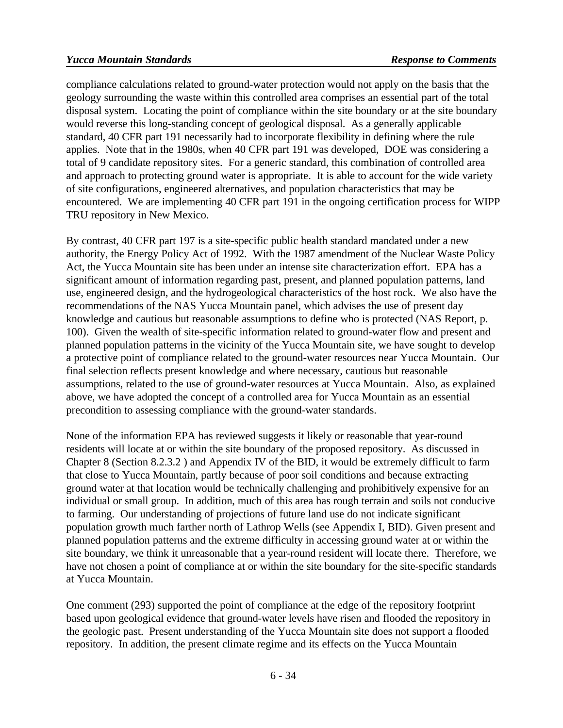compliance calculations related to ground-water protection would not apply on the basis that the geology surrounding the waste within this controlled area comprises an essential part of the total disposal system. Locating the point of compliance within the site boundary or at the site boundary would reverse this long-standing concept of geological disposal. As a generally applicable standard, 40 CFR part 191 necessarily had to incorporate flexibility in defining where the rule applies. Note that in the 1980s, when 40 CFR part 191 was developed, DOE was considering a total of 9 candidate repository sites. For a generic standard, this combination of controlled area and approach to protecting ground water is appropriate. It is able to account for the wide variety of site configurations, engineered alternatives, and population characteristics that may be encountered. We are implementing 40 CFR part 191 in the ongoing certification process for WIPP TRU repository in New Mexico.

By contrast, 40 CFR part 197 is a site-specific public health standard mandated under a new authority, the Energy Policy Act of 1992. With the 1987 amendment of the Nuclear Waste Policy Act, the Yucca Mountain site has been under an intense site characterization effort. EPA has a significant amount of information regarding past, present, and planned population patterns, land use, engineered design, and the hydrogeological characteristics of the host rock. We also have the recommendations of the NAS Yucca Mountain panel, which advises the use of present day knowledge and cautious but reasonable assumptions to define who is protected (NAS Report, p. 100). Given the wealth of site-specific information related to ground-water flow and present and planned population patterns in the vicinity of the Yucca Mountain site, we have sought to develop a protective point of compliance related to the ground-water resources near Yucca Mountain. Our final selection reflects present knowledge and where necessary, cautious but reasonable assumptions, related to the use of ground-water resources at Yucca Mountain. Also, as explained above, we have adopted the concept of a controlled area for Yucca Mountain as an essential precondition to assessing compliance with the ground-water standards.

None of the information EPA has reviewed suggests it likely or reasonable that year-round residents will locate at or within the site boundary of the proposed repository. As discussed in Chapter 8 (Section 8.2.3.2 ) and Appendix IV of the BID, it would be extremely difficult to farm that close to Yucca Mountain, partly because of poor soil conditions and because extracting ground water at that location would be technically challenging and prohibitively expensive for an individual or small group. In addition, much of this area has rough terrain and soils not conducive to farming. Our understanding of projections of future land use do not indicate significant population growth much farther north of Lathrop Wells (see Appendix I, BID). Given present and planned population patterns and the extreme difficulty in accessing ground water at or within the site boundary, we think it unreasonable that a year-round resident will locate there. Therefore, we have not chosen a point of compliance at or within the site boundary for the site-specific standards at Yucca Mountain.

One comment (293) supported the point of compliance at the edge of the repository footprint based upon geological evidence that ground-water levels have risen and flooded the repository in the geologic past. Present understanding of the Yucca Mountain site does not support a flooded repository. In addition, the present climate regime and its effects on the Yucca Mountain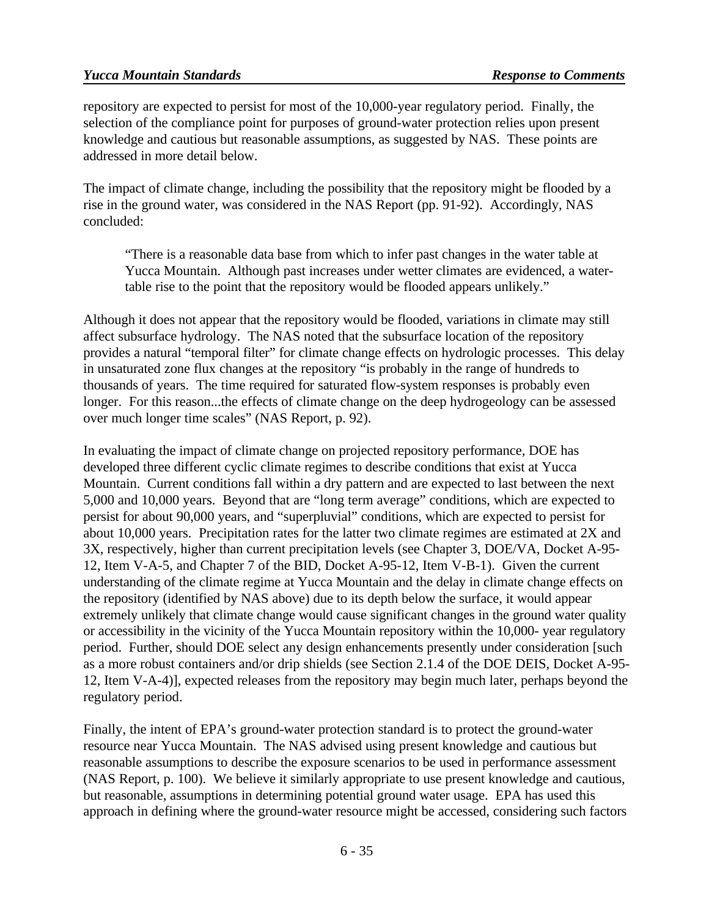repository are expected to persist for most of the 10,000-year regulatory period. Finally, the selection of the compliance point for purposes of ground-water protection relies upon present knowledge and cautious but reasonable assumptions, as suggested by NAS. These points are addressed in more detail below.

The impact of climate change, including the possibility that the repository might be flooded by a rise in the ground water, was considered in the NAS Report (pp. 91-92). Accordingly, NAS concluded:

> "There is a reasonable data base from which to infer past changes in the water table at Yucca Mountain. Although past increases under wetter climates are evidenced, a water-table rise to the point that the repository would be flooded appears unlikely."

Although it does not appear that the repository would be flooded, variations in climate may still affect subsurface hydrology. The NAS noted that the subsurface location of the repository provides a natural "temporal filter" for climate change effects on hydrologic processes. This delay in unsaturated zone flux changes at the repository "is probably in the range of hundreds to thousands of years. The time required for saturated flow-system responses is probably even longer. For this reason...the effects of climate change on the deep hydrogeology can be assessed over much longer time scales" (NAS Report, p. 92).

In evaluating the impact of climate change on projected repository performance, DOE has developed three different cyclic climate regimes to describe conditions that exist at Yucca Mountain. Current conditions fall within a dry pattern and are expected to last between the next 5,000 and 10,000 years. Beyond that are "long term average" conditions, which are expected to persist for about 90,000 years, and "superpluvial" conditions, which are expected to persist for about 10,000 years. Precipitation rates for the latter two climate regimes are estimated at 2X and 3X, respectively, higher than current precipitation levels (see Chapter 3, DOE/VA, Docket A-95-12, Item V-A-5, and Chapter 7 of the BID, Docket A-95-12, Item V-B-1). Given the current understanding of the climate regime at Yucca Mountain and the delay in climate change effects on the repository (identified by NAS above) due to its depth below the surface, it would appear extremely unlikely that climate change would cause significant changes in the ground water quality or accessibility in the vicinity of the Yucca Mountain repository within the 10,000- year regulatory period. Further, should DOE select any design enhancements presently under consideration [such as a more robust containers and/or drip shields (see Section 2.1.4 of the DOE DEIS, Docket A-95-12, Item V-A-4)], expected releases from the repository may begin much later, perhaps beyond the regulatory period.

Finally, the intent of EPA's ground-water protection standard is to protect the ground-water resource near Yucca Mountain. The NAS advised using present knowledge and cautious but reasonable assumptions to describe the exposure scenarios to be used in performance assessment (NAS Report, p. 100). We believe it similarly appropriate to use present knowledge and cautious, but reasonable, assumptions in determining potential ground water usage. EPA has used this approach in defining where the ground-water resource might be accessed, considering such factors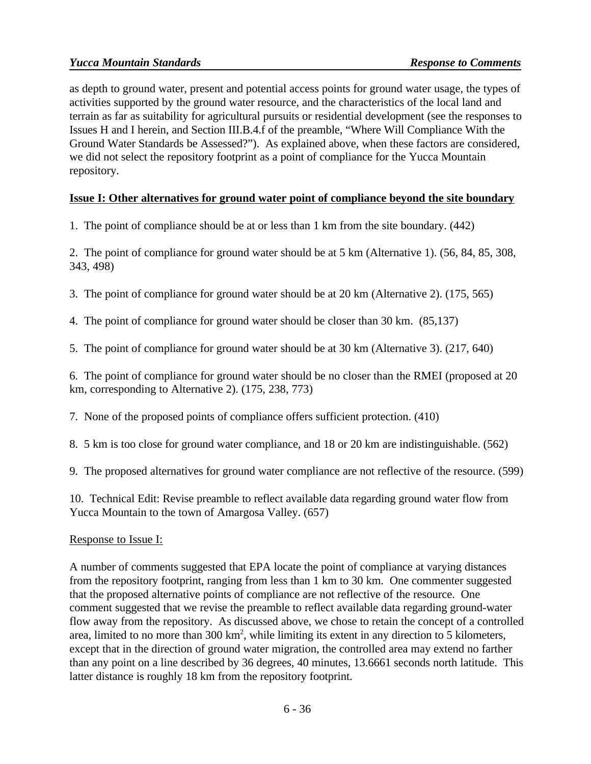as depth to ground water, present and potential access points for ground water usage, the types of activities supported by the ground water resource, and the characteristics of the local land and terrain as far as suitability for agricultural pursuits or residential development (see the responses to Issues H and I herein, and Section III.B.4.f of the preamble, "Where Will Compliance With the Ground Water Standards be Assessed?"). As explained above, when these factors are considered, we did not select the repository footprint as a point of compliance for the Yucca Mountain repository.

**Issue I: Other alternatives for ground water point of compliance beyond the site boundary**

1. The point of compliance should be at or less than 1 km from the site boundary. (442)

2. The point of compliance for ground water should be at 5 km (Alternative 1). (56, 84, 85, 308, 343, 498)

3. The point of compliance for ground water should be at 20 km (Alternative 2). (175, 565)

4. The point of compliance for ground water should be closer than 30 km. (85,137)

5. The point of compliance for ground water should be at 30 km (Alternative 3). (217, 640)

6. The point of compliance for ground water should be no closer than the RMEI (proposed at 20 km, corresponding to Alternative 2). (175, 238, 773)

7. None of the proposed points of compliance offers sufficient protection. (410)

8. 5 km is too close for ground water compliance, and 18 or 20 km are indistinguishable. (562)

9. The proposed alternatives for ground water compliance are not reflective of the resource. (599)

10. Technical Edit: Revise preamble to reflect available data regarding ground water flow from Yucca Mountain to the town of Amargosa Valley. (657)

Response to Issue I:

A number of comments suggested that EPA locate the point of compliance at varying distances from the repository footprint, ranging from less than 1 km to 30 km. One commenter suggested that the proposed alternative points of compliance are not reflective of the resource. One comment suggested that we revise the preamble to reflect available data regarding ground-water flow away from the repository. As discussed above, we chose to retain the concept of a controlled area, limited to no more than 300 $km^2$, while limiting its extent in any direction to 5 kilometers, except that in the direction of ground water migration, the controlled area may extend no farther than any point on a line described by 36 degrees, 40 minutes, 13.6661 seconds north latitude. This latter distance is roughly 18 km from the repository footprint.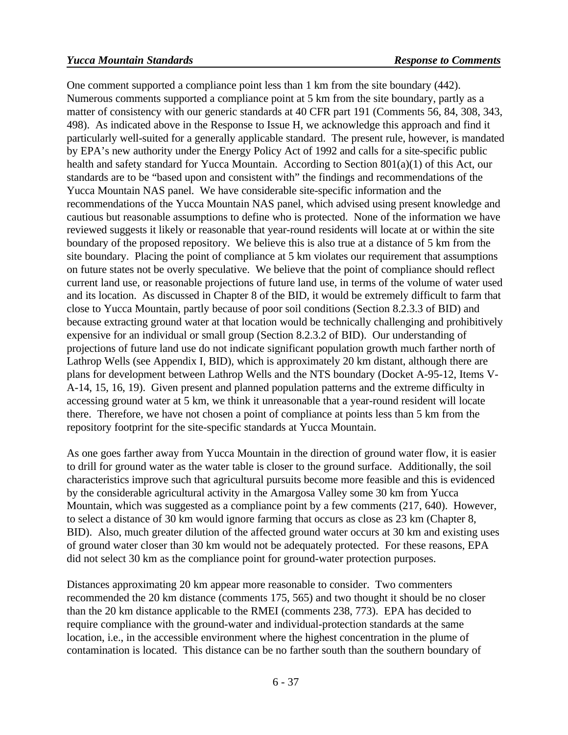One comment supported a compliance point less than 1 km from the site boundary (442). Numerous comments supported a compliance point at 5 km from the site boundary, partly as a matter of consistency with our generic standards at 40 CFR part 191 (Comments 56, 84, 308, 343, 498). As indicated above in the Response to Issue H, we acknowledge this approach and find it particularly well-suited for a generally applicable standard. The present rule, however, is mandated by EPA's new authority under the Energy Policy Act of 1992 and calls for a site-specific public health and safety standard for Yucca Mountain. According to Section 801(a)(1) of this Act, our standards are to be "based upon and consistent with" the findings and recommendations of the Yucca Mountain NAS panel. We have considerable site-specific information and the recommendations of the Yucca Mountain NAS panel, which advised using present knowledge and cautious but reasonable assumptions to define who is protected. None of the information we have reviewed suggests it likely or reasonable that year-round residents will locate at or within the site boundary of the proposed repository. We believe this is also true at a distance of 5 km from the site boundary. Placing the point of compliance at 5 km violates our requirement that assumptions on future states not be overly speculative. We believe that the point of compliance should reflect current land use, or reasonable projections of future land use, in terms of the volume of water used and its location. As discussed in Chapter 8 of the BID, it would be extremely difficult to farm that close to Yucca Mountain, partly because of poor soil conditions (Section 8.2.3.3 of BID) and because extracting ground water at that location would be technically challenging and prohibitively expensive for an individual or small group (Section 8.2.3.2 of BID). Our understanding of projections of future land use do not indicate significant population growth much farther north of Lathrop Wells (see Appendix I, BID), which is approximately 20 km distant, although there are plans for development between Lathrop Wells and the NTS boundary (Docket A-95-12, Items V-A-14, 15, 16, 19). Given present and planned population patterns and the extreme difficulty in accessing ground water at 5 km, we think it unreasonable that a year-round resident will locate there. Therefore, we have not chosen a point of compliance at points less than 5 km from the repository footprint for the site-specific standards at Yucca Mountain.

As one goes farther away from Yucca Mountain in the direction of ground water flow, it is easier to drill for ground water as the water table is closer to the ground surface. Additionally, the soil characteristics improve such that agricultural pursuits become more feasible and this is evidenced by the considerable agricultural activity in the Amargosa Valley some 30 km from Yucca Mountain, which was suggested as a compliance point by a few comments (217, 640). However, to select a distance of 30 km would ignore farming that occurs as close as 23 km (Chapter 8, BID). Also, much greater dilution of the affected ground water occurs at 30 km and existing uses of ground water closer than 30 km would not be adequately protected. For these reasons, EPA did not select 30 km as the compliance point for ground-water protection purposes.

Distances approximating 20 km appear more reasonable to consider. Two commenters recommended the 20 km distance (comments 175, 565) and two thought it should be no closer than the 20 km distance applicable to the RMEI (comments 238, 773). EPA has decided to require compliance with the ground-water and individual-protection standards at the same location, i.e., in the accessible environment where the highest concentration in the plume of contamination is located. This distance can be no farther south than the southern boundary of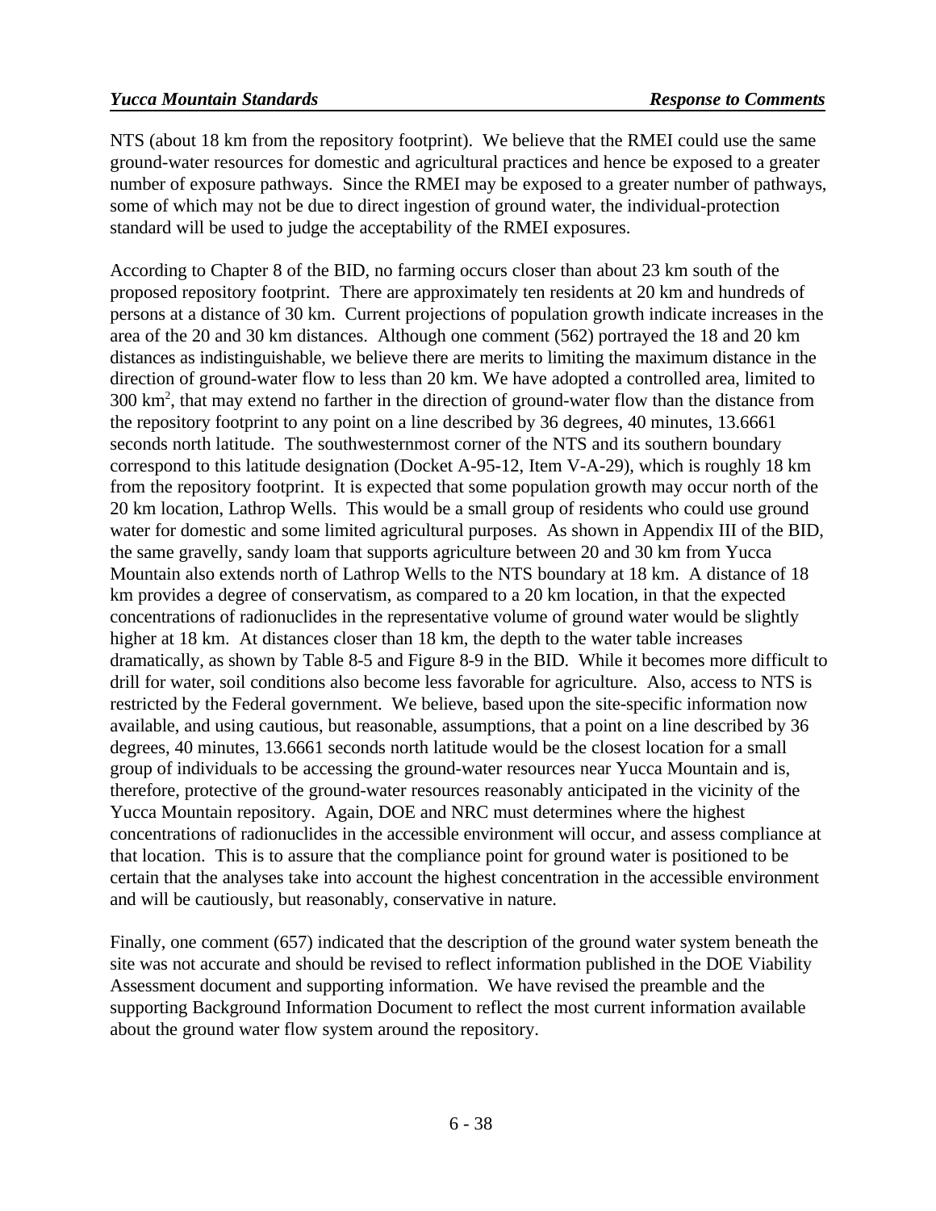NTS (about 18 km from the repository footprint). We believe that the RMEI could use the same ground-water resources for domestic and agricultural practices and hence be exposed to a greater number of exposure pathways. Since the RMEI may be exposed to a greater number of pathways, some of which may not be due to direct ingestion of ground water, the individual-protection standard will be used to judge the acceptability of the RMEI exposures.

According to Chapter 8 of the BID, no farming occurs closer than about 23 km south of the proposed repository footprint. There are approximately ten residents at 20 km and hundreds of persons at a distance of 30 km. Current projections of population growth indicate increases in the area of the 20 and 30 km distances. Although one comment (562) portrayed the 18 and 20 km distances as indistinguishable, we believe there are merits to limiting the maximum distance in the direction of ground-water flow to less than 20 km. We have adopted a controlled area, limited to 300 $km^2$, that may extend no farther in the direction of ground-water flow than the distance from the repository footprint to any point on a line described by 36 degrees, 40 minutes, 13.6661 seconds north latitude. The southwesternmost corner of the NTS and its southern boundary correspond to this latitude designation (Docket A-95-12, Item V-A-29), which is roughly 18 km from the repository footprint. It is expected that some population growth may occur north of the 20 km location, Lathrop Wells. This would be a small group of residents who could use ground water for domestic and some limited agricultural purposes. As shown in Appendix III of the BID, the same gravelly, sandy loam that supports agriculture between 20 and 30 km from Yucca Mountain also extends north of Lathrop Wells to the NTS boundary at 18 km. A distance of 18 km provides a degree of conservatism, as compared to a 20 km location, in that the expected concentrations of radionuclides in the representative volume of ground water would be slightly higher at 18 km. At distances closer than 18 km, the depth to the water table increases dramatically, as shown by Table 8-5 and Figure 8-9 in the BID. While it becomes more difficult to drill for water, soil conditions also become less favorable for agriculture. Also, access to NTS is restricted by the Federal government. We believe, based upon the site-specific information now available, and using cautious, but reasonable, assumptions, that a point on a line described by 36 degrees, 40 minutes, 13.6661 seconds north latitude would be the closest location for a small group of individuals to be accessing the ground-water resources near Yucca Mountain and is, therefore, protective of the ground-water resources reasonably anticipated in the vicinity of the Yucca Mountain repository. Again, DOE and NRC must determines where the highest concentrations of radionuclides in the accessible environment will occur, and assess compliance at that location. This is to assure that the compliance point for ground water is positioned to be certain that the analyses take into account the highest concentration in the accessible environment and will be cautiously, but reasonably, conservative in nature.

Finally, one comment (657) indicated that the description of the ground water system beneath the site was not accurate and should be revised to reflect information published in the DOE Viability Assessment document and supporting information. We have revised the preamble and the supporting Background Information Document to reflect the most current information available about the ground water flow system around the repository.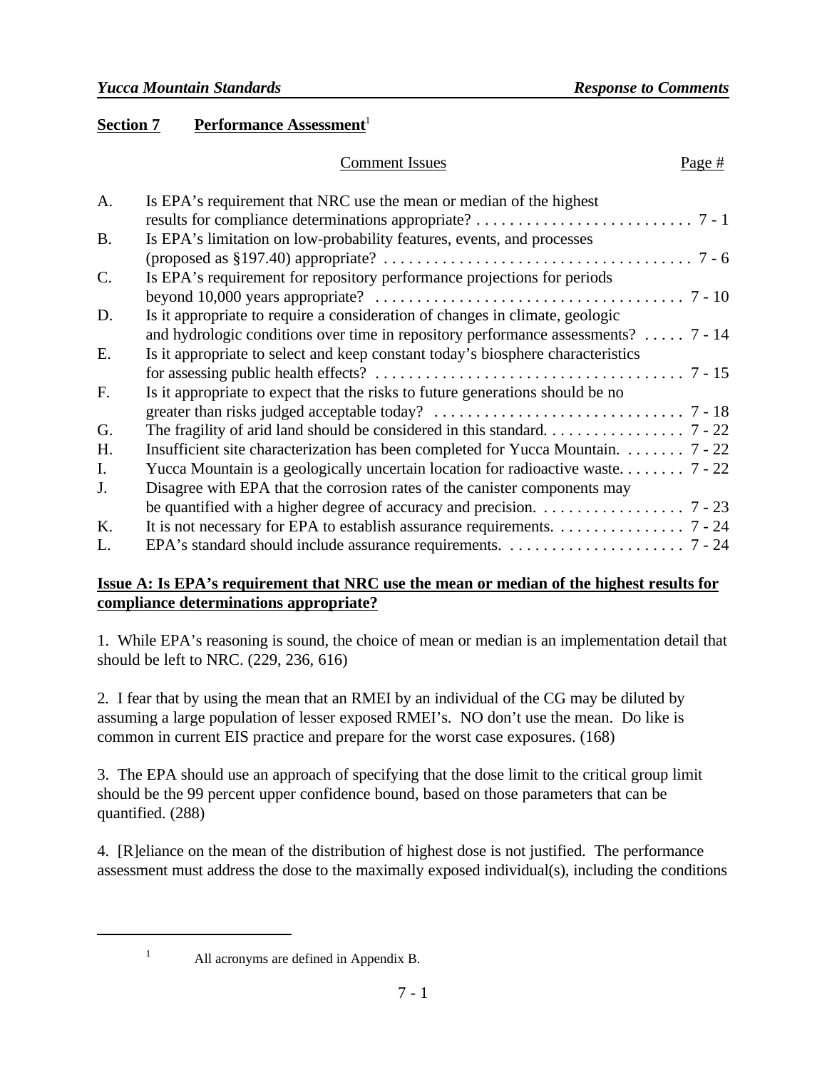## Section 7 Performance Assessment[1]

| | Comment Issues | Page # |
|---|---|---|
| A. | Is EPA's requirement that NRC use the mean or median of the highest results for compliance determinations appropriate? | 7 - 1 |
| B. | Is EPA's limitation on low-probability features, events, and processes (proposed as §197.40) appropriate? | 7 - 6 |
| C. | Is EPA's requirement for repository performance projections for periods beyond 10,000 years appropriate? | 7 - 10 |
| D. | Is it appropriate to require a consideration of changes in climate, geologic and hydrologic conditions over time in repository performance assessments? | 7 - 14 |
| E. | Is it appropriate to select and keep constant today's biosphere characteristics for assessing public health effects? | 7 - 15 |
| F. | Is it appropriate to expect that the risks to future generations should be no greater than risks judged acceptable today? | 7 - 18 |
| G. | The fragility of arid land should be considered in this standard. | 7 - 22 |
| H. | Insufficient site characterization has been completed for Yucca Mountain. | 7 - 22 |
| I. | Yucca Mountain is a geologically uncertain location for radioactive waste. | 7 - 22 |
| J. | Disagree with EPA that the corrosion rates of the canister components may be quantified with a higher degree of accuracy and precision. | 7 - 23 |
| K. | It is not necessary for EPA to establish assurance requirements. | 7 - 24 |
| L. | EPA's standard should include assurance requirements. | 7 - 24 |

### Issue A: Is EPA's requirement that NRC use the mean or median of the highest results for compliance determinations appropriate?

1. While EPA's reasoning is sound, the choice of mean or median is an implementation detail that should be left to NRC. (229, 236, 616)

2. I fear that by using the mean that an RMEI by an individual of the CG may be diluted by assuming a large population of lesser exposed RMEI's. NO don't use the mean. Do like is common in current EIS practice and prepare for the worst case exposures. (168)

3. The EPA should use an approach of specifying that the dose limit to the critical group limit should be the 99 percent upper confidence bound, based on those parameters that can be quantified. (288)

4. [R]eliance on the mean of the distribution of highest dose is not justified. The performance assessment must address the dose to the maximally exposed individual(s), including the conditions

[1] All acronyms are defined in Appendix B.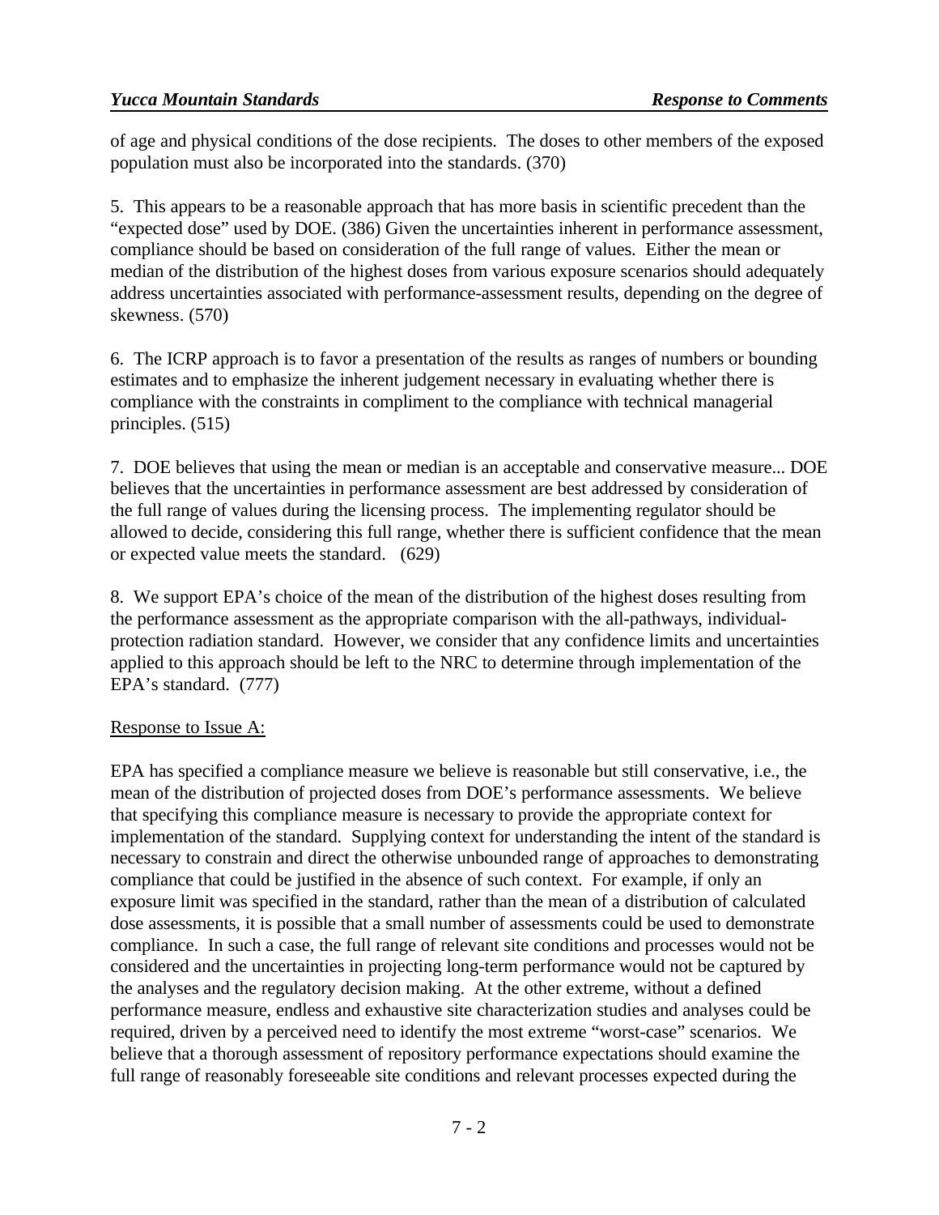of age and physical conditions of the dose recipients. The doses to other members of the exposed population must also be incorporated into the standards. (370)

5. This appears to be a reasonable approach that has more basis in scientific precedent than the "expected dose" used by DOE. (386) Given the uncertainties inherent in performance assessment, compliance should be based on consideration of the full range of values. Either the mean or median of the distribution of the highest doses from various exposure scenarios should adequately address uncertainties associated with performance-assessment results, depending on the degree of skewness. (570)

6. The ICRP approach is to favor a presentation of the results as ranges of numbers or bounding estimates and to emphasize the inherent judgement necessary in evaluating whether there is compliance with the constraints in compliment to the compliance with technical managerial principles. (515)

7. DOE believes that using the mean or median is an acceptable and conservative measure... DOE believes that the uncertainties in performance assessment are best addressed by consideration of the full range of values during the licensing process. The implementing regulator should be allowed to decide, considering this full range, whether there is sufficient confidence that the mean or expected value meets the standard. (629)

8. We support EPA's choice of the mean of the distribution of the highest doses resulting from the performance assessment as the appropriate comparison with the all-pathways, individual-protection radiation standard. However, we consider that any confidence limits and uncertainties applied to this approach should be left to the NRC to determine through implementation of the EPA's standard. (777)

Response to Issue A:

EPA has specified a compliance measure we believe is reasonable but still conservative, i.e., the mean of the distribution of projected doses from DOE's performance assessments. We believe that specifying this compliance measure is necessary to provide the appropriate context for implementation of the standard. Supplying context for understanding the intent of the standard is necessary to constrain and direct the otherwise unbounded range of approaches to demonstrating compliance that could be justified in the absence of such context. For example, if only an exposure limit was specified in the standard, rather than the mean of a distribution of calculated dose assessments, it is possible that a small number of assessments could be used to demonstrate compliance. In such a case, the full range of relevant site conditions and processes would not be considered and the uncertainties in projecting long-term performance would not be captured by the analyses and the regulatory decision making. At the other extreme, without a defined performance measure, endless and exhaustive site characterization studies and analyses could be required, driven by a perceived need to identify the most extreme "worst-case" scenarios. We believe that a thorough assessment of repository performance expectations should examine the full range of reasonably foreseeable site conditions and relevant processes expected during the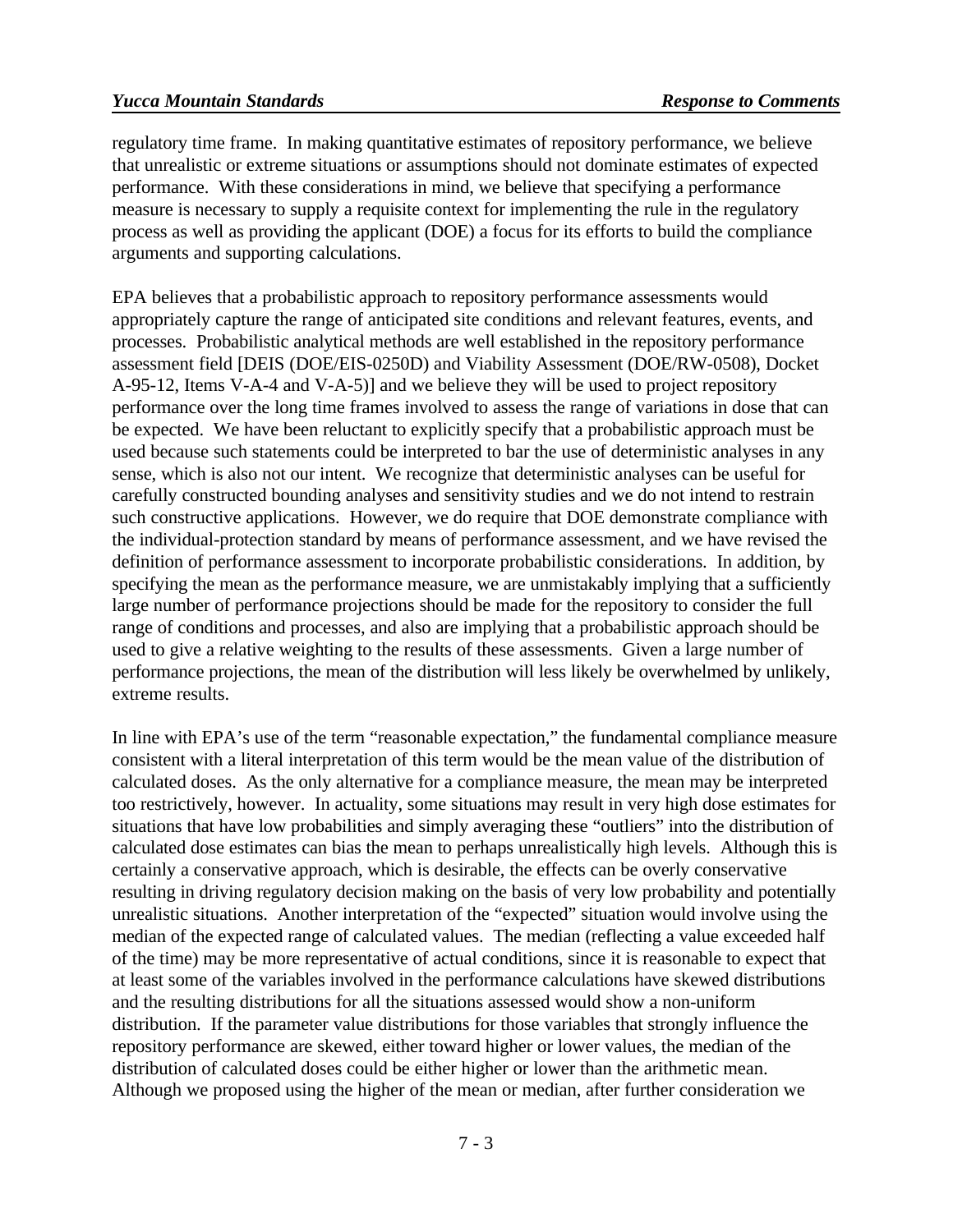regulatory time frame. In making quantitative estimates of repository performance, we believe that unrealistic or extreme situations or assumptions should not dominate estimates of expected performance. With these considerations in mind, we believe that specifying a performance measure is necessary to supply a requisite context for implementing the rule in the regulatory process as well as providing the applicant (DOE) a focus for its efforts to build the compliance arguments and supporting calculations.

EPA believes that a probabilistic approach to repository performance assessments would appropriately capture the range of anticipated site conditions and relevant features, events, and processes. Probabilistic analytical methods are well established in the repository performance assessment field [DEIS (DOE/EIS-0250D) and Viability Assessment (DOE/RW-0508), Docket A-95-12, Items V-A-4 and V-A-5)] and we believe they will be used to project repository performance over the long time frames involved to assess the range of variations in dose that can be expected. We have been reluctant to explicitly specify that a probabilistic approach must be used because such statements could be interpreted to bar the use of deterministic analyses in any sense, which is also not our intent. We recognize that deterministic analyses can be useful for carefully constructed bounding analyses and sensitivity studies and we do not intend to restrain such constructive applications. However, we do require that DOE demonstrate compliance with the individual-protection standard by means of performance assessment, and we have revised the definition of performance assessment to incorporate probabilistic considerations. In addition, by specifying the mean as the performance measure, we are unmistakably implying that a sufficiently large number of performance projections should be made for the repository to consider the full range of conditions and processes, and also are implying that a probabilistic approach should be used to give a relative weighting to the results of these assessments. Given a large number of performance projections, the mean of the distribution will less likely be overwhelmed by unlikely, extreme results.

In line with EPA's use of the term "reasonable expectation," the fundamental compliance measure consistent with a literal interpretation of this term would be the mean value of the distribution of calculated doses. As the only alternative for a compliance measure, the mean may be interpreted too restrictively, however. In actuality, some situations may result in very high dose estimates for situations that have low probabilities and simply averaging these "outliers" into the distribution of calculated dose estimates can bias the mean to perhaps unrealistically high levels. Although this is certainly a conservative approach, which is desirable, the effects can be overly conservative resulting in driving regulatory decision making on the basis of very low probability and potentially unrealistic situations. Another interpretation of the "expected" situation would involve using the median of the expected range of calculated values. The median (reflecting a value exceeded half of the time) may be more representative of actual conditions, since it is reasonable to expect that at least some of the variables involved in the performance calculations have skewed distributions and the resulting distributions for all the situations assessed would show a non-uniform distribution. If the parameter value distributions for those variables that strongly influence the repository performance are skewed, either toward higher or lower values, the median of the distribution of calculated doses could be either higher or lower than the arithmetic mean. Although we proposed using the higher of the mean or median, after further consideration we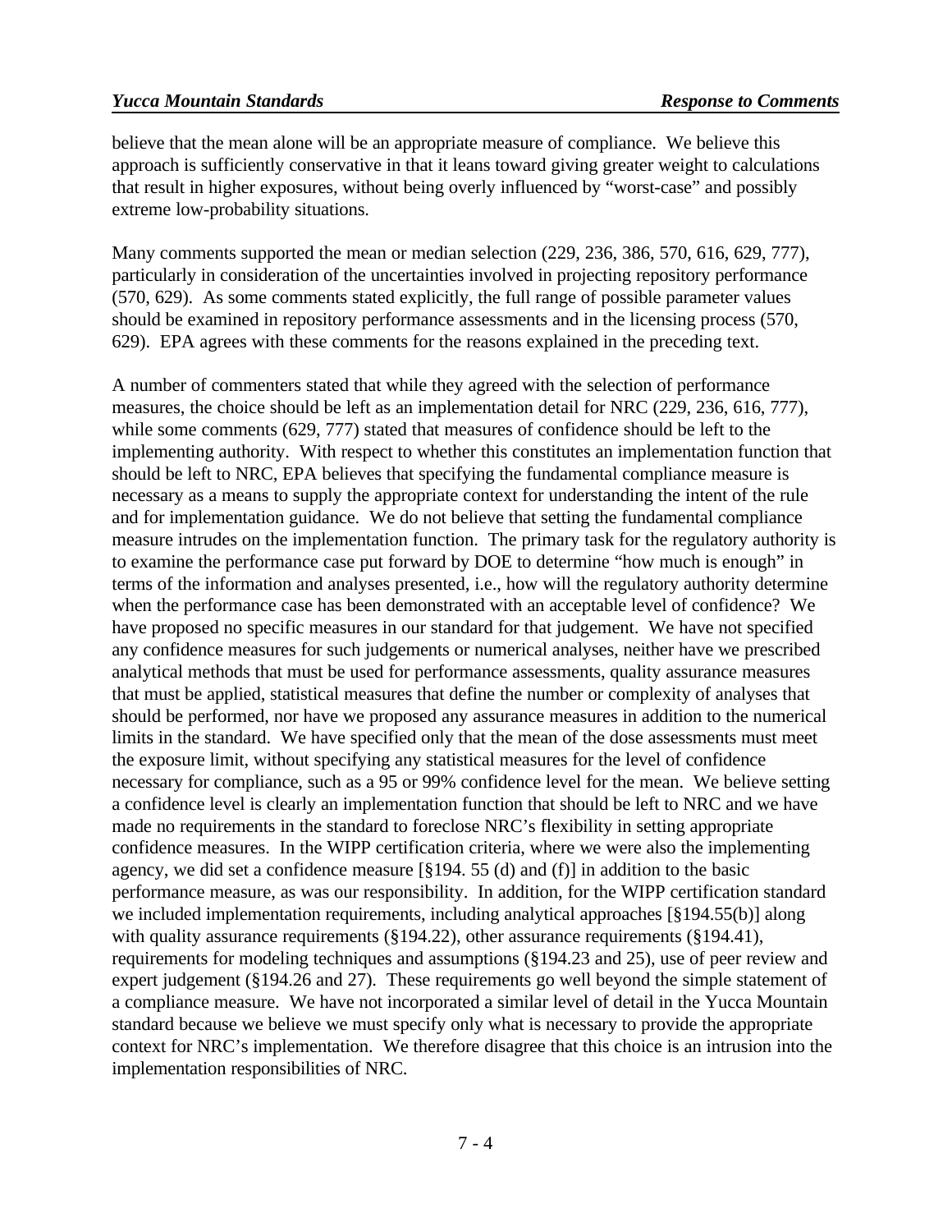believe that the mean alone will be an appropriate measure of compliance. We believe this approach is sufficiently conservative in that it leans toward giving greater weight to calculations that result in higher exposures, without being overly influenced by "worst-case" and possibly extreme low-probability situations.

Many comments supported the mean or median selection (229, 236, 386, 570, 616, 629, 777), particularly in consideration of the uncertainties involved in projecting repository performance (570, 629). As some comments stated explicitly, the full range of possible parameter values should be examined in repository performance assessments and in the licensing process (570, 629). EPA agrees with these comments for the reasons explained in the preceding text.

A number of commenters stated that while they agreed with the selection of performance measures, the choice should be left as an implementation detail for NRC (229, 236, 616, 777), while some comments (629, 777) stated that measures of confidence should be left to the implementing authority. With respect to whether this constitutes an implementation function that should be left to NRC, EPA believes that specifying the fundamental compliance measure is necessary as a means to supply the appropriate context for understanding the intent of the rule and for implementation guidance. We do not believe that setting the fundamental compliance measure intrudes on the implementation function. The primary task for the regulatory authority is to examine the performance case put forward by DOE to determine "how much is enough" in terms of the information and analyses presented, i.e., how will the regulatory authority determine when the performance case has been demonstrated with an acceptable level of confidence? We have proposed no specific measures in our standard for that judgement. We have not specified any confidence measures for such judgements or numerical analyses, neither have we prescribed analytical methods that must be used for performance assessments, quality assurance measures that must be applied, statistical measures that define the number or complexity of analyses that should be performed, nor have we proposed any assurance measures in addition to the numerical limits in the standard. We have specified only that the mean of the dose assessments must meet the exposure limit, without specifying any statistical measures for the level of confidence necessary for compliance, such as a 95 or 99% confidence level for the mean. We believe setting a confidence level is clearly an implementation function that should be left to NRC and we have made no requirements in the standard to foreclose NRC's flexibility in setting appropriate confidence measures. In the WIPP certification criteria, where we were also the implementing agency, we did set a confidence measure [§194. 55 (d) and (f)] in addition to the basic performance measure, as was our responsibility. In addition, for the WIPP certification standard we included implementation requirements, including analytical approaches [§194.55(b)] along with quality assurance requirements (§194.22), other assurance requirements (§194.41), requirements for modeling techniques and assumptions (§194.23 and 25), use of peer review and expert judgement (§194.26 and 27). These requirements go well beyond the simple statement of a compliance measure. We have not incorporated a similar level of detail in the Yucca Mountain standard because we believe we must specify only what is necessary to provide the appropriate context for NRC's implementation. We therefore disagree that this choice is an intrusion into the implementation responsibilities of NRC.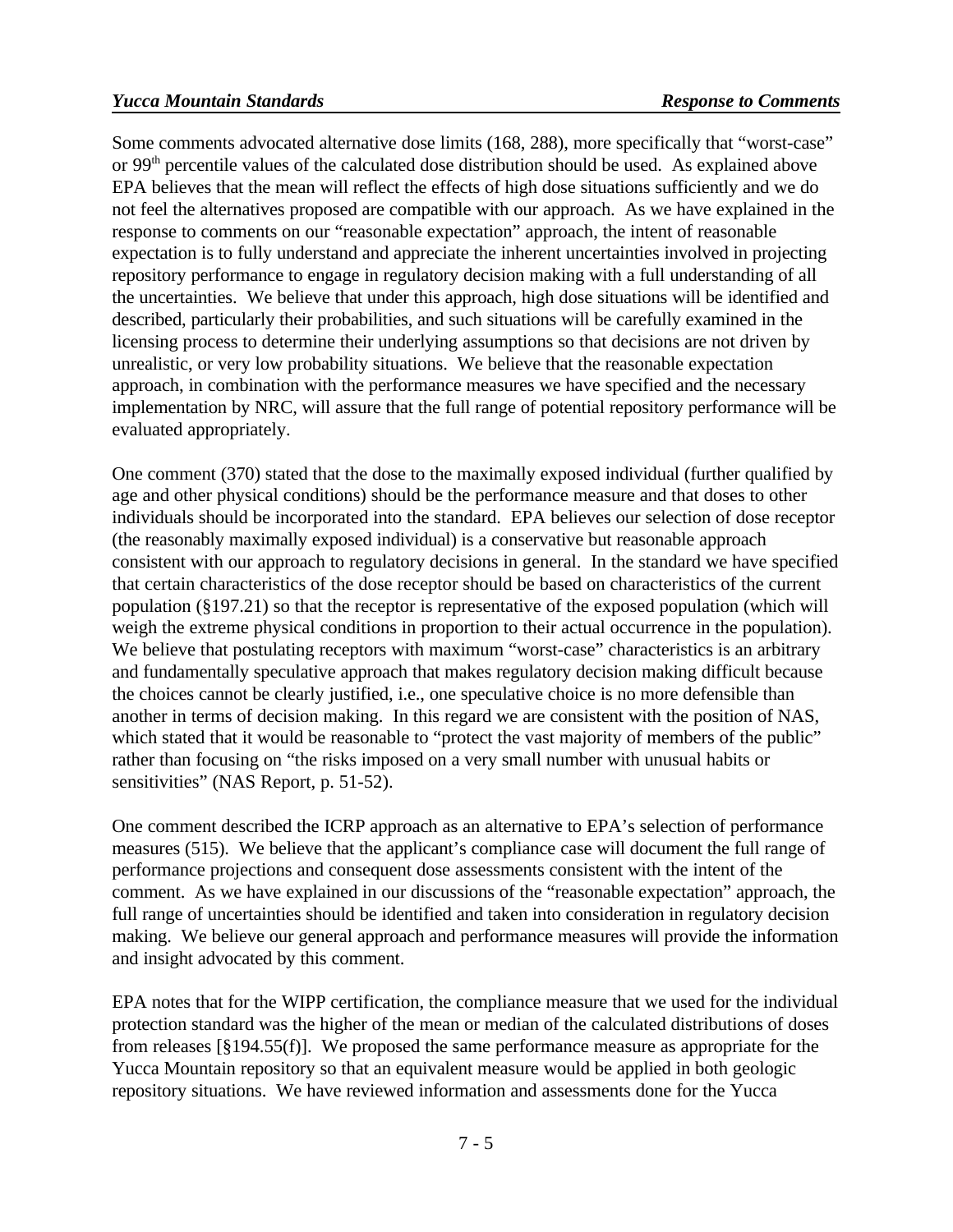Some comments advocated alternative dose limits (168, 288), more specifically that "worst-case" or 99th percentile values of the calculated dose distribution should be used. As explained above EPA believes that the mean will reflect the effects of high dose situations sufficiently and we do not feel the alternatives proposed are compatible with our approach. As we have explained in the response to comments on our "reasonable expectation" approach, the intent of reasonable expectation is to fully understand and appreciate the inherent uncertainties involved in projecting repository performance to engage in regulatory decision making with a full understanding of all the uncertainties. We believe that under this approach, high dose situations will be identified and described, particularly their probabilities, and such situations will be carefully examined in the licensing process to determine their underlying assumptions so that decisions are not driven by unrealistic, or very low probability situations. We believe that the reasonable expectation approach, in combination with the performance measures we have specified and the necessary implementation by NRC, will assure that the full range of potential repository performance will be evaluated appropriately.

One comment (370) stated that the dose to the maximally exposed individual (further qualified by age and other physical conditions) should be the performance measure and that doses to other individuals should be incorporated into the standard. EPA believes our selection of dose receptor (the reasonably maximally exposed individual) is a conservative but reasonable approach consistent with our approach to regulatory decisions in general. In the standard we have specified that certain characteristics of the dose receptor should be based on characteristics of the current population (§197.21) so that the receptor is representative of the exposed population (which will weigh the extreme physical conditions in proportion to their actual occurrence in the population). We believe that postulating receptors with maximum "worst-case" characteristics is an arbitrary and fundamentally speculative approach that makes regulatory decision making difficult because the choices cannot be clearly justified, i.e., one speculative choice is no more defensible than another in terms of decision making. In this regard we are consistent with the position of NAS, which stated that it would be reasonable to "protect the vast majority of members of the public" rather than focusing on "the risks imposed on a very small number with unusual habits or sensitivities" (NAS Report, p. 51-52).

One comment described the ICRP approach as an alternative to EPA's selection of performance measures (515). We believe that the applicant's compliance case will document the full range of performance projections and consequent dose assessments consistent with the intent of the comment. As we have explained in our discussions of the "reasonable expectation" approach, the full range of uncertainties should be identified and taken into consideration in regulatory decision making. We believe our general approach and performance measures will provide the information and insight advocated by this comment.

EPA notes that for the WIPP certification, the compliance measure that we used for the individual protection standard was the higher of the mean or median of the calculated distributions of doses from releases [§194.55(f)]. We proposed the same performance measure as appropriate for the Yucca Mountain repository so that an equivalent measure would be applied in both geologic repository situations. We have reviewed information and assessments done for the Yucca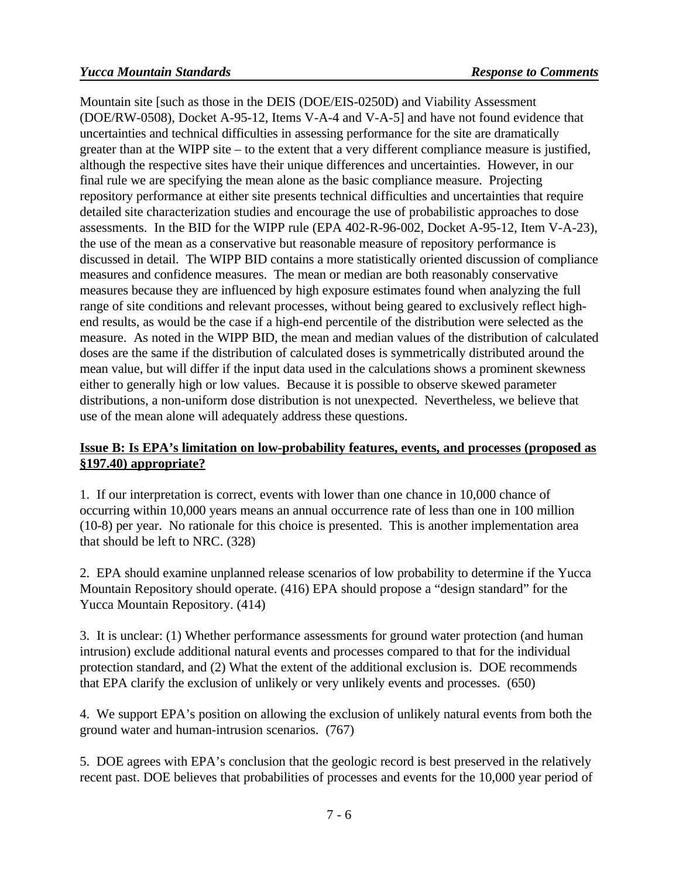Mountain site [such as those in the DEIS (DOE/EIS-0250D) and Viability Assessment (DOE/RW-0508), Docket A-95-12, Items V-A-4 and V-A-5] and have not found evidence that uncertainties and technical difficulties in assessing performance for the site are dramatically greater than at the WIPP site – to the extent that a very different compliance measure is justified, although the respective sites have their unique differences and uncertainties. However, in our final rule we are specifying the mean alone as the basic compliance measure. Projecting repository performance at either site presents technical difficulties and uncertainties that require detailed site characterization studies and encourage the use of probabilistic approaches to dose assessments. In the BID for the WIPP rule (EPA 402-R-96-002, Docket A-95-12, Item V-A-23), the use of the mean as a conservative but reasonable measure of repository performance is discussed in detail. The WIPP BID contains a more statistically oriented discussion of compliance measures and confidence measures. The mean or median are both reasonably conservative measures because they are influenced by high exposure estimates found when analyzing the full range of site conditions and relevant processes, without being geared to exclusively reflect high-end results, as would be the case if a high-end percentile of the distribution were selected as the measure. As noted in the WIPP BID, the mean and median values of the distribution of calculated doses are the same if the distribution of calculated doses is symmetrically distributed around the mean value, but will differ if the input data used in the calculations shows a prominent skewness either to generally high or low values. Because it is possible to observe skewed parameter distributions, a non-uniform dose distribution is not unexpected. Nevertheless, we believe that use of the mean alone will adequately address these questions.

**Issue B: Is EPA's limitation on low-probability features, events, and processes (proposed as §197.40) appropriate?**

1. If our interpretation is correct, events with lower than one chance in 10,000 chance of occurring within 10,000 years means an annual occurrence rate of less than one in 100 million (10-8) per year. No rationale for this choice is presented. This is another implementation area that should be left to NRC. (328)

2. EPA should examine unplanned release scenarios of low probability to determine if the Yucca Mountain Repository should operate. (416) EPA should propose a "design standard" for the Yucca Mountain Repository. (414)

3. It is unclear: (1) Whether performance assessments for ground water protection (and human intrusion) exclude additional natural events and processes compared to that for the individual protection standard, and (2) What the extent of the additional exclusion is. DOE recommends that EPA clarify the exclusion of unlikely or very unlikely events and processes. (650)

4. We support EPA's position on allowing the exclusion of unlikely natural events from both the ground water and human-intrusion scenarios. (767)

5. DOE agrees with EPA's conclusion that the geologic record is best preserved in the relatively recent past. DOE believes that probabilities of processes and events for the 10,000 year period of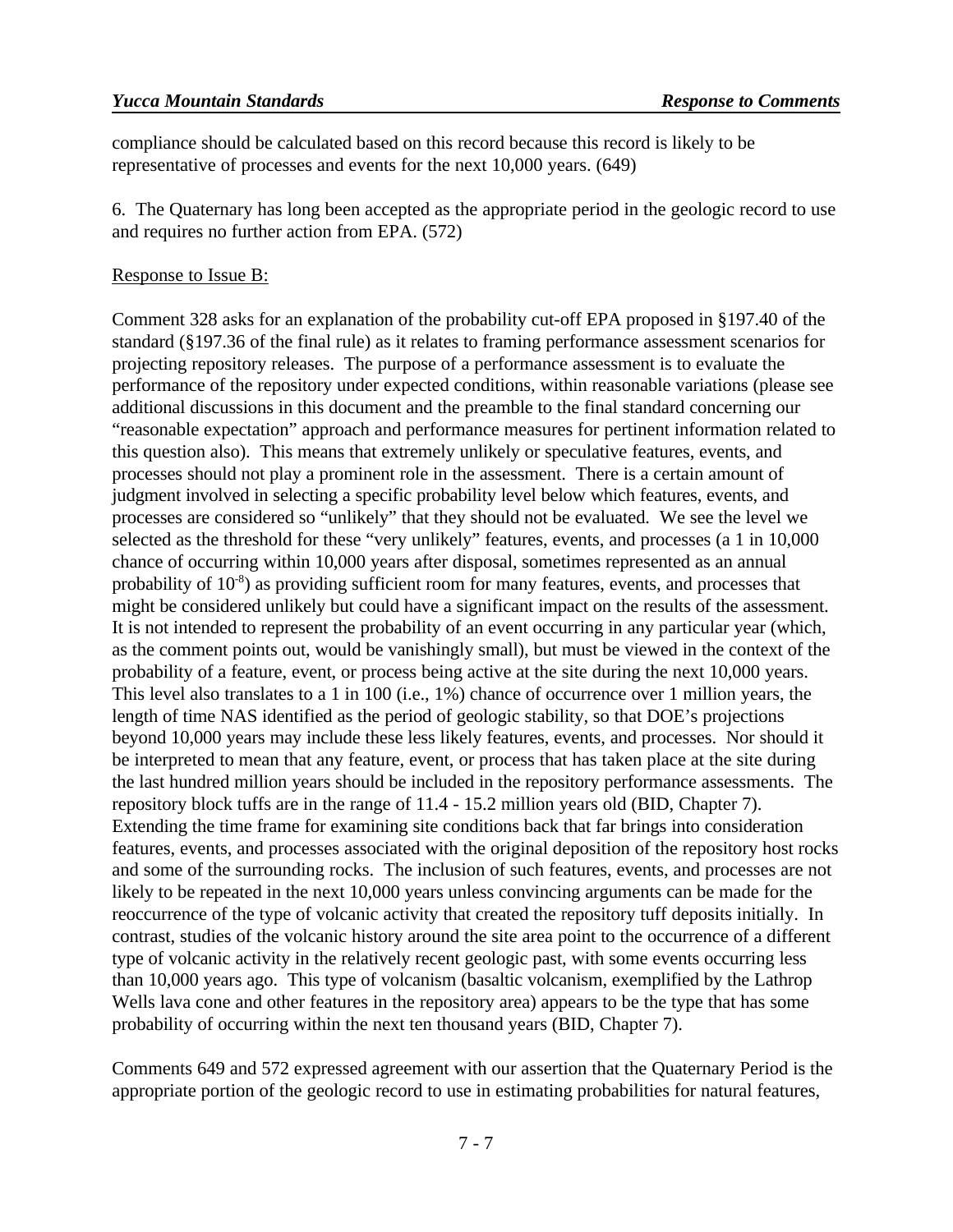compliance should be calculated based on this record because this record is likely to be representative of processes and events for the next 10,000 years. (649)

6. The Quaternary has long been accepted as the appropriate period in the geologic record to use and requires no further action from EPA. (572)

Response to Issue B:

Comment 328 asks for an explanation of the probability cut-off EPA proposed in §197.40 of the standard (§197.36 of the final rule) as it relates to framing performance assessment scenarios for projecting repository releases. The purpose of a performance assessment is to evaluate the performance of the repository under expected conditions, within reasonable variations (please see additional discussions in this document and the preamble to the final standard concerning our "reasonable expectation" approach and performance measures for pertinent information related to this question also). This means that extremely unlikely or speculative features, events, and processes should not play a prominent role in the assessment. There is a certain amount of judgment involved in selecting a specific probability level below which features, events, and processes are considered so "unlikely" that they should not be evaluated. We see the level we selected as the threshold for these "very unlikely" features, events, and processes (a 1 in 10,000 chance of occurring within 10,000 years after disposal, sometimes represented as an annual probability of $10^{-8}$) as providing sufficient room for many features, events, and processes that might be considered unlikely but could have a significant impact on the results of the assessment. It is not intended to represent the probability of an event occurring in any particular year (which, as the comment points out, would be vanishingly small), but must be viewed in the context of the probability of a feature, event, or process being active at the site during the next 10,000 years. This level also translates to a 1 in 100 (i.e., 1%) chance of occurrence over 1 million years, the length of time NAS identified as the period of geologic stability, so that DOE's projections beyond 10,000 years may include these less likely features, events, and processes. Nor should it be interpreted to mean that any feature, event, or process that has taken place at the site during the last hundred million years should be included in the repository performance assessments. The repository block tuffs are in the range of 11.4 - 15.2 million years old (BID, Chapter 7). Extending the time frame for examining site conditions back that far brings into consideration features, events, and processes associated with the original deposition of the repository host rocks and some of the surrounding rocks. The inclusion of such features, events, and processes are not likely to be repeated in the next 10,000 years unless convincing arguments can be made for the reoccurrence of the type of volcanic activity that created the repository tuff deposits initially. In contrast, studies of the volcanic history around the site area point to the occurrence of a different type of volcanic activity in the relatively recent geologic past, with some events occurring less than 10,000 years ago. This type of volcanism (basaltic volcanism, exemplified by the Lathrop Wells lava cone and other features in the repository area) appears to be the type that has some probability of occurring within the next ten thousand years (BID, Chapter 7).

Comments 649 and 572 expressed agreement with our assertion that the Quaternary Period is the appropriate portion of the geologic record to use in estimating probabilities for natural features,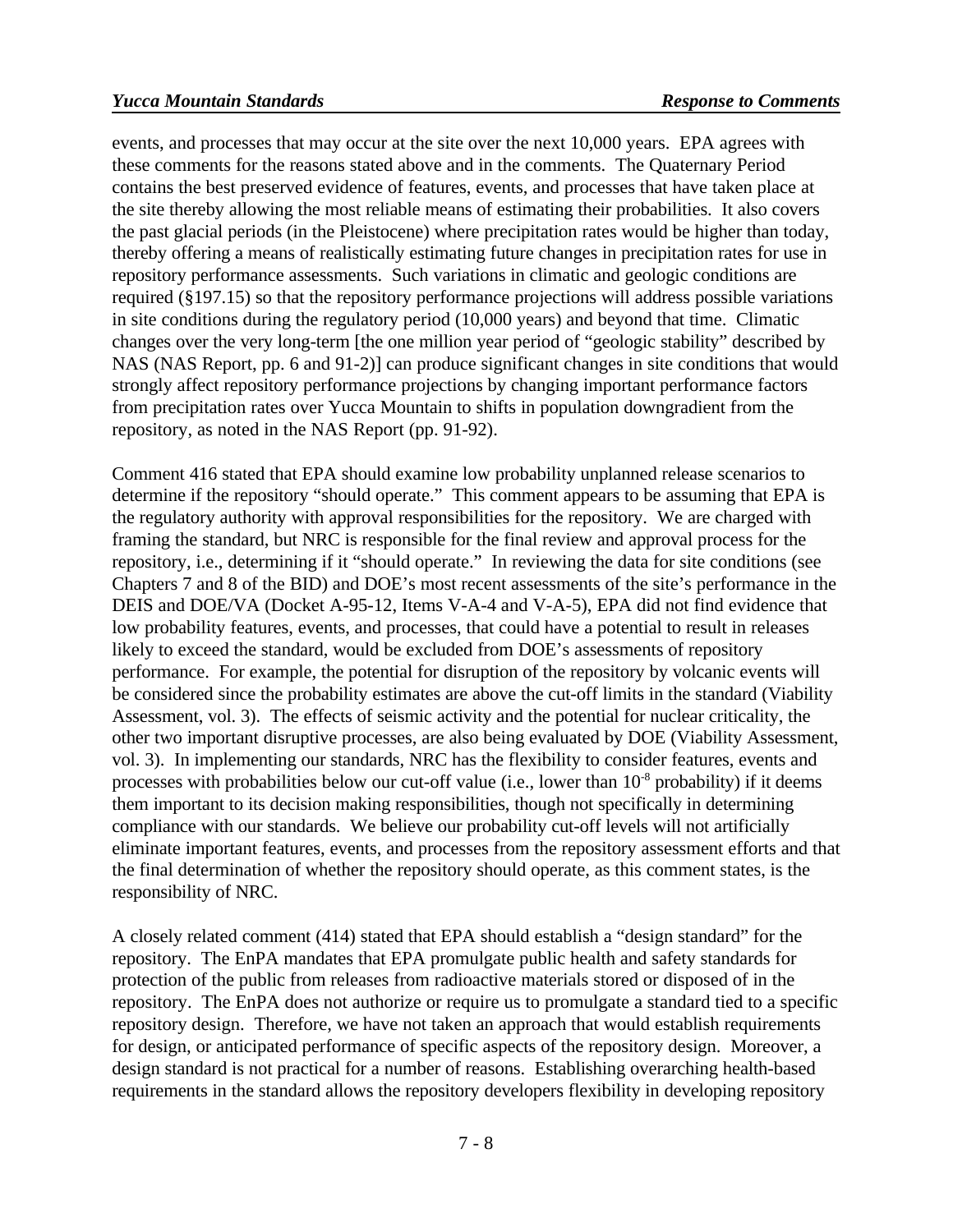events, and processes that may occur at the site over the next 10,000 years. EPA agrees with these comments for the reasons stated above and in the comments. The Quaternary Period contains the best preserved evidence of features, events, and processes that have taken place at the site thereby allowing the most reliable means of estimating their probabilities. It also covers the past glacial periods (in the Pleistocene) where precipitation rates would be higher than today, thereby offering a means of realistically estimating future changes in precipitation rates for use in repository performance assessments. Such variations in climatic and geologic conditions are required (§197.15) so that the repository performance projections will address possible variations in site conditions during the regulatory period (10,000 years) and beyond that time. Climatic changes over the very long-term [the one million year period of "geologic stability" described by NAS (NAS Report, pp. 6 and 91-2)] can produce significant changes in site conditions that would strongly affect repository performance projections by changing important performance factors from precipitation rates over Yucca Mountain to shifts in population downgradient from the repository, as noted in the NAS Report (pp. 91-92).

Comment 416 stated that EPA should examine low probability unplanned release scenarios to determine if the repository "should operate." This comment appears to be assuming that EPA is the regulatory authority with approval responsibilities for the repository. We are charged with framing the standard, but NRC is responsible for the final review and approval process for the repository, i.e., determining if it "should operate." In reviewing the data for site conditions (see Chapters 7 and 8 of the BID) and DOE's most recent assessments of the site's performance in the DEIS and DOE/VA (Docket A-95-12, Items V-A-4 and V-A-5), EPA did not find evidence that low probability features, events, and processes, that could have a potential to result in releases likely to exceed the standard, would be excluded from DOE's assessments of repository performance. For example, the potential for disruption of the repository by volcanic events will be considered since the probability estimates are above the cut-off limits in the standard (Viability Assessment, vol. 3). The effects of seismic activity and the potential for nuclear criticality, the other two important disruptive processes, are also being evaluated by DOE (Viability Assessment, vol. 3). In implementing our standards, NRC has the flexibility to consider features, events and processes with probabilities below our cut-off value (i.e., lower than $10^{-8}$ probability) if it deems them important to its decision making responsibilities, though not specifically in determining compliance with our standards. We believe our probability cut-off levels will not artificially eliminate important features, events, and processes from the repository assessment efforts and that the final determination of whether the repository should operate, as this comment states, is the responsibility of NRC.

A closely related comment (414) stated that EPA should establish a "design standard" for the repository. The EnPA mandates that EPA promulgate public health and safety standards for protection of the public from releases from radioactive materials stored or disposed of in the repository. The EnPA does not authorize or require us to promulgate a standard tied to a specific repository design. Therefore, we have not taken an approach that would establish requirements for design, or anticipated performance of specific aspects of the repository design. Moreover, a design standard is not practical for a number of reasons. Establishing overarching health-based requirements in the standard allows the repository developers flexibility in developing repository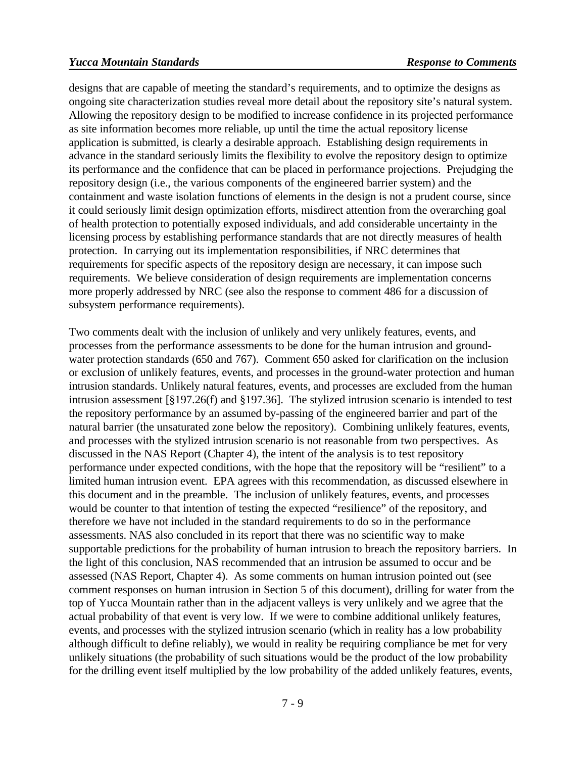designs that are capable of meeting the standard's requirements, and to optimize the designs as ongoing site characterization studies reveal more detail about the repository site's natural system. Allowing the repository design to be modified to increase confidence in its projected performance as site information becomes more reliable, up until the time the actual repository license application is submitted, is clearly a desirable approach. Establishing design requirements in advance in the standard seriously limits the flexibility to evolve the repository design to optimize its performance and the confidence that can be placed in performance projections. Prejudging the repository design (i.e., the various components of the engineered barrier system) and the containment and waste isolation functions of elements in the design is not a prudent course, since it could seriously limit design optimization efforts, misdirect attention from the overarching goal of health protection to potentially exposed individuals, and add considerable uncertainty in the licensing process by establishing performance standards that are not directly measures of health protection. In carrying out its implementation responsibilities, if NRC determines that requirements for specific aspects of the repository design are necessary, it can impose such requirements. We believe consideration of design requirements are implementation concerns more properly addressed by NRC (see also the response to comment 486 for a discussion of subsystem performance requirements).

Two comments dealt with the inclusion of unlikely and very unlikely features, events, and processes from the performance assessments to be done for the human intrusion and ground-water protection standards (650 and 767). Comment 650 asked for clarification on the inclusion or exclusion of unlikely features, events, and processes in the ground-water protection and human intrusion standards. Unlikely natural features, events, and processes are excluded from the human intrusion assessment [§197.26(f) and §197.36]. The stylized intrusion scenario is intended to test the repository performance by an assumed by-passing of the engineered barrier and part of the natural barrier (the unsaturated zone below the repository). Combining unlikely features, events, and processes with the stylized intrusion scenario is not reasonable from two perspectives. As discussed in the NAS Report (Chapter 4), the intent of the analysis is to test repository performance under expected conditions, with the hope that the repository will be "resilient" to a limited human intrusion event. EPA agrees with this recommendation, as discussed elsewhere in this document and in the preamble. The inclusion of unlikely features, events, and processes would be counter to that intention of testing the expected "resilience" of the repository, and therefore we have not included in the standard requirements to do so in the performance assessments. NAS also concluded in its report that there was no scientific way to make supportable predictions for the probability of human intrusion to breach the repository barriers. In the light of this conclusion, NAS recommended that an intrusion be assumed to occur and be assessed (NAS Report, Chapter 4). As some comments on human intrusion pointed out (see comment responses on human intrusion in Section 5 of this document), drilling for water from the top of Yucca Mountain rather than in the adjacent valleys is very unlikely and we agree that the actual probability of that event is very low. If we were to combine additional unlikely features, events, and processes with the stylized intrusion scenario (which in reality has a low probability although difficult to define reliably), we would in reality be requiring compliance be met for very unlikely situations (the probability of such situations would be the product of the low probability for the drilling event itself multiplied by the low probability of the added unlikely features, events,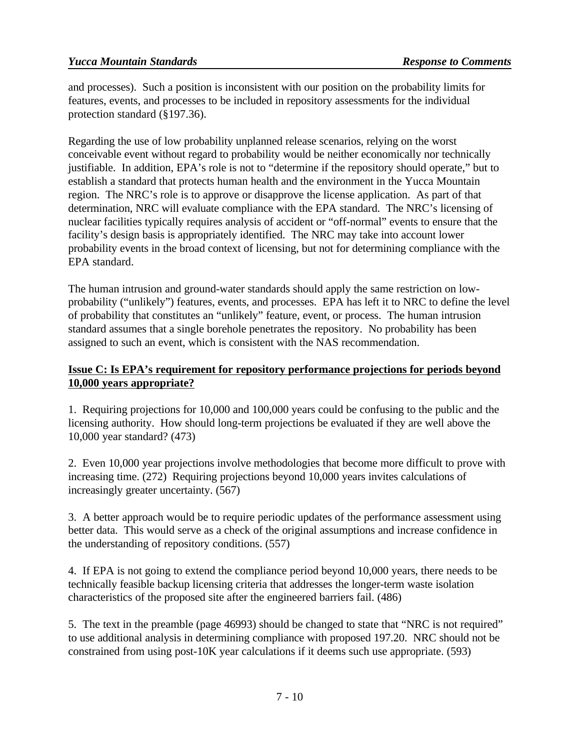and processes). Such a position is inconsistent with our position on the probability limits for features, events, and processes to be included in repository assessments for the individual protection standard (§197.36).

Regarding the use of low probability unplanned release scenarios, relying on the worst conceivable event without regard to probability would be neither economically nor technically justifiable. In addition, EPA's role is not to "determine if the repository should operate," but to establish a standard that protects human health and the environment in the Yucca Mountain region. The NRC's role is to approve or disapprove the license application. As part of that determination, NRC will evaluate compliance with the EPA standard. The NRC's licensing of nuclear facilities typically requires analysis of accident or "off-normal" events to ensure that the facility's design basis is appropriately identified. The NRC may take into account lower probability events in the broad context of licensing, but not for determining compliance with the EPA standard.

The human intrusion and ground-water standards should apply the same restriction on low-probability ("unlikely") features, events, and processes. EPA has left it to NRC to define the level of probability that constitutes an "unlikely" feature, event, or process. The human intrusion standard assumes that a single borehole penetrates the repository. No probability has been assigned to such an event, which is consistent with the NAS recommendation.

**Issue C: Is EPA's requirement for repository performance projections for periods beyond 10,000 years appropriate?**

1. Requiring projections for 10,000 and 100,000 years could be confusing to the public and the licensing authority. How should long-term projections be evaluated if they are well above the 10,000 year standard? (473)

2. Even 10,000 year projections involve methodologies that become more difficult to prove with increasing time. (272) Requiring projections beyond 10,000 years invites calculations of increasingly greater uncertainty. (567)

3. A better approach would be to require periodic updates of the performance assessment using better data. This would serve as a check of the original assumptions and increase confidence in the understanding of repository conditions. (557)

4. If EPA is not going to extend the compliance period beyond 10,000 years, there needs to be technically feasible backup licensing criteria that addresses the longer-term waste isolation characteristics of the proposed site after the engineered barriers fail. (486)

5. The text in the preamble (page 46993) should be changed to state that "NRC is not required" to use additional analysis in determining compliance with proposed 197.20. NRC should not be constrained from using post-10K year calculations if it deems such use appropriate. (593)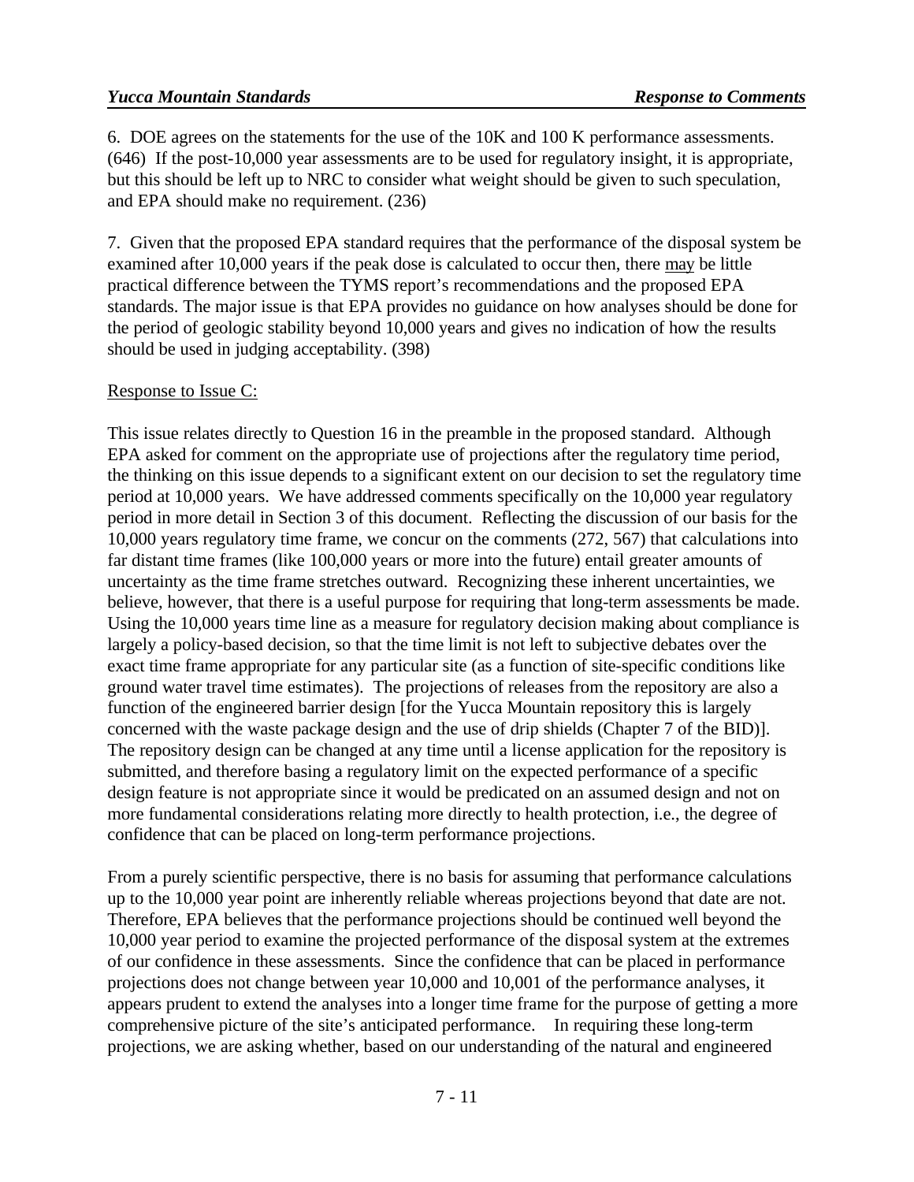6. DOE agrees on the statements for the use of the 10K and 100 K performance assessments. (646) If the post-10,000 year assessments are to be used for regulatory insight, it is appropriate, but this should be left up to NRC to consider what weight should be given to such speculation, and EPA should make no requirement. (236)

7. Given that the proposed EPA standard requires that the performance of the disposal system be examined after 10,000 years if the peak dose is calculated to occur then, there may be little practical difference between the TYMS report's recommendations and the proposed EPA standards. The major issue is that EPA provides no guidance on how analyses should be done for the period of geologic stability beyond 10,000 years and gives no indication of how the results should be used in judging acceptability. (398)

Response to Issue C:

This issue relates directly to Question 16 in the preamble in the proposed standard. Although EPA asked for comment on the appropriate use of projections after the regulatory time period, the thinking on this issue depends to a significant extent on our decision to set the regulatory time period at 10,000 years. We have addressed comments specifically on the 10,000 year regulatory period in more detail in Section 3 of this document. Reflecting the discussion of our basis for the 10,000 years regulatory time frame, we concur on the comments (272, 567) that calculations into far distant time frames (like 100,000 years or more into the future) entail greater amounts of uncertainty as the time frame stretches outward. Recognizing these inherent uncertainties, we believe, however, that there is a useful purpose for requiring that long-term assessments be made. Using the 10,000 years time line as a measure for regulatory decision making about compliance is largely a policy-based decision, so that the time limit is not left to subjective debates over the exact time frame appropriate for any particular site (as a function of site-specific conditions like ground water travel time estimates). The projections of releases from the repository are also a function of the engineered barrier design [for the Yucca Mountain repository this is largely concerned with the waste package design and the use of drip shields (Chapter 7 of the BID)]. The repository design can be changed at any time until a license application for the repository is submitted, and therefore basing a regulatory limit on the expected performance of a specific design feature is not appropriate since it would be predicated on an assumed design and not on more fundamental considerations relating more directly to health protection, i.e., the degree of confidence that can be placed on long-term performance projections.

From a purely scientific perspective, there is no basis for assuming that performance calculations up to the 10,000 year point are inherently reliable whereas projections beyond that date are not. Therefore, EPA believes that the performance projections should be continued well beyond the 10,000 year period to examine the projected performance of the disposal system at the extremes of our confidence in these assessments. Since the confidence that can be placed in performance projections does not change between year 10,000 and 10,001 of the performance analyses, it appears prudent to extend the analyses into a longer time frame for the purpose of getting a more comprehensive picture of the site's anticipated performance. In requiring these long-term projections, we are asking whether, based on our understanding of the natural and engineered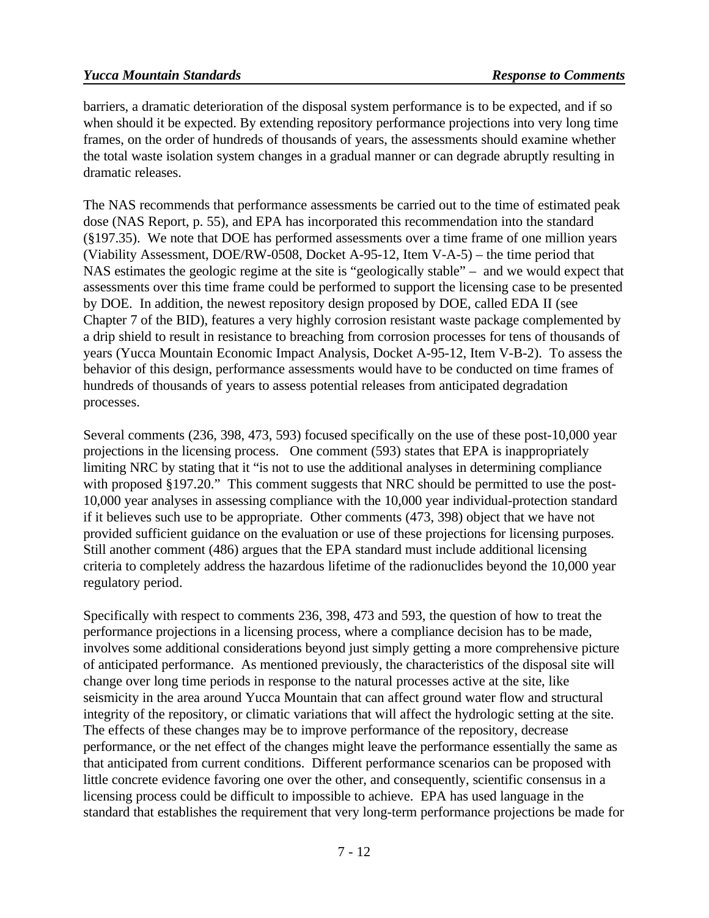barriers, a dramatic deterioration of the disposal system performance is to be expected, and if so when should it be expected. By extending repository performance projections into very long time frames, on the order of hundreds of thousands of years, the assessments should examine whether the total waste isolation system changes in a gradual manner or can degrade abruptly resulting in dramatic releases.

The NAS recommends that performance assessments be carried out to the time of estimated peak dose (NAS Report, p. 55), and EPA has incorporated this recommendation into the standard (§197.35). We note that DOE has performed assessments over a time frame of one million years (Viability Assessment, DOE/RW-0508, Docket A-95-12, Item V-A-5) – the time period that NAS estimates the geologic regime at the site is "geologically stable" – and we would expect that assessments over this time frame could be performed to support the licensing case to be presented by DOE. In addition, the newest repository design proposed by DOE, called EDA II (see Chapter 7 of the BID), features a very highly corrosion resistant waste package complemented by a drip shield to result in resistance to breaching from corrosion processes for tens of thousands of years (Yucca Mountain Economic Impact Analysis, Docket A-95-12, Item V-B-2). To assess the behavior of this design, performance assessments would have to be conducted on time frames of hundreds of thousands of years to assess potential releases from anticipated degradation processes.

Several comments (236, 398, 473, 593) focused specifically on the use of these post-10,000 year projections in the licensing process. One comment (593) states that EPA is inappropriately limiting NRC by stating that it "is not to use the additional analyses in determining compliance with proposed §197.20." This comment suggests that NRC should be permitted to use the post-10,000 year analyses in assessing compliance with the 10,000 year individual-protection standard if it believes such use to be appropriate. Other comments (473, 398) object that we have not provided sufficient guidance on the evaluation or use of these projections for licensing purposes. Still another comment (486) argues that the EPA standard must include additional licensing criteria to completely address the hazardous lifetime of the radionuclides beyond the 10,000 year regulatory period.

Specifically with respect to comments 236, 398, 473 and 593, the question of how to treat the performance projections in a licensing process, where a compliance decision has to be made, involves some additional considerations beyond just simply getting a more comprehensive picture of anticipated performance. As mentioned previously, the characteristics of the disposal site will change over long time periods in response to the natural processes active at the site, like seismicity in the area around Yucca Mountain that can affect ground water flow and structural integrity of the repository, or climatic variations that will affect the hydrologic setting at the site. The effects of these changes may be to improve performance of the repository, decrease performance, or the net effect of the changes might leave the performance essentially the same as that anticipated from current conditions. Different performance scenarios can be proposed with little concrete evidence favoring one over the other, and consequently, scientific consensus in a licensing process could be difficult to impossible to achieve. EPA has used language in the standard that establishes the requirement that very long-term performance projections be made for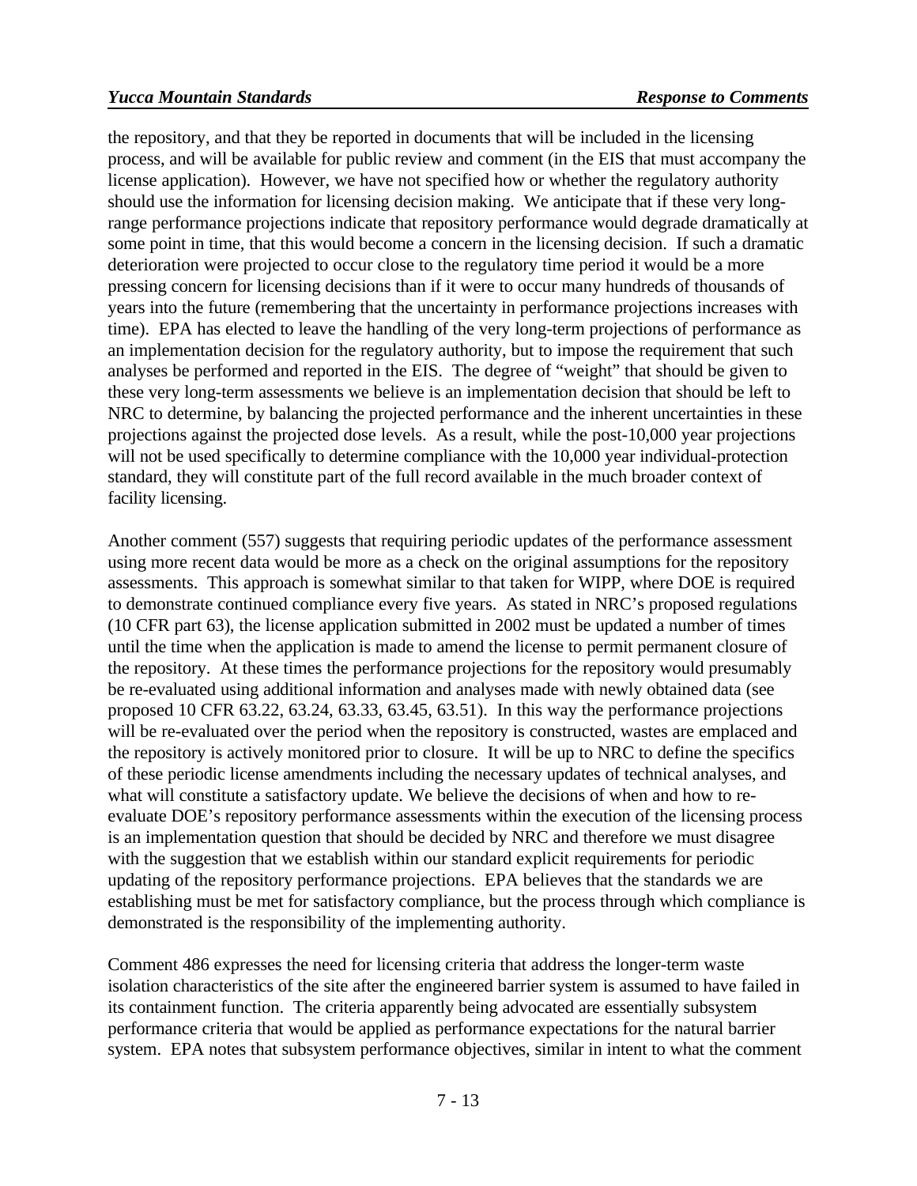the repository, and that they be reported in documents that will be included in the licensing process, and will be available for public review and comment (in the EIS that must accompany the license application). However, we have not specified how or whether the regulatory authority should use the information for licensing decision making. We anticipate that if these very long-range performance projections indicate that repository performance would degrade dramatically at some point in time, that this would become a concern in the licensing decision. If such a dramatic deterioration were projected to occur close to the regulatory time period it would be a more pressing concern for licensing decisions than if it were to occur many hundreds of thousands of years into the future (remembering that the uncertainty in performance projections increases with time). EPA has elected to leave the handling of the very long-term projections of performance as an implementation decision for the regulatory authority, but to impose the requirement that such analyses be performed and reported in the EIS. The degree of "weight" that should be given to these very long-term assessments we believe is an implementation decision that should be left to NRC to determine, by balancing the projected performance and the inherent uncertainties in these projections against the projected dose levels. As a result, while the post-10,000 year projections will not be used specifically to determine compliance with the 10,000 year individual-protection standard, they will constitute part of the full record available in the much broader context of facility licensing.

Another comment (557) suggests that requiring periodic updates of the performance assessment using more recent data would be more as a check on the original assumptions for the repository assessments. This approach is somewhat similar to that taken for WIPP, where DOE is required to demonstrate continued compliance every five years. As stated in NRC's proposed regulations (10 CFR part 63), the license application submitted in 2002 must be updated a number of times until the time when the application is made to amend the license to permit permanent closure of the repository. At these times the performance projections for the repository would presumably be re-evaluated using additional information and analyses made with newly obtained data (see proposed 10 CFR 63.22, 63.24, 63.33, 63.45, 63.51). In this way the performance projections will be re-evaluated over the period when the repository is constructed, wastes are emplaced and the repository is actively monitored prior to closure. It will be up to NRC to define the specifics of these periodic license amendments including the necessary updates of technical analyses, and what will constitute a satisfactory update. We believe the decisions of when and how to re-evaluate DOE's repository performance assessments within the execution of the licensing process is an implementation question that should be decided by NRC and therefore we must disagree with the suggestion that we establish within our standard explicit requirements for periodic updating of the repository performance projections. EPA believes that the standards we are establishing must be met for satisfactory compliance, but the process through which compliance is demonstrated is the responsibility of the implementing authority.

Comment 486 expresses the need for licensing criteria that address the longer-term waste isolation characteristics of the site after the engineered barrier system is assumed to have failed in its containment function. The criteria apparently being advocated are essentially subsystem performance criteria that would be applied as performance expectations for the natural barrier system. EPA notes that subsystem performance objectives, similar in intent to what the comment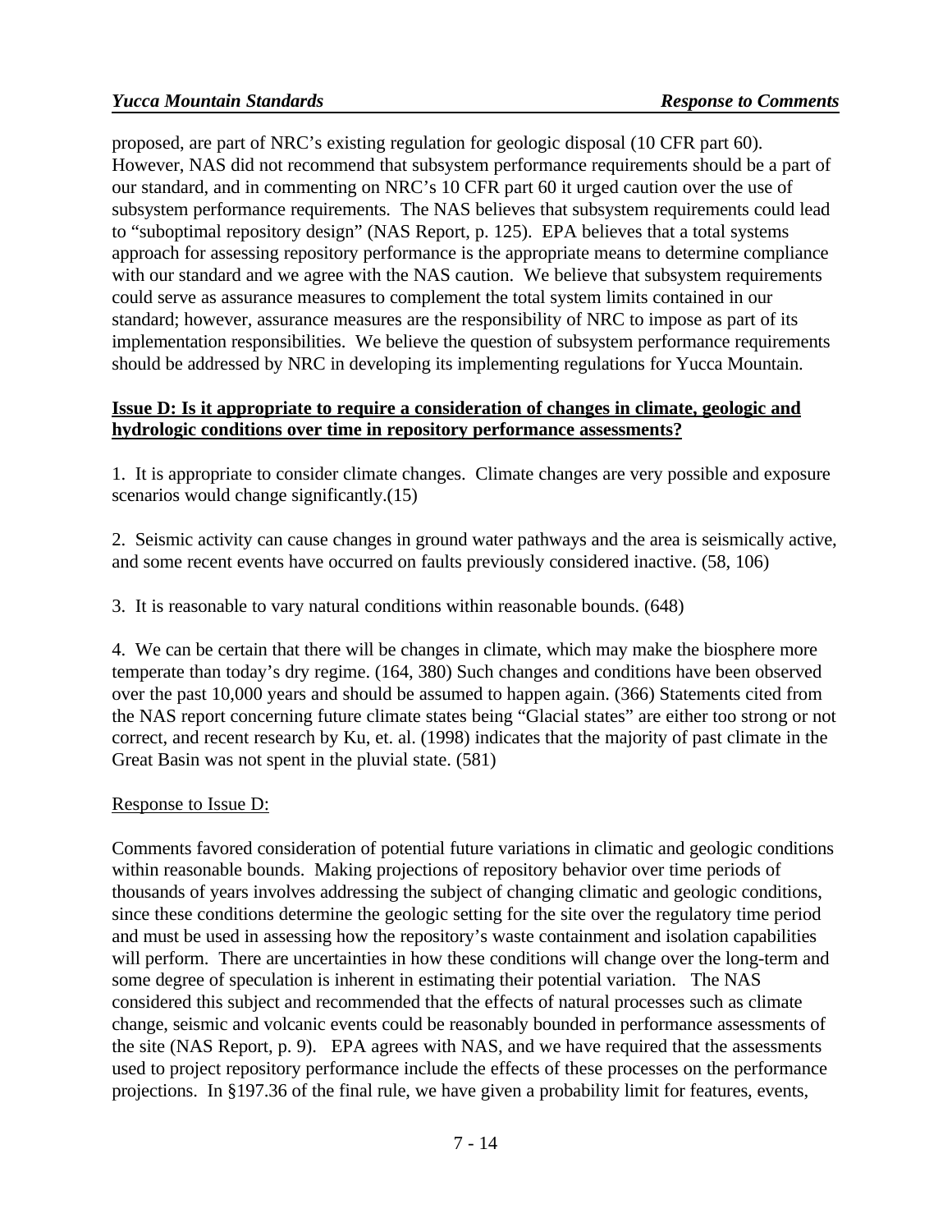proposed, are part of NRC's existing regulation for geologic disposal (10 CFR part 60). However, NAS did not recommend that subsystem performance requirements should be a part of our standard, and in commenting on NRC's 10 CFR part 60 it urged caution over the use of subsystem performance requirements. The NAS believes that subsystem requirements could lead to "suboptimal repository design" (NAS Report, p. 125). EPA believes that a total systems approach for assessing repository performance is the appropriate means to determine compliance with our standard and we agree with the NAS caution. We believe that subsystem requirements could serve as assurance measures to complement the total system limits contained in our standard; however, assurance measures are the responsibility of NRC to impose as part of its implementation responsibilities. We believe the question of subsystem performance requirements should be addressed by NRC in developing its implementing regulations for Yucca Mountain.

**<u>Issue D: Is it appropriate to require a consideration of changes in climate, geologic and hydrologic conditions over time in repository performance assessments?</u>**

1. It is appropriate to consider climate changes. Climate changes are very possible and exposure scenarios would change significantly.(15)

2. Seismic activity can cause changes in ground water pathways and the area is seismically active, and some recent events have occurred on faults previously considered inactive. (58, 106)

3. It is reasonable to vary natural conditions within reasonable bounds. (648)

4. We can be certain that there will be changes in climate, which may make the biosphere more temperate than today's dry regime. (164, 380) Such changes and conditions have been observed over the past 10,000 years and should be assumed to happen again. (366) Statements cited from the NAS report concerning future climate states being "Glacial states" are either too strong or not correct, and recent research by Ku, et. al. (1998) indicates that the majority of past climate in the Great Basin was not spent in the pluvial state. (581)

<u>Response to Issue D:</u>

Comments favored consideration of potential future variations in climatic and geologic conditions within reasonable bounds. Making projections of repository behavior over time periods of thousands of years involves addressing the subject of changing climatic and geologic conditions, since these conditions determine the geologic setting for the site over the regulatory time period and must be used in assessing how the repository's waste containment and isolation capabilities will perform. There are uncertainties in how these conditions will change over the long-term and some degree of speculation is inherent in estimating their potential variation. The NAS considered this subject and recommended that the effects of natural processes such as climate change, seismic and volcanic events could be reasonably bounded in performance assessments of the site (NAS Report, p. 9). EPA agrees with NAS, and we have required that the assessments used to project repository performance include the effects of these processes on the performance projections. In §197.36 of the final rule, we have given a probability limit for features, events,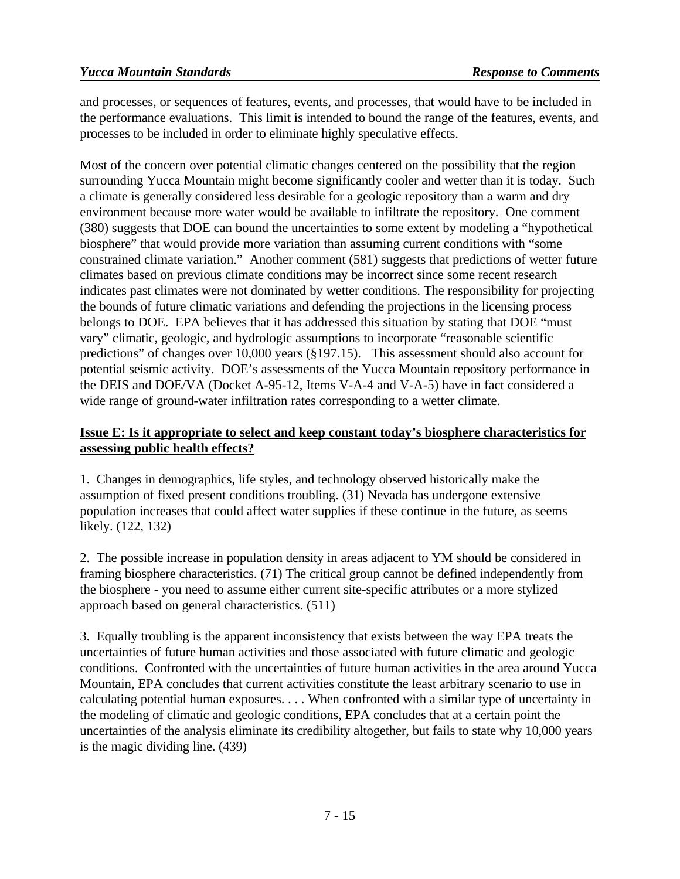and processes, or sequences of features, events, and processes, that would have to be included in the performance evaluations. This limit is intended to bound the range of the features, events, and processes to be included in order to eliminate highly speculative effects.

Most of the concern over potential climatic changes centered on the possibility that the region surrounding Yucca Mountain might become significantly cooler and wetter than it is today. Such a climate is generally considered less desirable for a geologic repository than a warm and dry environment because more water would be available to infiltrate the repository. One comment (380) suggests that DOE can bound the uncertainties to some extent by modeling a "hypothetical biosphere" that would provide more variation than assuming current conditions with "some constrained climate variation." Another comment (581) suggests that predictions of wetter future climates based on previous climate conditions may be incorrect since some recent research indicates past climates were not dominated by wetter conditions. The responsibility for projecting the bounds of future climatic variations and defending the projections in the licensing process belongs to DOE. EPA believes that it has addressed this situation by stating that DOE "must vary" climatic, geologic, and hydrologic assumptions to incorporate "reasonable scientific predictions" of changes over 10,000 years (§197.15). This assessment should also account for potential seismic activity. DOE's assessments of the Yucca Mountain repository performance in the DEIS and DOE/VA (Docket A-95-12, Items V-A-4 and V-A-5) have in fact considered a wide range of ground-water infiltration rates corresponding to a wetter climate.

**Issue E: Is it appropriate to select and keep constant today's biosphere characteristics for assessing public health effects?**

1. Changes in demographics, life styles, and technology observed historically make the assumption of fixed present conditions troubling. (31) Nevada has undergone extensive population increases that could affect water supplies if these continue in the future, as seems likely. (122, 132)

2. The possible increase in population density in areas adjacent to YM should be considered in framing biosphere characteristics. (71) The critical group cannot be defined independently from the biosphere - you need to assume either current site-specific attributes or a more stylized approach based on general characteristics. (511)

3. Equally troubling is the apparent inconsistency that exists between the way EPA treats the uncertainties of future human activities and those associated with future climatic and geologic conditions. Confronted with the uncertainties of future human activities in the area around Yucca Mountain, EPA concludes that current activities constitute the least arbitrary scenario to use in calculating potential human exposures. . . . When confronted with a similar type of uncertainty in the modeling of climatic and geologic conditions, EPA concludes that at a certain point the uncertainties of the analysis eliminate its credibility altogether, but fails to state why 10,000 years is the magic dividing line. (439)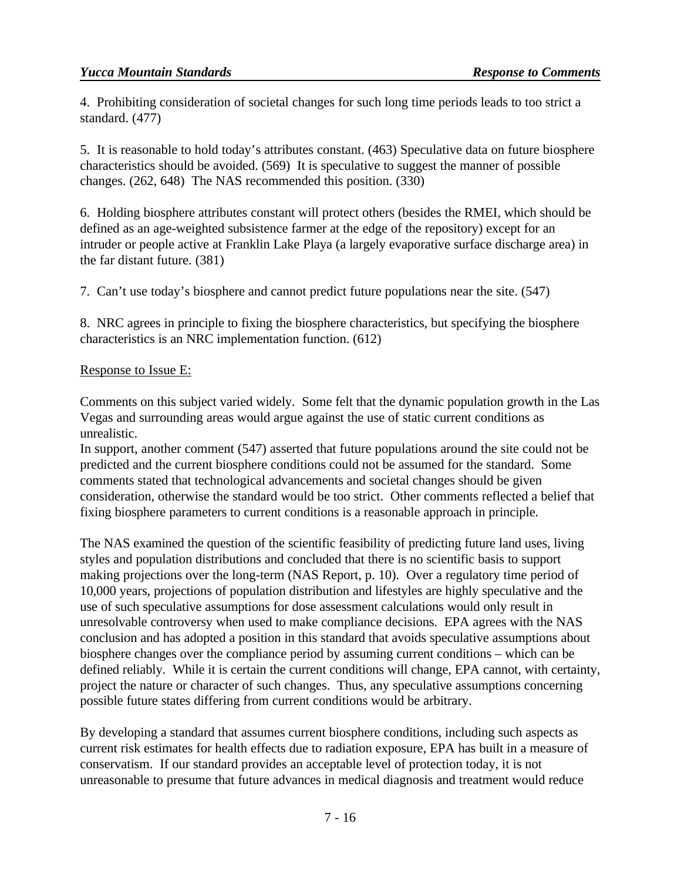4. Prohibiting consideration of societal changes for such long time periods leads to too strict a standard. (477)

5. It is reasonable to hold today's attributes constant. (463) Speculative data on future biosphere characteristics should be avoided. (569) It is speculative to suggest the manner of possible changes. (262, 648) The NAS recommended this position. (330)

6. Holding biosphere attributes constant will protect others (besides the RMEI, which should be defined as an age-weighted subsistence farmer at the edge of the repository) except for an intruder or people active at Franklin Lake Playa (a largely evaporative surface discharge area) in the far distant future. (381)

7. Can't use today's biosphere and cannot predict future populations near the site. (547)

8. NRC agrees in principle to fixing the biosphere characteristics, but specifying the biosphere characteristics is an NRC implementation function. (612)

Response to Issue E:

Comments on this subject varied widely. Some felt that the dynamic population growth in the Las Vegas and surrounding areas would argue against the use of static current conditions as unrealistic.
In support, another comment (547) asserted that future populations around the site could not be predicted and the current biosphere conditions could not be assumed for the standard. Some comments stated that technological advancements and societal changes should be given consideration, otherwise the standard would be too strict. Other comments reflected a belief that fixing biosphere parameters to current conditions is a reasonable approach in principle.

The NAS examined the question of the scientific feasibility of predicting future land uses, living styles and population distributions and concluded that there is no scientific basis to support making projections over the long-term (NAS Report, p. 10). Over a regulatory time period of 10,000 years, projections of population distribution and lifestyles are highly speculative and the use of such speculative assumptions for dose assessment calculations would only result in unresolvable controversy when used to make compliance decisions. EPA agrees with the NAS conclusion and has adopted a position in this standard that avoids speculative assumptions about biosphere changes over the compliance period by assuming current conditions – which can be defined reliably. While it is certain the current conditions will change, EPA cannot, with certainty, project the nature or character of such changes. Thus, any speculative assumptions concerning possible future states differing from current conditions would be arbitrary.

By developing a standard that assumes current biosphere conditions, including such aspects as current risk estimates for health effects due to radiation exposure, EPA has built in a measure of conservatism. If our standard provides an acceptable level of protection today, it is not unreasonable to presume that future advances in medical diagnosis and treatment would reduce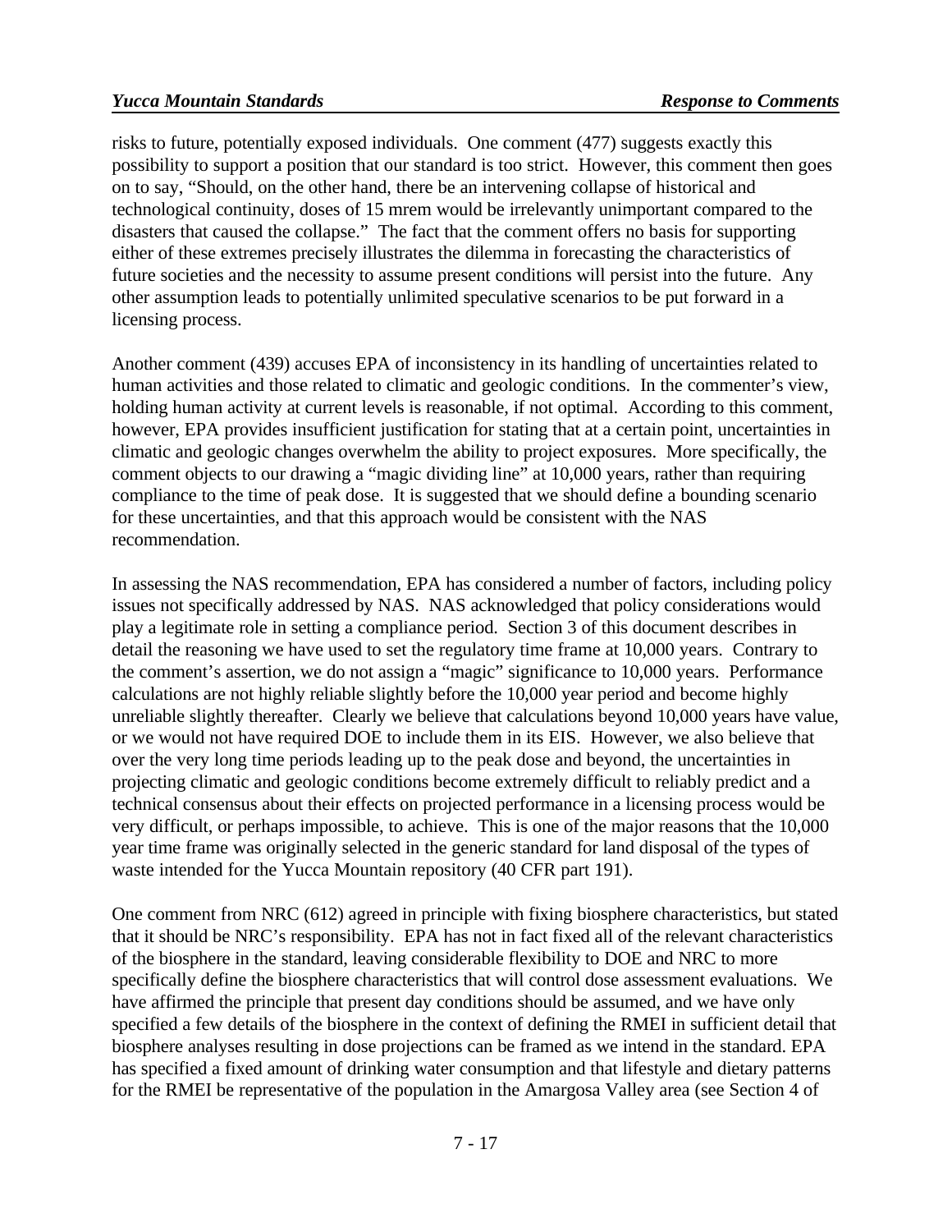risks to future, potentially exposed individuals. One comment (477) suggests exactly this possibility to support a position that our standard is too strict. However, this comment then goes on to say, "Should, on the other hand, there be an intervening collapse of historical and technological continuity, doses of 15 mrem would be irrelevantly unimportant compared to the disasters that caused the collapse." The fact that the comment offers no basis for supporting either of these extremes precisely illustrates the dilemma in forecasting the characteristics of future societies and the necessity to assume present conditions will persist into the future. Any other assumption leads to potentially unlimited speculative scenarios to be put forward in a licensing process.

Another comment (439) accuses EPA of inconsistency in its handling of uncertainties related to human activities and those related to climatic and geologic conditions. In the commenter's view, holding human activity at current levels is reasonable, if not optimal. According to this comment, however, EPA provides insufficient justification for stating that at a certain point, uncertainties in climatic and geologic changes overwhelm the ability to project exposures. More specifically, the comment objects to our drawing a "magic dividing line" at 10,000 years, rather than requiring compliance to the time of peak dose. It is suggested that we should define a bounding scenario for these uncertainties, and that this approach would be consistent with the NAS recommendation.

In assessing the NAS recommendation, EPA has considered a number of factors, including policy issues not specifically addressed by NAS. NAS acknowledged that policy considerations would play a legitimate role in setting a compliance period. Section 3 of this document describes in detail the reasoning we have used to set the regulatory time frame at 10,000 years. Contrary to the comment's assertion, we do not assign a "magic" significance to 10,000 years. Performance calculations are not highly reliable slightly before the 10,000 year period and become highly unreliable slightly thereafter. Clearly we believe that calculations beyond 10,000 years have value, or we would not have required DOE to include them in its EIS. However, we also believe that over the very long time periods leading up to the peak dose and beyond, the uncertainties in projecting climatic and geologic conditions become extremely difficult to reliably predict and a technical consensus about their effects on projected performance in a licensing process would be very difficult, or perhaps impossible, to achieve. This is one of the major reasons that the 10,000 year time frame was originally selected in the generic standard for land disposal of the types of waste intended for the Yucca Mountain repository (40 CFR part 191).

One comment from NRC (612) agreed in principle with fixing biosphere characteristics, but stated that it should be NRC's responsibility. EPA has not in fact fixed all of the relevant characteristics of the biosphere in the standard, leaving considerable flexibility to DOE and NRC to more specifically define the biosphere characteristics that will control dose assessment evaluations. We have affirmed the principle that present day conditions should be assumed, and we have only specified a few details of the biosphere in the context of defining the RMEI in sufficient detail that biosphere analyses resulting in dose projections can be framed as we intend in the standard. EPA has specified a fixed amount of drinking water consumption and that lifestyle and dietary patterns for the RMEI be representative of the population in the Amargosa Valley area (see Section 4 of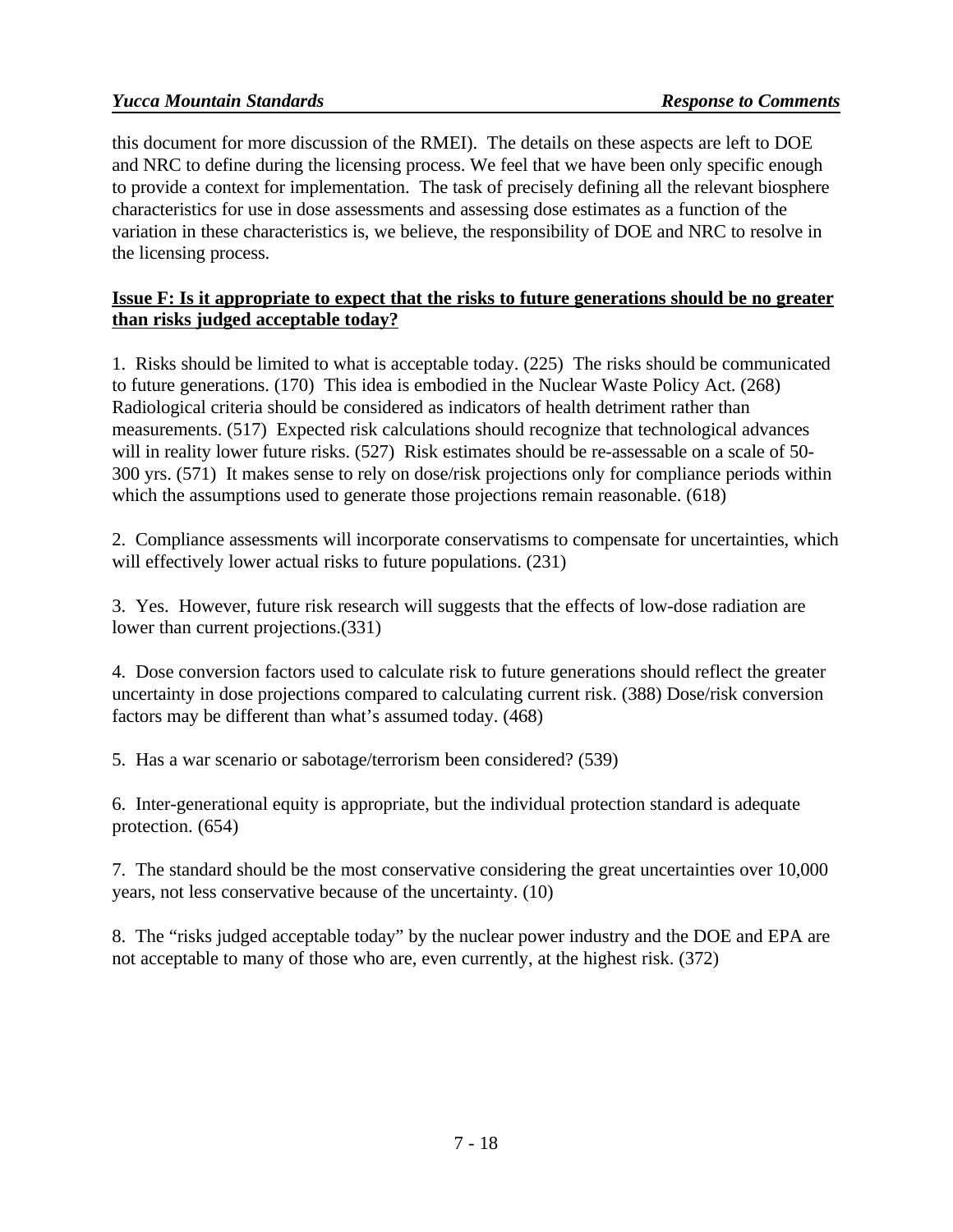this document for more discussion of the RMEI). The details on these aspects are left to DOE and NRC to define during the licensing process. We feel that we have been only specific enough to provide a context for implementation. The task of precisely defining all the relevant biosphere characteristics for use in dose assessments and assessing dose estimates as a function of the variation in these characteristics is, we believe, the responsibility of DOE and NRC to resolve in the licensing process.

**Issue F: Is it appropriate to expect that the risks to future generations should be no greater than risks judged acceptable today?**

1. Risks should be limited to what is acceptable today. (225) The risks should be communicated to future generations. (170) This idea is embodied in the Nuclear Waste Policy Act. (268) Radiological criteria should be considered as indicators of health detriment rather than measurements. (517) Expected risk calculations should recognize that technological advances will in reality lower future risks. (527) Risk estimates should be re-assessable on a scale of 50-300 yrs. (571) It makes sense to rely on dose/risk projections only for compliance periods within which the assumptions used to generate those projections remain reasonable. (618)

2. Compliance assessments will incorporate conservatisms to compensate for uncertainties, which will effectively lower actual risks to future populations. (231)

3. Yes. However, future risk research will suggests that the effects of low-dose radiation are lower than current projections.(331)

4. Dose conversion factors used to calculate risk to future generations should reflect the greater uncertainty in dose projections compared to calculating current risk. (388) Dose/risk conversion factors may be different than what's assumed today. (468)

5. Has a war scenario or sabotage/terrorism been considered? (539)

6. Inter-generational equity is appropriate, but the individual protection standard is adequate protection. (654)

7. The standard should be the most conservative considering the great uncertainties over 10,000 years, not less conservative because of the uncertainty. (10)

8. The "risks judged acceptable today" by the nuclear power industry and the DOE and EPA are not acceptable to many of those who are, even currently, at the highest risk. (372)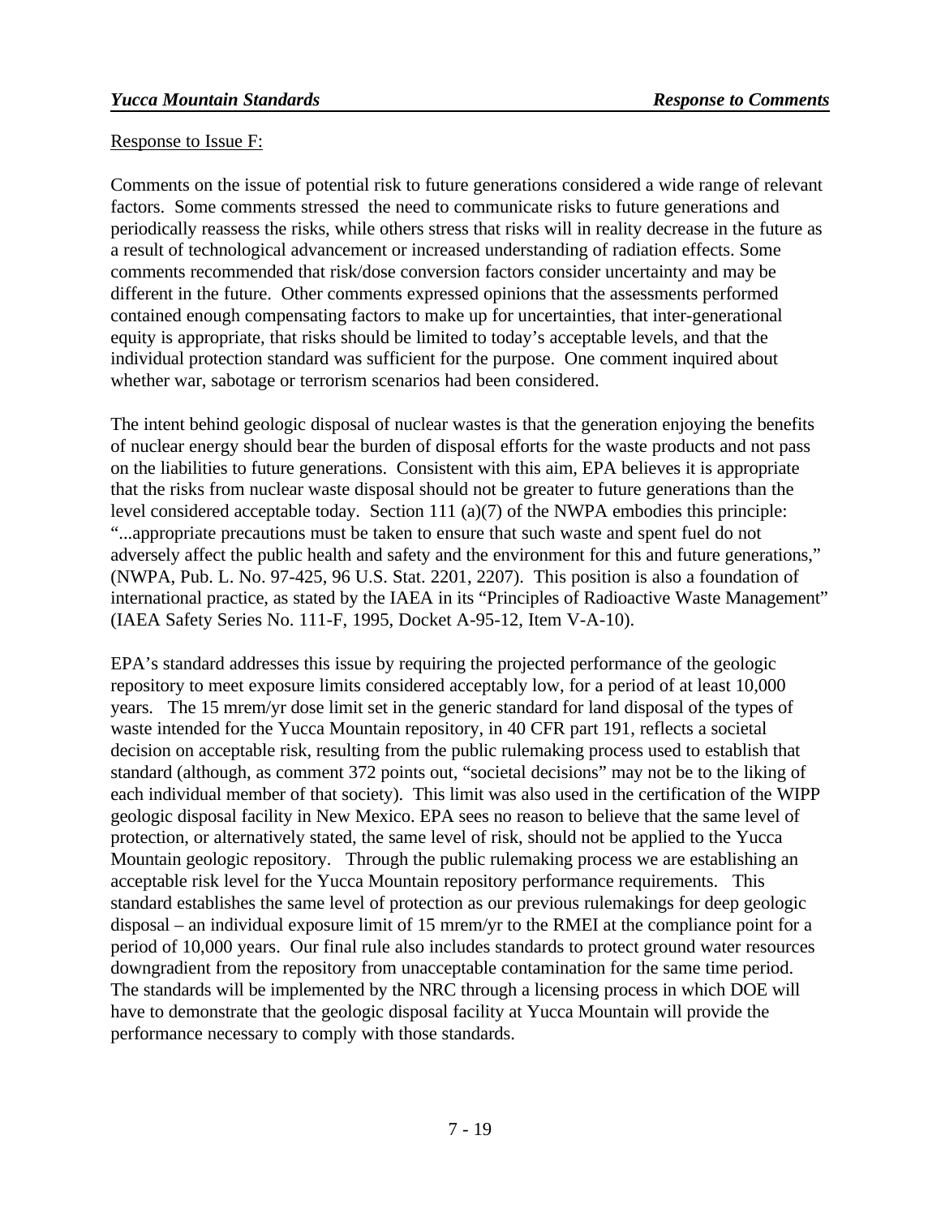Response to Issue F:

Comments on the issue of potential risk to future generations considered a wide range of relevant factors. Some comments stressed the need to communicate risks to future generations and periodically reassess the risks, while others stress that risks will in reality decrease in the future as a result of technological advancement or increased understanding of radiation effects. Some comments recommended that risk/dose conversion factors consider uncertainty and may be different in the future. Other comments expressed opinions that the assessments performed contained enough compensating factors to make up for uncertainties, that inter-generational equity is appropriate, that risks should be limited to today's acceptable levels, and that the individual protection standard was sufficient for the purpose. One comment inquired about whether war, sabotage or terrorism scenarios had been considered.

The intent behind geologic disposal of nuclear wastes is that the generation enjoying the benefits of nuclear energy should bear the burden of disposal efforts for the waste products and not pass on the liabilities to future generations. Consistent with this aim, EPA believes it is appropriate that the risks from nuclear waste disposal should not be greater to future generations than the level considered acceptable today. Section 111 (a)(7) of the NWPA embodies this principle: "...appropriate precautions must be taken to ensure that such waste and spent fuel do not adversely affect the public health and safety and the environment for this and future generations," (NWPA, Pub. L. No. 97-425, 96 U.S. Stat. 2201, 2207). This position is also a foundation of international practice, as stated by the IAEA in its "Principles of Radioactive Waste Management" (IAEA Safety Series No. 111-F, 1995, Docket A-95-12, Item V-A-10).

EPA's standard addresses this issue by requiring the projected performance of the geologic repository to meet exposure limits considered acceptably low, for a period of at least 10,000 years. The 15 mrem/yr dose limit set in the generic standard for land disposal of the types of waste intended for the Yucca Mountain repository, in 40 CFR part 191, reflects a societal decision on acceptable risk, resulting from the public rulemaking process used to establish that standard (although, as comment 372 points out, "societal decisions" may not be to the liking of each individual member of that society). This limit was also used in the certification of the WIPP geologic disposal facility in New Mexico. EPA sees no reason to believe that the same level of protection, or alternatively stated, the same level of risk, should not be applied to the Yucca Mountain geologic repository. Through the public rulemaking process we are establishing an acceptable risk level for the Yucca Mountain repository performance requirements. This standard establishes the same level of protection as our previous rulemakings for deep geologic disposal – an individual exposure limit of 15 mrem/yr to the RMEI at the compliance point for a period of 10,000 years. Our final rule also includes standards to protect ground water resources downgradient from the repository from unacceptable contamination for the same time period. The standards will be implemented by the NRC through a licensing process in which DOE will have to demonstrate that the geologic disposal facility at Yucca Mountain will provide the performance necessary to comply with those standards.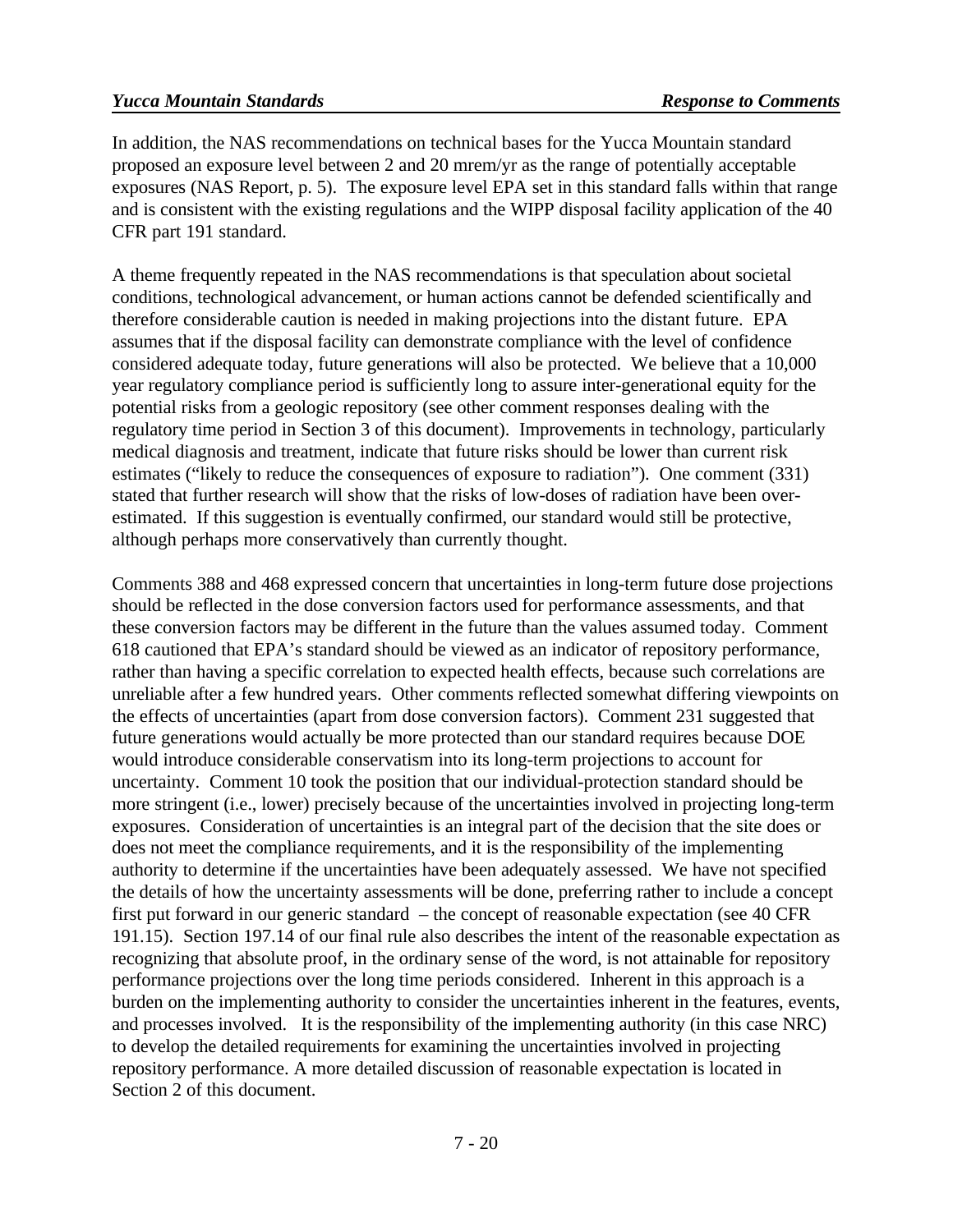In addition, the NAS recommendations on technical bases for the Yucca Mountain standard proposed an exposure level between 2 and 20 mrem/yr as the range of potentially acceptable exposures (NAS Report, p. 5). The exposure level EPA set in this standard falls within that range and is consistent with the existing regulations and the WIPP disposal facility application of the 40 CFR part 191 standard.

A theme frequently repeated in the NAS recommendations is that speculation about societal conditions, technological advancement, or human actions cannot be defended scientifically and therefore considerable caution is needed in making projections into the distant future. EPA assumes that if the disposal facility can demonstrate compliance with the level of confidence considered adequate today, future generations will also be protected. We believe that a 10,000 year regulatory compliance period is sufficiently long to assure inter-generational equity for the potential risks from a geologic repository (see other comment responses dealing with the regulatory time period in Section 3 of this document). Improvements in technology, particularly medical diagnosis and treatment, indicate that future risks should be lower than current risk estimates ("likely to reduce the consequences of exposure to radiation"). One comment (331) stated that further research will show that the risks of low-doses of radiation have been over-estimated. If this suggestion is eventually confirmed, our standard would still be protective, although perhaps more conservatively than currently thought.

Comments 388 and 468 expressed concern that uncertainties in long-term future dose projections should be reflected in the dose conversion factors used for performance assessments, and that these conversion factors may be different in the future than the values assumed today. Comment 618 cautioned that EPA's standard should be viewed as an indicator of repository performance, rather than having a specific correlation to expected health effects, because such correlations are unreliable after a few hundred years. Other comments reflected somewhat differing viewpoints on the effects of uncertainties (apart from dose conversion factors). Comment 231 suggested that future generations would actually be more protected than our standard requires because DOE would introduce considerable conservatism into its long-term projections to account for uncertainty. Comment 10 took the position that our individual-protection standard should be more stringent (i.e., lower) precisely because of the uncertainties involved in projecting long-term exposures. Consideration of uncertainties is an integral part of the decision that the site does or does not meet the compliance requirements, and it is the responsibility of the implementing authority to determine if the uncertainties have been adequately assessed. We have not specified the details of how the uncertainty assessments will be done, preferring rather to include a concept first put forward in our generic standard – the concept of reasonable expectation (see 40 CFR 191.15). Section 197.14 of our final rule also describes the intent of the reasonable expectation as recognizing that absolute proof, in the ordinary sense of the word, is not attainable for repository performance projections over the long time periods considered. Inherent in this approach is a burden on the implementing authority to consider the uncertainties inherent in the features, events, and processes involved. It is the responsibility of the implementing authority (in this case NRC) to develop the detailed requirements for examining the uncertainties involved in projecting repository performance. A more detailed discussion of reasonable expectation is located in Section 2 of this document.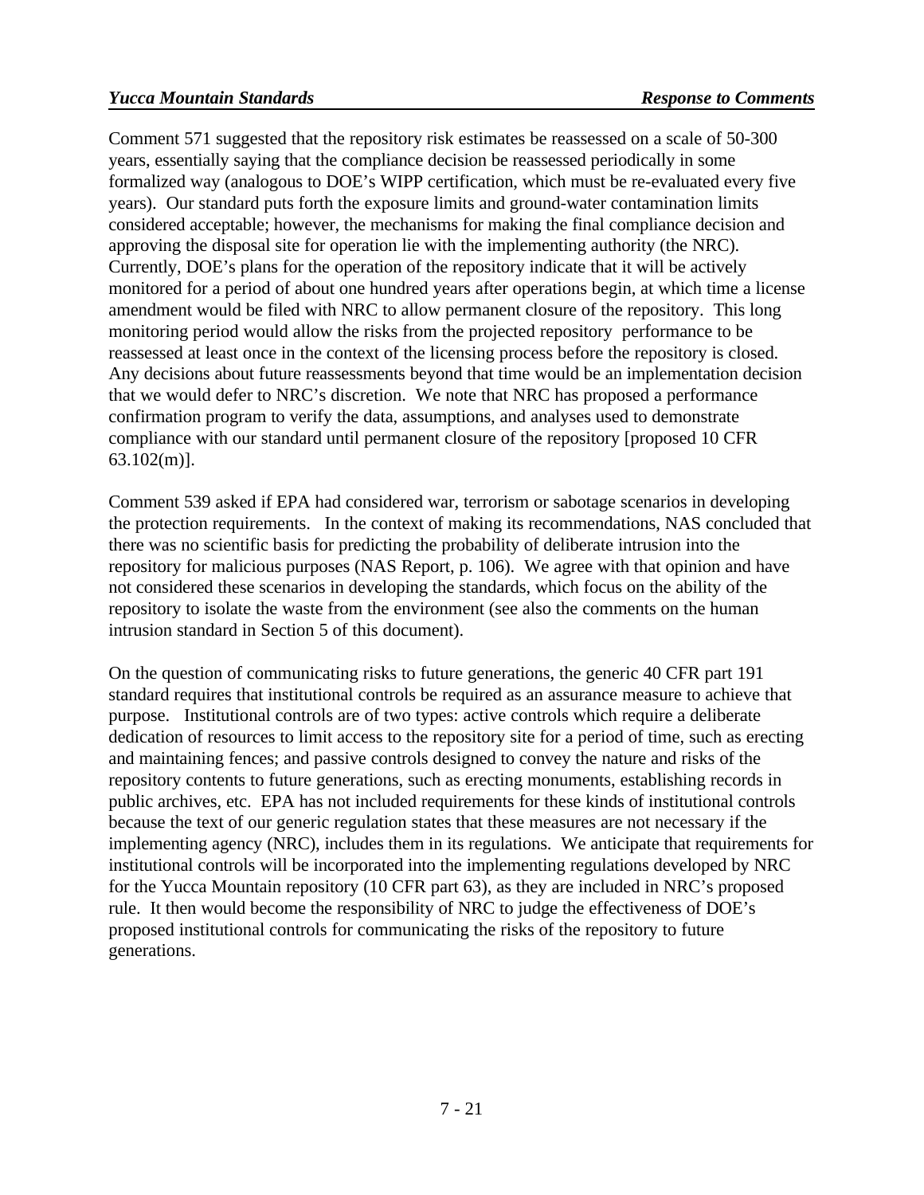Comment 571 suggested that the repository risk estimates be reassessed on a scale of 50-300 years, essentially saying that the compliance decision be reassessed periodically in some formalized way (analogous to DOE's WIPP certification, which must be re-evaluated every five years). Our standard puts forth the exposure limits and ground-water contamination limits considered acceptable; however, the mechanisms for making the final compliance decision and approving the disposal site for operation lie with the implementing authority (the NRC). Currently, DOE's plans for the operation of the repository indicate that it will be actively monitored for a period of about one hundred years after operations begin, at which time a license amendment would be filed with NRC to allow permanent closure of the repository. This long monitoring period would allow the risks from the projected repository performance to be reassessed at least once in the context of the licensing process before the repository is closed. Any decisions about future reassessments beyond that time would be an implementation decision that we would defer to NRC's discretion. We note that NRC has proposed a performance confirmation program to verify the data, assumptions, and analyses used to demonstrate compliance with our standard until permanent closure of the repository [proposed 10 CFR 63.102(m)].

Comment 539 asked if EPA had considered war, terrorism or sabotage scenarios in developing the protection requirements. In the context of making its recommendations, NAS concluded that there was no scientific basis for predicting the probability of deliberate intrusion into the repository for malicious purposes (NAS Report, p. 106). We agree with that opinion and have not considered these scenarios in developing the standards, which focus on the ability of the repository to isolate the waste from the environment (see also the comments on the human intrusion standard in Section 5 of this document).

On the question of communicating risks to future generations, the generic 40 CFR part 191 standard requires that institutional controls be required as an assurance measure to achieve that purpose. Institutional controls are of two types: active controls which require a deliberate dedication of resources to limit access to the repository site for a period of time, such as erecting and maintaining fences; and passive controls designed to convey the nature and risks of the repository contents to future generations, such as erecting monuments, establishing records in public archives, etc. EPA has not included requirements for these kinds of institutional controls because the text of our generic regulation states that these measures are not necessary if the implementing agency (NRC), includes them in its regulations. We anticipate that requirements for institutional controls will be incorporated into the implementing regulations developed by NRC for the Yucca Mountain repository (10 CFR part 63), as they are included in NRC's proposed rule. It then would become the responsibility of NRC to judge the effectiveness of DOE's proposed institutional controls for communicating the risks of the repository to future generations.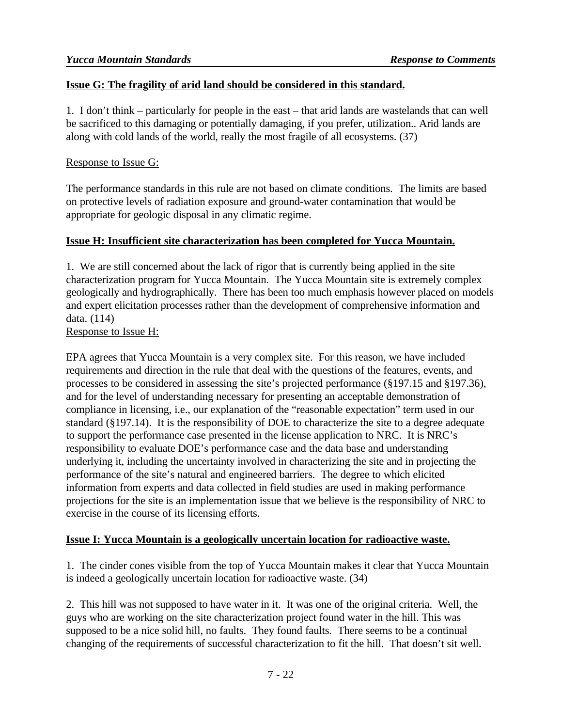**Issue G: The fragility of arid land should be considered in this standard.**

1. I don't think – particularly for people in the east – that arid lands are wastelands that can well be sacrificed to this damaging or potentially damaging, if you prefer, utilization.. Arid lands are along with cold lands of the world, really the most fragile of all ecosystems. (37)

Response to Issue G:

The performance standards in this rule are not based on climate conditions. The limits are based on protective levels of radiation exposure and ground-water contamination that would be appropriate for geologic disposal in any climatic regime.

**Issue H: Insufficient site characterization has been completed for Yucca Mountain.**

1. We are still concerned about the lack of rigor that is currently being applied in the site characterization program for Yucca Mountain. The Yucca Mountain site is extremely complex geologically and hydrographically. There has been too much emphasis however placed on models and expert elicitation processes rather than the development of comprehensive information and data. (114)

Response to Issue H:

EPA agrees that Yucca Mountain is a very complex site. For this reason, we have included requirements and direction in the rule that deal with the questions of the features, events, and processes to be considered in assessing the site's projected performance (§197.15 and §197.36), and for the level of understanding necessary for presenting an acceptable demonstration of compliance in licensing, i.e., our explanation of the "reasonable expectation" term used in our standard (§197.14). It is the responsibility of DOE to characterize the site to a degree adequate to support the performance case presented in the license application to NRC. It is NRC's responsibility to evaluate DOE's performance case and the data base and understanding underlying it, including the uncertainty involved in characterizing the site and in projecting the performance of the site's natural and engineered barriers. The degree to which elicited information from experts and data collected in field studies are used in making performance projections for the site is an implementation issue that we believe is the responsibility of NRC to exercise in the course of its licensing efforts.

**Issue I: Yucca Mountain is a geologically uncertain location for radioactive waste.**

1. The cinder cones visible from the top of Yucca Mountain makes it clear that Yucca Mountain is indeed a geologically uncertain location for radioactive waste. (34)

2. This hill was not supposed to have water in it. It was one of the original criteria. Well, the guys who are working on the site characterization project found water in the hill. This was supposed to be a nice solid hill, no faults. They found faults. There seems to be a continual changing of the requirements of successful characterization to fit the hill. That doesn't sit well.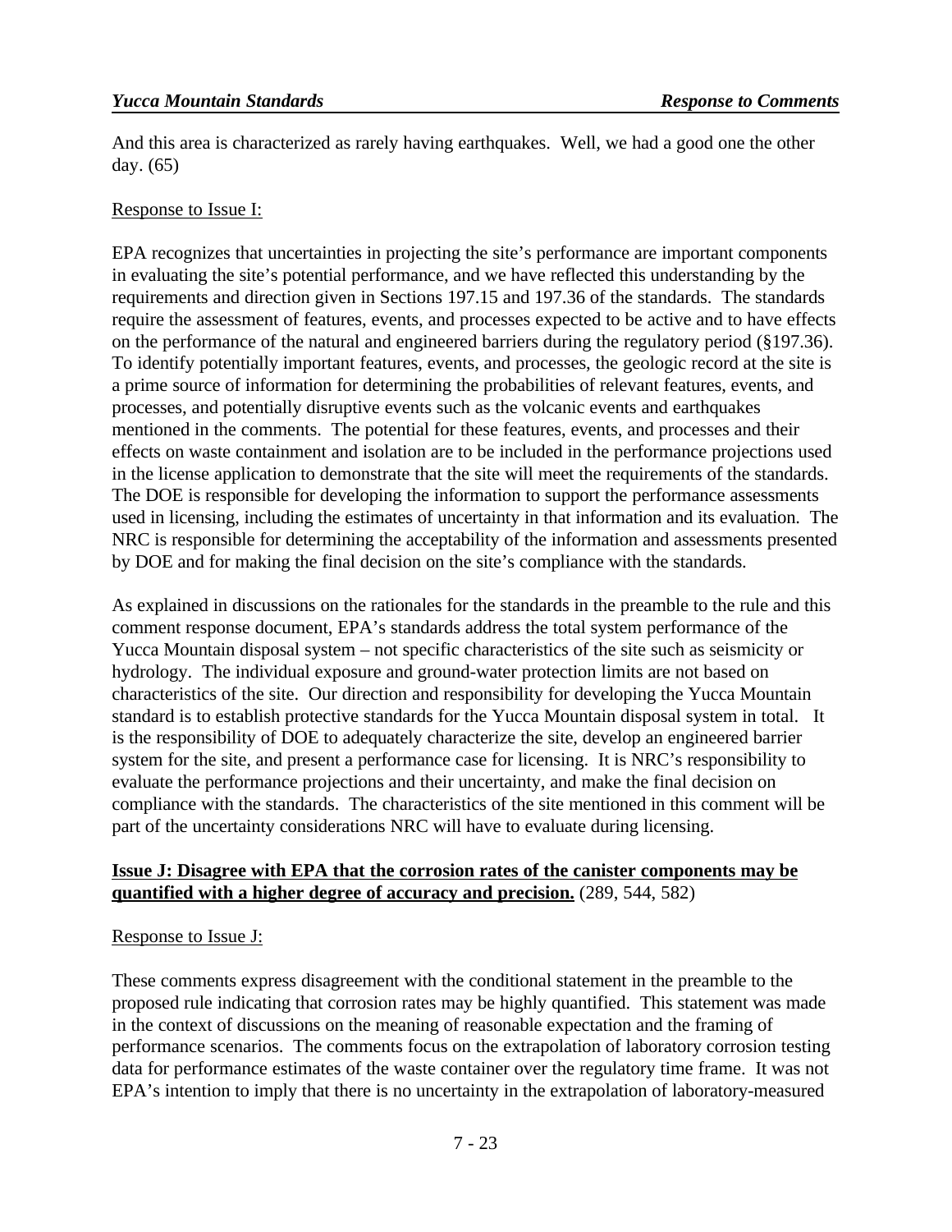And this area is characterized as rarely having earthquakes. Well, we had a good one the other day. (65)

Response to Issue I:

EPA recognizes that uncertainties in projecting the site's performance are important components in evaluating the site's potential performance, and we have reflected this understanding by the requirements and direction given in Sections 197.15 and 197.36 of the standards. The standards require the assessment of features, events, and processes expected to be active and to have effects on the performance of the natural and engineered barriers during the regulatory period (§197.36). To identify potentially important features, events, and processes, the geologic record at the site is a prime source of information for determining the probabilities of relevant features, events, and processes, and potentially disruptive events such as the volcanic events and earthquakes mentioned in the comments. The potential for these features, events, and processes and their effects on waste containment and isolation are to be included in the performance projections used in the license application to demonstrate that the site will meet the requirements of the standards. The DOE is responsible for developing the information to support the performance assessments used in licensing, including the estimates of uncertainty in that information and its evaluation. The NRC is responsible for determining the acceptability of the information and assessments presented by DOE and for making the final decision on the site's compliance with the standards.

As explained in discussions on the rationales for the standards in the preamble to the rule and this comment response document, EPA's standards address the total system performance of the Yucca Mountain disposal system – not specific characteristics of the site such as seismicity or hydrology. The individual exposure and ground-water protection limits are not based on characteristics of the site. Our direction and responsibility for developing the Yucca Mountain standard is to establish protective standards for the Yucca Mountain disposal system in total. It is the responsibility of DOE to adequately characterize the site, develop an engineered barrier system for the site, and present a performance case for licensing. It is NRC's responsibility to evaluate the performance projections and their uncertainty, and make the final decision on compliance with the standards. The characteristics of the site mentioned in this comment will be part of the uncertainty considerations NRC will have to evaluate during licensing.

**Issue J: Disagree with EPA that the corrosion rates of the canister components may be quantified with a higher degree of accuracy and precision.** (289, 544, 582)

Response to Issue J:

These comments express disagreement with the conditional statement in the preamble to the proposed rule indicating that corrosion rates may be highly quantified. This statement was made in the context of discussions on the meaning of reasonable expectation and the framing of performance scenarios. The comments focus on the extrapolation of laboratory corrosion testing data for performance estimates of the waste container over the regulatory time frame. It was not EPA's intention to imply that there is no uncertainty in the extrapolation of laboratory-measured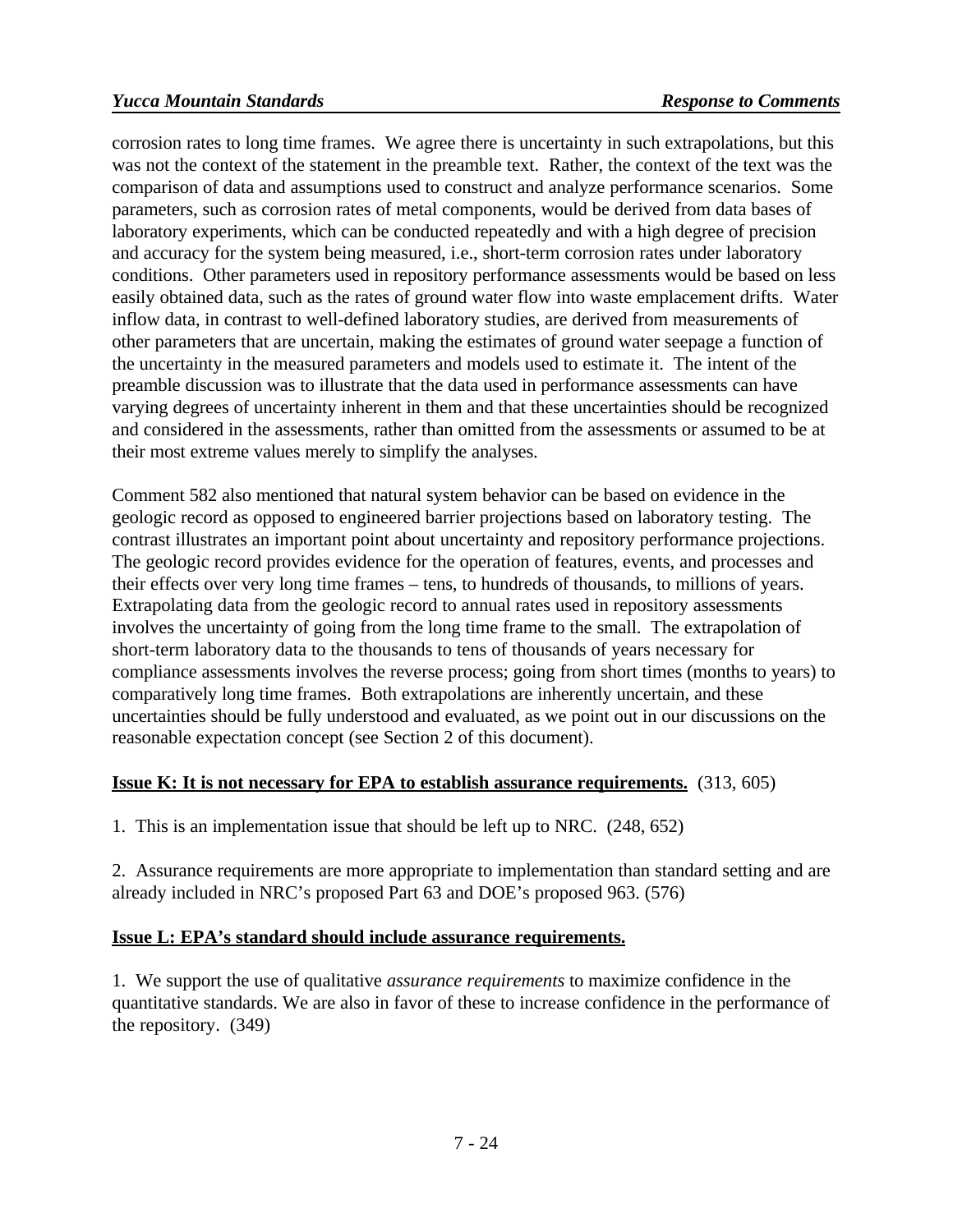corrosion rates to long time frames. We agree there is uncertainty in such extrapolations, but this was not the context of the statement in the preamble text. Rather, the context of the text was the comparison of data and assumptions used to construct and analyze performance scenarios. Some parameters, such as corrosion rates of metal components, would be derived from data bases of laboratory experiments, which can be conducted repeatedly and with a high degree of precision and accuracy for the system being measured, i.e., short-term corrosion rates under laboratory conditions. Other parameters used in repository performance assessments would be based on less easily obtained data, such as the rates of ground water flow into waste emplacement drifts. Water inflow data, in contrast to well-defined laboratory studies, are derived from measurements of other parameters that are uncertain, making the estimates of ground water seepage a function of the uncertainty in the measured parameters and models used to estimate it. The intent of the preamble discussion was to illustrate that the data used in performance assessments can have varying degrees of uncertainty inherent in them and that these uncertainties should be recognized and considered in the assessments, rather than omitted from the assessments or assumed to be at their most extreme values merely to simplify the analyses.

Comment 582 also mentioned that natural system behavior can be based on evidence in the geologic record as opposed to engineered barrier projections based on laboratory testing. The contrast illustrates an important point about uncertainty and repository performance projections. The geologic record provides evidence for the operation of features, events, and processes and their effects over very long time frames – tens, to hundreds of thousands, to millions of years. Extrapolating data from the geologic record to annual rates used in repository assessments involves the uncertainty of going from the long time frame to the small. The extrapolation of short-term laboratory data to the thousands to tens of thousands of years necessary for compliance assessments involves the reverse process; going from short times (months to years) to comparatively long time frames. Both extrapolations are inherently uncertain, and these uncertainties should be fully understood and evaluated, as we point out in our discussions on the reasonable expectation concept (see Section 2 of this document).

**Issue K: It is not necessary for EPA to establish assurance requirements.** (313, 605)

1. This is an implementation issue that should be left up to NRC. (248, 652)

2. Assurance requirements are more appropriate to implementation than standard setting and are already included in NRC's proposed Part 63 and DOE's proposed 963. (576)

**Issue L: EPA's standard should include assurance requirements.**

1. We support the use of qualitative *assurance requirements* to maximize confidence in the quantitative standards. We are also in favor of these to increase confidence in the performance of the repository. (349)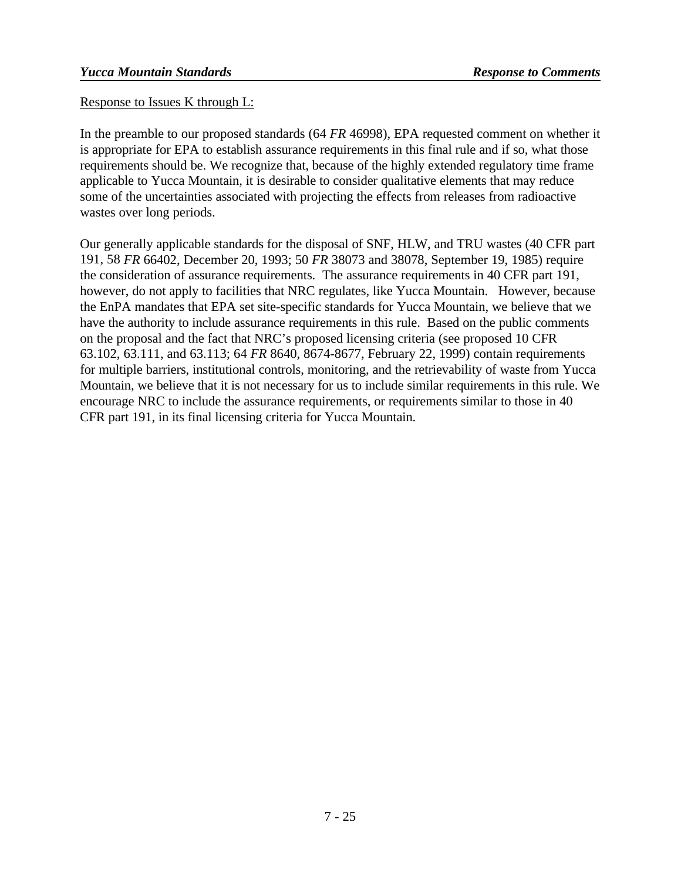Response to Issues K through L:

In the preamble to our proposed standards (64 *FR* 46998), EPA requested comment on whether it is appropriate for EPA to establish assurance requirements in this final rule and if so, what those requirements should be. We recognize that, because of the highly extended regulatory time frame applicable to Yucca Mountain, it is desirable to consider qualitative elements that may reduce some of the uncertainties associated with projecting the effects from releases from radioactive wastes over long periods.

Our generally applicable standards for the disposal of SNF, HLW, and TRU wastes (40 CFR part 191, 58 *FR* 66402, December 20, 1993; 50 *FR* 38073 and 38078, September 19, 1985) require the consideration of assurance requirements. The assurance requirements in 40 CFR part 191, however, do not apply to facilities that NRC regulates, like Yucca Mountain. However, because the EnPA mandates that EPA set site-specific standards for Yucca Mountain, we believe that we have the authority to include assurance requirements in this rule. Based on the public comments on the proposal and the fact that NRC's proposed licensing criteria (see proposed 10 CFR 63.102, 63.111, and 63.113; 64 *FR* 8640, 8674-8677, February 22, 1999) contain requirements for multiple barriers, institutional controls, monitoring, and the retrievability of waste from Yucca Mountain, we believe that it is not necessary for us to include similar requirements in this rule. We encourage NRC to include the assurance requirements, or requirements similar to those in 40 CFR part 191, in its final licensing criteria for Yucca Mountain.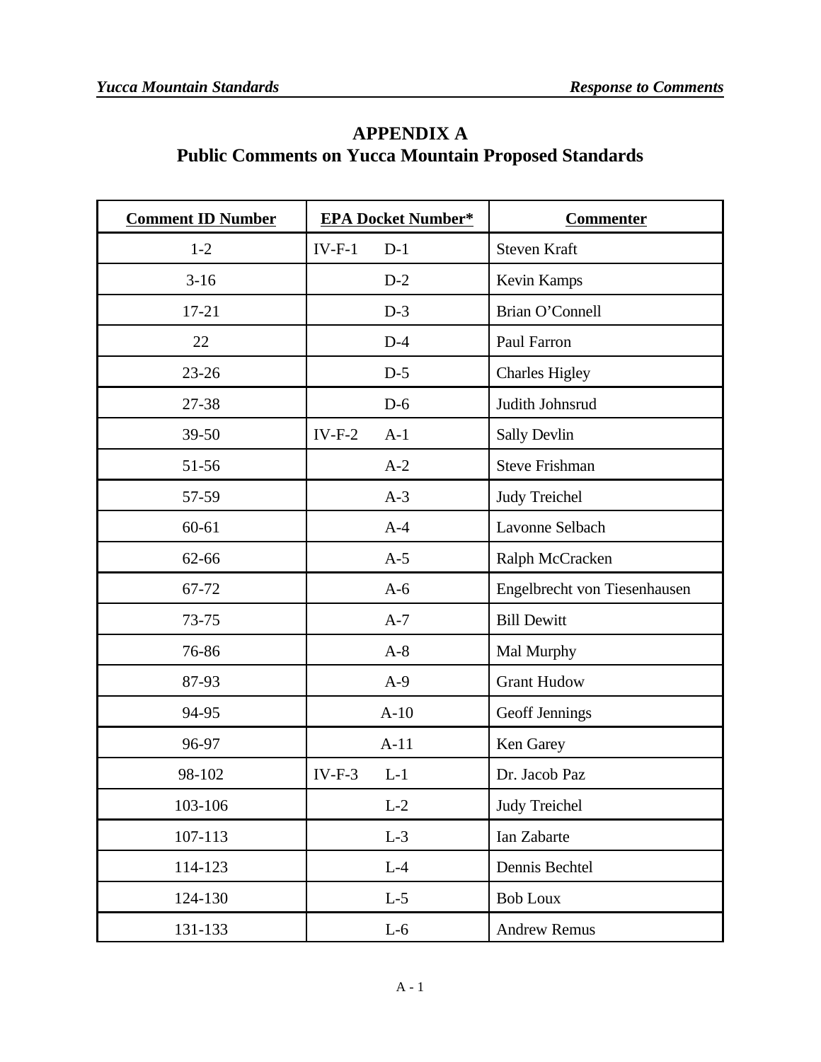# APPENDIX A
## Public Comments on Yucca Mountain Proposed Standards

| Comment ID Number | EPA Docket Number* | Commenter |
|---|---|---|
| 1-2 | IV-F-1 D-1 | Steven Kraft |
| 3-16 | D-2 | Kevin Kamps |
| 17-21 | D-3 | Brian O'Connell |
| 22 | D-4 | Paul Farron |
| 23-26 | D-5 | Charles Higley |
| 27-38 | D-6 | Judith Johnsrud |
| 39-50 | IV-F-2 A-1 | Sally Devlin |
| 51-56 | A-2 | Steve Frishman |
| 57-59 | A-3 | Judy Treichel |
| 60-61 | A-4 | Lavonne Selbach |
| 62-66 | A-5 | Ralph McCracken |
| 67-72 | A-6 | Engelbrecht von Tiesenhausen |
| 73-75 | A-7 | Bill Dewitt |
| 76-86 | A-8 | Mal Murphy |
| 87-93 | A-9 | Grant Hudow |
| 94-95 | A-10 | Geoff Jennings |
| 96-97 | A-11 | Ken Garey |
| 98-102 | IV-F-3 L-1 | Dr. Jacob Paz |
| 103-106 | L-2 | Judy Treichel |
| 107-113 | L-3 | Ian Zabarte |
| 114-123 | L-4 | Dennis Bechtel |
| 124-130 | L-5 | Bob Loux |
| 131-133 | L-6 | Andrew Remus |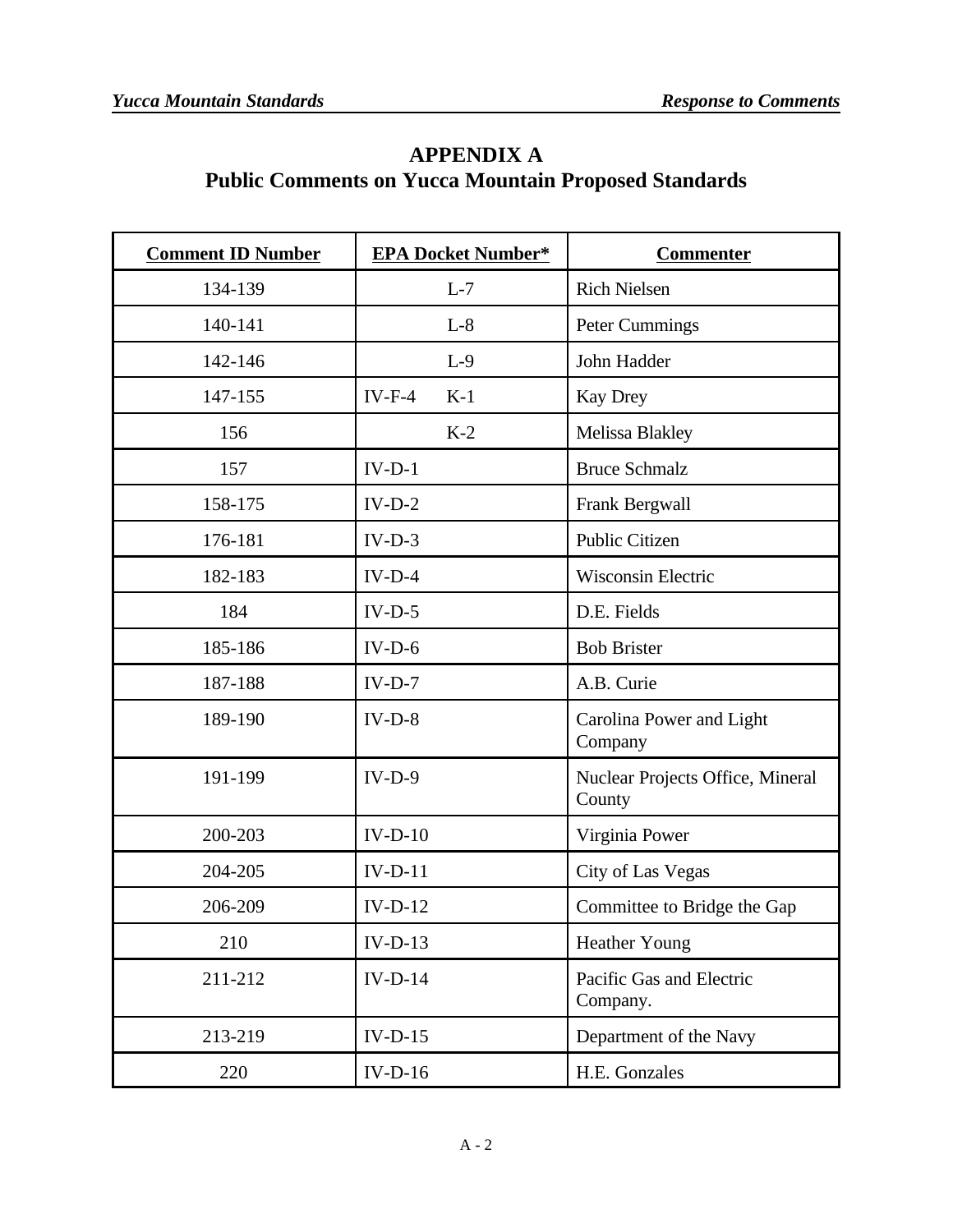# APPENDIX A
## Public Comments on Yucca Mountain Proposed Standards

| Comment ID Number | EPA Docket Number* | Commenter |
|---|---|---|
| 134-139 | L-7 | Rich Nielsen |
| 140-141 | L-8 | Peter Cummings |
| 142-146 | L-9 | John Hadder |
| 147-155 | IV-F-4 K-1 | Kay Drey |
| 156 | K-2 | Melissa Blakley |
| 157 | IV-D-1 | Bruce Schmalz |
| 158-175 | IV-D-2 | Frank Bergwall |
| 176-181 | IV-D-3 | Public Citizen |
| 182-183 | IV-D-4 | Wisconsin Electric |
| 184 | IV-D-5 | D.E. Fields |
| 185-186 | IV-D-6 | Bob Brister |
| 187-188 | IV-D-7 | A.B. Curie |
| 189-190 | IV-D-8 | Carolina Power and Light Company |
| 191-199 | IV-D-9 | Nuclear Projects Office, Mineral County |
| 200-203 | IV-D-10 | Virginia Power |
| 204-205 | IV-D-11 | City of Las Vegas |
| 206-209 | IV-D-12 | Committee to Bridge the Gap |
| 210 | IV-D-13 | Heather Young |
| 211-212 | IV-D-14 | Pacific Gas and Electric Company. |
| 213-219 | IV-D-15 | Department of the Navy |
| 220 | IV-D-16 | H.E. Gonzales |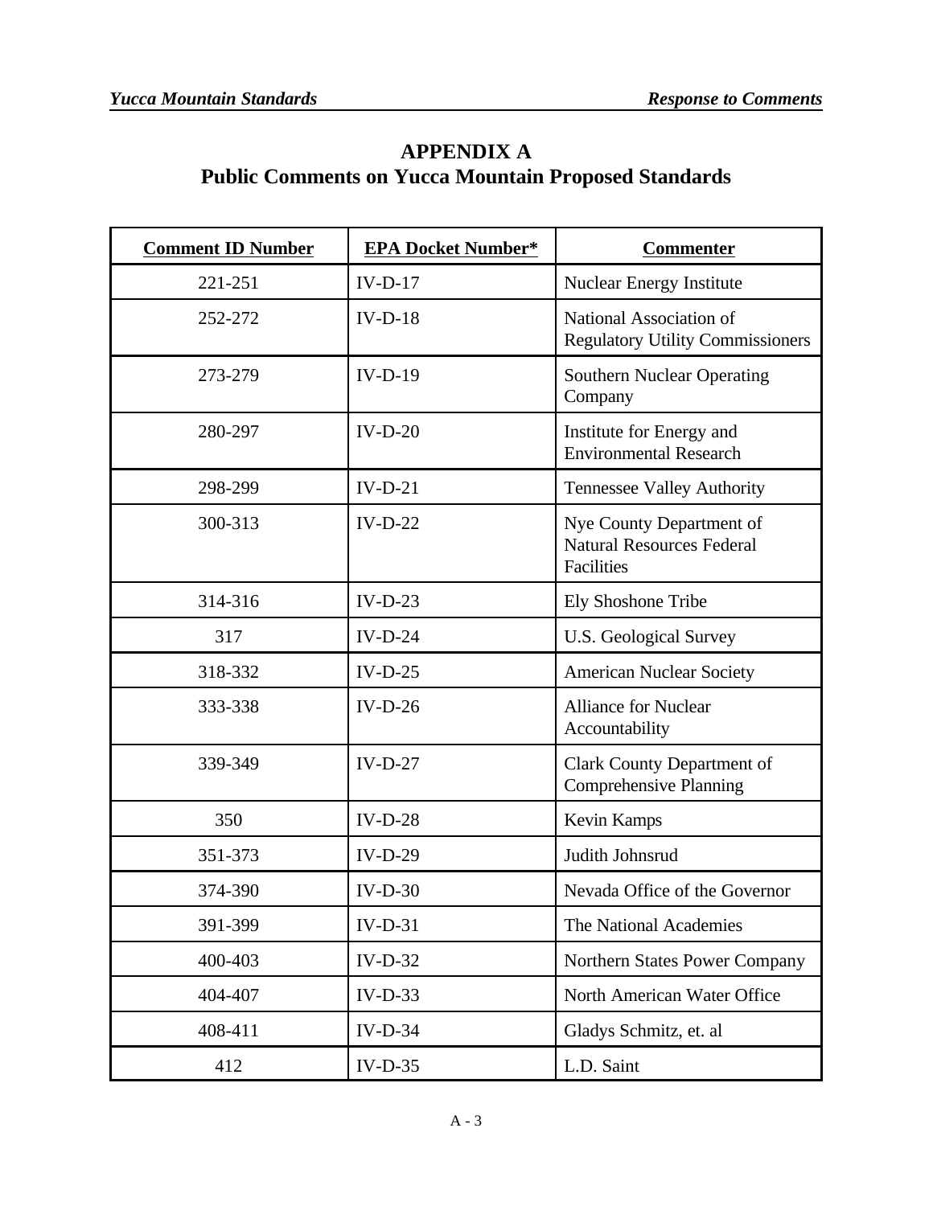# APPENDIX A
## Public Comments on Yucca Mountain Proposed Standards

| Comment ID Number | EPA Docket Number* | Commenter |
|---|---|---|
| 221-251 | IV-D-17 | Nuclear Energy Institute |
| 252-272 | IV-D-18 | National Association of Regulatory Utility Commissioners |
| 273-279 | IV-D-19 | Southern Nuclear Operating Company |
| 280-297 | IV-D-20 | Institute for Energy and Environmental Research |
| 298-299 | IV-D-21 | Tennessee Valley Authority |
| 300-313 | IV-D-22 | Nye County Department of Natural Resources Federal Facilities |
| 314-316 | IV-D-23 | Ely Shoshone Tribe |
| 317 | IV-D-24 | U.S. Geological Survey |
| 318-332 | IV-D-25 | American Nuclear Society |
| 333-338 | IV-D-26 | Alliance for Nuclear Accountability |
| 339-349 | IV-D-27 | Clark County Department of Comprehensive Planning |
| 350 | IV-D-28 | Kevin Kamps |
| 351-373 | IV-D-29 | Judith Johnsrud |
| 374-390 | IV-D-30 | Nevada Office of the Governor |
| 391-399 | IV-D-31 | The National Academies |
| 400-403 | IV-D-32 | Northern States Power Company |
| 404-407 | IV-D-33 | North American Water Office |
| 408-411 | IV-D-34 | Gladys Schmitz, et. al |
| 412 | IV-D-35 | L.D. Saint |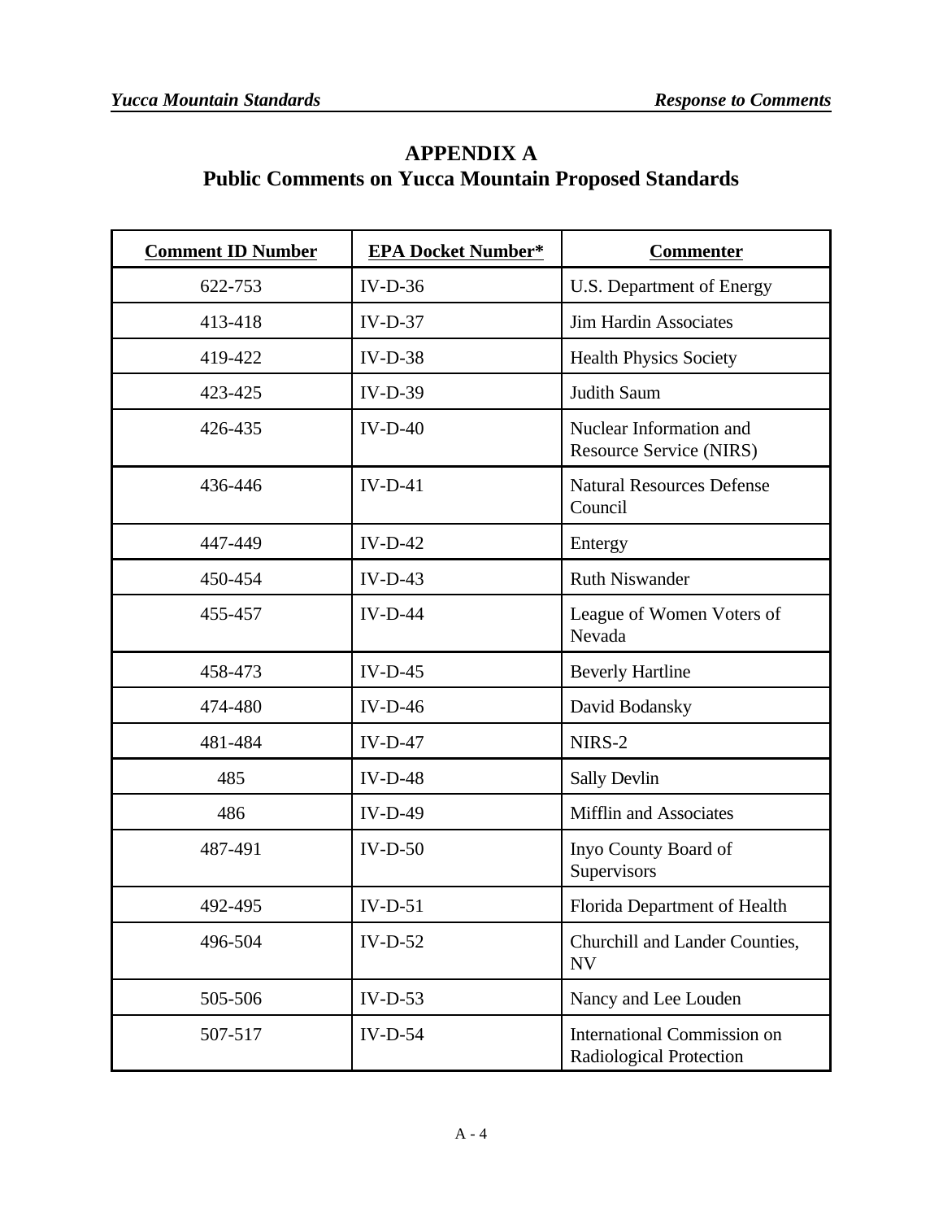# APPENDIX A
## Public Comments on Yucca Mountain Proposed Standards

| Comment ID Number | EPA Docket Number* | Commenter |
|---|---|---|
| 622-753 | IV-D-36 | U.S. Department of Energy |
| 413-418 | IV-D-37 | Jim Hardin Associates |
| 419-422 | IV-D-38 | Health Physics Society |
| 423-425 | IV-D-39 | Judith Saum |
| 426-435 | IV-D-40 | Nuclear Information and Resource Service (NIRS) |
| 436-446 | IV-D-41 | Natural Resources Defense Council |
| 447-449 | IV-D-42 | Entergy |
| 450-454 | IV-D-43 | Ruth Niswander |
| 455-457 | IV-D-44 | League of Women Voters of Nevada |
| 458-473 | IV-D-45 | Beverly Hartline |
| 474-480 | IV-D-46 | David Bodansky |
| 481-484 | IV-D-47 | NIRS-2 |
| 485 | IV-D-48 | Sally Devlin |
| 486 | IV-D-49 | Mifflin and Associates |
| 487-491 | IV-D-50 | Inyo County Board of Supervisors |
| 492-495 | IV-D-51 | Florida Department of Health |
| 496-504 | IV-D-52 | Churchill and Lander Counties, NV |
| 505-506 | IV-D-53 | Nancy and Lee Louden |
| 507-517 | IV-D-54 | International Commission on Radiological Protection |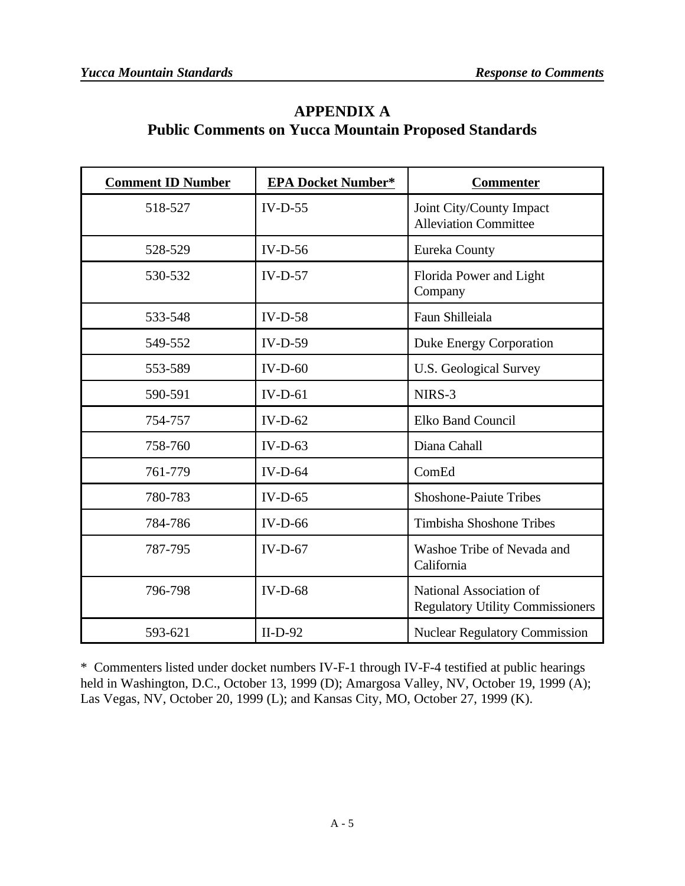# APPENDIX A
## Public Comments on Yucca Mountain Proposed Standards

| Comment ID Number | EPA Docket Number* | Commenter |
|---|---|---|
| 518-527 | IV-D-55 | Joint City/County Impact Alleviation Committee |
| 528-529 | IV-D-56 | Eureka County |
| 530-532 | IV-D-57 | Florida Power and Light Company |
| 533-548 | IV-D-58 | Faun Shilleiala |
| 549-552 | IV-D-59 | Duke Energy Corporation |
| 553-589 | IV-D-60 | U.S. Geological Survey |
| 590-591 | IV-D-61 | NIRS-3 |
| 754-757 | IV-D-62 | Elko Band Council |
| 758-760 | IV-D-63 | Diana Cahall |
| 761-779 | IV-D-64 | ComEd |
| 780-783 | IV-D-65 | Shoshone-Paiute Tribes |
| 784-786 | IV-D-66 | Timbisha Shoshone Tribes |
| 787-795 | IV-D-67 | Washoe Tribe of Nevada and California |
| 796-798 | IV-D-68 | National Association of Regulatory Utility Commissioners |
| 593-621 | II-D-92 | Nuclear Regulatory Commission |

\* Commenters listed under docket numbers IV-F-1 through IV-F-4 testified at public hearings held in Washington, D.C., October 13, 1999 (D); Amargosa Valley, NV, October 19, 1999 (A); Las Vegas, NV, October 20, 1999 (L); and Kansas City, MO, October 27, 1999 (K).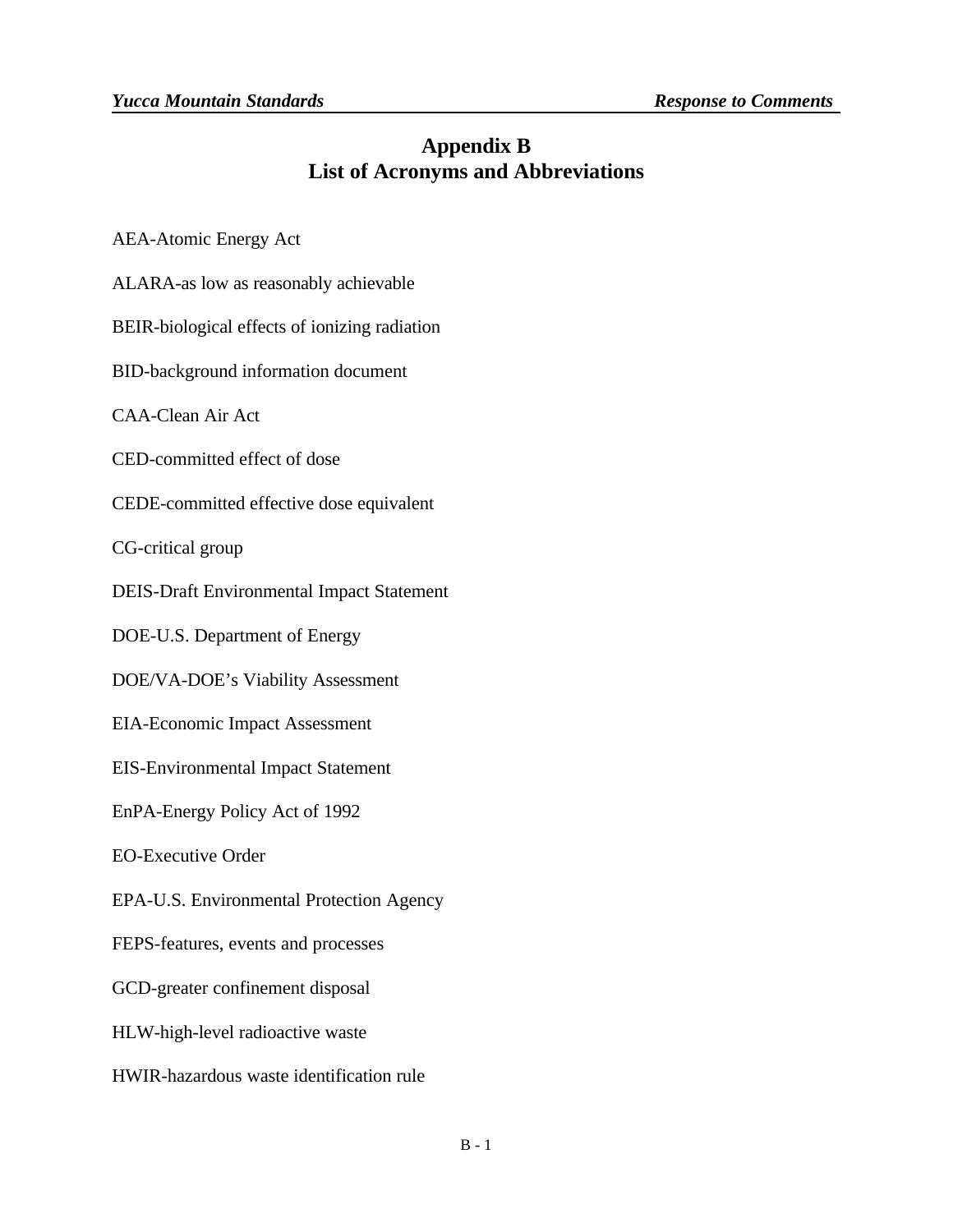# Appendix B
# List of Acronyms and Abbreviations

AEA-Atomic Energy Act

ALARA-as low as reasonably achievable

BEIR-biological effects of ionizing radiation

BID-background information document

CAA-Clean Air Act

CED-committed effect of dose

CEDE-committed effective dose equivalent

CG-critical group

DEIS-Draft Environmental Impact Statement

DOE-U.S. Department of Energy

DOE/VA-DOE's Viability Assessment

EIA-Economic Impact Assessment

EIS-Environmental Impact Statement

EnPA-Energy Policy Act of 1992

EO-Executive Order

EPA-U.S. Environmental Protection Agency

FEPS-features, events and processes

GCD-greater confinement disposal

HLW-high-level radioactive waste

HWIR-hazardous waste identification rule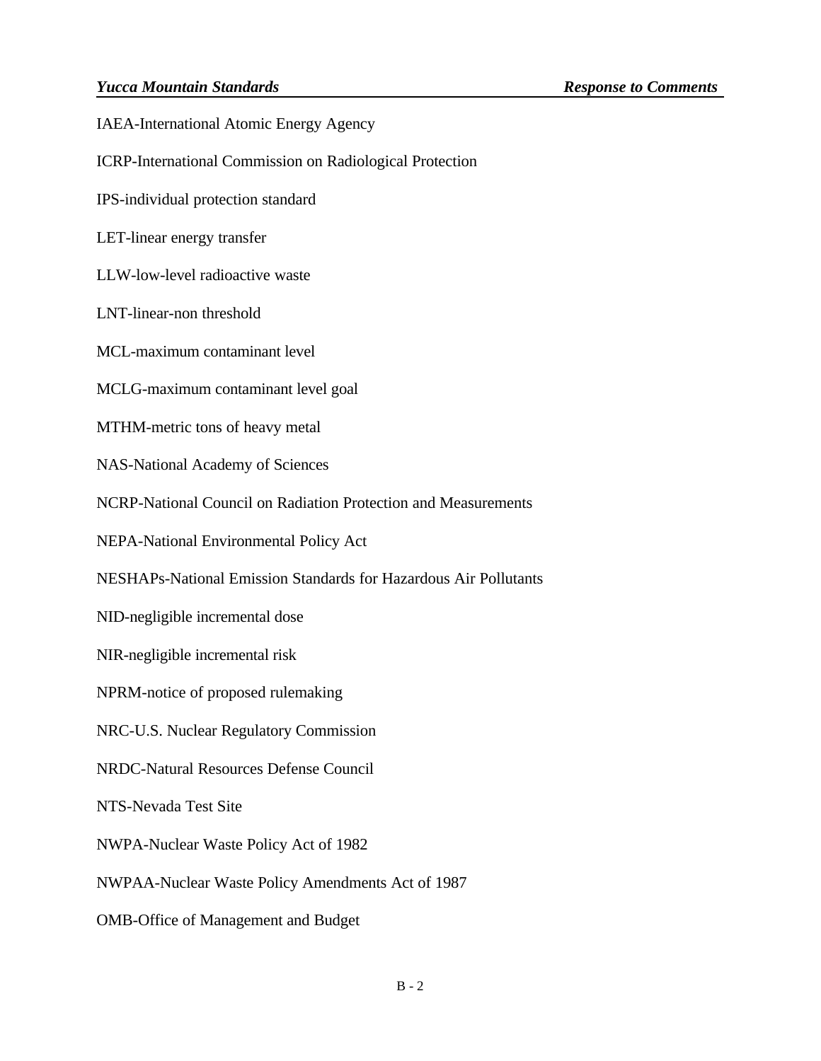IAEA-International Atomic Energy Agency

ICRP-International Commission on Radiological Protection

IPS-individual protection standard

LET-linear energy transfer

LLW-low-level radioactive waste

LNT-linear-non threshold

MCL-maximum contaminant level

MCLG-maximum contaminant level goal

MTHM-metric tons of heavy metal

NAS-National Academy of Sciences

NCRP-National Council on Radiation Protection and Measurements

NEPA-National Environmental Policy Act

NESHAPs-National Emission Standards for Hazardous Air Pollutants

NID-negligible incremental dose

NIR-negligible incremental risk

NPRM-notice of proposed rulemaking

NRC-U.S. Nuclear Regulatory Commission

NRDC-Natural Resources Defense Council

NTS-Nevada Test Site

NWPA-Nuclear Waste Policy Act of 1982

NWPAA-Nuclear Waste Policy Amendments Act of 1987

OMB-Office of Management and Budget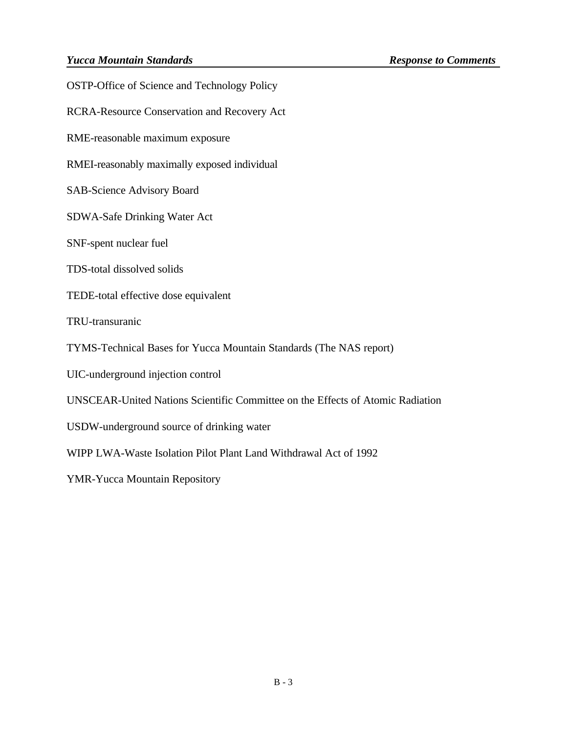OSTP-Office of Science and Technology Policy

RCRA-Resource Conservation and Recovery Act

RME-reasonable maximum exposure

RMEI-reasonably maximally exposed individual

SAB-Science Advisory Board

SDWA-Safe Drinking Water Act

SNF-spent nuclear fuel

TDS-total dissolved solids

TEDE-total effective dose equivalent

TRU-transuranic

TYMS-Technical Bases for Yucca Mountain Standards (The NAS report)

UIC-underground injection control

UNSCEAR-United Nations Scientific Committee on the Effects of Atomic Radiation

USDW-underground source of drinking water

WIPP LWA-Waste Isolation Pilot Plant Land Withdrawal Act of 1992

YMR-Yucca Mountain Repository